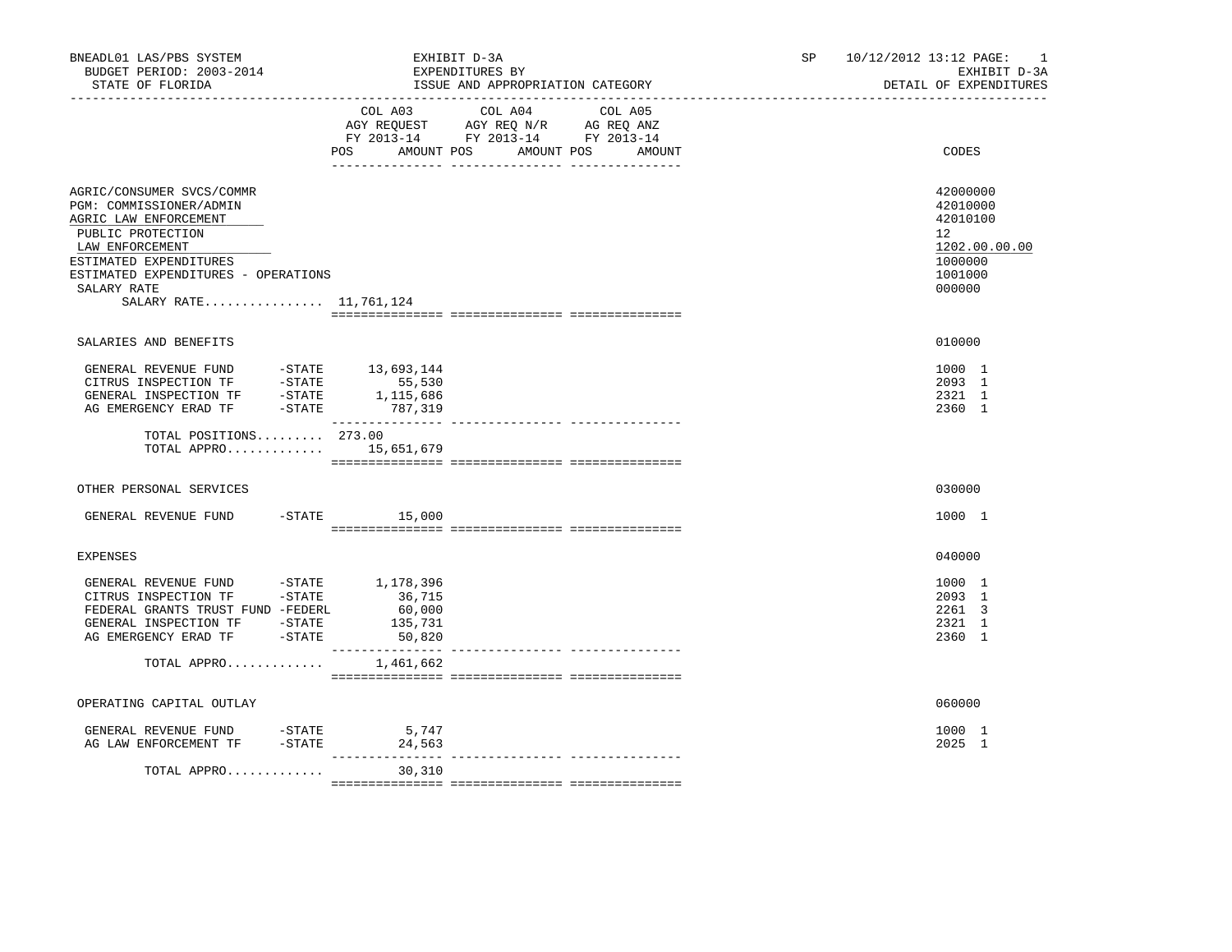BNEADL01 LAS/PBS SYSTEM
BUDGET PERIOD: 2003-2014
STATE OF FLORIDA

EXHIBIT D-3A
EXPENDITURES BY
ISSUE AND APPROPRIATION CATEGORY

SP 10/12/2012 13:12 PAGE: 1
EXHIBIT D-3A
DETAIL OF EXPENDITURES

| | COL A03 AGY REQUEST FY 2013-14 POS | AMOUNT | COL A04 AGY REQ N/R FY 2013-14 POS | AMOUNT | COL A05 AG REQ ANZ FY 2013-14 POS | AMOUNT | CODES |
|---|---|---|---|---|---|---|---|
| AGRIC/CONSUMER SVCS/COMMR | | | | | | | 42000000 |
| PGM: COMMISSIONER/ADMIN | | | | | | | 42010000 |
| AGRIC LAW ENFORCEMENT | | | | | | | 42010100 |
| PUBLIC PROTECTION | | | | | | | 12 |
| LAW ENFORCEMENT | | | | | | | 1202.00.00.00 |
| ESTIMATED EXPENDITURES | | | | | | | 1000000 |
| ESTIMATED EXPENDITURES - OPERATIONS | | | | | | | 1001000 |
| SALARY RATE | | | | | | | 000000 |
| SALARY RATE................ | 11,761,124 | | | | | | |
| SALARIES AND BENEFITS | | | | | | | 010000 |
| GENERAL REVENUE FUND -STATE | | 13,693,144 | | | | | 1000 1 |
| CITRUS INSPECTION TF -STATE | | 55,530 | | | | | 2093 1 |
| GENERAL INSPECTION TF -STATE | | 1,115,686 | | | | | 2321 1 |
| AG EMERGENCY ERAD TF -STATE | | 787,319 | | | | | 2360 1 |
| TOTAL POSITIONS......... | 273.00 | | | | | | |
| TOTAL APPRO............. | | 15,651,679 | | | | | |
| OTHER PERSONAL SERVICES | | | | | | | 030000 |
| GENERAL REVENUE FUND -STATE | | 15,000 | | | | | 1000 1 |
| EXPENSES | | | | | | | 040000 |
| GENERAL REVENUE FUND -STATE | | 1,178,396 | | | | | 1000 1 |
| CITRUS INSPECTION TF -STATE | | 36,715 | | | | | 2093 1 |
| FEDERAL GRANTS TRUST FUND -FEDERL | | 60,000 | | | | | 2261 3 |
| GENERAL INSPECTION TF -STATE | | 135,731 | | | | | 2321 1 |
| AG EMERGENCY ERAD TF -STATE | | 50,820 | | | | | 2360 1 |
| TOTAL APPRO............. | | 1,461,662 | | | | | |
| OPERATING CAPITAL OUTLAY | | | | | | | 060000 |
| GENERAL REVENUE FUND -STATE | | 5,747 | | | | | 1000 1 |
| AG LAW ENFORCEMENT TF -STATE | | 24,563 | | | | | 2025 1 |
| TOTAL APPRO............. | | 30,310 | | | | | |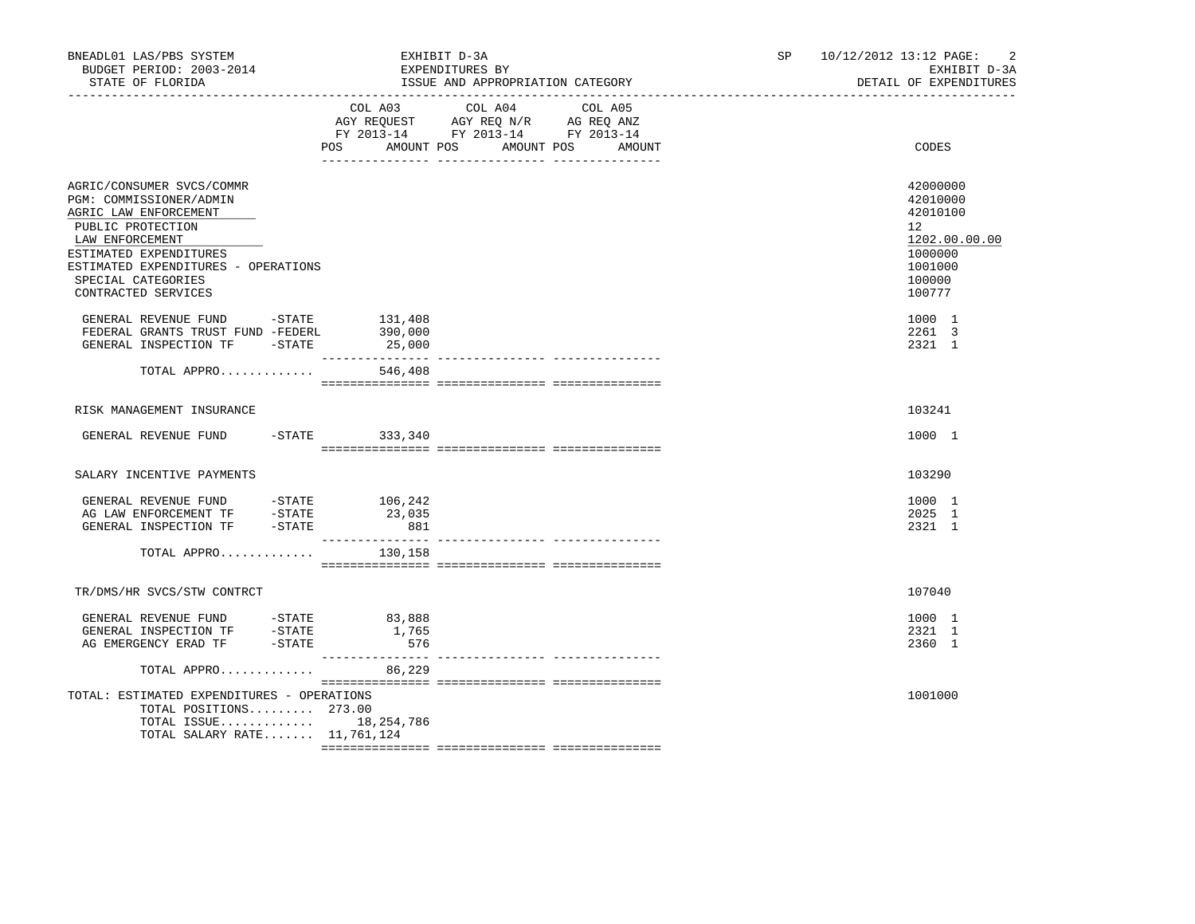BNEADL01 LAS/PBS SYSTEM — EXHIBIT D-3A — EXPENDITURES BY ISSUE AND APPROPRIATION CATEGORY — BUDGET PERIOD: 2003-2014 — STATE OF FLORIDA — SP 10/12/2012 13:12 — EXHIBIT D-3A DETAIL OF EXPENDITURES

| | COL A03 AGY REQUEST FY 2013-14 POS | AMOUNT | COL A04 AGY REQ N/R FY 2013-14 POS | AMOUNT | COL A05 AG REQ ANZ FY 2013-14 POS | AMOUNT | CODES |
|---|---|---|---|---|---|---|---|
| AGRIC/CONSUMER SVCS/COMMR | | | | | | | 42000000 |
| PGM: COMMISSIONER/ADMIN | | | | | | | 42010000 |
| AGRIC LAW ENFORCEMENT | | | | | | | 42010100 |
| PUBLIC PROTECTION | | | | | | | 12 |
| LAW ENFORCEMENT | | | | | | | 1202.00.00.00 |
| ESTIMATED EXPENDITURES | | | | | | | 1000000 |
| ESTIMATED EXPENDITURES - OPERATIONS | | | | | | | 1001000 |
| SPECIAL CATEGORIES | | | | | | | 100000 |
| CONTRACTED SERVICES | | | | | | | 100777 |
| GENERAL REVENUE FUND -STATE | | 131,408 | | | | | 1000 1 |
| FEDERAL GRANTS TRUST FUND -FEDERL | | 390,000 | | | | | 2261 3 |
| GENERAL INSPECTION TF -STATE | | 25,000 | | | | | 2321 1 |
| TOTAL APPRO............ | | 546,408 | | | | | |
| RISK MANAGEMENT INSURANCE | | | | | | | 103241 |
| GENERAL REVENUE FUND -STATE | | 333,340 | | | | | 1000 1 |
| SALARY INCENTIVE PAYMENTS | | | | | | | 103290 |
| GENERAL REVENUE FUND -STATE | | 106,242 | | | | | 1000 1 |
| AG LAW ENFORCEMENT TF -STATE | | 23,035 | | | | | 2025 1 |
| GENERAL INSPECTION TF -STATE | | 881 | | | | | 2321 1 |
| TOTAL APPRO............ | | 130,158 | | | | | |
| TR/DMS/HR SVCS/STW CONTRCT | | | | | | | 107040 |
| GENERAL REVENUE FUND -STATE | | 83,888 | | | | | 1000 1 |
| GENERAL INSPECTION TF -STATE | | 1,765 | | | | | 2321 1 |
| AG EMERGENCY ERAD TF -STATE | | 576 | | | | | 2360 1 |
| TOTAL APPRO............ | | 86,229 | | | | | |
| TOTAL: ESTIMATED EXPENDITURES - OPERATIONS | | | | | | | 1001000 |
| TOTAL POSITIONS......... | 273.00 | | | | | | |
| TOTAL ISSUE............ | | 18,254,786 | | | | | |
| TOTAL SALARY RATE....... | | 11,761,124 | | | | | |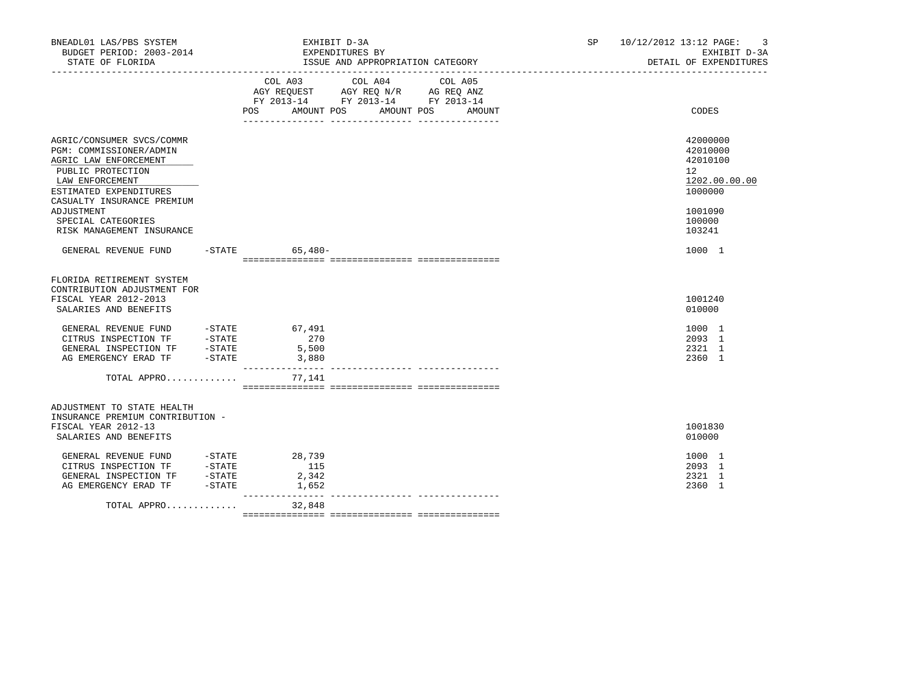BNEADL01 LAS/PBS SYSTEM — EXHIBIT D-3A — EXPENDITURES BY ISSUE AND APPROPRIATION CATEGORY — SP 10/12/2012 13:12

BUDGET PERIOD: 2003-2014 — EXHIBIT D-3A

STATE OF FLORIDA — DETAIL OF EXPENDITURES

| | COL A03 AGY REQUEST FY 2013-14 POS AMOUNT | COL A04 AGY REQ N/R FY 2013-14 POS AMOUNT | COL A05 AG REQ ANZ FY 2013-14 POS AMOUNT | CODES |
|---|---|---|---|---|
| AGRIC/CONSUMER SVCS/COMMR | | | | 42000000 |
| PGM: COMMISSIONER/ADMIN | | | | 42010000 |
| AGRIC LAW ENFORCEMENT | | | | 42010100 |
| PUBLIC PROTECTION | | | | 12 |
| LAW ENFORCEMENT | | | | 1202.00.00.00 |
| ESTIMATED EXPENDITURES | | | | 1000000 |
| CASUALTY INSURANCE PREMIUM ADJUSTMENT | | | | 1001090 |
| SPECIAL CATEGORIES | | | | 100000 |
| RISK MANAGEMENT INSURANCE | | | | 103241 |
| GENERAL REVENUE FUND -STATE | 65,480- | | | 1000 1 |
| FLORIDA RETIREMENT SYSTEM CONTRIBUTION ADJUSTMENT FOR FISCAL YEAR 2012-2013 | | | | 1001240 |
| SALARIES AND BENEFITS | | | | 010000 |
| GENERAL REVENUE FUND -STATE | 67,491 | | | 1000 1 |
| CITRUS INSPECTION TF -STATE | 270 | | | 2093 1 |
| GENERAL INSPECTION TF -STATE | 5,500 | | | 2321 1 |
| AG EMERGENCY ERAD TF -STATE | 3,880 | | | 2360 1 |
| TOTAL APPRO............ | 77,141 | | | |
| ADJUSTMENT TO STATE HEALTH INSURANCE PREMIUM CONTRIBUTION - FISCAL YEAR 2012-13 | | | | 1001830 |
| SALARIES AND BENEFITS | | | | 010000 |
| GENERAL REVENUE FUND -STATE | 28,739 | | | 1000 1 |
| CITRUS INSPECTION TF -STATE | 115 | | | 2093 1 |
| GENERAL INSPECTION TF -STATE | 2,342 | | | 2321 1 |
| AG EMERGENCY ERAD TF -STATE | 1,652 | | | 2360 1 |
| TOTAL APPRO............ | 32,848 | | | |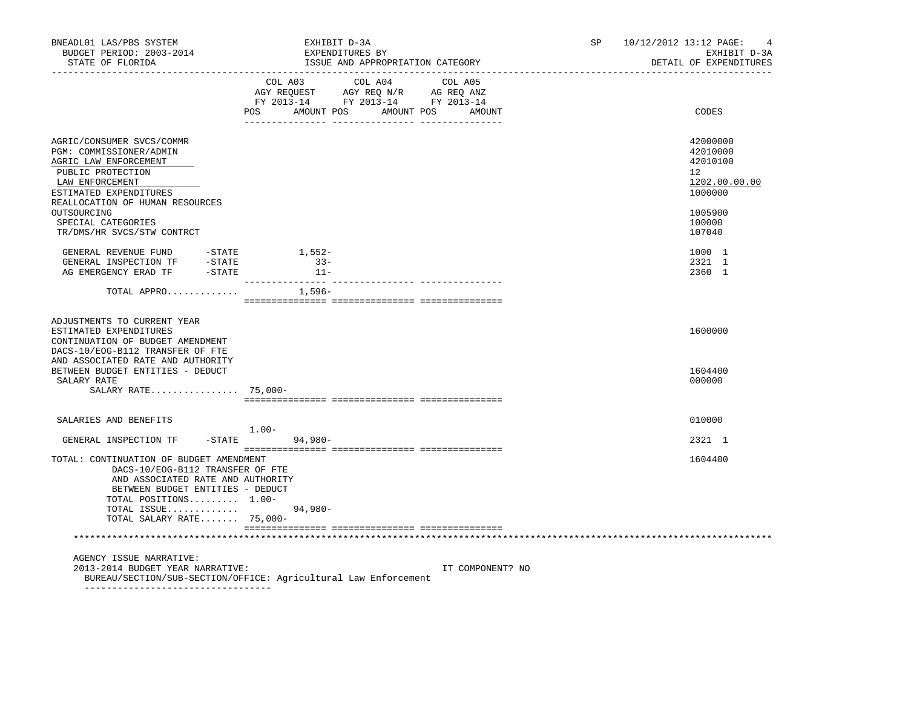BNEADL01 LAS/PBS SYSTEM — EXHIBIT D-3A — EXPENDITURES BY ISSUE AND APPROPRIATION CATEGORY — BUDGET PERIOD: 2003-2014 — STATE OF FLORIDA — SP 10/12/2012 13:12 — EXHIBIT D-3A DETAIL OF EXPENDITURES

| | COL A03 AGY REQUEST FY 2013-14 POS | AMOUNT | COL A04 AGY REQ N/R FY 2013-14 POS | AMOUNT | COL A05 AG REQ ANZ FY 2013-14 POS | AMOUNT | CODES |
|---|---|---|---|---|---|---|---|
| AGRIC/CONSUMER SVCS/COMMR | | | | | | | 42000000 |
| PGM: COMMISSIONER/ADMIN | | | | | | | 42010000 |
| AGRIC LAW ENFORCEMENT | | | | | | | 42010100 |
| PUBLIC PROTECTION | | | | | | | 12 |
| LAW ENFORCEMENT | | | | | | | 1202.00.00.00 |
| ESTIMATED EXPENDITURES | | | | | | | 1000000 |
| REALLOCATION OF HUMAN RESOURCES OUTSOURCING | | | | | | | 1005900 |
| SPECIAL CATEGORIES | | | | | | | 100000 |
| TR/DMS/HR SVCS/STW CONTRCT | | | | | | | 107040 |
| GENERAL REVENUE FUND -STATE | | 1,552- | | | | | 1000 1 |
| GENERAL INSPECTION TF -STATE | | 33- | | | | | 2321 1 |
| AG EMERGENCY ERAD TF -STATE | | 11- | | | | | 2360 1 |
| TOTAL APPRO............ | | 1,596- | | | | | |
| ADJUSTMENTS TO CURRENT YEAR ESTIMATED EXPENDITURES | | | | | | | 1600000 |
| CONTINUATION OF BUDGET AMENDMENT DACS-10/EOG-B112 TRANSFER OF FTE AND ASSOCIATED RATE AND AUTHORITY BETWEEN BUDGET ENTITIES - DEDUCT | | | | | | | 1604400 |
| SALARY RATE | | | | | | | 000000 |
| SALARY RATE................ | 75,000- | | | | | | |
| SALARIES AND BENEFITS | | | | | | | 010000 |
| GENERAL INSPECTION TF -STATE | 1.00- | 94,980- | | | | | 2321 1 |
| TOTAL: CONTINUATION OF BUDGET AMENDMENT DACS-10/EOG-B112 TRANSFER OF FTE AND ASSOCIATED RATE AND AUTHORITY BETWEEN BUDGET ENTITIES - DEDUCT | | | | | | | 1604400 |
| TOTAL POSITIONS......... | 1.00- | | | | | | |
| TOTAL ISSUE............ | | 94,980- | | | | | |
| TOTAL SALARY RATE....... | 75,000- | | | | | | |

AGENCY ISSUE NARRATIVE:
2013-2014 BUDGET YEAR NARRATIVE: IT COMPONENT? NO
BUREAU/SECTION/SUB-SECTION/OFFICE: Agricultural Law Enforcement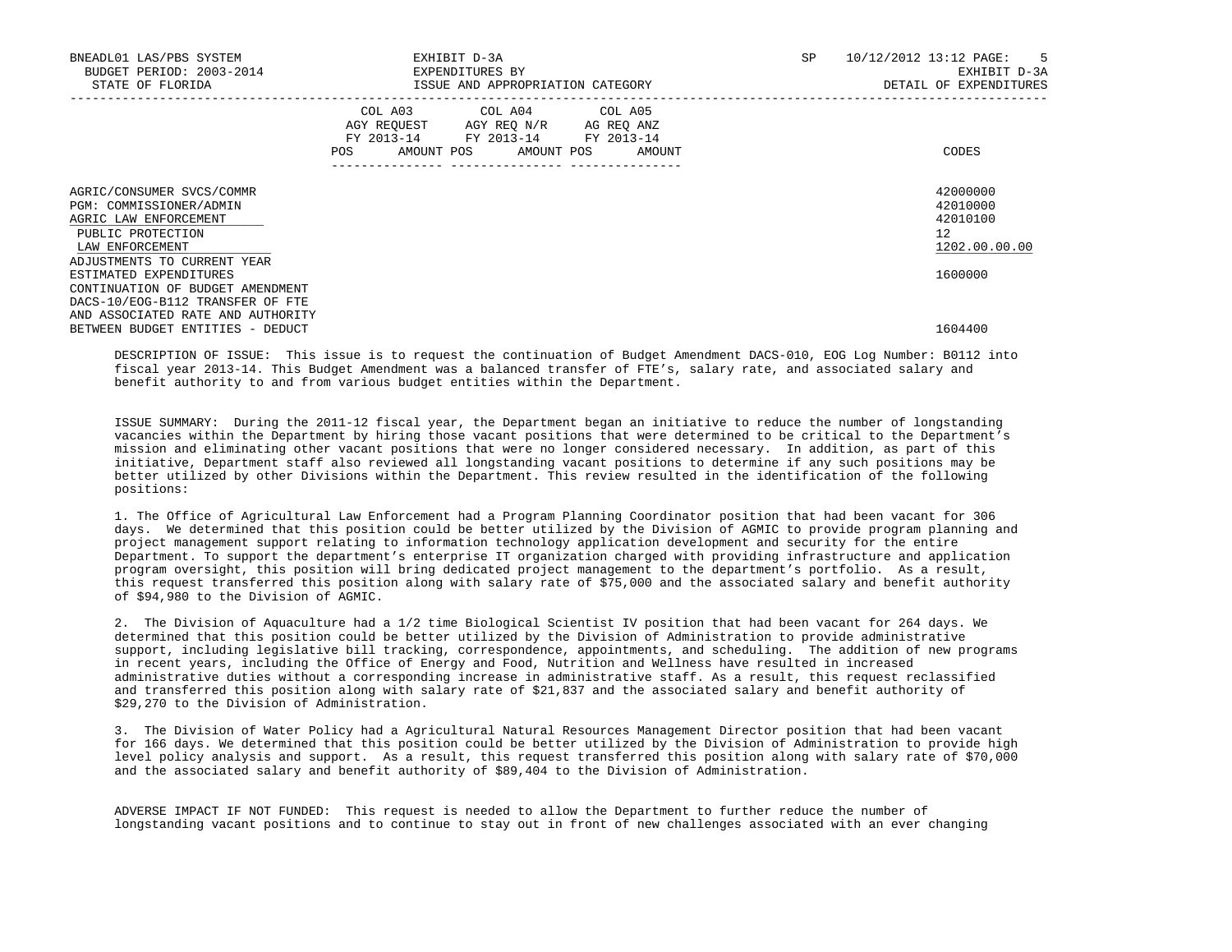| | COL A03 AGY REQUEST FY 2013-14 POS AMOUNT | COL A04 AGY REQ N/R FY 2013-14 POS AMOUNT | COL A05 AG REQ ANZ FY 2013-14 POS AMOUNT | CODES |
|---|---|---|---|---|
| AGRIC/CONSUMER SVCS/COMMR | | | | 42000000 |
| PGM: COMMISSIONER/ADMIN | | | | 42010000 |
| AGRIC LAW ENFORCEMENT | | | | 42010100 |
| PUBLIC PROTECTION | | | | 12 |
| LAW ENFORCEMENT | | | | 1202.00.00.00 |
| ADJUSTMENTS TO CURRENT YEAR ESTIMATED EXPENDITURES | | | | 1600000 |
| CONTINUATION OF BUDGET AMENDMENT DACS-10/EOG-B112 TRANSFER OF FTE AND ASSOCIATED RATE AND AUTHORITY BETWEEN BUDGET ENTITIES - DEDUCT | | | | 1604400 |

DESCRIPTION OF ISSUE: This issue is to request the continuation of Budget Amendment DACS-010, EOG Log Number: B0112 into fiscal year 2013-14. This Budget Amendment was a balanced transfer of FTE's, salary rate, and associated salary and benefit authority to and from various budget entities within the Department.

ISSUE SUMMARY: During the 2011-12 fiscal year, the Department began an initiative to reduce the number of longstanding vacancies within the Department by hiring those vacant positions that were determined to be critical to the Department's mission and eliminating other vacant positions that were no longer considered necessary. In addition, as part of this initiative, Department staff also reviewed all longstanding vacant positions to determine if any such positions may be better utilized by other Divisions within the Department. This review resulted in the identification of the following positions:

1. The Office of Agricultural Law Enforcement had a Program Planning Coordinator position that had been vacant for 306 days. We determined that this position could be better utilized by the Division of AGMIC to provide program planning and project management support relating to information technology application development and security for the entire Department. To support the department's enterprise IT organization charged with providing infrastructure and application program oversight, this position will bring dedicated project management to the department's portfolio. As a result, this request transferred this position along with salary rate of $75,000 and the associated salary and benefit authority of $94,980 to the Division of AGMIC.

2. The Division of Aquaculture had a 1/2 time Biological Scientist IV position that had been vacant for 264 days. We determined that this position could be better utilized by the Division of Administration to provide administrative support, including legislative bill tracking, correspondence, appointments, and scheduling. The addition of new programs in recent years, including the Office of Energy and Food, Nutrition and Wellness have resulted in increased administrative duties without a corresponding increase in administrative staff. As a result, this request reclassified and transferred this position along with salary rate of $21,837 and the associated salary and benefit authority of $29,270 to the Division of Administration.

3. The Division of Water Policy had a Agricultural Natural Resources Management Director position that had been vacant for 166 days. We determined that this position could be better utilized by the Division of Administration to provide high level policy analysis and support. As a result, this request transferred this position along with salary rate of $70,000 and the associated salary and benefit authority of $89,404 to the Division of Administration.

ADVERSE IMPACT IF NOT FUNDED: This request is needed to allow the Department to further reduce the number of longstanding vacant positions and to continue to stay out in front of new challenges associated with an ever changing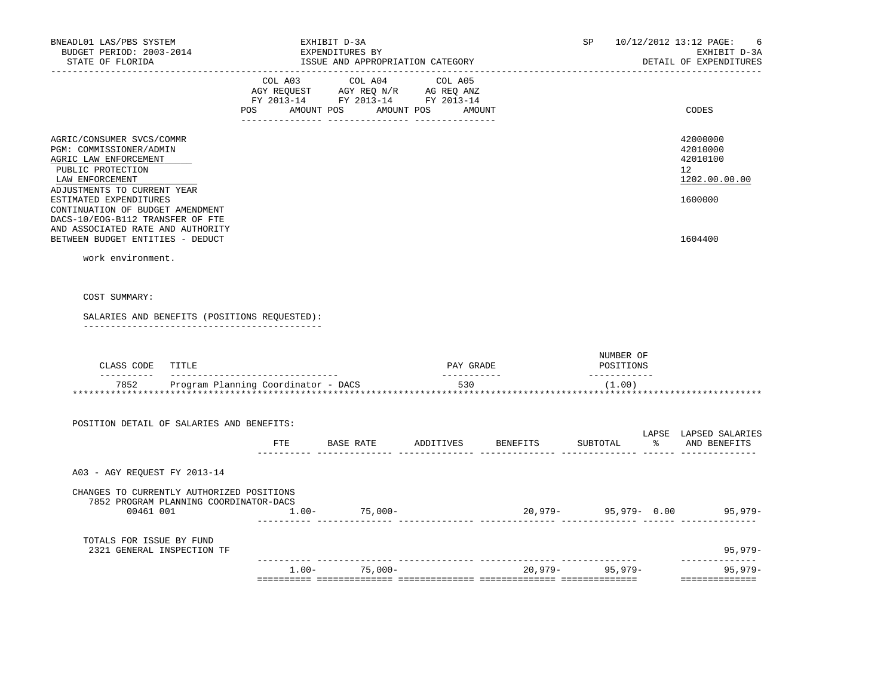| | COL A03 AGY REQUEST FY 2013-14 | | COL A04 AGY REQ N/R FY 2013-14 | | COL A05 AG REQ ANZ FY 2013-14 | | |
|---|---|---|---|---|---|---|---|
| | POS | AMOUNT | POS | AMOUNT | POS | AMOUNT | CODES |
| AGRIC/CONSUMER SVCS/COMMR | | | | | | | 42000000 |
| PGM: COMMISSIONER/ADMIN | | | | | | | 42010000 |
| AGRIC LAW ENFORCEMENT | | | | | | | 42010100 |
| PUBLIC PROTECTION | | | | | | | 12 |
| LAW ENFORCEMENT | | | | | | | 1202.00.00.00 |
| ADJUSTMENTS TO CURRENT YEAR ESTIMATED EXPENDITURES | | | | | | | 1600000 |
| CONTINUATION OF BUDGET AMENDMENT DACS-10/EOG-B112 TRANSFER OF FTE AND ASSOCIATED RATE AND AUTHORITY BETWEEN BUDGET ENTITIES - DEDUCT | | | | | | | 1604400 |

work environment.

COST SUMMARY:

SALARIES AND BENEFITS (POSITIONS REQUESTED):

| CLASS CODE | TITLE | PAY GRADE | NUMBER OF POSITIONS |
|---|---|---|---|
| 7852 | Program Planning Coordinator - DACS | 530 | (1.00) |

POSITION DETAIL OF SALARIES AND BENEFITS:

| | FTE | BASE RATE | ADDITIVES | BENEFITS | SUBTOTAL | LAPSE % | LAPSED SALARIES AND BENEFITS |
|---|---|---|---|---|---|---|---|
| A03 - AGY REQUEST FY 2013-14 | | | | | | | |
| CHANGES TO CURRENTLY AUTHORIZED POSITIONS | | | | | | | |
| 7852 PROGRAM PLANNING COORDINATOR-DACS | | | | | | | |
| 00461 001 | 1.00- | 75,000- | | 20,979- | 95,979- | 0.00 | 95,979- |
| TOTALS FOR ISSUE BY FUND | | | | | | | |
| 2321 GENERAL INSPECTION TF | | | | | | | 95,979- |
| | 1.00- | 75,000- | | 20,979- | 95,979- | | 95,979- |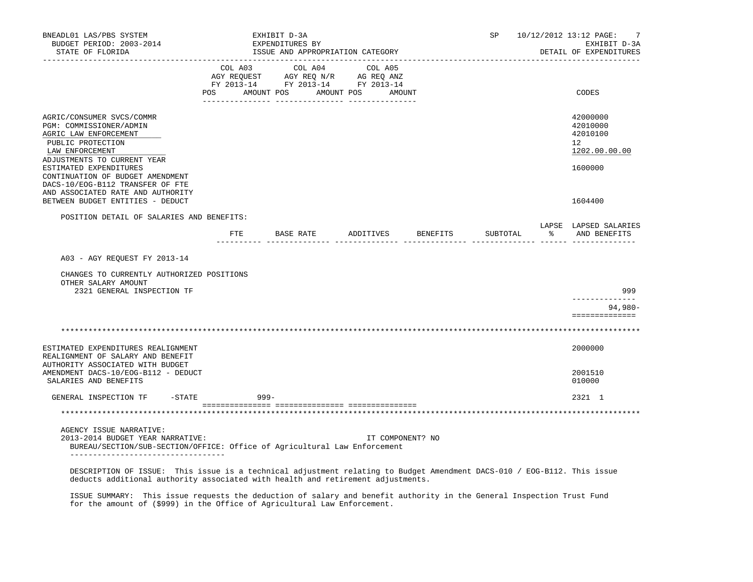| | COL A03 AGY REQUEST FY 2013-14 POS AMOUNT | COL A04 AGY REQ N/R FY 2013-14 POS AMOUNT | COL A05 AG REQ ANZ FY 2013-14 POS AMOUNT | CODES |
|---|---|---|---|---|
| AGRIC/CONSUMER SVCS/COMMR | | | | 42000000 |
| PGM: COMMISSIONER/ADMIN | | | | 42010000 |
| AGRIC LAW ENFORCEMENT | | | | 42010100 |
| PUBLIC PROTECTION | | | | 12 |
| LAW ENFORCEMENT | | | | 1202.00.00.00 |
| ADJUSTMENTS TO CURRENT YEAR ESTIMATED EXPENDITURES | | | | 1600000 |
| CONTINUATION OF BUDGET AMENDMENT DACS-10/EOG-B112 TRANSFER OF FTE AND ASSOCIATED RATE AND AUTHORITY BETWEEN BUDGET ENTITIES - DEDUCT | | | | 1604400 |

POSITION DETAIL OF SALARIES AND BENEFITS:

| | FTE | BASE RATE | ADDITIVES | BENEFITS | SUBTOTAL | LAPSE % | LAPSED SALARIES AND BENEFITS |
|---|---|---|---|---|---|---|---|
| A03 - AGY REQUEST FY 2013-14 | | | | | | | |
| CHANGES TO CURRENTLY AUTHORIZED POSITIONS | | | | | | | |
| OTHER SALARY AMOUNT | | | | | | | |
| 2321 GENERAL INSPECTION TF | | | | | | | 999 |
| | | | | | | | 94,980- |

| | COL A03 | COL A04 | COL A05 | CODES |
|---|---|---|---|---|
| ESTIMATED EXPENDITURES REALIGNMENT | | | | 2000000 |
| REALIGNMENT OF SALARY AND BENEFIT AUTHORITY ASSOCIATED WITH BUDGET AMENDMENT DACS-10/EOG-B112 - DEDUCT | | | | 2001510 |
| SALARIES AND BENEFITS | | | | 010000 |
| GENERAL INSPECTION TF -STATE | 999- | | | 2321 1 |

AGENCY ISSUE NARRATIVE:

2013-2014 BUDGET YEAR NARRATIVE: IT COMPONENT? NO

BUREAU/SECTION/SUB-SECTION/OFFICE: Office of Agricultural Law Enforcement

DESCRIPTION OF ISSUE: This issue is a technical adjustment relating to Budget Amendment DACS-010 / EOG-B112. This issue deducts additional authority associated with health and retirement adjustments.

ISSUE SUMMARY: This issue requests the deduction of salary and benefit authority in the General Inspection Trust Fund for the amount of ($999) in the Office of Agricultural Law Enforcement.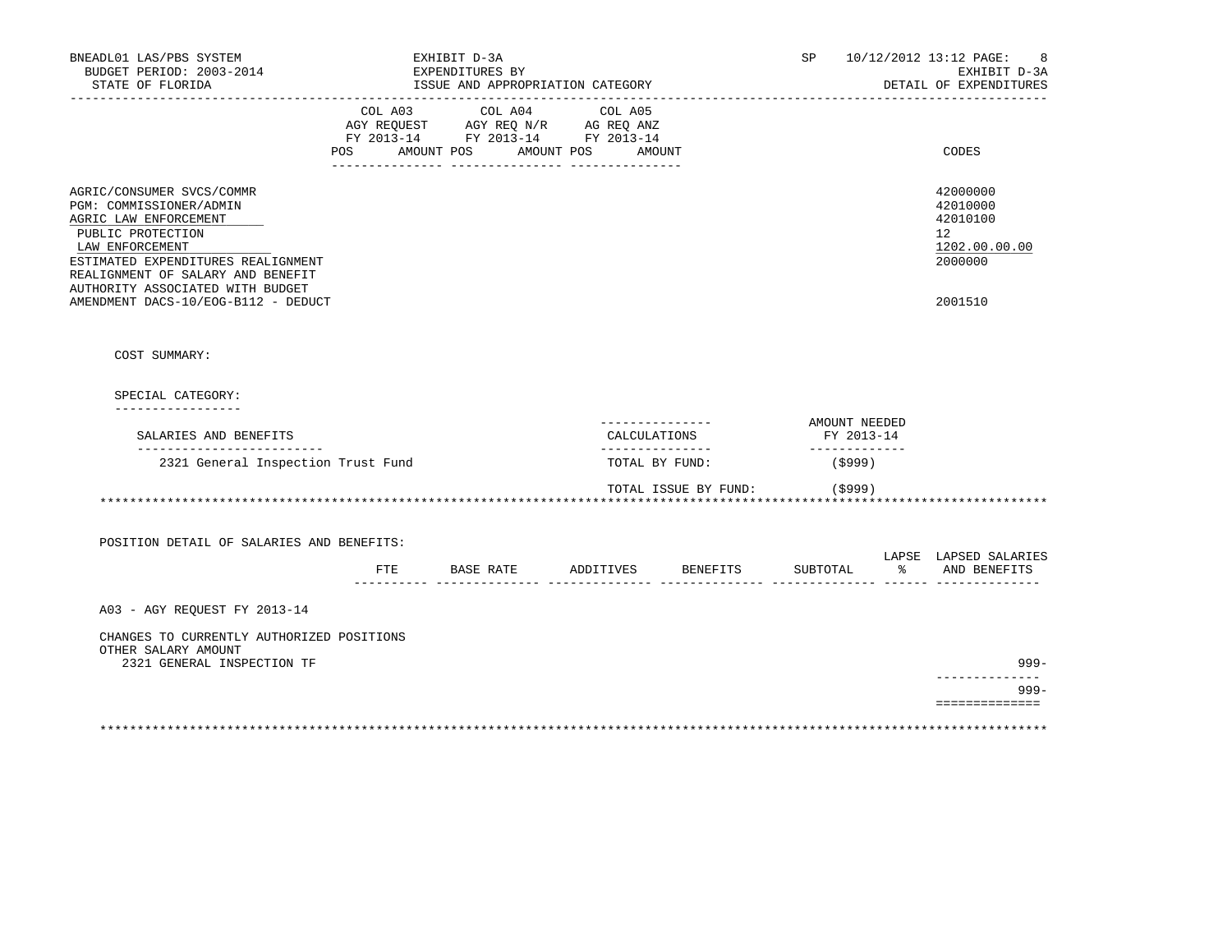BNEADL01 LAS/PBS SYSTEM — EXHIBIT D-3A — EXPENDITURES BY ISSUE AND APPROPRIATION CATEGORY — SP 10/12/2012 13:12

BUDGET PERIOD: 2003-2014 — STATE OF FLORIDA — DETAIL OF EXPENDITURES

| | COL A03 AGY REQUEST FY 2013-14 POS AMOUNT | COL A04 AGY REQ N/R FY 2013-14 POS AMOUNT | COL A05 AG REQ ANZ FY 2013-14 POS AMOUNT | CODES |
|---|---|---|---|---|
| AGRIC/CONSUMER SVCS/COMMR | | | | 42000000 |
| PGM: COMMISSIONER/ADMIN | | | | 42010000 |
| AGRIC LAW ENFORCEMENT | | | | 42010100 |
| PUBLIC PROTECTION | | | | 12 |
| LAW ENFORCEMENT | | | | 1202.00.00.00 |
| ESTIMATED EXPENDITURES REALIGNMENT | | | | 2000000 |
| REALIGNMENT OF SALARY AND BENEFIT AUTHORITY ASSOCIATED WITH BUDGET AMENDMENT DACS-10/EOG-B112 - DEDUCT | | | | 2001510 |

COST SUMMARY:

SPECIAL CATEGORY:

| SALARIES AND BENEFITS | CALCULATIONS | AMOUNT NEEDED FY 2013-14 |
|---|---|---|
| 2321 General Inspection Trust Fund | TOTAL BY FUND: | ($999) |
| | TOTAL ISSUE BY FUND: | ($999) |

POSITION DETAIL OF SALARIES AND BENEFITS:

| | FTE | BASE RATE | ADDITIVES | BENEFITS | SUBTOTAL | LAPSE % | LAPSED SALARIES AND BENEFITS |
|---|---|---|---|---|---|---|---|
| A03 - AGY REQUEST FY 2013-14 | | | | | | | |
| CHANGES TO CURRENTLY AUTHORIZED POSITIONS | | | | | | | |
| OTHER SALARY AMOUNT | | | | | | | |
| 2321 GENERAL INSPECTION TF | | | | | | | 999- |
| | | | | | | | 999- |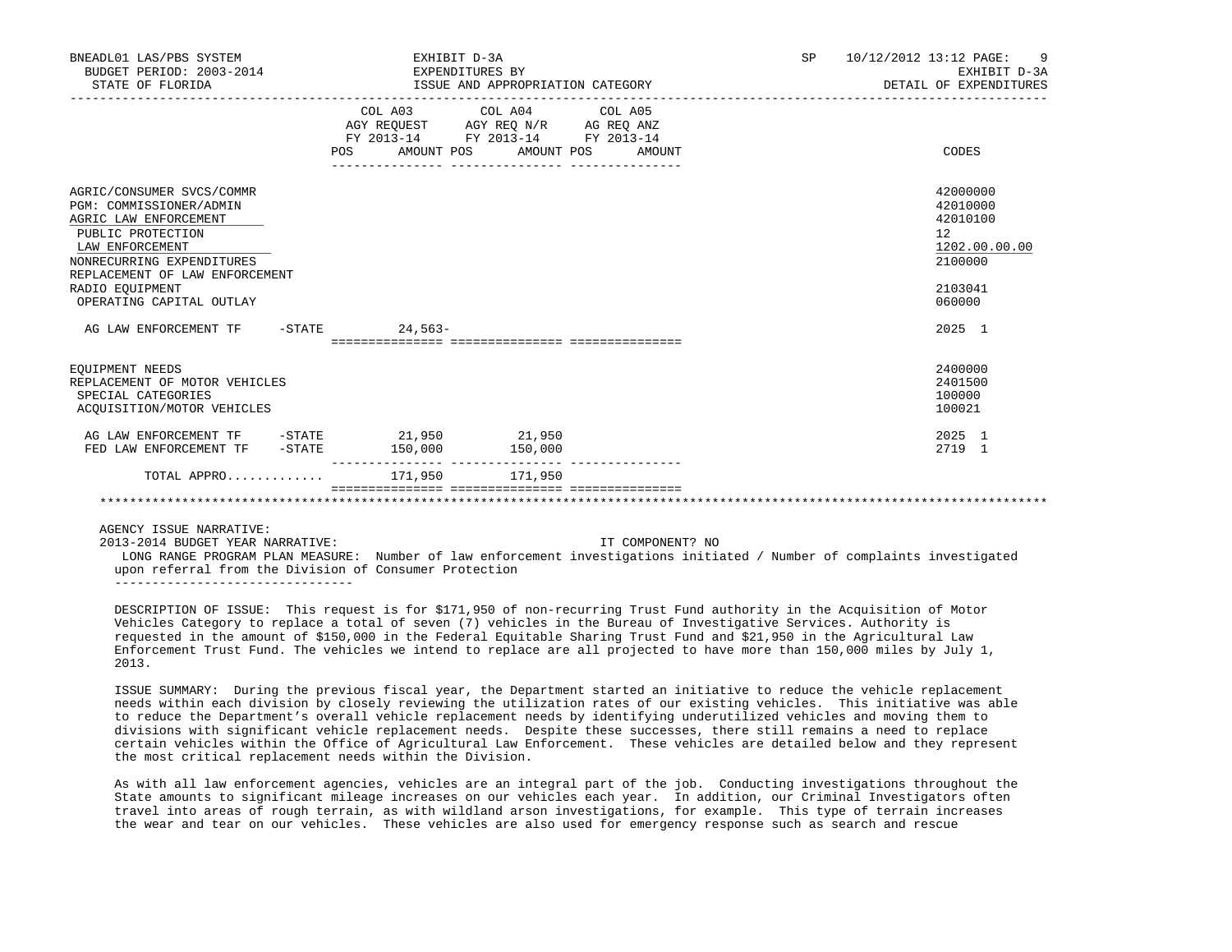| | COL A03 AGY REQUEST FY 2013-14 POS AMOUNT | COL A04 AGY REQ N/R FY 2013-14 POS AMOUNT | COL A05 AG REQ ANZ FY 2013-14 POS AMOUNT | CODES |
|---|---|---|---|---|
| AGRIC/CONSUMER SVCS/COMMR | | | | 42000000 |
| PGM: COMMISSIONER/ADMIN | | | | 42010000 |
| AGRIC LAW ENFORCEMENT | | | | 42010100 |
| PUBLIC PROTECTION | | | | 12 |
| LAW ENFORCEMENT | | | | 1202.00.00.00 |
| NONRECURRING EXPENDITURES | | | | 2100000 |
| REPLACEMENT OF LAW ENFORCEMENT RADIO EQUIPMENT | | | | 2103041 |
| OPERATING CAPITAL OUTLAY | | | | 060000 |
| AG LAW ENFORCEMENT TF -STATE | 24,563- | | | 2025 1 |
| EQUIPMENT NEEDS | | | | 2400000 |
| REPLACEMENT OF MOTOR VEHICLES | | | | 2401500 |
| SPECIAL CATEGORIES | | | | 100000 |
| ACQUISITION/MOTOR VEHICLES | | | | 100021 |
| AG LAW ENFORCEMENT TF -STATE | 21,950 | 21,950 | | 2025 1 |
| FED LAW ENFORCEMENT TF -STATE | 150,000 | 150,000 | | 2719 1 |
| TOTAL APPRO............ | 171,950 | 171,950 | | |

AGENCY ISSUE NARRATIVE:

2013-2014 BUDGET YEAR NARRATIVE: IT COMPONENT? NO

LONG RANGE PROGRAM PLAN MEASURE: Number of law enforcement investigations initiated / Number of complaints investigated upon referral from the Division of Consumer Protection

DESCRIPTION OF ISSUE: This request is for $171,950 of non-recurring Trust Fund authority in the Acquisition of Motor Vehicles Category to replace a total of seven (7) vehicles in the Bureau of Investigative Services. Authority is requested in the amount of $150,000 in the Federal Equitable Sharing Trust Fund and $21,950 in the Agricultural Law Enforcement Trust Fund. The vehicles we intend to replace are all projected to have more than 150,000 miles by July 1, 2013.

ISSUE SUMMARY: During the previous fiscal year, the Department started an initiative to reduce the vehicle replacement needs within each division by closely reviewing the utilization rates of our existing vehicles. This initiative was able to reduce the Department's overall vehicle replacement needs by identifying underutilized vehicles and moving them to divisions with significant vehicle replacement needs. Despite these successes, there still remains a need to replace certain vehicles within the Office of Agricultural Law Enforcement. These vehicles are detailed below and they represent the most critical replacement needs within the Division.

As with all law enforcement agencies, vehicles are an integral part of the job. Conducting investigations throughout the State amounts to significant mileage increases on our vehicles each year. In addition, our Criminal Investigators often travel into areas of rough terrain, as with wildland arson investigations, for example. This type of terrain increases the wear and tear on our vehicles. These vehicles are also used for emergency response such as search and rescue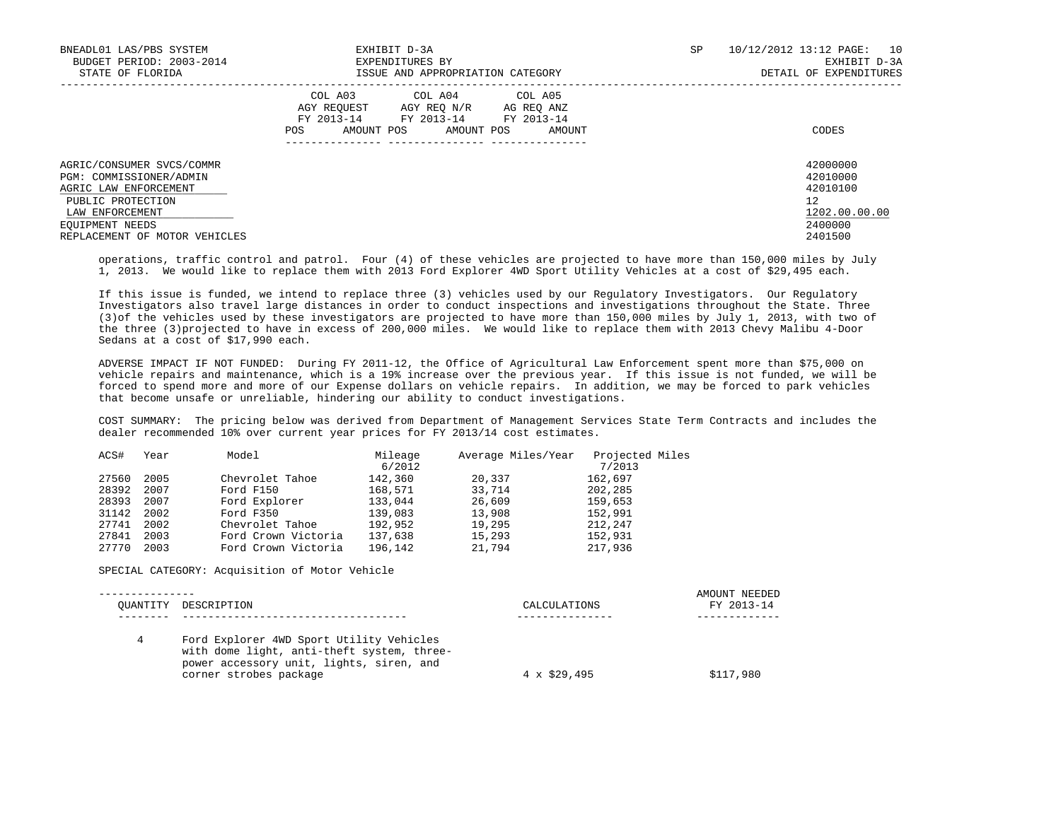AGRIC/CONSUMER SVCS/COMMR 42000000
PGM: COMMISSIONER/ADMIN 42010000
AGRIC LAW ENFORCEMENT 42010100
PUBLIC PROTECTION 12
LAW ENFORCEMENT 1202.00.00.00
EQUIPMENT NEEDS 2400000
REPLACEMENT OF MOTOR VEHICLES 2401500

| COL A03 AGY REQUEST FY 2013-14 | | COL A04 AGY REQ N/R FY 2013-14 | | COL A05 AG REQ ANZ FY 2013-14 | | CODES |
|---|---|---|---|---|---|---|
| POS | AMOUNT | POS | AMOUNT | POS | AMOUNT | |

operations, traffic control and patrol. Four (4) of these vehicles are projected to have more than 150,000 miles by July 1, 2013. We would like to replace them with 2013 Ford Explorer 4WD Sport Utility Vehicles at a cost of $29,495 each.

If this issue is funded, we intend to replace three (3) vehicles used by our Regulatory Investigators. Our Regulatory Investigators also travel large distances in order to conduct inspections and investigations throughout the State. Three (3)of the vehicles used by these investigators are projected to have more than 150,000 miles by July 1, 2013, with two of the three (3)projected to have in excess of 200,000 miles. We would like to replace them with 2013 Chevy Malibu 4-Door Sedans at a cost of $17,990 each.

ADVERSE IMPACT IF NOT FUNDED: During FY 2011-12, the Office of Agricultural Law Enforcement spent more than $75,000 on vehicle repairs and maintenance, which is a 19% increase over the previous year. If this issue is not funded, we will be forced to spend more and more of our Expense dollars on vehicle repairs. In addition, we may be forced to park vehicles that become unsafe or unreliable, hindering our ability to conduct investigations.

COST SUMMARY: The pricing below was derived from Department of Management Services State Term Contracts and includes the dealer recommended 10% over current year prices for FY 2013/14 cost estimates.

| ACS# | Year | Model | Mileage 6/2012 | Average Miles/Year | Projected Miles 7/2013 |
|---|---|---|---|---|---|
| 27560 | 2005 | Chevrolet Tahoe | 142,360 | 20,337 | 162,697 |
| 28392 | 2007 | Ford F150 | 168,571 | 33,714 | 202,285 |
| 28393 | 2007 | Ford Explorer | 133,044 | 26,609 | 159,653 |
| 31142 | 2002 | Ford F350 | 139,083 | 13,908 | 152,991 |
| 27741 | 2002 | Chevrolet Tahoe | 192,952 | 19,295 | 212,247 |
| 27841 | 2003 | Ford Crown Victoria | 137,638 | 15,293 | 152,931 |
| 27770 | 2003 | Ford Crown Victoria | 196,142 | 21,794 | 217,936 |

SPECIAL CATEGORY: Acquisition of Motor Vehicle

| QUANTITY | DESCRIPTION | CALCULATIONS | AMOUNT NEEDED FY 2013-14 |
|---|---|---|---|
| 4 | Ford Explorer 4WD Sport Utility Vehicles with dome light, anti-theft system, three-power accessory unit, lights, siren, and corner strobes package | 4 x $29,495 | $117,980 |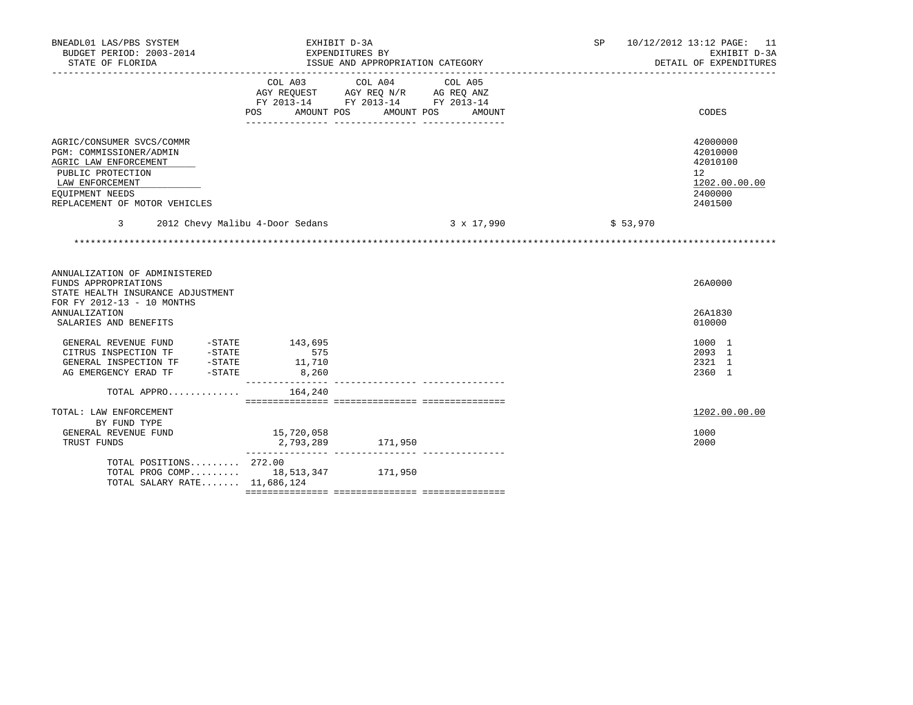BNEADL01 LAS/PBS SYSTEM — EXHIBIT D-3A — SP 10/12/2012 13:12
BUDGET PERIOD: 2003-2014 — EXPENDITURES BY — EXHIBIT D-3A
STATE OF FLORIDA — ISSUE AND APPROPRIATION CATEGORY — DETAIL OF EXPENDITURES

| | COL A03 AGY REQUEST FY 2013-14 POS | AMOUNT | COL A04 AGY REQ N/R FY 2013-14 POS | AMOUNT | COL A05 AG REQ ANZ FY 2013-14 POS | AMOUNT | CODES |
|---|---|---|---|---|---|---|---|
| AGRIC/CONSUMER SVCS/COMMR | | | | | | | 42000000 |
| PGM: COMMISSIONER/ADMIN | | | | | | | 42010000 |
| AGRIC LAW ENFORCEMENT | | | | | | | 42010100 |
| PUBLIC PROTECTION | | | | | | | 12 |
| LAW ENFORCEMENT | | | | | | | 1202.00.00.00 |
| EQUIPMENT NEEDS | | | | | | | 2400000 |
| REPLACEMENT OF MOTOR VEHICLES | | | | | | | 2401500 |

3 2012 Chevy Malibu 4-Door Sedans 3 x 17,990 $ 53,970

************************************************************************************************************************

| | COL A03 POS | AMOUNT | COL A04 POS | AMOUNT | COL A05 POS | AMOUNT | CODES |
|---|---|---|---|---|---|---|---|
| ANNUALIZATION OF ADMINISTERED FUNDS APPROPRIATIONS | | | | | | | 26A0000 |
| STATE HEALTH INSURANCE ADJUSTMENT FOR FY 2012-13 - 10 MONTHS ANNUALIZATION | | | | | | | 26A1830 |
| SALARIES AND BENEFITS | | | | | | | 010000 |
| GENERAL REVENUE FUND -STATE | | 143,695 | | | | | 1000 1 |
| CITRUS INSPECTION TF -STATE | | 575 | | | | | 2093 1 |
| GENERAL INSPECTION TF -STATE | | 11,710 | | | | | 2321 1 |
| AG EMERGENCY ERAD TF -STATE | | 8,260 | | | | | 2360 1 |
| TOTAL APPRO............ | | 164,240 | | | | | |
| TOTAL: LAW ENFORCEMENT | | | | | | | 1202.00.00.00 |
| BY FUND TYPE | | | | | | | |
| GENERAL REVENUE FUND | | 15,720,058 | | | | | 1000 |
| TRUST FUNDS | | 2,793,289 | | 171,950 | | | 2000 |
| TOTAL POSITIONS......... | 272.00 | | | | | | |
| TOTAL PROG COMP......... | | 18,513,347 | | 171,950 | | | |
| TOTAL SALARY RATE....... | | 11,686,124 | | | | | |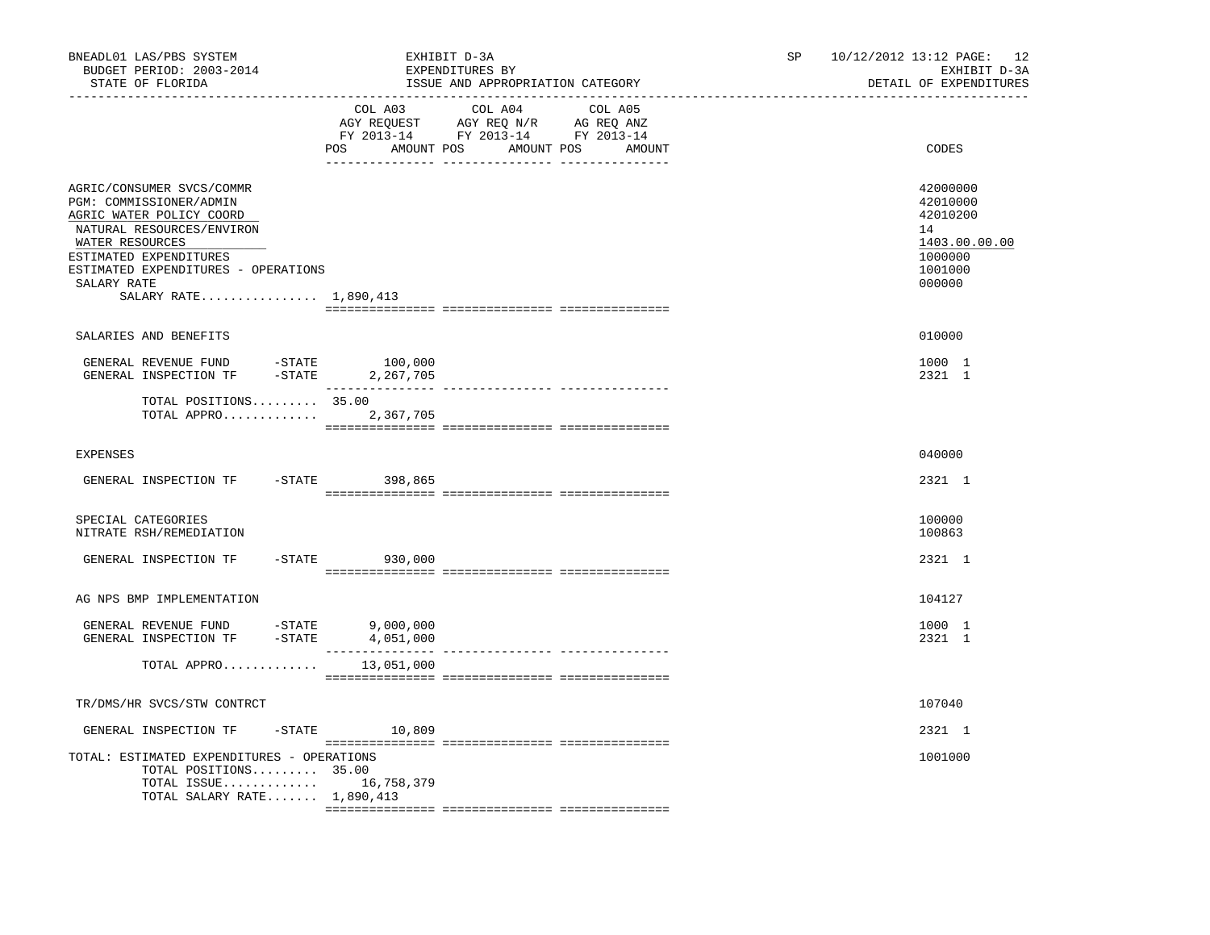BNEADL01 LAS/PBS SYSTEM | EXHIBIT D-3A | SP 10/12/2012 13:12
BUDGET PERIOD: 2003-2014 | EXPENDITURES BY | EXHIBIT D-3A
STATE OF FLORIDA | ISSUE AND APPROPRIATION CATEGORY | DETAIL OF EXPENDITURES

| | COL A03 AGY REQUEST FY 2013-14 POS | AMOUNT | COL A04 AGY REQ N/R FY 2013-14 POS | AMOUNT | COL A05 AG REQ ANZ FY 2013-14 POS | AMOUNT | CODES |
|---|---|---|---|---|---|---|---|
| AGRIC/CONSUMER SVCS/COMMR | | | | | | | 42000000 |
| PGM: COMMISSIONER/ADMIN | | | | | | | 42010000 |
| AGRIC WATER POLICY COORD | | | | | | | 42010200 |
| NATURAL RESOURCES/ENVIRON | | | | | | | 14 |
| WATER RESOURCES | | | | | | | 1403.00.00.00 |
| ESTIMATED EXPENDITURES | | | | | | | 1000000 |
| ESTIMATED EXPENDITURES - OPERATIONS | | | | | | | 1001000 |
| SALARY RATE | | | | | | | 000000 |
| SALARY RATE................ | 1,890,413 | | | | | | |
| SALARIES AND BENEFITS | | | | | | | 010000 |
| GENERAL REVENUE FUND -STATE | | 100,000 | | | | | 1000 1 |
| GENERAL INSPECTION TF -STATE | | 2,267,705 | | | | | 2321 1 |
| TOTAL POSITIONS......... | 35.00 | | | | | | |
| TOTAL APPRO............. | | 2,367,705 | | | | | |
| EXPENSES | | | | | | | 040000 |
| GENERAL INSPECTION TF -STATE | | 398,865 | | | | | 2321 1 |
| SPECIAL CATEGORIES | | | | | | | 100000 |
| NITRATE RSH/REMEDIATION | | | | | | | 100863 |
| GENERAL INSPECTION TF -STATE | | 930,000 | | | | | 2321 1 |
| AG NPS BMP IMPLEMENTATION | | | | | | | 104127 |
| GENERAL REVENUE FUND -STATE | | 9,000,000 | | | | | 1000 1 |
| GENERAL INSPECTION TF -STATE | | 4,051,000 | | | | | 2321 1 |
| TOTAL APPRO............. | | 13,051,000 | | | | | |
| TR/DMS/HR SVCS/STW CONTRCT | | | | | | | 107040 |
| GENERAL INSPECTION TF -STATE | | 10,809 | | | | | 2321 1 |
| TOTAL: ESTIMATED EXPENDITURES - OPERATIONS | | | | | | | 1001000 |
| TOTAL POSITIONS......... | 35.00 | | | | | | |
| TOTAL ISSUE............. | | 16,758,379 | | | | | |
| TOTAL SALARY RATE....... | 1,890,413 | | | | | | |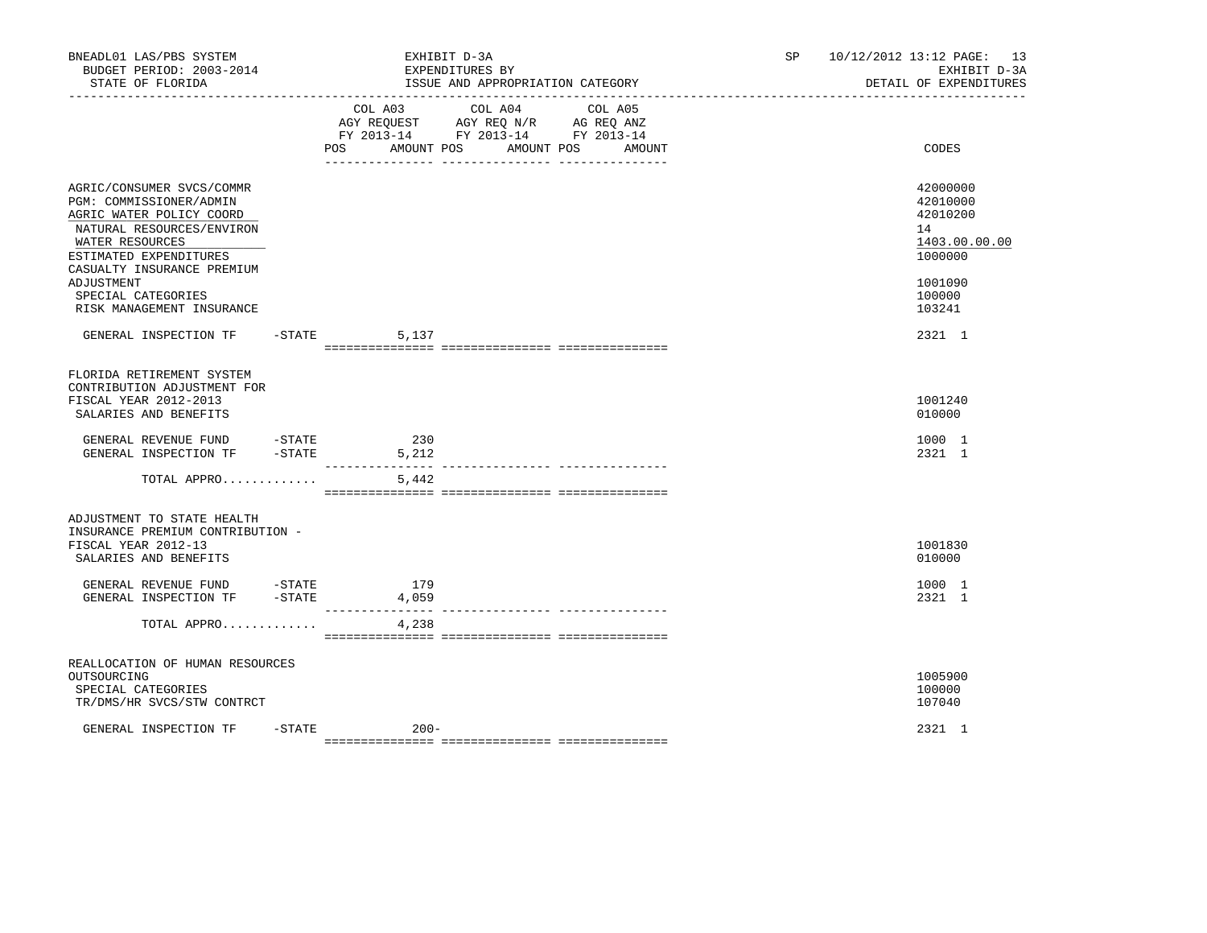BNEADL01 LAS/PBS SYSTEM — EXHIBIT D-3A — EXPENDITURES BY ISSUE AND APPROPRIATION CATEGORY
BUDGET PERIOD: 2003-2014 — STATE OF FLORIDA — SP 10/12/2012 13:12 — EXHIBIT D-3A — DETAIL OF EXPENDITURES

| | COL A03 AGY REQUEST FY 2013-14 POS AMOUNT | COL A04 AGY REQ N/R FY 2013-14 POS AMOUNT | COL A05 AG REQ ANZ FY 2013-14 POS AMOUNT | CODES |
|---|---|---|---|---|
| AGRIC/CONSUMER SVCS/COMMR | | | | 42000000 |
| PGM: COMMISSIONER/ADMIN | | | | 42010000 |
| AGRIC WATER POLICY COORD | | | | 42010200 |
| NATURAL RESOURCES/ENVIRON | | | | 14 |
| WATER RESOURCES | | | | 1403.00.00.00 |
| ESTIMATED EXPENDITURES | | | | 1000000 |
| CASUALTY INSURANCE PREMIUM ADJUSTMENT | | | | 1001090 |
| SPECIAL CATEGORIES | | | | 100000 |
| RISK MANAGEMENT INSURANCE | | | | 103241 |
| GENERAL INSPECTION TF -STATE | 5,137 | | | 2321 1 |
| FLORIDA RETIREMENT SYSTEM CONTRIBUTION ADJUSTMENT FOR FISCAL YEAR 2012-2013 | | | | 1001240 |
| SALARIES AND BENEFITS | | | | 010000 |
| GENERAL REVENUE FUND -STATE | 230 | | | 1000 1 |
| GENERAL INSPECTION TF -STATE | 5,212 | | | 2321 1 |
| TOTAL APPRO............ | 5,442 | | | |
| ADJUSTMENT TO STATE HEALTH INSURANCE PREMIUM CONTRIBUTION - FISCAL YEAR 2012-13 | | | | 1001830 |
| SALARIES AND BENEFITS | | | | 010000 |
| GENERAL REVENUE FUND -STATE | 179 | | | 1000 1 |
| GENERAL INSPECTION TF -STATE | 4,059 | | | 2321 1 |
| TOTAL APPRO............ | 4,238 | | | |
| REALLOCATION OF HUMAN RESOURCES OUTSOURCING | | | | 1005900 |
| SPECIAL CATEGORIES | | | | 100000 |
| TR/DMS/HR SVCS/STW CONTRCT | | | | 107040 |
| GENERAL INSPECTION TF -STATE | 200- | | | 2321 1 |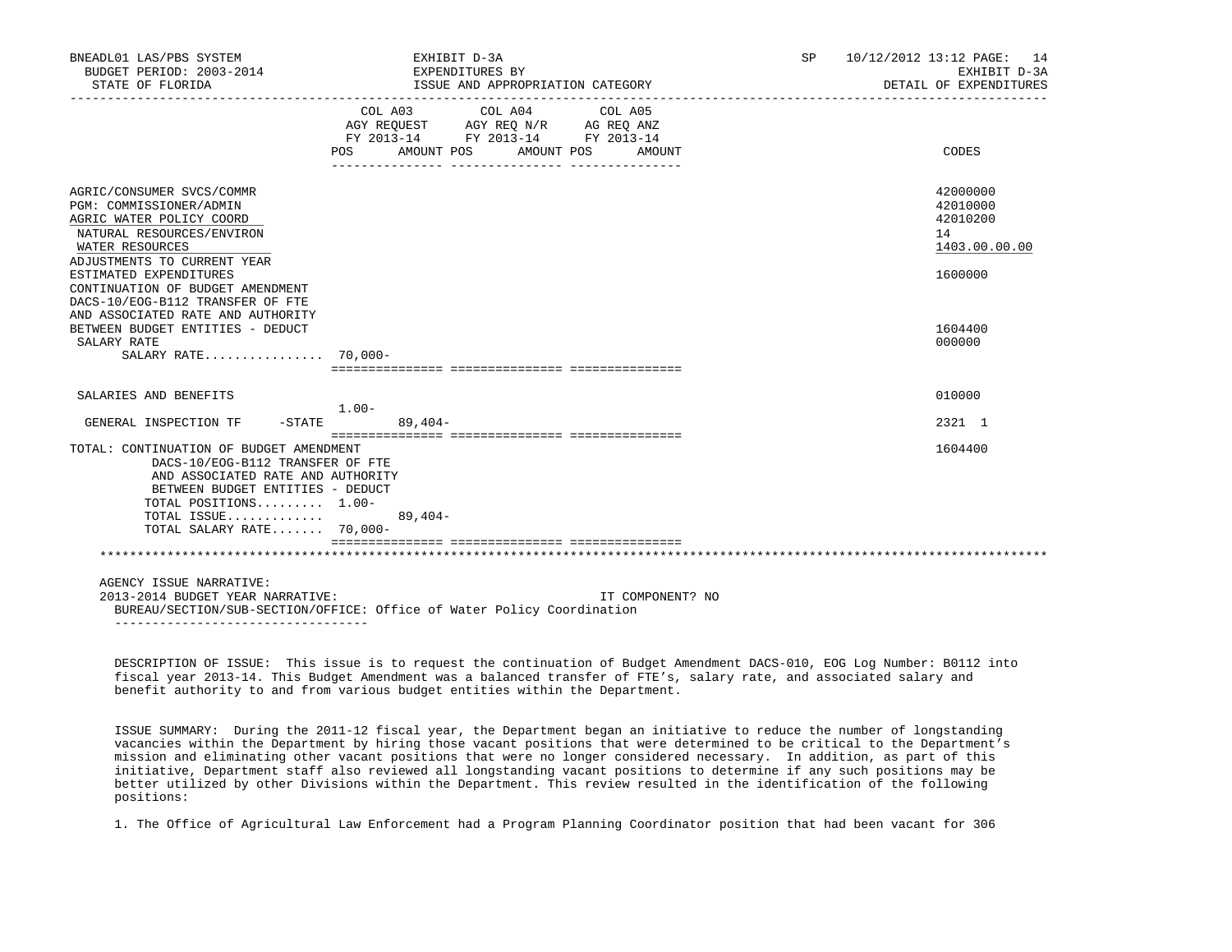| | COL A03 AGY REQUEST FY 2013-14 POS AMOUNT | COL A04 AGY REQ N/R FY 2013-14 POS AMOUNT | COL A05 AG REQ ANZ FY 2013-14 POS AMOUNT | CODES |
|---|---|---|---|---|
| AGRIC/CONSUMER SVCS/COMMR | | | | 42000000 |
| PGM: COMMISSIONER/ADMIN | | | | 42010000 |
| AGRIC WATER POLICY COORD | | | | 42010200 |
| NATURAL RESOURCES/ENVIRON | | | | 14 |
| WATER RESOURCES | | | | 1403.00.00.00 |
| ADJUSTMENTS TO CURRENT YEAR ESTIMATED EXPENDITURES | | | | 1600000 |
| CONTINUATION OF BUDGET AMENDMENT DACS-10/EOG-B112 TRANSFER OF FTE AND ASSOCIATED RATE AND AUTHORITY BETWEEN BUDGET ENTITIES - DEDUCT | | | | 1604400 |
| SALARY RATE | | | | 000000 |
| SALARY RATE................ | 70,000- | | | |
| SALARIES AND BENEFITS | | | | 010000 |
| GENERAL INSPECTION TF -STATE | 1.00- 89,404- | | | 2321 1 |
| TOTAL: CONTINUATION OF BUDGET AMENDMENT DACS-10/EOG-B112 TRANSFER OF FTE AND ASSOCIATED RATE AND AUTHORITY BETWEEN BUDGET ENTITIES - DEDUCT | | | | 1604400 |
| TOTAL POSITIONS......... | 1.00- | | | |
| TOTAL ISSUE............. | 89,404- | | | |
| TOTAL SALARY RATE....... | 70,000- | | | |

AGENCY ISSUE NARRATIVE:

2013-2014 BUDGET YEAR NARRATIVE: IT COMPONENT? NO

BUREAU/SECTION/SUB-SECTION/OFFICE: Office of Water Policy Coordination

DESCRIPTION OF ISSUE: This issue is to request the continuation of Budget Amendment DACS-010, EOG Log Number: B0112 into fiscal year 2013-14. This Budget Amendment was a balanced transfer of FTE's, salary rate, and associated salary and benefit authority to and from various budget entities within the Department.

ISSUE SUMMARY: During the 2011-12 fiscal year, the Department began an initiative to reduce the number of longstanding vacancies within the Department by hiring those vacant positions that were determined to be critical to the Department's mission and eliminating other vacant positions that were no longer considered necessary. In addition, as part of this initiative, Department staff also reviewed all longstanding vacant positions to determine if any such positions may be better utilized by other Divisions within the Department. This review resulted in the identification of the following positions:

1. The Office of Agricultural Law Enforcement had a Program Planning Coordinator position that had been vacant for 306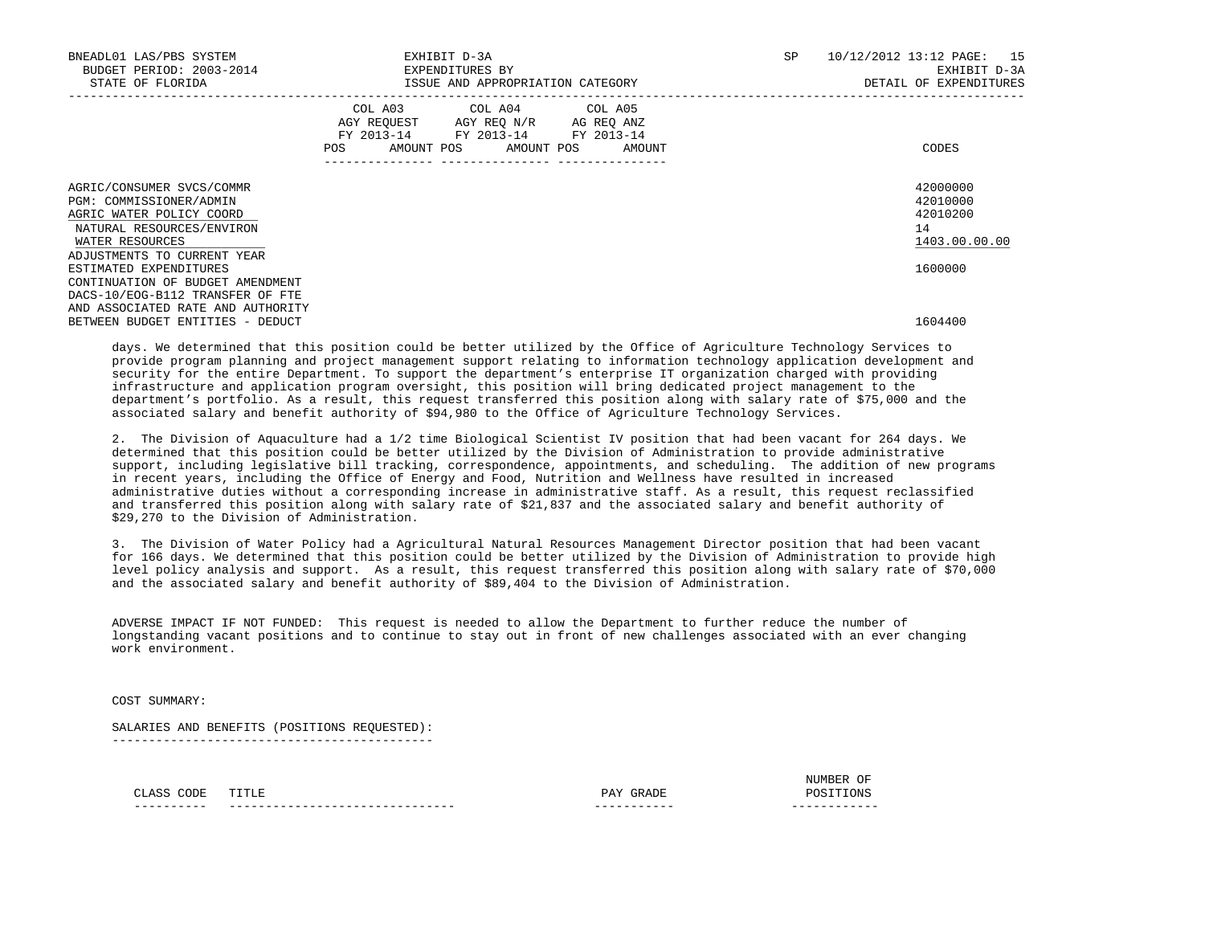| | COL A03 AGY REQUEST FY 2013-14 | | COL A04 AGY REQ N/R FY 2013-14 | | COL A05 AG REQ ANZ FY 2013-14 | | |
|---|---|---|---|---|---|---|---|
| | POS | AMOUNT | POS | AMOUNT | POS | AMOUNT | CODES |
| AGRIC/CONSUMER SVCS/COMMR | | | | | | | 42000000 |
| PGM: COMMISSIONER/ADMIN | | | | | | | 42010000 |
| AGRIC WATER POLICY COORD | | | | | | | 42010200 |
| NATURAL RESOURCES/ENVIRON | | | | | | | 14 |
| WATER RESOURCES | | | | | | | 1403.00.00.00 |
| ADJUSTMENTS TO CURRENT YEAR ESTIMATED EXPENDITURES | | | | | | | 1600000 |
| CONTINUATION OF BUDGET AMENDMENT DACS-10/EOG-B112 TRANSFER OF FTE AND ASSOCIATED RATE AND AUTHORITY BETWEEN BUDGET ENTITIES - DEDUCT | | | | | | | 1604400 |

days. We determined that this position could be better utilized by the Office of Agriculture Technology Services to provide program planning and project management support relating to information technology application development and security for the entire Department. To support the department's enterprise IT organization charged with providing infrastructure and application program oversight, this position will bring dedicated project management to the department's portfolio. As a result, this request transferred this position along with salary rate of $75,000 and the associated salary and benefit authority of $94,980 to the Office of Agriculture Technology Services.

2. The Division of Aquaculture had a 1/2 time Biological Scientist IV position that had been vacant for 264 days. We determined that this position could be better utilized by the Division of Administration to provide administrative support, including legislative bill tracking, correspondence, appointments, and scheduling. The addition of new programs in recent years, including the Office of Energy and Food, Nutrition and Wellness have resulted in increased administrative duties without a corresponding increase in administrative staff. As a result, this request reclassified and transferred this position along with salary rate of $21,837 and the associated salary and benefit authority of $29,270 to the Division of Administration.

3. The Division of Water Policy had a Agricultural Natural Resources Management Director position that had been vacant for 166 days. We determined that this position could be better utilized by the Division of Administration to provide high level policy analysis and support. As a result, this request transferred this position along with salary rate of $70,000 and the associated salary and benefit authority of $89,404 to the Division of Administration.

ADVERSE IMPACT IF NOT FUNDED: This request is needed to allow the Department to further reduce the number of longstanding vacant positions and to continue to stay out in front of new challenges associated with an ever changing work environment.

COST SUMMARY:

SALARIES AND BENEFITS (POSITIONS REQUESTED):

| CLASS CODE | TITLE | PAY GRADE | NUMBER OF POSITIONS |
|---|---|---|---|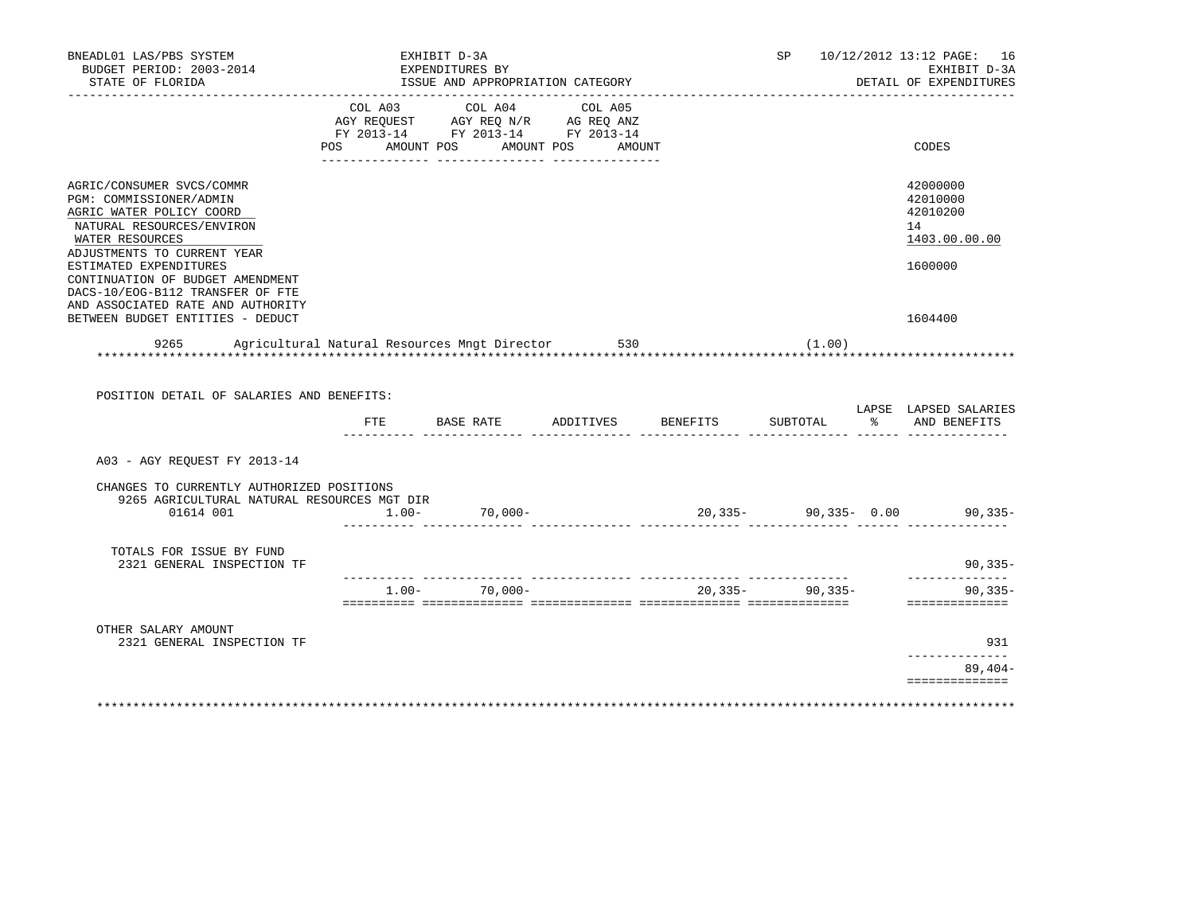BNEADL01 LAS/PBS SYSTEM
BUDGET PERIOD: 2003-2014
STATE OF FLORIDA

EXHIBIT D-3A
EXPENDITURES BY
ISSUE AND APPROPRIATION CATEGORY

SP 10/12/2012 13:12 PAGE: 16
EXHIBIT D-3A
DETAIL OF EXPENDITURES

| | COL A03 AGY REQUEST FY 2013-14 POS AMOUNT | COL A04 AGY REQ N/R FY 2013-14 POS AMOUNT | COL A05 AG REQ ANZ FY 2013-14 POS AMOUNT | CODES |
|---|---|---|---|---|
| AGRIC/CONSUMER SVCS/COMMR | | | | 42000000 |
| PGM: COMMISSIONER/ADMIN | | | | 42010000 |
| AGRIC WATER POLICY COORD | | | | 42010200 |
| NATURAL RESOURCES/ENVIRON | | | | 14 |
| WATER RESOURCES | | | | 1403.00.00.00 |
| ADJUSTMENTS TO CURRENT YEAR ESTIMATED EXPENDITURES | | | | 1600000 |
| CONTINUATION OF BUDGET AMENDMENT DACS-10/EOG-B112 TRANSFER OF FTE AND ASSOCIATED RATE AND AUTHORITY BETWEEN BUDGET ENTITIES - DEDUCT | | | | 1604400 |

9265 Agricultural Natural Resources Mngt Director 530 (1.00)

POSITION DETAIL OF SALARIES AND BENEFITS:

| | FTE | BASE RATE | ADDITIVES | BENEFITS | SUBTOTAL | LAPSE % | LAPSED SALARIES AND BENEFITS |
|---|---|---|---|---|---|---|---|
| A03 - AGY REQUEST FY 2013-14 | | | | | | | |
| CHANGES TO CURRENTLY AUTHORIZED POSITIONS | | | | | | | |
| 9265 AGRICULTURAL NATURAL RESOURCES MGT DIR 01614 001 | 1.00- | 70,000- | | 20,335- | 90,335- | 0.00 | 90,335- |
| TOTALS FOR ISSUE BY FUND | | | | | | | |
| 2321 GENERAL INSPECTION TF | | | | | | | 90,335- |
| | 1.00- | 70,000- | | 20,335- | 90,335- | | 90,335- |
| OTHER SALARY AMOUNT | | | | | | | |
| 2321 GENERAL INSPECTION TF | | | | | | | 931 |
| | | | | | | | 89,404- |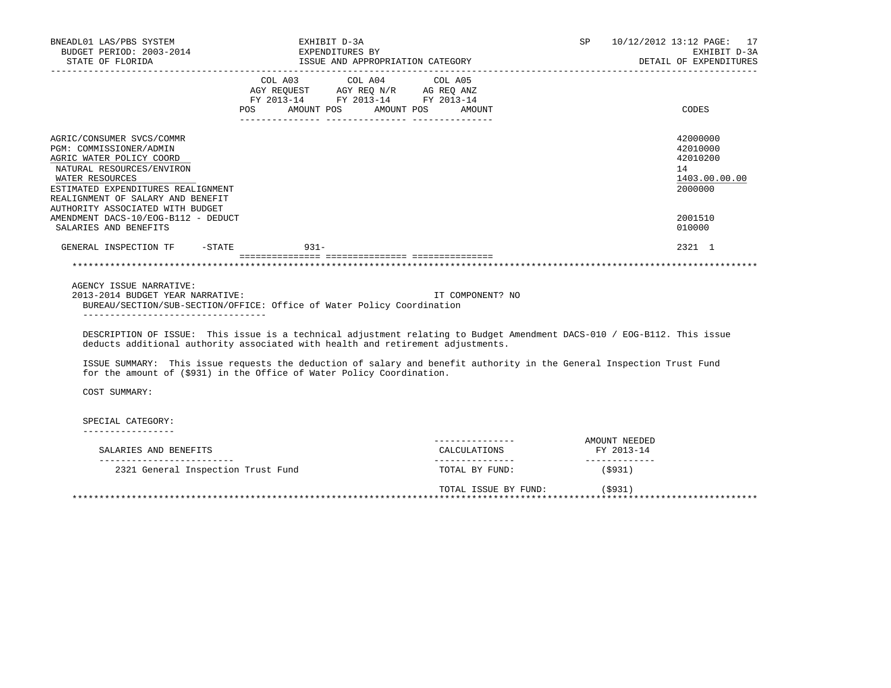| | COL A03 AGY REQUEST FY 2013-14 POS AMOUNT | COL A04 AGY REQ N/R FY 2013-14 POS AMOUNT | COL A05 AG REQ ANZ FY 2013-14 POS AMOUNT | CODES |
|---|---|---|---|---|
| AGRIC/CONSUMER SVCS/COMMR | | | | 42000000 |
| PGM: COMMISSIONER/ADMIN | | | | 42010000 |
| AGRIC WATER POLICY COORD | | | | 42010200 |
| NATURAL RESOURCES/ENVIRON | | | | 14 |
| WATER RESOURCES | | | | 1403.00.00.00 |
| ESTIMATED EXPENDITURES REALIGNMENT | | | | 2000000 |
| REALIGNMENT OF SALARY AND BENEFIT AUTHORITY ASSOCIATED WITH BUDGET AMENDMENT DACS-10/EOG-B112 - DEDUCT | | | | 2001510 |
| SALARIES AND BENEFITS | | | | 010000 |
| GENERAL INSPECTION TF -STATE | 931- | | | 2321 1 |

AGENCY ISSUE NARRATIVE:

2013-2014 BUDGET YEAR NARRATIVE: IT COMPONENT? NO

BUREAU/SECTION/SUB-SECTION/OFFICE: Office of Water Policy Coordination

DESCRIPTION OF ISSUE: This issue is a technical adjustment relating to Budget Amendment DACS-010 / EOG-B112. This issue deducts additional authority associated with health and retirement adjustments.

ISSUE SUMMARY: This issue requests the deduction of salary and benefit authority in the General Inspection Trust Fund for the amount of ($931) in the Office of Water Policy Coordination.

COST SUMMARY:

SPECIAL CATEGORY:

| SALARIES AND BENEFITS | CALCULATIONS | AMOUNT NEEDED FY 2013-14 |
|---|---|---|
| 2321 General Inspection Trust Fund | TOTAL BY FUND: | ($931) |
| | TOTAL ISSUE BY FUND: | ($931) |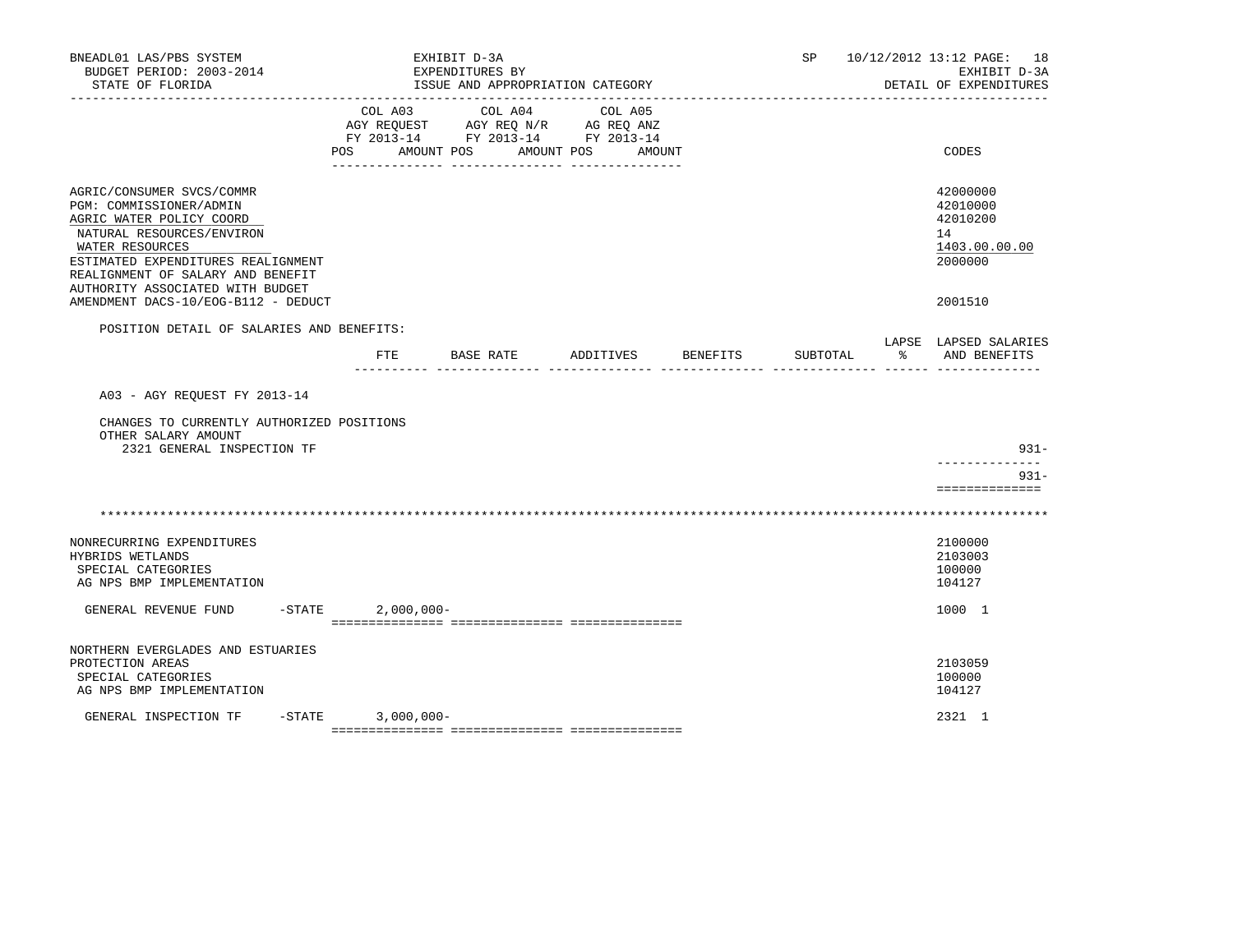BNEADL01 LAS/PBS SYSTEM — EXHIBIT D-3A — SP 10/12/2012 13:12 PAGE: 18
BUDGET PERIOD: 2003-2014 — EXPENDITURES BY — EXHIBIT D-3A
STATE OF FLORIDA — ISSUE AND APPROPRIATION CATEGORY — DETAIL OF EXPENDITURES

| | COL A03 AGY REQUEST FY 2013-14 POS AMOUNT | COL A04 AGY REQ N/R FY 2013-14 POS AMOUNT | COL A05 AG REQ ANZ FY 2013-14 POS AMOUNT | CODES |
|---|---|---|---|---|
| AGRIC/CONSUMER SVCS/COMMR | | | | 42000000 |
| PGM: COMMISSIONER/ADMIN | | | | 42010000 |
| AGRIC WATER POLICY COORD | | | | 42010200 |
| NATURAL RESOURCES/ENVIRON | | | | 14 |
| WATER RESOURCES | | | | 1403.00.00.00 |
| ESTIMATED EXPENDITURES REALIGNMENT | | | | 2000000 |
| REALIGNMENT OF SALARY AND BENEFIT AUTHORITY ASSOCIATED WITH BUDGET AMENDMENT DACS-10/EOG-B112 - DEDUCT | | | | 2001510 |

POSITION DETAIL OF SALARIES AND BENEFITS:

| | FTE | BASE RATE | ADDITIVES | BENEFITS | SUBTOTAL | LAPSE % | LAPSED SALARIES AND BENEFITS |
|---|---|---|---|---|---|---|---|
| A03 - AGY REQUEST FY 2013-14 | | | | | | | |
| CHANGES TO CURRENTLY AUTHORIZED POSITIONS | | | | | | | |
| OTHER SALARY AMOUNT | | | | | | | |
| 2321 GENERAL INSPECTION TF | | | | | | | 931- |
| | | | | | | | 931- |

************************************************************************************************************************

| | COL A03 AGY REQUEST FY 2013-14 POS AMOUNT | COL A04 AGY REQ N/R FY 2013-14 POS AMOUNT | COL A05 AG REQ ANZ FY 2013-14 POS AMOUNT | CODES |
|---|---|---|---|---|
| NONRECURRING EXPENDITURES | | | | 2100000 |
| HYBRIDS WETLANDS | | | | 2103003 |
| SPECIAL CATEGORIES | | | | 100000 |
| AG NPS BMP IMPLEMENTATION | | | | 104127 |
| GENERAL REVENUE FUND -STATE | 2,000,000- | | | 1000 1 |
| NORTHERN EVERGLADES AND ESTUARIES PROTECTION AREAS | | | | 2103059 |
| SPECIAL CATEGORIES | | | | 100000 |
| AG NPS BMP IMPLEMENTATION | | | | 104127 |
| GENERAL INSPECTION TF -STATE | 3,000,000- | | | 2321 1 |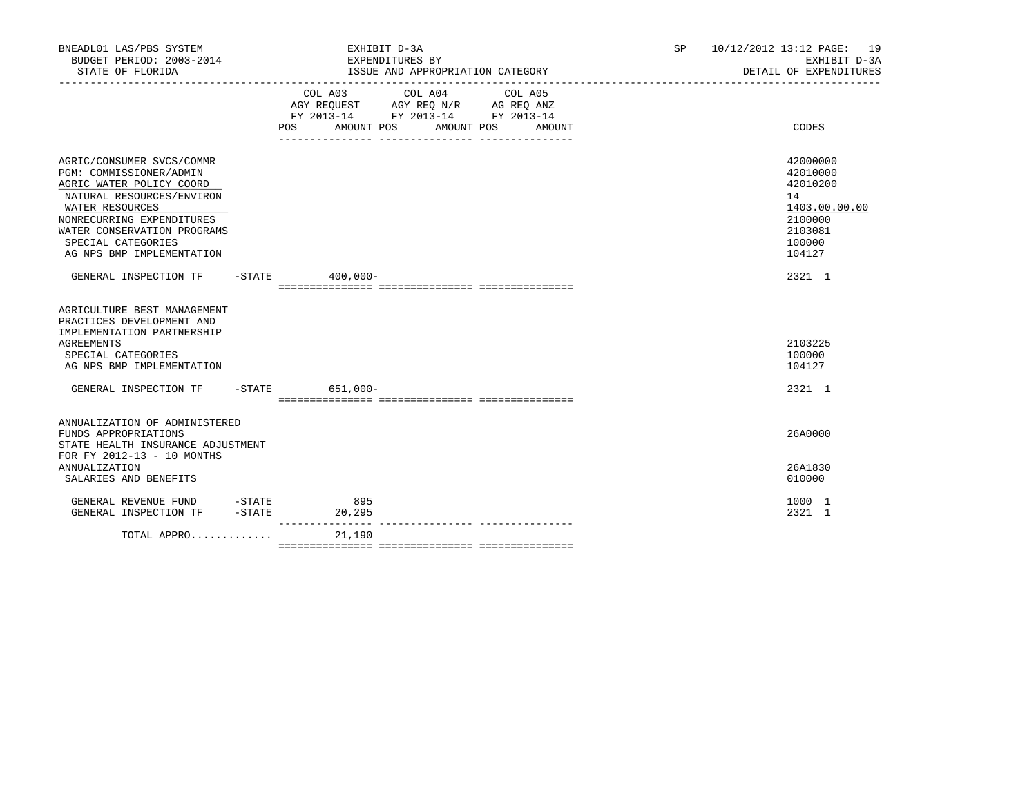BNEADL01 LAS/PBS SYSTEM — EXHIBIT D-3A — SP 10/12/2012 13:12

BUDGET PERIOD: 2003-2014 — EXPENDITURES BY — EXHIBIT D-3A

STATE OF FLORIDA — ISSUE AND APPROPRIATION CATEGORY — DETAIL OF EXPENDITURES

| | COL A03 AGY REQUEST FY 2013-14 POS AMOUNT | COL A04 AGY REQ N/R FY 2013-14 POS AMOUNT | COL A05 AG REQ ANZ FY 2013-14 POS AMOUNT | CODES |
|---|---|---|---|---|
| AGRIC/CONSUMER SVCS/COMMR | | | | 42000000 |
| PGM: COMMISSIONER/ADMIN | | | | 42010000 |
| AGRIC WATER POLICY COORD | | | | 42010200 |
| NATURAL RESOURCES/ENVIRON | | | | 14 |
| WATER RESOURCES | | | | 1403.00.00.00 |
| NONRECURRING EXPENDITURES | | | | 2100000 |
| WATER CONSERVATION PROGRAMS | | | | 2103081 |
| SPECIAL CATEGORIES | | | | 100000 |
| AG NPS BMP IMPLEMENTATION | | | | 104127 |
| GENERAL INSPECTION TF -STATE | 400,000- | | | 2321 1 |
| AGRICULTURE BEST MANAGEMENT PRACTICES DEVELOPMENT AND IMPLEMENTATION PARTNERSHIP AGREEMENTS | | | | 2103225 |
| SPECIAL CATEGORIES | | | | 100000 |
| AG NPS BMP IMPLEMENTATION | | | | 104127 |
| GENERAL INSPECTION TF -STATE | 651,000- | | | 2321 1 |
| ANNUALIZATION OF ADMINISTERED FUNDS APPROPRIATIONS | | | | 26A0000 |
| STATE HEALTH INSURANCE ADJUSTMENT FOR FY 2012-13 - 10 MONTHS ANNUALIZATION | | | | 26A1830 |
| SALARIES AND BENEFITS | | | | 010000 |
| GENERAL REVENUE FUND -STATE | 895 | | | 1000 1 |
| GENERAL INSPECTION TF -STATE | 20,295 | | | 2321 1 |
| TOTAL APPRO............ | 21,190 | | | |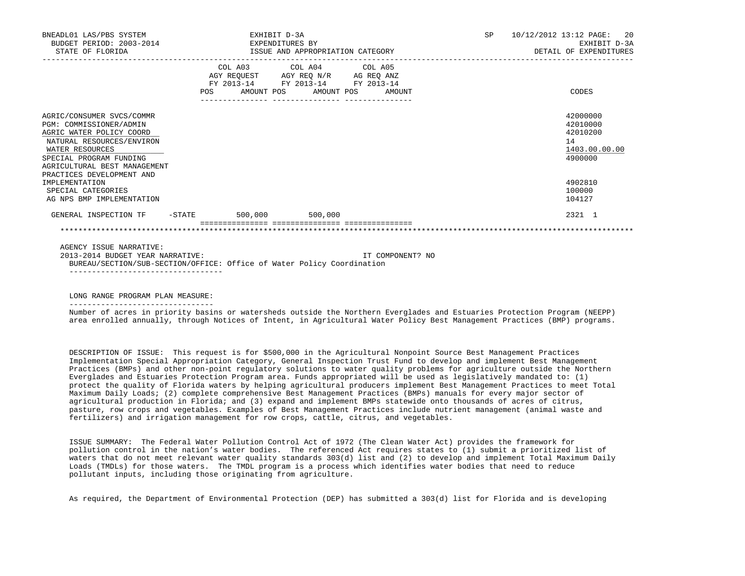BNEADL01 LAS/PBS SYSTEM — EXHIBIT D-3A — EXPENDITURES BY ISSUE AND APPROPRIATION CATEGORY — SP 10/12/2012 13:12 — EXHIBIT D-3A DETAIL OF EXPENDITURES

BUDGET PERIOD: 2003-2014
STATE OF FLORIDA

| | COL A03 AGY REQUEST FY 2013-14 POS AMOUNT | COL A04 AGY REQ N/R FY 2013-14 POS AMOUNT | COL A05 AG REQ ANZ FY 2013-14 POS AMOUNT | CODES |
|---|---|---|---|---|
| AGRIC/CONSUMER SVCS/COMMR | | | | 42000000 |
| PGM: COMMISSIONER/ADMIN | | | | 42010000 |
| AGRIC WATER POLICY COORD | | | | 42010200 |
| NATURAL RESOURCES/ENVIRON | | | | 14 |
| WATER RESOURCES | | | | 1403.00.00.00 |
| SPECIAL PROGRAM FUNDING | | | | 4900000 |
| AGRICULTURAL BEST MANAGEMENT PRACTICES DEVELOPMENT AND IMPLEMENTATION | | | | 4902810 |
| SPECIAL CATEGORIES | | | | 100000 |
| AG NPS BMP IMPLEMENTATION | | | | 104127 |
| GENERAL INSPECTION TF -STATE | 500,000 | 500,000 | | 2321 1 |

AGENCY ISSUE NARRATIVE:
2013-2014 BUDGET YEAR NARRATIVE: IT COMPONENT? NO
BUREAU/SECTION/SUB-SECTION/OFFICE: Office of Water Policy Coordination

LONG RANGE PROGRAM PLAN MEASURE:

Number of acres in priority basins or watersheds outside the Northern Everglades and Estuaries Protection Program (NEEPP) area enrolled annually, through Notices of Intent, in Agricultural Water Policy Best Management Practices (BMP) programs.

DESCRIPTION OF ISSUE: This request is for $500,000 in the Agricultural Nonpoint Source Best Management Practices Implementation Special Appropriation Category, General Inspection Trust Fund to develop and implement Best Management Practices (BMPs) and other non-point regulatory solutions to water quality problems for agriculture outside the Northern Everglades and Estuaries Protection Program area. Funds appropriated will be used as legislatively mandated to: (1) protect the quality of Florida waters by helping agricultural producers implement Best Management Practices to meet Total Maximum Daily Loads; (2) complete comprehensive Best Management Practices (BMPs) manuals for every major sector of agricultural production in Florida; and (3) expand and implement BMPs statewide onto thousands of acres of citrus, pasture, row crops and vegetables. Examples of Best Management Practices include nutrient management (animal waste and fertilizers) and irrigation management for row crops, cattle, citrus, and vegetables.

ISSUE SUMMARY: The Federal Water Pollution Control Act of 1972 (The Clean Water Act) provides the framework for pollution control in the nation's water bodies. The referenced Act requires states to (1) submit a prioritized list of waters that do not meet relevant water quality standards 303(d) list and (2) to develop and implement Total Maximum Daily Loads (TMDLs) for those waters. The TMDL program is a process which identifies water bodies that need to reduce pollutant inputs, including those originating from agriculture.

As required, the Department of Environmental Protection (DEP) has submitted a 303(d) list for Florida and is developing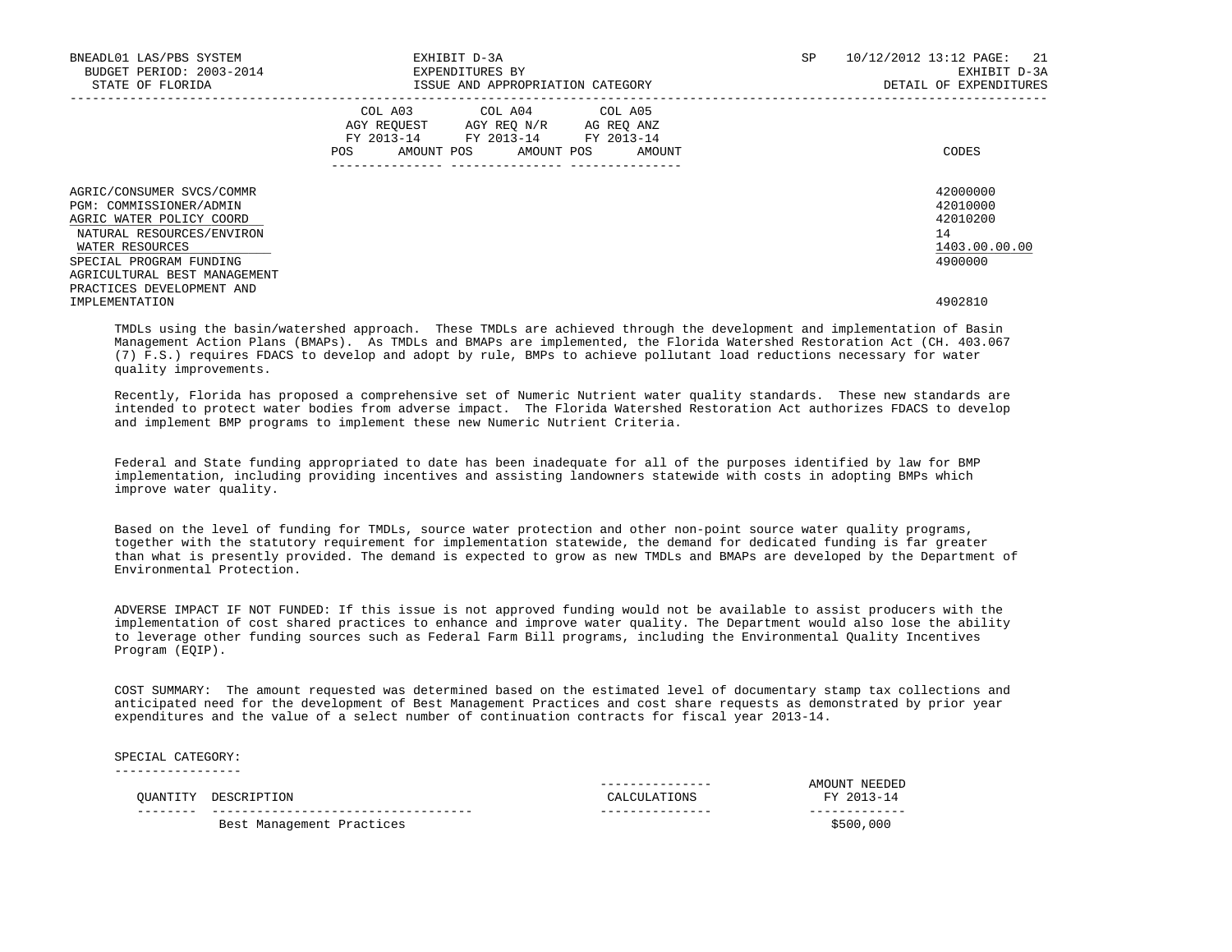| | COL A03 AGY REQUEST FY 2013-14 | | COL A04 AGY REQ N/R FY 2013-14 | | COL A05 AG REQ ANZ FY 2013-14 | | |
|---|---|---|---|---|---|---|---|
| | POS | AMOUNT | POS | AMOUNT | POS | AMOUNT | CODES |
| AGRIC/CONSUMER SVCS/COMMR | | | | | | | 42000000 |
| PGM: COMMISSIONER/ADMIN | | | | | | | 42010000 |
| AGRIC WATER POLICY COORD | | | | | | | 42010200 |
| NATURAL RESOURCES/ENVIRON | | | | | | | 14 |
| WATER RESOURCES | | | | | | | 1403.00.00.00 |
| SPECIAL PROGRAM FUNDING | | | | | | | 4900000 |
| AGRICULTURAL BEST MANAGEMENT PRACTICES DEVELOPMENT AND IMPLEMENTATION | | | | | | | 4902810 |

TMDLs using the basin/watershed approach. These TMDLs are achieved through the development and implementation of Basin Management Action Plans (BMAPs). As TMDLs and BMAPs are implemented, the Florida Watershed Restoration Act (CH. 403.067 (7) F.S.) requires FDACS to develop and adopt by rule, BMPs to achieve pollutant load reductions necessary for water quality improvements.

Recently, Florida has proposed a comprehensive set of Numeric Nutrient water quality standards. These new standards are intended to protect water bodies from adverse impact. The Florida Watershed Restoration Act authorizes FDACS to develop and implement BMP programs to implement these new Numeric Nutrient Criteria.

Federal and State funding appropriated to date has been inadequate for all of the purposes identified by law for BMP implementation, including providing incentives and assisting landowners statewide with costs in adopting BMPs which improve water quality.

Based on the level of funding for TMDLs, source water protection and other non-point source water quality programs, together with the statutory requirement for implementation statewide, the demand for dedicated funding is far greater than what is presently provided. The demand is expected to grow as new TMDLs and BMAPs are developed by the Department of Environmental Protection.

ADVERSE IMPACT IF NOT FUNDED: If this issue is not approved funding would not be available to assist producers with the implementation of cost shared practices to enhance and improve water quality. The Department would also lose the ability to leverage other funding sources such as Federal Farm Bill programs, including the Environmental Quality Incentives Program (EQIP).

COST SUMMARY: The amount requested was determined based on the estimated level of documentary stamp tax collections and anticipated need for the development of Best Management Practices and cost share requests as demonstrated by prior year expenditures and the value of a select number of continuation contracts for fiscal year 2013-14.

SPECIAL CATEGORY:

| QUANTITY | DESCRIPTION | CALCULATIONS | AMOUNT NEEDED FY 2013-14 |
|---|---|---|---|
| | Best Management Practices | | $500,000 |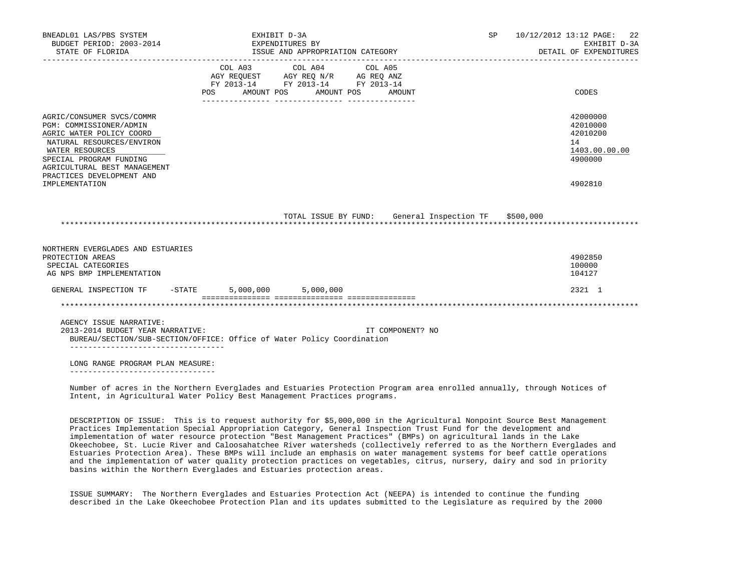| | COL A03 AGY REQUEST FY 2013-14 POS AMOUNT | COL A04 AGY REQ N/R FY 2013-14 POS AMOUNT | COL A05 AG REQ ANZ FY 2013-14 POS AMOUNT | CODES |
|---|---|---|---|---|
| AGRIC/CONSUMER SVCS/COMMR | | | | 42000000 |
| PGM: COMMISSIONER/ADMIN | | | | 42010000 |
| AGRIC WATER POLICY COORD | | | | 42010200 |
| NATURAL RESOURCES/ENVIRON | | | | 14 |
| WATER RESOURCES | | | | 1403.00.00.00 |
| SPECIAL PROGRAM FUNDING | | | | 4900000 |
| AGRICULTURAL BEST MANAGEMENT PRACTICES DEVELOPMENT AND IMPLEMENTATION | | | | 4902810 |

TOTAL ISSUE BY FUND: General Inspection TF $500,000

| | COL A03 | COL A04 | COL A05 | CODES |
|---|---|---|---|---|
| NORTHERN EVERGLADES AND ESTUARIES PROTECTION AREAS | | | | 4902850 |
| SPECIAL CATEGORIES | | | | 100000 |
| AG NPS BMP IMPLEMENTATION | | | | 104127 |
| GENERAL INSPECTION TF -STATE | 5,000,000 | 5,000,000 | | 2321 1 |

AGENCY ISSUE NARRATIVE:

2013-2014 BUDGET YEAR NARRATIVE: IT COMPONENT? NO

BUREAU/SECTION/SUB-SECTION/OFFICE: Office of Water Policy Coordination

LONG RANGE PROGRAM PLAN MEASURE:

Number of acres in the Northern Everglades and Estuaries Protection Program area enrolled annually, through Notices of Intent, in Agricultural Water Policy Best Management Practices programs.

DESCRIPTION OF ISSUE: This is to request authority for $5,000,000 in the Agricultural Nonpoint Source Best Management Practices Implementation Special Appropriation Category, General Inspection Trust Fund for the development and implementation of water resource protection "Best Management Practices" (BMPs) on agricultural lands in the Lake Okeechobee, St. Lucie River and Caloosahatchee River watersheds (collectively referred to as the Northern Everglades and Estuaries Protection Area). These BMPs will include an emphasis on water management systems for beef cattle operations and the implementation of water quality protection practices on vegetables, citrus, nursery, dairy and sod in priority basins within the Northern Everglades and Estuaries protection areas.

ISSUE SUMMARY: The Northern Everglades and Estuaries Protection Act (NEEPA) is intended to continue the funding described in the Lake Okeechobee Protection Plan and its updates submitted to the Legislature as required by the 2000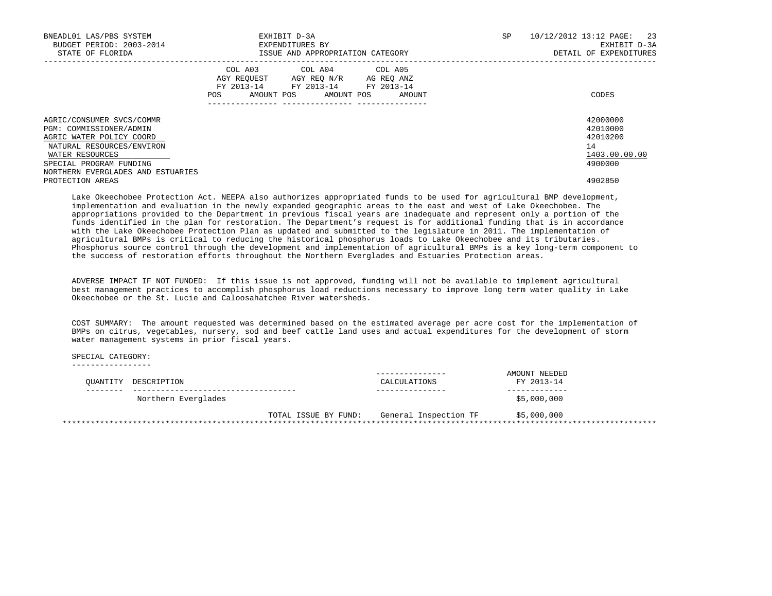| | COL A03 AGY REQUEST FY 2013-14 POS AMOUNT | COL A04 AGY REQ N/R FY 2013-14 POS AMOUNT | COL A05 AG REQ ANZ FY 2013-14 POS AMOUNT | CODES |
|---|---|---|---|---|
| AGRIC/CONSUMER SVCS/COMMR | | | | 42000000 |
| PGM: COMMISSIONER/ADMIN | | | | 42010000 |
| AGRIC WATER POLICY COORD | | | | 42010200 |
| NATURAL RESOURCES/ENVIRON | | | | 14 |
| WATER RESOURCES | | | | 1403.00.00.00 |
| SPECIAL PROGRAM FUNDING | | | | 4900000 |
| NORTHERN EVERGLADES AND ESTUARIES PROTECTION AREAS | | | | 4902850 |

Lake Okeechobee Protection Act. NEEPA also authorizes appropriated funds to be used for agricultural BMP development, implementation and evaluation in the newly expanded geographic areas to the east and west of Lake Okeechobee. The appropriations provided to the Department in previous fiscal years are inadequate and represent only a portion of the funds identified in the plan for restoration. The Department's request is for additional funding that is in accordance with the Lake Okeechobee Protection Plan as updated and submitted to the legislature in 2011. The implementation of agricultural BMPs is critical to reducing the historical phosphorus loads to Lake Okeechobee and its tributaries. Phosphorus source control through the development and implementation of agricultural BMPs is a key long-term component to the success of restoration efforts throughout the Northern Everglades and Estuaries Protection areas.

ADVERSE IMPACT IF NOT FUNDED: If this issue is not approved, funding will not be available to implement agricultural best management practices to accomplish phosphorus load reductions necessary to improve long term water quality in Lake Okeechobee or the St. Lucie and Caloosahatchee River watersheds.

COST SUMMARY: The amount requested was determined based on the estimated average per acre cost for the implementation of BMPs on citrus, vegetables, nursery, sod and beef cattle land uses and actual expenditures for the development of storm water management systems in prior fiscal years.

SPECIAL CATEGORY:

| QUANTITY | DESCRIPTION | CALCULATIONS | AMOUNT NEEDED FY 2013-14 |
|---|---|---|---|
| | Northern Everglades | | $5,000,000 |
| | TOTAL ISSUE BY FUND: | General Inspection TF | $5,000,000 |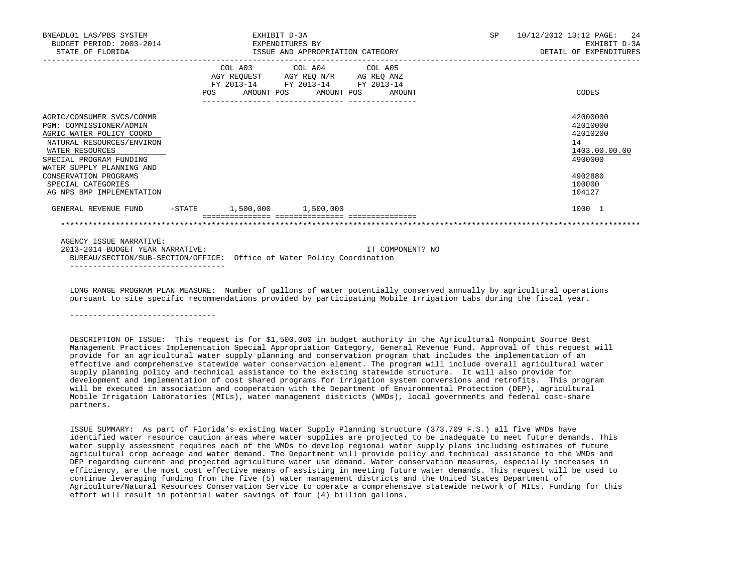| | COL A03 AGY REQUEST FY 2013-14 POS AMOUNT | COL A04 AGY REQ N/R FY 2013-14 POS AMOUNT | COL A05 AG REQ ANZ FY 2013-14 POS AMOUNT | CODES |
|---|---|---|---|---|
| AGRIC/CONSUMER SVCS/COMMR | | | | 42000000 |
| PGM: COMMISSIONER/ADMIN | | | | 42010000 |
| AGRIC WATER POLICY COORD | | | | 42010200 |
| NATURAL RESOURCES/ENVIRON | | | | 14 |
| WATER RESOURCES | | | | 1403.00.00.00 |
| SPECIAL PROGRAM FUNDING | | | | 4900000 |
| WATER SUPPLY PLANNING AND CONSERVATION PROGRAMS | | | | 4902880 |
| SPECIAL CATEGORIES | | | | 100000 |
| AG NPS BMP IMPLEMENTATION | | | | 104127 |
| GENERAL REVENUE FUND -STATE | 1,500,000 | 1,500,000 | | 1000 1 |

AGENCY ISSUE NARRATIVE:

2013-2014 BUDGET YEAR NARRATIVE: IT COMPONENT? NO

BUREAU/SECTION/SUB-SECTION/OFFICE: Office of Water Policy Coordination

LONG RANGE PROGRAM PLAN MEASURE: Number of gallons of water potentially conserved annually by agricultural operations pursuant to site specific recommendations provided by participating Mobile Irrigation Labs during the fiscal year.

DESCRIPTION OF ISSUE: This request is for $1,500,000 in budget authority in the Agricultural Nonpoint Source Best Management Practices Implementation Special Appropriation Category, General Revenue Fund. Approval of this request will provide for an agricultural water supply planning and conservation program that includes the implementation of an effective and comprehensive statewide water conservation element. The program will include overall agricultural water supply planning policy and technical assistance to the existing statewide structure. It will also provide for development and implementation of cost shared programs for irrigation system conversions and retrofits. This program will be executed in association and cooperation with the Department of Environmental Protection (DEP), agricultural Mobile Irrigation Laboratories (MILs), water management districts (WMDs), local governments and federal cost-share partners.

ISSUE SUMMARY: As part of Florida's existing Water Supply Planning structure (373.709 F.S.) all five WMDs have identified water resource caution areas where water supplies are projected to be inadequate to meet future demands. This water supply assessment requires each of the WMDs to develop regional water supply plans including estimates of future agricultural crop acreage and water demand. The Department will provide policy and technical assistance to the WMDs and DEP regarding current and projected agriculture water use demand. Water conservation measures, especially increases in efficiency, are the most cost effective means of assisting in meeting future water demands. This request will be used to continue leveraging funding from the five (5) water management districts and the United States Department of Agriculture/Natural Resources Conservation Service to operate a comprehensive statewide network of MILs. Funding for this effort will result in potential water savings of four (4) billion gallons.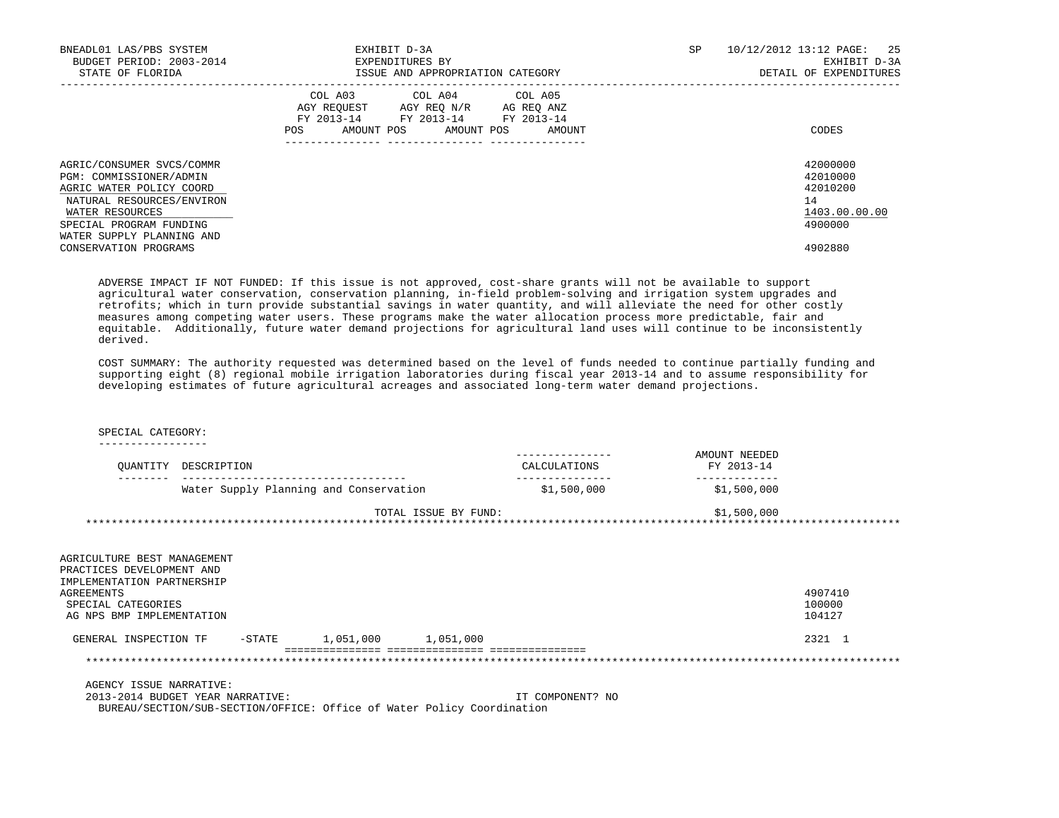| | COL A03 AGY REQUEST FY 2013-14 POS AMOUNT | COL A04 AGY REQ N/R FY 2013-14 POS AMOUNT | COL A05 AG REQ ANZ FY 2013-14 POS AMOUNT | CODES |
|---|---|---|---|---|
| AGRIC/CONSUMER SVCS/COMMR | | | | 42000000 |
| PGM: COMMISSIONER/ADMIN | | | | 42010000 |
| AGRIC WATER POLICY COORD | | | | 42010200 |
| NATURAL RESOURCES/ENVIRON | | | | 14 |
| WATER RESOURCES | | | | 1403.00.00.00 |
| SPECIAL PROGRAM FUNDING | | | | 4900000 |
| WATER SUPPLY PLANNING AND CONSERVATION PROGRAMS | | | | 4902880 |

ADVERSE IMPACT IF NOT FUNDED: If this issue is not approved, cost-share grants will not be available to support agricultural water conservation, conservation planning, in-field problem-solving and irrigation system upgrades and retrofits; which in turn provide substantial savings in water quantity, and will alleviate the need for other costly measures among competing water users. These programs make the water allocation process more predictable, fair and equitable. Additionally, future water demand projections for agricultural land uses will continue to be inconsistently derived.

COST SUMMARY: The authority requested was determined based on the level of funds needed to continue partially funding and supporting eight (8) regional mobile irrigation laboratories during fiscal year 2013-14 and to assume responsibility for developing estimates of future agricultural acreages and associated long-term water demand projections.

SPECIAL CATEGORY:

| QUANTITY | DESCRIPTION | CALCULATIONS | AMOUNT NEEDED FY 2013-14 |
|---|---|---|---|
| | Water Supply Planning and Conservation | $1,500,000 | $1,500,000 |
| | TOTAL ISSUE BY FUND: | | $1,500,000 |

| | COL A03 AGY REQUEST FY 2013-14 POS AMOUNT | COL A04 AGY REQ N/R FY 2013-14 POS AMOUNT | COL A05 AG REQ ANZ FY 2013-14 POS AMOUNT | CODES |
|---|---|---|---|---|
| AGRICULTURE BEST MANAGEMENT PRACTICES DEVELOPMENT AND IMPLEMENTATION PARTNERSHIP AGREEMENTS | | | | 4907410 |
| SPECIAL CATEGORIES | | | | 100000 |
| AG NPS BMP IMPLEMENTATION | | | | 104127 |
| GENERAL INSPECTION TF -STATE | 1,051,000 | 1,051,000 | | 2321 1 |

AGENCY ISSUE NARRATIVE:

2013-2014 BUDGET YEAR NARRATIVE: IT COMPONENT? NO

BUREAU/SECTION/SUB-SECTION/OFFICE: Office of Water Policy Coordination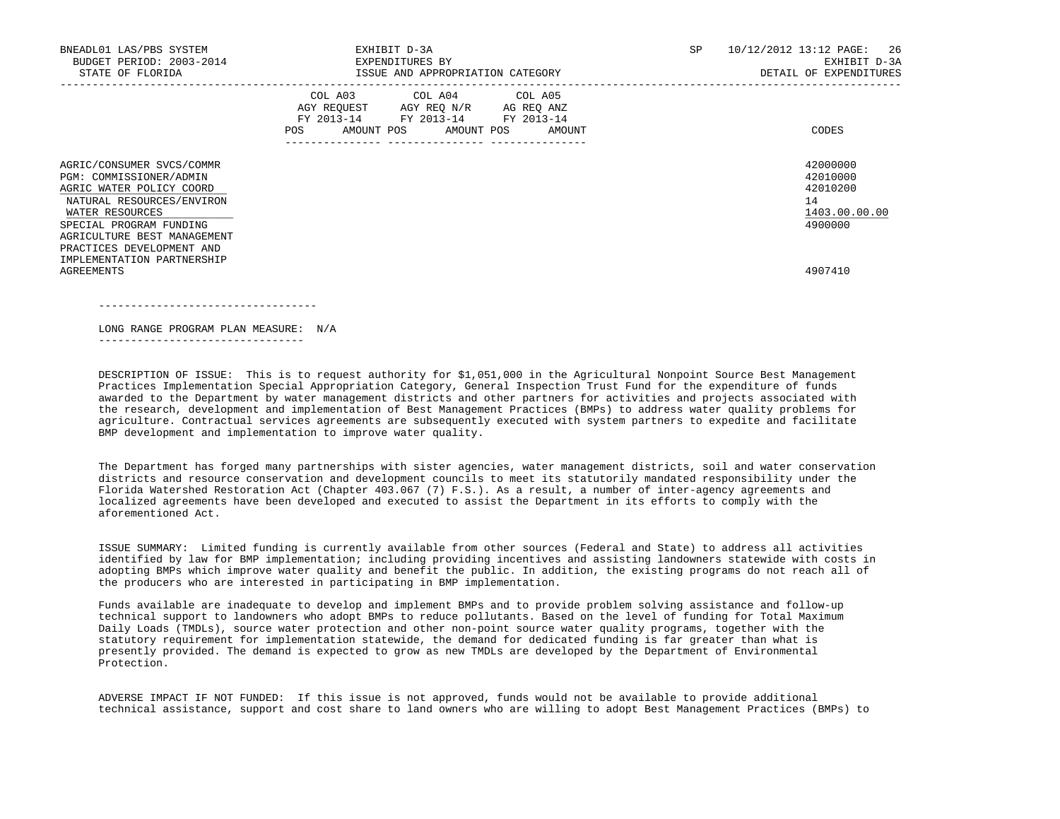| | COL A03 AGY REQUEST FY 2013-14 POS AMOUNT | COL A04 AGY REQ N/R FY 2013-14 POS AMOUNT | COL A05 AG REQ ANZ FY 2013-14 POS AMOUNT | CODES |
|---|---|---|---|---|
| AGRIC/CONSUMER SVCS/COMMR | | | | 42000000 |
| PGM: COMMISSIONER/ADMIN | | | | 42010000 |
| AGRIC WATER POLICY COORD | | | | 42010200 |
| NATURAL RESOURCES/ENVIRON | | | | 14 |
| WATER RESOURCES | | | | 1403.00.00.00 |
| SPECIAL PROGRAM FUNDING | | | | 4900000 |
| AGRICULTURE BEST MANAGEMENT PRACTICES DEVELOPMENT AND IMPLEMENTATION PARTNERSHIP AGREEMENTS | | | | 4907410 |

LONG RANGE PROGRAM PLAN MEASURE: N/A

DESCRIPTION OF ISSUE: This is to request authority for $1,051,000 in the Agricultural Nonpoint Source Best Management Practices Implementation Special Appropriation Category, General Inspection Trust Fund for the expenditure of funds awarded to the Department by water management districts and other partners for activities and projects associated with the research, development and implementation of Best Management Practices (BMPs) to address water quality problems for agriculture. Contractual services agreements are subsequently executed with system partners to expedite and facilitate BMP development and implementation to improve water quality.

The Department has forged many partnerships with sister agencies, water management districts, soil and water conservation districts and resource conservation and development councils to meet its statutorily mandated responsibility under the Florida Watershed Restoration Act (Chapter 403.067 (7) F.S.). As a result, a number of inter-agency agreements and localized agreements have been developed and executed to assist the Department in its efforts to comply with the aforementioned Act.

ISSUE SUMMARY: Limited funding is currently available from other sources (Federal and State) to address all activities identified by law for BMP implementation; including providing incentives and assisting landowners statewide with costs in adopting BMPs which improve water quality and benefit the public. In addition, the existing programs do not reach all of the producers who are interested in participating in BMP implementation.

Funds available are inadequate to develop and implement BMPs and to provide problem solving assistance and follow-up technical support to landowners who adopt BMPs to reduce pollutants. Based on the level of funding for Total Maximum Daily Loads (TMDLs), source water protection and other non-point source water quality programs, together with the statutory requirement for implementation statewide, the demand for dedicated funding is far greater than what is presently provided. The demand is expected to grow as new TMDLs are developed by the Department of Environmental Protection.

ADVERSE IMPACT IF NOT FUNDED: If this issue is not approved, funds would not be available to provide additional technical assistance, support and cost share to land owners who are willing to adopt Best Management Practices (BMPs) to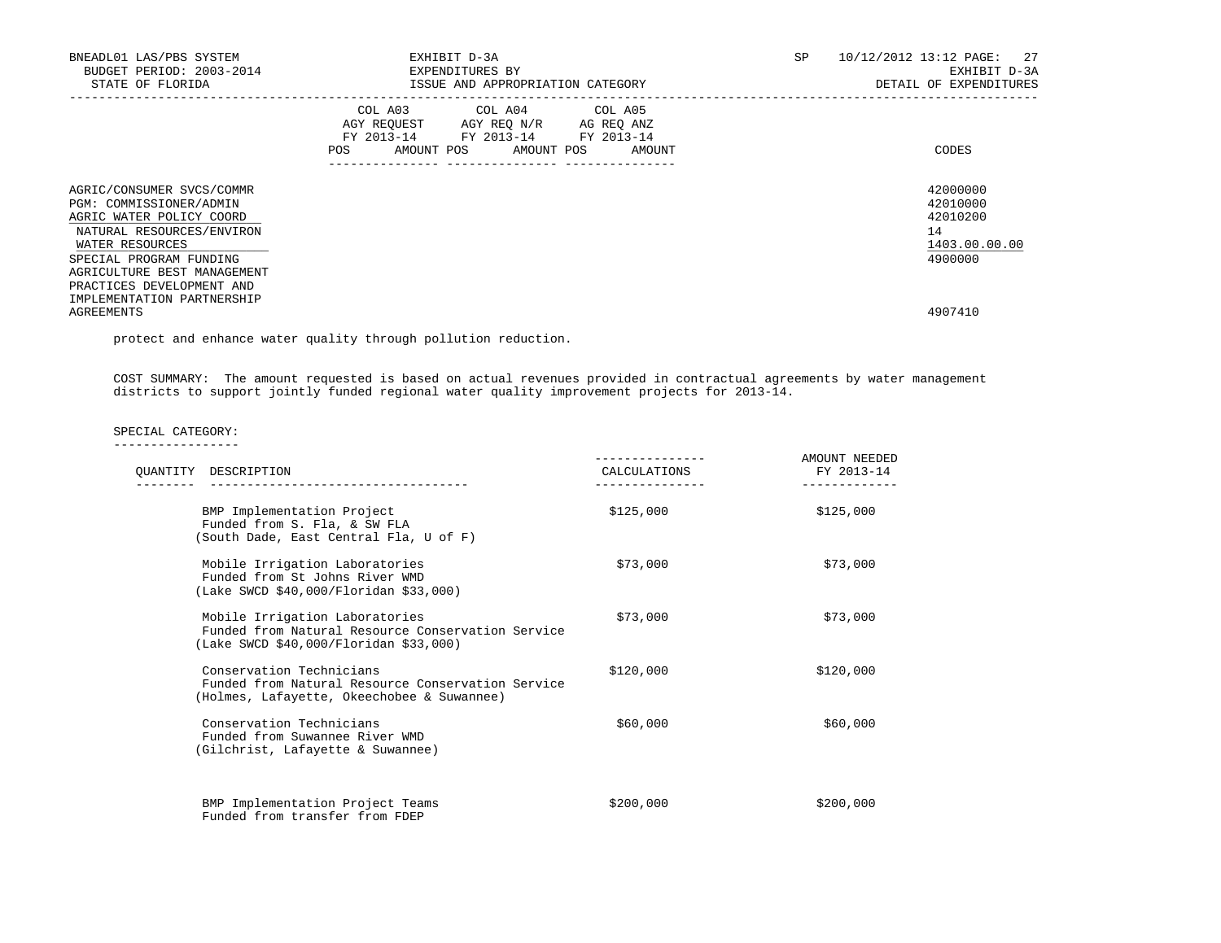BNEADL01 LAS/PBS SYSTEM
BUDGET PERIOD: 2003-2014
STATE OF FLORIDA

EXHIBIT D-3A
EXPENDITURES BY
ISSUE AND APPROPRIATION CATEGORY

SP 10/12/2012 13:12
EXHIBIT D-3A
DETAIL OF EXPENDITURES

| | COL A03 AGY REQUEST FY 2013-14 POS AMOUNT | COL A04 AGY REQ N/R FY 2013-14 POS AMOUNT | COL A05 AG REQ ANZ FY 2013-14 POS AMOUNT | CODES |
|---|---|---|---|---|
| AGRIC/CONSUMER SVCS/COMMR | | | | 42000000 |
| PGM: COMMISSIONER/ADMIN | | | | 42010000 |
| AGRIC WATER POLICY COORD | | | | 42010200 |
| NATURAL RESOURCES/ENVIRON | | | | 14 |
| WATER RESOURCES | | | | 1403.00.00.00 |
| SPECIAL PROGRAM FUNDING | | | | 4900000 |
| AGRICULTURE BEST MANAGEMENT PRACTICES DEVELOPMENT AND IMPLEMENTATION PARTNERSHIP AGREEMENTS | | | | 4907410 |

protect and enhance water quality through pollution reduction.

COST SUMMARY: The amount requested is based on actual revenues provided in contractual agreements by water management districts to support jointly funded regional water quality improvement projects for 2013-14.

SPECIAL CATEGORY:

| QUANTITY | DESCRIPTION | CALCULATIONS | AMOUNT NEEDED FY 2013-14 |
|---|---|---|---|
| | BMP Implementation Project<br>Funded from S. Fla, & SW FLA<br>(South Dade, East Central Fla, U of F) | $125,000 | $125,000 |
| | Mobile Irrigation Laboratories<br>Funded from St Johns River WMD<br>(Lake SWCD $40,000/Floridan $33,000) | $73,000 | $73,000 |
| | Mobile Irrigation Laboratories<br>Funded from Natural Resource Conservation Service<br>(Lake SWCD $40,000/Floridan $33,000) | $73,000 | $73,000 |
| | Conservation Technicians<br>Funded from Natural Resource Conservation Service<br>(Holmes, Lafayette, Okeechobee & Suwannee) | $120,000 | $120,000 |
| | Conservation Technicians<br>Funded from Suwannee River WMD<br>(Gilchrist, Lafayette & Suwannee) | $60,000 | $60,000 |
| | BMP Implementation Project Teams<br>Funded from transfer from FDEP | $200,000 | $200,000 |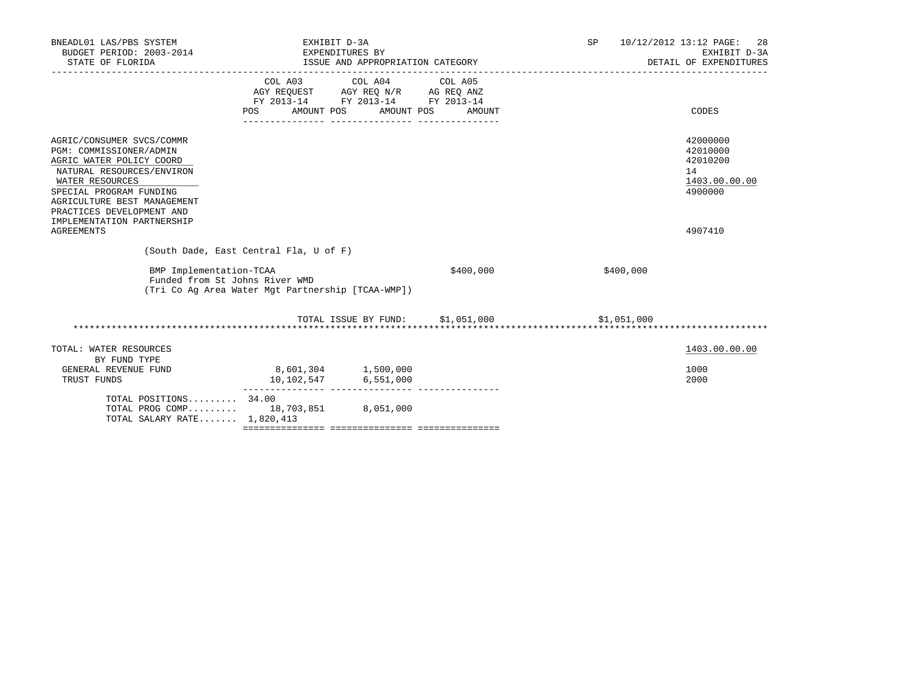BNEADL01 LAS/PBS SYSTEM | EXHIBIT D-3A | SP 10/12/2012 13:12

BUDGET PERIOD: 2003-2014 | EXPENDITURES BY | EXHIBIT D-3A

STATE OF FLORIDA | ISSUE AND APPROPRIATION CATEGORY | DETAIL OF EXPENDITURES

| | COL A03 AGY REQUEST FY 2013-14 POS AMOUNT | COL A04 AGY REQ N/R FY 2013-14 POS AMOUNT | COL A05 AG REQ ANZ FY 2013-14 POS AMOUNT | | CODES |
|---|---|---|---|---|---|
| AGRIC/CONSUMER SVCS/COMMR | | | | | 42000000 |
| PGM: COMMISSIONER/ADMIN | | | | | 42010000 |
| AGRIC WATER POLICY COORD | | | | | 42010200 |
| NATURAL RESOURCES/ENVIRON | | | | | 14 |
| WATER RESOURCES | | | | | 1403.00.00.00 |
| SPECIAL PROGRAM FUNDING | | | | | 4900000 |
| AGRICULTURE BEST MANAGEMENT PRACTICES DEVELOPMENT AND IMPLEMENTATION PARTNERSHIP AGREEMENTS | | | | | 4907410 |
| (South Dade, East Central Fla, U of F) | | | | | |
| BMP Implementation-TCAA Funded from St Johns River WMD (Tri Co Ag Area Water Mgt Partnership [TCAA-WMP]) | | | $400,000 | $400,000 | |
| TOTAL ISSUE BY FUND: | | | $1,051,000 | $1,051,000 | |
| TOTAL: WATER RESOURCES | | | | | 1403.00.00.00 |
| BY FUND TYPE | | | | | |
| GENERAL REVENUE FUND | 8,601,304 | 1,500,000 | | | 1000 |
| TRUST FUNDS | 10,102,547 | 6,551,000 | | | 2000 |
| TOTAL POSITIONS......... | 34.00 | | | | |
| TOTAL PROG COMP......... | 18,703,851 | 8,051,000 | | | |
| TOTAL SALARY RATE....... | 1,820,413 | | | | |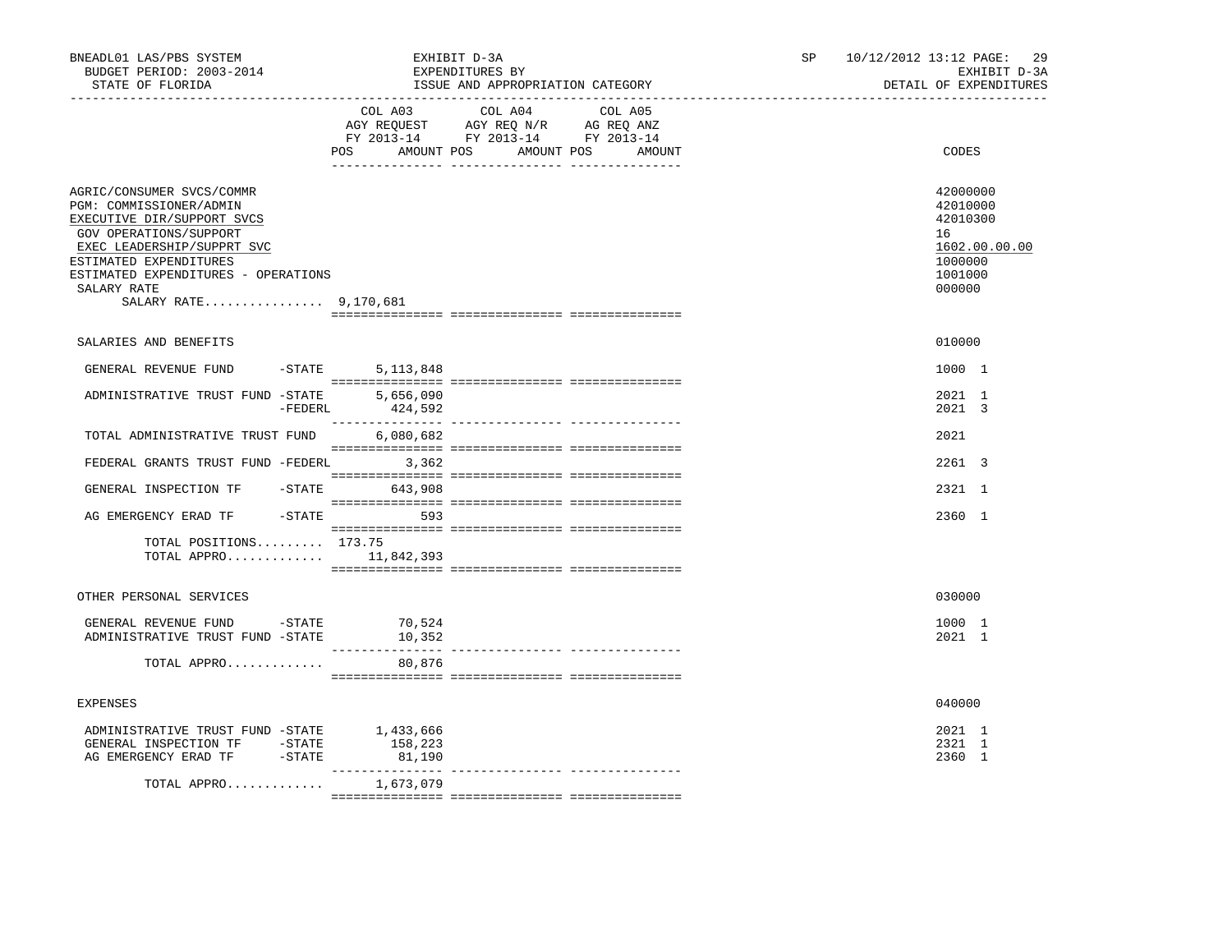BNEADL01 LAS/PBS SYSTEM
BUDGET PERIOD: 2003-2014
STATE OF FLORIDA

EXHIBIT D-3A
EXPENDITURES BY
ISSUE AND APPROPRIATION CATEGORY

SP 10/12/2012 13:12
EXHIBIT D-3A
DETAIL OF EXPENDITURES

| | COL A03 AGY REQUEST FY 2013-14 POS AMOUNT | COL A04 AGY REQ N/R FY 2013-14 POS AMOUNT | COL A05 AG REQ ANZ FY 2013-14 POS AMOUNT | CODES |
|---|---|---|---|---|
| AGRIC/CONSUMER SVCS/COMMR | | | | 42000000 |
| PGM: COMMISSIONER/ADMIN | | | | 42010000 |
| EXECUTIVE DIR/SUPPORT SVCS | | | | 42010300 |
| GOV OPERATIONS/SUPPORT | | | | 16 |
| EXEC LEADERSHIP/SUPPRT SVC | | | | 1602.00.00.00 |
| ESTIMATED EXPENDITURES | | | | 1000000 |
| ESTIMATED EXPENDITURES - OPERATIONS | | | | 1001000 |
| SALARY RATE | | | | 000000 |
| SALARY RATE................ 9,170,681 | | | | |
| SALARIES AND BENEFITS | | | | 010000 |
| GENERAL REVENUE FUND -STATE | 5,113,848 | | | 1000 1 |
| ADMINISTRATIVE TRUST FUND -STATE | 5,656,090 | | | 2021 1 |
| -FEDERL | 424,592 | | | 2021 3 |
| TOTAL ADMINISTRATIVE TRUST FUND | 6,080,682 | | | 2021 |
| FEDERAL GRANTS TRUST FUND -FEDERL | 3,362 | | | 2261 3 |
| GENERAL INSPECTION TF -STATE | 643,908 | | | 2321 1 |
| AG EMERGENCY ERAD TF -STATE | 593 | | | 2360 1 |
| TOTAL POSITIONS......... 173.75 | | | | |
| TOTAL APPRO............. | 11,842,393 | | | |
| OTHER PERSONAL SERVICES | | | | 030000 |
| GENERAL REVENUE FUND -STATE | 70,524 | | | 1000 1 |
| ADMINISTRATIVE TRUST FUND -STATE | 10,352 | | | 2021 1 |
| TOTAL APPRO............. | 80,876 | | | |
| EXPENSES | | | | 040000 |
| ADMINISTRATIVE TRUST FUND -STATE | 1,433,666 | | | 2021 1 |
| GENERAL INSPECTION TF -STATE | 158,223 | | | 2321 1 |
| AG EMERGENCY ERAD TF -STATE | 81,190 | | | 2360 1 |
| TOTAL APPRO............. | 1,673,079 | | | |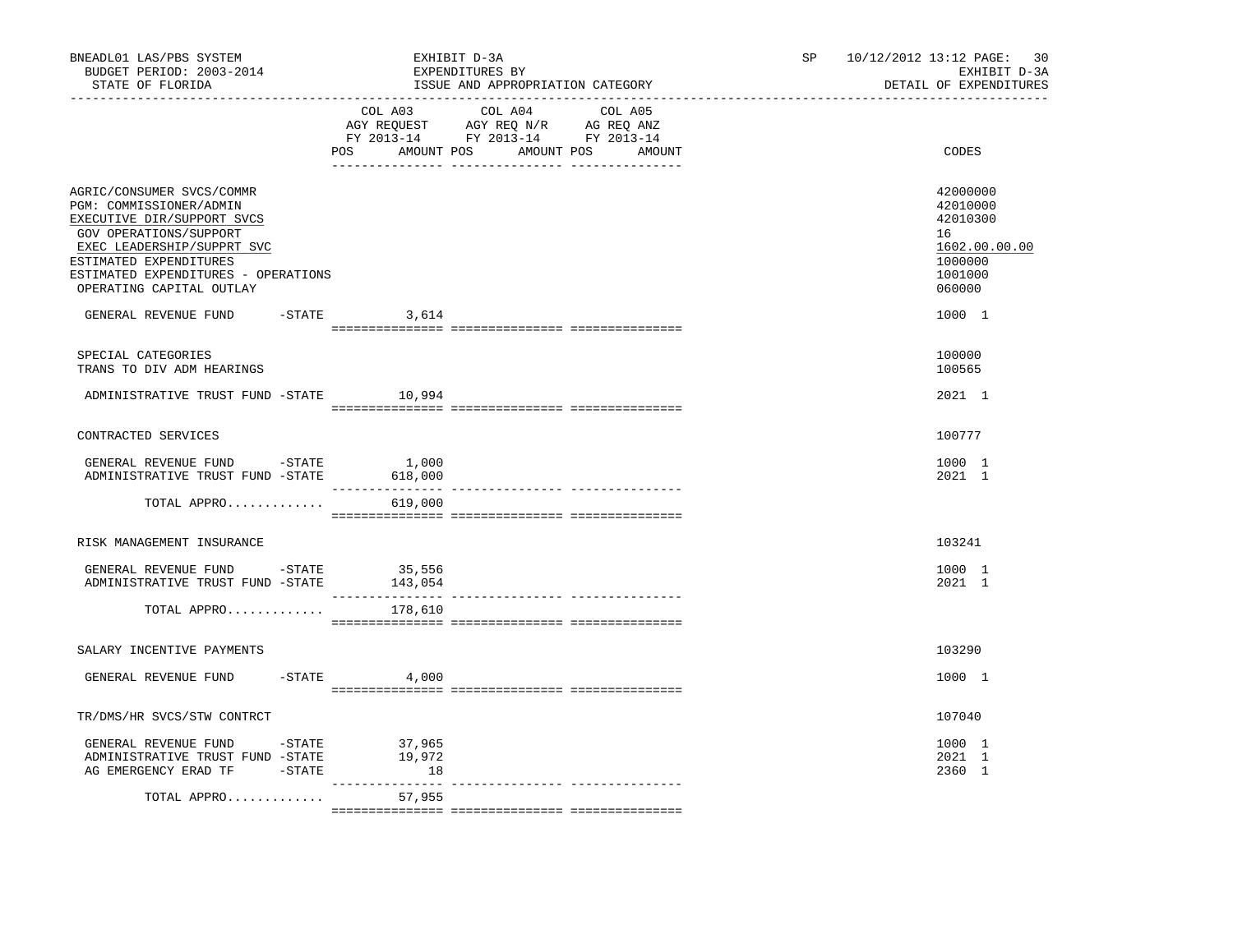BNEADL01 LAS/PBS SYSTEM | EXHIBIT D-3A | SP 10/12/2012 13:12
BUDGET PERIOD: 2003-2014 | EXPENDITURES BY | EXHIBIT D-3A
STATE OF FLORIDA | ISSUE AND APPROPRIATION CATEGORY | DETAIL OF EXPENDITURES

| | COL A03 AGY REQUEST FY 2013-14 POS AMOUNT | COL A04 AGY REQ N/R FY 2013-14 POS AMOUNT | COL A05 AG REQ ANZ FY 2013-14 POS AMOUNT | CODES |
|---|---|---|---|---|
| AGRIC/CONSUMER SVCS/COMMR | | | | 42000000 |
| PGM: COMMISSIONER/ADMIN | | | | 42010000 |
| EXECUTIVE DIR/SUPPORT SVCS | | | | 42010300 |
| GOV OPERATIONS/SUPPORT | | | | 16 |
| EXEC LEADERSHIP/SUPPRT SVC | | | | 1602.00.00.00 |
| ESTIMATED EXPENDITURES | | | | 1000000 |
| ESTIMATED EXPENDITURES - OPERATIONS | | | | 1001000 |
| OPERATING CAPITAL OUTLAY | | | | 060000 |
| GENERAL REVENUE FUND -STATE | 3,614 | | | 1000 1 |
| SPECIAL CATEGORIES | | | | 100000 |
| TRANS TO DIV ADM HEARINGS | | | | 100565 |
| ADMINISTRATIVE TRUST FUND -STATE | 10,994 | | | 2021 1 |
| CONTRACTED SERVICES | | | | 100777 |
| GENERAL REVENUE FUND -STATE | 1,000 | | | 1000 1 |
| ADMINISTRATIVE TRUST FUND -STATE | 618,000 | | | 2021 1 |
| TOTAL APPRO............ | 619,000 | | | |
| RISK MANAGEMENT INSURANCE | | | | 103241 |
| GENERAL REVENUE FUND -STATE | 35,556 | | | 1000 1 |
| ADMINISTRATIVE TRUST FUND -STATE | 143,054 | | | 2021 1 |
| TOTAL APPRO............ | 178,610 | | | |
| SALARY INCENTIVE PAYMENTS | | | | 103290 |
| GENERAL REVENUE FUND -STATE | 4,000 | | | 1000 1 |
| TR/DMS/HR SVCS/STW CONTRCT | | | | 107040 |
| GENERAL REVENUE FUND -STATE | 37,965 | | | 1000 1 |
| ADMINISTRATIVE TRUST FUND -STATE | 19,972 | | | 2021 1 |
| AG EMERGENCY ERAD TF -STATE | 18 | | | 2360 1 |
| TOTAL APPRO............ | 57,955 | | | |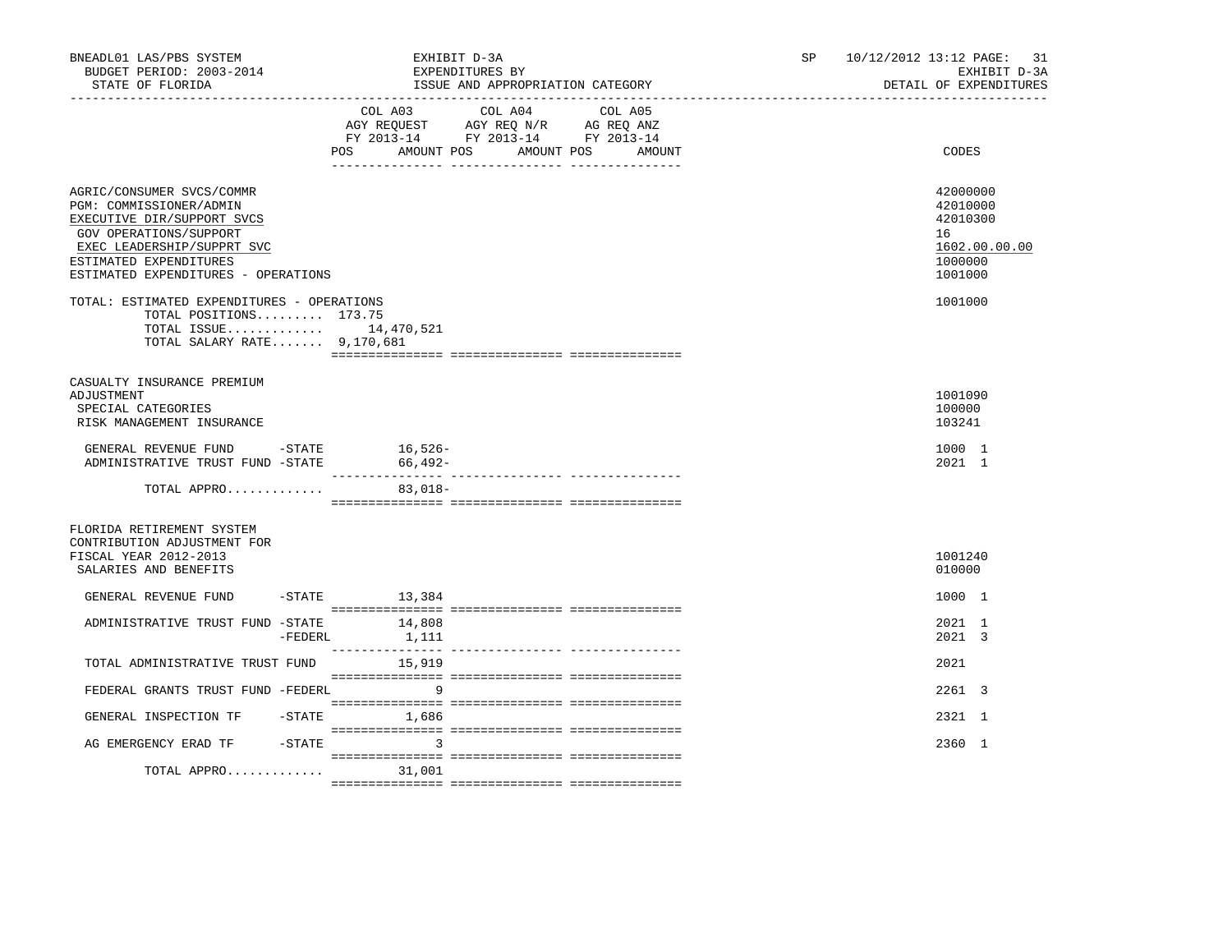BNEADL01 LAS/PBS SYSTEM — EXHIBIT D-3A — SP 10/12/2012 13:12
BUDGET PERIOD: 2003-2014 — EXPENDITURES BY — EXHIBIT D-3A
STATE OF FLORIDA — ISSUE AND APPROPRIATION CATEGORY — DETAIL OF EXPENDITURES

| | COL A03 AGY REQUEST FY 2013-14 POS AMOUNT | COL A04 AGY REQ N/R FY 2013-14 POS AMOUNT | COL A05 AG REQ ANZ FY 2013-14 POS AMOUNT | CODES |
|---|---|---|---|---|
| AGRIC/CONSUMER SVCS/COMMR | | | | 42000000 |
| PGM: COMMISSIONER/ADMIN | | | | 42010000 |
| EXECUTIVE DIR/SUPPORT SVCS | | | | 42010300 |
| GOV OPERATIONS/SUPPORT | | | | 16 |
| EXEC LEADERSHIP/SUPPRT SVC | | | | 1602.00.00.00 |
| ESTIMATED EXPENDITURES | | | | 1000000 |
| ESTIMATED EXPENDITURES - OPERATIONS | | | | 1001000 |
| TOTAL: ESTIMATED EXPENDITURES - OPERATIONS | | | | 1001000 |
| TOTAL POSITIONS......... | 173.75 | | | |
| TOTAL ISSUE............. | 14,470,521 | | | |
| TOTAL SALARY RATE....... | 9,170,681 | | | |
| CASUALTY INSURANCE PREMIUM ADJUSTMENT | | | | 1001090 |
| SPECIAL CATEGORIES | | | | 100000 |
| RISK MANAGEMENT INSURANCE | | | | 103241 |
| GENERAL REVENUE FUND -STATE | 16,526- | | | 1000 1 |
| ADMINISTRATIVE TRUST FUND -STATE | 66,492- | | | 2021 1 |
| TOTAL APPRO............ | 83,018- | | | |
| FLORIDA RETIREMENT SYSTEM CONTRIBUTION ADJUSTMENT FOR FISCAL YEAR 2012-2013 | | | | 1001240 |
| SALARIES AND BENEFITS | | | | 010000 |
| GENERAL REVENUE FUND -STATE | 13,384 | | | 1000 1 |
| ADMINISTRATIVE TRUST FUND -STATE | 14,808 | | | 2021 1 |
| -FEDERL | 1,111 | | | 2021 3 |
| TOTAL ADMINISTRATIVE TRUST FUND | 15,919 | | | 2021 |
| FEDERAL GRANTS TRUST FUND -FEDERL | 9 | | | 2261 3 |
| GENERAL INSPECTION TF -STATE | 1,686 | | | 2321 1 |
| AG EMERGENCY ERAD TF -STATE | 3 | | | 2360 1 |
| TOTAL APPRO............ | 31,001 | | | |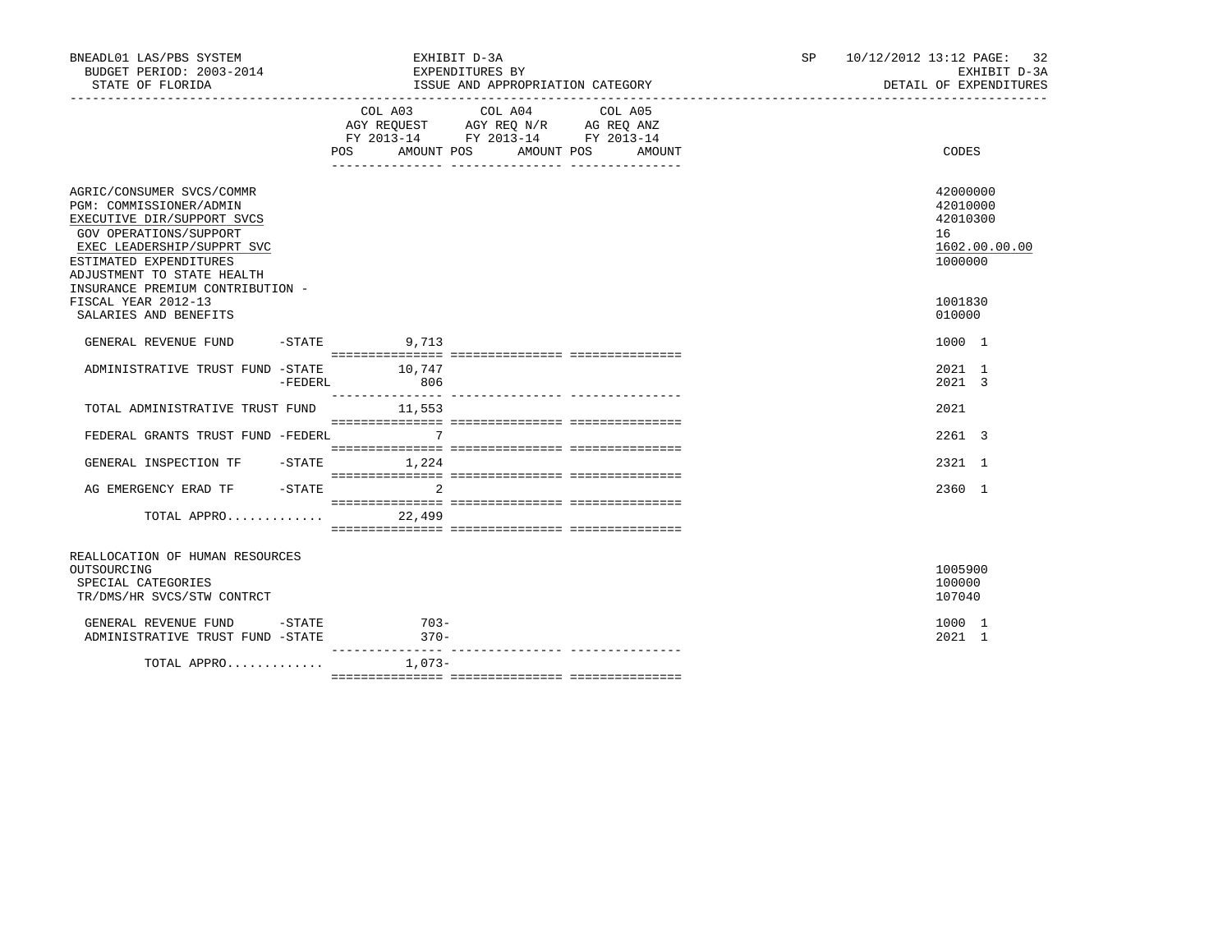BNEADL01 LAS/PBS SYSTEM — EXHIBIT D-3A — SP 10/12/2012 13:12

BUDGET PERIOD: 2003-2014 — EXPENDITURES BY — EXHIBIT D-3A

STATE OF FLORIDA — ISSUE AND APPROPRIATION CATEGORY — DETAIL OF EXPENDITURES

| | COL A03 AGY REQUEST FY 2013-14 POS AMOUNT | COL A04 AGY REQ N/R FY 2013-14 POS AMOUNT | COL A05 AG REQ ANZ FY 2013-14 POS AMOUNT | CODES |
|---|---|---|---|---|
| AGRIC/CONSUMER SVCS/COMMR | | | | 42000000 |
| PGM: COMMISSIONER/ADMIN | | | | 42010000 |
| EXECUTIVE DIR/SUPPORT SVCS | | | | 42010300 |
| GOV OPERATIONS/SUPPORT | | | | 16 |
| EXEC LEADERSHIP/SUPPRT SVC | | | | 1602.00.00.00 |
| ESTIMATED EXPENDITURES | | | | 1000000 |
| ADJUSTMENT TO STATE HEALTH INSURANCE PREMIUM CONTRIBUTION - FISCAL YEAR 2012-13 | | | | 1001830 |
| SALARIES AND BENEFITS | | | | 010000 |
| GENERAL REVENUE FUND -STATE | 9,713 | | | 1000 1 |
| ADMINISTRATIVE TRUST FUND -STATE | 10,747 | | | 2021 1 |
| -FEDERL | 806 | | | 2021 3 |
| TOTAL ADMINISTRATIVE TRUST FUND | 11,553 | | | 2021 |
| FEDERAL GRANTS TRUST FUND -FEDERL | 7 | | | 2261 3 |
| GENERAL INSPECTION TF -STATE | 1,224 | | | 2321 1 |
| AG EMERGENCY ERAD TF -STATE | 2 | | | 2360 1 |
| TOTAL APPRO............ | 22,499 | | | |
| REALLOCATION OF HUMAN RESOURCES OUTSOURCING | | | | 1005900 |
| SPECIAL CATEGORIES | | | | 100000 |
| TR/DMS/HR SVCS/STW CONTRCT | | | | 107040 |
| GENERAL REVENUE FUND -STATE | 703- | | | 1000 1 |
| ADMINISTRATIVE TRUST FUND -STATE | 370- | | | 2021 1 |
| TOTAL APPRO............ | 1,073- | | | |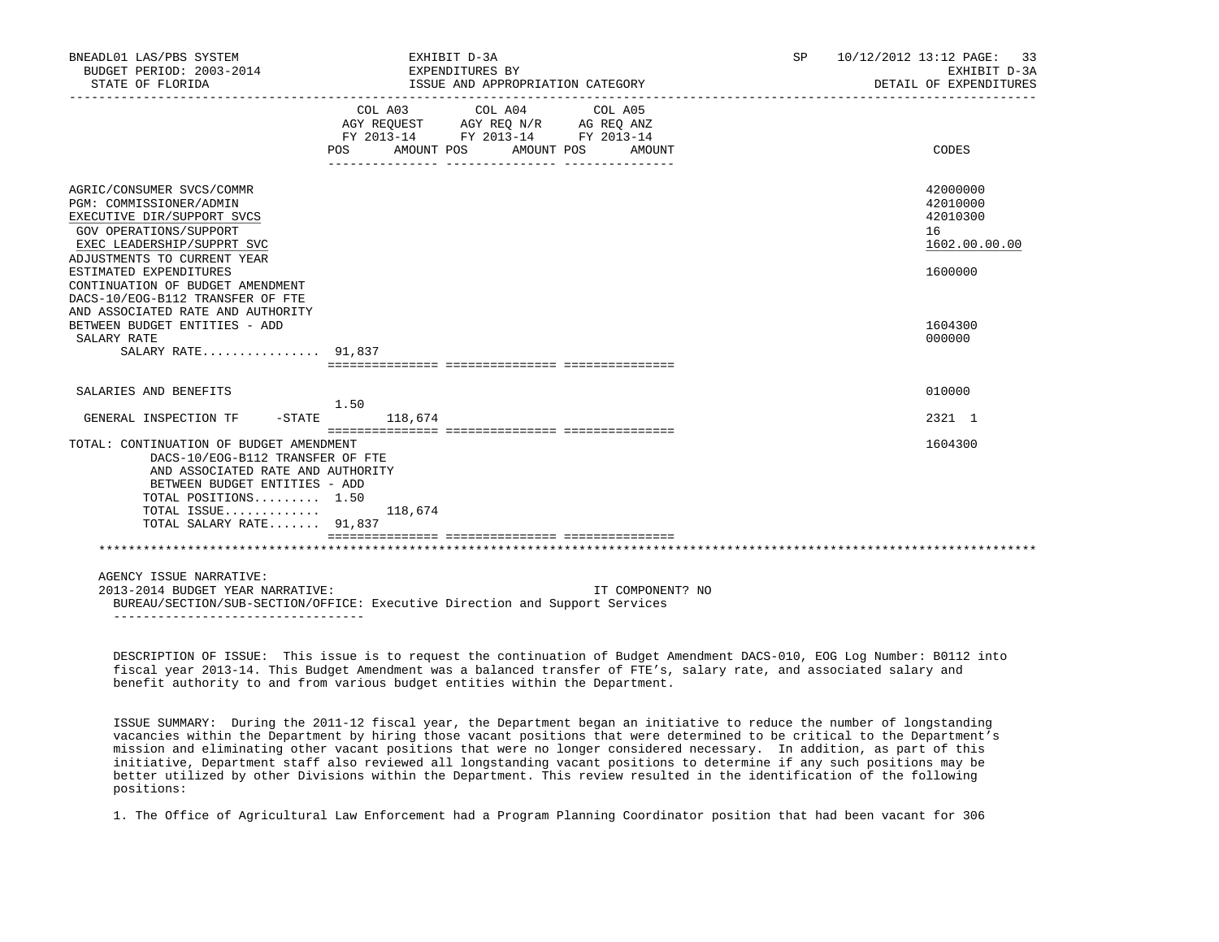BNEADL01 LAS/PBS SYSTEM — EXHIBIT D-3A — EXPENDITURES BY ISSUE AND APPROPRIATION CATEGORY
BUDGET PERIOD: 2003-2014 — STATE OF FLORIDA — DETAIL OF EXPENDITURES

| | COL A03 AGY REQUEST FY 2013-14 POS | AMOUNT | COL A04 AGY REQ N/R FY 2013-14 POS | AMOUNT | COL A05 AG REQ ANZ FY 2013-14 POS | AMOUNT | CODES |
|---|---|---|---|---|---|---|---|
| AGRIC/CONSUMER SVCS/COMMR | | | | | | | 42000000 |
| PGM: COMMISSIONER/ADMIN | | | | | | | 42010000 |
| EXECUTIVE DIR/SUPPORT SVCS | | | | | | | 42010300 |
| GOV OPERATIONS/SUPPORT | | | | | | | 16 |
| EXEC LEADERSHIP/SUPPRT SVC | | | | | | | 1602.00.00.00 |
| ADJUSTMENTS TO CURRENT YEAR ESTIMATED EXPENDITURES | | | | | | | 1600000 |
| CONTINUATION OF BUDGET AMENDMENT DACS-10/EOG-B112 TRANSFER OF FTE AND ASSOCIATED RATE AND AUTHORITY BETWEEN BUDGET ENTITIES - ADD | | | | | | | 1604300 |
| SALARY RATE | | | | | | | 000000 |
| SALARY RATE................ | 91,837 | | | | | | |
| SALARIES AND BENEFITS | | | | | | | 010000 |
| GENERAL INSPECTION TF -STATE | 1.50 | 118,674 | | | | | 2321 1 |
| TOTAL: CONTINUATION OF BUDGET AMENDMENT DACS-10/EOG-B112 TRANSFER OF FTE AND ASSOCIATED RATE AND AUTHORITY BETWEEN BUDGET ENTITIES - ADD | | | | | | | 1604300 |
| TOTAL POSITIONS......... | 1.50 | | | | | | |
| TOTAL ISSUE............ | | 118,674 | | | | | |
| TOTAL SALARY RATE....... | 91,837 | | | | | | |

AGENCY ISSUE NARRATIVE:

2013-2014 BUDGET YEAR NARRATIVE: IT COMPONENT? NO

BUREAU/SECTION/SUB-SECTION/OFFICE: Executive Direction and Support Services

DESCRIPTION OF ISSUE: This issue is to request the continuation of Budget Amendment DACS-010, EOG Log Number: B0112 into fiscal year 2013-14. This Budget Amendment was a balanced transfer of FTE's, salary rate, and associated salary and benefit authority to and from various budget entities within the Department.

ISSUE SUMMARY: During the 2011-12 fiscal year, the Department began an initiative to reduce the number of longstanding vacancies within the Department by hiring those vacant positions that were determined to be critical to the Department's mission and eliminating other vacant positions that were no longer considered necessary. In addition, as part of this initiative, Department staff also reviewed all longstanding vacant positions to determine if any such positions may be better utilized by other Divisions within the Department. This review resulted in the identification of the following positions:

1. The Office of Agricultural Law Enforcement had a Program Planning Coordinator position that had been vacant for 306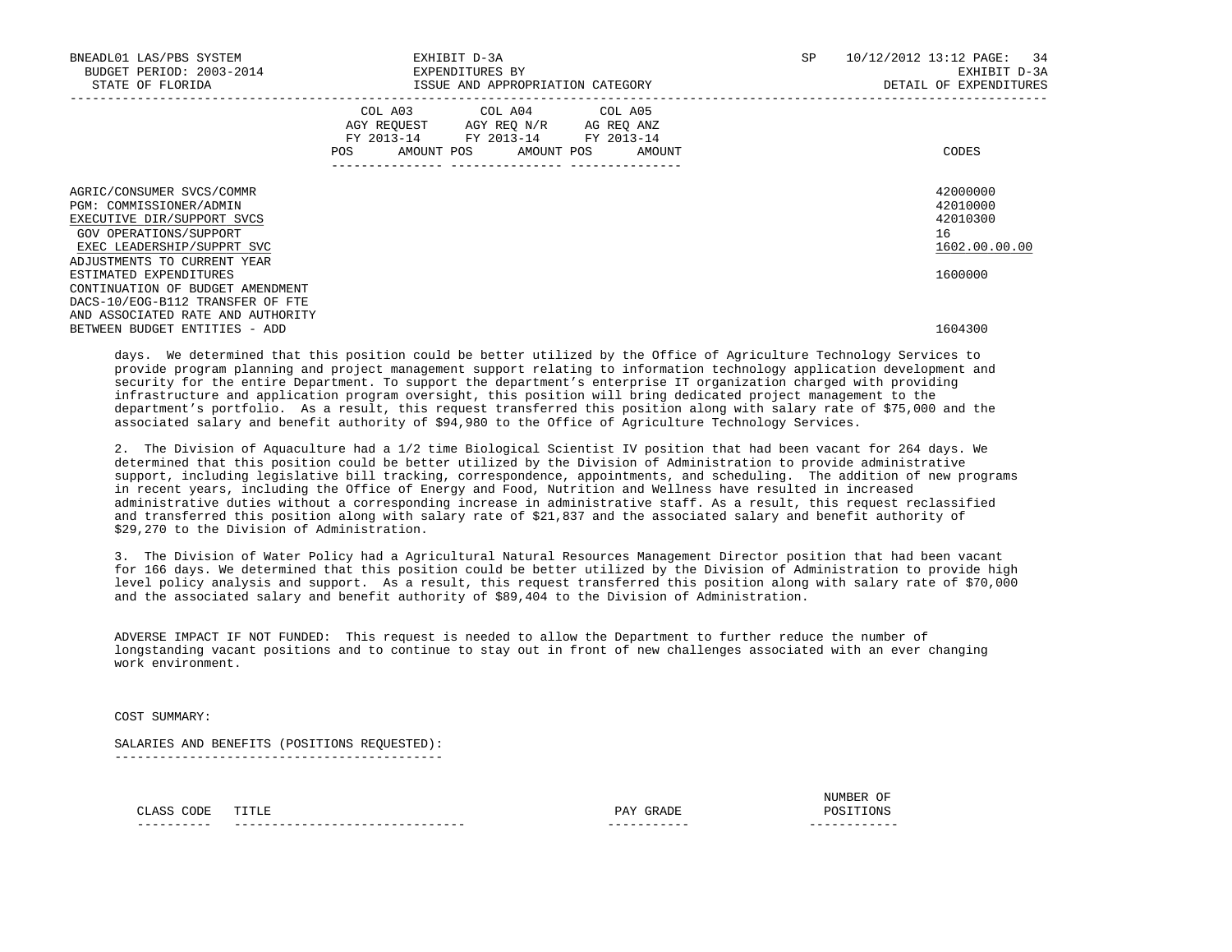BNEADL01 LAS/PBS SYSTEM | EXHIBIT D-3A | SP 10/12/2012 13:12

BUDGET PERIOD: 2003-2014 | EXPENDITURES BY | EXHIBIT D-3A

STATE OF FLORIDA | ISSUE AND APPROPRIATION CATEGORY | DETAIL OF EXPENDITURES

| | COL A03 AGY REQUEST FY 2013-14 POS AMOUNT | COL A04 AGY REQ N/R FY 2013-14 POS AMOUNT | COL A05 AG REQ ANZ FY 2013-14 POS AMOUNT | CODES |
|---|---|---|---|---|
| AGRIC/CONSUMER SVCS/COMMR | | | | 42000000 |
| PGM: COMMISSIONER/ADMIN | | | | 42010000 |
| EXECUTIVE DIR/SUPPORT SVCS | | | | 42010300 |
| GOV OPERATIONS/SUPPORT | | | | 16 |
| EXEC LEADERSHIP/SUPPRT SVC | | | | 1602.00.00.00 |
| ADJUSTMENTS TO CURRENT YEAR ESTIMATED EXPENDITURES | | | | 1600000 |
| CONTINUATION OF BUDGET AMENDMENT DACS-10/EOG-B112 TRANSFER OF FTE AND ASSOCIATED RATE AND AUTHORITY BETWEEN BUDGET ENTITIES - ADD | | | | 1604300 |

days. We determined that this position could be better utilized by the Office of Agriculture Technology Services to provide program planning and project management support relating to information technology application development and security for the entire Department. To support the department's enterprise IT organization charged with providing infrastructure and application program oversight, this position will bring dedicated project management to the department's portfolio. As a result, this request transferred this position along with salary rate of $75,000 and the associated salary and benefit authority of $94,980 to the Office of Agriculture Technology Services.

2. The Division of Aquaculture had a 1/2 time Biological Scientist IV position that had been vacant for 264 days. We determined that this position could be better utilized by the Division of Administration to provide administrative support, including legislative bill tracking, correspondence, appointments, and scheduling. The addition of new programs in recent years, including the Office of Energy and Food, Nutrition and Wellness have resulted in increased administrative duties without a corresponding increase in administrative staff. As a result, this request reclassified and transferred this position along with salary rate of $21,837 and the associated salary and benefit authority of $29,270 to the Division of Administration.

3. The Division of Water Policy had a Agricultural Natural Resources Management Director position that had been vacant for 166 days. We determined that this position could be better utilized by the Division of Administration to provide high level policy analysis and support. As a result, this request transferred this position along with salary rate of $70,000 and the associated salary and benefit authority of $89,404 to the Division of Administration.

ADVERSE IMPACT IF NOT FUNDED: This request is needed to allow the Department to further reduce the number of longstanding vacant positions and to continue to stay out in front of new challenges associated with an ever changing work environment.

COST SUMMARY:

SALARIES AND BENEFITS (POSITIONS REQUESTED):

| CLASS CODE | TITLE | PAY GRADE | NUMBER OF POSITIONS |
|---|---|---|---|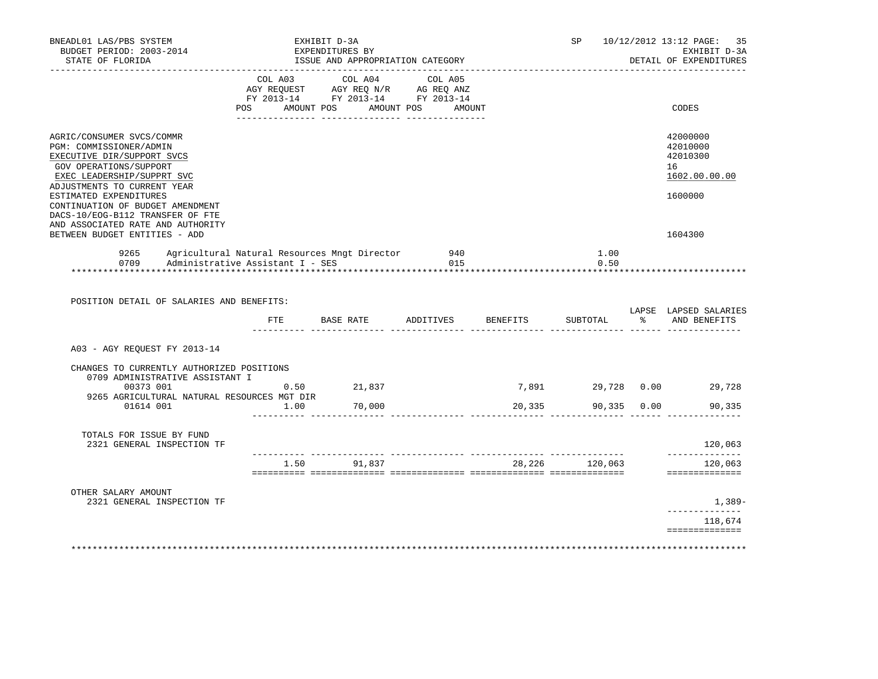BNEADL01 LAS/PBS SYSTEM — BUDGET PERIOD: 2003-2014 — STATE OF FLORIDA

EXHIBIT D-3A — EXPENDITURES BY ISSUE AND APPROPRIATION CATEGORY

SP 10/12/2012 13:12 — EXHIBIT D-3A — DETAIL OF EXPENDITURES

| | COL A03 AGY REQUEST FY 2013-14 POS | AMOUNT | COL A04 AGY REQ N/R FY 2013-14 POS | AMOUNT | COL A05 AG REQ ANZ FY 2013-14 POS | AMOUNT | CODES |
|---|---|---|---|---|---|---|---|
| AGRIC/CONSUMER SVCS/COMMR | | | | | | | 42000000 |
| PGM: COMMISSIONER/ADMIN | | | | | | | 42010000 |
| EXECUTIVE DIR/SUPPORT SVCS | | | | | | | 42010300 |
| GOV OPERATIONS/SUPPORT | | | | | | | 16 |
| EXEC LEADERSHIP/SUPPRT SVC | | | | | | | 1602.00.00.00 |
| ADJUSTMENTS TO CURRENT YEAR ESTIMATED EXPENDITURES | | | | | | | 1600000 |
| CONTINUATION OF BUDGET AMENDMENT DACS-10/EOG-B112 TRANSFER OF FTE AND ASSOCIATED RATE AND AUTHORITY BETWEEN BUDGET ENTITIES - ADD | | | | | | | 1604300 |

| Code | Title | | FTE |
|---|---|---|---|
| 9265 | Agricultural Natural Resources Mngt Director | 940 | 1.00 |
| 0709 | Administrative Assistant I - SES | 015 | 0.50 |

POSITION DETAIL OF SALARIES AND BENEFITS:

| | FTE | BASE RATE | ADDITIVES | BENEFITS | SUBTOTAL | LAPSE % | LAPSED SALARIES AND BENEFITS |
|---|---|---|---|---|---|---|---|
| A03 - AGY REQUEST FY 2013-14 | | | | | | | |
| CHANGES TO CURRENTLY AUTHORIZED POSITIONS | | | | | | | |
| 0709 ADMINISTRATIVE ASSISTANT I | | | | | | | |
| 00373 001 | 0.50 | 21,837 | | 7,891 | 29,728 | 0.00 | 29,728 |
| 9265 AGRICULTURAL NATURAL RESOURCES MGT DIR | | | | | | | |
| 01614 001 | 1.00 | 70,000 | | 20,335 | 90,335 | 0.00 | 90,335 |
| TOTALS FOR ISSUE BY FUND | | | | | | | |
| 2321 GENERAL INSPECTION TF | | | | | | | 120,063 |
| | 1.50 | 91,837 | | 28,226 | 120,063 | | 120,063 |
| OTHER SALARY AMOUNT | | | | | | | |
| 2321 GENERAL INSPECTION TF | | | | | | | 1,389- |
| | | | | | | | 118,674 |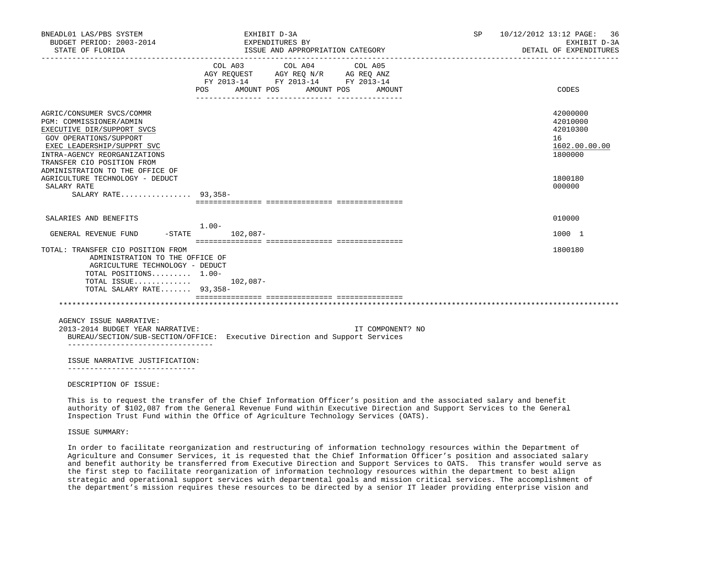BNEADL01 LAS/PBS SYSTEM | EXHIBIT D-3A | SP 10/12/2012 13:12
BUDGET PERIOD: 2003-2014 | EXPENDITURES BY | EXHIBIT D-3A
STATE OF FLORIDA | ISSUE AND APPROPRIATION CATEGORY | DETAIL OF EXPENDITURES

| | COL A03 AGY REQUEST FY 2013-14 POS AMOUNT | COL A04 AGY REQ N/R FY 2013-14 POS AMOUNT | COL A05 AG REQ ANZ FY 2013-14 POS AMOUNT | CODES |
|---|---|---|---|---|
| AGRIC/CONSUMER SVCS/COMMR | | | | 42000000 |
| PGM: COMMISSIONER/ADMIN | | | | 42010000 |
| EXECUTIVE DIR/SUPPORT SVCS | | | | 42010300 |
| GOV OPERATIONS/SUPPORT | | | | 16 |
| EXEC LEADERSHIP/SUPPRT SVC | | | | 1602.00.00.00 |
| INTRA-AGENCY REORGANIZATIONS | | | | 1800000 |
| TRANSFER CIO POSITION FROM ADMINISTRATION TO THE OFFICE OF AGRICULTURE TECHNOLOGY - DEDUCT | | | | 1800180 |
| SALARY RATE | | | | 000000 |
| SALARY RATE................ | 93,358- | | | |
| SALARIES AND BENEFITS | | | | 010000 |
| GENERAL REVENUE FUND -STATE | 1.00- 102,087- | | | 1000 1 |
| TOTAL: TRANSFER CIO POSITION FROM ADMINISTRATION TO THE OFFICE OF AGRICULTURE TECHNOLOGY - DEDUCT | | | | 1800180 |
| TOTAL POSITIONS......... | 1.00- | | | |
| TOTAL ISSUE............. | 102,087- | | | |
| TOTAL SALARY RATE....... | 93,358- | | | |

AGENCY ISSUE NARRATIVE:
2013-2014 BUDGET YEAR NARRATIVE: IT COMPONENT? NO
BUREAU/SECTION/SUB-SECTION/OFFICE: Executive Direction and Support Services

ISSUE NARRATIVE JUSTIFICATION:

DESCRIPTION OF ISSUE:

This is to request the transfer of the Chief Information Officer's position and the associated salary and benefit authority of $102,087 from the General Revenue Fund within Executive Direction and Support Services to the General Inspection Trust Fund within the Office of Agriculture Technology Services (OATS).

ISSUE SUMMARY:

In order to facilitate reorganization and restructuring of information technology resources within the Department of Agriculture and Consumer Services, it is requested that the Chief Information Officer's position and associated salary and benefit authority be transferred from Executive Direction and Support Services to OATS. This transfer would serve as the first step to facilitate reorganization of information technology resources within the department to best align strategic and operational support services with departmental goals and mission critical services. The accomplishment of the department's mission requires these resources to be directed by a senior IT leader providing enterprise vision and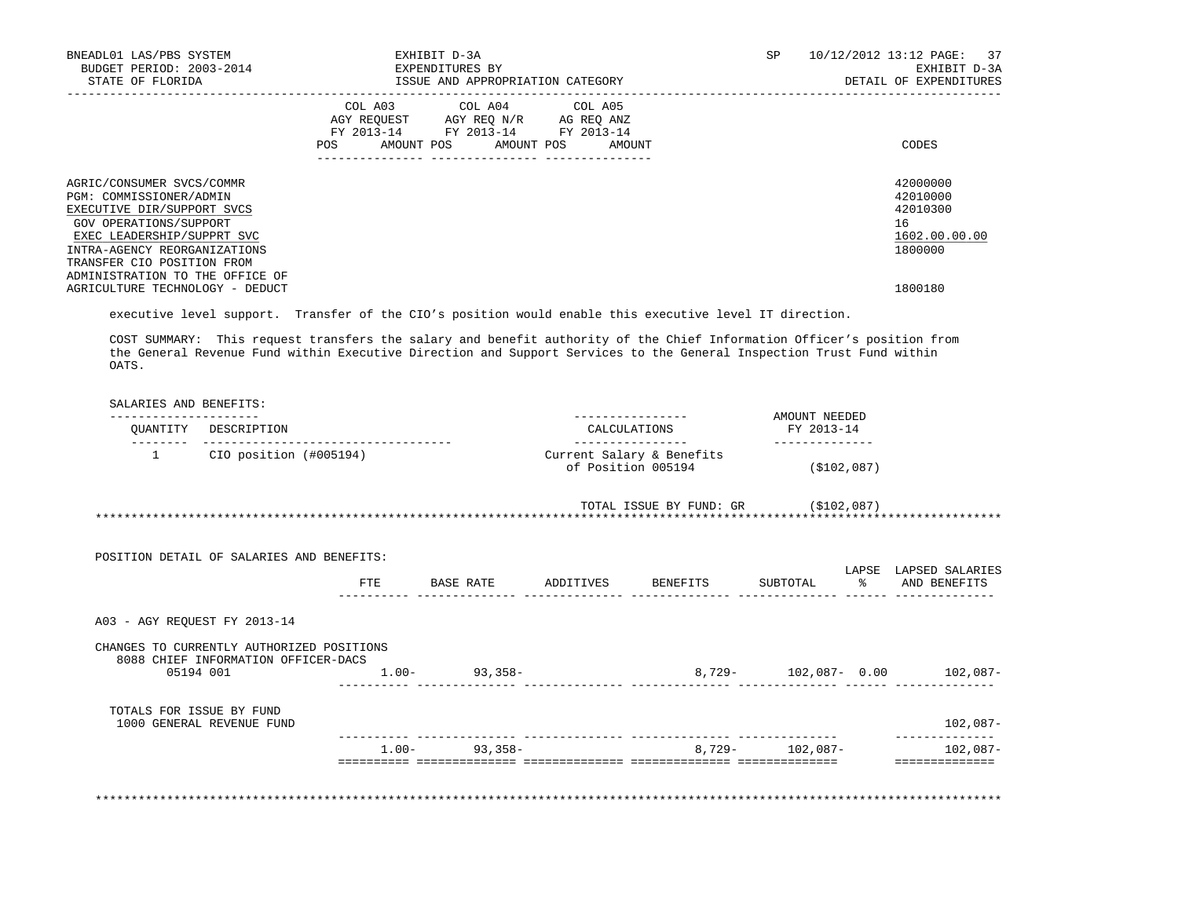| | COL A03 AGY REQUEST FY 2013-14 POS AMOUNT | COL A04 AGY REQ N/R FY 2013-14 POS AMOUNT | COL A05 AG REQ ANZ FY 2013-14 POS AMOUNT | CODES |
|---|---|---|---|---|
| AGRIC/CONSUMER SVCS/COMMR | | | | 42000000 |
| PGM: COMMISSIONER/ADMIN | | | | 42010000 |
| EXECUTIVE DIR/SUPPORT SVCS | | | | 42010300 |
| GOV OPERATIONS/SUPPORT | | | | 16 |
| EXEC LEADERSHIP/SUPPRT SVC | | | | 1602.00.00.00 |
| INTRA-AGENCY REORGANIZATIONS | | | | 1800000 |
| TRANSFER CIO POSITION FROM ADMINISTRATION TO THE OFFICE OF AGRICULTURE TECHNOLOGY - DEDUCT | | | | 1800180 |

executive level support. Transfer of the CIO's position would enable this executive level IT direction.

COST SUMMARY: This request transfers the salary and benefit authority of the Chief Information Officer's position from the General Revenue Fund within Executive Direction and Support Services to the General Inspection Trust Fund within OATS.

SALARIES AND BENEFITS:

| QUANTITY | DESCRIPTION | CALCULATIONS | AMOUNT NEEDED FY 2013-14 |
|---|---|---|---|
| 1 | CIO position (#005194) | Current Salary & Benefits of Position 005194 | ($102,087) |
| | | TOTAL ISSUE BY FUND: GR | ($102,087) |

POSITION DETAIL OF SALARIES AND BENEFITS:

| | FTE | BASE RATE | ADDITIVES | BENEFITS | SUBTOTAL | LAPSE % | LAPSED SALARIES AND BENEFITS |
|---|---|---|---|---|---|---|---|
| A03 - AGY REQUEST FY 2013-14 | | | | | | | |
| CHANGES TO CURRENTLY AUTHORIZED POSITIONS | | | | | | | |
| 8088 CHIEF INFORMATION OFFICER-DACS | | | | | | | |
| 05194 001 | 1.00- | 93,358- | | 8,729- | 102,087- | 0.00 | 102,087- |
| TOTALS FOR ISSUE BY FUND | | | | | | | |
| 1000 GENERAL REVENUE FUND | | | | | | | 102,087- |
| | 1.00- | 93,358- | | 8,729- | 102,087- | | 102,087- |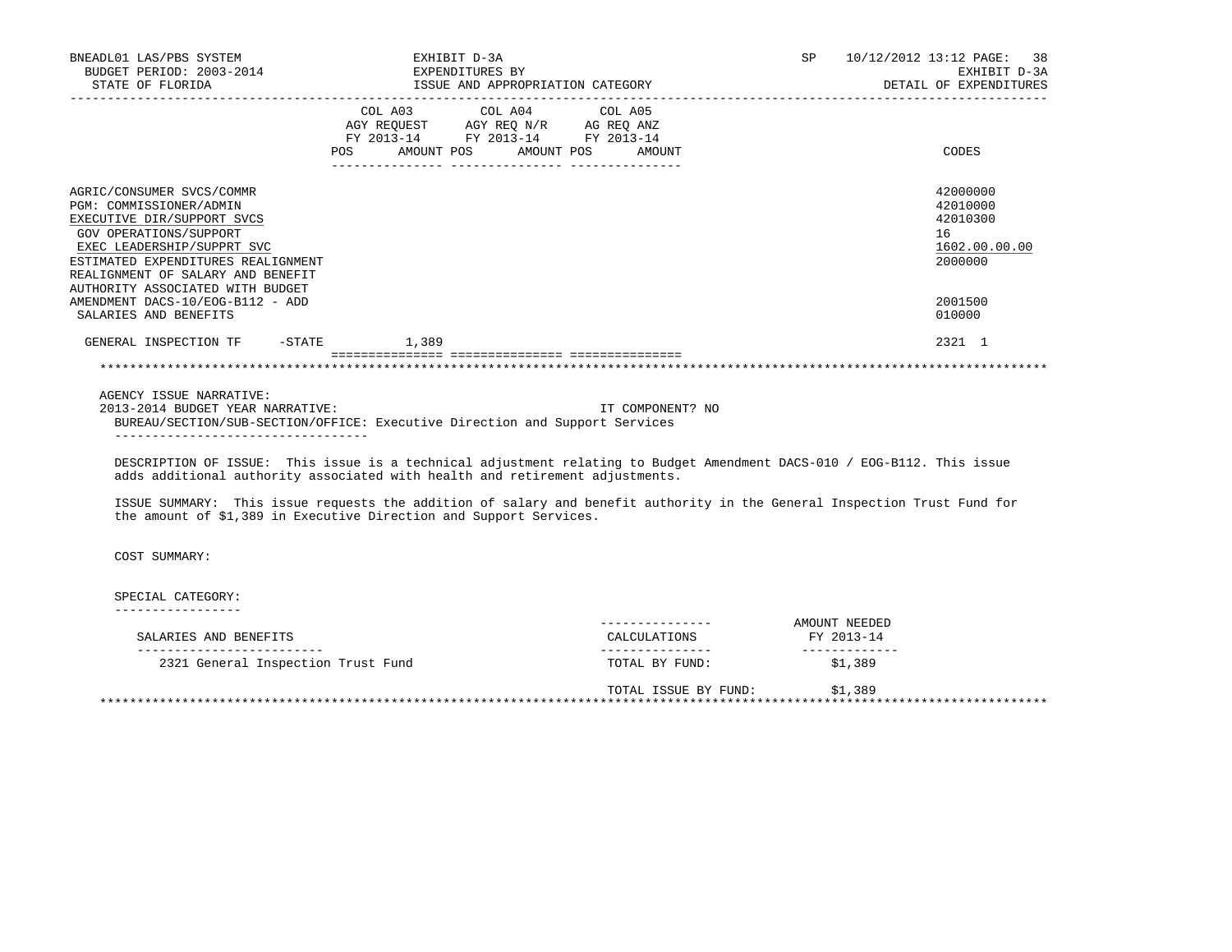BNEADL01 LAS/PBS SYSTEM — EXHIBIT D-3A — SP 10/12/2012 13:12
BUDGET PERIOD: 2003-2014 — EXPENDITURES BY — EXHIBIT D-3A
STATE OF FLORIDA — ISSUE AND APPROPRIATION CATEGORY — DETAIL OF EXPENDITURES

| | COL A03 AGY REQUEST FY 2013-14 POS AMOUNT | COL A04 AGY REQ N/R FY 2013-14 POS AMOUNT | COL A05 AG REQ ANZ FY 2013-14 POS AMOUNT | CODES |
|---|---|---|---|---|
| AGRIC/CONSUMER SVCS/COMMR | | | | 42000000 |
| PGM: COMMISSIONER/ADMIN | | | | 42010000 |
| EXECUTIVE DIR/SUPPORT SVCS | | | | 42010300 |
| GOV OPERATIONS/SUPPORT | | | | 16 |
| EXEC LEADERSHIP/SUPPRT SVC | | | | 1602.00.00.00 |
| ESTIMATED EXPENDITURES REALIGNMENT | | | | 2000000 |
| REALIGNMENT OF SALARY AND BENEFIT AUTHORITY ASSOCIATED WITH BUDGET AMENDMENT DACS-10/EOG-B112 - ADD | | | | 2001500 |
| SALARIES AND BENEFITS | | | | 010000 |
| GENERAL INSPECTION TF -STATE | 1,389 | | | 2321 1 |

AGENCY ISSUE NARRATIVE:

2013-2014 BUDGET YEAR NARRATIVE: IT COMPONENT? NO

BUREAU/SECTION/SUB-SECTION/OFFICE: Executive Direction and Support Services

DESCRIPTION OF ISSUE: This issue is a technical adjustment relating to Budget Amendment DACS-010 / EOG-B112. This issue adds additional authority associated with health and retirement adjustments.

ISSUE SUMMARY: This issue requests the addition of salary and benefit authority in the General Inspection Trust Fund for the amount of $1,389 in Executive Direction and Support Services.

COST SUMMARY:

SPECIAL CATEGORY:

| SALARIES AND BENEFITS | CALCULATIONS | AMOUNT NEEDED FY 2013-14 |
|---|---|---|
| 2321 General Inspection Trust Fund | TOTAL BY FUND: | $1,389 |
| | TOTAL ISSUE BY FUND: | $1,389 |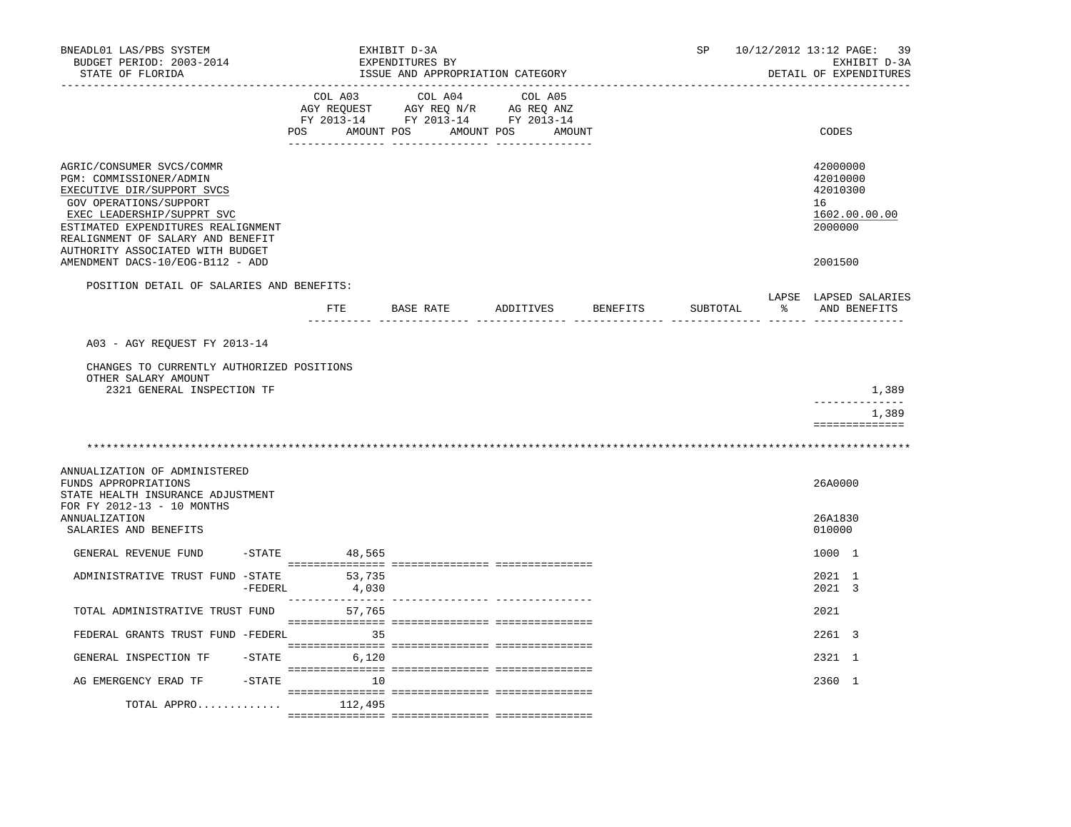BNEADL01 LAS/PBS SYSTEM — EXHIBIT D-3A — EXPENDITURES BY ISSUE AND APPROPRIATION CATEGORY
BUDGET PERIOD: 2003-2014
STATE OF FLORIDA — DETAIL OF EXPENDITURES
SP 10/12/2012 13:12

| | COL A03 AGY REQUEST FY 2013-14 POS AMOUNT | COL A04 AGY REQ N/R FY 2013-14 POS AMOUNT | COL A05 AG REQ ANZ FY 2013-14 POS AMOUNT | CODES |
|---|---|---|---|---|
| AGRIC/CONSUMER SVCS/COMMR | | | | 42000000 |
| PGM: COMMISSIONER/ADMIN | | | | 42010000 |
| EXECUTIVE DIR/SUPPORT SVCS | | | | 42010300 |
| GOV OPERATIONS/SUPPORT | | | | 16 |
| EXEC LEADERSHIP/SUPPRT SVC | | | | 1602.00.00.00 |
| ESTIMATED EXPENDITURES REALIGNMENT | | | | 2000000 |
| REALIGNMENT OF SALARY AND BENEFIT AUTHORITY ASSOCIATED WITH BUDGET AMENDMENT DACS-10/EOG-B112 - ADD | | | | 2001500 |

POSITION DETAIL OF SALARIES AND BENEFITS:

| | FTE | BASE RATE | ADDITIVES | BENEFITS | SUBTOTAL | LAPSE % | LAPSED SALARIES AND BENEFITS |
|---|---|---|---|---|---|---|---|
| A03 - AGY REQUEST FY 2013-14 | | | | | | | |
| CHANGES TO CURRENTLY AUTHORIZED POSITIONS | | | | | | | |
| OTHER SALARY AMOUNT | | | | | | | |
| 2321 GENERAL INSPECTION TF | | | | | | | 1,389 |
| | | | | | | | 1,389 |

******************************************************************************************

| | COL A03 AGY REQUEST FY 2013-14 POS AMOUNT | COL A04 AGY REQ N/R FY 2013-14 POS AMOUNT | COL A05 AG REQ ANZ FY 2013-14 POS AMOUNT | CODES |
|---|---|---|---|---|
| ANNUALIZATION OF ADMINISTERED FUNDS APPROPRIATIONS | | | | 26A0000 |
| STATE HEALTH INSURANCE ADJUSTMENT FOR FY 2012-13 - 10 MONTHS ANNUALIZATION | | | | 26A1830 |
| SALARIES AND BENEFITS | | | | 010000 |
| GENERAL REVENUE FUND -STATE | 48,565 | | | 1000 1 |
| ADMINISTRATIVE TRUST FUND -STATE | 53,735 | | | 2021 1 |
| -FEDERL | 4,030 | | | 2021 3 |
| TOTAL ADMINISTRATIVE TRUST FUND | 57,765 | | | 2021 |
| FEDERAL GRANTS TRUST FUND -FEDERL | 35 | | | 2261 3 |
| GENERAL INSPECTION TF -STATE | 6,120 | | | 2321 1 |
| AG EMERGENCY ERAD TF -STATE | 10 | | | 2360 1 |
| TOTAL APPRO............ | 112,495 | | | |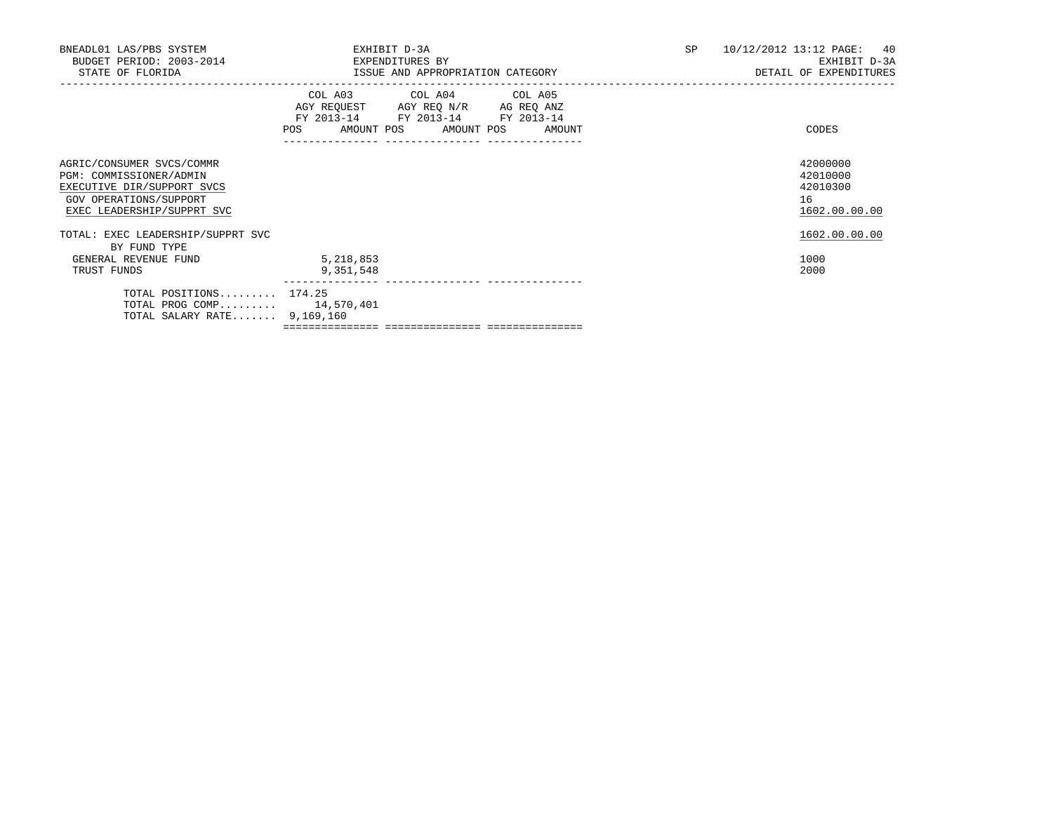BNEADL01 LAS/PBS SYSTEM
BUDGET PERIOD: 2003-2014
STATE OF FLORIDA

EXHIBIT D-3A
EXPENDITURES BY
ISSUE AND APPROPRIATION CATEGORY

SP 10/12/2012 13:12 PAGE: 40
EXHIBIT D-3A
DETAIL OF EXPENDITURES

| | COL A03 AGY REQUEST FY 2013-14 POS AMOUNT | COL A04 AGY REQ N/R FY 2013-14 POS AMOUNT | COL A05 AG REQ ANZ FY 2013-14 POS AMOUNT | CODES |
|---|---|---|---|---|
| AGRIC/CONSUMER SVCS/COMMR | | | | 42000000 |
| PGM: COMMISSIONER/ADMIN | | | | 42010000 |
| EXECUTIVE DIR/SUPPORT SVCS | | | | 42010300 |
| GOV OPERATIONS/SUPPORT | | | | 16 |
| EXEC LEADERSHIP/SUPPRT SVC | | | | 1602.00.00.00 |
| TOTAL: EXEC LEADERSHIP/SUPPRT SVC | | | | 1602.00.00.00 |
| BY FUND TYPE | | | | |
| GENERAL REVENUE FUND | 5,218,853 | | | 1000 |
| TRUST FUNDS | 9,351,548 | | | 2000 |
| TOTAL POSITIONS......... | 174.25 | | | |
| TOTAL PROG COMP......... | 14,570,401 | | | |
| TOTAL SALARY RATE....... | 9,169,160 | | | |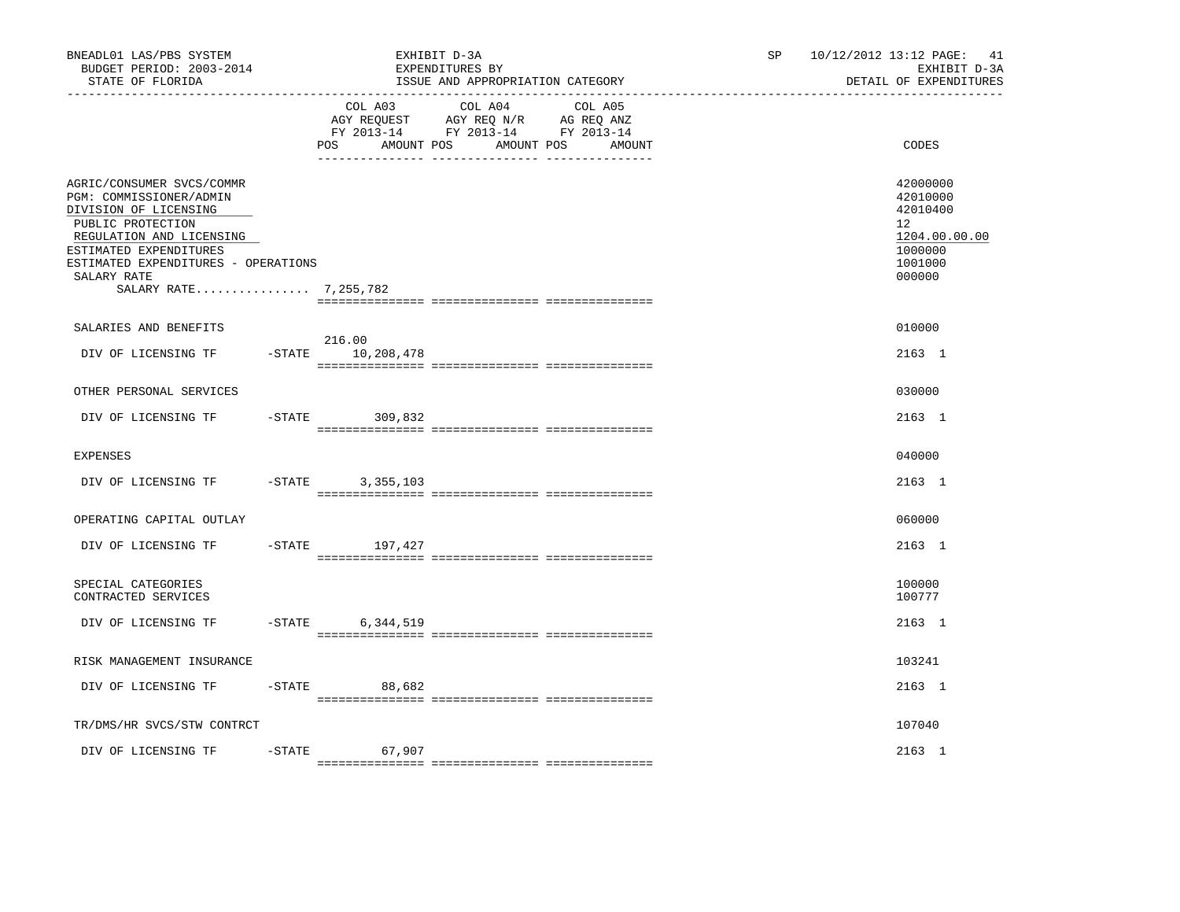BNEADL01 LAS/PBS SYSTEM
BUDGET PERIOD: 2003-2014
STATE OF FLORIDA

EXHIBIT D-3A
EXPENDITURES BY
ISSUE AND APPROPRIATION CATEGORY

SP 10/12/2012 13:12 PAGE: 41
EXHIBIT D-3A
DETAIL OF EXPENDITURES

| | COL A03 AGY REQUEST FY 2013-14 POS | AMOUNT | COL A04 AGY REQ N/R FY 2013-14 POS | AMOUNT | COL A05 AG REQ ANZ FY 2013-14 POS | AMOUNT | CODES |
|---|---|---|---|---|---|---|---|
| AGRIC/CONSUMER SVCS/COMMR | | | | | | | 42000000 |
| PGM: COMMISSIONER/ADMIN | | | | | | | 42010000 |
| DIVISION OF LICENSING | | | | | | | 42010400 |
| PUBLIC PROTECTION | | | | | | | 12 |
| REGULATION AND LICENSING | | | | | | | 1204.00.00.00 |
| ESTIMATED EXPENDITURES | | | | | | | 1000000 |
| ESTIMATED EXPENDITURES - OPERATIONS | | | | | | | 1001000 |
| SALARY RATE | | | | | | | 000000 |
| SALARY RATE................ 7,255,782 | | | | | | | |
| SALARIES AND BENEFITS | | | | | | | 010000 |
| DIV OF LICENSING TF -STATE | 216.00 | 10,208,478 | | | | | 2163 1 |
| OTHER PERSONAL SERVICES | | | | | | | 030000 |
| DIV OF LICENSING TF -STATE | | 309,832 | | | | | 2163 1 |
| EXPENSES | | | | | | | 040000 |
| DIV OF LICENSING TF -STATE | | 3,355,103 | | | | | 2163 1 |
| OPERATING CAPITAL OUTLAY | | | | | | | 060000 |
| DIV OF LICENSING TF -STATE | | 197,427 | | | | | 2163 1 |
| SPECIAL CATEGORIES | | | | | | | 100000 |
| CONTRACTED SERVICES | | | | | | | 100777 |
| DIV OF LICENSING TF -STATE | | 6,344,519 | | | | | 2163 1 |
| RISK MANAGEMENT INSURANCE | | | | | | | 103241 |
| DIV OF LICENSING TF -STATE | | 88,682 | | | | | 2163 1 |
| TR/DMS/HR SVCS/STW CONTRCT | | | | | | | 107040 |
| DIV OF LICENSING TF -STATE | | 67,907 | | | | | 2163 1 |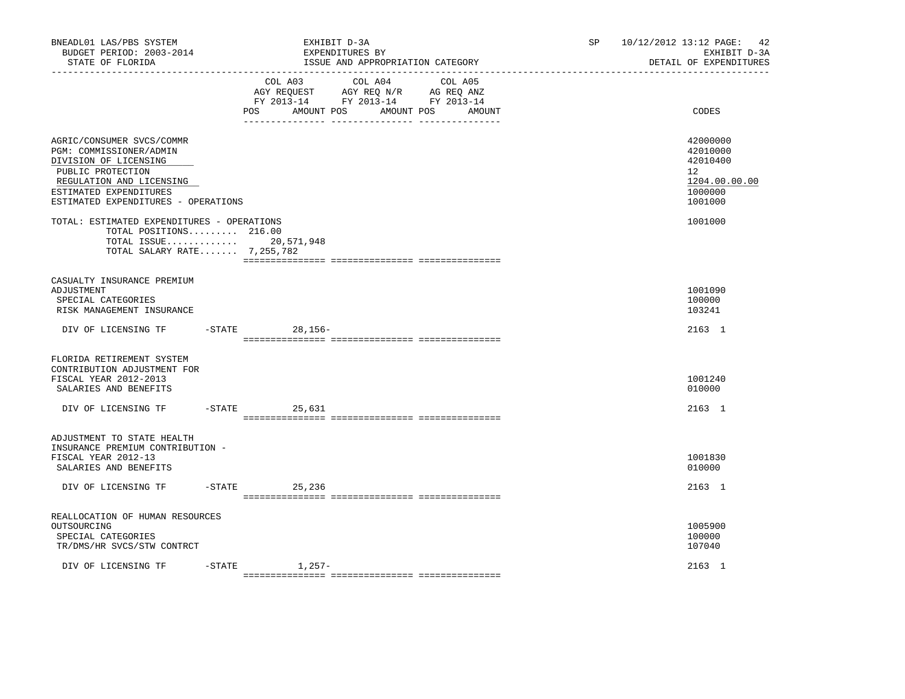BNEADL01 LAS/PBS SYSTEM | EXHIBIT D-3A | SP 10/12/2012 13:12

BUDGET PERIOD: 2003-2014 | EXPENDITURES BY | EXHIBIT D-3A

STATE OF FLORIDA | ISSUE AND APPROPRIATION CATEGORY | DETAIL OF EXPENDITURES

| | COL A03 AGY REQUEST FY 2013-14 POS AMOUNT | COL A04 AGY REQ N/R FY 2013-14 POS AMOUNT | COL A05 AG REQ ANZ FY 2013-14 POS AMOUNT | CODES |
|---|---|---|---|---|
| AGRIC/CONSUMER SVCS/COMMR | | | | 42000000 |
| PGM: COMMISSIONER/ADMIN | | | | 42010000 |
| DIVISION OF LICENSING | | | | 42010400 |
| PUBLIC PROTECTION | | | | 12 |
| REGULATION AND LICENSING | | | | 1204.00.00.00 |
| ESTIMATED EXPENDITURES | | | | 1000000 |
| ESTIMATED EXPENDITURES - OPERATIONS | | | | 1001000 |
| TOTAL: ESTIMATED EXPENDITURES - OPERATIONS | | | | 1001000 |
| TOTAL POSITIONS......... | 216.00 | | | |
| TOTAL ISSUE............. | 20,571,948 | | | |
| TOTAL SALARY RATE....... | 7,255,782 | | | |
| CASUALTY INSURANCE PREMIUM ADJUSTMENT | | | | 1001090 |
| SPECIAL CATEGORIES | | | | 100000 |
| RISK MANAGEMENT INSURANCE | | | | 103241 |
| DIV OF LICENSING TF -STATE | 28,156- | | | 2163 1 |
| FLORIDA RETIREMENT SYSTEM CONTRIBUTION ADJUSTMENT FOR FISCAL YEAR 2012-2013 | | | | 1001240 |
| SALARIES AND BENEFITS | | | | 010000 |
| DIV OF LICENSING TF -STATE | 25,631 | | | 2163 1 |
| ADJUSTMENT TO STATE HEALTH INSURANCE PREMIUM CONTRIBUTION - FISCAL YEAR 2012-13 | | | | 1001830 |
| SALARIES AND BENEFITS | | | | 010000 |
| DIV OF LICENSING TF -STATE | 25,236 | | | 2163 1 |
| REALLOCATION OF HUMAN RESOURCES OUTSOURCING | | | | 1005900 |
| SPECIAL CATEGORIES | | | | 100000 |
| TR/DMS/HR SVCS/STW CONTRCT | | | | 107040 |
| DIV OF LICENSING TF -STATE | 1,257- | | | 2163 1 |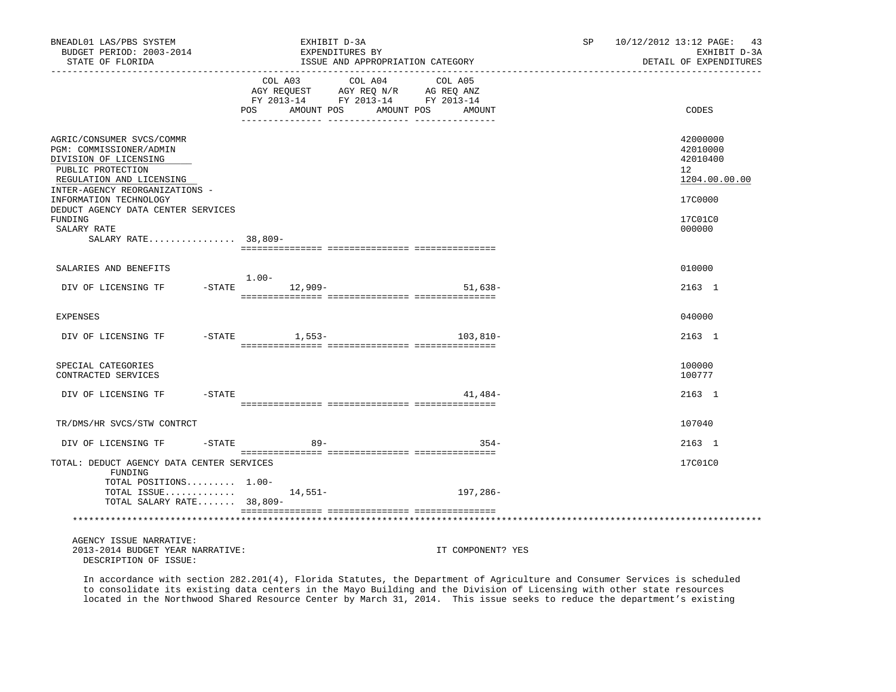BNEADL01 LAS/PBS SYSTEM | EXHIBIT D-3A | SP 10/12/2012 13:12 PAGE: 43
BUDGET PERIOD: 2003-2014 | EXPENDITURES BY | EXHIBIT D-3A
STATE OF FLORIDA | ISSUE AND APPROPRIATION CATEGORY | DETAIL OF EXPENDITURES

| | COL A03 AGY REQUEST FY 2013-14 POS | AMOUNT | COL A04 AGY REQ N/R FY 2013-14 POS | AMOUNT | COL A05 AG REQ ANZ FY 2013-14 POS | AMOUNT | CODES |
|---|---|---|---|---|---|---|---|
| AGRIC/CONSUMER SVCS/COMMR | | | | | | | 42000000 |
| PGM: COMMISSIONER/ADMIN | | | | | | | 42010000 |
| DIVISION OF LICENSING | | | | | | | 42010400 |
| PUBLIC PROTECTION | | | | | | | 12 |
| REGULATION AND LICENSING | | | | | | | 1204.00.00.00 |
| INTER-AGENCY REORGANIZATIONS - INFORMATION TECHNOLOGY | | | | | | | 17C0000 |
| DEDUCT AGENCY DATA CENTER SERVICES FUNDING | | | | | | | 17C01C0 |
| SALARY RATE | | | | | | | 000000 |
| SALARY RATE................ | 38,809- | | | | | | |
| SALARIES AND BENEFITS | | | | | | | 010000 |
| DIV OF LICENSING TF -STATE | 1.00- | 12,909- | | | | 51,638- | 2163 1 |
| EXPENSES | | | | | | | 040000 |
| DIV OF LICENSING TF -STATE | | 1,553- | | | | 103,810- | 2163 1 |
| SPECIAL CATEGORIES | | | | | | | 100000 |
| CONTRACTED SERVICES | | | | | | | 100777 |
| DIV OF LICENSING TF -STATE | | | | | | 41,484- | 2163 1 |
| TR/DMS/HR SVCS/STW CONTRCT | | | | | | | 107040 |
| DIV OF LICENSING TF -STATE | | 89- | | | | 354- | 2163 1 |
| TOTAL: DEDUCT AGENCY DATA CENTER SERVICES FUNDING | | | | | | | 17C01C0 |
| TOTAL POSITIONS......... | 1.00- | | | | | | |
| TOTAL ISSUE............. | | 14,551- | | | | 197,286- | |
| TOTAL SALARY RATE....... | 38,809- | | | | | | |

AGENCY ISSUE NARRATIVE:
2013-2014 BUDGET YEAR NARRATIVE: IT COMPONENT? YES
DESCRIPTION OF ISSUE:

In accordance with section 282.201(4), Florida Statutes, the Department of Agriculture and Consumer Services is scheduled to consolidate its existing data centers in the Mayo Building and the Division of Licensing with other state resources located in the Northwood Shared Resource Center by March 31, 2014. This issue seeks to reduce the department's existing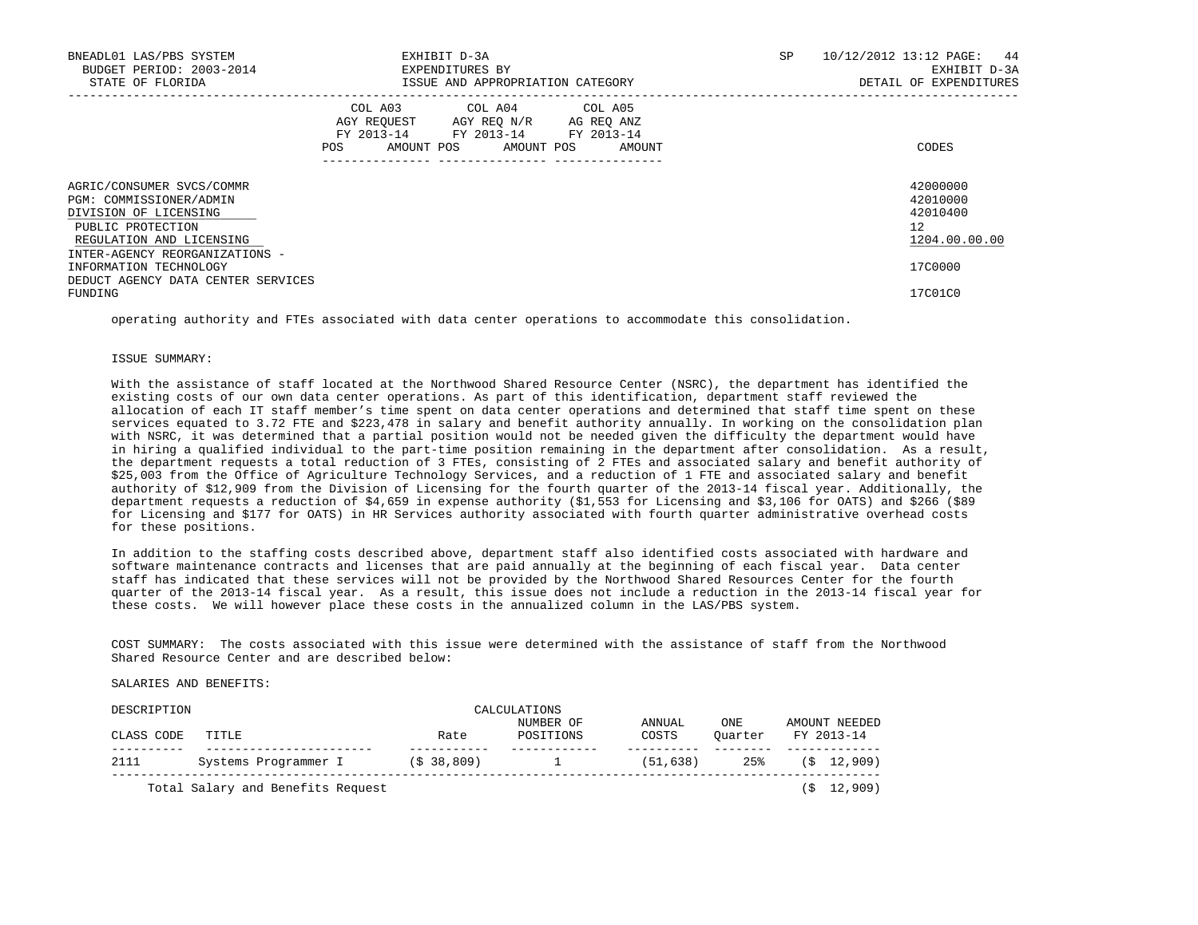| | COL A03 AGY REQUEST FY 2013-14 POS AMOUNT | COL A04 AGY REQ N/R FY 2013-14 POS AMOUNT | COL A05 AG REQ ANZ FY 2013-14 POS AMOUNT | CODES |
|---|---|---|---|---|
| AGRIC/CONSUMER SVCS/COMMR | | | | 42000000 |
| PGM: COMMISSIONER/ADMIN | | | | 42010000 |
| DIVISION OF LICENSING | | | | 42010400 |
| PUBLIC PROTECTION | | | | 12 |
| REGULATION AND LICENSING | | | | 1204.00.00.00 |
| INTER-AGENCY REORGANIZATIONS - INFORMATION TECHNOLOGY | | | | 17C0000 |
| DEDUCT AGENCY DATA CENTER SERVICES FUNDING | | | | 17C01C0 |

operating authority and FTEs associated with data center operations to accommodate this consolidation.

ISSUE SUMMARY:

With the assistance of staff located at the Northwood Shared Resource Center (NSRC), the department has identified the existing costs of our own data center operations. As part of this identification, department staff reviewed the allocation of each IT staff member's time spent on data center operations and determined that staff time spent on these services equated to 3.72 FTE and $223,478 in salary and benefit authority annually. In working on the consolidation plan with NSRC, it was determined that a partial position would not be needed given the difficulty the department would have in hiring a qualified individual to the part-time position remaining in the department after consolidation. As a result, the department requests a total reduction of 3 FTEs, consisting of 2 FTEs and associated salary and benefit authority of $25,003 from the Office of Agriculture Technology Services, and a reduction of 1 FTE and associated salary and benefit authority of $12,909 from the Division of Licensing for the fourth quarter of the 2013-14 fiscal year. Additionally, the department requests a reduction of $4,659 in expense authority ($1,553 for Licensing and $3,106 for OATS) and $266 ($89 for Licensing and $177 for OATS) in HR Services authority associated with fourth quarter administrative overhead costs for these positions.

In addition to the staffing costs described above, department staff also identified costs associated with hardware and software maintenance contracts and licenses that are paid annually at the beginning of each fiscal year. Data center staff has indicated that these services will not be provided by the Northwood Shared Resources Center for the fourth quarter of the 2013-14 fiscal year. As a result, this issue does not include a reduction in the 2013-14 fiscal year for these costs. We will however place these costs in the annualized column in the LAS/PBS system.

COST SUMMARY: The costs associated with this issue were determined with the assistance of staff from the Northwood Shared Resource Center and are described below:

SALARIES AND BENEFITS:

| CLASS CODE | TITLE | Rate | NUMBER OF POSITIONS | ANNUAL COSTS | ONE Quarter | AMOUNT NEEDED FY 2013-14 |
|---|---|---|---|---|---|---|
| 2111 | Systems Programmer I | ($ 38,809) | 1 | (51,638) | 25% | ($ 12,909) |
| | Total Salary and Benefits Request | | | | | ($ 12,909) |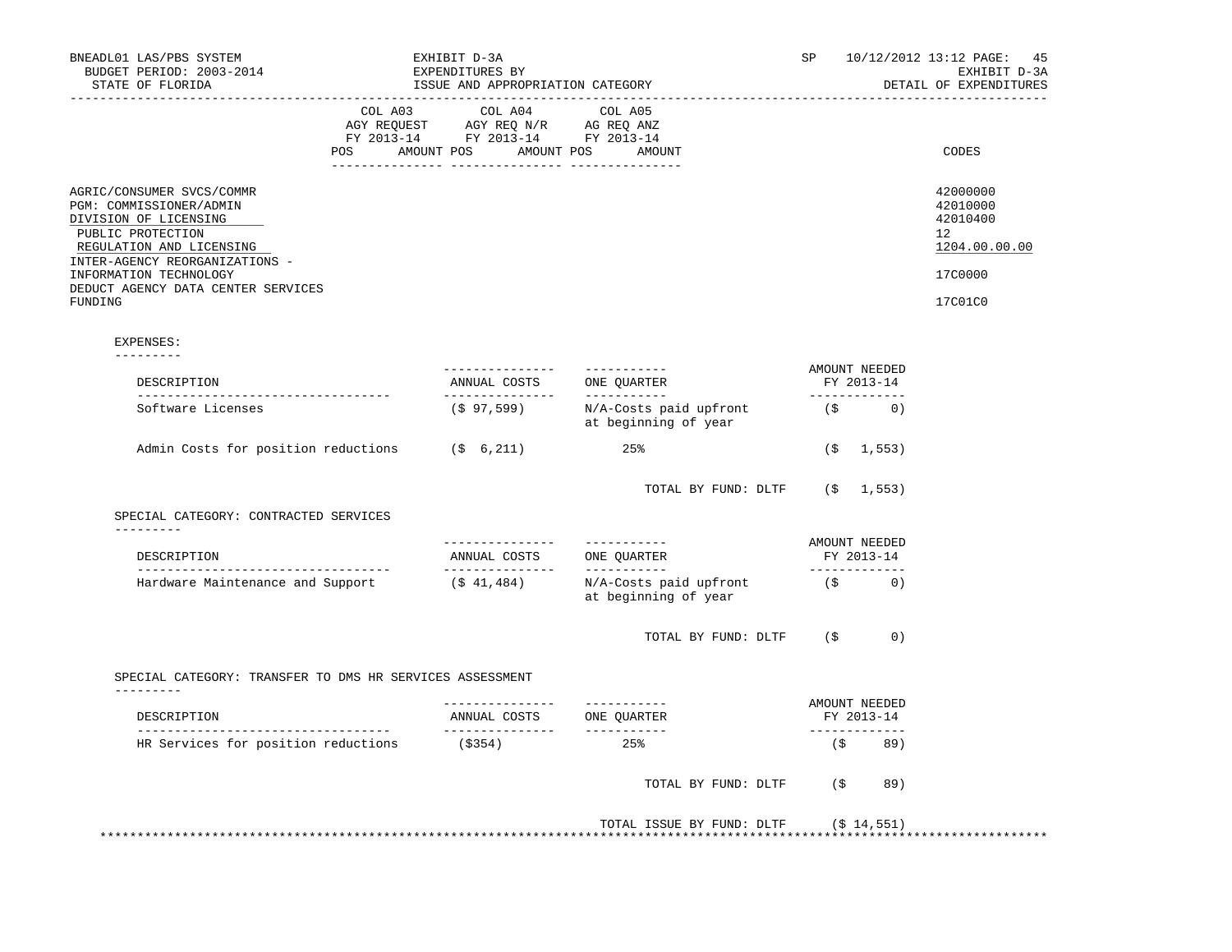BNEADL01 LAS/PBS SYSTEM
BUDGET PERIOD: 2003-2014
STATE OF FLORIDA

EXHIBIT D-3A
EXPENDITURES BY
ISSUE AND APPROPRIATION CATEGORY

SP 10/12/2012 13:12
EXHIBIT D-3A
DETAIL OF EXPENDITURES

| | COL A03 AGY REQUEST FY 2013-14 | | COL A04 AGY REQ N/R FY 2013-14 | | COL A05 AG REQ ANZ FY 2013-14 | | |
|---|---|---|---|---|---|---|---|
| | POS | AMOUNT | POS | AMOUNT | POS | AMOUNT | CODES |
| AGRIC/CONSUMER SVCS/COMMR | | | | | | | 42000000 |
| PGM: COMMISSIONER/ADMIN | | | | | | | 42010000 |
| DIVISION OF LICENSING | | | | | | | 42010400 |
| PUBLIC PROTECTION | | | | | | | 12 |
| REGULATION AND LICENSING | | | | | | | 1204.00.00.00 |
| INTER-AGENCY REORGANIZATIONS - INFORMATION TECHNOLOGY | | | | | | | 17C0000 |
| DEDUCT AGENCY DATA CENTER SERVICES FUNDING | | | | | | | 17C01C0 |

EXPENSES:

| DESCRIPTION | ANNUAL COSTS | ONE QUARTER | AMOUNT NEEDED FY 2013-14 |
|---|---|---|---|
| Software Licenses | ($ 97,599) | N/A-Costs paid upfront at beginning of year | ($ 0) |
| Admin Costs for position reductions | ($ 6,211) | 25% | ($ 1,553) |
| | | TOTAL BY FUND: DLTF | ($ 1,553) |

SPECIAL CATEGORY: CONTRACTED SERVICES

| DESCRIPTION | ANNUAL COSTS | ONE QUARTER | AMOUNT NEEDED FY 2013-14 |
|---|---|---|---|
| Hardware Maintenance and Support | ($ 41,484) | N/A-Costs paid upfront at beginning of year | ($ 0) |
| | | TOTAL BY FUND: DLTF | ($ 0) |

SPECIAL CATEGORY: TRANSFER TO DMS HR SERVICES ASSESSMENT

| DESCRIPTION | ANNUAL COSTS | ONE QUARTER | AMOUNT NEEDED FY 2013-14 |
|---|---|---|---|
| HR Services for position reductions | ($354) | 25% | ($ 89) |
| | | TOTAL BY FUND: DLTF | ($ 89) |

TOTAL ISSUE BY FUND: DLTF ($ 14,551)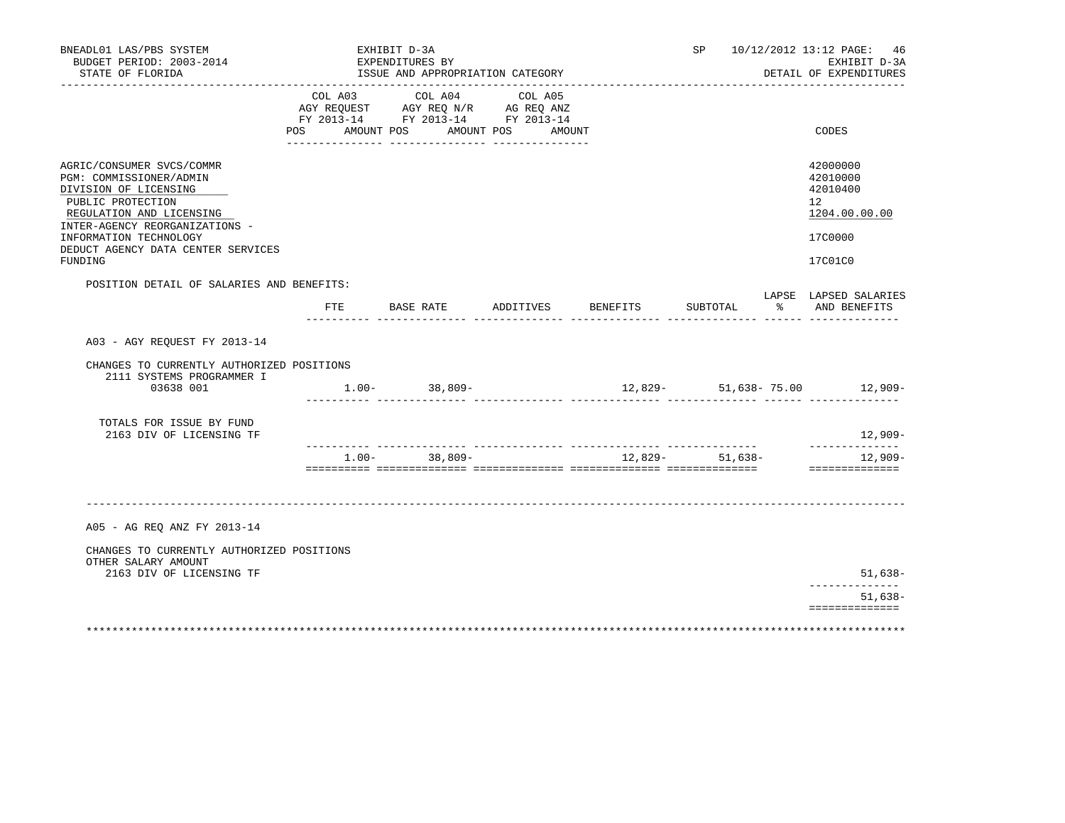BNEADL01 LAS/PBS SYSTEM
BUDGET PERIOD: 2003-2014
STATE OF FLORIDA

EXHIBIT D-3A
EXPENDITURES BY
ISSUE AND APPROPRIATION CATEGORY

SP 10/12/2012 13:12 PAGE: 46
EXHIBIT D-3A
DETAIL OF EXPENDITURES

| | COL A03 AGY REQUEST FY 2013-14 POS AMOUNT | COL A04 AGY REQ N/R FY 2013-14 POS AMOUNT | COL A05 AG REQ ANZ FY 2013-14 POS AMOUNT | CODES |
|---|---|---|---|---|
| AGRIC/CONSUMER SVCS/COMMR | | | | 42000000 |
| PGM: COMMISSIONER/ADMIN | | | | 42010000 |
| DIVISION OF LICENSING | | | | 42010400 |
| PUBLIC PROTECTION | | | | 12 |
| REGULATION AND LICENSING | | | | 1204.00.00.00 |
| INTER-AGENCY REORGANIZATIONS - INFORMATION TECHNOLOGY | | | | 17C0000 |
| DEDUCT AGENCY DATA CENTER SERVICES FUNDING | | | | 17C01C0 |

POSITION DETAIL OF SALARIES AND BENEFITS:

| | FTE | BASE RATE | ADDITIVES | BENEFITS | SUBTOTAL | LAPSE % | LAPSED SALARIES AND BENEFITS |
|---|---|---|---|---|---|---|---|
| A03 - AGY REQUEST FY 2013-14 | | | | | | | |
| CHANGES TO CURRENTLY AUTHORIZED POSITIONS | | | | | | | |
| 2111 SYSTEMS PROGRAMMER I | | | | | | | |
| 03638 001 | 1.00- | 38,809- | | 12,829- | 51,638- | 75.00 | 12,909- |
| TOTALS FOR ISSUE BY FUND | | | | | | | |
| 2163 DIV OF LICENSING TF | | | | | | | 12,909- |
| | 1.00- | 38,809- | | 12,829- | 51,638- | | 12,909- |

A05 - AG REQ ANZ FY 2013-14

CHANGES TO CURRENTLY AUTHORIZED POSITIONS
OTHER SALARY AMOUNT

| | |
|---|---|
| 2163 DIV OF LICENSING TF | 51,638- |
| | 51,638- |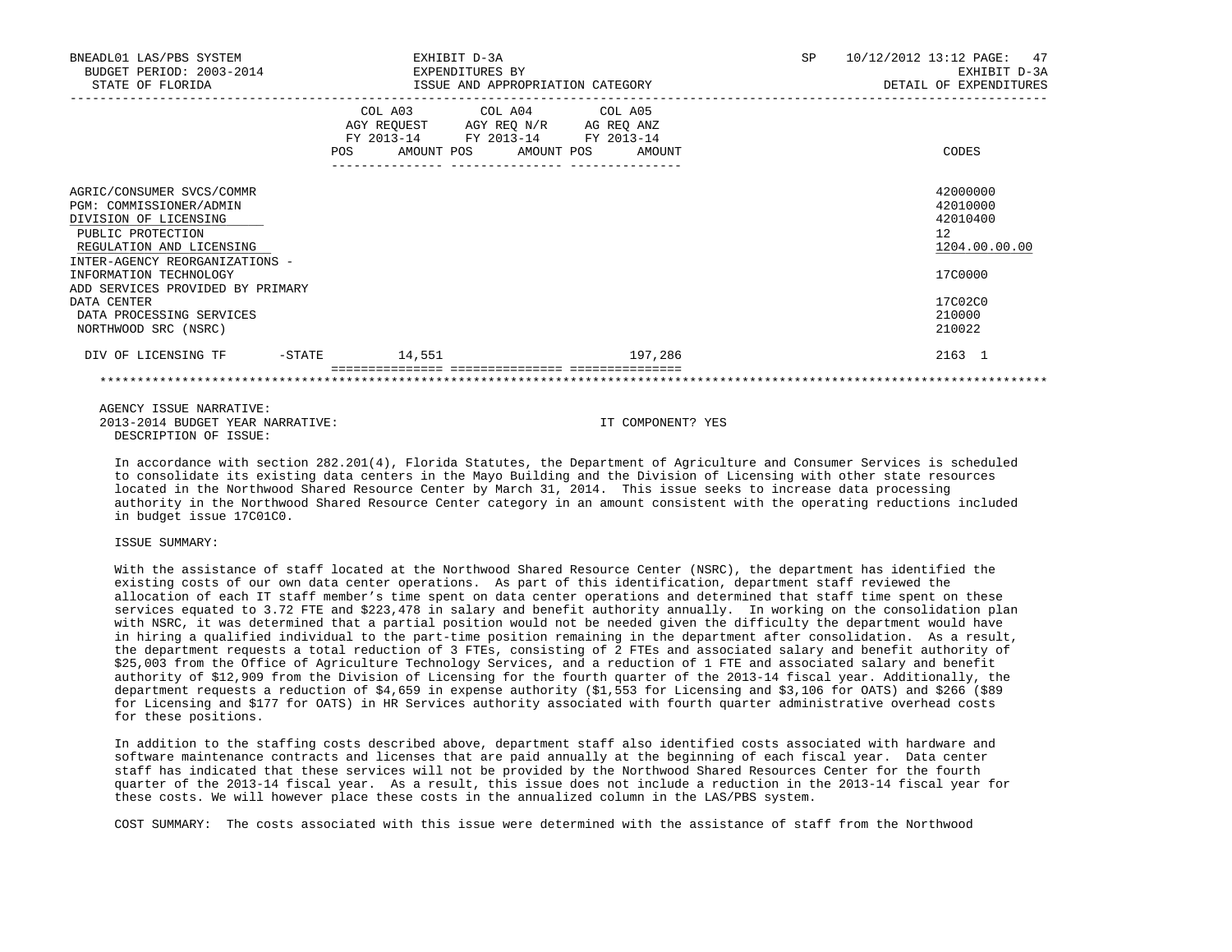| | COL A03 AGY REQUEST FY 2013-14 POS AMOUNT | COL A04 AGY REQ N/R FY 2013-14 POS AMOUNT | COL A05 AG REQ ANZ FY 2013-14 POS AMOUNT | CODES |
|---|---|---|---|---|
| AGRIC/CONSUMER SVCS/COMMR | | | | 42000000 |
| PGM: COMMISSIONER/ADMIN | | | | 42010000 |
| DIVISION OF LICENSING | | | | 42010400 |
| PUBLIC PROTECTION | | | | 12 |
| REGULATION AND LICENSING | | | | 1204.00.00.00 |
| INTER-AGENCY REORGANIZATIONS - INFORMATION TECHNOLOGY | | | | 17C0000 |
| ADD SERVICES PROVIDED BY PRIMARY DATA CENTER | | | | 17C02C0 |
| DATA PROCESSING SERVICES | | | | 210000 |
| NORTHWOOD SRC (NSRC) | | | | 210022 |
| DIV OF LICENSING TF -STATE | 14,551 | | 197,286 | 2163 1 |

AGENCY ISSUE NARRATIVE:

2013-2014 BUDGET YEAR NARRATIVE: IT COMPONENT? YES

DESCRIPTION OF ISSUE:

In accordance with section 282.201(4), Florida Statutes, the Department of Agriculture and Consumer Services is scheduled to consolidate its existing data centers in the Mayo Building and the Division of Licensing with other state resources located in the Northwood Shared Resource Center by March 31, 2014. This issue seeks to increase data processing authority in the Northwood Shared Resource Center category in an amount consistent with the operating reductions included in budget issue 17C01C0.

ISSUE SUMMARY:

With the assistance of staff located at the Northwood Shared Resource Center (NSRC), the department has identified the existing costs of our own data center operations. As part of this identification, department staff reviewed the allocation of each IT staff member's time spent on data center operations and determined that staff time spent on these services equated to 3.72 FTE and $223,478 in salary and benefit authority annually. In working on the consolidation plan with NSRC, it was determined that a partial position would not be needed given the difficulty the department would have in hiring a qualified individual to the part-time position remaining in the department after consolidation. As a result, the department requests a total reduction of 3 FTEs, consisting of 2 FTEs and associated salary and benefit authority of $25,003 from the Office of Agriculture Technology Services, and a reduction of 1 FTE and associated salary and benefit authority of $12,909 from the Division of Licensing for the fourth quarter of the 2013-14 fiscal year. Additionally, the department requests a reduction of $4,659 in expense authority ($1,553 for Licensing and $3,106 for OATS) and $266 ($89 for Licensing and $177 for OATS) in HR Services authority associated with fourth quarter administrative overhead costs for these positions.

In addition to the staffing costs described above, department staff also identified costs associated with hardware and software maintenance contracts and licenses that are paid annually at the beginning of each fiscal year. Data center staff has indicated that these services will not be provided by the Northwood Shared Resources Center for the fourth quarter of the 2013-14 fiscal year. As a result, this issue does not include a reduction in the 2013-14 fiscal year for these costs. We will however place these costs in the annualized column in the LAS/PBS system.

COST SUMMARY: The costs associated with this issue were determined with the assistance of staff from the Northwood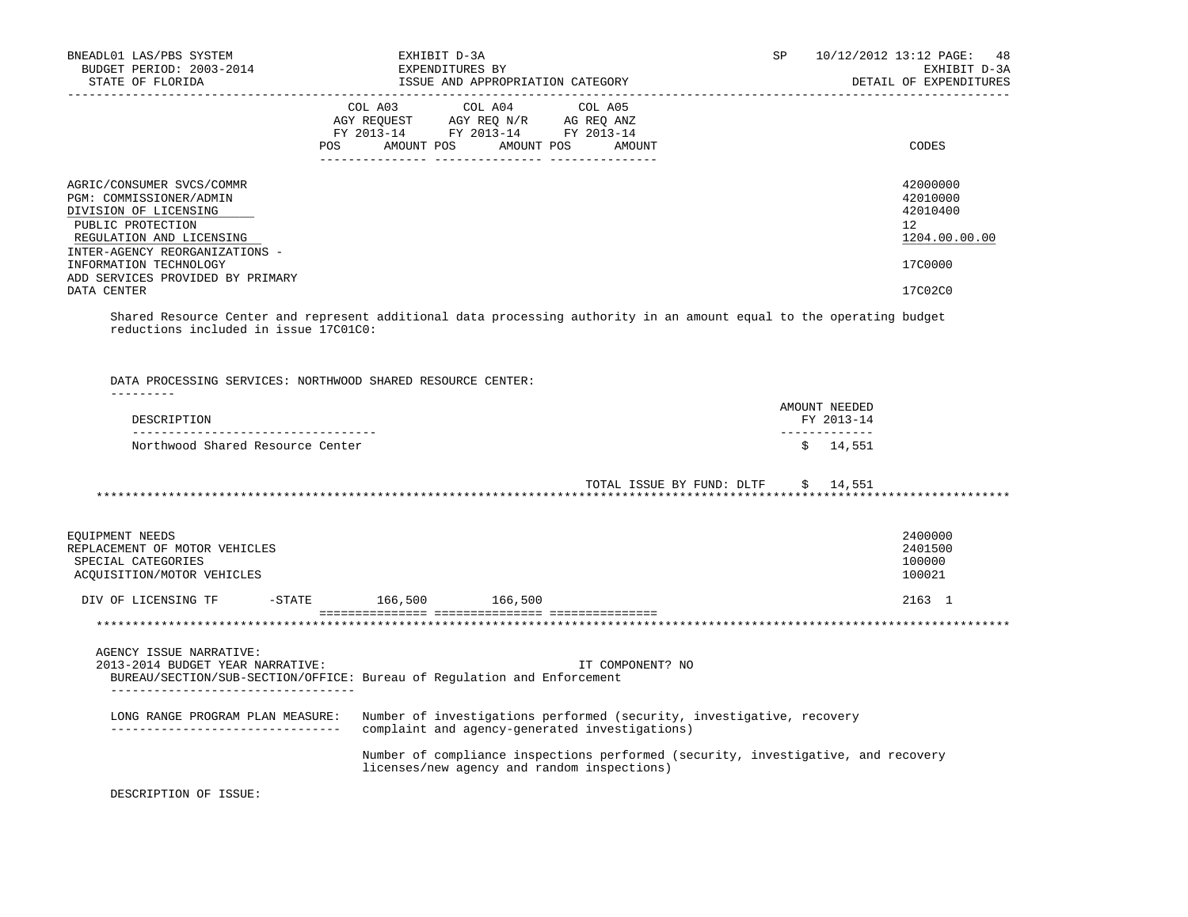BNEADL01 LAS/PBS SYSTEM | EXHIBIT D-3A | SP 10/12/2012 13:12
BUDGET PERIOD: 2003-2014 | EXPENDITURES BY | EXHIBIT D-3A
STATE OF FLORIDA | ISSUE AND APPROPRIATION CATEGORY | DETAIL OF EXPENDITURES

| | COL A03 AGY REQUEST FY 2013-14 POS AMOUNT | COL A04 AGY REQ N/R FY 2013-14 POS AMOUNT | COL A05 AG REQ ANZ FY 2013-14 POS AMOUNT | CODES |
|---|---|---|---|---|
| AGRIC/CONSUMER SVCS/COMMR | | | | 42000000 |
| PGM: COMMISSIONER/ADMIN | | | | 42010000 |
| DIVISION OF LICENSING | | | | 42010400 |
| PUBLIC PROTECTION | | | | 12 |
| REGULATION AND LICENSING | | | | 1204.00.00.00 |
| INTER-AGENCY REORGANIZATIONS - INFORMATION TECHNOLOGY | | | | 17C0000 |
| ADD SERVICES PROVIDED BY PRIMARY DATA CENTER | | | | 17C02C0 |

Shared Resource Center and represent additional data processing authority in an amount equal to the operating budget reductions included in issue 17C01C0:

DATA PROCESSING SERVICES: NORTHWOOD SHARED RESOURCE CENTER:

| DESCRIPTION | AMOUNT NEEDED FY 2013-14 |
|---|---|
| Northwood Shared Resource Center | $ 14,551 |
| TOTAL ISSUE BY FUND: DLTF | $ 14,551 |

*****************************************************************************************************************

| | COL A03 | COL A04 | COL A05 | CODES |
|---|---|---|---|---|
| EQUIPMENT NEEDS | | | | 2400000 |
| REPLACEMENT OF MOTOR VEHICLES | | | | 2401500 |
| SPECIAL CATEGORIES | | | | 100000 |
| ACQUISITION/MOTOR VEHICLES | | | | 100021 |
| DIV OF LICENSING TF -STATE | 166,500 | 166,500 | | 2163 1 |

*****************************************************************************************************************

AGENCY ISSUE NARRATIVE:
2013-2014 BUDGET YEAR NARRATIVE: IT COMPONENT? NO
BUREAU/SECTION/SUB-SECTION/OFFICE: Bureau of Regulation and Enforcement

LONG RANGE PROGRAM PLAN MEASURE: Number of investigations performed (security, investigative, recovery complaint and agency-generated investigations)

Number of compliance inspections performed (security, investigative, and recovery licenses/new agency and random inspections)

DESCRIPTION OF ISSUE: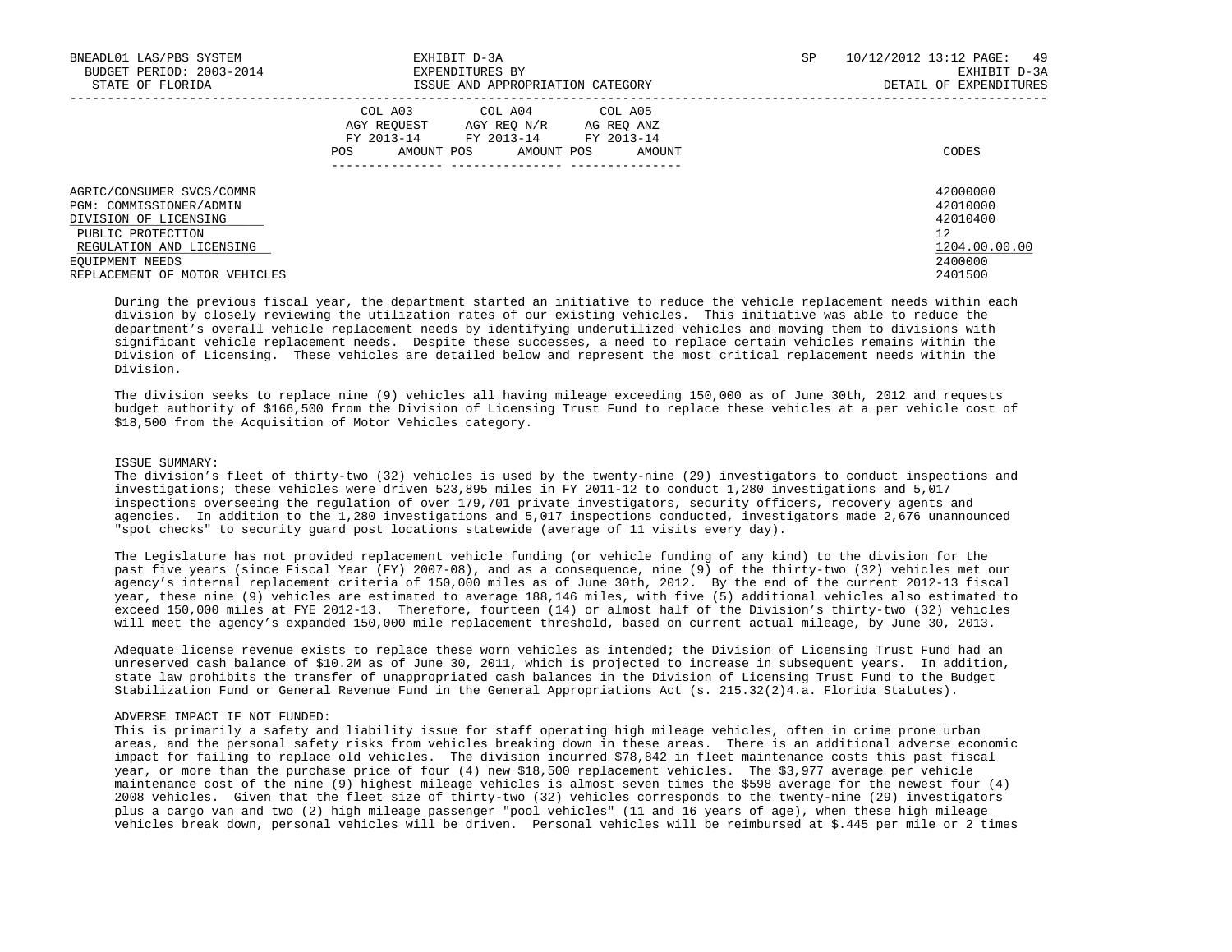| | COL A03 AGY REQUEST FY 2013-14 | | COL A04 AGY REQ N/R FY 2013-14 | | COL A05 AG REQ ANZ FY 2013-14 | | |
|---|---|---|---|---|---|---|---|
| | POS | AMOUNT | POS | AMOUNT | POS | AMOUNT | CODES |
| AGRIC/CONSUMER SVCS/COMMR | | | | | | | 42000000 |
| PGM: COMMISSIONER/ADMIN | | | | | | | 42010000 |
| DIVISION OF LICENSING | | | | | | | 42010400 |
| PUBLIC PROTECTION | | | | | | | 12 |
| REGULATION AND LICENSING | | | | | | | 1204.00.00.00 |
| EQUIPMENT NEEDS | | | | | | | 2400000 |
| REPLACEMENT OF MOTOR VEHICLES | | | | | | | 2401500 |

During the previous fiscal year, the department started an initiative to reduce the vehicle replacement needs within each division by closely reviewing the utilization rates of our existing vehicles. This initiative was able to reduce the department's overall vehicle replacement needs by identifying underutilized vehicles and moving them to divisions with significant vehicle replacement needs. Despite these successes, a need to replace certain vehicles remains within the Division of Licensing. These vehicles are detailed below and represent the most critical replacement needs within the Division.

The division seeks to replace nine (9) vehicles all having mileage exceeding 150,000 as of June 30th, 2012 and requests budget authority of $166,500 from the Division of Licensing Trust Fund to replace these vehicles at a per vehicle cost of $18,500 from the Acquisition of Motor Vehicles category.

ISSUE SUMMARY:
The division's fleet of thirty-two (32) vehicles is used by the twenty-nine (29) investigators to conduct inspections and investigations; these vehicles were driven 523,895 miles in FY 2011-12 to conduct 1,280 investigations and 5,017 inspections overseeing the regulation of over 179,701 private investigators, security officers, recovery agents and agencies. In addition to the 1,280 investigations and 5,017 inspections conducted, investigators made 2,676 unannounced "spot checks" to security guard post locations statewide (average of 11 visits every day).

The Legislature has not provided replacement vehicle funding (or vehicle funding of any kind) to the division for the past five years (since Fiscal Year (FY) 2007-08), and as a consequence, nine (9) of the thirty-two (32) vehicles met our agency's internal replacement criteria of 150,000 miles as of June 30th, 2012. By the end of the current 2012-13 fiscal year, these nine (9) vehicles are estimated to average 188,146 miles, with five (5) additional vehicles also estimated to exceed 150,000 miles at FYE 2012-13. Therefore, fourteen (14) or almost half of the Division's thirty-two (32) vehicles will meet the agency's expanded 150,000 mile replacement threshold, based on current actual mileage, by June 30, 2013.

Adequate license revenue exists to replace these worn vehicles as intended; the Division of Licensing Trust Fund had an unreserved cash balance of $10.2M as of June 30, 2011, which is projected to increase in subsequent years. In addition, state law prohibits the transfer of unappropriated cash balances in the Division of Licensing Trust Fund to the Budget Stabilization Fund or General Revenue Fund in the General Appropriations Act (s. 215.32(2)4.a. Florida Statutes).

ADVERSE IMPACT IF NOT FUNDED:
This is primarily a safety and liability issue for staff operating high mileage vehicles, often in crime prone urban areas, and the personal safety risks from vehicles breaking down in these areas. There is an additional adverse economic impact for failing to replace old vehicles. The division incurred $78,842 in fleet maintenance costs this past fiscal year, or more than the purchase price of four (4) new $18,500 replacement vehicles. The $3,977 average per vehicle maintenance cost of the nine (9) highest mileage vehicles is almost seven times the $598 average for the newest four (4) 2008 vehicles. Given that the fleet size of thirty-two (32) vehicles corresponds to the twenty-nine (29) investigators plus a cargo van and two (2) high mileage passenger "pool vehicles" (11 and 16 years of age), when these high mileage vehicles break down, personal vehicles will be driven. Personal vehicles will be reimbursed at $.445 per mile or 2 times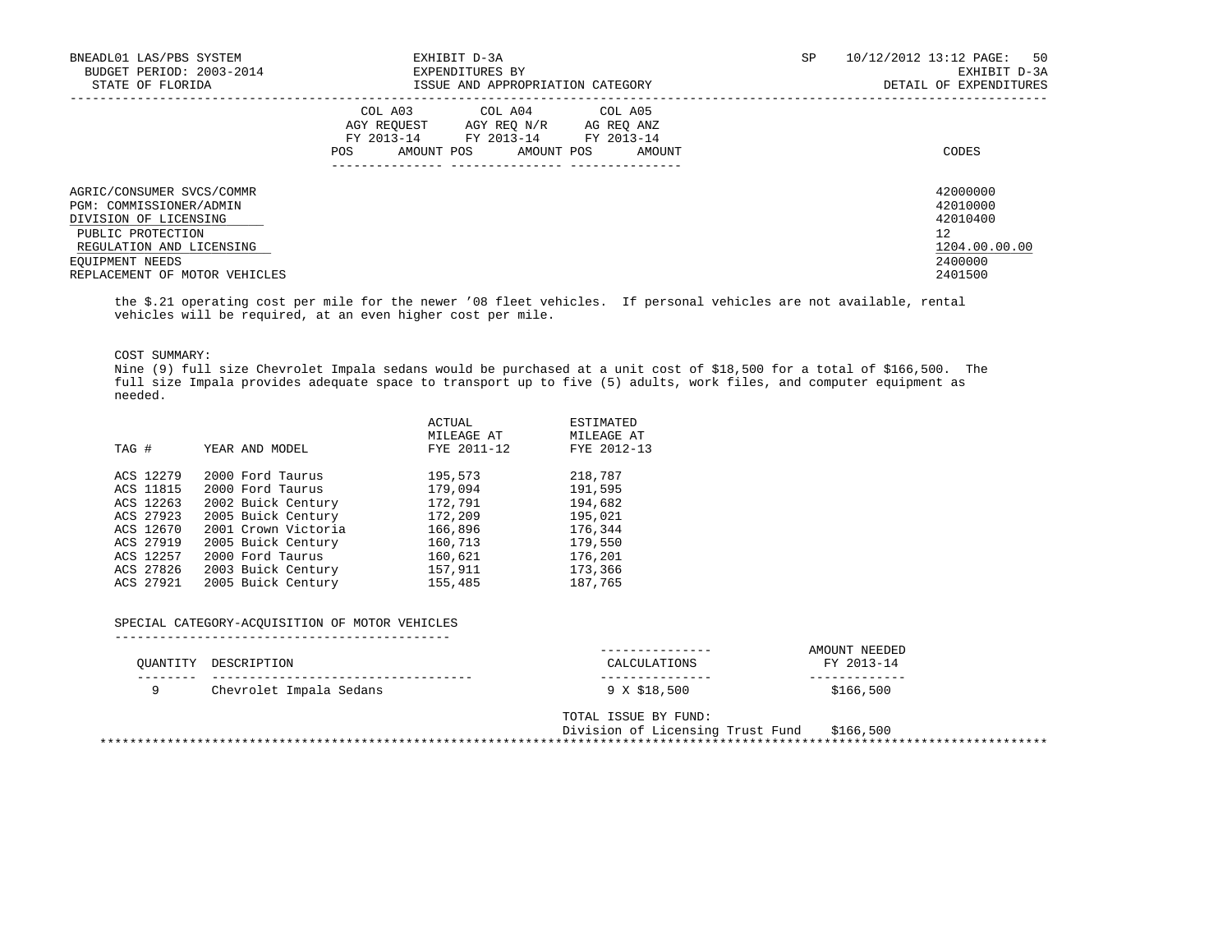AGRIC/CONSUMER SVCS/COMMR 42000000
PGM: COMMISSIONER/ADMIN 42010000
DIVISION OF LICENSING 42010400
PUBLIC PROTECTION 12
REGULATION AND LICENSING 1204.00.00.00
EQUIPMENT NEEDS 2400000
REPLACEMENT OF MOTOR VEHICLES 2401500

the $.21 operating cost per mile for the newer '08 fleet vehicles. If personal vehicles are not available, rental vehicles will be required, at an even higher cost per mile.

COST SUMMARY:
Nine (9) full size Chevrolet Impala sedans would be purchased at a unit cost of $18,500 for a total of $166,500. The full size Impala provides adequate space to transport up to five (5) adults, work files, and computer equipment as needed.

| TAG # | YEAR AND MODEL | ACTUAL MILEAGE AT FYE 2011-12 | ESTIMATED MILEAGE AT FYE 2012-13 |
|---|---|---|---|
| ACS 12279 | 2000 Ford Taurus | 195,573 | 218,787 |
| ACS 11815 | 2000 Ford Taurus | 179,094 | 191,595 |
| ACS 12263 | 2002 Buick Century | 172,791 | 194,682 |
| ACS 27923 | 2005 Buick Century | 172,209 | 195,021 |
| ACS 12670 | 2001 Crown Victoria | 166,896 | 176,344 |
| ACS 27919 | 2005 Buick Century | 160,713 | 179,550 |
| ACS 12257 | 2000 Ford Taurus | 160,621 | 176,201 |
| ACS 27826 | 2003 Buick Century | 157,911 | 173,366 |
| ACS 27921 | 2005 Buick Century | 155,485 | 187,765 |

SPECIAL CATEGORY-ACQUISITION OF MOTOR VEHICLES

| QUANTITY | DESCRIPTION | CALCULATIONS | AMOUNT NEEDED FY 2013-14 |
|---|---|---|---|
| 9 | Chevrolet Impala Sedans | 9 X $18,500 | $166,500 |

TOTAL ISSUE BY FUND:
Division of Licensing Trust Fund $166,500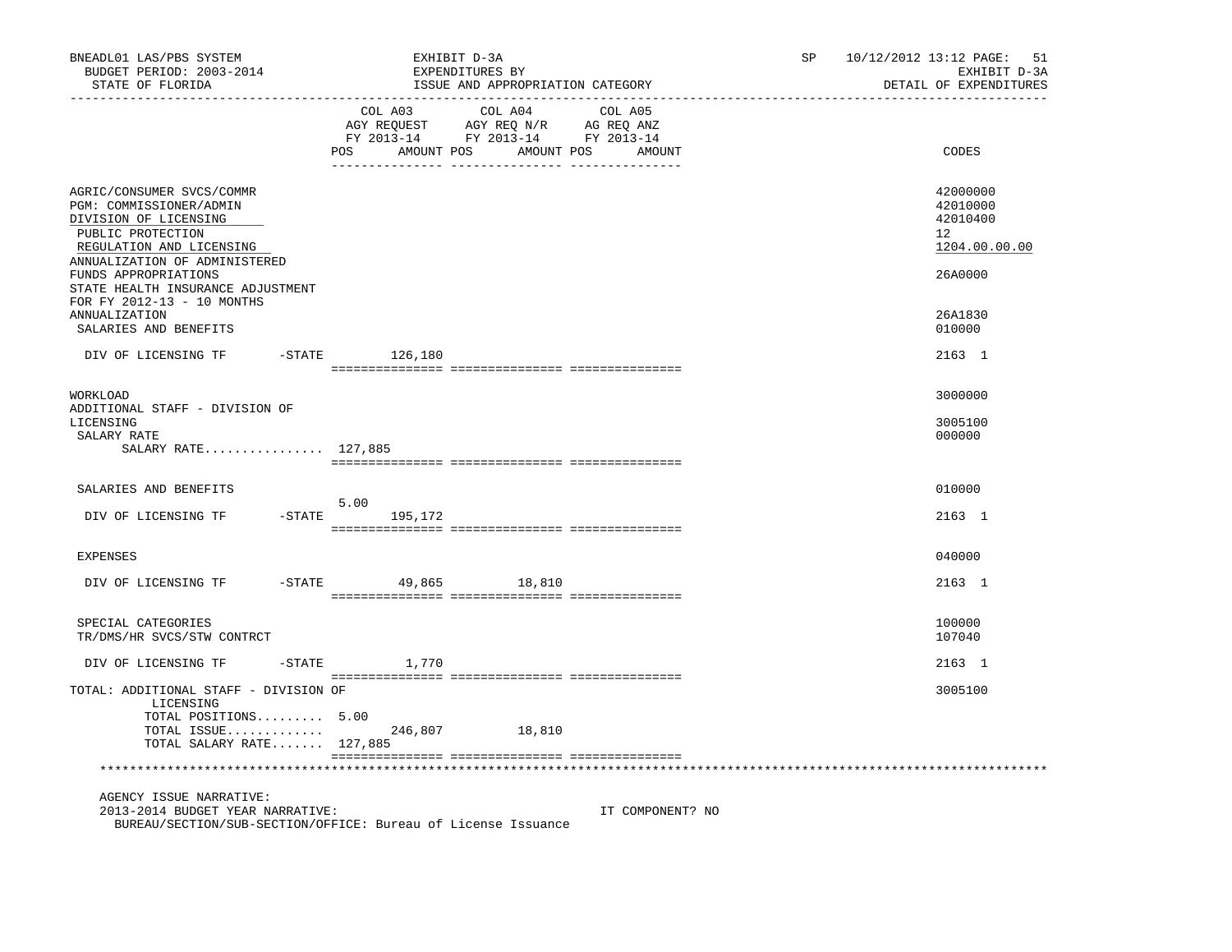BNEADL01 LAS/PBS SYSTEM — EXHIBIT D-3A — SP 10/12/2012 13:12

BUDGET PERIOD: 2003-2014 — EXPENDITURES BY — EXHIBIT D-3A

STATE OF FLORIDA — ISSUE AND APPROPRIATION CATEGORY — DETAIL OF EXPENDITURES

| | COL A03 AGY REQUEST FY 2013-14 POS | AMOUNT | COL A04 AGY REQ N/R FY 2013-14 POS | AMOUNT | COL A05 AG REQ ANZ FY 2013-14 POS | AMOUNT | CODES |
|---|---|---|---|---|---|---|---|
| AGRIC/CONSUMER SVCS/COMMR | | | | | | | 42000000 |
| PGM: COMMISSIONER/ADMIN | | | | | | | 42010000 |
| DIVISION OF LICENSING | | | | | | | 42010400 |
| PUBLIC PROTECTION | | | | | | | 12 |
| REGULATION AND LICENSING | | | | | | | 1204.00.00.00 |
| ANNUALIZATION OF ADMINISTERED FUNDS APPROPRIATIONS | | | | | | | 26A0000 |
| STATE HEALTH INSURANCE ADJUSTMENT FOR FY 2012-13 - 10 MONTHS ANNUALIZATION | | | | | | | 26A1830 |
| SALARIES AND BENEFITS | | | | | | | 010000 |
| DIV OF LICENSING TF -STATE | | 126,180 | | | | | 2163 1 |
| WORKLOAD | | | | | | | 3000000 |
| ADDITIONAL STAFF - DIVISION OF LICENSING | | | | | | | 3005100 |
| SALARY RATE | | | | | | | 000000 |
| SALARY RATE................ | 127,885 | | | | | | |
| SALARIES AND BENEFITS | | | | | | | 010000 |
| DIV OF LICENSING TF -STATE | 5.00 | 195,172 | | | | | 2163 1 |
| EXPENSES | | | | | | | 040000 |
| DIV OF LICENSING TF -STATE | | 49,865 | | 18,810 | | | 2163 1 |
| SPECIAL CATEGORIES | | | | | | | 100000 |
| TR/DMS/HR SVCS/STW CONTRCT | | | | | | | 107040 |
| DIV OF LICENSING TF -STATE | | 1,770 | | | | | 2163 1 |
| TOTAL: ADDITIONAL STAFF - DIVISION OF LICENSING | | | | | | | 3005100 |
| TOTAL POSITIONS......... | 5.00 | | | | | | |
| TOTAL ISSUE............. | | 246,807 | | 18,810 | | | |
| TOTAL SALARY RATE....... | 127,885 | | | | | | |

AGENCY ISSUE NARRATIVE:

2013-2014 BUDGET YEAR NARRATIVE: IT COMPONENT? NO

BUREAU/SECTION/SUB-SECTION/OFFICE: Bureau of License Issuance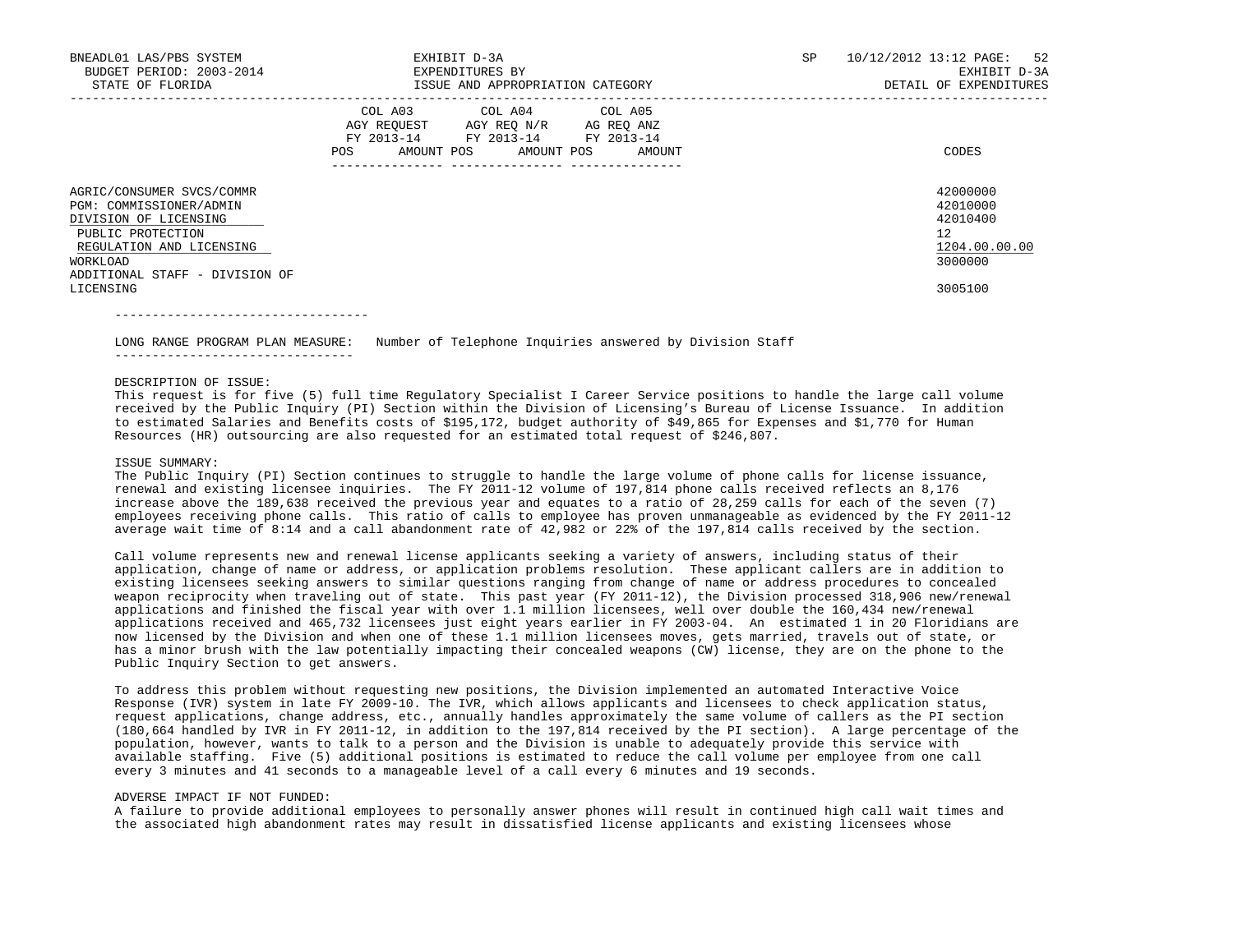| | COL A03 AGY REQUEST FY 2013-14 POS AMOUNT | COL A04 AGY REQ N/R FY 2013-14 POS AMOUNT | COL A05 AG REQ ANZ FY 2013-14 POS AMOUNT | CODES |
|---|---|---|---|---|
| AGRIC/CONSUMER SVCS/COMMR | | | | 42000000 |
| PGM: COMMISSIONER/ADMIN | | | | 42010000 |
| DIVISION OF LICENSING | | | | 42010400 |
| PUBLIC PROTECTION | | | | 12 |
| REGULATION AND LICENSING | | | | 1204.00.00.00 |
| WORKLOAD | | | | 3000000 |
| ADDITIONAL STAFF - DIVISION OF LICENSING | | | | 3005100 |

LONG RANGE PROGRAM PLAN MEASURE: Number of Telephone Inquiries answered by Division Staff

DESCRIPTION OF ISSUE:

This request is for five (5) full time Regulatory Specialist I Career Service positions to handle the large call volume received by the Public Inquiry (PI) Section within the Division of Licensing's Bureau of License Issuance. In addition to estimated Salaries and Benefits costs of $195,172, budget authority of $49,865 for Expenses and $1,770 for Human Resources (HR) outsourcing are also requested for an estimated total request of $246,807.

ISSUE SUMMARY:

The Public Inquiry (PI) Section continues to struggle to handle the large volume of phone calls for license issuance, renewal and existing licensee inquiries. The FY 2011-12 volume of 197,814 phone calls received reflects an 8,176 increase above the 189,638 received the previous year and equates to a ratio of 28,259 calls for each of the seven (7) employees receiving phone calls. This ratio of calls to employee has proven unmanageable as evidenced by the FY 2011-12 average wait time of 8:14 and a call abandonment rate of 42,982 or 22% of the 197,814 calls received by the section.

Call volume represents new and renewal license applicants seeking a variety of answers, including status of their application, change of name or address, or application problems resolution. These applicant callers are in addition to existing licensees seeking answers to similar questions ranging from change of name or address procedures to concealed weapon reciprocity when traveling out of state. This past year (FY 2011-12), the Division processed 318,906 new/renewal applications and finished the fiscal year with over 1.1 million licensees, well over double the 160,434 new/renewal applications received and 465,732 licensees just eight years earlier in FY 2003-04. An estimated 1 in 20 Floridians are now licensed by the Division and when one of these 1.1 million licensees moves, gets married, travels out of state, or has a minor brush with the law potentially impacting their concealed weapons (CW) license, they are on the phone to the Public Inquiry Section to get answers.

To address this problem without requesting new positions, the Division implemented an automated Interactive Voice Response (IVR) system in late FY 2009-10. The IVR, which allows applicants and licensees to check application status, request applications, change address, etc., annually handles approximately the same volume of callers as the PI section (180,664 handled by IVR in FY 2011-12, in addition to the 197,814 received by the PI section). A large percentage of the population, however, wants to talk to a person and the Division is unable to adequately provide this service with available staffing. Five (5) additional positions is estimated to reduce the call volume per employee from one call every 3 minutes and 41 seconds to a manageable level of a call every 6 minutes and 19 seconds.

ADVERSE IMPACT IF NOT FUNDED:

A failure to provide additional employees to personally answer phones will result in continued high call wait times and the associated high abandonment rates may result in dissatisfied license applicants and existing licensees whose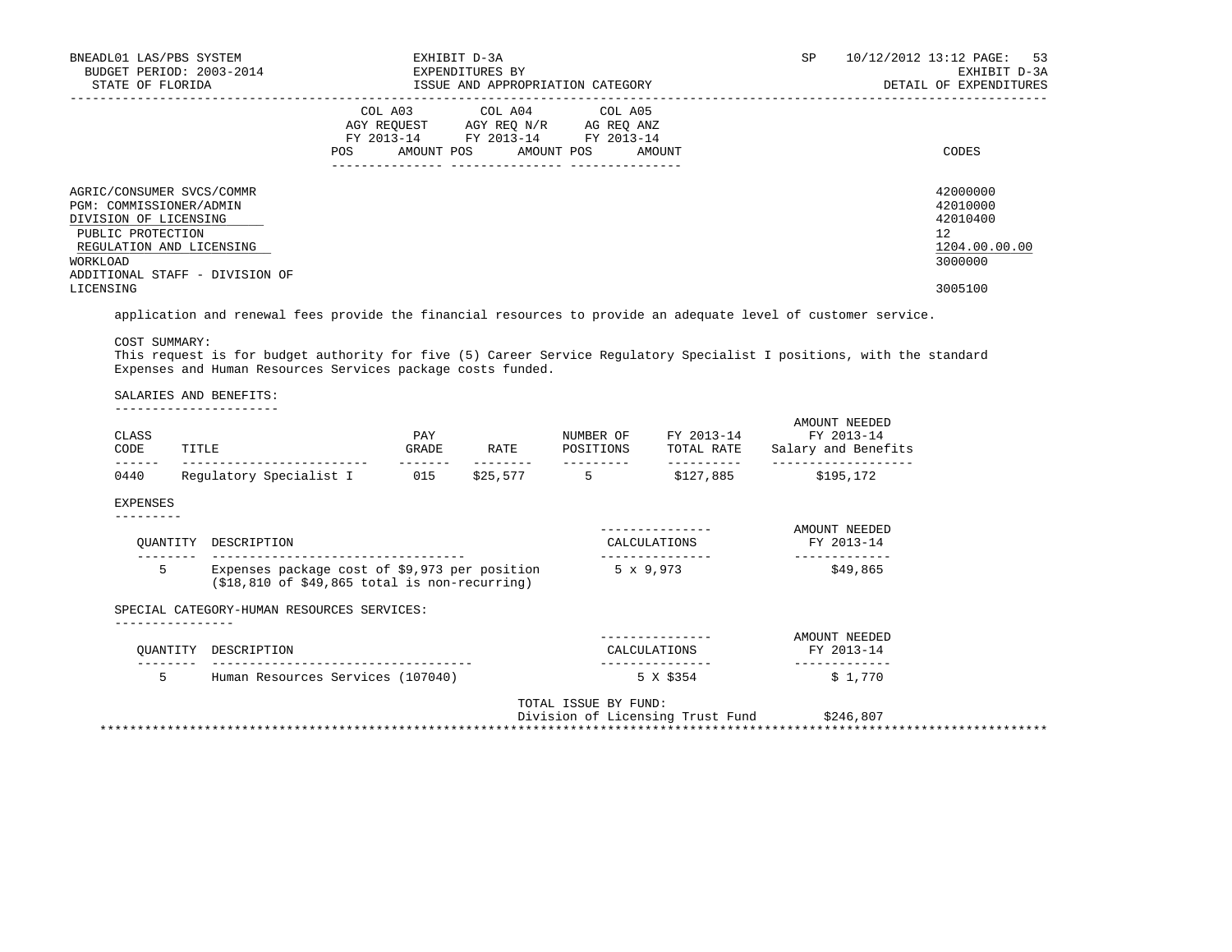| | COL A03 AGY REQUEST FY 2013-14 | | COL A04 AGY REQ N/R FY 2013-14 | | COL A05 AG REQ ANZ FY 2013-14 | | |
|---|---|---|---|---|---|---|---|
| | POS | AMOUNT | POS | AMOUNT | POS | AMOUNT | CODES |
| AGRIC/CONSUMER SVCS/COMMR | | | | | | | 42000000 |
| PGM: COMMISSIONER/ADMIN | | | | | | | 42010000 |
| DIVISION OF LICENSING | | | | | | | 42010400 |
| PUBLIC PROTECTION | | | | | | | 12 |
| REGULATION AND LICENSING | | | | | | | 1204.00.00.00 |
| WORKLOAD | | | | | | | 3000000 |
| ADDITIONAL STAFF - DIVISION OF LICENSING | | | | | | | 3005100 |

application and renewal fees provide the financial resources to provide an adequate level of customer service.

COST SUMMARY:
This request is for budget authority for five (5) Career Service Regulatory Specialist I positions, with the standard Expenses and Human Resources Services package costs funded.

SALARIES AND BENEFITS:

| CLASS CODE | TITLE | PAY GRADE | RATE | NUMBER OF POSITIONS | FY 2013-14 TOTAL RATE | AMOUNT NEEDED FY 2013-14 Salary and Benefits |
|---|---|---|---|---|---|---|
| 0440 | Regulatory Specialist I | 015 | $25,577 | 5 | $127,885 | $195,172 |

EXPENSES

| QUANTITY | DESCRIPTION | CALCULATIONS | AMOUNT NEEDED FY 2013-14 |
|---|---|---|---|
| 5 | Expenses package cost of $9,973 per position ($18,810 of $49,865 total is non-recurring) | 5 x 9,973 | $49,865 |

SPECIAL CATEGORY-HUMAN RESOURCES SERVICES:

| QUANTITY | DESCRIPTION | CALCULATIONS | AMOUNT NEEDED FY 2013-14 |
|---|---|---|---|
| 5 | Human Resources Services (107040) | 5 X $354 | $ 1,770 |

TOTAL ISSUE BY FUND:
Division of Licensing Trust Fund $246,807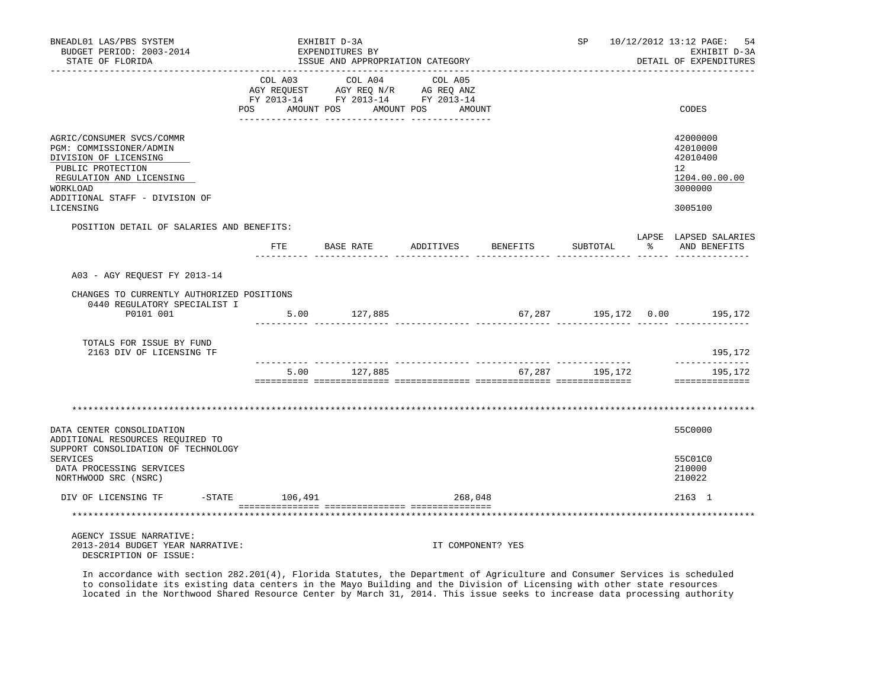BNEADL01 LAS/PBS SYSTEM
BUDGET PERIOD: 2003-2014
STATE OF FLORIDA

EXHIBIT D-3A
EXPENDITURES BY
ISSUE AND APPROPRIATION CATEGORY

SP 10/12/2012 13:12
EXHIBIT D-3A
DETAIL OF EXPENDITURES

| | COL A03 AGY REQUEST FY 2013-14 POS AMOUNT | COL A04 AGY REQ N/R FY 2013-14 POS AMOUNT | COL A05 AG REQ ANZ FY 2013-14 POS AMOUNT | CODES |
|---|---|---|---|---|
| AGRIC/CONSUMER SVCS/COMMR | | | | 42000000 |
| PGM: COMMISSIONER/ADMIN | | | | 42010000 |
| DIVISION OF LICENSING | | | | 42010400 |
| PUBLIC PROTECTION | | | | 12 |
| REGULATION AND LICENSING | | | | 1204.00.00.00 |
| WORKLOAD | | | | 3000000 |
| ADDITIONAL STAFF - DIVISION OF LICENSING | | | | 3005100 |

POSITION DETAIL OF SALARIES AND BENEFITS:

| | FTE | BASE RATE | ADDITIVES | BENEFITS | SUBTOTAL | LAPSE % | LAPSED SALARIES AND BENEFITS |
|---|---|---|---|---|---|---|---|
| A03 - AGY REQUEST FY 2013-14 | | | | | | | |
| CHANGES TO CURRENTLY AUTHORIZED POSITIONS | | | | | | | |
| 0440 REGULATORY SPECIALIST I P0101 001 | 5.00 | 127,885 | | 67,287 | 195,172 | 0.00 | 195,172 |
| TOTALS FOR ISSUE BY FUND | | | | | | | |
| 2163 DIV OF LICENSING TF | | | | | | | 195,172 |
| | 5.00 | 127,885 | | 67,287 | 195,172 | | 195,172 |

************************************************************************************************************************

| | COL A03 | COL A04 | COL A05 | CODES |
|---|---|---|---|---|
| DATA CENTER CONSOLIDATION | | | | 55C0000 |
| ADDITIONAL RESOURCES REQUIRED TO SUPPORT CONSOLIDATION OF TECHNOLOGY SERVICES | | | | 55C01C0 |
| DATA PROCESSING SERVICES | | | | 210000 |
| NORTHWOOD SRC (NSRC) | | | | 210022 |
| DIV OF LICENSING TF -STATE | 106,491 | | 268,048 | 2163 1 |

************************************************************************************************************************

AGENCY ISSUE NARRATIVE:
2013-2014 BUDGET YEAR NARRATIVE: IT COMPONENT? YES
DESCRIPTION OF ISSUE:

In accordance with section 282.201(4), Florida Statutes, the Department of Agriculture and Consumer Services is scheduled to consolidate its existing data centers in the Mayo Building and the Division of Licensing with other state resources located in the Northwood Shared Resource Center by March 31, 2014. This issue seeks to increase data processing authority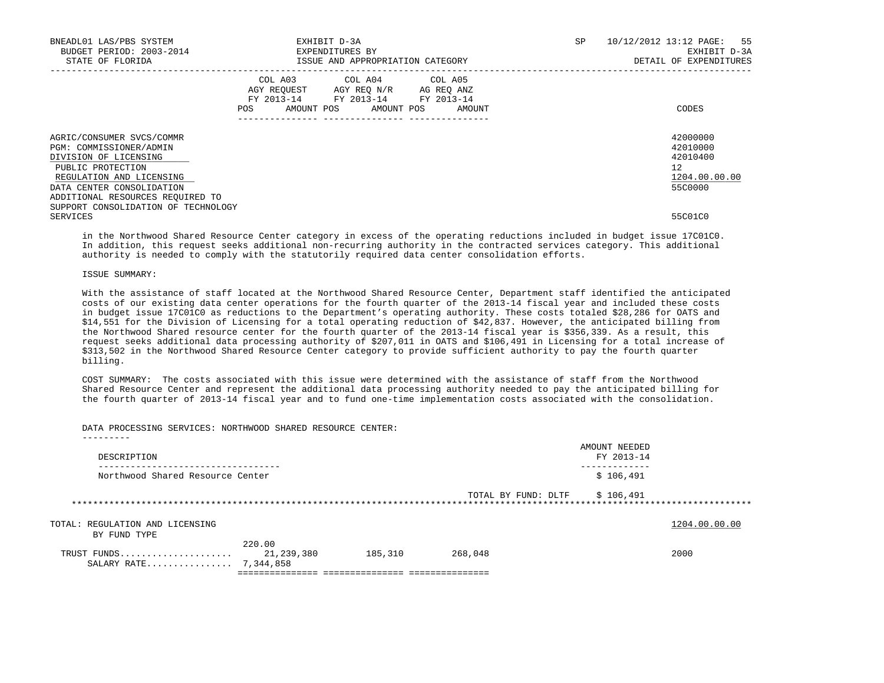| | COL A03 AGY REQUEST FY 2013-14 POS AMOUNT | COL A04 AGY REQ N/R FY 2013-14 POS AMOUNT | COL A05 AG REQ ANZ FY 2013-14 POS AMOUNT | CODES |
|---|---|---|---|---|
| AGRIC/CONSUMER SVCS/COMMR | | | | 42000000 |
| PGM: COMMISSIONER/ADMIN | | | | 42010000 |
| DIVISION OF LICENSING | | | | 42010400 |
| PUBLIC PROTECTION | | | | 12 |
| REGULATION AND LICENSING | | | | 1204.00.00.00 |
| DATA CENTER CONSOLIDATION | | | | 55C0000 |
| ADDITIONAL RESOURCES REQUIRED TO SUPPORT CONSOLIDATION OF TECHNOLOGY SERVICES | | | | 55C01C0 |

in the Northwood Shared Resource Center category in excess of the operating reductions included in budget issue 17C01C0. In addition, this request seeks additional non-recurring authority in the contracted services category. This additional authority is needed to comply with the statutorily required data center consolidation efforts.

ISSUE SUMMARY:

With the assistance of staff located at the Northwood Shared Resource Center, Department staff identified the anticipated costs of our existing data center operations for the fourth quarter of the 2013-14 fiscal year and included these costs in budget issue 17C01C0 as reductions to the Department's operating authority. These costs totaled $28,286 for OATS and $14,551 for the Division of Licensing for a total operating reduction of $42,837. However, the anticipated billing from the Northwood Shared resource center for the fourth quarter of the 2013-14 fiscal year is $356,339. As a result, this request seeks additional data processing authority of $207,011 in OATS and $106,491 in Licensing for a total increase of $313,502 in the Northwood Shared Resource Center category to provide sufficient authority to pay the fourth quarter billing.

COST SUMMARY: The costs associated with this issue were determined with the assistance of staff from the Northwood Shared Resource Center and represent the additional data processing authority needed to pay the anticipated billing for the fourth quarter of 2013-14 fiscal year and to fund one-time implementation costs associated with the consolidation.

DATA PROCESSING SERVICES: NORTHWOOD SHARED RESOURCE CENTER:

| DESCRIPTION | AMOUNT NEEDED FY 2013-14 |
|---|---|
| Northwood Shared Resource Center | $ 106,491 |
| TOTAL BY FUND: DLTF | $ 106,491 |

| TOTAL: REGULATION AND LICENSING BY FUND TYPE | COL A03 | COL A04 | COL A05 | CODES |
|---|---|---|---|---|
| | | | | 1204.00.00.00 |
| TRUST FUNDS | 220.00 21,239,380 | 185,310 | 268,048 | 2000 |
| SALARY RATE | 7,344,858 | | | |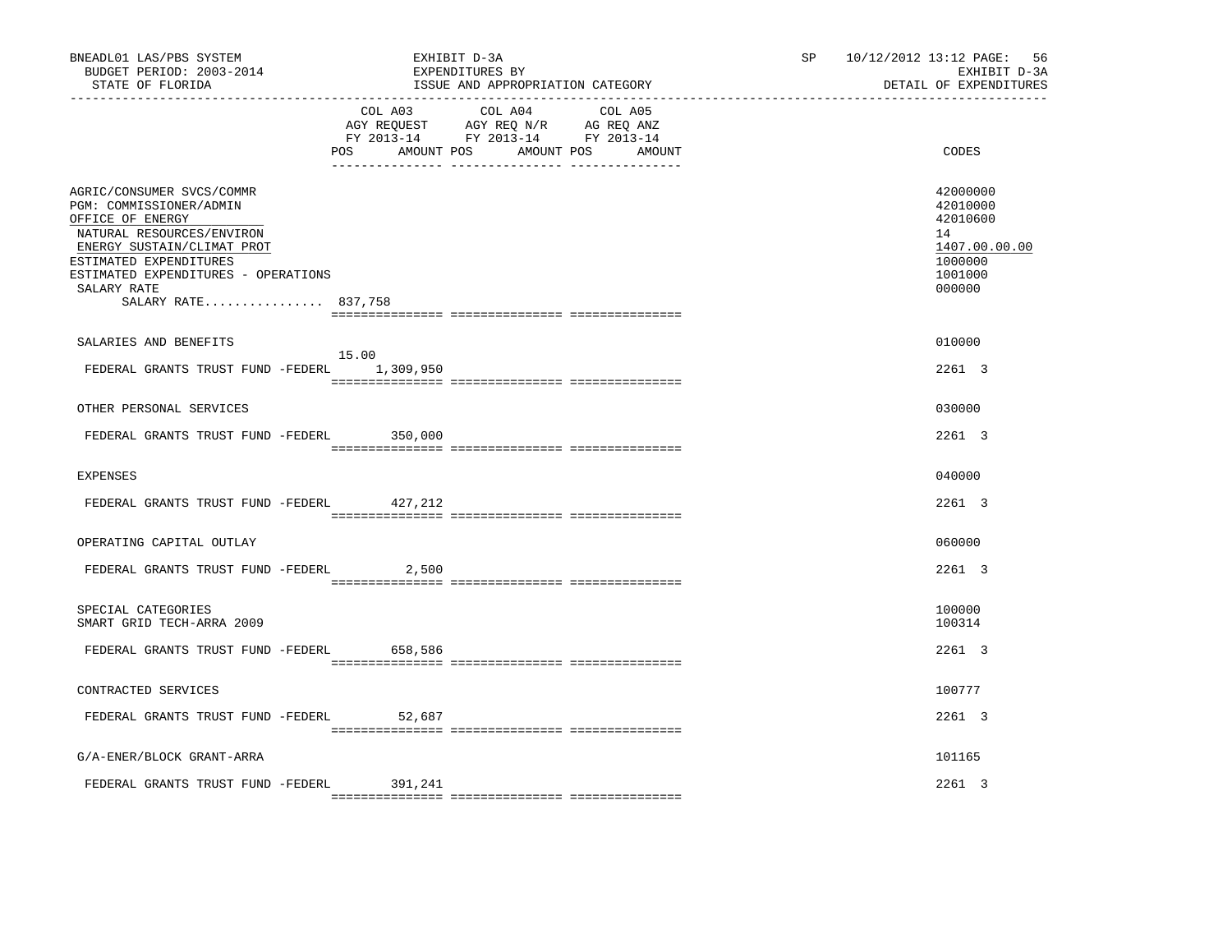BNEADL01 LAS/PBS SYSTEM — EXHIBIT D-3A — SP 10/12/2012 13:12

BUDGET PERIOD: 2003-2014 — EXPENDITURES BY — EXHIBIT D-3A

STATE OF FLORIDA — ISSUE AND APPROPRIATION CATEGORY — DETAIL OF EXPENDITURES

| | COL A03 AGY REQUEST FY 2013-14 POS | AMOUNT | COL A04 AGY REQ N/R FY 2013-14 POS | AMOUNT | COL A05 AG REQ ANZ FY 2013-14 POS | AMOUNT | CODES |
|---|---|---|---|---|---|---|---|
| AGRIC/CONSUMER SVCS/COMMR | | | | | | | 42000000 |
| PGM: COMMISSIONER/ADMIN | | | | | | | 42010000 |
| OFFICE OF ENERGY | | | | | | | 42010600 |
| NATURAL RESOURCES/ENVIRON | | | | | | | 14 |
| ENERGY SUSTAIN/CLIMAT PROT | | | | | | | 1407.00.00.00 |
| ESTIMATED EXPENDITURES | | | | | | | 1000000 |
| ESTIMATED EXPENDITURES - OPERATIONS | | | | | | | 1001000 |
| SALARY RATE | | | | | | | 000000 |
| SALARY RATE................ 837,758 | | | | | | | |
| SALARIES AND BENEFITS | | | | | | | 010000 |
| FEDERAL GRANTS TRUST FUND -FEDERL | 15.00 | 1,309,950 | | | | | 2261 3 |
| OTHER PERSONAL SERVICES | | | | | | | 030000 |
| FEDERAL GRANTS TRUST FUND -FEDERL | | 350,000 | | | | | 2261 3 |
| EXPENSES | | | | | | | 040000 |
| FEDERAL GRANTS TRUST FUND -FEDERL | | 427,212 | | | | | 2261 3 |
| OPERATING CAPITAL OUTLAY | | | | | | | 060000 |
| FEDERAL GRANTS TRUST FUND -FEDERL | | 2,500 | | | | | 2261 3 |
| SPECIAL CATEGORIES | | | | | | | 100000 |
| SMART GRID TECH-ARRA 2009 | | | | | | | 100314 |
| FEDERAL GRANTS TRUST FUND -FEDERL | | 658,586 | | | | | 2261 3 |
| CONTRACTED SERVICES | | | | | | | 100777 |
| FEDERAL GRANTS TRUST FUND -FEDERL | | 52,687 | | | | | 2261 3 |
| G/A-ENER/BLOCK GRANT-ARRA | | | | | | | 101165 |
| FEDERAL GRANTS TRUST FUND -FEDERL | | 391,241 | | | | | 2261 3 |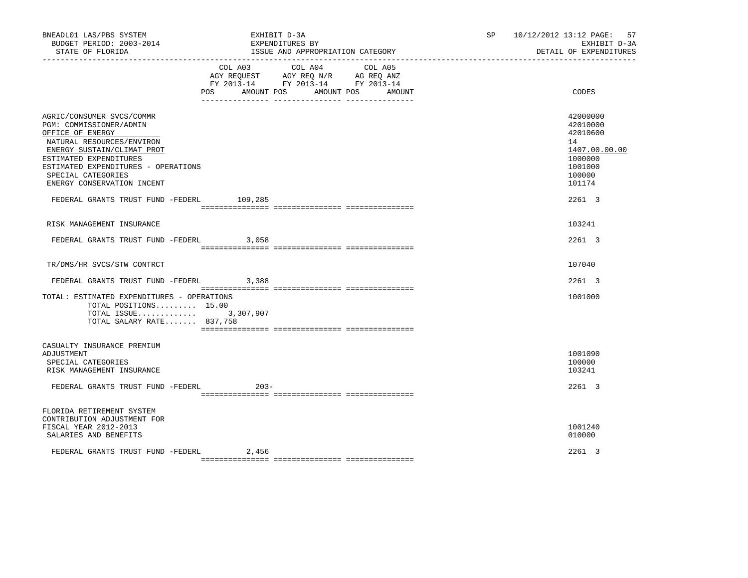BNEADL01 LAS/PBS SYSTEM — EXHIBIT D-3A — SP 10/12/2012 13:12

BUDGET PERIOD: 2003-2014 — EXPENDITURES BY — EXHIBIT D-3A

STATE OF FLORIDA — ISSUE AND APPROPRIATION CATEGORY — DETAIL OF EXPENDITURES

| | COL A03 AGY REQUEST FY 2013-14 POS AMOUNT | COL A04 AGY REQ N/R FY 2013-14 POS AMOUNT | COL A05 AG REQ ANZ FY 2013-14 POS AMOUNT | CODES |
|---|---|---|---|---|
| AGRIC/CONSUMER SVCS/COMMR | | | | 42000000 |
| PGM: COMMISSIONER/ADMIN | | | | 42010000 |
| OFFICE OF ENERGY | | | | 42010600 |
| NATURAL RESOURCES/ENVIRON | | | | 14 |
| ENERGY SUSTAIN/CLIMAT PROT | | | | 1407.00.00.00 |
| ESTIMATED EXPENDITURES | | | | 1000000 |
| ESTIMATED EXPENDITURES - OPERATIONS | | | | 1001000 |
| SPECIAL CATEGORIES | | | | 100000 |
| ENERGY CONSERVATION INCENT | | | | 101174 |
| FEDERAL GRANTS TRUST FUND -FEDERL | 109,285 | | | 2261 3 |
| RISK MANAGEMENT INSURANCE | | | | 103241 |
| FEDERAL GRANTS TRUST FUND -FEDERL | 3,058 | | | 2261 3 |
| TR/DMS/HR SVCS/STW CONTRCT | | | | 107040 |
| FEDERAL GRANTS TRUST FUND -FEDERL | 3,388 | | | 2261 3 |
| TOTAL: ESTIMATED EXPENDITURES - OPERATIONS | | | | 1001000 |
| TOTAL POSITIONS......... 15.00 | | | | |
| TOTAL ISSUE............. | 3,307,907 | | | |
| TOTAL SALARY RATE....... 837,758 | | | | |
| CASUALTY INSURANCE PREMIUM ADJUSTMENT | | | | 1001090 |
| SPECIAL CATEGORIES | | | | 100000 |
| RISK MANAGEMENT INSURANCE | | | | 103241 |
| FEDERAL GRANTS TRUST FUND -FEDERL | 203- | | | 2261 3 |
| FLORIDA RETIREMENT SYSTEM CONTRIBUTION ADJUSTMENT FOR FISCAL YEAR 2012-2013 | | | | 1001240 |
| SALARIES AND BENEFITS | | | | 010000 |
| FEDERAL GRANTS TRUST FUND -FEDERL | 2,456 | | | 2261 3 |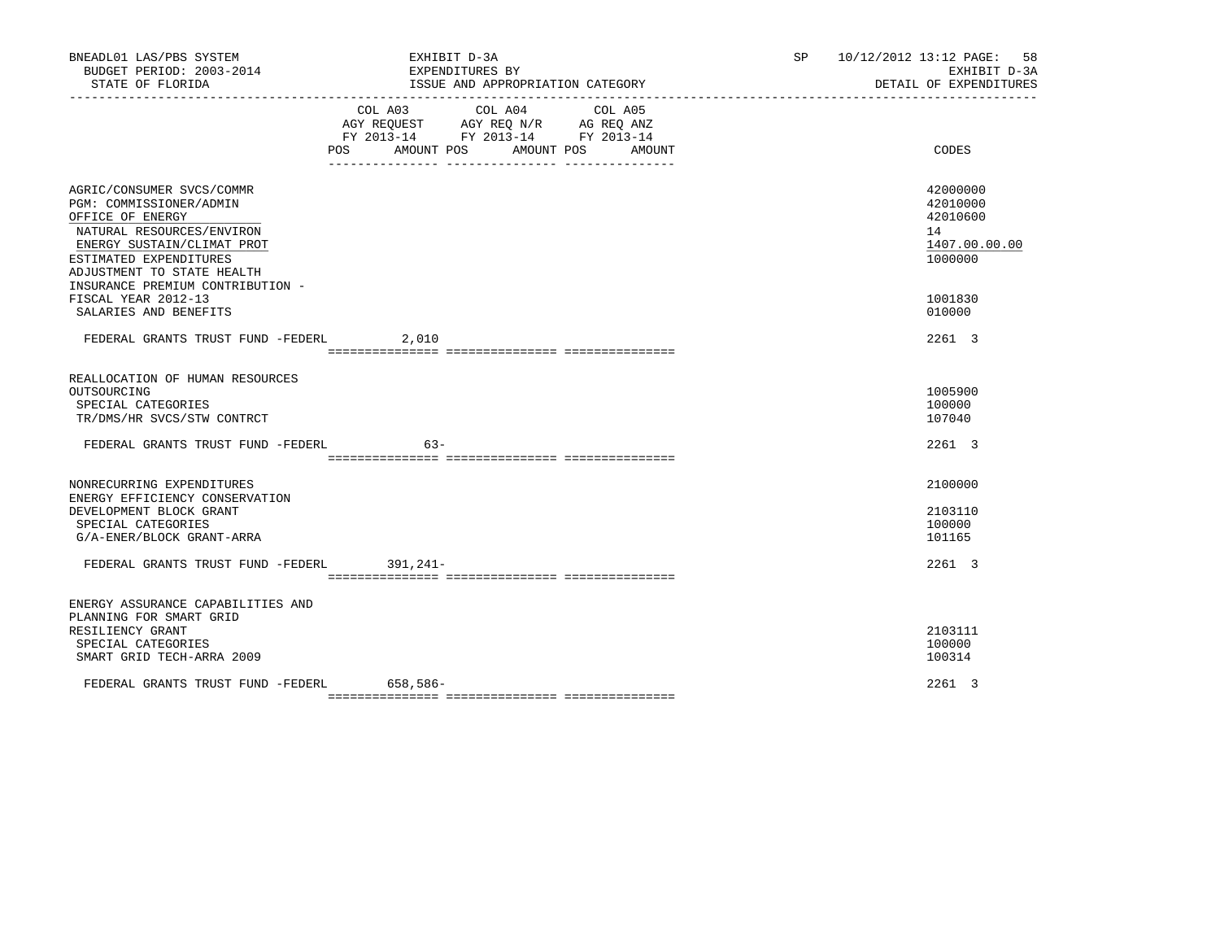BNEADL01 LAS/PBS SYSTEM | EXHIBIT D-3A | SP 10/12/2012 13:12

BUDGET PERIOD: 2003-2014 | EXPENDITURES BY | EXHIBIT D-3A

STATE OF FLORIDA | ISSUE AND APPROPRIATION CATEGORY | DETAIL OF EXPENDITURES

| | COL A03 AGY REQUEST FY 2013-14 POS AMOUNT | COL A04 AGY REQ N/R FY 2013-14 POS AMOUNT | COL A05 AG REQ ANZ FY 2013-14 POS AMOUNT | CODES |
|---|---|---|---|---|
| AGRIC/CONSUMER SVCS/COMMR | | | | 42000000 |
| PGM: COMMISSIONER/ADMIN | | | | 42010000 |
| OFFICE OF ENERGY | | | | 42010600 |
| NATURAL RESOURCES/ENVIRON | | | | 14 |
| ENERGY SUSTAIN/CLIMAT PROT | | | | 1407.00.00.00 |
| ESTIMATED EXPENDITURES | | | | 1000000 |
| ADJUSTMENT TO STATE HEALTH INSURANCE PREMIUM CONTRIBUTION - FISCAL YEAR 2012-13 | | | | 1001830 |
| SALARIES AND BENEFITS | | | | 010000 |
| FEDERAL GRANTS TRUST FUND -FEDERL | 2,010 | | | 2261 3 |
| REALLOCATION OF HUMAN RESOURCES OUTSOURCING | | | | 1005900 |
| SPECIAL CATEGORIES | | | | 100000 |
| TR/DMS/HR SVCS/STW CONTRCT | | | | 107040 |
| FEDERAL GRANTS TRUST FUND -FEDERL | 63- | | | 2261 3 |
| NONRECURRING EXPENDITURES | | | | 2100000 |
| ENERGY EFFICIENCY CONSERVATION DEVELOPMENT BLOCK GRANT | | | | 2103110 |
| SPECIAL CATEGORIES | | | | 100000 |
| G/A-ENER/BLOCK GRANT-ARRA | | | | 101165 |
| FEDERAL GRANTS TRUST FUND -FEDERL | 391,241- | | | 2261 3 |
| ENERGY ASSURANCE CAPABILITIES AND PLANNING FOR SMART GRID RESILIENCY GRANT | | | | 2103111 |
| SPECIAL CATEGORIES | | | | 100000 |
| SMART GRID TECH-ARRA 2009 | | | | 100314 |
| FEDERAL GRANTS TRUST FUND -FEDERL | 658,586- | | | 2261 3 |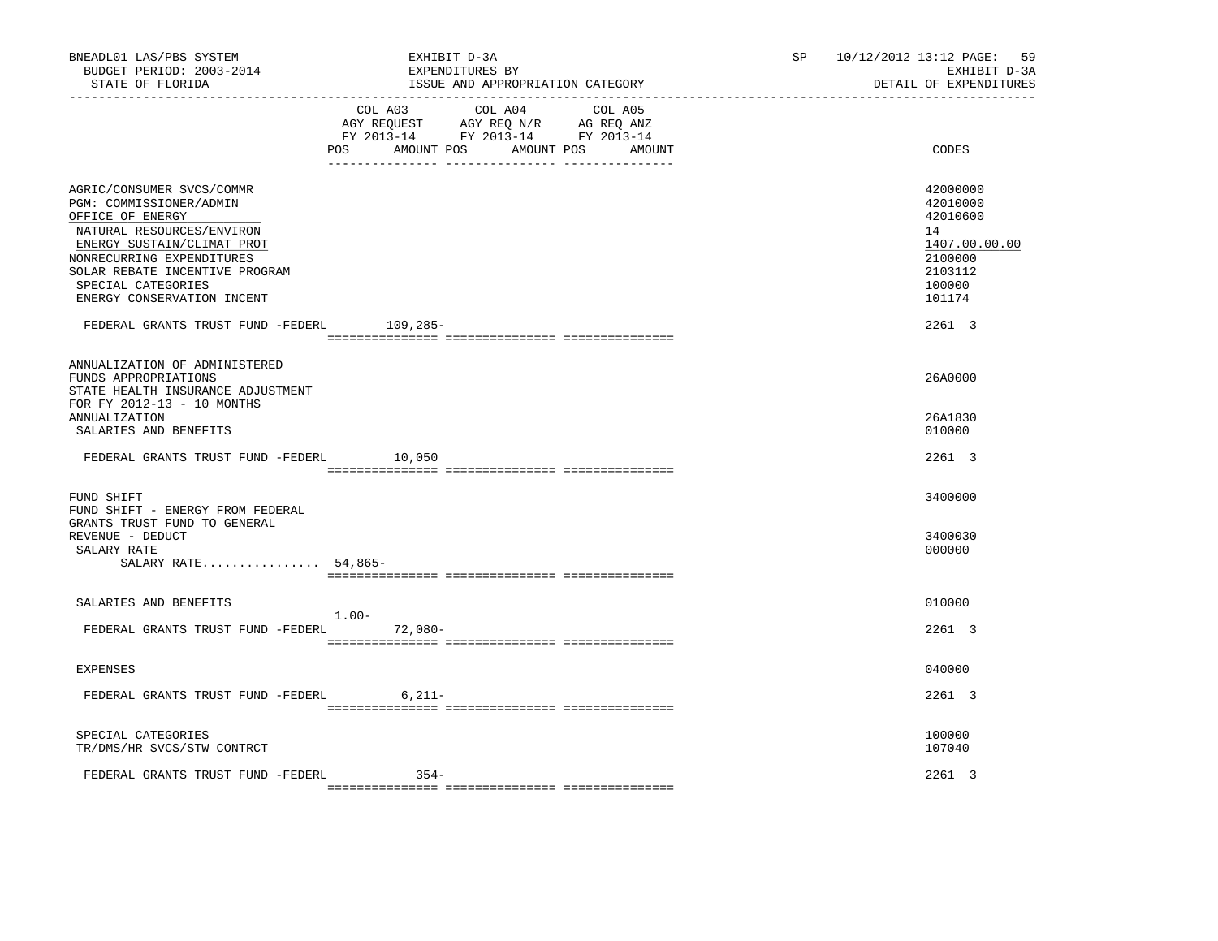BNEADL01 LAS/PBS SYSTEM
BUDGET PERIOD: 2003-2014
STATE OF FLORIDA

EXHIBIT D-3A
EXPENDITURES BY
ISSUE AND APPROPRIATION CATEGORY

SP 10/12/2012 13:12
EXHIBIT D-3A
DETAIL OF EXPENDITURES

| | COL A03 AGY REQUEST FY 2013-14 POS | AMOUNT | COL A04 AGY REQ N/R FY 2013-14 POS | AMOUNT | COL A05 AG REQ ANZ FY 2013-14 POS | AMOUNT | CODES |
|---|---|---|---|---|---|---|---|
| AGRIC/CONSUMER SVCS/COMMR | | | | | | | 42000000 |
| PGM: COMMISSIONER/ADMIN | | | | | | | 42010000 |
| OFFICE OF ENERGY | | | | | | | 42010600 |
| NATURAL RESOURCES/ENVIRON | | | | | | | 14 |
| ENERGY SUSTAIN/CLIMAT PROT | | | | | | | 1407.00.00.00 |
| NONRECURRING EXPENDITURES | | | | | | | 2100000 |
| SOLAR REBATE INCENTIVE PROGRAM | | | | | | | 2103112 |
| SPECIAL CATEGORIES | | | | | | | 100000 |
| ENERGY CONSERVATION INCENT | | | | | | | 101174 |
| FEDERAL GRANTS TRUST FUND -FEDERL | | 109,285- | | | | | 2261 3 |
| ANNUALIZATION OF ADMINISTERED FUNDS APPROPRIATIONS | | | | | | | 26A0000 |
| STATE HEALTH INSURANCE ADJUSTMENT FOR FY 2012-13 - 10 MONTHS ANNUALIZATION | | | | | | | 26A1830 |
| SALARIES AND BENEFITS | | | | | | | 010000 |
| FEDERAL GRANTS TRUST FUND -FEDERL | | 10,050 | | | | | 2261 3 |
| FUND SHIFT | | | | | | | 3400000 |
| FUND SHIFT - ENERGY FROM FEDERAL GRANTS TRUST FUND TO GENERAL REVENUE - DEDUCT | | | | | | | 3400030 |
| SALARY RATE | | | | | | | 000000 |
| SALARY RATE................ 54,865- | | | | | | | |
| SALARIES AND BENEFITS | | | | | | | 010000 |
| FEDERAL GRANTS TRUST FUND -FEDERL | 1.00- | 72,080- | | | | | 2261 3 |
| EXPENSES | | | | | | | 040000 |
| FEDERAL GRANTS TRUST FUND -FEDERL | | 6,211- | | | | | 2261 3 |
| SPECIAL CATEGORIES | | | | | | | 100000 |
| TR/DMS/HR SVCS/STW CONTRCT | | | | | | | 107040 |
| FEDERAL GRANTS TRUST FUND -FEDERL | | 354- | | | | | 2261 3 |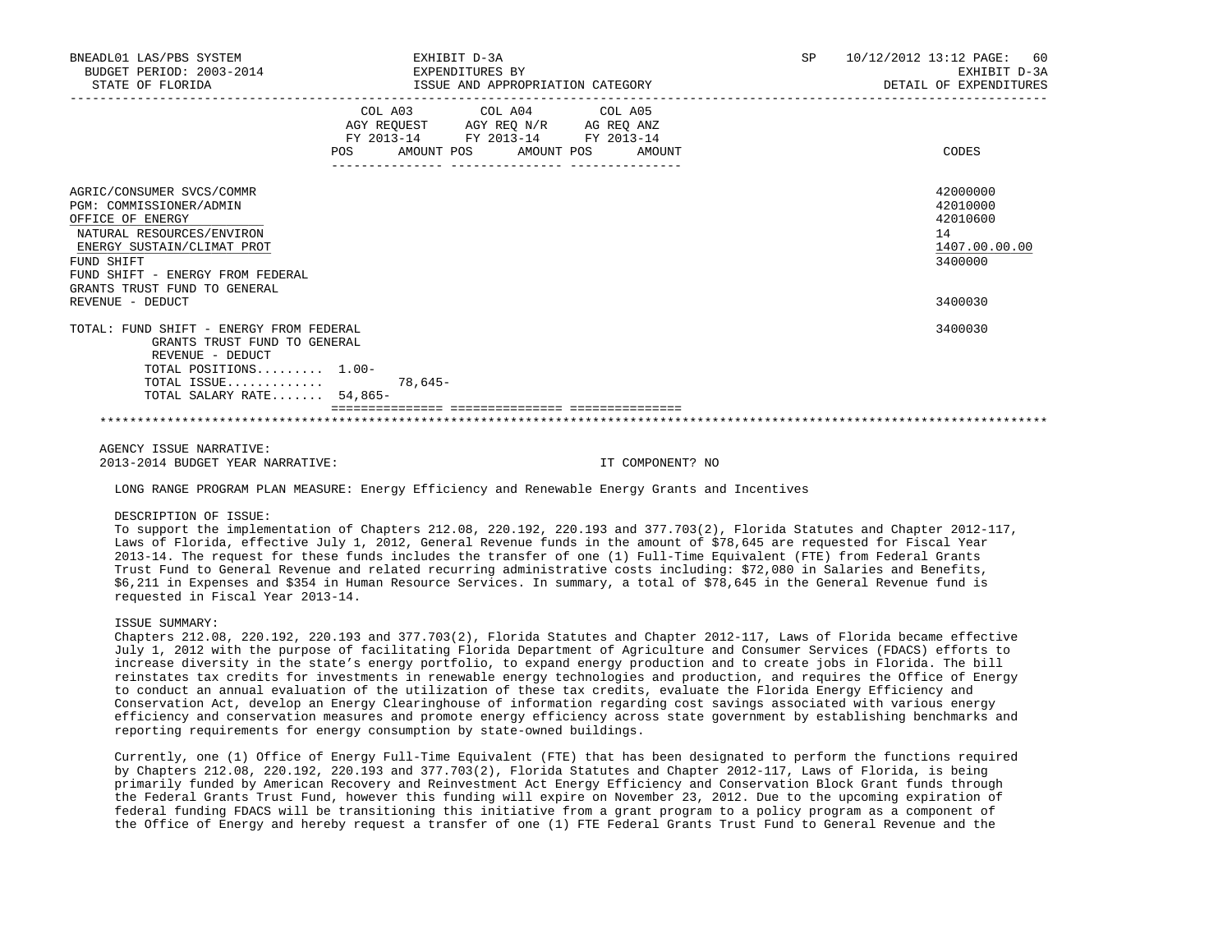BNEADL01 LAS/PBS SYSTEM — EXHIBIT D-3A — SP 10/12/2012 13:12

BUDGET PERIOD: 2003-2014 — EXPENDITURES BY ISSUE AND APPROPRIATION CATEGORY — EXHIBIT D-3A

STATE OF FLORIDA — DETAIL OF EXPENDITURES

| | COL A03 AGY REQUEST FY 2013-14 POS | AMOUNT | COL A04 AGY REQ N/R FY 2013-14 POS | AMOUNT | COL A05 AG REQ ANZ FY 2013-14 POS | AMOUNT | CODES |
|---|---|---|---|---|---|---|---|
| AGRIC/CONSUMER SVCS/COMMR | | | | | | | 42000000 |
| PGM: COMMISSIONER/ADMIN | | | | | | | 42010000 |
| OFFICE OF ENERGY | | | | | | | 42010600 |
| NATURAL RESOURCES/ENVIRON | | | | | | | 14 |
| ENERGY SUSTAIN/CLIMAT PROT | | | | | | | 1407.00.00.00 |
| FUND SHIFT | | | | | | | 3400000 |
| FUND SHIFT - ENERGY FROM FEDERAL GRANTS TRUST FUND TO GENERAL REVENUE - DEDUCT | | | | | | | 3400030 |
| TOTAL: FUND SHIFT - ENERGY FROM FEDERAL GRANTS TRUST FUND TO GENERAL REVENUE - DEDUCT | | | | | | | 3400030 |
| TOTAL POSITIONS......... | 1.00- | | | | | | |
| TOTAL ISSUE............. | | 78,645- | | | | | |
| TOTAL SALARY RATE....... | 54,865- | | | | | | |

AGENCY ISSUE NARRATIVE:

2013-2014 BUDGET YEAR NARRATIVE: IT COMPONENT? NO

LONG RANGE PROGRAM PLAN MEASURE: Energy Efficiency and Renewable Energy Grants and Incentives

DESCRIPTION OF ISSUE:

To support the implementation of Chapters 212.08, 220.192, 220.193 and 377.703(2), Florida Statutes and Chapter 2012-117, Laws of Florida, effective July 1, 2012, General Revenue funds in the amount of $78,645 are requested for Fiscal Year 2013-14. The request for these funds includes the transfer of one (1) Full-Time Equivalent (FTE) from Federal Grants Trust Fund to General Revenue and related recurring administrative costs including: $72,080 in Salaries and Benefits, $6,211 in Expenses and $354 in Human Resource Services. In summary, a total of $78,645 in the General Revenue fund is requested in Fiscal Year 2013-14.

ISSUE SUMMARY:

Chapters 212.08, 220.192, 220.193 and 377.703(2), Florida Statutes and Chapter 2012-117, Laws of Florida became effective July 1, 2012 with the purpose of facilitating Florida Department of Agriculture and Consumer Services (FDACS) efforts to increase diversity in the state's energy portfolio, to expand energy production and to create jobs in Florida. The bill reinstates tax credits for investments in renewable energy technologies and production, and requires the Office of Energy to conduct an annual evaluation of the utilization of these tax credits, evaluate the Florida Energy Efficiency and Conservation Act, develop an Energy Clearinghouse of information regarding cost savings associated with various energy efficiency and conservation measures and promote energy efficiency across state government by establishing benchmarks and reporting requirements for energy consumption by state-owned buildings.

Currently, one (1) Office of Energy Full-Time Equivalent (FTE) that has been designated to perform the functions required by Chapters 212.08, 220.192, 220.193 and 377.703(2), Florida Statutes and Chapter 2012-117, Laws of Florida, is being primarily funded by American Recovery and Reinvestment Act Energy Efficiency and Conservation Block Grant funds through the Federal Grants Trust Fund, however this funding will expire on November 23, 2012. Due to the upcoming expiration of federal funding FDACS will be transitioning this initiative from a grant program to a policy program as a component of the Office of Energy and hereby request a transfer of one (1) FTE Federal Grants Trust Fund to General Revenue and the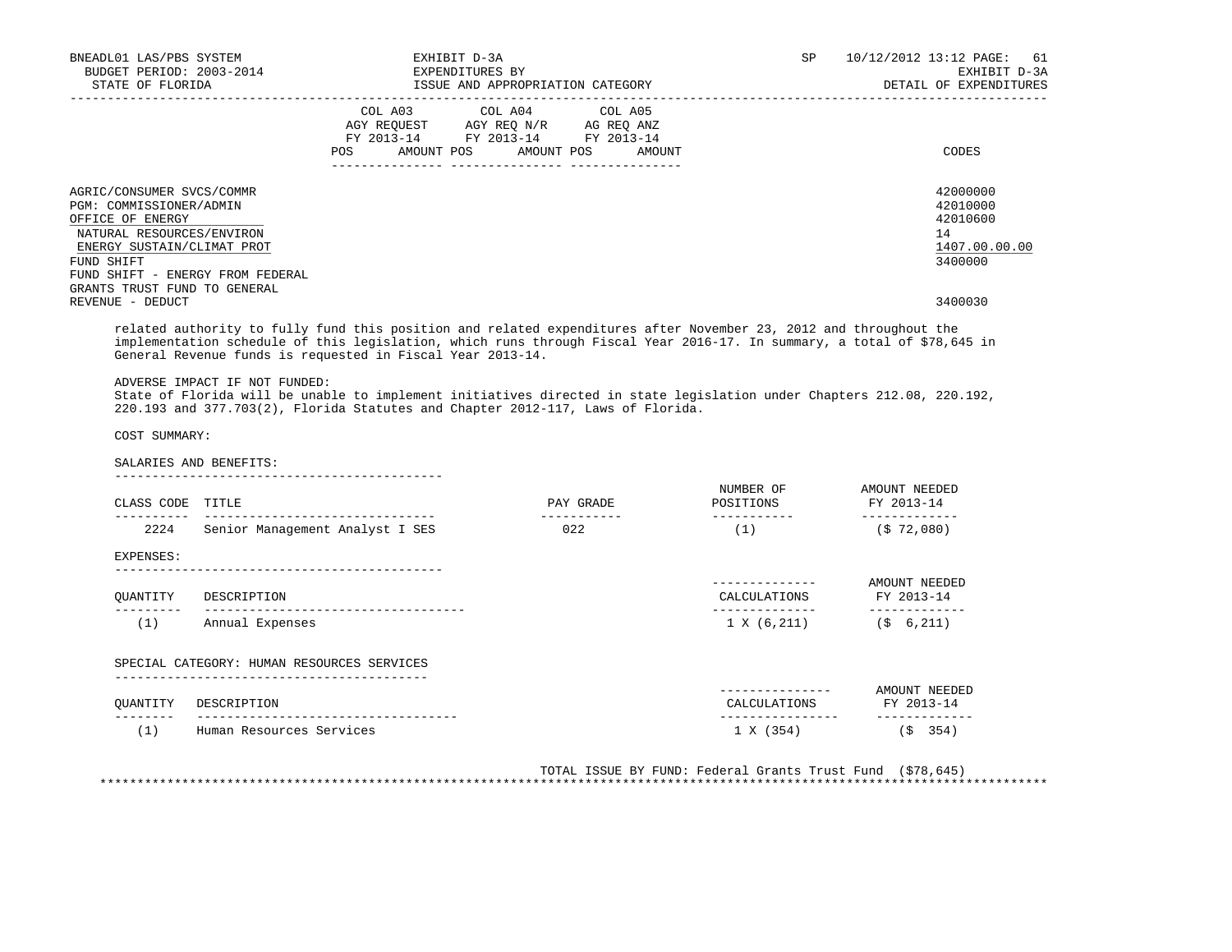| | COL A03 AGY REQUEST FY 2013-14 | | COL A04 AGY REQ N/R FY 2013-14 | | COL A05 AG REQ ANZ FY 2013-14 | | |
|---|---|---|---|---|---|---|---|
| | POS | AMOUNT | POS | AMOUNT | POS | AMOUNT | CODES |
| AGRIC/CONSUMER SVCS/COMMR | | | | | | | 42000000 |
| PGM: COMMISSIONER/ADMIN | | | | | | | 42010000 |
| OFFICE OF ENERGY | | | | | | | 42010600 |
| NATURAL RESOURCES/ENVIRON | | | | | | | 14 |
| ENERGY SUSTAIN/CLIMAT PROT | | | | | | | 1407.00.00.00 |
| FUND SHIFT | | | | | | | 3400000 |
| FUND SHIFT - ENERGY FROM FEDERAL GRANTS TRUST FUND TO GENERAL REVENUE - DEDUCT | | | | | | | 3400030 |

related authority to fully fund this position and related expenditures after November 23, 2012 and throughout the implementation schedule of this legislation, which runs through Fiscal Year 2016-17. In summary, a total of $78,645 in General Revenue funds is requested in Fiscal Year 2013-14.

ADVERSE IMPACT IF NOT FUNDED:
State of Florida will be unable to implement initiatives directed in state legislation under Chapters 212.08, 220.192, 220.193 and 377.703(2), Florida Statutes and Chapter 2012-117, Laws of Florida.

COST SUMMARY:

SALARIES AND BENEFITS:

| CLASS CODE | TITLE | PAY GRADE | NUMBER OF POSITIONS | AMOUNT NEEDED FY 2013-14 |
|---|---|---|---|---|
| 2224 | Senior Management Analyst I SES | 022 | (1) | ($ 72,080) |

EXPENSES:

| QUANTITY | DESCRIPTION | CALCULATIONS | AMOUNT NEEDED FY 2013-14 |
|---|---|---|---|
| (1) | Annual Expenses | 1 X (6,211) | ($ 6,211) |

SPECIAL CATEGORY: HUMAN RESOURCES SERVICES

| QUANTITY | DESCRIPTION | CALCULATIONS | AMOUNT NEEDED FY 2013-14 |
|---|---|---|---|
| (1) | Human Resources Services | 1 X (354) | ($ 354) |

TOTAL ISSUE BY FUND: Federal Grants Trust Fund ($78,645)

*****************************************************************************************************************************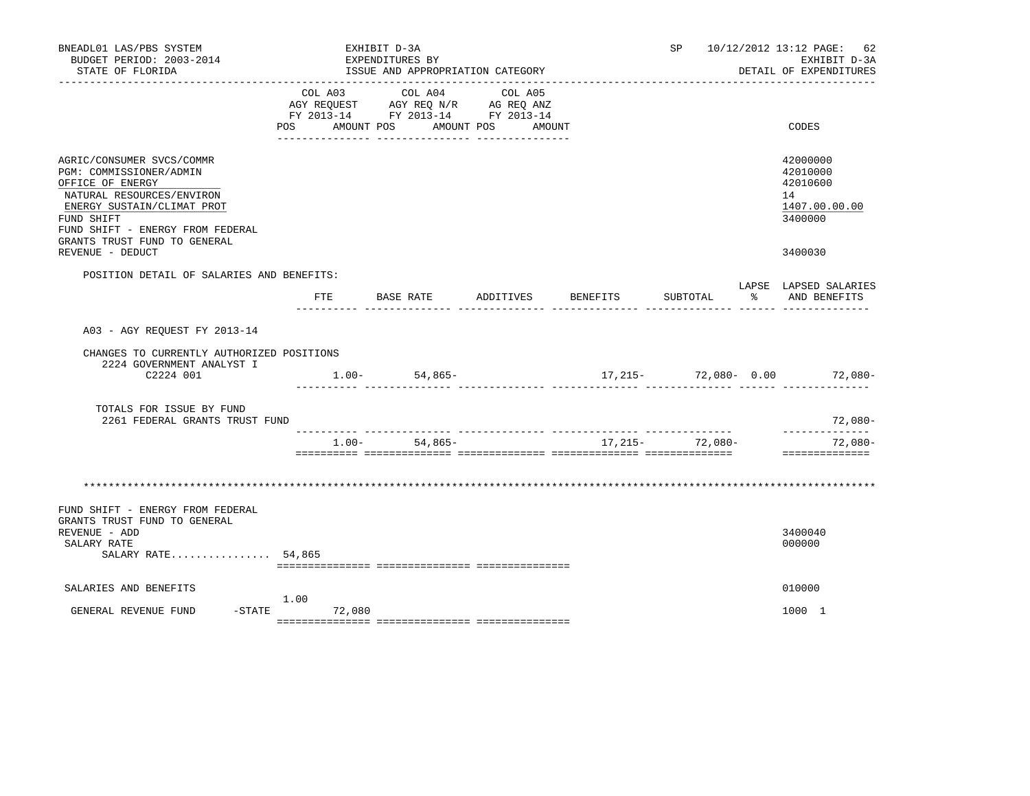BNEADL01 LAS/PBS SYSTEM
BUDGET PERIOD: 2003-2014
STATE OF FLORIDA

EXHIBIT D-3A
EXPENDITURES BY
ISSUE AND APPROPRIATION CATEGORY

SP 10/12/2012 13:12 PAGE: 62
EXHIBIT D-3A
DETAIL OF EXPENDITURES

| | COL A03 AGY REQUEST FY 2013-14 POS AMOUNT | COL A04 AGY REQ N/R FY 2013-14 POS AMOUNT | COL A05 AG REQ ANZ FY 2013-14 POS AMOUNT | CODES |
|---|---|---|---|---|
| AGRIC/CONSUMER SVCS/COMMR | | | | 42000000 |
| PGM: COMMISSIONER/ADMIN | | | | 42010000 |
| OFFICE OF ENERGY | | | | 42010600 |
| NATURAL RESOURCES/ENVIRON | | | | 14 |
| ENERGY SUSTAIN/CLIMAT PROT | | | | 1407.00.00.00 |
| FUND SHIFT | | | | 3400000 |
| FUND SHIFT - ENERGY FROM FEDERAL GRANTS TRUST FUND TO GENERAL REVENUE - DEDUCT | | | | 3400030 |

POSITION DETAIL OF SALARIES AND BENEFITS:

| | FTE | BASE RATE | ADDITIVES | BENEFITS | SUBTOTAL | LAPSE % | LAPSED SALARIES AND BENEFITS |
|---|---|---|---|---|---|---|---|
| A03 - AGY REQUEST FY 2013-14 | | | | | | | |
| CHANGES TO CURRENTLY AUTHORIZED POSITIONS | | | | | | | |
| 2224 GOVERNMENT ANALYST I | | | | | | | |
| C2224 001 | 1.00- | 54,865- | | 17,215- | 72,080- | 0.00 | 72,080- |
| TOTALS FOR ISSUE BY FUND | | | | | | | |
| 2261 FEDERAL GRANTS TRUST FUND | | | | | | | 72,080- |
| | 1.00- | 54,865- | | 17,215- | 72,080- | | 72,080- |

********************************************************************************

| | COL A03 POS AMOUNT | COL A04 POS AMOUNT | COL A05 POS AMOUNT | CODES |
|---|---|---|---|---|
| FUND SHIFT - ENERGY FROM FEDERAL GRANTS TRUST FUND TO GENERAL REVENUE - ADD | | | | 3400040 |
| SALARY RATE | | | | 000000 |
| SALARY RATE................ | 54,865 | | | |
| SALARIES AND BENEFITS | 1.00 | | | 010000 |
| GENERAL REVENUE FUND -STATE | 72,080 | | | 1000 1 |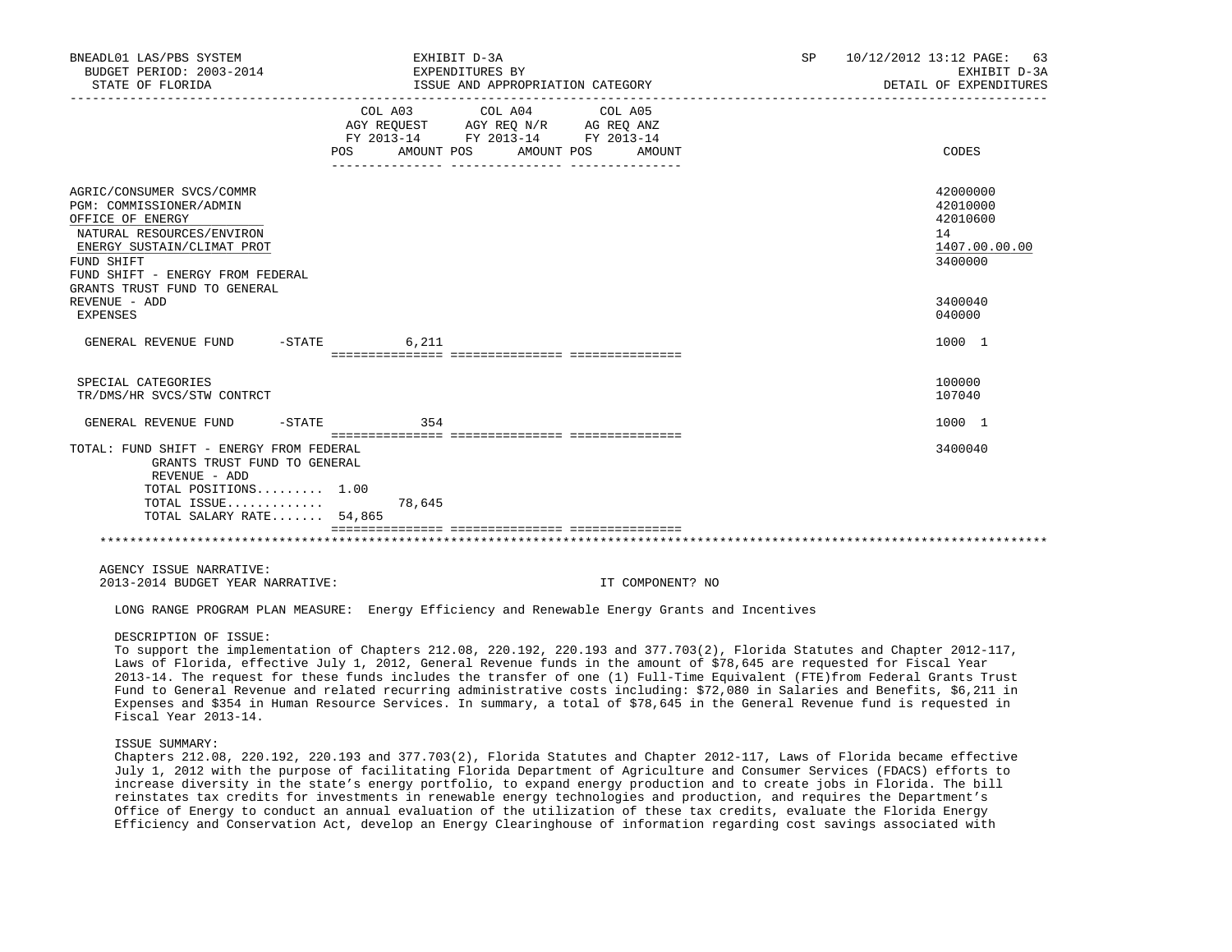BNEADL01 LAS/PBS SYSTEM | EXHIBIT D-3A | SP 10/12/2012 13:12
BUDGET PERIOD: 2003-2014 | EXPENDITURES BY | EXHIBIT D-3A
STATE OF FLORIDA | ISSUE AND APPROPRIATION CATEGORY | DETAIL OF EXPENDITURES

| | COL A03 AGY REQUEST FY 2013-14 POS AMOUNT | COL A04 AGY REQ N/R FY 2013-14 POS AMOUNT | COL A05 AG REQ ANZ FY 2013-14 POS AMOUNT | CODES |
|---|---|---|---|---|
| AGRIC/CONSUMER SVCS/COMMR | | | | 42000000 |
| PGM: COMMISSIONER/ADMIN | | | | 42010000 |
| OFFICE OF ENERGY | | | | 42010600 |
| NATURAL RESOURCES/ENVIRON | | | | 14 |
| ENERGY SUSTAIN/CLIMAT PROT | | | | 1407.00.00.00 |
| FUND SHIFT | | | | 3400000 |
| FUND SHIFT - ENERGY FROM FEDERAL GRANTS TRUST FUND TO GENERAL REVENUE - ADD | | | | 3400040 |
| EXPENSES | | | | 040000 |
| GENERAL REVENUE FUND -STATE | 6,211 | | | 1000 1 |
| SPECIAL CATEGORIES | | | | 100000 |
| TR/DMS/HR SVCS/STW CONTRCT | | | | 107040 |
| GENERAL REVENUE FUND -STATE | 354 | | | 1000 1 |
| TOTAL: FUND SHIFT - ENERGY FROM FEDERAL GRANTS TRUST FUND TO GENERAL REVENUE - ADD | | | | 3400040 |
| TOTAL POSITIONS......... | 1.00 | | | |
| TOTAL ISSUE............. | 78,645 | | | |
| TOTAL SALARY RATE....... | 54,865 | | | |

AGENCY ISSUE NARRATIVE:

2013-2014 BUDGET YEAR NARRATIVE: IT COMPONENT? NO

LONG RANGE PROGRAM PLAN MEASURE: Energy Efficiency and Renewable Energy Grants and Incentives

DESCRIPTION OF ISSUE:

To support the implementation of Chapters 212.08, 220.192, 220.193 and 377.703(2), Florida Statutes and Chapter 2012-117, Laws of Florida, effective July 1, 2012, General Revenue funds in the amount of $78,645 are requested for Fiscal Year 2013-14. The request for these funds includes the transfer of one (1) Full-Time Equivalent (FTE)from Federal Grants Trust Fund to General Revenue and related recurring administrative costs including: $72,080 in Salaries and Benefits, $6,211 in Expenses and $354 in Human Resource Services. In summary, a total of $78,645 in the General Revenue fund is requested in Fiscal Year 2013-14.

ISSUE SUMMARY:

Chapters 212.08, 220.192, 220.193 and 377.703(2), Florida Statutes and Chapter 2012-117, Laws of Florida became effective July 1, 2012 with the purpose of facilitating Florida Department of Agriculture and Consumer Services (FDACS) efforts to increase diversity in the state's energy portfolio, to expand energy production and to create jobs in Florida. The bill reinstates tax credits for investments in renewable energy technologies and production, and requires the Department's Office of Energy to conduct an annual evaluation of the utilization of these tax credits, evaluate the Florida Energy Efficiency and Conservation Act, develop an Energy Clearinghouse of information regarding cost savings associated with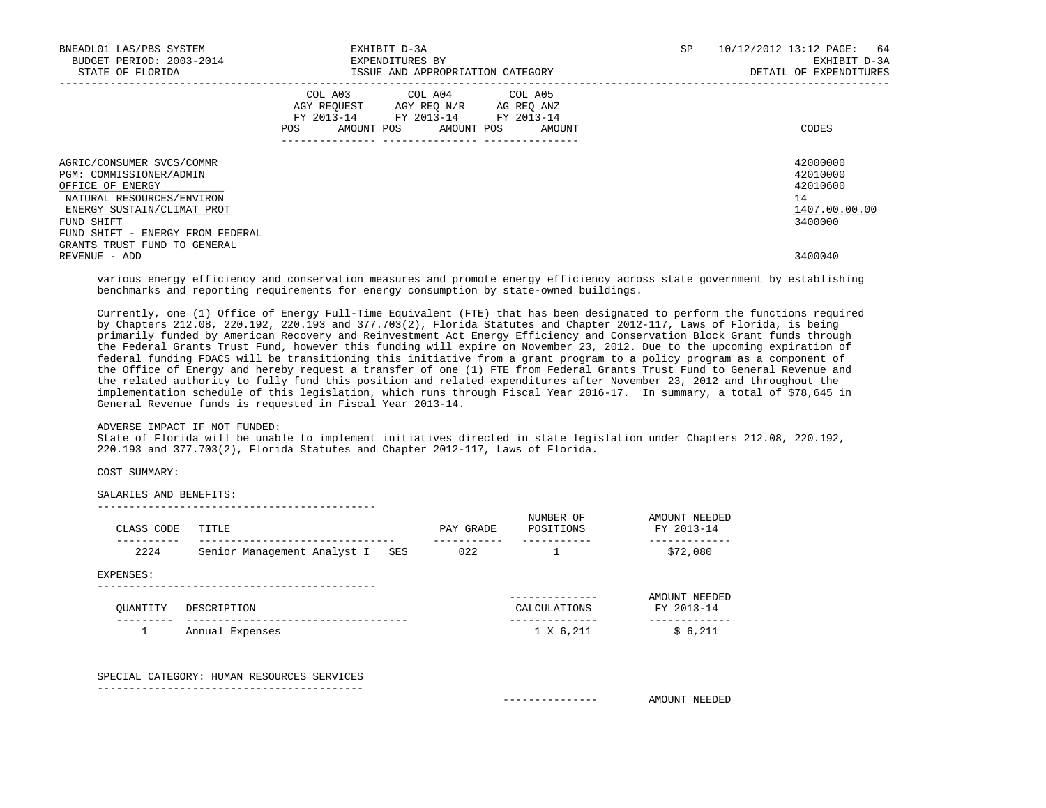| | COL A03 AGY REQUEST FY 2013-14 | | COL A04 AGY REQ N/R FY 2013-14 | | COL A05 AG REQ ANZ FY 2013-14 | | |
|---|---|---|---|---|---|---|---|
| | POS | AMOUNT | POS | AMOUNT | POS | AMOUNT | CODES |
| AGRIC/CONSUMER SVCS/COMMR | | | | | | | 42000000 |
| PGM: COMMISSIONER/ADMIN | | | | | | | 42010000 |
| OFFICE OF ENERGY | | | | | | | 42010600 |
| NATURAL RESOURCES/ENVIRON | | | | | | | 14 |
| ENERGY SUSTAIN/CLIMAT PROT | | | | | | | 1407.00.00.00 |
| FUND SHIFT | | | | | | | 3400000 |
| FUND SHIFT - ENERGY FROM FEDERAL GRANTS TRUST FUND TO GENERAL REVENUE - ADD | | | | | | | 3400040 |

various energy efficiency and conservation measures and promote energy efficiency across state government by establishing benchmarks and reporting requirements for energy consumption by state-owned buildings.

Currently, one (1) Office of Energy Full-Time Equivalent (FTE) that has been designated to perform the functions required by Chapters 212.08, 220.192, 220.193 and 377.703(2), Florida Statutes and Chapter 2012-117, Laws of Florida, is being primarily funded by American Recovery and Reinvestment Act Energy Efficiency and Conservation Block Grant funds through the Federal Grants Trust Fund, however this funding will expire on November 23, 2012. Due to the upcoming expiration of federal funding FDACS will be transitioning this initiative from a grant program to a policy program as a component of the Office of Energy and hereby request a transfer of one (1) FTE from Federal Grants Trust Fund to General Revenue and the related authority to fully fund this position and related expenditures after November 23, 2012 and throughout the implementation schedule of this legislation, which runs through Fiscal Year 2016-17. In summary, a total of $78,645 in General Revenue funds is requested in Fiscal Year 2013-14.

ADVERSE IMPACT IF NOT FUNDED:
State of Florida will be unable to implement initiatives directed in state legislation under Chapters 212.08, 220.192, 220.193 and 377.703(2), Florida Statutes and Chapter 2012-117, Laws of Florida.

COST SUMMARY:

SALARIES AND BENEFITS:

| CLASS CODE | TITLE | PAY GRADE | NUMBER OF POSITIONS | AMOUNT NEEDED FY 2013-14 |
|---|---|---|---|---|
| 2224 | Senior Management Analyst I SES | 022 | 1 | $72,080 |

EXPENSES:

| QUANTITY | DESCRIPTION | CALCULATIONS | AMOUNT NEEDED FY 2013-14 |
|---|---|---|---|
| 1 | Annual Expenses | 1 X 6,211 | $ 6,211 |

SPECIAL CATEGORY: HUMAN RESOURCES SERVICES

AMOUNT NEEDED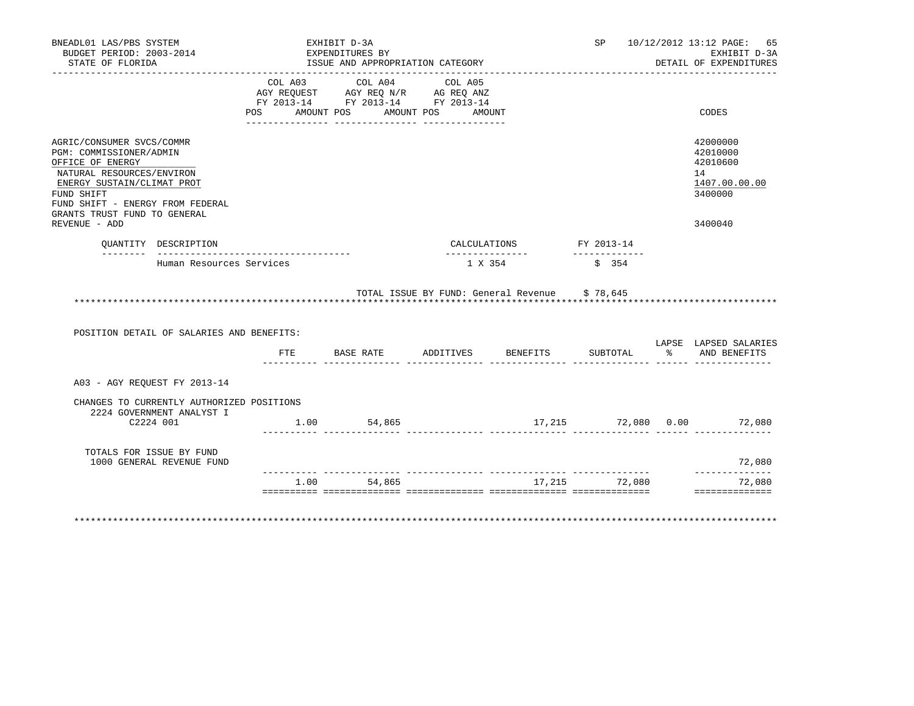BNEADL01 LAS/PBS SYSTEM — EXHIBIT D-3A — SP 10/12/2012 13:12

BUDGET PERIOD: 2003-2014 — EXPENDITURES BY — EXHIBIT D-3A

STATE OF FLORIDA — ISSUE AND APPROPRIATION CATEGORY — DETAIL OF EXPENDITURES

| | COL A03 AGY REQUEST FY 2013-14 POS AMOUNT | COL A04 AGY REQ N/R FY 2013-14 POS AMOUNT | COL A05 AG REQ ANZ FY 2013-14 POS AMOUNT | CODES |
|---|---|---|---|---|
| AGRIC/CONSUMER SVCS/COMMR | | | | 42000000 |
| PGM: COMMISSIONER/ADMIN | | | | 42010000 |
| OFFICE OF ENERGY | | | | 42010600 |
| NATURAL RESOURCES/ENVIRON | | | | 14 |
| ENERGY SUSTAIN/CLIMAT PROT | | | | 1407.00.00.00 |
| FUND SHIFT | | | | 3400000 |
| FUND SHIFT - ENERGY FROM FEDERAL GRANTS TRUST FUND TO GENERAL REVENUE - ADD | | | | 3400040 |

| QUANTITY | DESCRIPTION | CALCULATIONS | FY 2013-14 |
|---|---|---|---|
| | Human Resources Services | 1 X 354 | $ 354 |

TOTAL ISSUE BY FUND: General Revenue $ 78,645

POSITION DETAIL OF SALARIES AND BENEFITS:

| | FTE | BASE RATE | ADDITIVES | BENEFITS | SUBTOTAL | LAPSE % | LAPSED SALARIES AND BENEFITS |
|---|---|---|---|---|---|---|---|
| A03 - AGY REQUEST FY 2013-14 | | | | | | | |
| CHANGES TO CURRENTLY AUTHORIZED POSITIONS | | | | | | | |
| 2224 GOVERNMENT ANALYST I C2224 001 | 1.00 | 54,865 | | 17,215 | 72,080 | 0.00 | 72,080 |
| TOTALS FOR ISSUE BY FUND 1000 GENERAL REVENUE FUND | | | | | | | 72,080 |
| | 1.00 | 54,865 | | 17,215 | 72,080 | | 72,080 |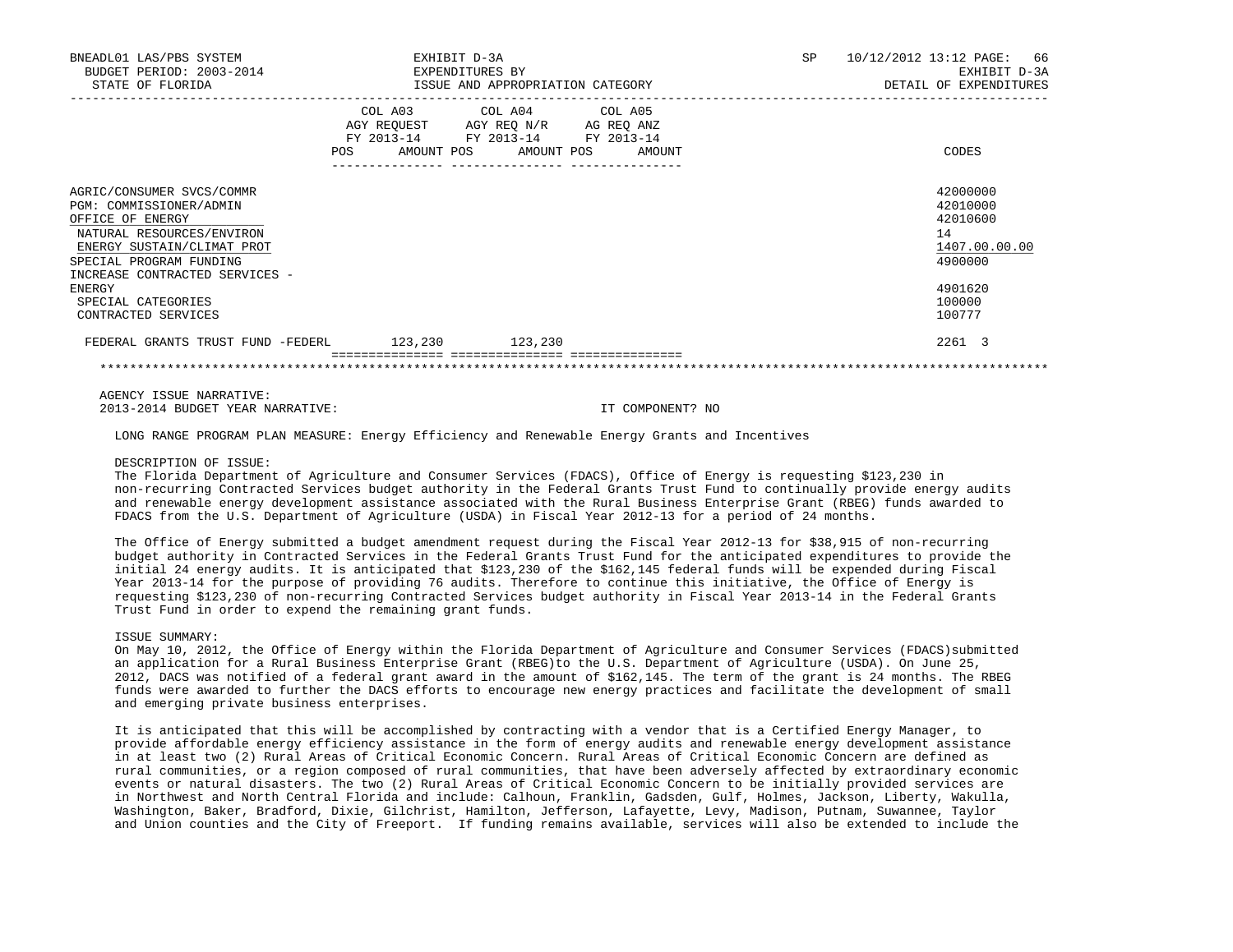| | COL A03 AGY REQUEST FY 2013-14 POS AMOUNT | COL A04 AGY REQ N/R FY 2013-14 POS AMOUNT | COL A05 AG REQ ANZ FY 2013-14 POS AMOUNT | CODES |
|---|---|---|---|---|
| AGRIC/CONSUMER SVCS/COMMR | | | | 42000000 |
| PGM: COMMISSIONER/ADMIN | | | | 42010000 |
| OFFICE OF ENERGY | | | | 42010600 |
| NATURAL RESOURCES/ENVIRON | | | | 14 |
| ENERGY SUSTAIN/CLIMAT PROT | | | | 1407.00.00.00 |
| SPECIAL PROGRAM FUNDING | | | | 4900000 |
| INCREASE CONTRACTED SERVICES - ENERGY | | | | 4901620 |
| SPECIAL CATEGORIES | | | | 100000 |
| CONTRACTED SERVICES | | | | 100777 |
| FEDERAL GRANTS TRUST FUND -FEDERL | 123,230 | 123,230 | | 2261 3 |

AGENCY ISSUE NARRATIVE:
2013-2014 BUDGET YEAR NARRATIVE: IT COMPONENT? NO

LONG RANGE PROGRAM PLAN MEASURE: Energy Efficiency and Renewable Energy Grants and Incentives

DESCRIPTION OF ISSUE:
The Florida Department of Agriculture and Consumer Services (FDACS), Office of Energy is requesting $123,230 in non-recurring Contracted Services budget authority in the Federal Grants Trust Fund to continually provide energy audits and renewable energy development assistance associated with the Rural Business Enterprise Grant (RBEG) funds awarded to FDACS from the U.S. Department of Agriculture (USDA) in Fiscal Year 2012-13 for a period of 24 months.

The Office of Energy submitted a budget amendment request during the Fiscal Year 2012-13 for $38,915 of non-recurring budget authority in Contracted Services in the Federal Grants Trust Fund for the anticipated expenditures to provide the initial 24 energy audits. It is anticipated that $123,230 of the $162,145 federal funds will be expended during Fiscal Year 2013-14 for the purpose of providing 76 audits. Therefore to continue this initiative, the Office of Energy is requesting $123,230 of non-recurring Contracted Services budget authority in Fiscal Year 2013-14 in the Federal Grants Trust Fund in order to expend the remaining grant funds.

ISSUE SUMMARY:
On May 10, 2012, the Office of Energy within the Florida Department of Agriculture and Consumer Services (FDACS)submitted an application for a Rural Business Enterprise Grant (RBEG)to the U.S. Department of Agriculture (USDA). On June 25, 2012, DACS was notified of a federal grant award in the amount of $162,145. The term of the grant is 24 months. The RBEG funds were awarded to further the DACS efforts to encourage new energy practices and facilitate the development of small and emerging private business enterprises.

It is anticipated that this will be accomplished by contracting with a vendor that is a Certified Energy Manager, to provide affordable energy efficiency assistance in the form of energy audits and renewable energy development assistance in at least two (2) Rural Areas of Critical Economic Concern. Rural Areas of Critical Economic Concern are defined as rural communities, or a region composed of rural communities, that have been adversely affected by extraordinary economic events or natural disasters. The two (2) Rural Areas of Critical Economic Concern to be initially provided services are in Northwest and North Central Florida and include: Calhoun, Franklin, Gadsden, Gulf, Holmes, Jackson, Liberty, Wakulla, Washington, Baker, Bradford, Dixie, Gilchrist, Hamilton, Jefferson, Lafayette, Levy, Madison, Putnam, Suwannee, Taylor and Union counties and the City of Freeport. If funding remains available, services will also be extended to include the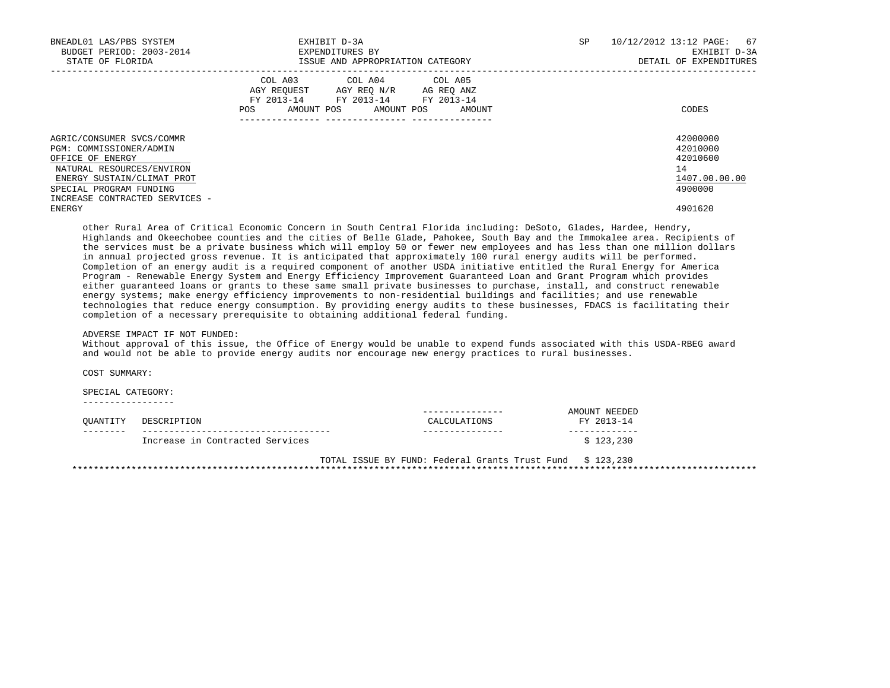| | COL A03 AGY REQUEST FY 2013-14 | | COL A04 AGY REQ N/R FY 2013-14 | | COL A05 AG REQ ANZ FY 2013-14 | | |
|---|---|---|---|---|---|---|---|
| | POS | AMOUNT | POS | AMOUNT | POS | AMOUNT | CODES |
| AGRIC/CONSUMER SVCS/COMMR | | | | | | | 42000000 |
| PGM: COMMISSIONER/ADMIN | | | | | | | 42010000 |
| OFFICE OF ENERGY | | | | | | | 42010600 |
| NATURAL RESOURCES/ENVIRON | | | | | | | 14 |
| ENERGY SUSTAIN/CLIMAT PROT | | | | | | | 1407.00.00.00 |
| SPECIAL PROGRAM FUNDING | | | | | | | 4900000 |
| INCREASE CONTRACTED SERVICES - ENERGY | | | | | | | 4901620 |

other Rural Area of Critical Economic Concern in South Central Florida including: DeSoto, Glades, Hardee, Hendry, Highlands and Okeechobee counties and the cities of Belle Glade, Pahokee, South Bay and the Immokalee area. Recipients of the services must be a private business which will employ 50 or fewer new employees and has less than one million dollars in annual projected gross revenue. It is anticipated that approximately 100 rural energy audits will be performed. Completion of an energy audit is a required component of another USDA initiative entitled the Rural Energy for America Program - Renewable Energy System and Energy Efficiency Improvement Guaranteed Loan and Grant Program which provides either guaranteed loans or grants to these same small private businesses to purchase, install, and construct renewable energy systems; make energy efficiency improvements to non-residential buildings and facilities; and use renewable technologies that reduce energy consumption. By providing energy audits to these businesses, FDACS is facilitating their completion of a necessary prerequisite to obtaining additional federal funding.

ADVERSE IMPACT IF NOT FUNDED:
Without approval of this issue, the Office of Energy would be unable to expend funds associated with this USDA-RBEG award and would not be able to provide energy audits nor encourage new energy practices to rural businesses.

COST SUMMARY:

SPECIAL CATEGORY:

| QUANTITY | DESCRIPTION | CALCULATIONS | AMOUNT NEEDED FY 2013-14 |
|---|---|---|---|
| | Increase in Contracted Services | | $ 123,230 |
| | | TOTAL ISSUE BY FUND: Federal Grants Trust Fund | $ 123,230 |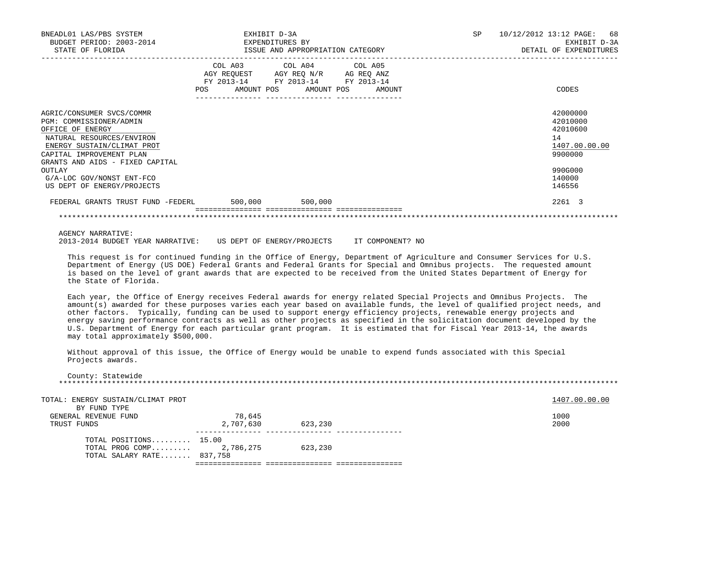| | COL A03 AGY REQUEST FY 2013-14 POS AMOUNT | COL A04 AGY REQ N/R FY 2013-14 POS AMOUNT | COL A05 AG REQ ANZ FY 2013-14 POS AMOUNT | CODES |
|---|---|---|---|---|
| AGRIC/CONSUMER SVCS/COMMR | | | | 42000000 |
| PGM: COMMISSIONER/ADMIN | | | | 42010000 |
| OFFICE OF ENERGY | | | | 42010600 |
| NATURAL RESOURCES/ENVIRON | | | | 14 |
| ENERGY SUSTAIN/CLIMAT PROT | | | | 1407.00.00.00 |
| CAPITAL IMPROVEMENT PLAN | | | | 9900000 |
| GRANTS AND AIDS - FIXED CAPITAL OUTLAY | | | | 990G000 |
| G/A-LOC GOV/NONST ENT-FCO | | | | 140000 |
| US DEPT OF ENERGY/PROJECTS | | | | 146556 |
| FEDERAL GRANTS TRUST FUND -FEDERL | 500,000 | 500,000 | | 2261 3 |

AGENCY NARRATIVE:
2013-2014 BUDGET YEAR NARRATIVE: US DEPT OF ENERGY/PROJECTS IT COMPONENT? NO

This request is for continued funding in the Office of Energy, Department of Agriculture and Consumer Services for U.S. Department of Energy (US DOE) Federal Grants and Federal Grants for Special and Omnibus projects. The requested amount is based on the level of grant awards that are expected to be received from the United States Department of Energy for the State of Florida.

Each year, the Office of Energy receives Federal awards for energy related Special Projects and Omnibus Projects. The amount(s) awarded for these purposes varies each year based on available funds, the level of qualified project needs, and other factors. Typically, funding can be used to support energy efficiency projects, renewable energy projects and energy saving performance contracts as well as other projects as specified in the solicitation document developed by the U.S. Department of Energy for each particular grant program. It is estimated that for Fiscal Year 2013-14, the awards may total approximately $500,000.

Without approval of this issue, the Office of Energy would be unable to expend funds associated with this Special Projects awards.

County: Statewide

| | COL A03 | COL A04 | COL A05 | CODES |
|---|---|---|---|---|
| TOTAL: ENERGY SUSTAIN/CLIMAT PROT | | | | 1407.00.00.00 |
| BY FUND TYPE | | | | |
| GENERAL REVENUE FUND | 78,645 | | | 1000 |
| TRUST FUNDS | 2,707,630 | 623,230 | | 2000 |
| TOTAL POSITIONS......... | 15.00 | | | |
| TOTAL PROG COMP......... | 2,786,275 | 623,230 | | |
| TOTAL SALARY RATE....... | 837,758 | | | |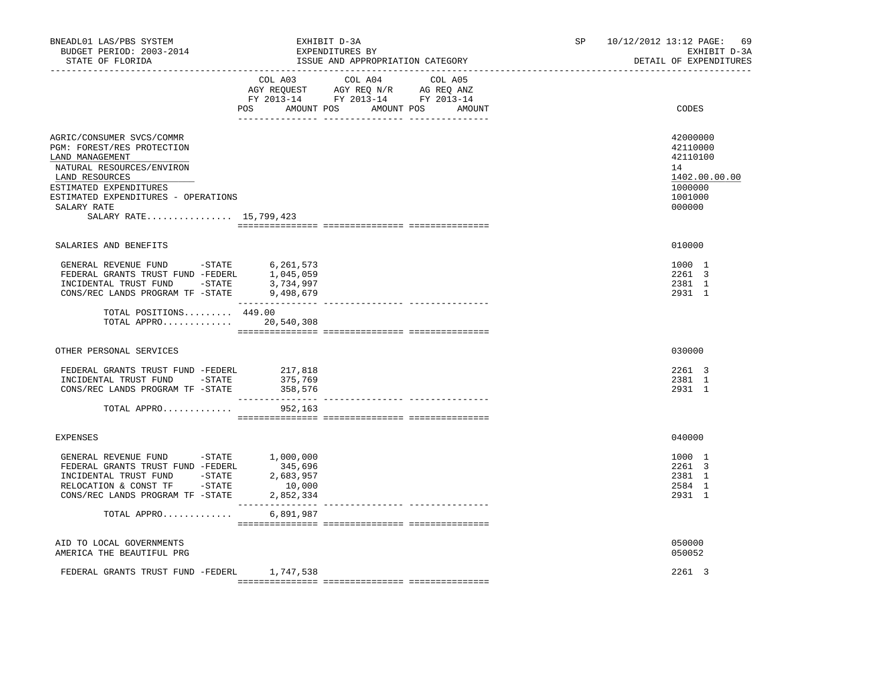BNEADL01 LAS/PBS SYSTEM — EXHIBIT D-3A — SP 10/12/2012 13:12

BUDGET PERIOD: 2003-2014 — EXPENDITURES BY — EXHIBIT D-3A

STATE OF FLORIDA — ISSUE AND APPROPRIATION CATEGORY — DETAIL OF EXPENDITURES

| | COL A03 AGY REQUEST FY 2013-14 POS / AMOUNT | COL A04 AGY REQ N/R FY 2013-14 POS / AMOUNT | COL A05 AG REQ ANZ FY 2013-14 POS / AMOUNT | CODES |
|---|---|---|---|---|
| AGRIC/CONSUMER SVCS/COMMR | | | | 42000000 |
| PGM: FOREST/RES PROTECTION | | | | 42110000 |
| LAND MANAGEMENT | | | | 42110100 |
| NATURAL RESOURCES/ENVIRON | | | | 14 |
| LAND RESOURCES | | | | 1402.00.00.00 |
| ESTIMATED EXPENDITURES | | | | 1000000 |
| ESTIMATED EXPENDITURES - OPERATIONS | | | | 1001000 |
| SALARY RATE | | | | 000000 |
| SALARY RATE................ 15,799,423 | | | | |
| SALARIES AND BENEFITS | | | | 010000 |
| GENERAL REVENUE FUND -STATE | 6,261,573 | | | 1000 1 |
| FEDERAL GRANTS TRUST FUND -FEDERL | 1,045,059 | | | 2261 3 |
| INCIDENTAL TRUST FUND -STATE | 3,734,997 | | | 2381 1 |
| CONS/REC LANDS PROGRAM TF -STATE | 9,498,679 | | | 2931 1 |
| TOTAL POSITIONS......... | 449.00 | | | |
| TOTAL APPRO............. | 20,540,308 | | | |
| OTHER PERSONAL SERVICES | | | | 030000 |
| FEDERAL GRANTS TRUST FUND -FEDERL | 217,818 | | | 2261 3 |
| INCIDENTAL TRUST FUND -STATE | 375,769 | | | 2381 1 |
| CONS/REC LANDS PROGRAM TF -STATE | 358,576 | | | 2931 1 |
| TOTAL APPRO............. | 952,163 | | | |
| EXPENSES | | | | 040000 |
| GENERAL REVENUE FUND -STATE | 1,000,000 | | | 1000 1 |
| FEDERAL GRANTS TRUST FUND -FEDERL | 345,696 | | | 2261 3 |
| INCIDENTAL TRUST FUND -STATE | 2,683,957 | | | 2381 1 |
| RELOCATION & CONST TF -STATE | 10,000 | | | 2584 1 |
| CONS/REC LANDS PROGRAM TF -STATE | 2,852,334 | | | 2931 1 |
| TOTAL APPRO............. | 6,891,987 | | | |
| AID TO LOCAL GOVERNMENTS | | | | 050000 |
| AMERICA THE BEAUTIFUL PRG | | | | 050052 |
| FEDERAL GRANTS TRUST FUND -FEDERL | 1,747,538 | | | 2261 3 |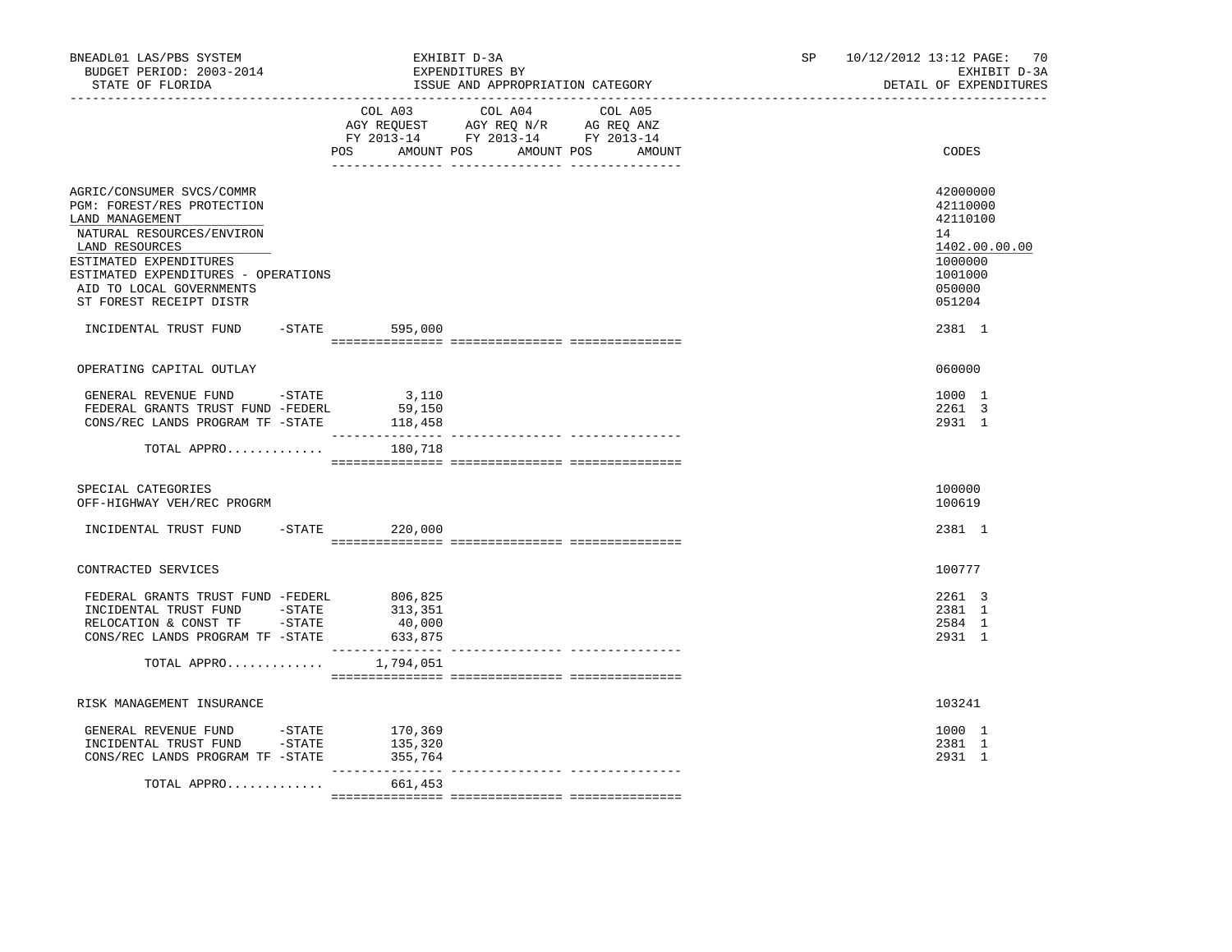BNEADL01 LAS/PBS SYSTEM — EXHIBIT D-3A — SP 10/12/2012 13:12

BUDGET PERIOD: 2003-2014 — EXPENDITURES BY — EXHIBIT D-3A

STATE OF FLORIDA — ISSUE AND APPROPRIATION CATEGORY — DETAIL OF EXPENDITURES

| | COL A03 AGY REQUEST FY 2013-14 POS AMOUNT | COL A04 AGY REQ N/R FY 2013-14 POS AMOUNT | COL A05 AG REQ ANZ FY 2013-14 POS AMOUNT | CODES |
|---|---|---|---|---|
| AGRIC/CONSUMER SVCS/COMMR | | | | 42000000 |
| PGM: FOREST/RES PROTECTION | | | | 42110000 |
| LAND MANAGEMENT | | | | 42110100 |
| NATURAL RESOURCES/ENVIRON | | | | 14 |
| LAND RESOURCES | | | | 1402.00.00.00 |
| ESTIMATED EXPENDITURES | | | | 1000000 |
| ESTIMATED EXPENDITURES - OPERATIONS | | | | 1001000 |
| AID TO LOCAL GOVERNMENTS | | | | 050000 |
| ST FOREST RECEIPT DISTR | | | | 051204 |
| INCIDENTAL TRUST FUND -STATE | 595,000 | | | 2381 1 |
| OPERATING CAPITAL OUTLAY | | | | 060000 |
| GENERAL REVENUE FUND -STATE | 3,110 | | | 1000 1 |
| FEDERAL GRANTS TRUST FUND -FEDERL | 59,150 | | | 2261 3 |
| CONS/REC LANDS PROGRAM TF -STATE | 118,458 | | | 2931 1 |
| TOTAL APPRO............ | 180,718 | | | |
| SPECIAL CATEGORIES | | | | 100000 |
| OFF-HIGHWAY VEH/REC PROGRM | | | | 100619 |
| INCIDENTAL TRUST FUND -STATE | 220,000 | | | 2381 1 |
| CONTRACTED SERVICES | | | | 100777 |
| FEDERAL GRANTS TRUST FUND -FEDERL | 806,825 | | | 2261 3 |
| INCIDENTAL TRUST FUND -STATE | 313,351 | | | 2381 1 |
| RELOCATION & CONST TF -STATE | 40,000 | | | 2584 1 |
| CONS/REC LANDS PROGRAM TF -STATE | 633,875 | | | 2931 1 |
| TOTAL APPRO............ | 1,794,051 | | | |
| RISK MANAGEMENT INSURANCE | | | | 103241 |
| GENERAL REVENUE FUND -STATE | 170,369 | | | 1000 1 |
| INCIDENTAL TRUST FUND -STATE | 135,320 | | | 2381 1 |
| CONS/REC LANDS PROGRAM TF -STATE | 355,764 | | | 2931 1 |
| TOTAL APPRO............ | 661,453 | | | |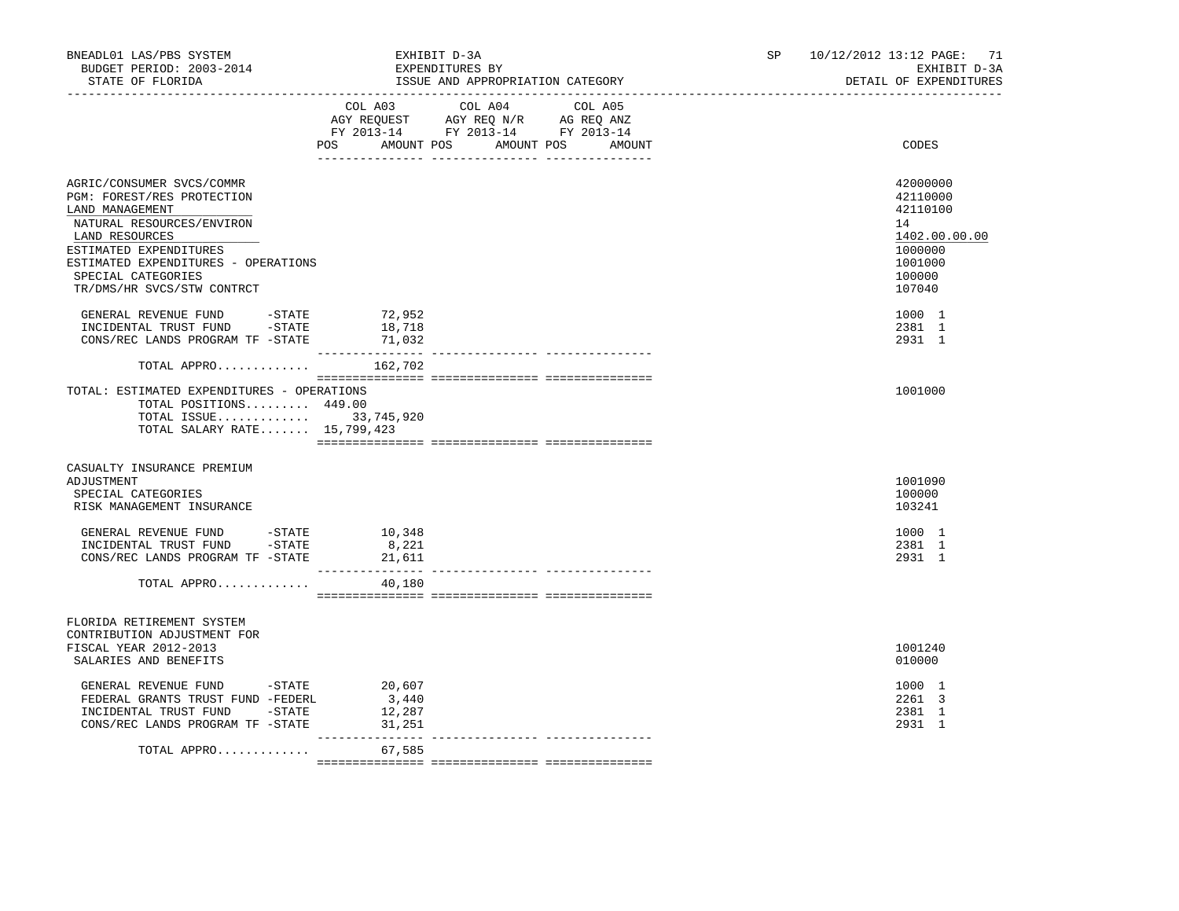BNEADL01 LAS/PBS SYSTEM | EXHIBIT D-3A | SP 10/12/2012 13:12 PAGE: 71
BUDGET PERIOD: 2003-2014 | EXPENDITURES BY | EXHIBIT D-3A
STATE OF FLORIDA | ISSUE AND APPROPRIATION CATEGORY | DETAIL OF EXPENDITURES

| | COL A03 AGY REQUEST FY 2013-14 POS AMOUNT | COL A04 AGY REQ N/R FY 2013-14 POS AMOUNT | COL A05 AG REQ ANZ FY 2013-14 POS AMOUNT | CODES |
|---|---|---|---|---|
| AGRIC/CONSUMER SVCS/COMMR | | | | 42000000 |
| PGM: FOREST/RES PROTECTION | | | | 42110000 |
| LAND MANAGEMENT | | | | 42110100 |
| NATURAL RESOURCES/ENVIRON | | | | 14 |
| LAND RESOURCES | | | | 1402.00.00.00 |
| ESTIMATED EXPENDITURES | | | | 1000000 |
| ESTIMATED EXPENDITURES - OPERATIONS | | | | 1001000 |
| SPECIAL CATEGORIES | | | | 100000 |
| TR/DMS/HR SVCS/STW CONTRCT | | | | 107040 |
| GENERAL REVENUE FUND -STATE | 72,952 | | | 1000 1 |
| INCIDENTAL TRUST FUND -STATE | 18,718 | | | 2381 1 |
| CONS/REC LANDS PROGRAM TF -STATE | 71,032 | | | 2931 1 |
| TOTAL APPRO............ | 162,702 | | | |
| TOTAL: ESTIMATED EXPENDITURES - OPERATIONS | | | | 1001000 |
| TOTAL POSITIONS......... 449.00 | | | | |
| TOTAL ISSUE............ | 33,745,920 | | | |
| TOTAL SALARY RATE....... | 15,799,423 | | | |
| CASUALTY INSURANCE PREMIUM ADJUSTMENT | | | | 1001090 |
| SPECIAL CATEGORIES | | | | 100000 |
| RISK MANAGEMENT INSURANCE | | | | 103241 |
| GENERAL REVENUE FUND -STATE | 10,348 | | | 1000 1 |
| INCIDENTAL TRUST FUND -STATE | 8,221 | | | 2381 1 |
| CONS/REC LANDS PROGRAM TF -STATE | 21,611 | | | 2931 1 |
| TOTAL APPRO............ | 40,180 | | | |
| FLORIDA RETIREMENT SYSTEM CONTRIBUTION ADJUSTMENT FOR FISCAL YEAR 2012-2013 | | | | 1001240 |
| SALARIES AND BENEFITS | | | | 010000 |
| GENERAL REVENUE FUND -STATE | 20,607 | | | 1000 1 |
| FEDERAL GRANTS TRUST FUND -FEDERL | 3,440 | | | 2261 3 |
| INCIDENTAL TRUST FUND -STATE | 12,287 | | | 2381 1 |
| CONS/REC LANDS PROGRAM TF -STATE | 31,251 | | | 2931 1 |
| TOTAL APPRO............ | 67,585 | | | |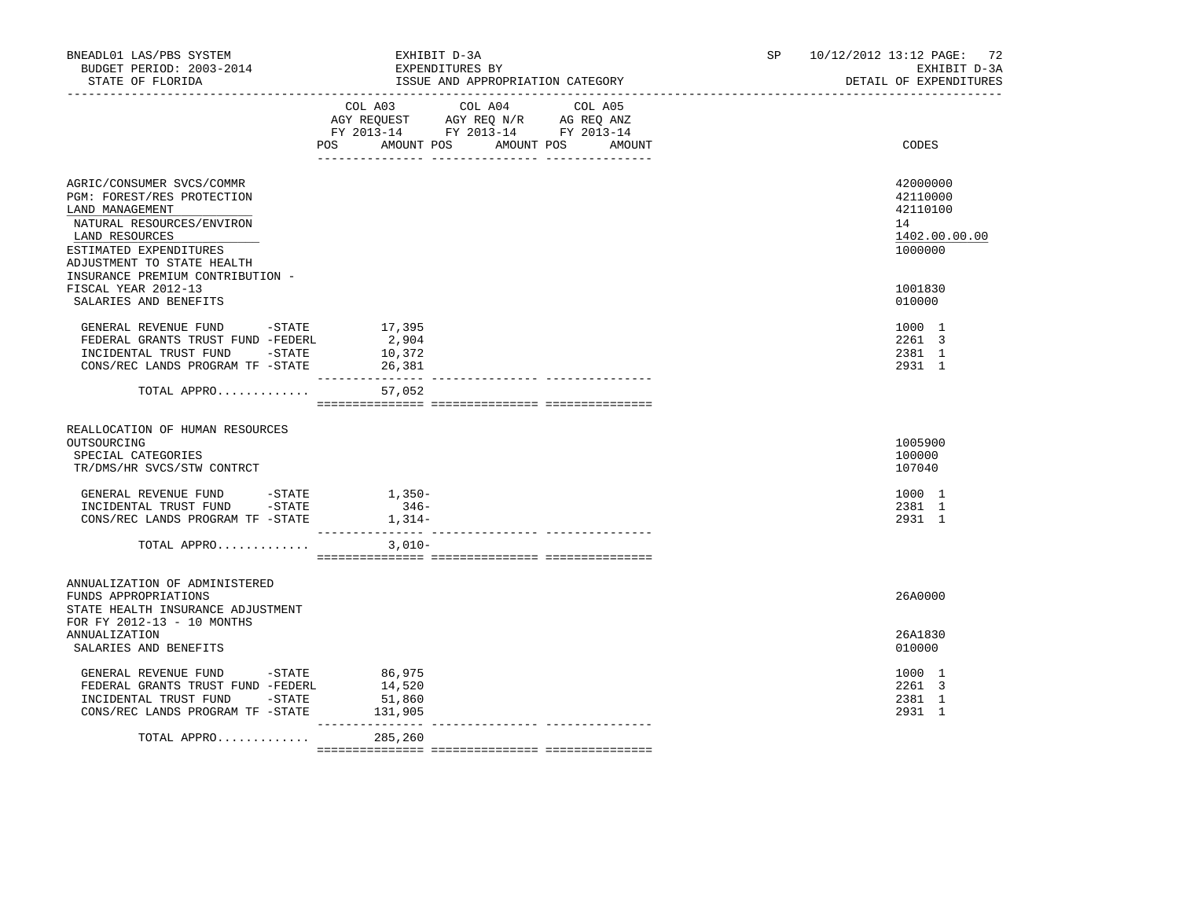BNEADL01 LAS/PBS SYSTEM — EXHIBIT D-3A — EXPENDITURES BY ISSUE AND APPROPRIATION CATEGORY

BUDGET PERIOD: 2003-2014 — STATE OF FLORIDA — SP 10/12/2012 13:12 — EXHIBIT D-3A — DETAIL OF EXPENDITURES

| | COL A03 AGY REQUEST FY 2013-14 POS | AMOUNT | COL A04 AGY REQ N/R FY 2013-14 POS | AMOUNT | COL A05 AG REQ ANZ FY 2013-14 POS | AMOUNT | CODES |
|---|---|---|---|---|---|---|---|
| AGRIC/CONSUMER SVCS/COMMR | | | | | | | 42000000 |
| PGM: FOREST/RES PROTECTION | | | | | | | 42110000 |
| LAND MANAGEMENT | | | | | | | 42110100 |
| NATURAL RESOURCES/ENVIRON | | | | | | | 14 |
| LAND RESOURCES | | | | | | | 1402.00.00.00 |
| ESTIMATED EXPENDITURES | | | | | | | 1000000 |
| ADJUSTMENT TO STATE HEALTH INSURANCE PREMIUM CONTRIBUTION - FISCAL YEAR 2012-13 | | | | | | | 1001830 |
| SALARIES AND BENEFITS | | | | | | | 010000 |
| GENERAL REVENUE FUND -STATE | | 17,395 | | | | | 1000 1 |
| FEDERAL GRANTS TRUST FUND -FEDERL | | 2,904 | | | | | 2261 3 |
| INCIDENTAL TRUST FUND -STATE | | 10,372 | | | | | 2381 1 |
| CONS/REC LANDS PROGRAM TF -STATE | | 26,381 | | | | | 2931 1 |
| TOTAL APPRO............ | | 57,052 | | | | | |
| REALLOCATION OF HUMAN RESOURCES OUTSOURCING | | | | | | | 1005900 |
| SPECIAL CATEGORIES | | | | | | | 100000 |
| TR/DMS/HR SVCS/STW CONTRCT | | | | | | | 107040 |
| GENERAL REVENUE FUND -STATE | | 1,350- | | | | | 1000 1 |
| INCIDENTAL TRUST FUND -STATE | | 346- | | | | | 2381 1 |
| CONS/REC LANDS PROGRAM TF -STATE | | 1,314- | | | | | 2931 1 |
| TOTAL APPRO............ | | 3,010- | | | | | |
| ANNUALIZATION OF ADMINISTERED FUNDS APPROPRIATIONS | | | | | | | 26A0000 |
| STATE HEALTH INSURANCE ADJUSTMENT FOR FY 2012-13 - 10 MONTHS ANNUALIZATION | | | | | | | 26A1830 |
| SALARIES AND BENEFITS | | | | | | | 010000 |
| GENERAL REVENUE FUND -STATE | | 86,975 | | | | | 1000 1 |
| FEDERAL GRANTS TRUST FUND -FEDERL | | 14,520 | | | | | 2261 3 |
| INCIDENTAL TRUST FUND -STATE | | 51,860 | | | | | 2381 1 |
| CONS/REC LANDS PROGRAM TF -STATE | | 131,905 | | | | | 2931 1 |
| TOTAL APPRO............ | | 285,260 | | | | | |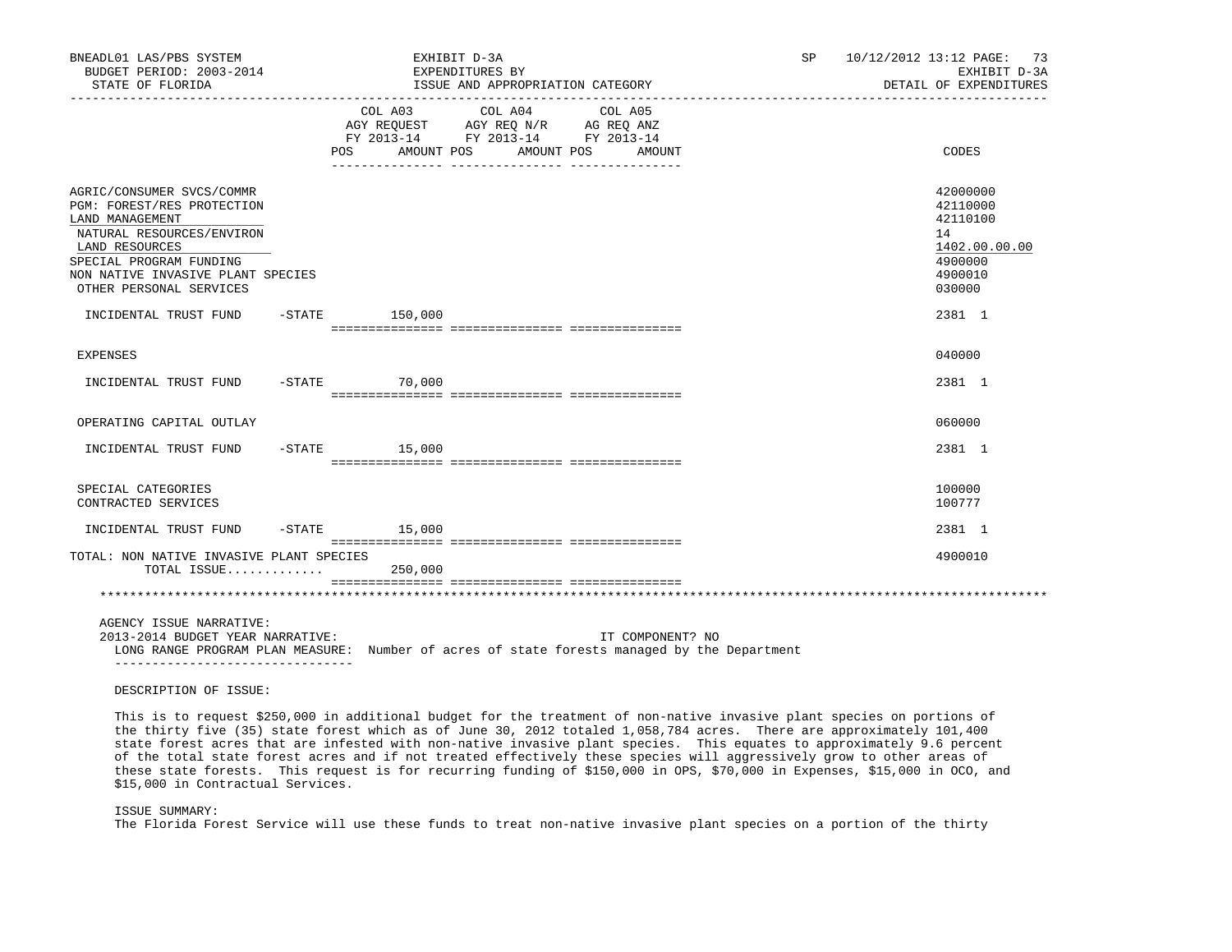| | COL A03 AGY REQUEST FY 2013-14 POS AMOUNT | COL A04 AGY REQ N/R FY 2013-14 POS AMOUNT | COL A05 AG REQ ANZ FY 2013-14 POS AMOUNT | CODES |
|---|---|---|---|---|
| AGRIC/CONSUMER SVCS/COMMR | | | | 42000000 |
| PGM: FOREST/RES PROTECTION | | | | 42110000 |
| LAND MANAGEMENT | | | | 42110100 |
| NATURAL RESOURCES/ENVIRON | | | | 14 |
| LAND RESOURCES | | | | 1402.00.00.00 |
| SPECIAL PROGRAM FUNDING | | | | 4900000 |
| NON NATIVE INVASIVE PLANT SPECIES | | | | 4900010 |
| OTHER PERSONAL SERVICES | | | | 030000 |
| INCIDENTAL TRUST FUND -STATE | 150,000 | | | 2381 1 |
| EXPENSES | | | | 040000 |
| INCIDENTAL TRUST FUND -STATE | 70,000 | | | 2381 1 |
| OPERATING CAPITAL OUTLAY | | | | 060000 |
| INCIDENTAL TRUST FUND -STATE | 15,000 | | | 2381 1 |
| SPECIAL CATEGORIES | | | | 100000 |
| CONTRACTED SERVICES | | | | 100777 |
| INCIDENTAL TRUST FUND -STATE | 15,000 | | | 2381 1 |
| TOTAL: NON NATIVE INVASIVE PLANT SPECIES | | | | 4900010 |
| TOTAL ISSUE............. | 250,000 | | | |

AGENCY ISSUE NARRATIVE:

2013-2014 BUDGET YEAR NARRATIVE: IT COMPONENT? NO

LONG RANGE PROGRAM PLAN MEASURE: Number of acres of state forests managed by the Department

DESCRIPTION OF ISSUE:

This is to request $250,000 in additional budget for the treatment of non-native invasive plant species on portions of the thirty five (35) state forest which as of June 30, 2012 totaled 1,058,784 acres. There are approximately 101,400 state forest acres that are infested with non-native invasive plant species. This equates to approximately 9.6 percent of the total state forest acres and if not treated effectively these species will aggressively grow to other areas of these state forests. This request is for recurring funding of $150,000 in OPS, $70,000 in Expenses, $15,000 in OCO, and $15,000 in Contractual Services.

ISSUE SUMMARY:

The Florida Forest Service will use these funds to treat non-native invasive plant species on a portion of the thirty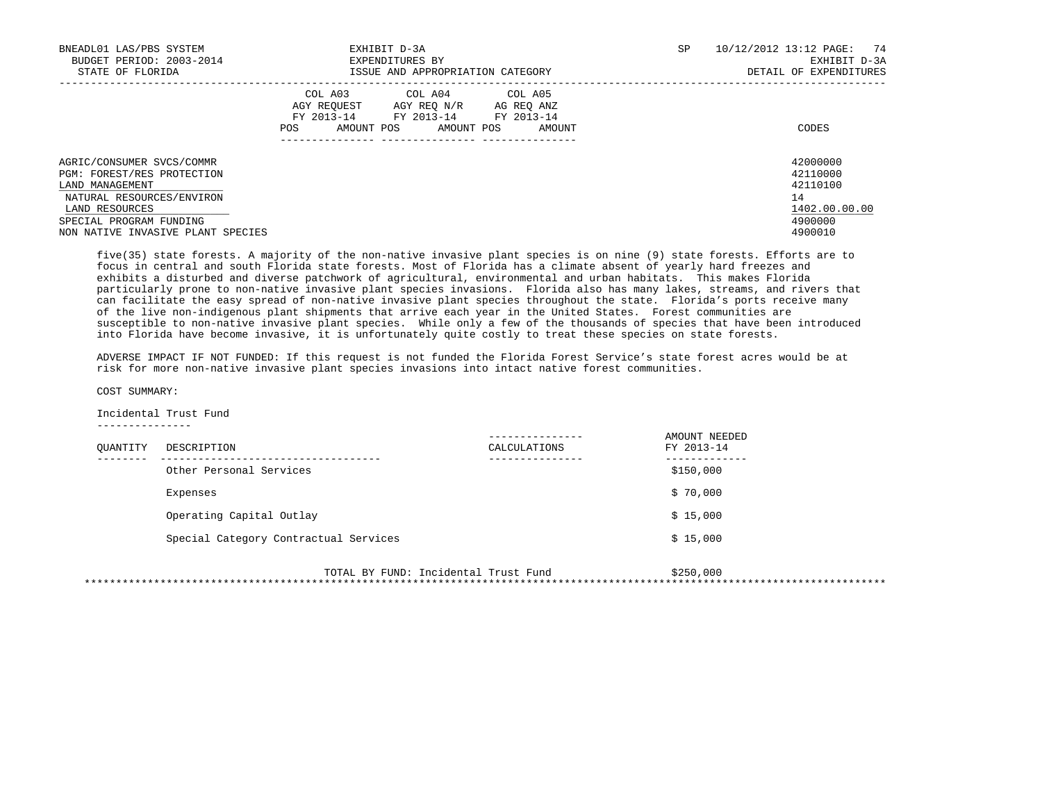| | COL A03 AGY REQUEST FY 2013-14 POS AMOUNT | COL A04 AGY REQ N/R FY 2013-14 POS AMOUNT | COL A05 AG REQ ANZ FY 2013-14 POS AMOUNT | CODES |
|---|---|---|---|---|
| AGRIC/CONSUMER SVCS/COMMR | | | | 42000000 |
| PGM: FOREST/RES PROTECTION | | | | 42110000 |
| LAND MANAGEMENT | | | | 42110100 |
| NATURAL RESOURCES/ENVIRON | | | | 14 |
| LAND RESOURCES | | | | 1402.00.00.00 |
| SPECIAL PROGRAM FUNDING | | | | 4900000 |
| NON NATIVE INVASIVE PLANT SPECIES | | | | 4900010 |

five(35) state forests. A majority of the non-native invasive plant species is on nine (9) state forests. Efforts are to focus in central and south Florida state forests. Most of Florida has a climate absent of yearly hard freezes and exhibits a disturbed and diverse patchwork of agricultural, environmental and urban habitats. This makes Florida particularly prone to non-native invasive plant species invasions. Florida also has many lakes, streams, and rivers that can facilitate the easy spread of non-native invasive plant species throughout the state. Florida's ports receive many of the live non-indigenous plant shipments that arrive each year in the United States. Forest communities are susceptible to non-native invasive plant species. While only a few of the thousands of species that have been introduced into Florida have become invasive, it is unfortunately quite costly to treat these species on state forests.

ADVERSE IMPACT IF NOT FUNDED: If this request is not funded the Florida Forest Service's state forest acres would be at risk for more non-native invasive plant species invasions into intact native forest communities.

COST SUMMARY:

Incidental Trust Fund

| QUANTITY | DESCRIPTION | CALCULATIONS | AMOUNT NEEDED FY 2013-14 |
|---|---|---|---|
| | Other Personal Services | | $150,000 |
| | Expenses | | $ 70,000 |
| | Operating Capital Outlay | | $ 15,000 |
| | Special Category Contractual Services | | $ 15,000 |
| | TOTAL BY FUND: Incidental Trust Fund | | $250,000 |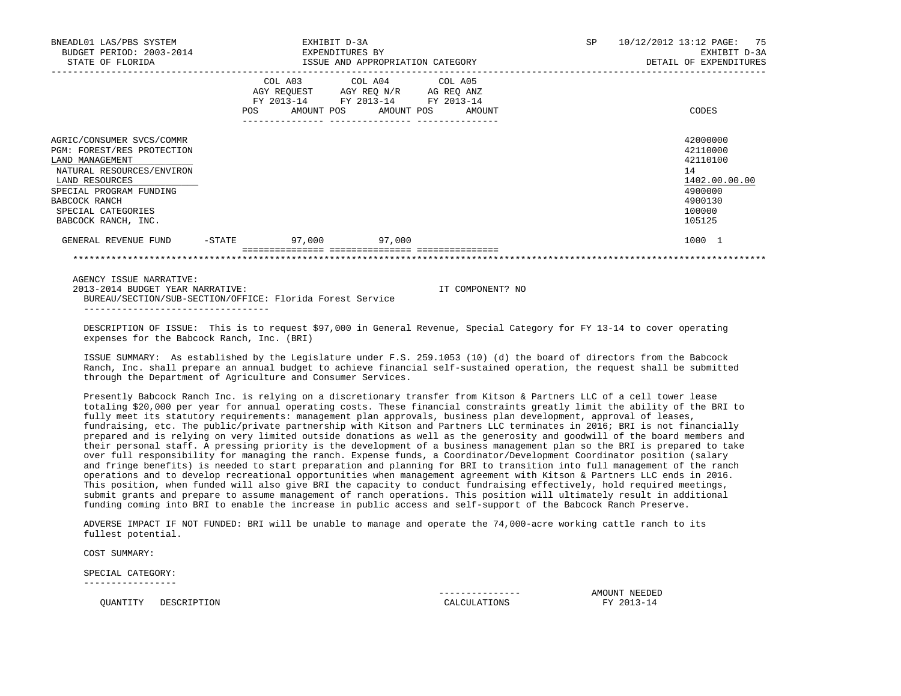| | COL A03 AGY REQUEST FY 2013-14 POS AMOUNT | COL A04 AGY REQ N/R FY 2013-14 POS AMOUNT | COL A05 AG REQ ANZ FY 2013-14 POS AMOUNT | CODES |
|---|---|---|---|---|
| AGRIC/CONSUMER SVCS/COMMR | | | | 42000000 |
| PGM: FOREST/RES PROTECTION | | | | 42110000 |
| LAND MANAGEMENT | | | | 42110100 |
| NATURAL RESOURCES/ENVIRON | | | | 14 |
| LAND RESOURCES | | | | 1402.00.00.00 |
| SPECIAL PROGRAM FUNDING | | | | 4900000 |
| BABCOCK RANCH | | | | 4900130 |
| SPECIAL CATEGORIES | | | | 100000 |
| BABCOCK RANCH, INC. | | | | 105125 |
| GENERAL REVENUE FUND -STATE | 97,000 | 97,000 | | 1000 1 |

AGENCY ISSUE NARRATIVE:

2013-2014 BUDGET YEAR NARRATIVE: IT COMPONENT? NO

BUREAU/SECTION/SUB-SECTION/OFFICE: Florida Forest Service

DESCRIPTION OF ISSUE: This is to request $97,000 in General Revenue, Special Category for FY 13-14 to cover operating expenses for the Babcock Ranch, Inc. (BRI)

ISSUE SUMMARY: As established by the Legislature under F.S. 259.1053 (10) (d) the board of directors from the Babcock Ranch, Inc. shall prepare an annual budget to achieve financial self-sustained operation, the request shall be submitted through the Department of Agriculture and Consumer Services.

Presently Babcock Ranch Inc. is relying on a discretionary transfer from Kitson & Partners LLC of a cell tower lease totaling $20,000 per year for annual operating costs. These financial constraints greatly limit the ability of the BRI to fully meet its statutory requirements: management plan approvals, business plan development, approval of leases, fundraising, etc. The public/private partnership with Kitson and Partners LLC terminates in 2016; BRI is not financially prepared and is relying on very limited outside donations as well as the generosity and goodwill of the board members and their personal staff. A pressing priority is the development of a business management plan so the BRI is prepared to take over full responsibility for managing the ranch. Expense funds, a Coordinator/Development Coordinator position (salary and fringe benefits) is needed to start preparation and planning for BRI to transition into full management of the ranch operations and to develop recreational opportunities when management agreement with Kitson & Partners LLC ends in 2016. This position, when funded will also give BRI the capacity to conduct fundraising effectively, hold required meetings, submit grants and prepare to assume management of ranch operations. This position will ultimately result in additional funding coming into BRI to enable the increase in public access and self-support of the Babcock Ranch Preserve.

ADVERSE IMPACT IF NOT FUNDED: BRI will be unable to manage and operate the 74,000-acre working cattle ranch to its fullest potential.

COST SUMMARY:

SPECIAL CATEGORY:

| QUANTITY | DESCRIPTION | CALCULATIONS | AMOUNT NEEDED FY 2013-14 |
|---|---|---|---|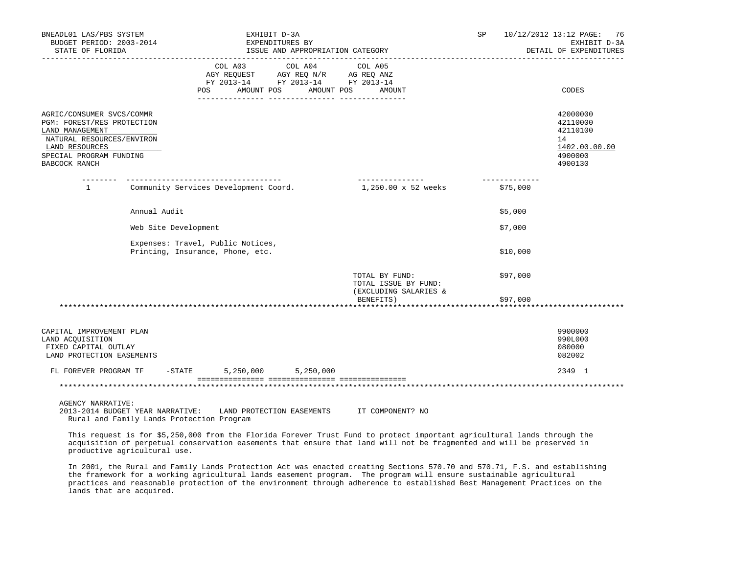| | COL A03 AGY REQUEST FY 2013-14 POS AMOUNT | COL A04 AGY REQ N/R FY 2013-14 POS AMOUNT | COL A05 AG REQ ANZ FY 2013-14 POS AMOUNT | CODES |
|---|---|---|---|---|
| AGRIC/CONSUMER SVCS/COMMR | | | | 42000000 |
| PGM: FOREST/RES PROTECTION | | | | 42110000 |
| LAND MANAGEMENT | | | | 42110100 |
| NATURAL RESOURCES/ENVIRON | | | | 14 |
| LAND RESOURCES | | | | 1402.00.00.00 |
| SPECIAL PROGRAM FUNDING | | | | 4900000 |
| BABCOCK RANCH | | | | 4900130 |

| | | | |
|---|---|---|---|
| 1 | Community Services Development Coord. | 1,250.00 x 52 weeks | $75,000 |
| | Annual Audit | | $5,000 |
| | Web Site Development | | $7,000 |
| | Expenses: Travel, Public Notices, Printing, Insurance, Phone, etc. | | $10,000 |
| | | TOTAL BY FUND: | $97,000 |
| | | TOTAL ISSUE BY FUND: (EXCLUDING SALARIES & BENEFITS) | $97,000 |

********************************************************************************

| | COL A03 | COL A04 | COL A05 | CODES |
|---|---|---|---|---|
| CAPITAL IMPROVEMENT PLAN | | | | 9900000 |
| LAND ACQUISITION | | | | 990L000 |
| FIXED CAPITAL OUTLAY | | | | 080000 |
| LAND PROTECTION EASEMENTS | | | | 082002 |
| FL FOREVER PROGRAM TF -STATE | 5,250,000 | 5,250,000 | | 2349 1 |

********************************************************************************

AGENCY NARRATIVE:
2013-2014 BUDGET YEAR NARRATIVE: LAND PROTECTION EASEMENTS IT COMPONENT? NO
Rural and Family Lands Protection Program

This request is for $5,250,000 from the Florida Forever Trust Fund to protect important agricultural lands through the acquisition of perpetual conservation easements that ensure that land will not be fragmented and will be preserved in productive agricultural use.

In 2001, the Rural and Family Lands Protection Act was enacted creating Sections 570.70 and 570.71, F.S. and establishing the framework for a working agricultural lands easement program. The program will ensure sustainable agricultural practices and reasonable protection of the environment through adherence to established Best Management Practices on the lands that are acquired.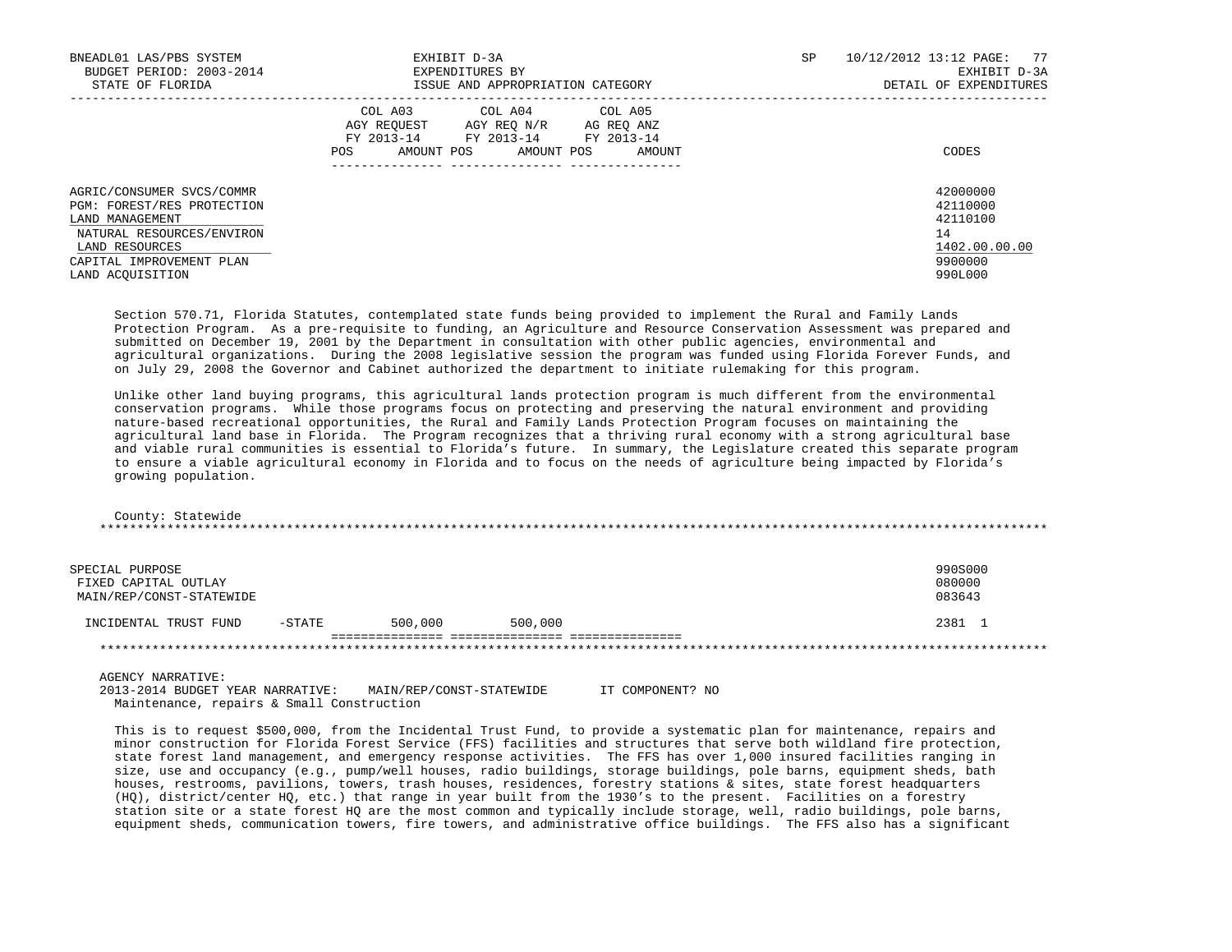BNEADL01 LAS/PBS SYSTEM | EXHIBIT D-3A | SP 10/12/2012 13:12 PAGE: 77
BUDGET PERIOD: 2003-2014 | EXPENDITURES BY | EXHIBIT D-3A
STATE OF FLORIDA | ISSUE AND APPROPRIATION CATEGORY | DETAIL OF EXPENDITURES

| | COL A03 AGY REQUEST FY 2013-14 POS AMOUNT | COL A04 AGY REQ N/R FY 2013-14 POS AMOUNT | COL A05 AG REQ ANZ FY 2013-14 POS AMOUNT | CODES |
|---|---|---|---|---|
| AGRIC/CONSUMER SVCS/COMMR | | | | 42000000 |
| PGM: FOREST/RES PROTECTION | | | | 42110000 |
| LAND MANAGEMENT | | | | 42110100 |
| NATURAL RESOURCES/ENVIRON | | | | 14 |
| LAND RESOURCES | | | | 1402.00.00.00 |
| CAPITAL IMPROVEMENT PLAN | | | | 9900000 |
| LAND ACQUISITION | | | | 990L000 |

Section 570.71, Florida Statutes, contemplated state funds being provided to implement the Rural and Family Lands Protection Program. As a pre-requisite to funding, an Agriculture and Resource Conservation Assessment was prepared and submitted on December 19, 2001 by the Department in consultation with other public agencies, environmental and agricultural organizations. During the 2008 legislative session the program was funded using Florida Forever Funds, and on July 29, 2008 the Governor and Cabinet authorized the department to initiate rulemaking for this program.

Unlike other land buying programs, this agricultural lands protection program is much different from the environmental conservation programs. While those programs focus on protecting and preserving the natural environment and providing nature-based recreational opportunities, the Rural and Family Lands Protection Program focuses on maintaining the agricultural land base in Florida. The Program recognizes that a thriving rural economy with a strong agricultural base and viable rural communities is essential to Florida's future. In summary, the Legislature created this separate program to ensure a viable agricultural economy in Florida and to focus on the needs of agriculture being impacted by Florida's growing population.

County: Statewide

************************************************************************************************************************

| | COL A03 | COL A04 | COL A05 | CODES |
|---|---|---|---|---|
| SPECIAL PURPOSE | | | | 990S000 |
| FIXED CAPITAL OUTLAY | | | | 080000 |
| MAIN/REP/CONST-STATEWIDE | | | | 083643 |
| INCIDENTAL TRUST FUND -STATE | 500,000 | 500,000 | | 2381 1 |

************************************************************************************************************************

AGENCY NARRATIVE:
2013-2014 BUDGET YEAR NARRATIVE: MAIN/REP/CONST-STATEWIDE IT COMPONENT? NO
Maintenance, repairs & Small Construction

This is to request $500,000, from the Incidental Trust Fund, to provide a systematic plan for maintenance, repairs and minor construction for Florida Forest Service (FFS) facilities and structures that serve both wildland fire protection, state forest land management, and emergency response activities. The FFS has over 1,000 insured facilities ranging in size, use and occupancy (e.g., pump/well houses, radio buildings, storage buildings, pole barns, equipment sheds, bath houses, restrooms, pavilions, towers, trash houses, residences, forestry stations & sites, state forest headquarters (HQ), district/center HQ, etc.) that range in year built from the 1930's to the present. Facilities on a forestry station site or a state forest HQ are the most common and typically include storage, well, radio buildings, pole barns, equipment sheds, communication towers, fire towers, and administrative office buildings. The FFS also has a significant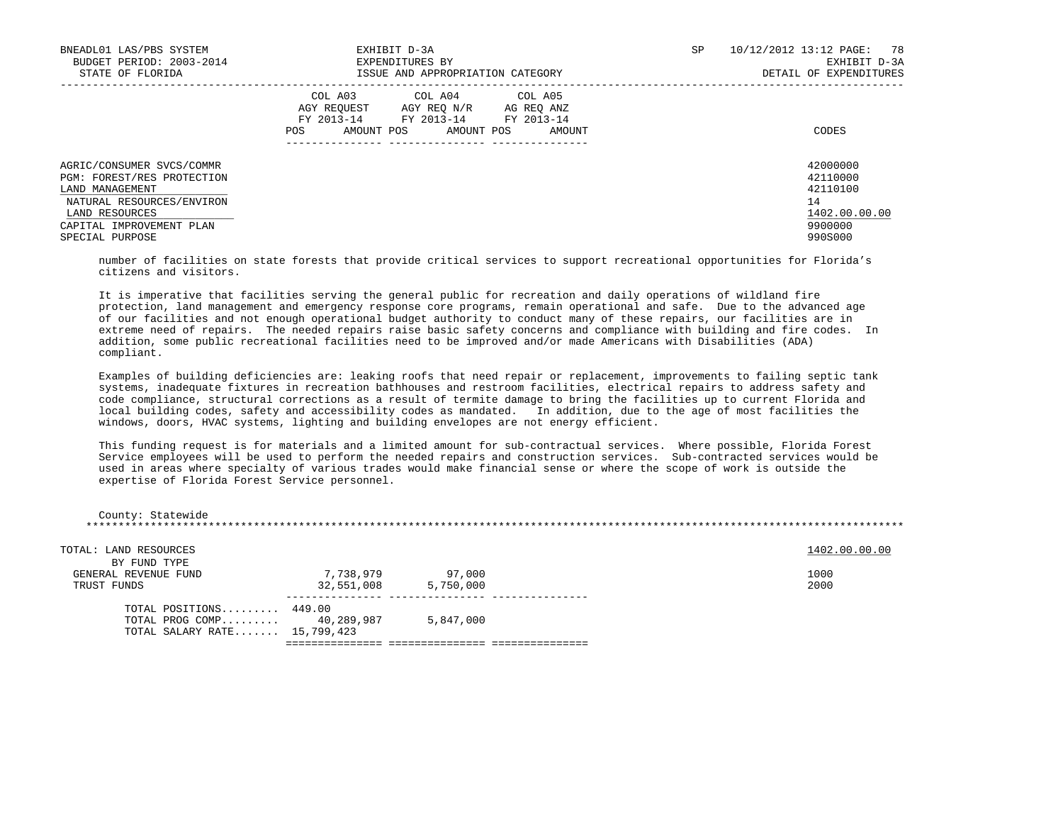| | COL A03 AGY REQUEST FY 2013-14 | | COL A04 AGY REQ N/R FY 2013-14 | | COL A05 AG REQ ANZ FY 2013-14 | | |
|---|---|---|---|---|---|---|---|
| | POS | AMOUNT | POS | AMOUNT | POS | AMOUNT | CODES |
| AGRIC/CONSUMER SVCS/COMMR | | | | | | | 42000000 |
| PGM: FOREST/RES PROTECTION | | | | | | | 42110000 |
| LAND MANAGEMENT | | | | | | | 42110100 |
| NATURAL RESOURCES/ENVIRON | | | | | | | 14 |
| LAND RESOURCES | | | | | | | 1402.00.00.00 |
| CAPITAL IMPROVEMENT PLAN | | | | | | | 9900000 |
| SPECIAL PURPOSE | | | | | | | 990S000 |

number of facilities on state forests that provide critical services to support recreational opportunities for Florida's citizens and visitors.

It is imperative that facilities serving the general public for recreation and daily operations of wildland fire protection, land management and emergency response core programs, remain operational and safe. Due to the advanced age of our facilities and not enough operational budget authority to conduct many of these repairs, our facilities are in extreme need of repairs. The needed repairs raise basic safety concerns and compliance with building and fire codes. In addition, some public recreational facilities need to be improved and/or made Americans with Disabilities (ADA) compliant.

Examples of building deficiencies are: leaking roofs that need repair or replacement, improvements to failing septic tank systems, inadequate fixtures in recreation bathhouses and restroom facilities, electrical repairs to address safety and code compliance, structural corrections as a result of termite damage to bring the facilities up to current Florida and local building codes, safety and accessibility codes as mandated. In addition, due to the age of most facilities the windows, doors, HVAC systems, lighting and building envelopes are not energy efficient.

This funding request is for materials and a limited amount for sub-contractual services. Where possible, Florida Forest Service employees will be used to perform the needed repairs and construction services. Sub-contracted services would be used in areas where specialty of various trades would make financial sense or where the scope of work is outside the expertise of Florida Forest Service personnel.

County: Statewide

| | COL A03 POS | COL A03 AMOUNT | COL A04 POS | COL A04 AMOUNT | COL A05 POS | COL A05 AMOUNT | CODES |
|---|---|---|---|---|---|---|---|
| TOTAL: LAND RESOURCES | | | | | | | 1402.00.00.00 |
| BY FUND TYPE | | | | | | | |
| GENERAL REVENUE FUND | | 7,738,979 | | 97,000 | | | 1000 |
| TRUST FUNDS | | 32,551,008 | | 5,750,000 | | | 2000 |
| TOTAL POSITIONS......... | 449.00 | | | | | | |
| TOTAL PROG COMP......... | | 40,289,987 | | 5,847,000 | | | |
| TOTAL SALARY RATE....... | | 15,799,423 | | | | | |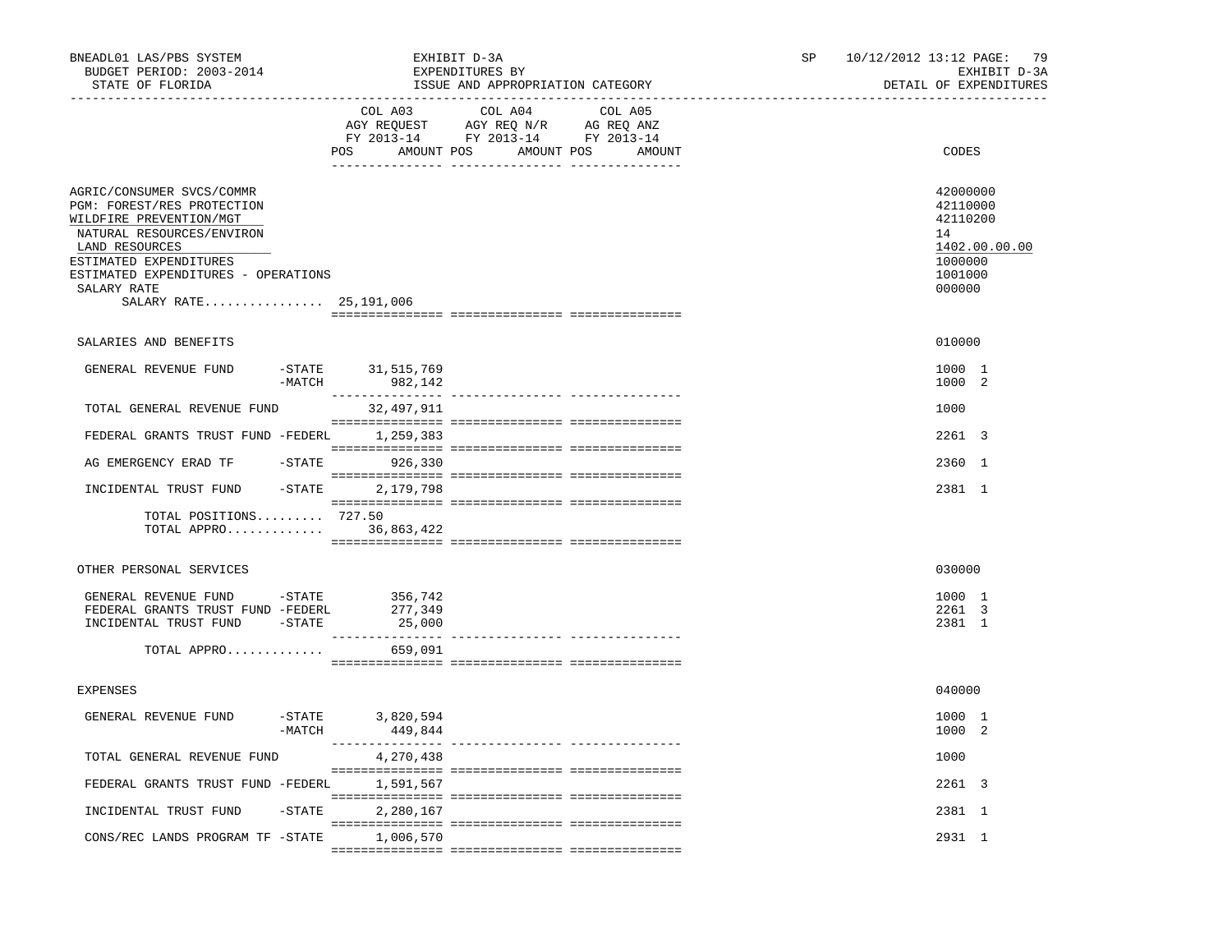BNEADL01 LAS/PBS SYSTEM — EXHIBIT D-3A — EXPENDITURES BY ISSUE AND APPROPRIATION CATEGORY
BUDGET PERIOD: 2003-2014
STATE OF FLORIDA
SP 10/12/2012 13:12 — EXHIBIT D-3A — DETAIL OF EXPENDITURES

| | COL A03 AGY REQUEST FY 2013-14 POS AMOUNT | COL A04 AGY REQ N/R FY 2013-14 POS AMOUNT | COL A05 AG REQ ANZ FY 2013-14 POS AMOUNT | CODES |
|---|---|---|---|---|
| AGRIC/CONSUMER SVCS/COMMR | | | | 42000000 |
| PGM: FOREST/RES PROTECTION | | | | 42110000 |
| WILDFIRE PREVENTION/MGT | | | | 42110200 |
| NATURAL RESOURCES/ENVIRON | | | | 14 |
| LAND RESOURCES | | | | 1402.00.00.00 |
| ESTIMATED EXPENDITURES | | | | 1000000 |
| ESTIMATED EXPENDITURES - OPERATIONS | | | | 1001000 |
| SALARY RATE | | | | 000000 |
| SALARY RATE................ 25,191,006 | | | | |
| SALARIES AND BENEFITS | | | | 010000 |
| GENERAL REVENUE FUND -STATE | 31,515,769 | | | 1000 1 |
| -MATCH | 982,142 | | | 1000 2 |
| TOTAL GENERAL REVENUE FUND | 32,497,911 | | | 1000 |
| FEDERAL GRANTS TRUST FUND -FEDERL | 1,259,383 | | | 2261 3 |
| AG EMERGENCY ERAD TF -STATE | 926,330 | | | 2360 1 |
| INCIDENTAL TRUST FUND -STATE | 2,179,798 | | | 2381 1 |
| TOTAL POSITIONS......... | 727.50 | | | |
| TOTAL APPRO............. | 36,863,422 | | | |
| OTHER PERSONAL SERVICES | | | | 030000 |
| GENERAL REVENUE FUND -STATE | 356,742 | | | 1000 1 |
| FEDERAL GRANTS TRUST FUND -FEDERL | 277,349 | | | 2261 3 |
| INCIDENTAL TRUST FUND -STATE | 25,000 | | | 2381 1 |
| TOTAL APPRO............. | 659,091 | | | |
| EXPENSES | | | | 040000 |
| GENERAL REVENUE FUND -STATE | 3,820,594 | | | 1000 1 |
| -MATCH | 449,844 | | | 1000 2 |
| TOTAL GENERAL REVENUE FUND | 4,270,438 | | | 1000 |
| FEDERAL GRANTS TRUST FUND -FEDERL | 1,591,567 | | | 2261 3 |
| INCIDENTAL TRUST FUND -STATE | 2,280,167 | | | 2381 1 |
| CONS/REC LANDS PROGRAM TF -STATE | 1,006,570 | | | 2931 1 |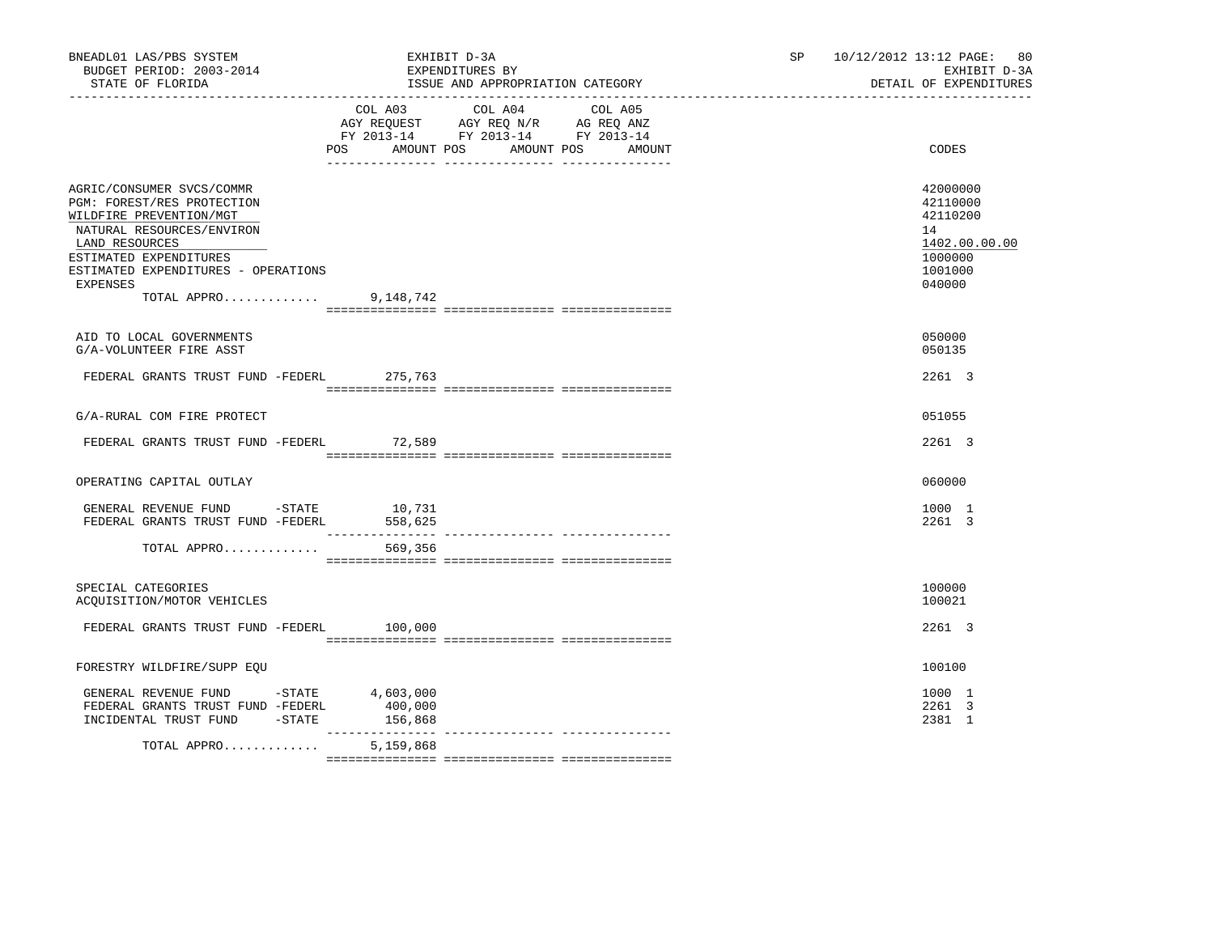BNEADL01 LAS/PBS SYSTEM
BUDGET PERIOD: 2003-2014
STATE OF FLORIDA

EXHIBIT D-3A
EXPENDITURES BY
ISSUE AND APPROPRIATION CATEGORY

SP 10/12/2012 13:12 PAGE: 80
EXHIBIT D-3A
DETAIL OF EXPENDITURES

| | COL A03 AGY REQUEST FY 2013-14 POS AMOUNT | COL A04 AGY REQ N/R FY 2013-14 POS AMOUNT | COL A05 AG REQ ANZ FY 2013-14 POS AMOUNT | CODES |
|---|---|---|---|---|
| AGRIC/CONSUMER SVCS/COMMR | | | | 42000000 |
| PGM: FOREST/RES PROTECTION | | | | 42110000 |
| WILDFIRE PREVENTION/MGT | | | | 42110200 |
| NATURAL RESOURCES/ENVIRON | | | | 14 |
| LAND RESOURCES | | | | 1402.00.00.00 |
| ESTIMATED EXPENDITURES | | | | 1000000 |
| ESTIMATED EXPENDITURES - OPERATIONS | | | | 1001000 |
| EXPENSES | | | | 040000 |
| TOTAL APPRO............. | 9,148,742 | | | |
| AID TO LOCAL GOVERNMENTS | | | | 050000 |
| G/A-VOLUNTEER FIRE ASST | | | | 050135 |
| FEDERAL GRANTS TRUST FUND -FEDERL | 275,763 | | | 2261 3 |
| G/A-RURAL COM FIRE PROTECT | | | | 051055 |
| FEDERAL GRANTS TRUST FUND -FEDERL | 72,589 | | | 2261 3 |
| OPERATING CAPITAL OUTLAY | | | | 060000 |
| GENERAL REVENUE FUND -STATE | 10,731 | | | 1000 1 |
| FEDERAL GRANTS TRUST FUND -FEDERL | 558,625 | | | 2261 3 |
| TOTAL APPRO............. | 569,356 | | | |
| SPECIAL CATEGORIES | | | | 100000 |
| ACQUISITION/MOTOR VEHICLES | | | | 100021 |
| FEDERAL GRANTS TRUST FUND -FEDERL | 100,000 | | | 2261 3 |
| FORESTRY WILDFIRE/SUPP EQU | | | | 100100 |
| GENERAL REVENUE FUND -STATE | 4,603,000 | | | 1000 1 |
| FEDERAL GRANTS TRUST FUND -FEDERL | 400,000 | | | 2261 3 |
| INCIDENTAL TRUST FUND -STATE | 156,868 | | | 2381 1 |
| TOTAL APPRO............. | 5,159,868 | | | |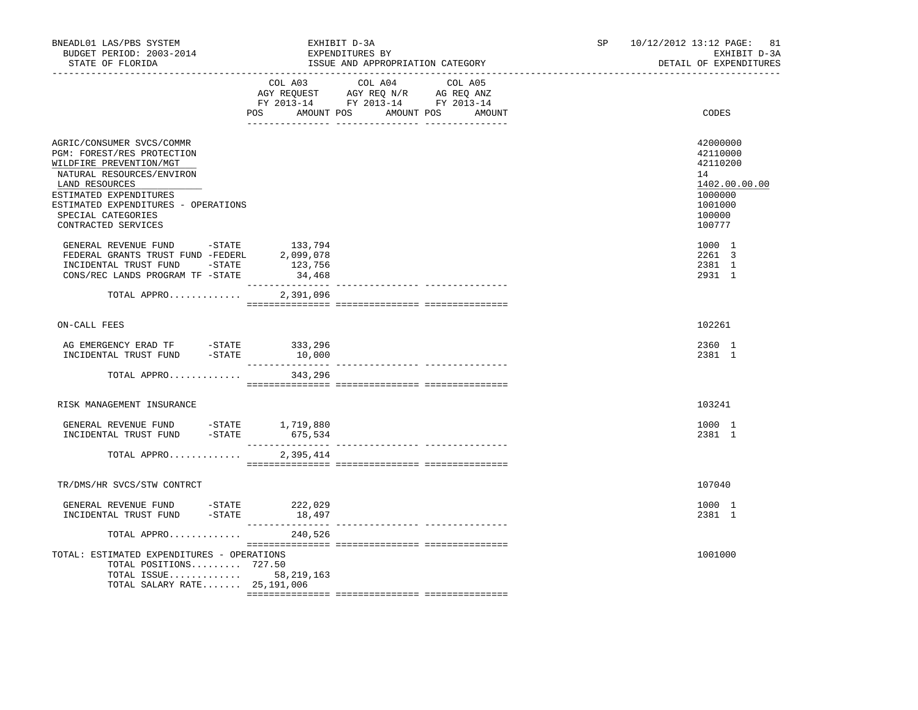BNEADL01 LAS/PBS SYSTEM | EXHIBIT D-3A | SP 10/12/2012 13:12 PAGE: 81
BUDGET PERIOD: 2003-2014 | EXPENDITURES BY | EXHIBIT D-3A
STATE OF FLORIDA | ISSUE AND APPROPRIATION CATEGORY | DETAIL OF EXPENDITURES

| | COL A03 AGY REQUEST FY 2013-14 POS AMOUNT | COL A04 AGY REQ N/R FY 2013-14 POS AMOUNT | COL A05 AG REQ ANZ FY 2013-14 POS AMOUNT | CODES |
|---|---|---|---|---|
| AGRIC/CONSUMER SVCS/COMMR | | | | 42000000 |
| PGM: FOREST/RES PROTECTION | | | | 42110000 |
| WILDFIRE PREVENTION/MGT | | | | 42110200 |
| NATURAL RESOURCES/ENVIRON | | | | 14 |
| LAND RESOURCES | | | | 1402.00.00.00 |
| ESTIMATED EXPENDITURES | | | | 1000000 |
| ESTIMATED EXPENDITURES - OPERATIONS | | | | 1001000 |
| SPECIAL CATEGORIES | | | | 100000 |
| CONTRACTED SERVICES | | | | 100777 |
| GENERAL REVENUE FUND -STATE | 133,794 | | | 1000 1 |
| FEDERAL GRANTS TRUST FUND -FEDERL | 2,099,078 | | | 2261 3 |
| INCIDENTAL TRUST FUND -STATE | 123,756 | | | 2381 1 |
| CONS/REC LANDS PROGRAM TF -STATE | 34,468 | | | 2931 1 |
| TOTAL APPRO............ | 2,391,096 | | | |
| ON-CALL FEES | | | | 102261 |
| AG EMERGENCY ERAD TF -STATE | 333,296 | | | 2360 1 |
| INCIDENTAL TRUST FUND -STATE | 10,000 | | | 2381 1 |
| TOTAL APPRO............ | 343,296 | | | |
| RISK MANAGEMENT INSURANCE | | | | 103241 |
| GENERAL REVENUE FUND -STATE | 1,719,880 | | | 1000 1 |
| INCIDENTAL TRUST FUND -STATE | 675,534 | | | 2381 1 |
| TOTAL APPRO............ | 2,395,414 | | | |
| TR/DMS/HR SVCS/STW CONTRCT | | | | 107040 |
| GENERAL REVENUE FUND -STATE | 222,029 | | | 1000 1 |
| INCIDENTAL TRUST FUND -STATE | 18,497 | | | 2381 1 |
| TOTAL APPRO............ | 240,526 | | | |
| TOTAL: ESTIMATED EXPENDITURES - OPERATIONS | | | | 1001000 |
| TOTAL POSITIONS......... | 727.50 | | | |
| TOTAL ISSUE............ | 58,219,163 | | | |
| TOTAL SALARY RATE....... | 25,191,006 | | | |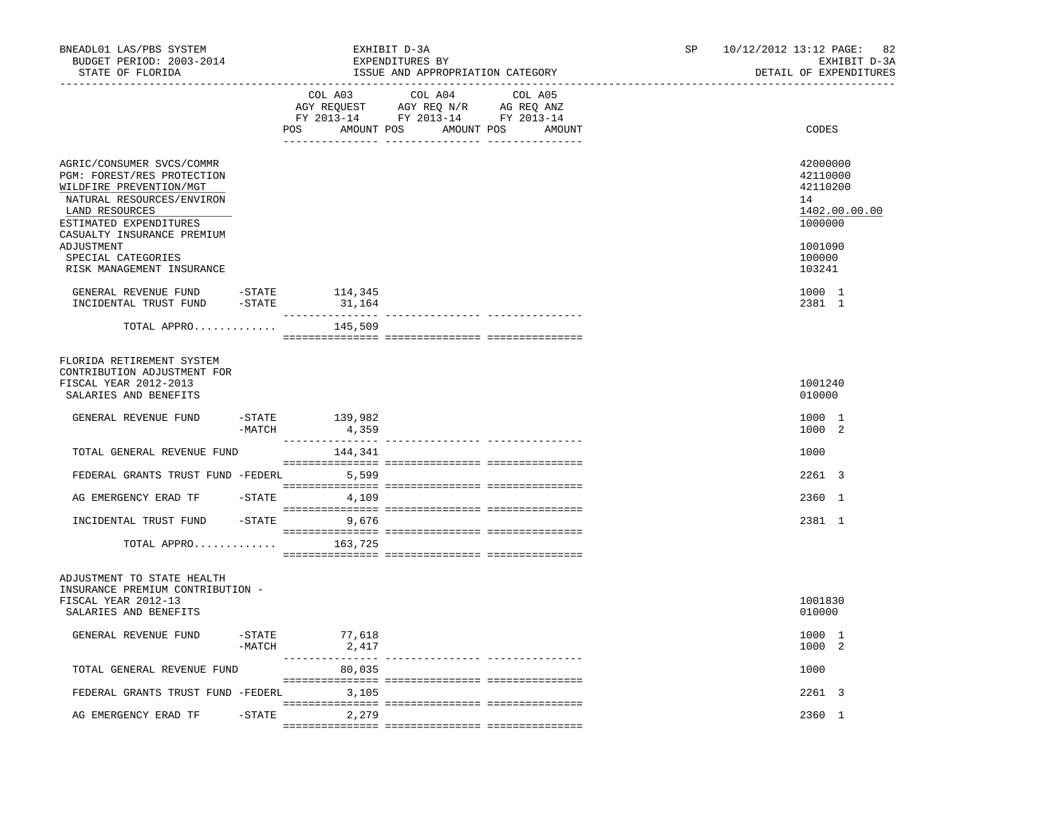BNEADL01 LAS/PBS SYSTEM — EXHIBIT D-3A — EXPENDITURES BY ISSUE AND APPROPRIATION CATEGORY
BUDGET PERIOD: 2003-2014 — STATE OF FLORIDA — SP 10/12/2012 13:12 — EXHIBIT D-3A DETAIL OF EXPENDITURES

| | COL A03 AGY REQUEST FY 2013-14 POS | AMOUNT | COL A04 AGY REQ N/R FY 2013-14 POS | AMOUNT | COL A05 AG REQ ANZ FY 2013-14 POS | AMOUNT | CODES |
|---|---|---|---|---|---|---|---|
| AGRIC/CONSUMER SVCS/COMMR | | | | | | | 42000000 |
| PGM: FOREST/RES PROTECTION | | | | | | | 42110000 |
| WILDFIRE PREVENTION/MGT | | | | | | | 42110200 |
| NATURAL RESOURCES/ENVIRON | | | | | | | 14 |
| LAND RESOURCES | | | | | | | 1402.00.00.00 |
| ESTIMATED EXPENDITURES | | | | | | | 1000000 |
| CASUALTY INSURANCE PREMIUM ADJUSTMENT | | | | | | | 1001090 |
| SPECIAL CATEGORIES | | | | | | | 100000 |
| RISK MANAGEMENT INSURANCE | | | | | | | 103241 |
| GENERAL REVENUE FUND -STATE | | 114,345 | | | | | 1000 1 |
| INCIDENTAL TRUST FUND -STATE | | 31,164 | | | | | 2381 1 |
| TOTAL APPRO............. | | 145,509 | | | | | |
| FLORIDA RETIREMENT SYSTEM CONTRIBUTION ADJUSTMENT FOR FISCAL YEAR 2012-2013 | | | | | | | 1001240 |
| SALARIES AND BENEFITS | | | | | | | 010000 |
| GENERAL REVENUE FUND -STATE | | 139,982 | | | | | 1000 1 |
| -MATCH | | 4,359 | | | | | 1000 2 |
| TOTAL GENERAL REVENUE FUND | | 144,341 | | | | | 1000 |
| FEDERAL GRANTS TRUST FUND -FEDERL | | 5,599 | | | | | 2261 3 |
| AG EMERGENCY ERAD TF -STATE | | 4,109 | | | | | 2360 1 |
| INCIDENTAL TRUST FUND -STATE | | 9,676 | | | | | 2381 1 |
| TOTAL APPRO............. | | 163,725 | | | | | |
| ADJUSTMENT TO STATE HEALTH INSURANCE PREMIUM CONTRIBUTION - FISCAL YEAR 2012-13 | | | | | | | 1001830 |
| SALARIES AND BENEFITS | | | | | | | 010000 |
| GENERAL REVENUE FUND -STATE | | 77,618 | | | | | 1000 1 |
| -MATCH | | 2,417 | | | | | 1000 2 |
| TOTAL GENERAL REVENUE FUND | | 80,035 | | | | | 1000 |
| FEDERAL GRANTS TRUST FUND -FEDERL | | 3,105 | | | | | 2261 3 |
| AG EMERGENCY ERAD TF -STATE | | 2,279 | | | | | 2360 1 |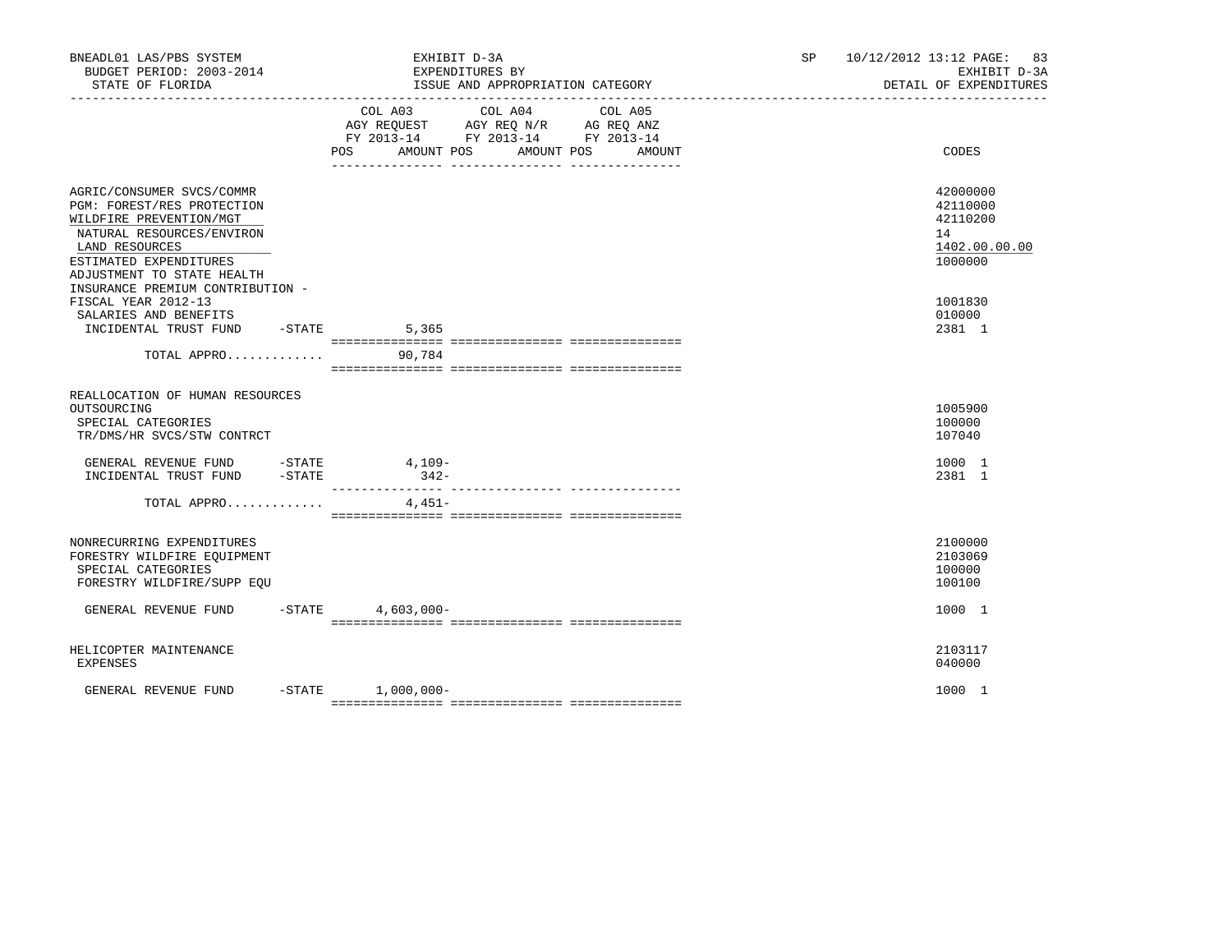BNEADL01 LAS/PBS SYSTEM | EXHIBIT D-3A | SP 10/12/2012 13:12 PAGE: 83
BUDGET PERIOD: 2003-2014 | EXPENDITURES BY | EXHIBIT D-3A
STATE OF FLORIDA | ISSUE AND APPROPRIATION CATEGORY | DETAIL OF EXPENDITURES

| | COL A03 AGY REQUEST FY 2013-14 POS AMOUNT | COL A04 AGY REQ N/R FY 2013-14 POS AMOUNT | COL A05 AG REQ ANZ FY 2013-14 POS AMOUNT | CODES |
|---|---|---|---|---|
| AGRIC/CONSUMER SVCS/COMMR | | | | 42000000 |
| PGM: FOREST/RES PROTECTION | | | | 42110000 |
| WILDFIRE PREVENTION/MGT | | | | 42110200 |
| NATURAL RESOURCES/ENVIRON | | | | 14 |
| LAND RESOURCES | | | | 1402.00.00.00 |
| ESTIMATED EXPENDITURES | | | | 1000000 |
| ADJUSTMENT TO STATE HEALTH INSURANCE PREMIUM CONTRIBUTION - FISCAL YEAR 2012-13 | | | | 1001830 |
| SALARIES AND BENEFITS | | | | 010000 |
| INCIDENTAL TRUST FUND -STATE | 5,365 | | | 2381 1 |
| TOTAL APPRO............. | 90,784 | | | |
| REALLOCATION OF HUMAN RESOURCES OUTSOURCING | | | | 1005900 |
| SPECIAL CATEGORIES | | | | 100000 |
| TR/DMS/HR SVCS/STW CONTRCT | | | | 107040 |
| GENERAL REVENUE FUND -STATE | 4,109- | | | 1000 1 |
| INCIDENTAL TRUST FUND -STATE | 342- | | | 2381 1 |
| TOTAL APPRO............. | 4,451- | | | |
| NONRECURRING EXPENDITURES | | | | 2100000 |
| FORESTRY WILDFIRE EQUIPMENT | | | | 2103069 |
| SPECIAL CATEGORIES | | | | 100000 |
| FORESTRY WILDFIRE/SUPP EQU | | | | 100100 |
| GENERAL REVENUE FUND -STATE | 4,603,000- | | | 1000 1 |
| HELICOPTER MAINTENANCE | | | | 2103117 |
| EXPENSES | | | | 040000 |
| GENERAL REVENUE FUND -STATE | 1,000,000- | | | 1000 1 |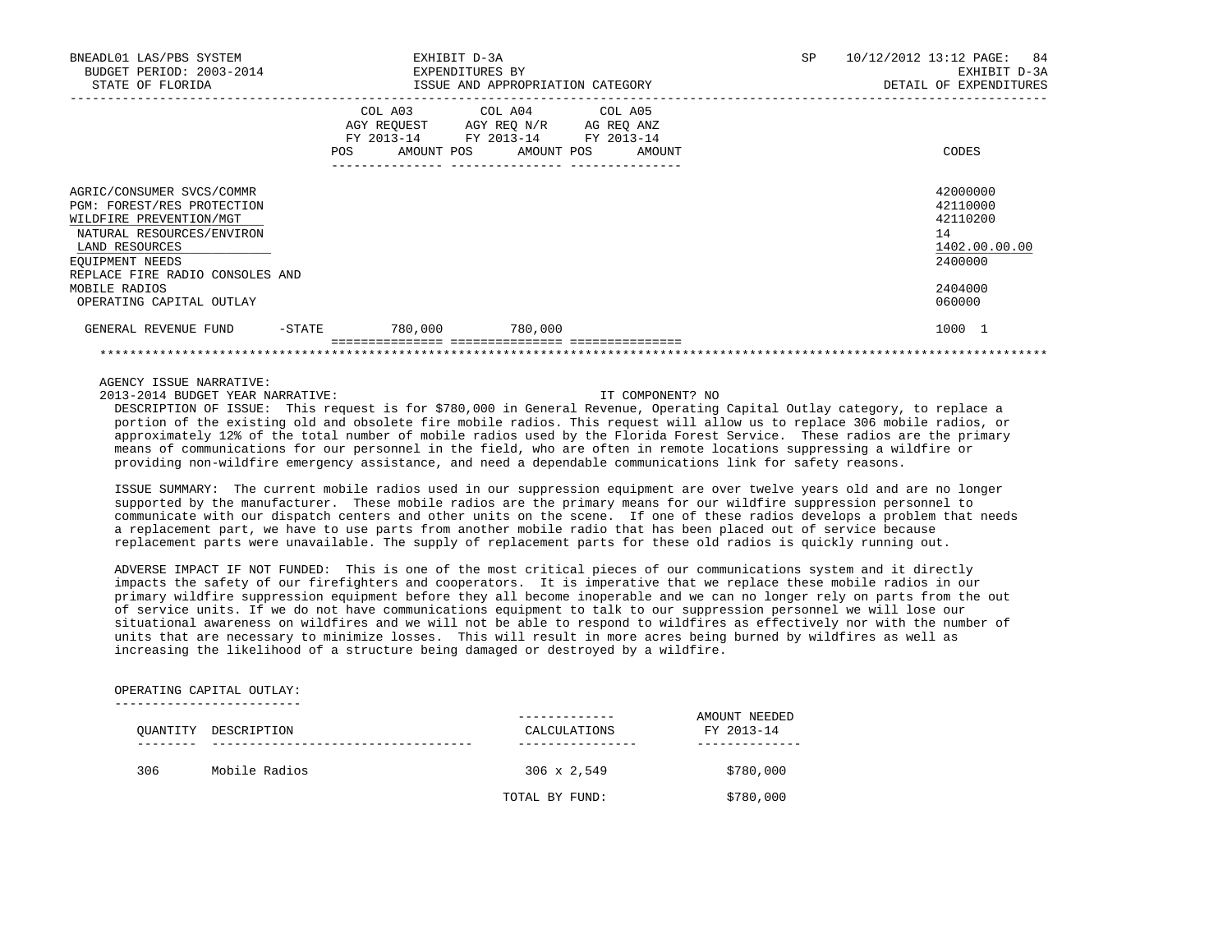BNEADL01 LAS/PBS SYSTEM — EXHIBIT D-3A — EXPENDITURES BY ISSUE AND APPROPRIATION CATEGORY
BUDGET PERIOD: 2003-2014 — STATE OF FLORIDA — DETAIL OF EXPENDITURES

| | COL A03 AGY REQUEST FY 2013-14 POS | AMOUNT | COL A04 AGY REQ N/R FY 2013-14 POS | AMOUNT | COL A05 AG REQ ANZ FY 2013-14 POS | AMOUNT | CODES |
|---|---|---|---|---|---|---|---|
| AGRIC/CONSUMER SVCS/COMMR | | | | | | | 42000000 |
| PGM: FOREST/RES PROTECTION | | | | | | | 42110000 |
| WILDFIRE PREVENTION/MGT | | | | | | | 42110200 |
| NATURAL RESOURCES/ENVIRON | | | | | | | 14 |
| LAND RESOURCES | | | | | | | 1402.00.00.00 |
| EQUIPMENT NEEDS | | | | | | | 2400000 |
| REPLACE FIRE RADIO CONSOLES AND MOBILE RADIOS | | | | | | | 2404000 |
| OPERATING CAPITAL OUTLAY | | | | | | | 060000 |
| GENERAL REVENUE FUND -STATE | | 780,000 | | 780,000 | | | 1000 1 |

AGENCY ISSUE NARRATIVE:

2013-2014 BUDGET YEAR NARRATIVE: IT COMPONENT? NO

DESCRIPTION OF ISSUE: This request is for $780,000 in General Revenue, Operating Capital Outlay category, to replace a portion of the existing old and obsolete fire mobile radios. This request will allow us to replace 306 mobile radios, or approximately 12% of the total number of mobile radios used by the Florida Forest Service. These radios are the primary means of communications for our personnel in the field, who are often in remote locations suppressing a wildfire or providing non-wildfire emergency assistance, and need a dependable communications link for safety reasons.

ISSUE SUMMARY: The current mobile radios used in our suppression equipment are over twelve years old and are no longer supported by the manufacturer. These mobile radios are the primary means for our wildfire suppression personnel to communicate with our dispatch centers and other units on the scene. If one of these radios develops a problem that needs a replacement part, we have to use parts from another mobile radio that has been placed out of service because replacement parts were unavailable. The supply of replacement parts for these old radios is quickly running out.

ADVERSE IMPACT IF NOT FUNDED: This is one of the most critical pieces of our communications system and it directly impacts the safety of our firefighters and cooperators. It is imperative that we replace these mobile radios in our primary wildfire suppression equipment before they all become inoperable and we can no longer rely on parts from the out of service units. If we do not have communications equipment to talk to our suppression personnel we will lose our situational awareness on wildfires and we will not be able to respond to wildfires as effectively nor with the number of units that are necessary to minimize losses. This will result in more acres being burned by wildfires as well as increasing the likelihood of a structure being damaged or destroyed by a wildfire.

OPERATING CAPITAL OUTLAY:

| QUANTITY | DESCRIPTION | CALCULATIONS | AMOUNT NEEDED FY 2013-14 |
|---|---|---|---|
| 306 | Mobile Radios | 306 x 2,549 | $780,000 |
| | | TOTAL BY FUND: | $780,000 |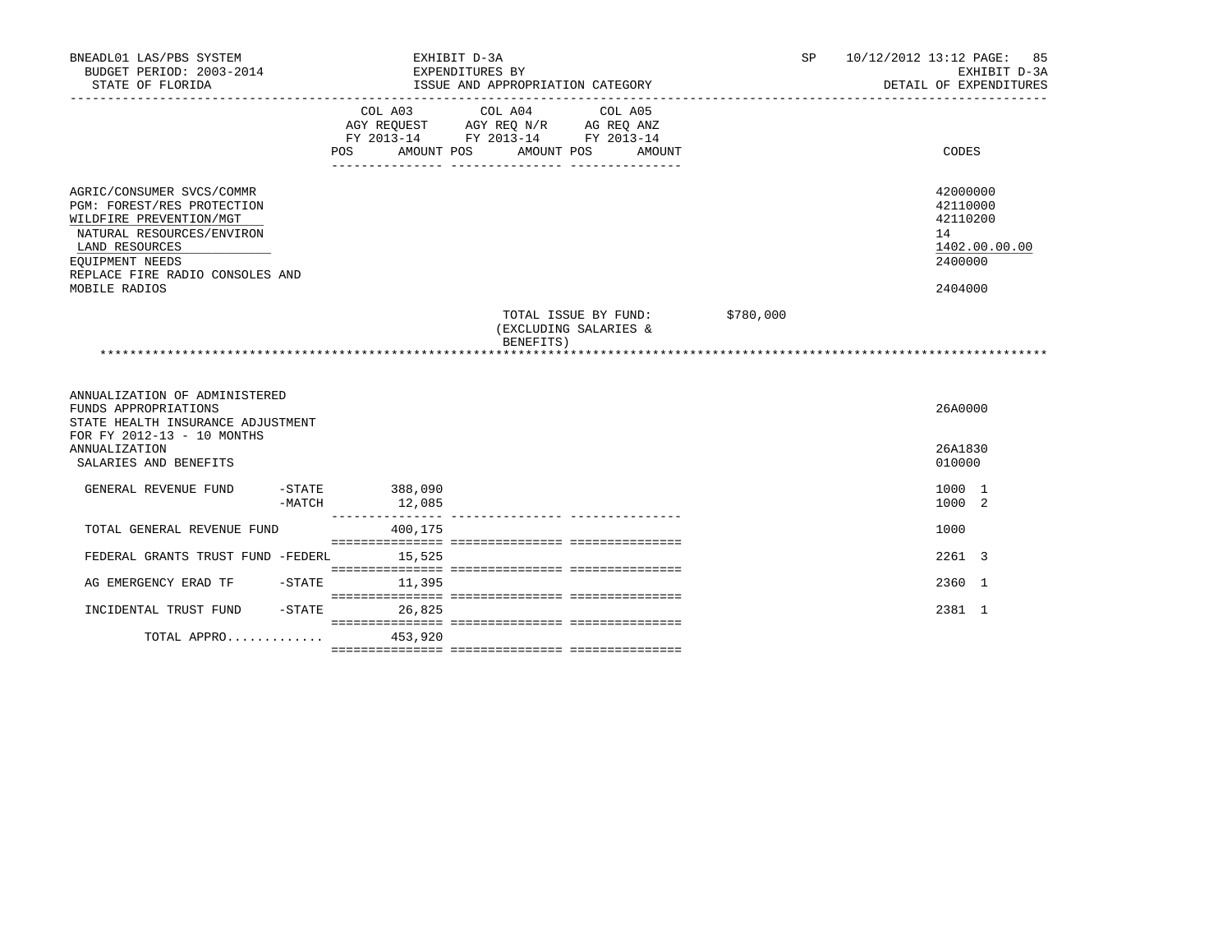BNEADL01 LAS/PBS SYSTEM — EXHIBIT D-3A — SP 10/12/2012 13:12

BUDGET PERIOD: 2003-2014 — EXPENDITURES BY — EXHIBIT D-3A

STATE OF FLORIDA — ISSUE AND APPROPRIATION CATEGORY — DETAIL OF EXPENDITURES

| | COL A03 AGY REQUEST FY 2013-14 POS AMOUNT | COL A04 AGY REQ N/R FY 2013-14 POS AMOUNT | COL A05 AG REQ ANZ FY 2013-14 POS AMOUNT | CODES |
|---|---|---|---|---|
| AGRIC/CONSUMER SVCS/COMMR | | | | 42000000 |
| PGM: FOREST/RES PROTECTION | | | | 42110000 |
| WILDFIRE PREVENTION/MGT | | | | 42110200 |
| NATURAL RESOURCES/ENVIRON | | | | 14 |
| LAND RESOURCES | | | | 1402.00.00.00 |
| EQUIPMENT NEEDS | | | | 2400000 |
| REPLACE FIRE RADIO CONSOLES AND MOBILE RADIOS | | | | 2404000 |

TOTAL ISSUE BY FUND: (EXCLUDING SALARIES & BENEFITS) $780,000

| | COL A03 AGY REQUEST FY 2013-14 POS AMOUNT | COL A04 AGY REQ N/R FY 2013-14 POS AMOUNT | COL A05 AG REQ ANZ FY 2013-14 POS AMOUNT | CODES |
|---|---|---|---|---|
| ANNUALIZATION OF ADMINISTERED FUNDS APPROPRIATIONS | | | | 26A0000 |
| STATE HEALTH INSURANCE ADJUSTMENT FOR FY 2012-13 - 10 MONTHS ANNUALIZATION | | | | 26A1830 |
| SALARIES AND BENEFITS | | | | 010000 |
| GENERAL REVENUE FUND -STATE | 388,090 | | | 1000 1 |
| -MATCH | 12,085 | | | 1000 2 |
| TOTAL GENERAL REVENUE FUND | 400,175 | | | 1000 |
| FEDERAL GRANTS TRUST FUND -FEDERL | 15,525 | | | 2261 3 |
| AG EMERGENCY ERAD TF -STATE | 11,395 | | | 2360 1 |
| INCIDENTAL TRUST FUND -STATE | 26,825 | | | 2381 1 |
| TOTAL APPRO............. | 453,920 | | | |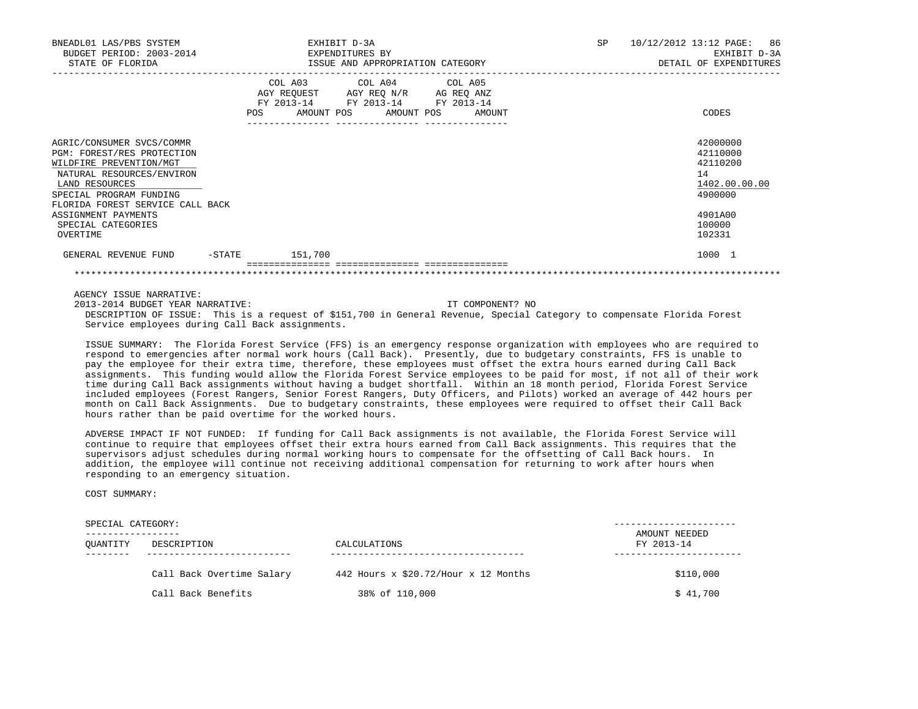| | COL A03 AGY REQUEST FY 2013-14 POS AMOUNT | COL A04 AGY REQ N/R FY 2013-14 POS AMOUNT | COL A05 AG REQ ANZ FY 2013-14 POS AMOUNT | CODES |
|---|---|---|---|---|
| AGRIC/CONSUMER SVCS/COMMR | | | | 42000000 |
| PGM: FOREST/RES PROTECTION | | | | 42110000 |
| WILDFIRE PREVENTION/MGT | | | | 42110200 |
| NATURAL RESOURCES/ENVIRON | | | | 14 |
| LAND RESOURCES | | | | 1402.00.00.00 |
| SPECIAL PROGRAM FUNDING | | | | 4900000 |
| FLORIDA FOREST SERVICE CALL BACK ASSIGNMENT PAYMENTS | | | | 4901A00 |
| SPECIAL CATEGORIES | | | | 100000 |
| OVERTIME | | | | 102331 |
| GENERAL REVENUE FUND -STATE | 151,700 | | | 1000 1 |

AGENCY ISSUE NARRATIVE:

2013-2014 BUDGET YEAR NARRATIVE: IT COMPONENT? NO

DESCRIPTION OF ISSUE: This is a request of $151,700 in General Revenue, Special Category to compensate Florida Forest Service employees during Call Back assignments.

ISSUE SUMMARY: The Florida Forest Service (FFS) is an emergency response organization with employees who are required to respond to emergencies after normal work hours (Call Back). Presently, due to budgetary constraints, FFS is unable to pay the employee for their extra time, therefore, these employees must offset the extra hours earned during Call Back assignments. This funding would allow the Florida Forest Service employees to be paid for most, if not all of their work time during Call Back assignments without having a budget shortfall. Within an 18 month period, Florida Forest Service included employees (Forest Rangers, Senior Forest Rangers, Duty Officers, and Pilots) worked an average of 442 hours per month on Call Back Assignments. Due to budgetary constraints, these employees were required to offset their Call Back hours rather than be paid overtime for the worked hours.

ADVERSE IMPACT IF NOT FUNDED: If funding for Call Back assignments is not available, the Florida Forest Service will continue to require that employees offset their extra hours earned from Call Back assignments. This requires that the supervisors adjust schedules during normal working hours to compensate for the offsetting of Call Back hours. In addition, the employee will continue not receiving additional compensation for returning to work after hours when responding to an emergency situation.

COST SUMMARY:

SPECIAL CATEGORY:

| QUANTITY | DESCRIPTION | CALCULATIONS | AMOUNT NEEDED FY 2013-14 |
|---|---|---|---|
| | Call Back Overtime Salary | 442 Hours x $20.72/Hour x 12 Months | $110,000 |
| | Call Back Benefits | 38% of 110,000 | $ 41,700 |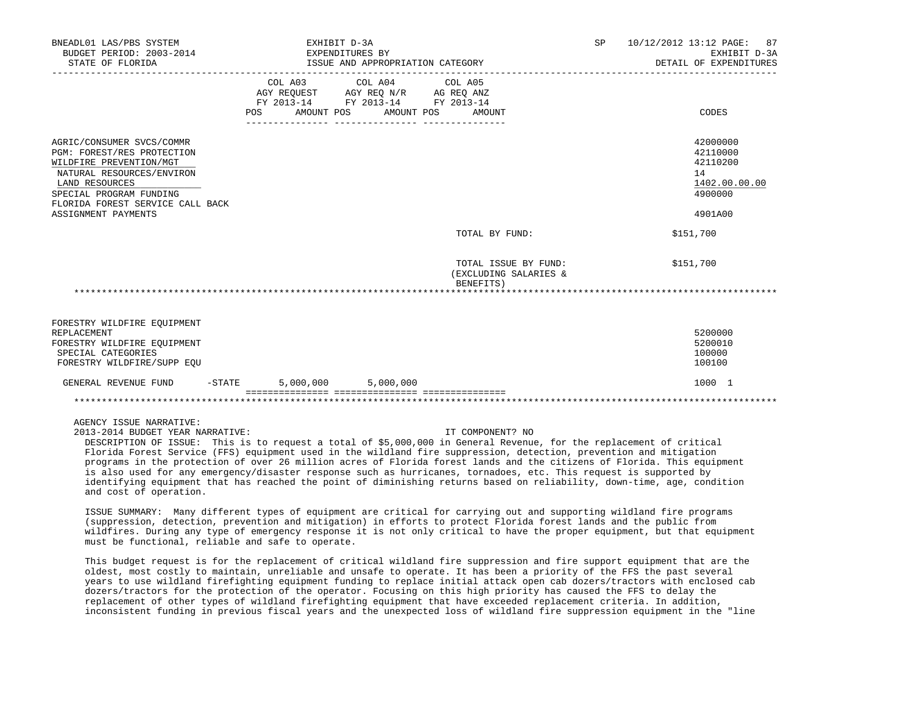| | COL A03 AGY REQUEST FY 2013-14 POS AMOUNT | COL A04 AGY REQ N/R FY 2013-14 POS AMOUNT | COL A05 AG REQ ANZ FY 2013-14 POS AMOUNT | CODES |
|---|---|---|---|---|
| AGRIC/CONSUMER SVCS/COMMR | | | | 42000000 |
| PGM: FOREST/RES PROTECTION | | | | 42110000 |
| WILDFIRE PREVENTION/MGT | | | | 42110200 |
| NATURAL RESOURCES/ENVIRON | | | | 14 |
| LAND RESOURCES | | | | 1402.00.00.00 |
| SPECIAL PROGRAM FUNDING | | | | 4900000 |
| FLORIDA FOREST SERVICE CALL BACK ASSIGNMENT PAYMENTS | | | | 4901A00 |
| | | | TOTAL BY FUND: | $151,700 |
| | | | TOTAL ISSUE BY FUND: (EXCLUDING SALARIES & BENEFITS) | $151,700 |

***

| | COL A03 AGY REQUEST FY 2013-14 POS AMOUNT | COL A04 AGY REQ N/R FY 2013-14 POS AMOUNT | COL A05 AG REQ ANZ FY 2013-14 POS AMOUNT | CODES |
|---|---|---|---|---|
| FORESTRY WILDFIRE EQUIPMENT REPLACEMENT | | | | 5200000 |
| FORESTRY WILDFIRE EQUIPMENT | | | | 5200010 |
| SPECIAL CATEGORIES | | | | 100000 |
| FORESTRY WILDFIRE/SUPP EQU | | | | 100100 |
| GENERAL REVENUE FUND -STATE | 5,000,000 | 5,000,000 | | 1000 1 |

***

AGENCY ISSUE NARRATIVE:

2013-2014 BUDGET YEAR NARRATIVE: IT COMPONENT? NO

DESCRIPTION OF ISSUE: This is to request a total of $5,000,000 in General Revenue, for the replacement of critical Florida Forest Service (FFS) equipment used in the wildland fire suppression, detection, prevention and mitigation programs in the protection of over 26 million acres of Florida forest lands and the citizens of Florida. This equipment is also used for any emergency/disaster response such as hurricanes, tornadoes, etc. This request is supported by identifying equipment that has reached the point of diminishing returns based on reliability, down-time, age, condition and cost of operation.

ISSUE SUMMARY: Many different types of equipment are critical for carrying out and supporting wildland fire programs (suppression, detection, prevention and mitigation) in efforts to protect Florida forest lands and the public from wildfires. During any type of emergency response it is not only critical to have the proper equipment, but that equipment must be functional, reliable and safe to operate.

This budget request is for the replacement of critical wildland fire suppression and fire support equipment that are the oldest, most costly to maintain, unreliable and unsafe to operate. It has been a priority of the FFS the past several years to use wildland firefighting equipment funding to replace initial attack open cab dozers/tractors with enclosed cab dozers/tractors for the protection of the operator. Focusing on this high priority has caused the FFS to delay the replacement of other types of wildland firefighting equipment that have exceeded replacement criteria. In addition, inconsistent funding in previous fiscal years and the unexpected loss of wildland fire suppression equipment in the "line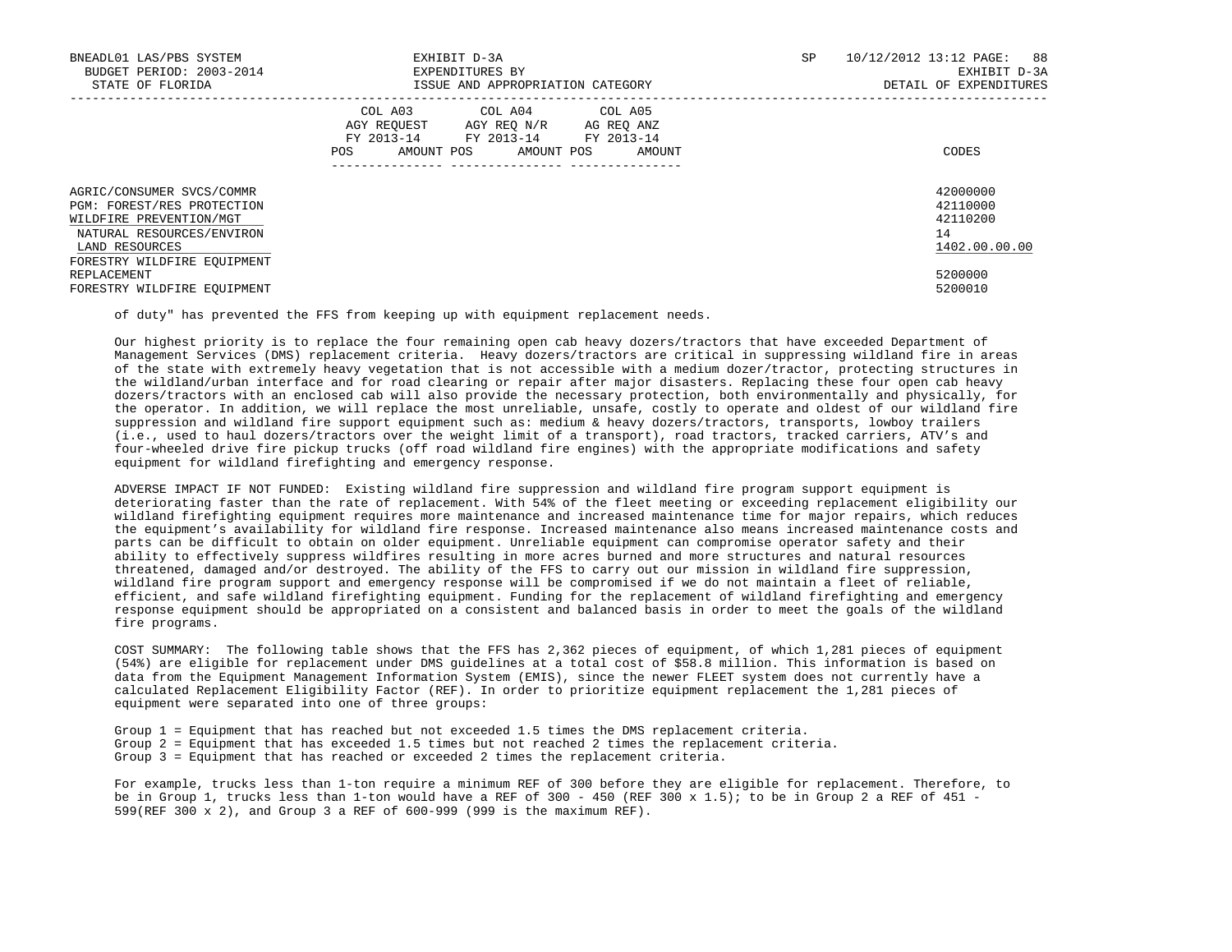AGRIC/CONSUMER SVCS/COMMR 42000000
PGM: FOREST/RES PROTECTION 42110000
WILDFIRE PREVENTION/MGT 42110200
NATURAL RESOURCES/ENVIRON 14
LAND RESOURCES 1402.00.00.00
FORESTRY WILDFIRE EQUIPMENT
REPLACEMENT 5200000
FORESTRY WILDFIRE EQUIPMENT 5200010

of duty" has prevented the FFS from keeping up with equipment replacement needs.

Our highest priority is to replace the four remaining open cab heavy dozers/tractors that have exceeded Department of Management Services (DMS) replacement criteria. Heavy dozers/tractors are critical in suppressing wildland fire in areas of the state with extremely heavy vegetation that is not accessible with a medium dozer/tractor, protecting structures in the wildland/urban interface and for road clearing or repair after major disasters. Replacing these four open cab heavy dozers/tractors with an enclosed cab will also provide the necessary protection, both environmentally and physically, for the operator. In addition, we will replace the most unreliable, unsafe, costly to operate and oldest of our wildland fire suppression and wildland fire support equipment such as: medium & heavy dozers/tractors, transports, lowboy trailers (i.e., used to haul dozers/tractors over the weight limit of a transport), road tractors, tracked carriers, ATV's and four-wheeled drive fire pickup trucks (off road wildland fire engines) with the appropriate modifications and safety equipment for wildland firefighting and emergency response.

ADVERSE IMPACT IF NOT FUNDED: Existing wildland fire suppression and wildland fire program support equipment is deteriorating faster than the rate of replacement. With 54% of the fleet meeting or exceeding replacement eligibility our wildland firefighting equipment requires more maintenance and increased maintenance time for major repairs, which reduces the equipment's availability for wildland fire response. Increased maintenance also means increased maintenance costs and parts can be difficult to obtain on older equipment. Unreliable equipment can compromise operator safety and their ability to effectively suppress wildfires resulting in more acres burned and more structures and natural resources threatened, damaged and/or destroyed. The ability of the FFS to carry out our mission in wildland fire suppression, wildland fire program support and emergency response will be compromised if we do not maintain a fleet of reliable, efficient, and safe wildland firefighting equipment. Funding for the replacement of wildland firefighting and emergency response equipment should be appropriated on a consistent and balanced basis in order to meet the goals of the wildland fire programs.

COST SUMMARY: The following table shows that the FFS has 2,362 pieces of equipment, of which 1,281 pieces of equipment (54%) are eligible for replacement under DMS guidelines at a total cost of $58.8 million. This information is based on data from the Equipment Management Information System (EMIS), since the newer FLEET system does not currently have a calculated Replacement Eligibility Factor (REF). In order to prioritize equipment replacement the 1,281 pieces of equipment were separated into one of three groups:

Group 1 = Equipment that has reached but not exceeded 1.5 times the DMS replacement criteria.
Group 2 = Equipment that has exceeded 1.5 times but not reached 2 times the replacement criteria.
Group 3 = Equipment that has reached or exceeded 2 times the replacement criteria.

For example, trucks less than 1-ton require a minimum REF of 300 before they are eligible for replacement. Therefore, to be in Group 1, trucks less than 1-ton would have a REF of 300 - 450 (REF 300 x 1.5); to be in Group 2 a REF of 451 - 599(REF 300 x 2), and Group 3 a REF of 600-999 (999 is the maximum REF).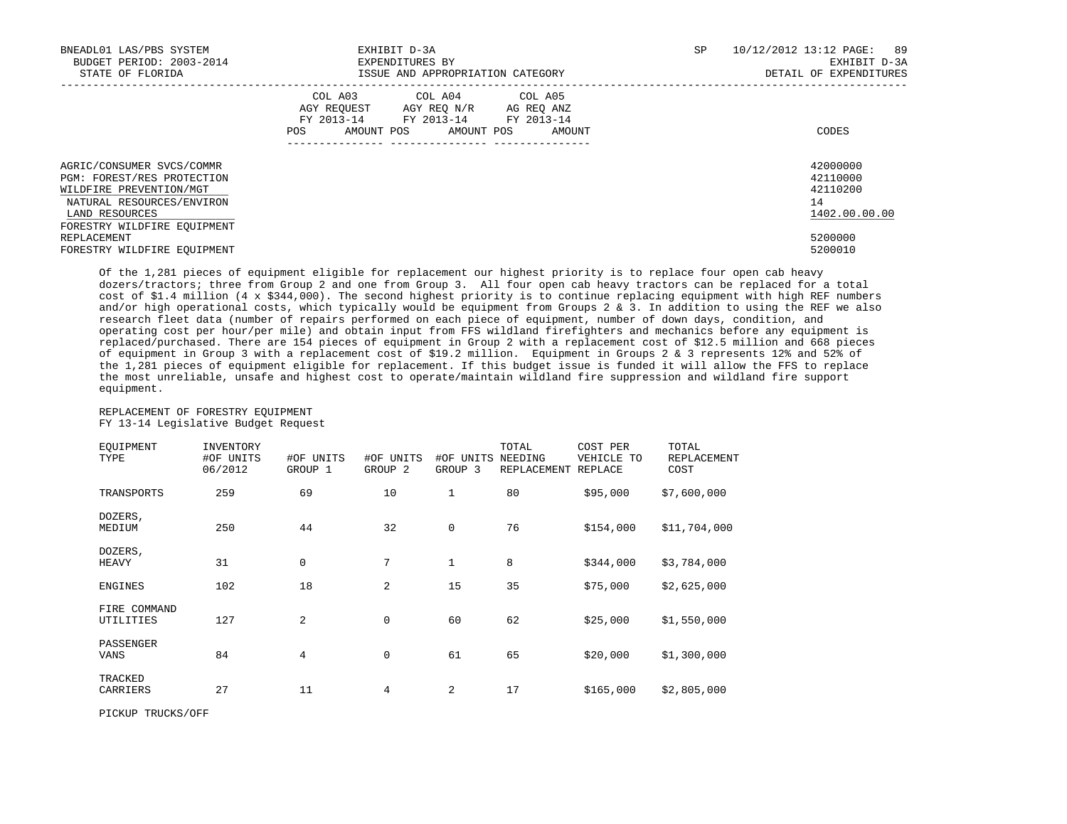| | COL A03 AGY REQUEST FY 2013-14 | | COL A04 AGY REQ N/R FY 2013-14 | | COL A05 AG REQ ANZ FY 2013-14 | | |
|---|---|---|---|---|---|---|---|
| | POS | AMOUNT | POS | AMOUNT | POS | AMOUNT | CODES |
| AGRIC/CONSUMER SVCS/COMMR | | | | | | | 42000000 |
| PGM: FOREST/RES PROTECTION | | | | | | | 42110000 |
| WILDFIRE PREVENTION/MGT | | | | | | | 42110200 |
| NATURAL RESOURCES/ENVIRON | | | | | | | 14 |
| LAND RESOURCES | | | | | | | 1402.00.00.00 |
| FORESTRY WILDFIRE EQUIPMENT REPLACEMENT | | | | | | | 5200000 |
| FORESTRY WILDFIRE EQUIPMENT | | | | | | | 5200010 |

Of the 1,281 pieces of equipment eligible for replacement our highest priority is to replace four open cab heavy dozers/tractors; three from Group 2 and one from Group 3. All four open cab heavy tractors can be replaced for a total cost of $1.4 million (4 x $344,000). The second highest priority is to continue replacing equipment with high REF numbers and/or high operational costs, which typically would be equipment from Groups 2 & 3. In addition to using the REF we also research fleet data (number of repairs performed on each piece of equipment, number of down days, condition, and operating cost per hour/per mile) and obtain input from FFS wildland firefighters and mechanics before any equipment is replaced/purchased. There are 154 pieces of equipment in Group 2 with a replacement cost of $12.5 million and 668 pieces of equipment in Group 3 with a replacement cost of $19.2 million. Equipment in Groups 2 & 3 represents 12% and 52% of the 1,281 pieces of equipment eligible for replacement. If this budget issue is funded it will allow the FFS to replace the most unreliable, unsafe and highest cost to operate/maintain wildland fire suppression and wildland fire support equipment.

REPLACEMENT OF FORESTRY EQUIPMENT
FY 13-14 Legislative Budget Request

| EQUIPMENT TYPE | INVENTORY #OF UNITS 06/2012 | #OF UNITS GROUP 1 | #OF UNITS GROUP 2 | #OF UNITS GROUP 3 | TOTAL NEEDING REPLACEMENT | COST PER VEHICLE TO REPLACE | TOTAL REPLACEMENT COST |
|---|---|---|---|---|---|---|---|
| TRANSPORTS | 259 | 69 | 10 | 1 | 80 | $95,000 | $7,600,000 |
| DOZERS, MEDIUM | 250 | 44 | 32 | 0 | 76 | $154,000 | $11,704,000 |
| DOZERS, HEAVY | 31 | 0 | 7 | 1 | 8 | $344,000 | $3,784,000 |
| ENGINES | 102 | 18 | 2 | 15 | 35 | $75,000 | $2,625,000 |
| FIRE COMMAND UTILITIES | 127 | 2 | 0 | 60 | 62 | $25,000 | $1,550,000 |
| PASSENGER VANS | 84 | 4 | 0 | 61 | 65 | $20,000 | $1,300,000 |
| TRACKED CARRIERS | 27 | 11 | 4 | 2 | 17 | $165,000 | $2,805,000 |
| PICKUP TRUCKS/OFF | | | | | | | |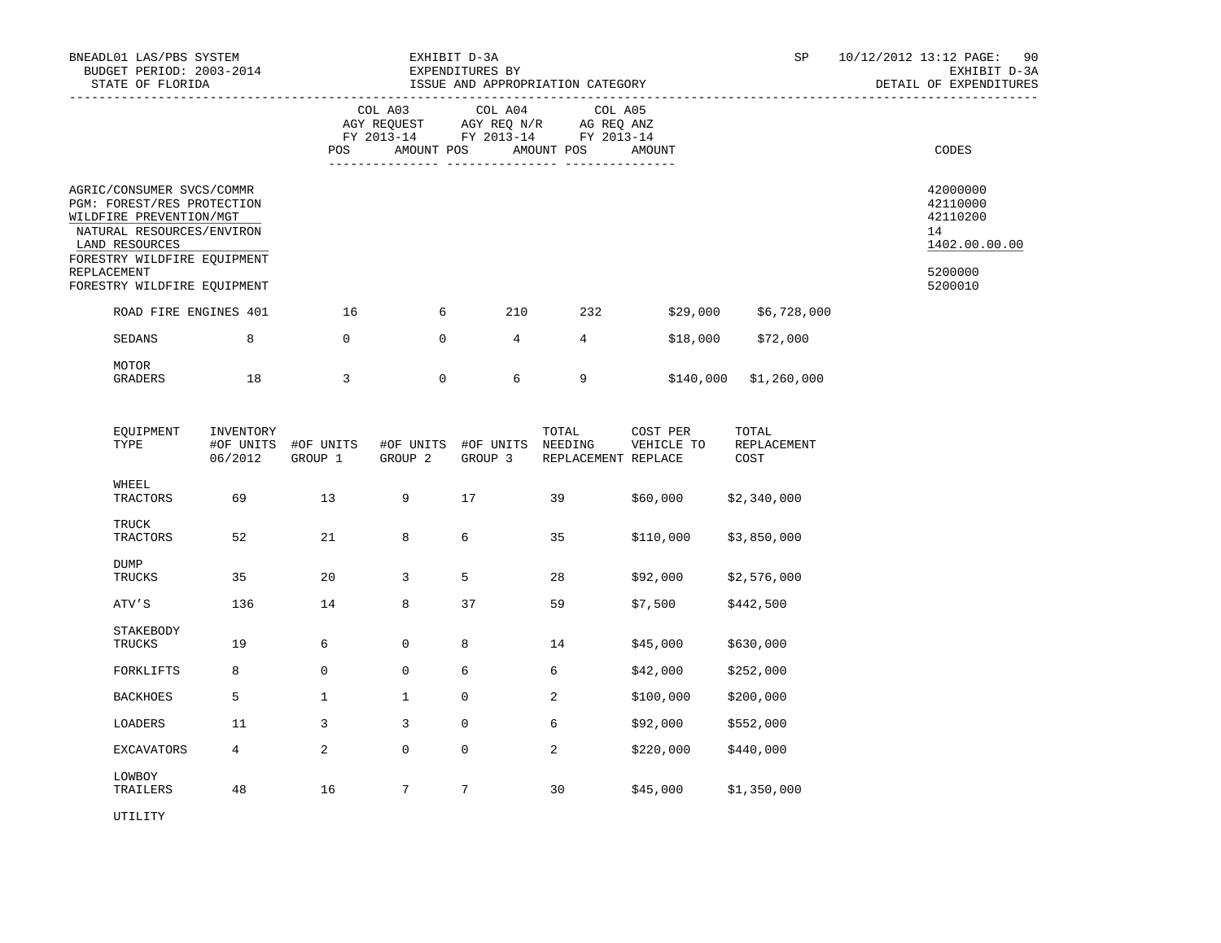BNEADL01 LAS/PBS SYSTEM
BUDGET PERIOD: 2003-2014
STATE OF FLORIDA

EXHIBIT D-3A
EXPENDITURES BY
ISSUE AND APPROPRIATION CATEGORY

SP 10/12/2012 13:12 PAGE: 90
EXHIBIT D-3A
DETAIL OF EXPENDITURES

| | COL A03 AGY REQUEST FY 2013-14 | | COL A04 AGY REQ N/R FY 2013-14 | | COL A05 AG REQ ANZ FY 2013-14 | | CODES |
|---|---|---|---|---|---|---|---|
| | POS | AMOUNT | POS | AMOUNT | POS | AMOUNT | |

AGRIC/CONSUMER SVCS/COMMR — 42000000
PGM: FOREST/RES PROTECTION — 42110000
WILDFIRE PREVENTION/MGT — 42110200
NATURAL RESOURCES/ENVIRON — 14
LAND RESOURCES — 1402.00.00.00
FORESTRY WILDFIRE EQUIPMENT
REPLACEMENT — 5200000
FORESTRY WILDFIRE EQUIPMENT — 5200010

| | | | | | | | |
|---|---|---|---|---|---|---|---|
| ROAD FIRE ENGINES | 401 | 16 | 6 | 210 | 232 | $29,000 | $6,728,000 |
| SEDANS | 8 | 0 | 0 | 4 | 4 | $18,000 | $72,000 |
| MOTOR GRADERS | 18 | 3 | 0 | 6 | 9 | $140,000 | $1,260,000 |

| EQUIPMENT TYPE | INVENTORY #OF UNITS 06/2012 | #OF UNITS GROUP 1 | #OF UNITS GROUP 2 | #OF UNITS GROUP 3 | TOTAL NEEDING REPLACEMENT | COST PER VEHICLE TO REPLACE | TOTAL REPLACEMENT COST |
|---|---|---|---|---|---|---|---|
| WHEEL TRACTORS | 69 | 13 | 9 | 17 | 39 | $60,000 | $2,340,000 |
| TRUCK TRACTORS | 52 | 21 | 8 | 6 | 35 | $110,000 | $3,850,000 |
| DUMP TRUCKS | 35 | 20 | 3 | 5 | 28 | $92,000 | $2,576,000 |
| ATV'S | 136 | 14 | 8 | 37 | 59 | $7,500 | $442,500 |
| STAKEBODY TRUCKS | 19 | 6 | 0 | 8 | 14 | $45,000 | $630,000 |
| FORKLIFTS | 8 | 0 | 0 | 6 | 6 | $42,000 | $252,000 |
| BACKHOES | 5 | 1 | 1 | 0 | 2 | $100,000 | $200,000 |
| LOADERS | 11 | 3 | 3 | 0 | 6 | $92,000 | $552,000 |
| EXCAVATORS | 4 | 2 | 0 | 0 | 2 | $220,000 | $440,000 |
| LOWBOY TRAILERS | 48 | 16 | 7 | 7 | 30 | $45,000 | $1,350,000 |
| UTILITY | | | | | | | |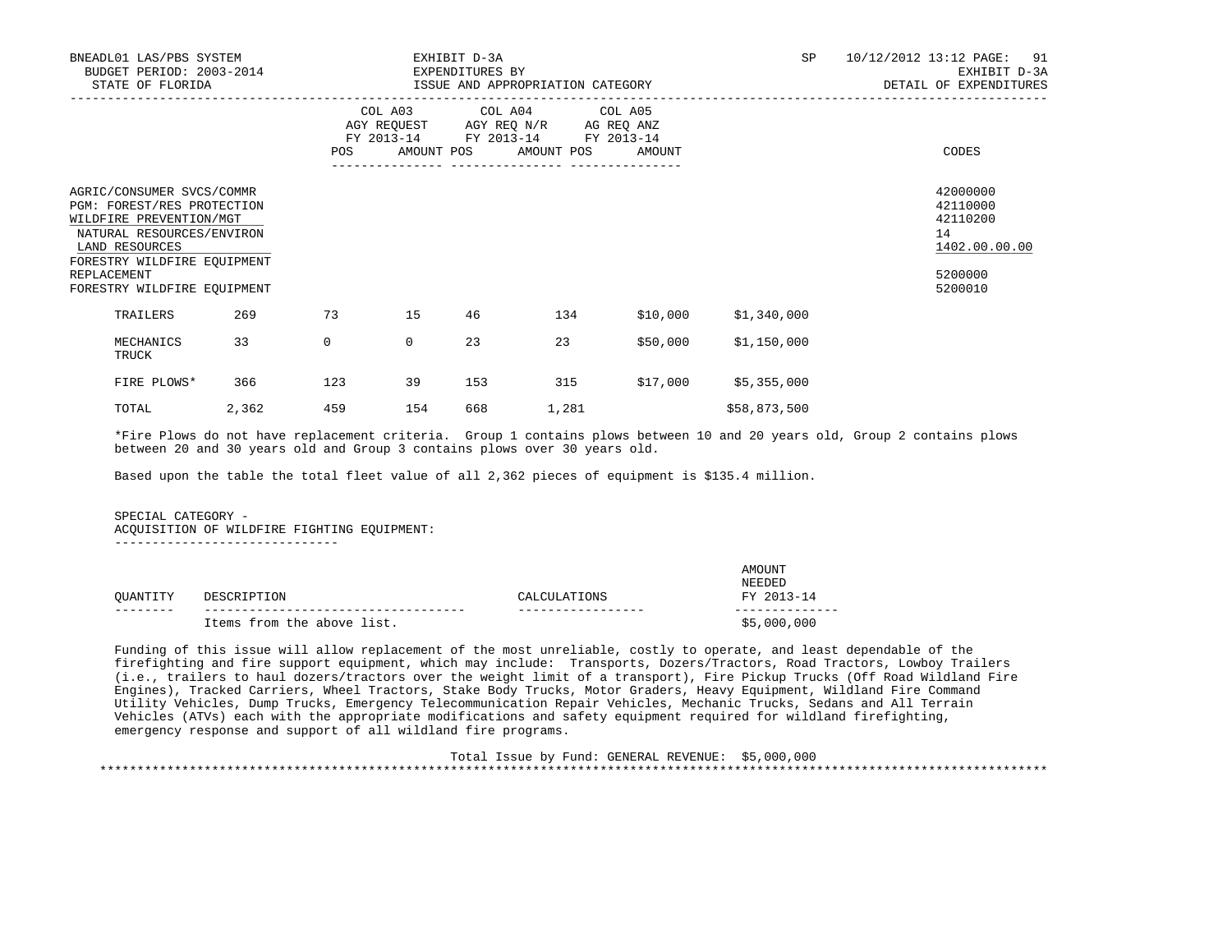BNEADL01 LAS/PBS SYSTEM
BUDGET PERIOD: 2003-2014
STATE OF FLORIDA

EXHIBIT D-3A
EXPENDITURES BY
ISSUE AND APPROPRIATION CATEGORY

SP 10/12/2012 13:12
EXHIBIT D-3A
DETAIL OF EXPENDITURES

| | COL A03 AGY REQUEST FY 2013-14 | | COL A04 AGY REQ N/R FY 2013-14 | | COL A05 AG REQ ANZ FY 2013-14 | | CODES |
|---|---|---|---|---|---|---|---|
| | POS | AMOUNT | POS | AMOUNT | POS | AMOUNT | |

AGRIC/CONSUMER SVCS/COMMR — 42000000
PGM: FOREST/RES PROTECTION — 42110000
WILDFIRE PREVENTION/MGT — 42110200
NATURAL RESOURCES/ENVIRON — 14
LAND RESOURCES — 1402.00.00.00
FORESTRY WILDFIRE EQUIPMENT REPLACEMENT — 5200000
FORESTRY WILDFIRE EQUIPMENT — 5200010

| | | | | | | | |
|---|---|---|---|---|---|---|---|
| TRAILERS | 269 | 73 | 15 | 46 | 134 | $10,000 | $1,340,000 |
| MECHANICS TRUCK | 33 | 0 | 0 | 23 | 23 | $50,000 | $1,150,000 |
| FIRE PLOWS* | 366 | 123 | 39 | 153 | 315 | $17,000 | $5,355,000 |
| TOTAL | 2,362 | 459 | 154 | 668 | 1,281 | | $58,873,500 |

*Fire Plows do not have replacement criteria. Group 1 contains plows between 10 and 20 years old, Group 2 contains plows between 20 and 30 years old and Group 3 contains plows over 30 years old.

Based upon the table the total fleet value of all 2,362 pieces of equipment is $135.4 million.

SPECIAL CATEGORY -
ACQUISITION OF WILDFIRE FIGHTING EQUIPMENT:

| QUANTITY | DESCRIPTION | CALCULATIONS | AMOUNT NEEDED FY 2013-14 |
|---|---|---|---|
| | Items from the above list. | | $5,000,000 |

Funding of this issue will allow replacement of the most unreliable, costly to operate, and least dependable of the firefighting and fire support equipment, which may include: Transports, Dozers/Tractors, Road Tractors, Lowboy Trailers (i.e., trailers to haul dozers/tractors over the weight limit of a transport), Fire Pickup Trucks (Off Road Wildland Fire Engines), Tracked Carriers, Wheel Tractors, Stake Body Trucks, Motor Graders, Heavy Equipment, Wildland Fire Command Utility Vehicles, Dump Trucks, Emergency Telecommunication Repair Vehicles, Mechanic Trucks, Sedans and All Terrain Vehicles (ATVs) each with the appropriate modifications and safety equipment required for wildland firefighting, emergency response and support of all wildland fire programs.

Total Issue by Fund: GENERAL REVENUE: $5,000,000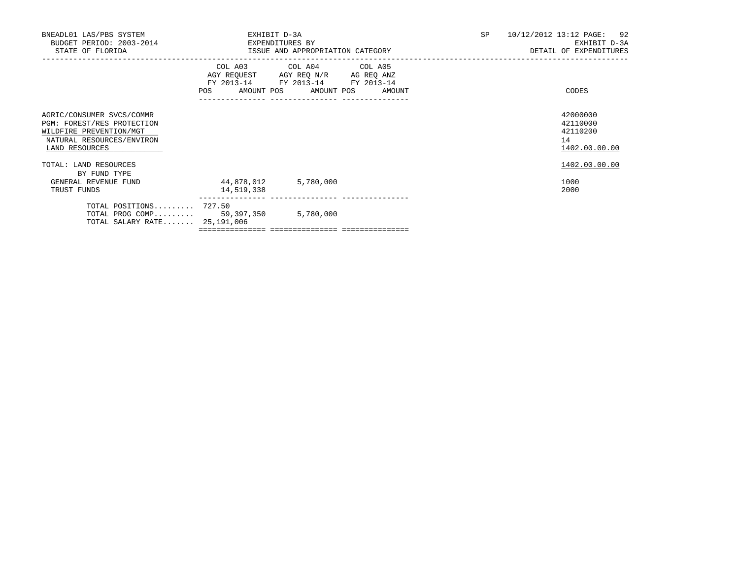BNEADL01 LAS/PBS SYSTEM
BUDGET PERIOD: 2003-2014
STATE OF FLORIDA

EXHIBIT D-3A
EXPENDITURES BY
ISSUE AND APPROPRIATION CATEGORY

SP 10/12/2012 13:12
EXHIBIT D-3A
DETAIL OF EXPENDITURES

| | COL A03 AGY REQUEST FY 2013-14 POS | AMOUNT | COL A04 AGY REQ N/R FY 2013-14 POS | AMOUNT | COL A05 AG REQ ANZ FY 2013-14 POS | AMOUNT | CODES |
|---|---|---|---|---|---|---|---|
| AGRIC/CONSUMER SVCS/COMMR | | | | | | | 42000000 |
| PGM: FOREST/RES PROTECTION | | | | | | | 42110000 |
| WILDFIRE PREVENTION/MGT | | | | | | | 42110200 |
| NATURAL RESOURCES/ENVIRON | | | | | | | 14 |
| LAND RESOURCES | | | | | | | 1402.00.00.00 |
| TOTAL: LAND RESOURCES | | | | | | | 1402.00.00.00 |
| BY FUND TYPE | | | | | | | |
| GENERAL REVENUE FUND | | 44,878,012 | | 5,780,000 | | | 1000 |
| TRUST FUNDS | | 14,519,338 | | | | | 2000 |
| TOTAL POSITIONS......... | 727.50 | | | | | | |
| TOTAL PROG COMP......... | | 59,397,350 | | 5,780,000 | | | |
| TOTAL SALARY RATE....... | | 25,191,006 | | | | | |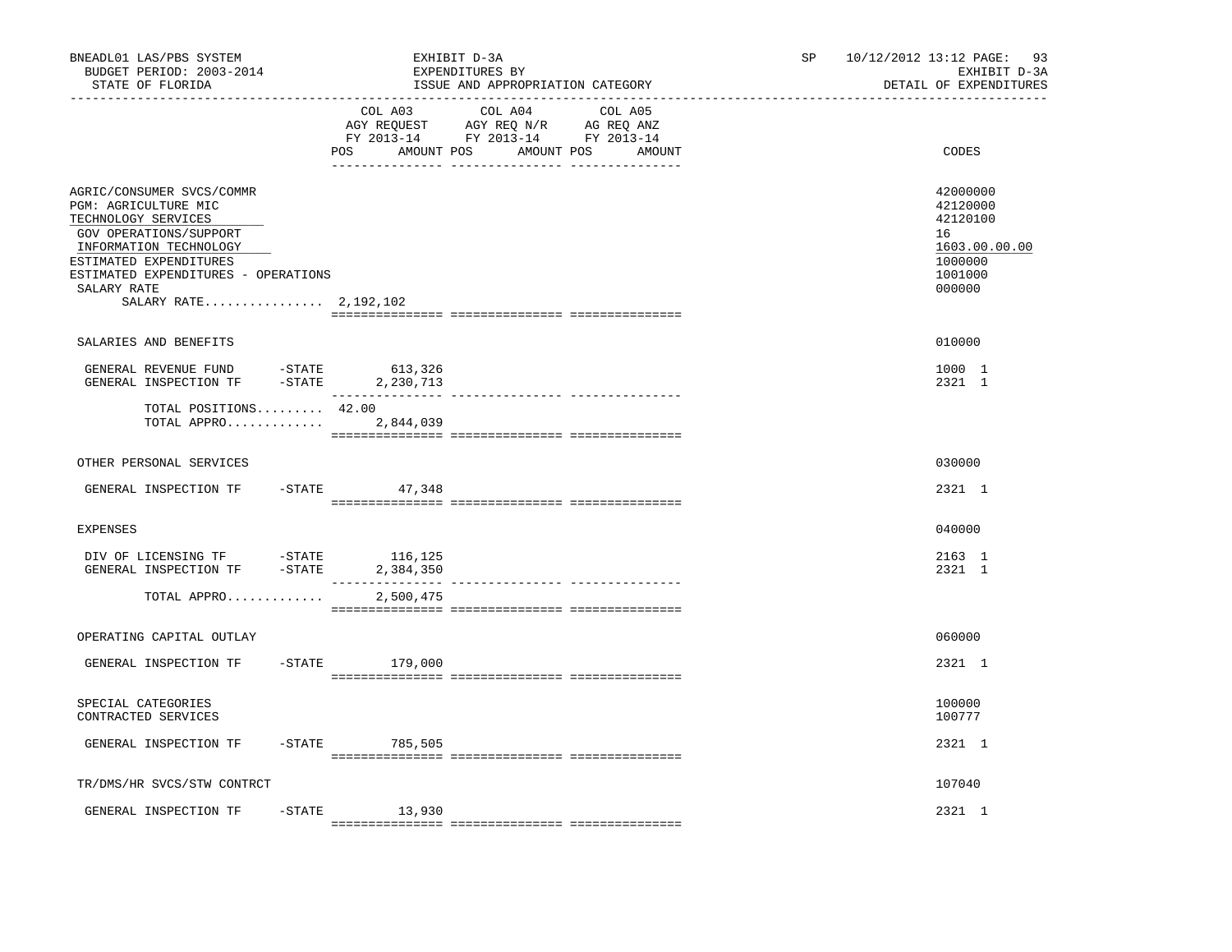BNEADL01 LAS/PBS SYSTEM — EXHIBIT D-3A — SP 10/12/2012 13:12

BUDGET PERIOD: 2003-2014 — EXPENDITURES BY — EXHIBIT D-3A

STATE OF FLORIDA — ISSUE AND APPROPRIATION CATEGORY — DETAIL OF EXPENDITURES

| | COL A03 AGY REQUEST FY 2013-14 POS AMOUNT | COL A04 AGY REQ N/R FY 2013-14 POS AMOUNT | COL A05 AG REQ ANZ FY 2013-14 POS AMOUNT | CODES |
|---|---|---|---|---|
| AGRIC/CONSUMER SVCS/COMMR | | | | 42000000 |
| PGM: AGRICULTURE MIC | | | | 42120000 |
| TECHNOLOGY SERVICES | | | | 42120100 |
| GOV OPERATIONS/SUPPORT | | | | 16 |
| INFORMATION TECHNOLOGY | | | | 1603.00.00.00 |
| ESTIMATED EXPENDITURES | | | | 1000000 |
| ESTIMATED EXPENDITURES - OPERATIONS | | | | 1001000 |
| SALARY RATE | | | | 000000 |
| SALARY RATE................ 2,192,102 | | | | |
| SALARIES AND BENEFITS | | | | 010000 |
| GENERAL REVENUE FUND -STATE | 613,326 | | | 1000 1 |
| GENERAL INSPECTION TF -STATE | 2,230,713 | | | 2321 1 |
| TOTAL POSITIONS......... | 42.00 | | | |
| TOTAL APPRO............. | 2,844,039 | | | |
| OTHER PERSONAL SERVICES | | | | 030000 |
| GENERAL INSPECTION TF -STATE | 47,348 | | | 2321 1 |
| EXPENSES | | | | 040000 |
| DIV OF LICENSING TF -STATE | 116,125 | | | 2163 1 |
| GENERAL INSPECTION TF -STATE | 2,384,350 | | | 2321 1 |
| TOTAL APPRO............. | 2,500,475 | | | |
| OPERATING CAPITAL OUTLAY | | | | 060000 |
| GENERAL INSPECTION TF -STATE | 179,000 | | | 2321 1 |
| SPECIAL CATEGORIES | | | | 100000 |
| CONTRACTED SERVICES | | | | 100777 |
| GENERAL INSPECTION TF -STATE | 785,505 | | | 2321 1 |
| TR/DMS/HR SVCS/STW CONTRCT | | | | 107040 |
| GENERAL INSPECTION TF -STATE | 13,930 | | | 2321 1 |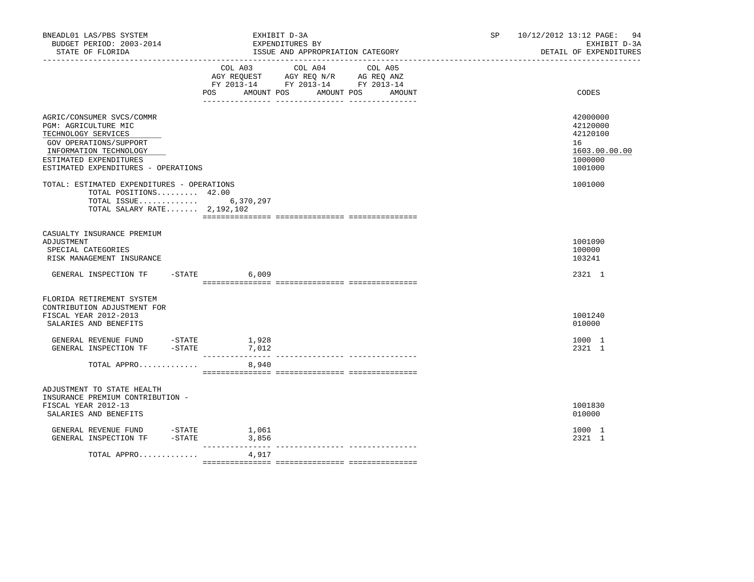BNEADL01 LAS/PBS SYSTEM | EXHIBIT D-3A | SP 10/12/2012 13:12
BUDGET PERIOD: 2003-2014 | EXPENDITURES BY | EXHIBIT D-3A
STATE OF FLORIDA | ISSUE AND APPROPRIATION CATEGORY | DETAIL OF EXPENDITURES

| | COL A03 AGY REQUEST FY 2013-14 POS | AMOUNT | COL A04 AGY REQ N/R FY 2013-14 POS | AMOUNT | COL A05 AG REQ ANZ FY 2013-14 POS | AMOUNT | CODES |
|---|---|---|---|---|---|---|---|
| AGRIC/CONSUMER SVCS/COMMR | | | | | | | 42000000 |
| PGM: AGRICULTURE MIC | | | | | | | 42120000 |
| TECHNOLOGY SERVICES | | | | | | | 42120100 |
| GOV OPERATIONS/SUPPORT | | | | | | | 16 |
| INFORMATION TECHNOLOGY | | | | | | | 1603.00.00.00 |
| ESTIMATED EXPENDITURES | | | | | | | 1000000 |
| ESTIMATED EXPENDITURES - OPERATIONS | | | | | | | 1001000 |
| TOTAL: ESTIMATED EXPENDITURES - OPERATIONS | | | | | | | 1001000 |
| TOTAL POSITIONS......... | 42.00 | | | | | | |
| TOTAL ISSUE............. | | 6,370,297 | | | | | |
| TOTAL SALARY RATE....... | | 2,192,102 | | | | | |
| CASUALTY INSURANCE PREMIUM ADJUSTMENT | | | | | | | 1001090 |
| SPECIAL CATEGORIES | | | | | | | 100000 |
| RISK MANAGEMENT INSURANCE | | | | | | | 103241 |
| GENERAL INSPECTION TF -STATE | | 6,009 | | | | | 2321 1 |
| FLORIDA RETIREMENT SYSTEM CONTRIBUTION ADJUSTMENT FOR FISCAL YEAR 2012-2013 | | | | | | | 1001240 |
| SALARIES AND BENEFITS | | | | | | | 010000 |
| GENERAL REVENUE FUND -STATE | | 1,928 | | | | | 1000 1 |
| GENERAL INSPECTION TF -STATE | | 7,012 | | | | | 2321 1 |
| TOTAL APPRO............. | | 8,940 | | | | | |
| ADJUSTMENT TO STATE HEALTH INSURANCE PREMIUM CONTRIBUTION - FISCAL YEAR 2012-13 | | | | | | | 1001830 |
| SALARIES AND BENEFITS | | | | | | | 010000 |
| GENERAL REVENUE FUND -STATE | | 1,061 | | | | | 1000 1 |
| GENERAL INSPECTION TF -STATE | | 3,856 | | | | | 2321 1 |
| TOTAL APPRO............. | | 4,917 | | | | | |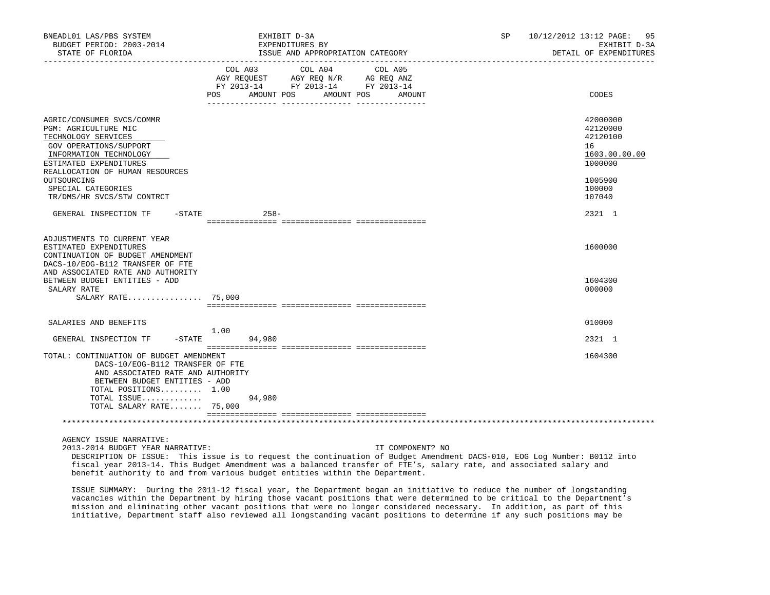BNEADL01 LAS/PBS SYSTEM — EXHIBIT D-3A — EXPENDITURES BY ISSUE AND APPROPRIATION CATEGORY — DETAIL OF EXPENDITURES
BUDGET PERIOD: 2003-2014 — STATE OF FLORIDA — SP 10/12/2012 13:12

| | COL A03 AGY REQUEST FY 2013-14 POS | AMOUNT | COL A04 AGY REQ N/R FY 2013-14 POS | AMOUNT | COL A05 AG REQ ANZ FY 2013-14 POS | AMOUNT | CODES |
|---|---|---|---|---|---|---|---|
| AGRIC/CONSUMER SVCS/COMMR | | | | | | | 42000000 |
| PGM: AGRICULTURE MIC | | | | | | | 42120000 |
| TECHNOLOGY SERVICES | | | | | | | 42120100 |
| GOV OPERATIONS/SUPPORT | | | | | | | 16 |
| INFORMATION TECHNOLOGY | | | | | | | 1603.00.00.00 |
| ESTIMATED EXPENDITURES | | | | | | | 1000000 |
| REALLOCATION OF HUMAN RESOURCES OUTSOURCING | | | | | | | 1005900 |
| SPECIAL CATEGORIES | | | | | | | 100000 |
| TR/DMS/HR SVCS/STW CONTRCT | | | | | | | 107040 |
| GENERAL INSPECTION TF -STATE | | 258- | | | | | 2321 1 |
| ADJUSTMENTS TO CURRENT YEAR ESTIMATED EXPENDITURES | | | | | | | 1600000 |
| CONTINUATION OF BUDGET AMENDMENT DACS-10/EOG-B112 TRANSFER OF FTE AND ASSOCIATED RATE AND AUTHORITY BETWEEN BUDGET ENTITIES - ADD | | | | | | | 1604300 |
| SALARY RATE | | | | | | | 000000 |
| SALARY RATE................ | 75,000 | | | | | | |
| SALARIES AND BENEFITS | | | | | | | 010000 |
| GENERAL INSPECTION TF -STATE | 1.00 | 94,980 | | | | | 2321 1 |
| TOTAL: CONTINUATION OF BUDGET AMENDMENT DACS-10/EOG-B112 TRANSFER OF FTE AND ASSOCIATED RATE AND AUTHORITY BETWEEN BUDGET ENTITIES - ADD | | | | | | | 1604300 |
| TOTAL POSITIONS......... | 1.00 | | | | | | |
| TOTAL ISSUE............. | | 94,980 | | | | | |
| TOTAL SALARY RATE....... | 75,000 | | | | | | |

AGENCY ISSUE NARRATIVE:

2013-2014 BUDGET YEAR NARRATIVE: IT COMPONENT? NO

DESCRIPTION OF ISSUE: This issue is to request the continuation of Budget Amendment DACS-010, EOG Log Number: B0112 into fiscal year 2013-14. This Budget Amendment was a balanced transfer of FTE's, salary rate, and associated salary and benefit authority to and from various budget entities within the Department.

ISSUE SUMMARY: During the 2011-12 fiscal year, the Department began an initiative to reduce the number of longstanding vacancies within the Department by hiring those vacant positions that were determined to be critical to the Department's mission and eliminating other vacant positions that were no longer considered necessary. In addition, as part of this initiative, Department staff also reviewed all longstanding vacant positions to determine if any such positions may be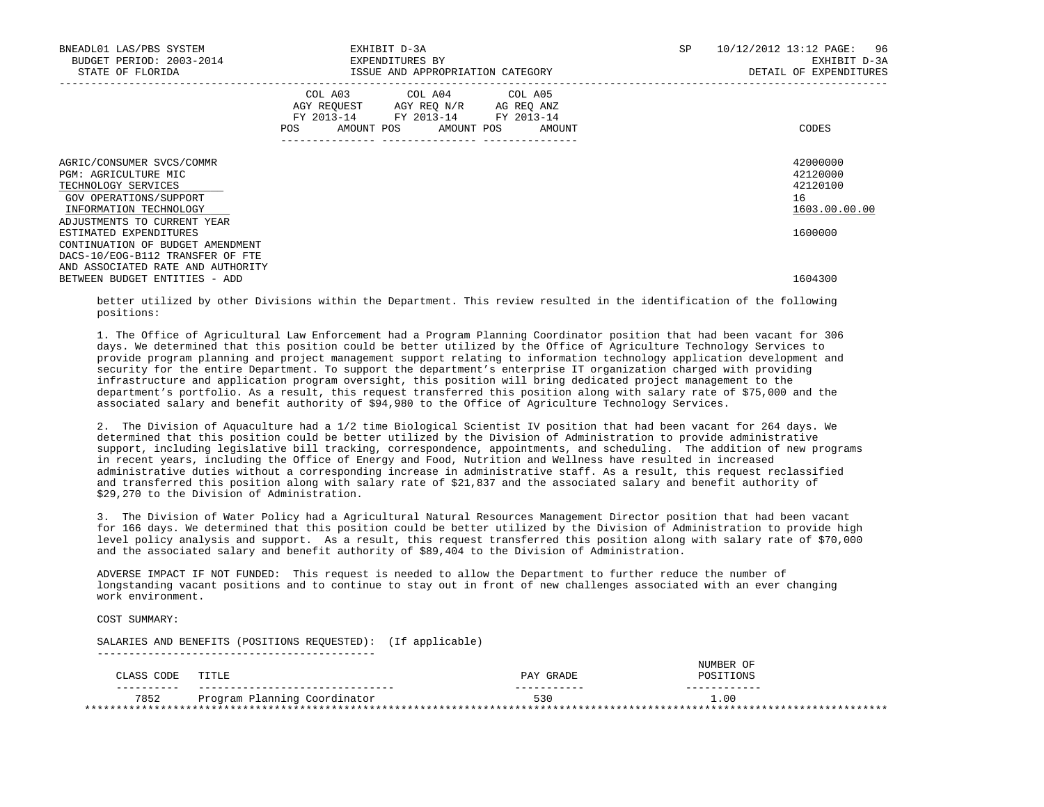| | COL A03 AGY REQUEST FY 2013-14 POS AMOUNT | COL A04 AGY REQ N/R FY 2013-14 POS AMOUNT | COL A05 AG REQ ANZ FY 2013-14 POS AMOUNT | CODES |
|---|---|---|---|---|
| AGRIC/CONSUMER SVCS/COMMR | | | | 42000000 |
| PGM: AGRICULTURE MIC | | | | 42120000 |
| TECHNOLOGY SERVICES | | | | 42120100 |
| GOV OPERATIONS/SUPPORT | | | | 16 |
| INFORMATION TECHNOLOGY | | | | 1603.00.00.00 |
| ADJUSTMENTS TO CURRENT YEAR ESTIMATED EXPENDITURES | | | | 1600000 |
| CONTINUATION OF BUDGET AMENDMENT DACS-10/EOG-B112 TRANSFER OF FTE AND ASSOCIATED RATE AND AUTHORITY BETWEEN BUDGET ENTITIES - ADD | | | | 1604300 |

better utilized by other Divisions within the Department. This review resulted in the identification of the following positions:

1. The Office of Agricultural Law Enforcement had a Program Planning Coordinator position that had been vacant for 306 days. We determined that this position could be better utilized by the Office of Agriculture Technology Services to provide program planning and project management support relating to information technology application development and security for the entire Department. To support the department's enterprise IT organization charged with providing infrastructure and application program oversight, this position will bring dedicated project management to the department's portfolio. As a result, this request transferred this position along with salary rate of $75,000 and the associated salary and benefit authority of $94,980 to the Office of Agriculture Technology Services.

2. The Division of Aquaculture had a 1/2 time Biological Scientist IV position that had been vacant for 264 days. We determined that this position could be better utilized by the Division of Administration to provide administrative support, including legislative bill tracking, correspondence, appointments, and scheduling. The addition of new programs in recent years, including the Office of Energy and Food, Nutrition and Wellness have resulted in increased administrative duties without a corresponding increase in administrative staff. As a result, this request reclassified and transferred this position along with salary rate of $21,837 and the associated salary and benefit authority of $29,270 to the Division of Administration.

3. The Division of Water Policy had a Agricultural Natural Resources Management Director position that had been vacant for 166 days. We determined that this position could be better utilized by the Division of Administration to provide high level policy analysis and support. As a result, this request transferred this position along with salary rate of $70,000 and the associated salary and benefit authority of $89,404 to the Division of Administration.

ADVERSE IMPACT IF NOT FUNDED: This request is needed to allow the Department to further reduce the number of longstanding vacant positions and to continue to stay out in front of new challenges associated with an ever changing work environment.

COST SUMMARY:

SALARIES AND BENEFITS (POSITIONS REQUESTED): (If applicable)

| CLASS CODE | TITLE | PAY GRADE | NUMBER OF POSITIONS |
|---|---|---|---|
| 7852 | Program Planning Coordinator | 530 | 1.00 |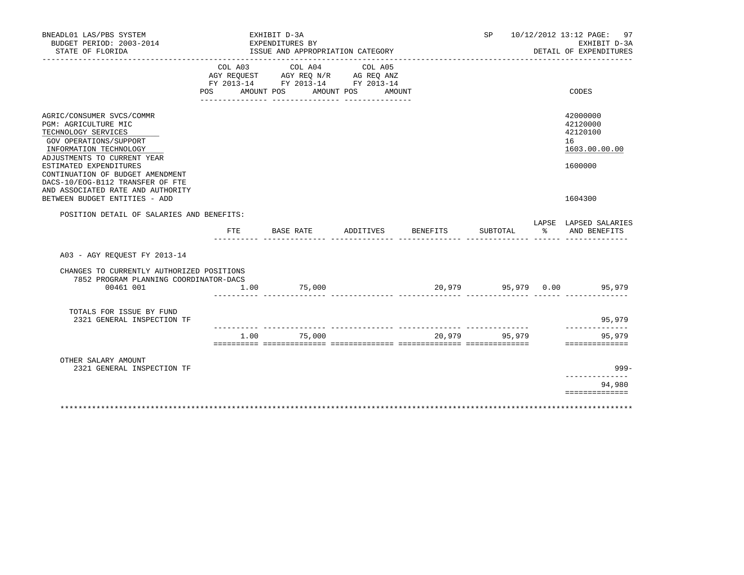BNEADL01 LAS/PBS SYSTEM
BUDGET PERIOD: 2003-2014
STATE OF FLORIDA

EXHIBIT D-3A
EXPENDITURES BY
ISSUE AND APPROPRIATION CATEGORY

SP 10/12/2012 13:12 PAGE: 97
EXHIBIT D-3A
DETAIL OF EXPENDITURES

| | COL A03 AGY REQUEST FY 2013-14 POS AMOUNT | COL A04 AGY REQ N/R FY 2013-14 POS AMOUNT | COL A05 AG REQ ANZ FY 2013-14 POS AMOUNT | CODES |
|---|---|---|---|---|
| AGRIC/CONSUMER SVCS/COMMR | | | | 42000000 |
| PGM: AGRICULTURE MIC | | | | 42120000 |
| TECHNOLOGY SERVICES | | | | 42120100 |
| GOV OPERATIONS/SUPPORT | | | | 16 |
| INFORMATION TECHNOLOGY | | | | 1603.00.00.00 |
| ADJUSTMENTS TO CURRENT YEAR ESTIMATED EXPENDITURES | | | | 1600000 |
| CONTINUATION OF BUDGET AMENDMENT DACS-10/EOG-B112 TRANSFER OF FTE AND ASSOCIATED RATE AND AUTHORITY BETWEEN BUDGET ENTITIES - ADD | | | | 1604300 |

POSITION DETAIL OF SALARIES AND BENEFITS:

| | FTE | BASE RATE | ADDITIVES | BENEFITS | SUBTOTAL | LAPSE % | LAPSED SALARIES AND BENEFITS |
|---|---|---|---|---|---|---|---|
| A03 - AGY REQUEST FY 2013-14 | | | | | | | |
| CHANGES TO CURRENTLY AUTHORIZED POSITIONS | | | | | | | |
| 7852 PROGRAM PLANNING COORDINATOR-DACS 00461 001 | 1.00 | 75,000 | | 20,979 | 95,979 | 0.00 | 95,979 |
| TOTALS FOR ISSUE BY FUND | | | | | | | |
| 2321 GENERAL INSPECTION TF | | | | | | | 95,979 |
| | 1.00 | 75,000 | | 20,979 | 95,979 | | 95,979 |
| OTHER SALARY AMOUNT | | | | | | | |
| 2321 GENERAL INSPECTION TF | | | | | | | 999- |
| | | | | | | | 94,980 |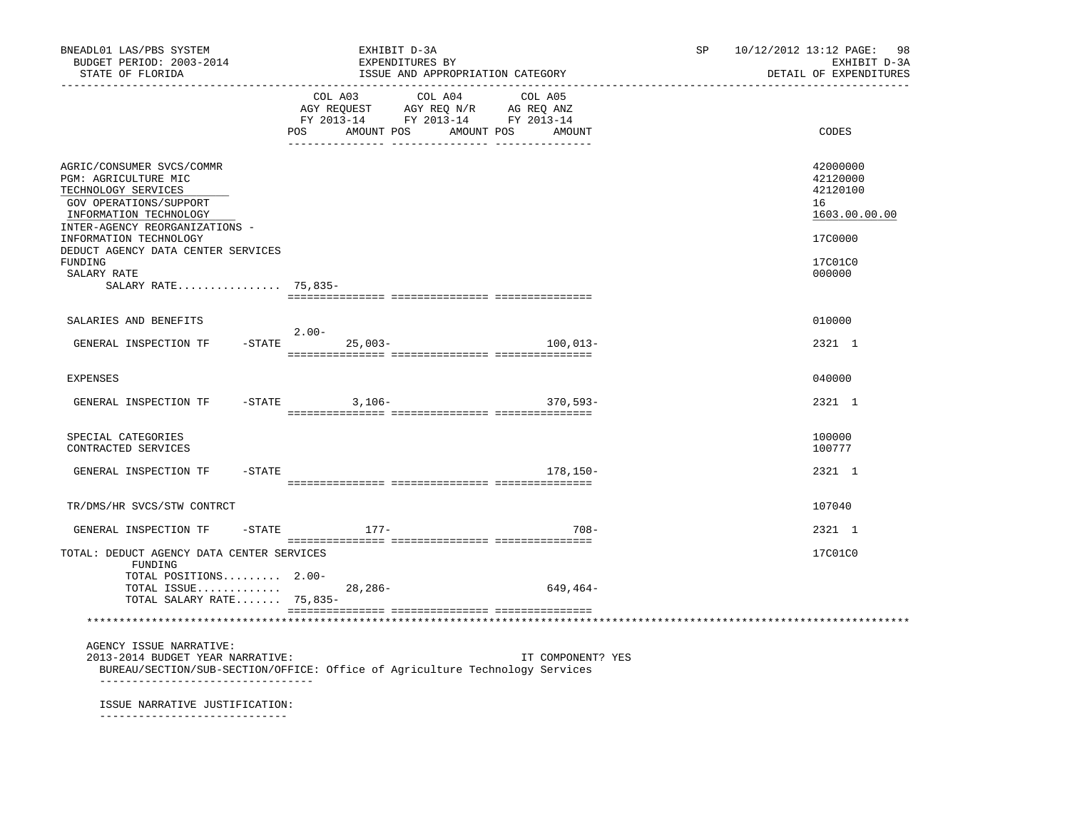BNEADL01 LAS/PBS SYSTEM | EXHIBIT D-3A | SP 10/12/2012 13:12 PAGE: 98
BUDGET PERIOD: 2003-2014 | EXPENDITURES BY | EXHIBIT D-3A
STATE OF FLORIDA | ISSUE AND APPROPRIATION CATEGORY | DETAIL OF EXPENDITURES

| | COL A03 AGY REQUEST FY 2013-14 POS AMOUNT | COL A04 AGY REQ N/R FY 2013-14 POS AMOUNT | COL A05 AG REQ ANZ FY 2013-14 POS AMOUNT | CODES |
|---|---|---|---|---|
| AGRIC/CONSUMER SVCS/COMMR | | | | 42000000 |
| PGM: AGRICULTURE MIC | | | | 42120000 |
| TECHNOLOGY SERVICES | | | | 42120100 |
| GOV OPERATIONS/SUPPORT | | | | 16 |
| INFORMATION TECHNOLOGY | | | | 1603.00.00.00 |
| INTER-AGENCY REORGANIZATIONS - INFORMATION TECHNOLOGY | | | | 17C0000 |
| DEDUCT AGENCY DATA CENTER SERVICES FUNDING | | | | 17C01C0 |
| SALARY RATE | | | | 000000 |
| SALARY RATE................ | 75,835- | | | |
| SALARIES AND BENEFITS | | | | 010000 |
| GENERAL INSPECTION TF -STATE | 2.00- 25,003- | | 100,013- | 2321 1 |
| EXPENSES | | | | 040000 |
| GENERAL INSPECTION TF -STATE | 3,106- | | 370,593- | 2321 1 |
| SPECIAL CATEGORIES | | | | 100000 |
| CONTRACTED SERVICES | | | | 100777 |
| GENERAL INSPECTION TF -STATE | | | 178,150- | 2321 1 |
| TR/DMS/HR SVCS/STW CONTRCT | | | | 107040 |
| GENERAL INSPECTION TF -STATE | 177- | | 708- | 2321 1 |
| TOTAL: DEDUCT AGENCY DATA CENTER SERVICES FUNDING | | | | 17C01C0 |
| TOTAL POSITIONS......... | 2.00- | | | |
| TOTAL ISSUE............. | 28,286- | | 649,464- | |
| TOTAL SALARY RATE....... | 75,835- | | | |

AGENCY ISSUE NARRATIVE:
2013-2014 BUDGET YEAR NARRATIVE: IT COMPONENT? YES
BUREAU/SECTION/SUB-SECTION/OFFICE: Office of Agriculture Technology Services

ISSUE NARRATIVE JUSTIFICATION: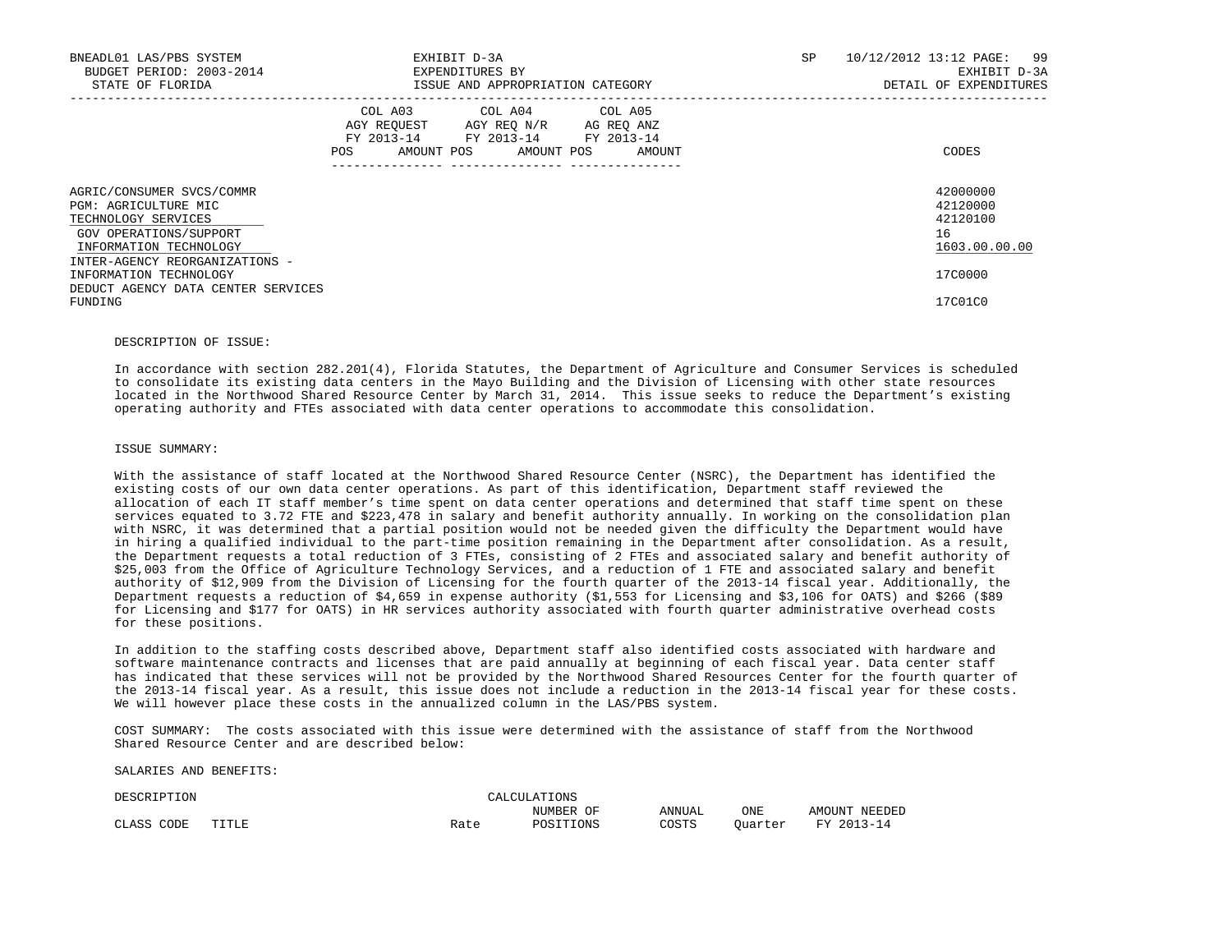| | COL A03 AGY REQUEST FY 2013-14 POS AMOUNT | COL A04 AGY REQ N/R FY 2013-14 POS AMOUNT | COL A05 AG REQ ANZ FY 2013-14 POS AMOUNT | CODES |
|---|---|---|---|---|
| AGRIC/CONSUMER SVCS/COMMR | | | | 42000000 |
| PGM: AGRICULTURE MIC | | | | 42120000 |
| TECHNOLOGY SERVICES | | | | 42120100 |
| GOV OPERATIONS/SUPPORT | | | | 16 |
| INFORMATION TECHNOLOGY | | | | 1603.00.00.00 |
| INTER-AGENCY REORGANIZATIONS - INFORMATION TECHNOLOGY | | | | 17C0000 |
| DEDUCT AGENCY DATA CENTER SERVICES FUNDING | | | | 17C01C0 |

DESCRIPTION OF ISSUE:

In accordance with section 282.201(4), Florida Statutes, the Department of Agriculture and Consumer Services is scheduled to consolidate its existing data centers in the Mayo Building and the Division of Licensing with other state resources located in the Northwood Shared Resource Center by March 31, 2014. This issue seeks to reduce the Department's existing operating authority and FTEs associated with data center operations to accommodate this consolidation.

ISSUE SUMMARY:

With the assistance of staff located at the Northwood Shared Resource Center (NSRC), the Department has identified the existing costs of our own data center operations. As part of this identification, Department staff reviewed the allocation of each IT staff member's time spent on data center operations and determined that staff time spent on these services equated to 3.72 FTE and $223,478 in salary and benefit authority annually. In working on the consolidation plan with NSRC, it was determined that a partial position would not be needed given the difficulty the Department would have in hiring a qualified individual to the part-time position remaining in the Department after consolidation. As a result, the Department requests a total reduction of 3 FTEs, consisting of 2 FTEs and associated salary and benefit authority of $25,003 from the Office of Agriculture Technology Services, and a reduction of 1 FTE and associated salary and benefit authority of $12,909 from the Division of Licensing for the fourth quarter of the 2013-14 fiscal year. Additionally, the Department requests a reduction of $4,659 in expense authority ($1,553 for Licensing and $3,106 for OATS) and $266 ($89 for Licensing and $177 for OATS) in HR services authority associated with fourth quarter administrative overhead costs for these positions.

In addition to the staffing costs described above, Department staff also identified costs associated with hardware and software maintenance contracts and licenses that are paid annually at beginning of each fiscal year. Data center staff has indicated that these services will not be provided by the Northwood Shared Resources Center for the fourth quarter of the 2013-14 fiscal year. As a result, this issue does not include a reduction in the 2013-14 fiscal year for these costs. We will however place these costs in the annualized column in the LAS/PBS system.

COST SUMMARY: The costs associated with this issue were determined with the assistance of staff from the Northwood Shared Resource Center and are described below:

SALARIES AND BENEFITS:

| DESCRIPTION | | CALCULATIONS | | | | |
|---|---|---|---|---|---|---|
| CLASS CODE | TITLE | Rate | NUMBER OF POSITIONS | ANNUAL COSTS | ONE Quarter | AMOUNT NEEDED FY 2013-14 |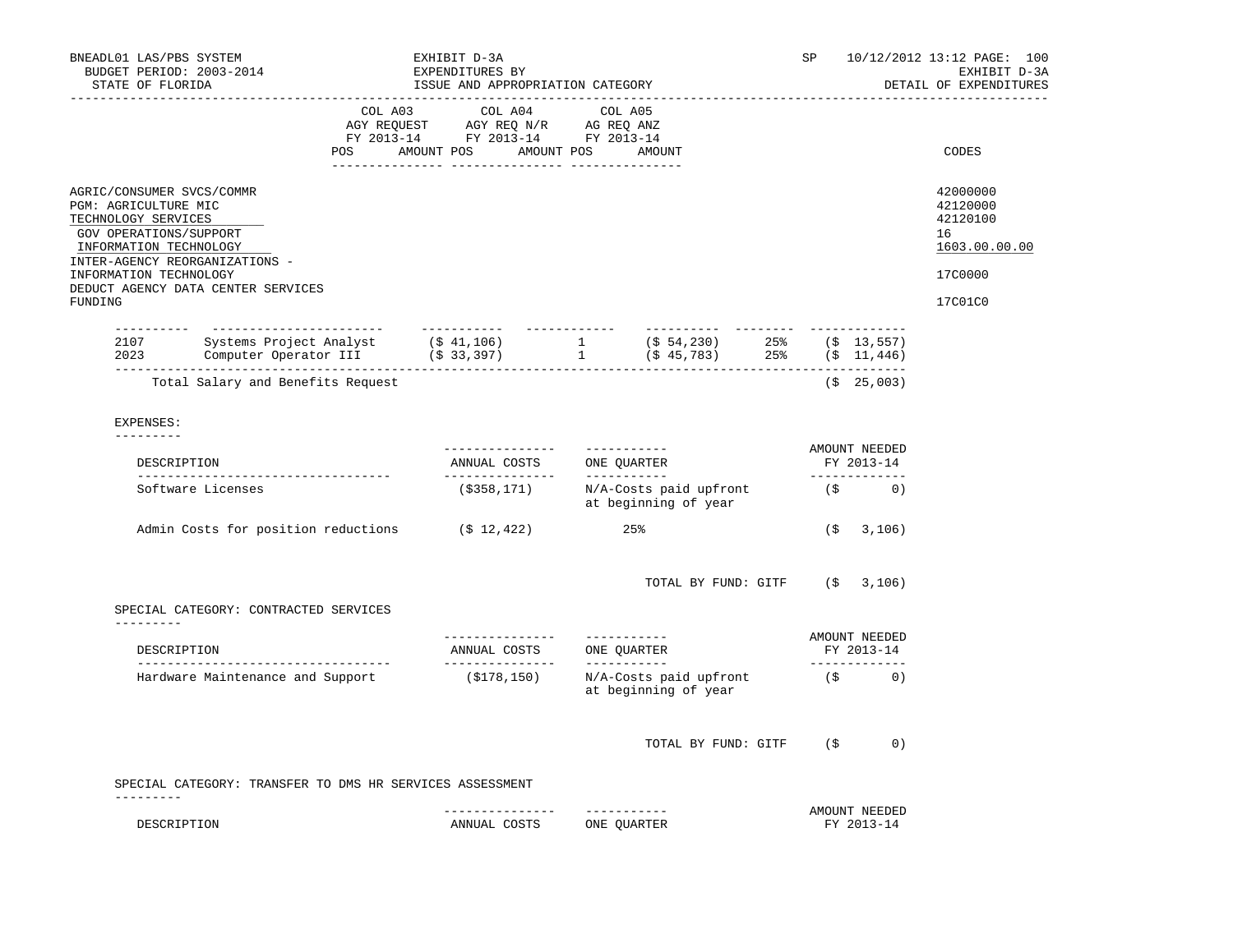BNEADL01 LAS/PBS SYSTEM — BUDGET PERIOD: 2003-2014 — STATE OF FLORIDA

EXHIBIT D-3A — EXPENDITURES BY ISSUE AND APPROPRIATION CATEGORY

SP 10/12/2012 13:12 — EXHIBIT D-3A — DETAIL OF EXPENDITURES

| | COL A03 AGY REQUEST FY 2013-14 | | COL A04 AGY REQ N/R FY 2013-14 | | COL A05 AG REQ ANZ FY 2013-14 | | CODES |
|---|---|---|---|---|---|---|---|
| | POS | AMOUNT | POS | AMOUNT | POS | AMOUNT | |
| AGRIC/CONSUMER SVCS/COMMR | | | | | | | 42000000 |
| PGM: AGRICULTURE MIC | | | | | | | 42120000 |
| TECHNOLOGY SERVICES | | | | | | | 42120100 |
| GOV OPERATIONS/SUPPORT | | | | | | | 16 |
| INFORMATION TECHNOLOGY | | | | | | | 1603.00.00.00 |
| INTER-AGENCY REORGANIZATIONS - INFORMATION TECHNOLOGY | | | | | | | 17C0000 |
| DEDUCT AGENCY DATA CENTER SERVICES FUNDING | | | | | | | 17C01C0 |

| | | | | | | |
|---|---|---|---|---|---|---|
| 2107 | Systems Project Analyst | ($ 41,106) | 1 | ($ 54,230) | 25% | ($ 13,557) |
| 2023 | Computer Operator III | ($ 33,397) | 1 | ($ 45,783) | 25% | ($ 11,446) |
| | Total Salary and Benefits Request | | | | | ($ 25,003) |

EXPENSES:

| DESCRIPTION | ANNUAL COSTS | ONE QUARTER | AMOUNT NEEDED FY 2013-14 |
|---|---|---|---|
| Software Licenses | ($358,171) | N/A-Costs paid upfront at beginning of year | ($ 0) |
| Admin Costs for position reductions | ($ 12,422) | 25% | ($ 3,106) |
| | | TOTAL BY FUND: GITF | ($ 3,106) |

SPECIAL CATEGORY: CONTRACTED SERVICES

| DESCRIPTION | ANNUAL COSTS | ONE QUARTER | AMOUNT NEEDED FY 2013-14 |
|---|---|---|---|
| Hardware Maintenance and Support | ($178,150) | N/A-Costs paid upfront at beginning of year | ($ 0) |
| | | TOTAL BY FUND: GITF | ($ 0) |

SPECIAL CATEGORY: TRANSFER TO DMS HR SERVICES ASSESSMENT

| DESCRIPTION | ANNUAL COSTS | ONE QUARTER | AMOUNT NEEDED FY 2013-14 |
|---|---|---|---|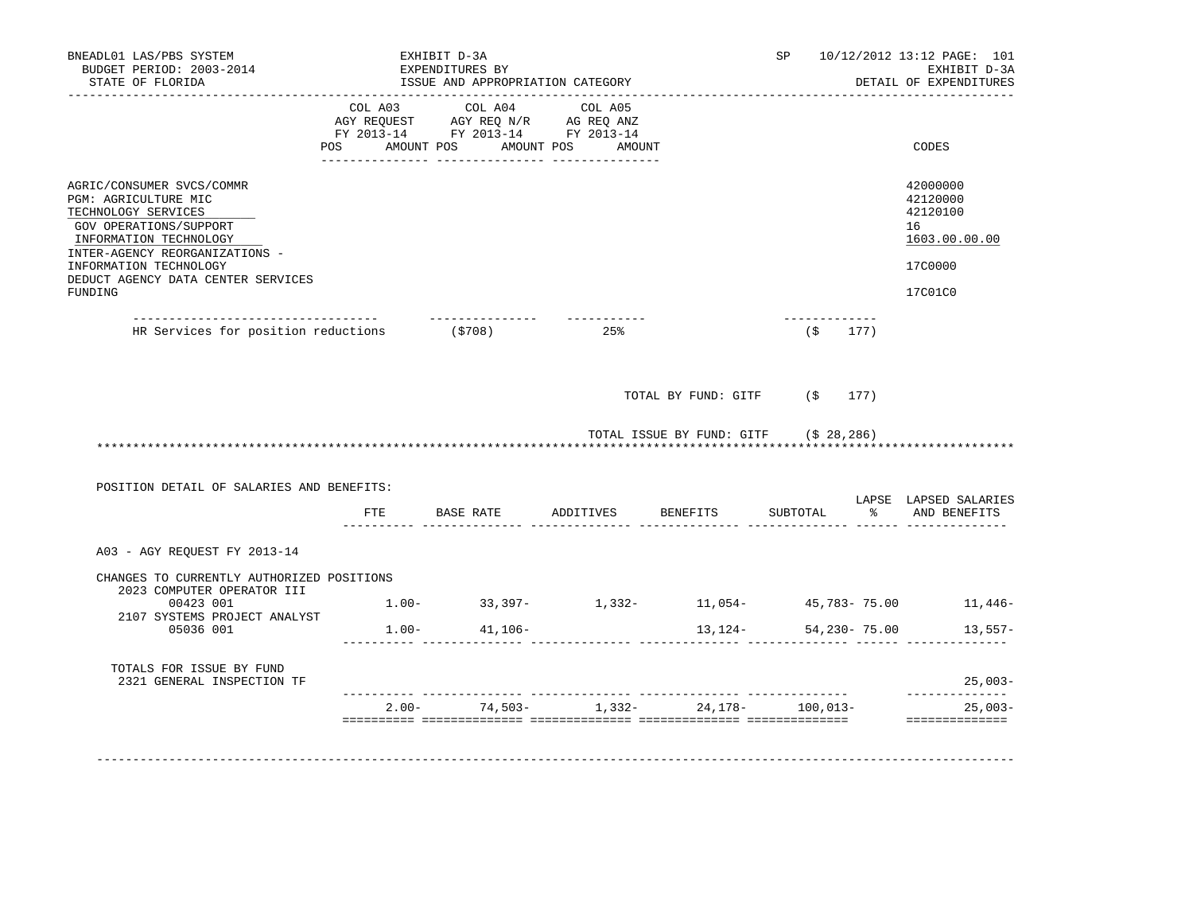BNEADL01 LAS/PBS SYSTEM — EXHIBIT D-3A — EXPENDITURES BY ISSUE AND APPROPRIATION CATEGORY — SP 10/12/2012 13:12 PAGE: 101
BUDGET PERIOD: 2003-2014 — EXHIBIT D-3A
STATE OF FLORIDA — DETAIL OF EXPENDITURES

| | COL A03 AGY REQUEST FY 2013-14 POS AMOUNT | COL A04 AGY REQ N/R FY 2013-14 POS AMOUNT | COL A05 AG REQ ANZ FY 2013-14 POS AMOUNT | CODES |
|---|---|---|---|---|
| AGRIC/CONSUMER SVCS/COMMR | | | | 42000000 |
| PGM: AGRICULTURE MIC | | | | 42120000 |
| TECHNOLOGY SERVICES | | | | 42120100 |
| GOV OPERATIONS/SUPPORT | | | | 16 |
| INFORMATION TECHNOLOGY | | | | 1603.00.00.00 |
| INTER-AGENCY REORGANIZATIONS - INFORMATION TECHNOLOGY | | | | 17C0000 |
| DEDUCT AGENCY DATA CENTER SERVICES FUNDING | | | | 17C01C0 |

| | | | |
|---|---|---|---|
| HR Services for position reductions | ($708) | 25% | ($ 177) |

TOTAL BY FUND: GITF ($ 177)

TOTAL ISSUE BY FUND: GITF ($ 28,286)

************************************************************************************************************************

POSITION DETAIL OF SALARIES AND BENEFITS:

| | FTE | BASE RATE | ADDITIVES | BENEFITS | SUBTOTAL | LAPSE % | LAPSED SALARIES AND BENEFITS |
|---|---|---|---|---|---|---|---|
| A03 - AGY REQUEST FY 2013-14 | | | | | | | |
| CHANGES TO CURRENTLY AUTHORIZED POSITIONS | | | | | | | |
| 2023 COMPUTER OPERATOR III 00423 001 | 1.00- | 33,397- | 1,332- | 11,054- | 45,783- | 75.00 | 11,446- |
| 2107 SYSTEMS PROJECT ANALYST 05036 001 | 1.00- | 41,106- | | 13,124- | 54,230- | 75.00 | 13,557- |
| TOTALS FOR ISSUE BY FUND | | | | | | | |
| 2321 GENERAL INSPECTION TF | | | | | | | 25,003- |
| | 2.00- | 74,503- | 1,332- | 24,178- | 100,013- | | 25,003- |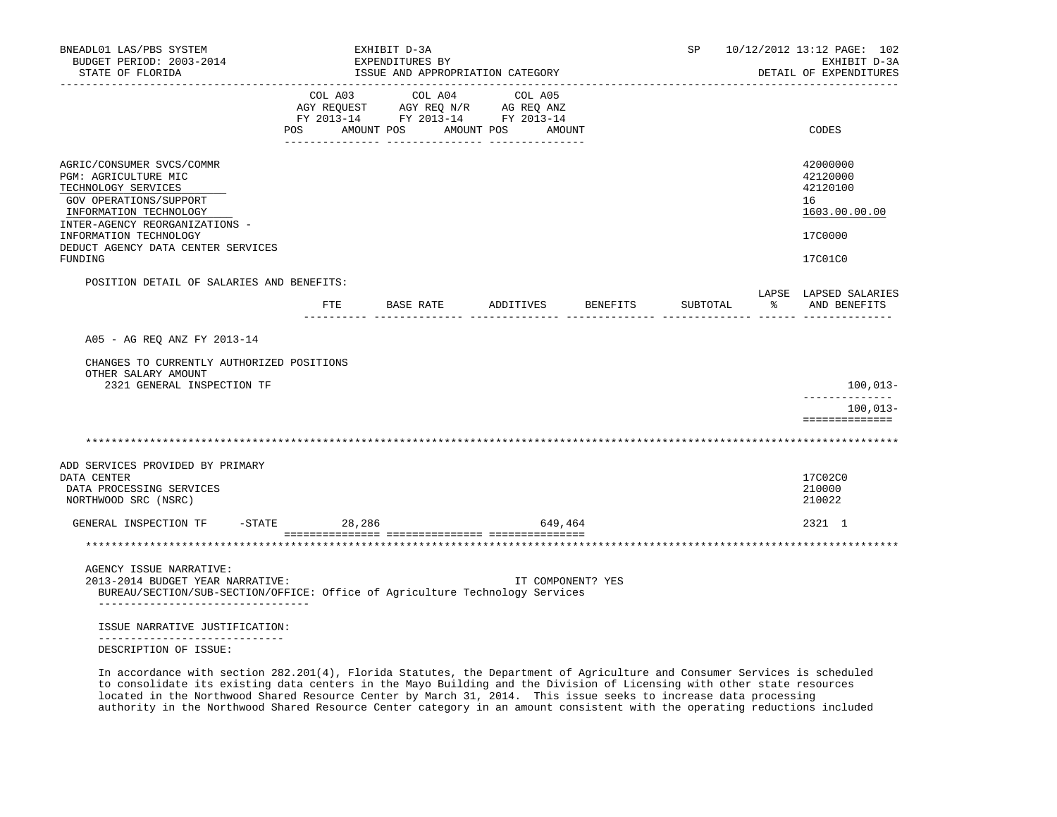| | COL A03 AGY REQUEST FY 2013-14 | | COL A04 AGY REQ N/R FY 2013-14 | | COL A05 AG REQ ANZ FY 2013-14 | | |
|---|---|---|---|---|---|---|---|
| | POS | AMOUNT | POS | AMOUNT | POS | AMOUNT | CODES |
| AGRIC/CONSUMER SVCS/COMMR | | | | | | | 42000000 |
| PGM: AGRICULTURE MIC | | | | | | | 42120000 |
| TECHNOLOGY SERVICES | | | | | | | 42120100 |
| GOV OPERATIONS/SUPPORT | | | | | | | 16 |
| INFORMATION TECHNOLOGY | | | | | | | 1603.00.00.00 |
| INTER-AGENCY REORGANIZATIONS - INFORMATION TECHNOLOGY | | | | | | | 17C0000 |
| DEDUCT AGENCY DATA CENTER SERVICES FUNDING | | | | | | | 17C01C0 |

POSITION DETAIL OF SALARIES AND BENEFITS:

| | FTE | BASE RATE | ADDITIVES | BENEFITS | SUBTOTAL | LAPSE % | LAPSED SALARIES AND BENEFITS |
|---|---|---|---|---|---|---|---|
| A05 - AG REQ ANZ FY 2013-14 | | | | | | | |
| CHANGES TO CURRENTLY AUTHORIZED POSITIONS | | | | | | | |
| OTHER SALARY AMOUNT | | | | | | | |
| 2321 GENERAL INSPECTION TF | | | | | | | 100,013- |
| | | | | | | | 100,013- |

---

| | COL A03 POS | COL A03 AMOUNT | COL A04 POS | COL A04 AMOUNT | COL A05 POS | COL A05 AMOUNT | CODES |
|---|---|---|---|---|---|---|---|
| ADD SERVICES PROVIDED BY PRIMARY DATA CENTER | | | | | | | 17C02C0 |
| DATA PROCESSING SERVICES | | | | | | | 210000 |
| NORTHWOOD SRC (NSRC) | | | | | | | 210022 |
| GENERAL INSPECTION TF -STATE | | 28,286 | | | | 649,464 | 2321 1 |

---

AGENCY ISSUE NARRATIVE:

2013-2014 BUDGET YEAR NARRATIVE: IT COMPONENT? YES

BUREAU/SECTION/SUB-SECTION/OFFICE: Office of Agriculture Technology Services

ISSUE NARRATIVE JUSTIFICATION:

DESCRIPTION OF ISSUE:

In accordance with section 282.201(4), Florida Statutes, the Department of Agriculture and Consumer Services is scheduled to consolidate its existing data centers in the Mayo Building and the Division of Licensing with other state resources located in the Northwood Shared Resource Center by March 31, 2014. This issue seeks to increase data processing authority in the Northwood Shared Resource Center category in an amount consistent with the operating reductions included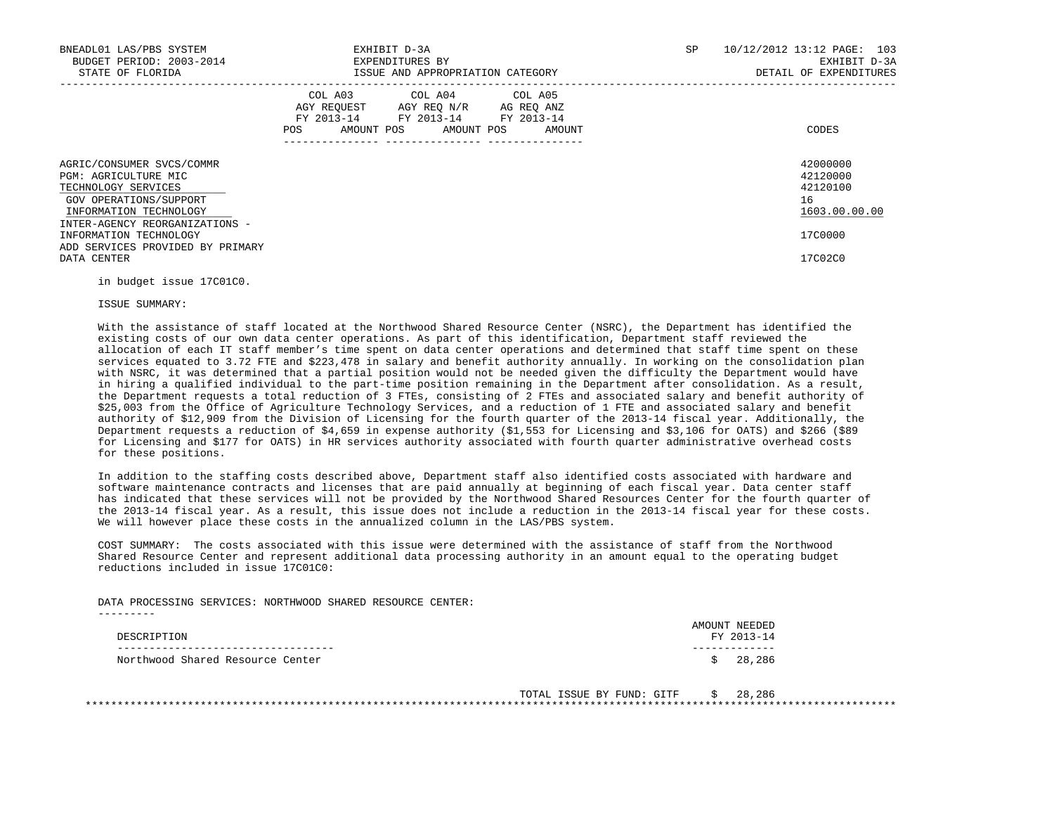| | COL A03 AGY REQUEST FY 2013-14 POS AMOUNT | COL A04 AGY REQ N/R FY 2013-14 POS AMOUNT | COL A05 AG REQ ANZ FY 2013-14 POS AMOUNT | CODES |
|---|---|---|---|---|
| AGRIC/CONSUMER SVCS/COMMR | | | | 42000000 |
| PGM: AGRICULTURE MIC | | | | 42120000 |
| TECHNOLOGY SERVICES | | | | 42120100 |
| GOV OPERATIONS/SUPPORT | | | | 16 |
| INFORMATION TECHNOLOGY | | | | 1603.00.00.00 |
| INTER-AGENCY REORGANIZATIONS - INFORMATION TECHNOLOGY | | | | 17C0000 |
| ADD SERVICES PROVIDED BY PRIMARY DATA CENTER | | | | 17C02C0 |

in budget issue 17C01C0.

ISSUE SUMMARY:

With the assistance of staff located at the Northwood Shared Resource Center (NSRC), the Department has identified the existing costs of our own data center operations. As part of this identification, Department staff reviewed the allocation of each IT staff member's time spent on data center operations and determined that staff time spent on these services equated to 3.72 FTE and $223,478 in salary and benefit authority annually. In working on the consolidation plan with NSRC, it was determined that a partial position would not be needed given the difficulty the Department would have in hiring a qualified individual to the part-time position remaining in the Department after consolidation. As a result, the Department requests a total reduction of 3 FTEs, consisting of 2 FTEs and associated salary and benefit authority of $25,003 from the Office of Agriculture Technology Services, and a reduction of 1 FTE and associated salary and benefit authority of $12,909 from the Division of Licensing for the fourth quarter of the 2013-14 fiscal year. Additionally, the Department requests a reduction of $4,659 in expense authority ($1,553 for Licensing and $3,106 for OATS) and $266 ($89 for Licensing and $177 for OATS) in HR services authority associated with fourth quarter administrative overhead costs for these positions.

In addition to the staffing costs described above, Department staff also identified costs associated with hardware and software maintenance contracts and licenses that are paid annually at beginning of each fiscal year. Data center staff has indicated that these services will not be provided by the Northwood Shared Resources Center for the fourth quarter of the 2013-14 fiscal year. As a result, this issue does not include a reduction in the 2013-14 fiscal year for these costs. We will however place these costs in the annualized column in the LAS/PBS system.

COST SUMMARY: The costs associated with this issue were determined with the assistance of staff from the Northwood Shared Resource Center and represent additional data processing authority in an amount equal to the operating budget reductions included in issue 17C01C0:

DATA PROCESSING SERVICES: NORTHWOOD SHARED RESOURCE CENTER:

| DESCRIPTION | AMOUNT NEEDED FY 2013-14 |
|---|---|
| Northwood Shared Resource Center | $ 28,286 |
| TOTAL ISSUE BY FUND: GITF | $ 28,286 |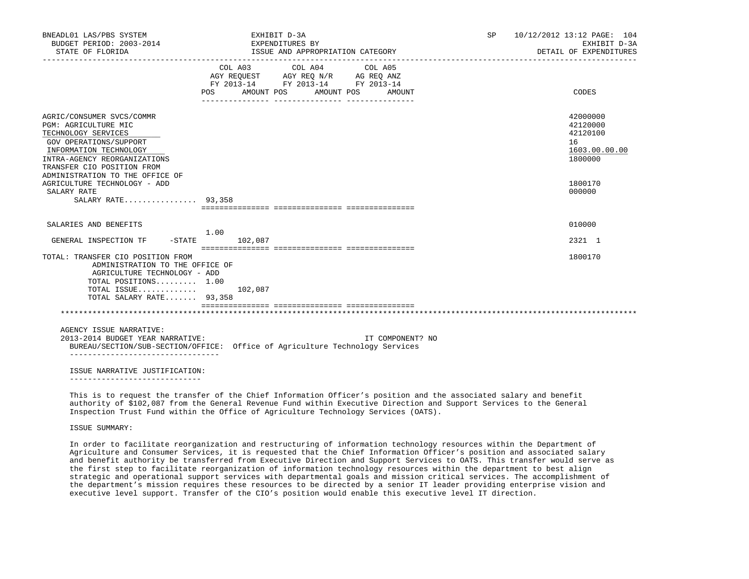BNEADL01 LAS/PBS SYSTEM — EXHIBIT D-3A — EXPENDITURES BY ISSUE AND APPROPRIATION CATEGORY
BUDGET PERIOD: 2003-2014 — STATE OF FLORIDA
SP 10/12/2012 13:12 — EXHIBIT D-3A — DETAIL OF EXPENDITURES

| | COL A03 AGY REQUEST FY 2013-14 POS | AMOUNT | COL A04 AGY REQ N/R FY 2013-14 POS | AMOUNT | COL A05 AG REQ ANZ FY 2013-14 POS | AMOUNT | CODES |
|---|---|---|---|---|---|---|---|
| AGRIC/CONSUMER SVCS/COMMR | | | | | | | 42000000 |
| PGM: AGRICULTURE MIC | | | | | | | 42120000 |
| TECHNOLOGY SERVICES | | | | | | | 42120100 |
| GOV OPERATIONS/SUPPORT | | | | | | | 16 |
| INFORMATION TECHNOLOGY | | | | | | | 1603.00.00.00 |
| INTRA-AGENCY REORGANIZATIONS | | | | | | | 1800000 |
| TRANSFER CIO POSITION FROM ADMINISTRATION TO THE OFFICE OF AGRICULTURE TECHNOLOGY - ADD | | | | | | | 1800170 |
| SALARY RATE | | | | | | | 000000 |
| SALARY RATE................ | 93,358 | | | | | | |
| SALARIES AND BENEFITS | | | | | | | 010000 |
| GENERAL INSPECTION TF -STATE | 1.00 | 102,087 | | | | | 2321 1 |
| TOTAL: TRANSFER CIO POSITION FROM ADMINISTRATION TO THE OFFICE OF AGRICULTURE TECHNOLOGY - ADD | | | | | | | 1800170 |
| TOTAL POSITIONS......... | 1.00 | | | | | | |
| TOTAL ISSUE............. | | 102,087 | | | | | |
| TOTAL SALARY RATE....... | 93,358 | | | | | | |

AGENCY ISSUE NARRATIVE:

2013-2014 BUDGET YEAR NARRATIVE: IT COMPONENT? NO

BUREAU/SECTION/SUB-SECTION/OFFICE: Office of Agriculture Technology Services

ISSUE NARRATIVE JUSTIFICATION:

This is to request the transfer of the Chief Information Officer's position and the associated salary and benefit authority of $102,087 from the General Revenue Fund within Executive Direction and Support Services to the General Inspection Trust Fund within the Office of Agriculture Technology Services (OATS).

ISSUE SUMMARY:

In order to facilitate reorganization and restructuring of information technology resources within the Department of Agriculture and Consumer Services, it is requested that the Chief Information Officer's position and associated salary and benefit authority be transferred from Executive Direction and Support Services to OATS. This transfer would serve as the first step to facilitate reorganization of information technology resources within the department to best align strategic and operational support services with departmental goals and mission critical services. The accomplishment of the department's mission requires these resources to be directed by a senior IT leader providing enterprise vision and executive level support. Transfer of the CIO's position would enable this executive level IT direction.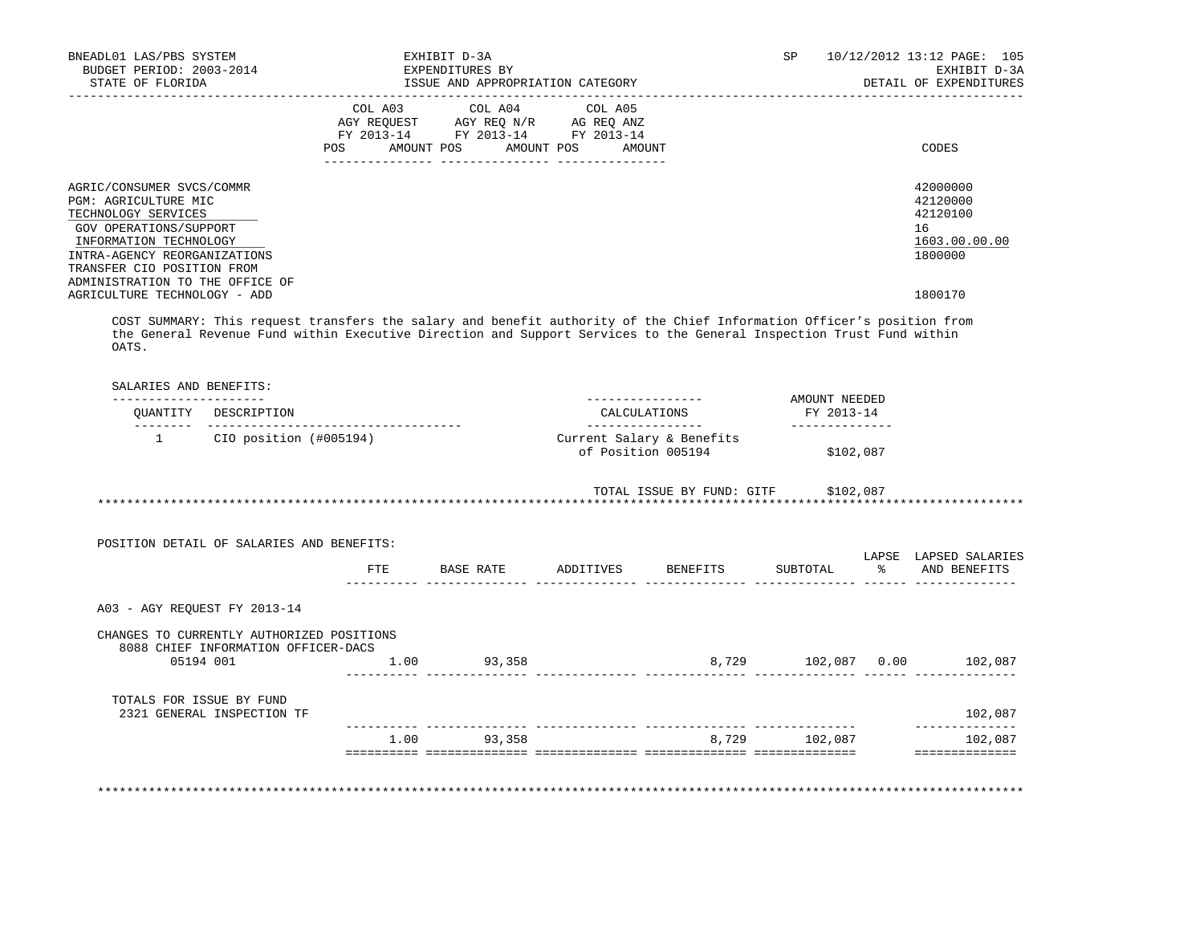BNEADL01 LAS/PBS SYSTEM | EXHIBIT D-3A | SP 10/12/2012 13:12 PAGE: 105
BUDGET PERIOD: 2003-2014 | EXPENDITURES BY | EXHIBIT D-3A
STATE OF FLORIDA | ISSUE AND APPROPRIATION CATEGORY | DETAIL OF EXPENDITURES

| | COL A03 AGY REQUEST FY 2013-14 POS AMOUNT | COL A04 AGY REQ N/R FY 2013-14 POS AMOUNT | COL A05 AG REQ ANZ FY 2013-14 POS AMOUNT | CODES |
|---|---|---|---|---|
| AGRIC/CONSUMER SVCS/COMMR | | | | 42000000 |
| PGM: AGRICULTURE MIC | | | | 42120000 |
| TECHNOLOGY SERVICES | | | | 42120100 |
| GOV OPERATIONS/SUPPORT | | | | 16 |
| INFORMATION TECHNOLOGY | | | | 1603.00.00.00 |
| INTRA-AGENCY REORGANIZATIONS | | | | 1800000 |
| TRANSFER CIO POSITION FROM ADMINISTRATION TO THE OFFICE OF AGRICULTURE TECHNOLOGY - ADD | | | | 1800170 |

COST SUMMARY: This request transfers the salary and benefit authority of the Chief Information Officer's position from the General Revenue Fund within Executive Direction and Support Services to the General Inspection Trust Fund within OATS.

SALARIES AND BENEFITS:

| QUANTITY | DESCRIPTION | CALCULATIONS | AMOUNT NEEDED FY 2013-14 |
|---|---|---|---|
| 1 | CIO position (#005194) | Current Salary & Benefits of Position 005194 | $102,087 |
| | | TOTAL ISSUE BY FUND: GITF | $102,087 |

POSITION DETAIL OF SALARIES AND BENEFITS:

| | FTE | BASE RATE | ADDITIVES | BENEFITS | SUBTOTAL | LAPSE % | LAPSED SALARIES AND BENEFITS |
|---|---|---|---|---|---|---|---|
| A03 - AGY REQUEST FY 2013-14 | | | | | | | |
| CHANGES TO CURRENTLY AUTHORIZED POSITIONS | | | | | | | |
| 8088 CHIEF INFORMATION OFFICER-DACS 05194 001 | 1.00 | 93,358 | | 8,729 | 102,087 | 0.00 | 102,087 |
| TOTALS FOR ISSUE BY FUND | | | | | | | |
| 2321 GENERAL INSPECTION TF | | | | | | | 102,087 |
| | 1.00 | 93,358 | | 8,729 | 102,087 | | 102,087 |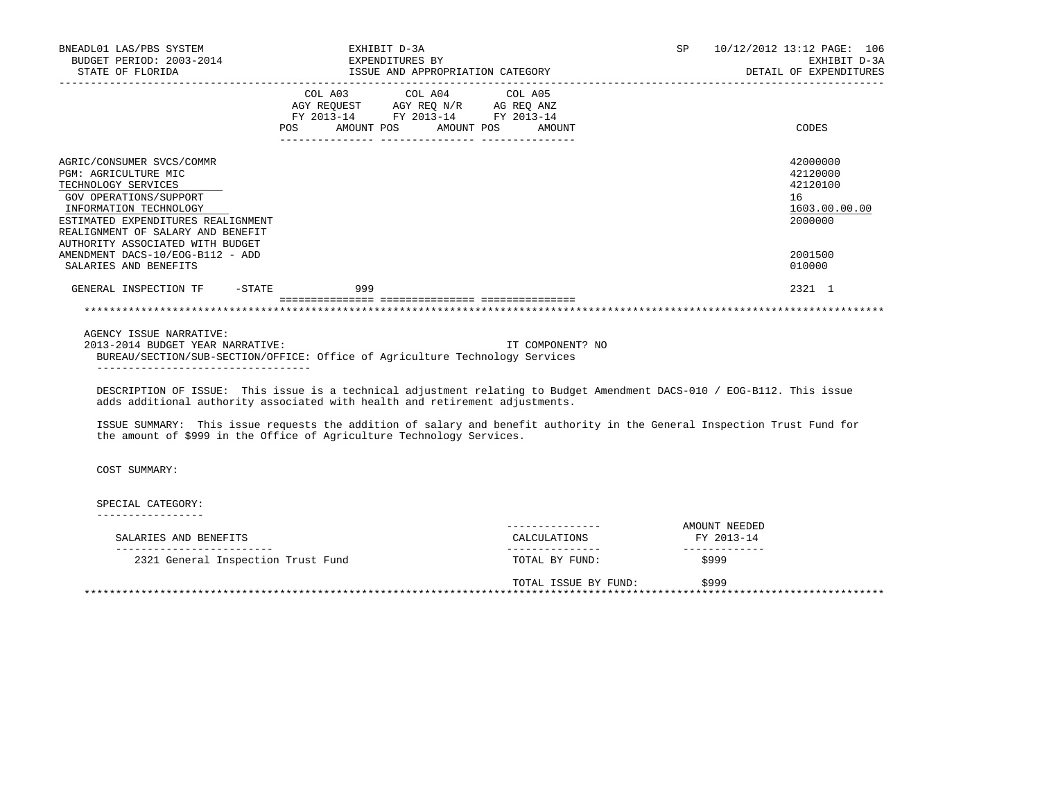BNEADL01 LAS/PBS SYSTEM
BUDGET PERIOD: 2003-2014
STATE OF FLORIDA

EXHIBIT D-3A
EXPENDITURES BY
ISSUE AND APPROPRIATION CATEGORY

SP 10/12/2012 13:12

EXHIBIT D-3A
DETAIL OF EXPENDITURES

| | COL A03 AGY REQUEST FY 2013-14 POS AMOUNT | COL A04 AGY REQ N/R FY 2013-14 POS AMOUNT | COL A05 AG REQ ANZ FY 2013-14 POS AMOUNT | CODES |
|---|---|---|---|---|
| AGRIC/CONSUMER SVCS/COMMR | | | | 42000000 |
| PGM: AGRICULTURE MIC | | | | 42120000 |
| TECHNOLOGY SERVICES | | | | 42120100 |
| GOV OPERATIONS/SUPPORT | | | | 16 |
| INFORMATION TECHNOLOGY | | | | 1603.00.00.00 |
| ESTIMATED EXPENDITURES REALIGNMENT | | | | 2000000 |
| REALIGNMENT OF SALARY AND BENEFIT AUTHORITY ASSOCIATED WITH BUDGET AMENDMENT DACS-10/EOG-B112 - ADD | | | | 2001500 |
| SALARIES AND BENEFITS | | | | 010000 |
| GENERAL INSPECTION TF -STATE | 999 | | | 2321 1 |

AGENCY ISSUE NARRATIVE:
2013-2014 BUDGET YEAR NARRATIVE: IT COMPONENT? NO
BUREAU/SECTION/SUB-SECTION/OFFICE: Office of Agriculture Technology Services

DESCRIPTION OF ISSUE: This issue is a technical adjustment relating to Budget Amendment DACS-010 / EOG-B112. This issue adds additional authority associated with health and retirement adjustments.

ISSUE SUMMARY: This issue requests the addition of salary and benefit authority in the General Inspection Trust Fund for the amount of $999 in the Office of Agriculture Technology Services.

COST SUMMARY:

SPECIAL CATEGORY:

| SALARIES AND BENEFITS | CALCULATIONS | AMOUNT NEEDED FY 2013-14 |
|---|---|---|
| 2321 General Inspection Trust Fund | TOTAL BY FUND: | $999 |
| | TOTAL ISSUE BY FUND: | $999 |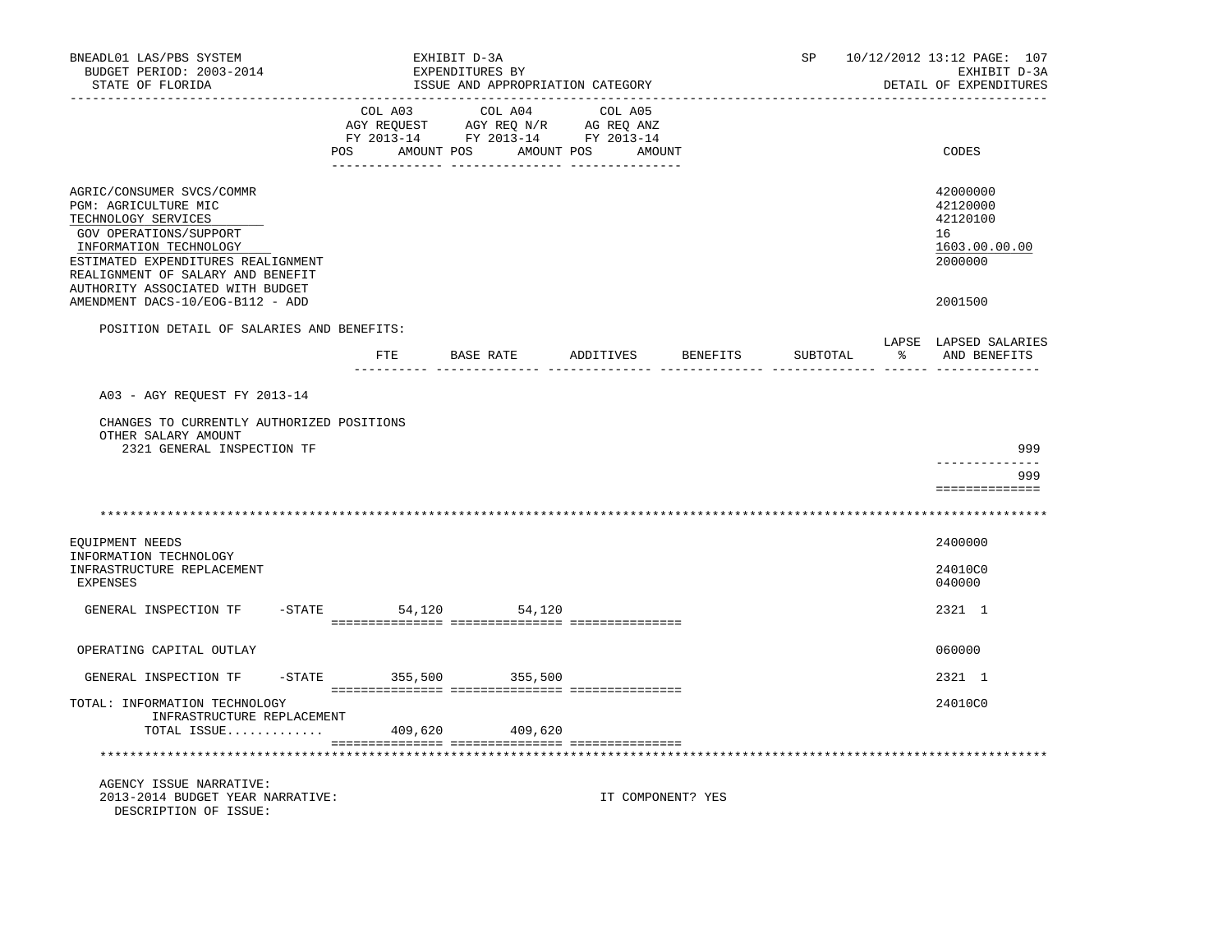BNEADL01 LAS/PBS SYSTEM — EXHIBIT D-3A — EXPENDITURES BY ISSUE AND APPROPRIATION CATEGORY — SP 10/12/2012 13:12

BUDGET PERIOD: 2003-2014 — STATE OF FLORIDA — EXHIBIT D-3A DETAIL OF EXPENDITURES

| | COL A03 AGY REQUEST FY 2013-14 POS AMOUNT | COL A04 AGY REQ N/R FY 2013-14 POS AMOUNT | COL A05 AG REQ ANZ FY 2013-14 POS AMOUNT | CODES |
|---|---|---|---|---|
| AGRIC/CONSUMER SVCS/COMMR | | | | 42000000 |
| PGM: AGRICULTURE MIC | | | | 42120000 |
| TECHNOLOGY SERVICES | | | | 42120100 |
| GOV OPERATIONS/SUPPORT | | | | 16 |
| INFORMATION TECHNOLOGY | | | | 1603.00.00.00 |
| ESTIMATED EXPENDITURES REALIGNMENT | | | | 2000000 |
| REALIGNMENT OF SALARY AND BENEFIT AUTHORITY ASSOCIATED WITH BUDGET AMENDMENT DACS-10/EOG-B112 - ADD | | | | 2001500 |

POSITION DETAIL OF SALARIES AND BENEFITS:

| | FTE | BASE RATE | ADDITIVES | BENEFITS | SUBTOTAL | LAPSE % | LAPSED SALARIES AND BENEFITS |
|---|---|---|---|---|---|---|---|
| A03 - AGY REQUEST FY 2013-14 | | | | | | | |
| CHANGES TO CURRENTLY AUTHORIZED POSITIONS | | | | | | | |
| OTHER SALARY AMOUNT | | | | | | | |
| 2321 GENERAL INSPECTION TF | | | | | | | 999 |
| | | | | | | | 999 |

***************************************************************************************************

| | COL A03 | COL A04 | COL A05 | CODES |
|---|---|---|---|---|
| EQUIPMENT NEEDS | | | | 2400000 |
| INFORMATION TECHNOLOGY INFRASTRUCTURE REPLACEMENT | | | | 24010C0 |
| EXPENSES | | | | 040000 |
| GENERAL INSPECTION TF -STATE | 54,120 | 54,120 | | 2321 1 |
| OPERATING CAPITAL OUTLAY | | | | 060000 |
| GENERAL INSPECTION TF -STATE | 355,500 | 355,500 | | 2321 1 |
| TOTAL: INFORMATION TECHNOLOGY INFRASTRUCTURE REPLACEMENT | | | | 24010C0 |
| TOTAL ISSUE............. | 409,620 | 409,620 | | |

***************************************************************************************************

AGENCY ISSUE NARRATIVE:

2013-2014 BUDGET YEAR NARRATIVE: IT COMPONENT? YES

DESCRIPTION OF ISSUE: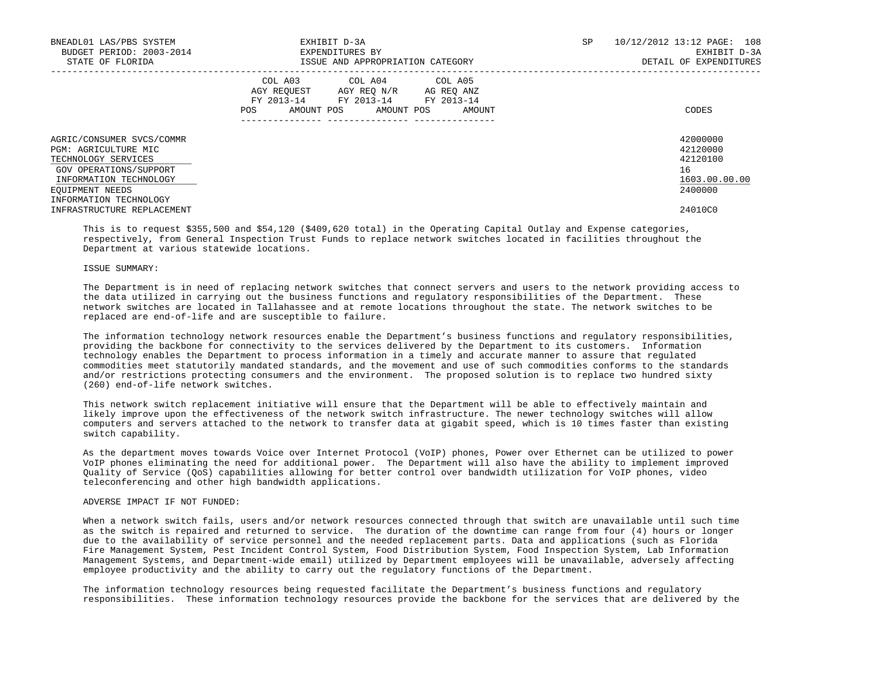| | COL A03 AGY REQUEST FY 2013-14 | | COL A04 AGY REQ N/R FY 2013-14 | | COL A05 AG REQ ANZ FY 2013-14 | | |
|---|---|---|---|---|---|---|---|
| | POS | AMOUNT | POS | AMOUNT | POS | AMOUNT | CODES |
| AGRIC/CONSUMER SVCS/COMMR | | | | | | | 42000000 |
| PGM: AGRICULTURE MIC | | | | | | | 42120000 |
| TECHNOLOGY SERVICES | | | | | | | 42120100 |
| GOV OPERATIONS/SUPPORT | | | | | | | 16 |
| INFORMATION TECHNOLOGY | | | | | | | 1603.00.00.00 |
| EQUIPMENT NEEDS | | | | | | | 2400000 |
| INFORMATION TECHNOLOGY INFRASTRUCTURE REPLACEMENT | | | | | | | 24010C0 |

This is to request $355,500 and $54,120 ($409,620 total) in the Operating Capital Outlay and Expense categories, respectively, from General Inspection Trust Funds to replace network switches located in facilities throughout the Department at various statewide locations.

ISSUE SUMMARY:

The Department is in need of replacing network switches that connect servers and users to the network providing access to the data utilized in carrying out the business functions and regulatory responsibilities of the Department. These network switches are located in Tallahassee and at remote locations throughout the state. The network switches to be replaced are end-of-life and are susceptible to failure.

The information technology network resources enable the Department's business functions and regulatory responsibilities, providing the backbone for connectivity to the services delivered by the Department to its customers. Information technology enables the Department to process information in a timely and accurate manner to assure that regulated commodities meet statutorily mandated standards, and the movement and use of such commodities conforms to the standards and/or restrictions protecting consumers and the environment. The proposed solution is to replace two hundred sixty (260) end-of-life network switches.

This network switch replacement initiative will ensure that the Department will be able to effectively maintain and likely improve upon the effectiveness of the network switch infrastructure. The newer technology switches will allow computers and servers attached to the network to transfer data at gigabit speed, which is 10 times faster than existing switch capability.

As the department moves towards Voice over Internet Protocol (VoIP) phones, Power over Ethernet can be utilized to power VoIP phones eliminating the need for additional power. The Department will also have the ability to implement improved Quality of Service (QoS) capabilities allowing for better control over bandwidth utilization for VoIP phones, video teleconferencing and other high bandwidth applications.

ADVERSE IMPACT IF NOT FUNDED:

When a network switch fails, users and/or network resources connected through that switch are unavailable until such time as the switch is repaired and returned to service. The duration of the downtime can range from four (4) hours or longer due to the availability of service personnel and the needed replacement parts. Data and applications (such as Florida Fire Management System, Pest Incident Control System, Food Distribution System, Food Inspection System, Lab Information Management Systems, and Department-wide email) utilized by Department employees will be unavailable, adversely affecting employee productivity and the ability to carry out the regulatory functions of the Department.

The information technology resources being requested facilitate the Department's business functions and regulatory responsibilities. These information technology resources provide the backbone for the services that are delivered by the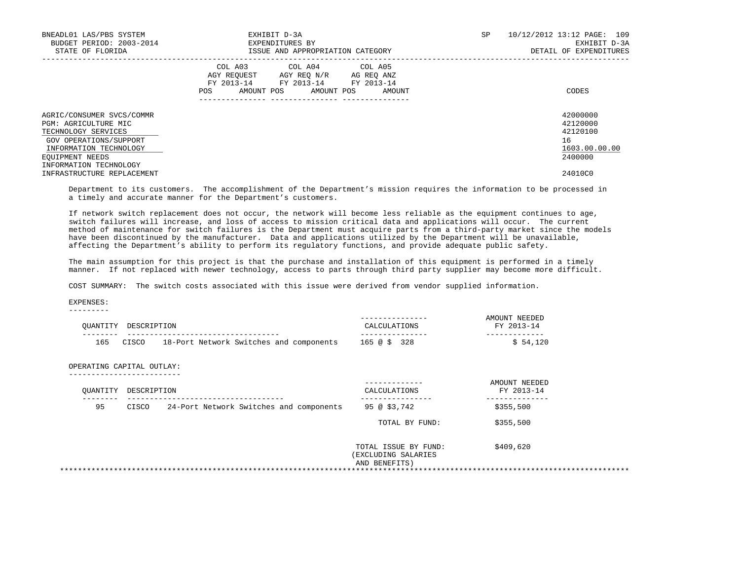BNEADL01 LAS/PBS SYSTEM — EXHIBIT D-3A — EXPENDITURES BY ISSUE AND APPROPRIATION CATEGORY
BUDGET PERIOD: 2003-2014 — STATE OF FLORIDA — SP 10/12/2012 13:12 — EXHIBIT D-3A DETAIL OF EXPENDITURES

| | COL A03 AGY REQUEST FY 2013-14 POS AMOUNT | COL A04 AGY REQ N/R FY 2013-14 POS AMOUNT | COL A05 AG REQ ANZ FY 2013-14 POS AMOUNT | CODES |
|---|---|---|---|---|
| AGRIC/CONSUMER SVCS/COMMR | | | | 42000000 |
| PGM: AGRICULTURE MIC | | | | 42120000 |
| TECHNOLOGY SERVICES | | | | 42120100 |
| GOV OPERATIONS/SUPPORT | | | | 16 |
| INFORMATION TECHNOLOGY | | | | 1603.00.00.00 |
| EQUIPMENT NEEDS | | | | 2400000 |
| INFORMATION TECHNOLOGY INFRASTRUCTURE REPLACEMENT | | | | 24010C0 |

Department to its customers. The accomplishment of the Department's mission requires the information to be processed in a timely and accurate manner for the Department's customers.

If network switch replacement does not occur, the network will become less reliable as the equipment continues to age, switch failures will increase, and loss of access to mission critical data and applications will occur. The current method of maintenance for switch failures is the Department must acquire parts from a third-party market since the models have been discontinued by the manufacturer. Data and applications utilized by the Department will be unavailable, affecting the Department's ability to perform its regulatory functions, and provide adequate public safety.

The main assumption for this project is that the purchase and installation of this equipment is performed in a timely manner. If not replaced with newer technology, access to parts through third party supplier may become more difficult.

COST SUMMARY: The switch costs associated with this issue were derived from vendor supplied information.

EXPENSES:

| QUANTITY | DESCRIPTION | CALCULATIONS | AMOUNT NEEDED FY 2013-14 |
|---|---|---|---|
| 165 | CISCO 18-Port Network Switches and components | 165 @ $ 328 | $ 54,120 |

OPERATING CAPITAL OUTLAY:

| QUANTITY | DESCRIPTION | CALCULATIONS | AMOUNT NEEDED FY 2013-14 |
|---|---|---|---|
| 95 | CISCO 24-Port Network Switches and components | 95 @ $3,742 | $355,500 |
| | | TOTAL BY FUND: | $355,500 |
| | | TOTAL ISSUE BY FUND: (EXCLUDING SALARIES AND BENEFITS) | $409,620 |

************************************************************************************************************************************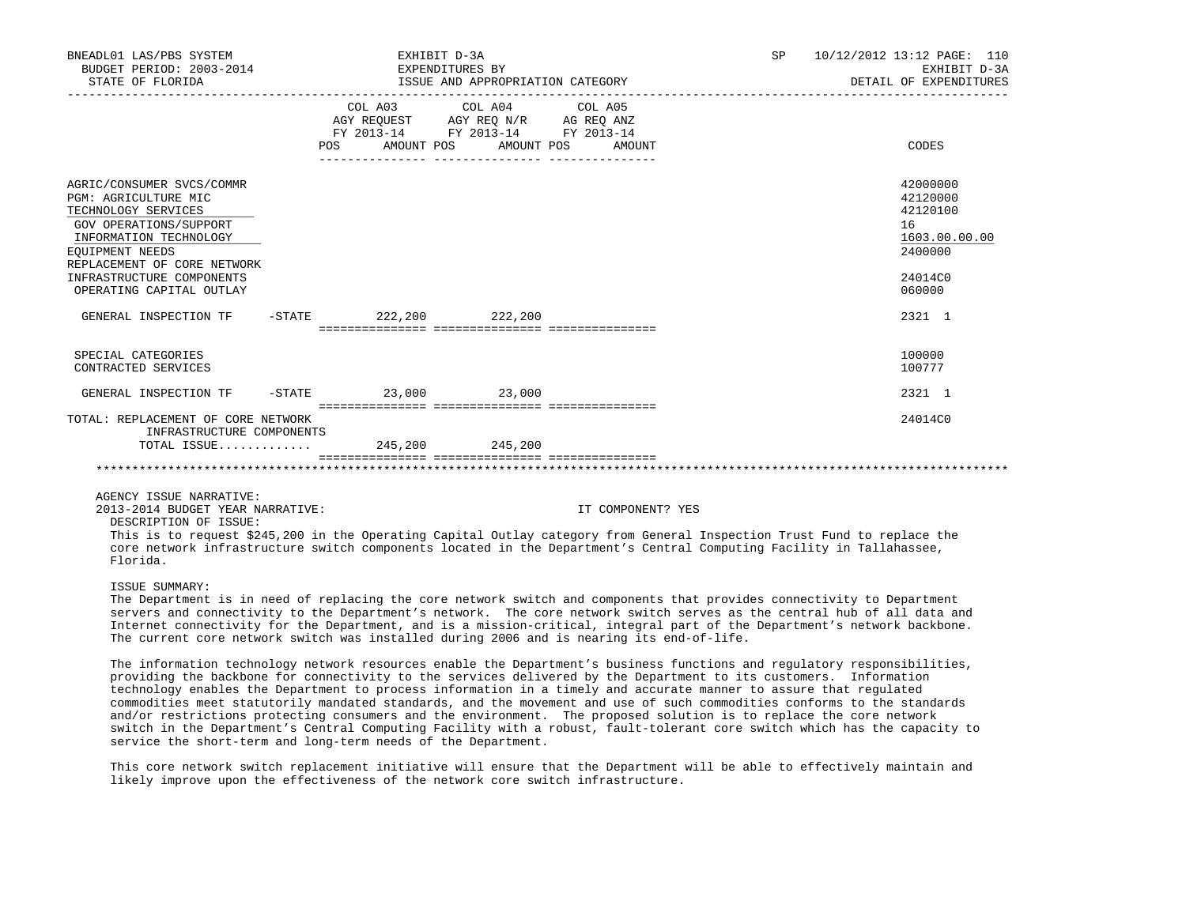| | COL A03 AGY REQUEST FY 2013-14 POS AMOUNT | COL A04 AGY REQ N/R FY 2013-14 POS AMOUNT | COL A05 AG REQ ANZ FY 2013-14 POS AMOUNT | CODES |
|---|---|---|---|---|
| AGRIC/CONSUMER SVCS/COMMR | | | | 42000000 |
| PGM: AGRICULTURE MIC | | | | 42120000 |
| TECHNOLOGY SERVICES | | | | 42120100 |
| GOV OPERATIONS/SUPPORT | | | | 16 |
| INFORMATION TECHNOLOGY | | | | 1603.00.00.00 |
| EQUIPMENT NEEDS | | | | 2400000 |
| REPLACEMENT OF CORE NETWORK INFRASTRUCTURE COMPONENTS | | | | 24014C0 |
| OPERATING CAPITAL OUTLAY | | | | 060000 |
| GENERAL INSPECTION TF -STATE | 222,200 | 222,200 | | 2321 1 |
| SPECIAL CATEGORIES | | | | 100000 |
| CONTRACTED SERVICES | | | | 100777 |
| GENERAL INSPECTION TF -STATE | 23,000 | 23,000 | | 2321 1 |
| TOTAL: REPLACEMENT OF CORE NETWORK INFRASTRUCTURE COMPONENTS | | | | 24014C0 |
| TOTAL ISSUE............. | 245,200 | 245,200 | | |

AGENCY ISSUE NARRATIVE:

2013-2014 BUDGET YEAR NARRATIVE: IT COMPONENT? YES

DESCRIPTION OF ISSUE:

This is to request $245,200 in the Operating Capital Outlay category from General Inspection Trust Fund to replace the core network infrastructure switch components located in the Department's Central Computing Facility in Tallahassee, Florida.

ISSUE SUMMARY:

The Department is in need of replacing the core network switch and components that provides connectivity to Department servers and connectivity to the Department's network. The core network switch serves as the central hub of all data and Internet connectivity for the Department, and is a mission-critical, integral part of the Department's network backbone. The current core network switch was installed during 2006 and is nearing its end-of-life.

The information technology network resources enable the Department's business functions and regulatory responsibilities, providing the backbone for connectivity to the services delivered by the Department to its customers. Information technology enables the Department to process information in a timely and accurate manner to assure that regulated commodities meet statutorily mandated standards, and the movement and use of such commodities conforms to the standards and/or restrictions protecting consumers and the environment. The proposed solution is to replace the core network switch in the Department's Central Computing Facility with a robust, fault-tolerant core switch which has the capacity to service the short-term and long-term needs of the Department.

This core network switch replacement initiative will ensure that the Department will be able to effectively maintain and likely improve upon the effectiveness of the network core switch infrastructure.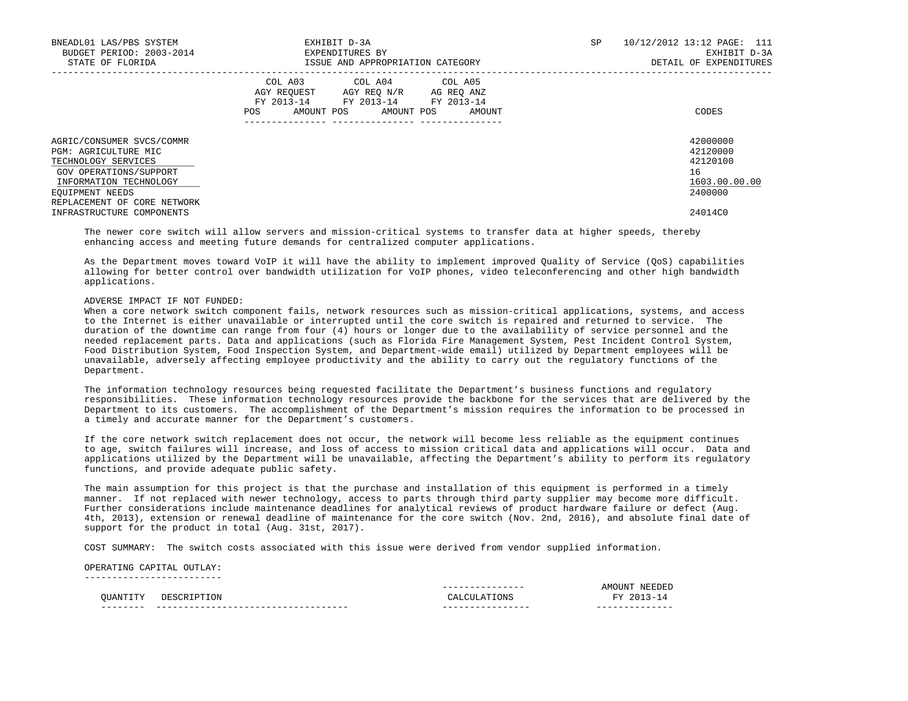| | COL A03 AGY REQUEST FY 2013-14 | | COL A04 AGY REQ N/R FY 2013-14 | | COL A05 AG REQ ANZ FY 2013-14 | | |
|---|---|---|---|---|---|---|---|
| | POS | AMOUNT | POS | AMOUNT | POS | AMOUNT | CODES |
| AGRIC/CONSUMER SVCS/COMMR | | | | | | | 42000000 |
| PGM: AGRICULTURE MIC | | | | | | | 42120000 |
| TECHNOLOGY SERVICES | | | | | | | 42120100 |
| GOV OPERATIONS/SUPPORT | | | | | | | 16 |
| INFORMATION TECHNOLOGY | | | | | | | 1603.00.00.00 |
| EQUIPMENT NEEDS | | | | | | | 2400000 |
| REPLACEMENT OF CORE NETWORK INFRASTRUCTURE COMPONENTS | | | | | | | 24014C0 |

The newer core switch will allow servers and mission-critical systems to transfer data at higher speeds, thereby enhancing access and meeting future demands for centralized computer applications.

As the Department moves toward VoIP it will have the ability to implement improved Quality of Service (QoS) capabilities allowing for better control over bandwidth utilization for VoIP phones, video teleconferencing and other high bandwidth applications.

ADVERSE IMPACT IF NOT FUNDED:
When a core network switch component fails, network resources such as mission-critical applications, systems, and access to the Internet is either unavailable or interrupted until the core switch is repaired and returned to service. The duration of the downtime can range from four (4) hours or longer due to the availability of service personnel and the needed replacement parts. Data and applications (such as Florida Fire Management System, Pest Incident Control System, Food Distribution System, Food Inspection System, and Department-wide email) utilized by Department employees will be unavailable, adversely affecting employee productivity and the ability to carry out the regulatory functions of the Department.

The information technology resources being requested facilitate the Department's business functions and regulatory responsibilities. These information technology resources provide the backbone for the services that are delivered by the Department to its customers. The accomplishment of the Department's mission requires the information to be processed in a timely and accurate manner for the Department's customers.

If the core network switch replacement does not occur, the network will become less reliable as the equipment continues to age, switch failures will increase, and loss of access to mission critical data and applications will occur. Data and applications utilized by the Department will be unavailable, affecting the Department's ability to perform its regulatory functions, and provide adequate public safety.

The main assumption for this project is that the purchase and installation of this equipment is performed in a timely manner. If not replaced with newer technology, access to parts through third party supplier may become more difficult. Further considerations include maintenance deadlines for analytical reviews of product hardware failure or defect (Aug. 4th, 2013), extension or renewal deadline of maintenance for the core switch (Nov. 2nd, 2016), and absolute final date of support for the product in total (Aug. 31st, 2017).

COST SUMMARY: The switch costs associated with this issue were derived from vendor supplied information.

OPERATING CAPITAL OUTLAY:

| QUANTITY | DESCRIPTION | CALCULATIONS | AMOUNT NEEDED FY 2013-14 |
|---|---|---|---|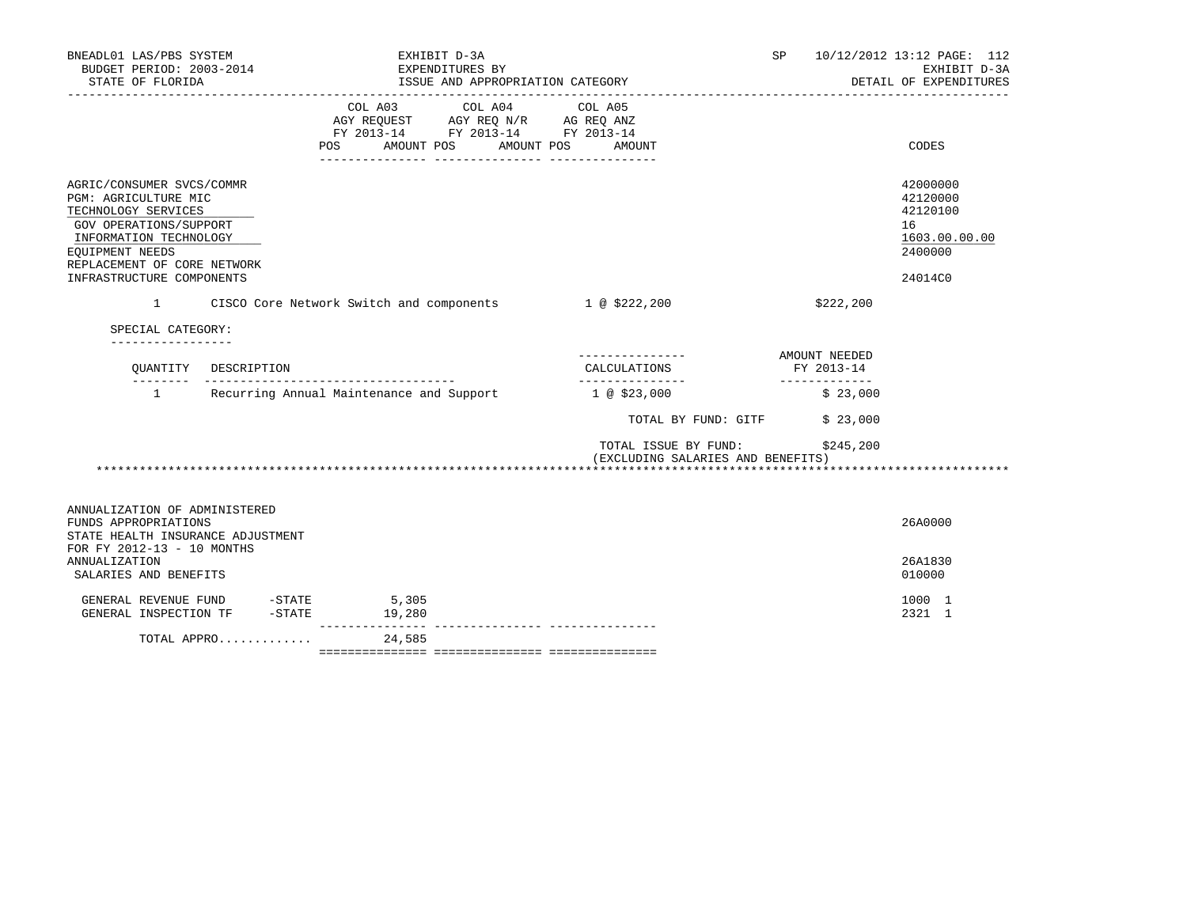BNEADL01 LAS/PBS SYSTEM | EXHIBIT D-3A | SP 10/12/2012 13:12 PAGE: 112
BUDGET PERIOD: 2003-2014 | EXPENDITURES BY | EXHIBIT D-3A
STATE OF FLORIDA | ISSUE AND APPROPRIATION CATEGORY | DETAIL OF EXPENDITURES

| | COL A03 AGY REQUEST FY 2013-14 POS AMOUNT | COL A04 AGY REQ N/R FY 2013-14 POS AMOUNT | COL A05 AG REQ ANZ FY 2013-14 POS AMOUNT | CODES |
|---|---|---|---|---|
| AGRIC/CONSUMER SVCS/COMMR | | | | 42000000 |
| PGM: AGRICULTURE MIC | | | | 42120000 |
| TECHNOLOGY SERVICES | | | | 42120100 |
| GOV OPERATIONS/SUPPORT | | | | 16 |
| INFORMATION TECHNOLOGY | | | | 1603.00.00.00 |
| EQUIPMENT NEEDS | | | | 2400000 |
| REPLACEMENT OF CORE NETWORK INFRASTRUCTURE COMPONENTS | | | | 24014C0 |

| QUANTITY | DESCRIPTION | CALCULATIONS | AMOUNT NEEDED FY 2013-14 |
|---|---|---|---|
| 1 | CISCO Core Network Switch and components | 1 @ $222,200 | $222,200 |

SPECIAL CATEGORY:

| QUANTITY | DESCRIPTION | CALCULATIONS | AMOUNT NEEDED FY 2013-14 |
|---|---|---|---|
| 1 | Recurring Annual Maintenance and Support | 1 @ $23,000 | $ 23,000 |
| | | TOTAL BY FUND: GITF | $ 23,000 |
| | | TOTAL ISSUE BY FUND: (EXCLUDING SALARIES AND BENEFITS) | $245,200 |

*************************************************************************************************************

| | COL A03 AGY REQUEST FY 2013-14 POS AMOUNT | COL A04 AGY REQ N/R FY 2013-14 POS AMOUNT | COL A05 AG REQ ANZ FY 2013-14 POS AMOUNT | CODES |
|---|---|---|---|---|
| ANNUALIZATION OF ADMINISTERED FUNDS APPROPRIATIONS | | | | 26A0000 |
| STATE HEALTH INSURANCE ADJUSTMENT FOR FY 2012-13 - 10 MONTHS ANNUALIZATION | | | | 26A1830 |
| SALARIES AND BENEFITS | | | | 010000 |
| GENERAL REVENUE FUND -STATE | 5,305 | | | 1000 1 |
| GENERAL INSPECTION TF -STATE | 19,280 | | | 2321 1 |
| TOTAL APPRO............ | 24,585 | | | |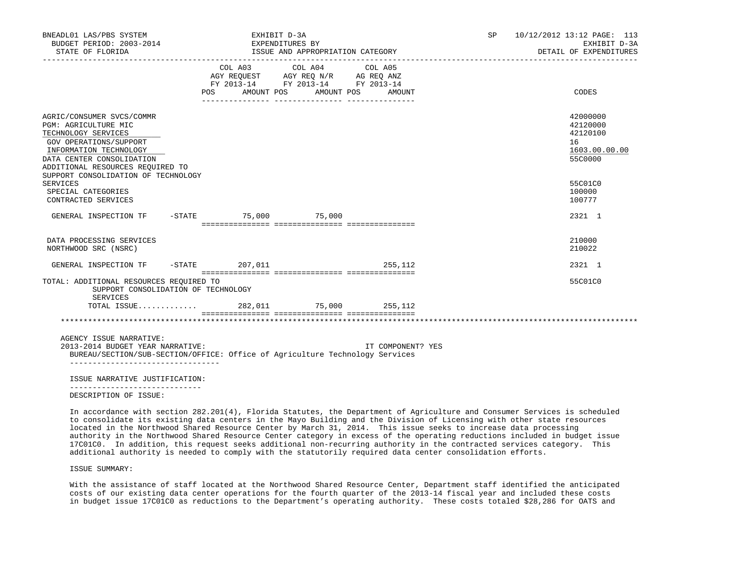BNEADL01 LAS/PBS SYSTEM | EXHIBIT D-3A | SP 10/12/2012 13:12
BUDGET PERIOD: 2003-2014 | EXPENDITURES BY | EXHIBIT D-3A
STATE OF FLORIDA | ISSUE AND APPROPRIATION CATEGORY | DETAIL OF EXPENDITURES

| | COL A03 AGY REQUEST FY 2013-14 POS AMOUNT | COL A04 AGY REQ N/R FY 2013-14 POS AMOUNT | COL A05 AG REQ ANZ FY 2013-14 POS AMOUNT | CODES |
|---|---|---|---|---|
| AGRIC/CONSUMER SVCS/COMMR | | | | 42000000 |
| PGM: AGRICULTURE MIC | | | | 42120000 |
| TECHNOLOGY SERVICES | | | | 42120100 |
| GOV OPERATIONS/SUPPORT | | | | 16 |
| INFORMATION TECHNOLOGY | | | | 1603.00.00.00 |
| DATA CENTER CONSOLIDATION | | | | 55C0000 |
| ADDITIONAL RESOURCES REQUIRED TO SUPPORT CONSOLIDATION OF TECHNOLOGY SERVICES | | | | 55C01C0 |
| SPECIAL CATEGORIES | | | | 100000 |
| CONTRACTED SERVICES | | | | 100777 |
| GENERAL INSPECTION TF -STATE | 75,000 | 75,000 | | 2321 1 |
| DATA PROCESSING SERVICES | | | | 210000 |
| NORTHWOOD SRC (NSRC) | | | | 210022 |
| GENERAL INSPECTION TF -STATE | 207,011 | | 255,112 | 2321 1 |
| TOTAL: ADDITIONAL RESOURCES REQUIRED TO SUPPORT CONSOLIDATION OF TECHNOLOGY SERVICES | | | | 55C01C0 |
| TOTAL ISSUE............ | 282,011 | 75,000 | 255,112 | |

AGENCY ISSUE NARRATIVE:

2013-2014 BUDGET YEAR NARRATIVE: IT COMPONENT? YES

BUREAU/SECTION/SUB-SECTION/OFFICE: Office of Agriculture Technology Services

ISSUE NARRATIVE JUSTIFICATION:

DESCRIPTION OF ISSUE:

In accordance with section 282.201(4), Florida Statutes, the Department of Agriculture and Consumer Services is scheduled to consolidate its existing data centers in the Mayo Building and the Division of Licensing with other state resources located in the Northwood Shared Resource Center by March 31, 2014. This issue seeks to increase data processing authority in the Northwood Shared Resource Center category in excess of the operating reductions included in budget issue 17C01C0. In addition, this request seeks additional non-recurring authority in the contracted services category. This additional authority is needed to comply with the statutorily required data center consolidation efforts.

ISSUE SUMMARY:

With the assistance of staff located at the Northwood Shared Resource Center, Department staff identified the anticipated costs of our existing data center operations for the fourth quarter of the 2013-14 fiscal year and included these costs in budget issue 17C01C0 as reductions to the Department's operating authority. These costs totaled $28,286 for OATS and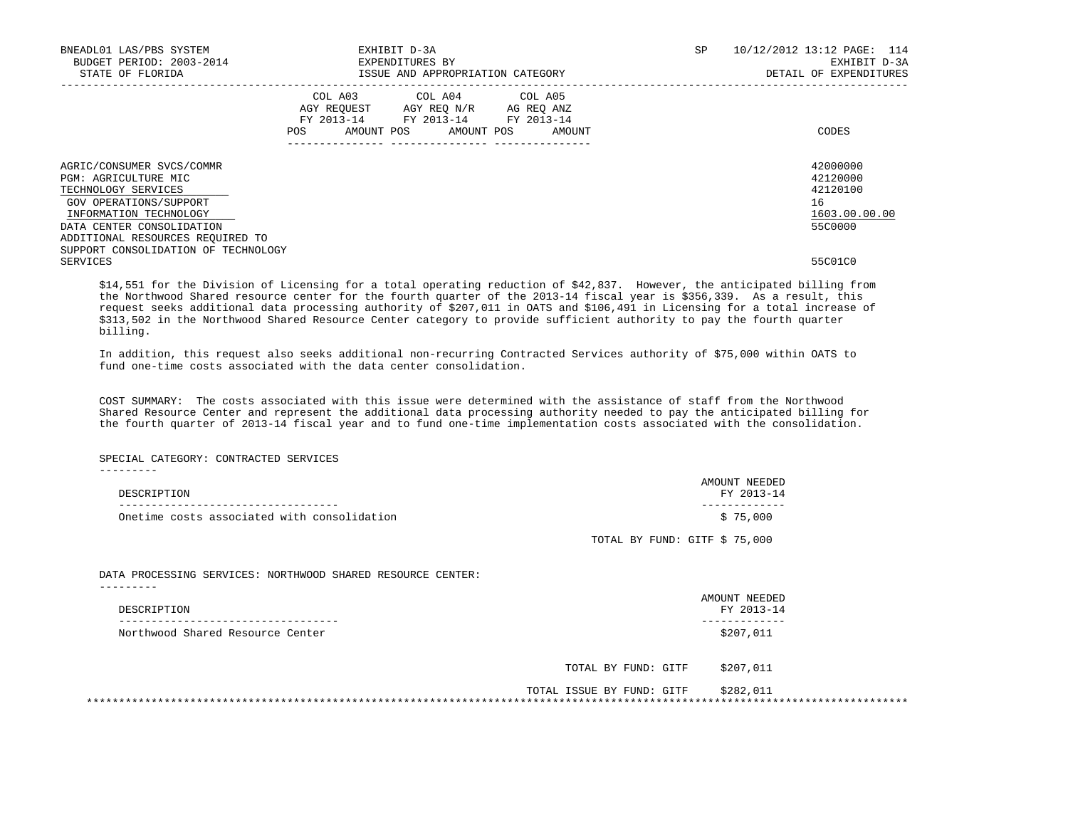| | COL A03 AGY REQUEST FY 2013-14 POS AMOUNT | COL A04 AGY REQ N/R FY 2013-14 POS AMOUNT | COL A05 AG REQ ANZ FY 2013-14 POS AMOUNT | CODES |
|---|---|---|---|---|
| AGRIC/CONSUMER SVCS/COMMR | | | | 42000000 |
| PGM: AGRICULTURE MIC | | | | 42120000 |
| TECHNOLOGY SERVICES | | | | 42120100 |
| GOV OPERATIONS/SUPPORT | | | | 16 |
| INFORMATION TECHNOLOGY | | | | 1603.00.00.00 |
| DATA CENTER CONSOLIDATION | | | | 55C0000 |
| ADDITIONAL RESOURCES REQUIRED TO SUPPORT CONSOLIDATION OF TECHNOLOGY SERVICES | | | | 55C01C0 |

$14,551 for the Division of Licensing for a total operating reduction of $42,837. However, the anticipated billing from the Northwood Shared resource center for the fourth quarter of the 2013-14 fiscal year is $356,339. As a result, this request seeks additional data processing authority of $207,011 in OATS and $106,491 in Licensing for a total increase of $313,502 in the Northwood Shared Resource Center category to provide sufficient authority to pay the fourth quarter billing.

In addition, this request also seeks additional non-recurring Contracted Services authority of $75,000 within OATS to fund one-time costs associated with the data center consolidation.

COST SUMMARY: The costs associated with this issue were determined with the assistance of staff from the Northwood Shared Resource Center and represent the additional data processing authority needed to pay the anticipated billing for the fourth quarter of 2013-14 fiscal year and to fund one-time implementation costs associated with the consolidation.

SPECIAL CATEGORY: CONTRACTED SERVICES

| DESCRIPTION | AMOUNT NEEDED FY 2013-14 |
|---|---|
| Onetime costs associated with consolidation | $ 75,000 |
| TOTAL BY FUND: GITF | $ 75,000 |

DATA PROCESSING SERVICES: NORTHWOOD SHARED RESOURCE CENTER:

| DESCRIPTION | AMOUNT NEEDED FY 2013-14 |
|---|---|
| Northwood Shared Resource Center | $207,011 |
| TOTAL BY FUND: GITF | $207,011 |
| TOTAL ISSUE BY FUND: GITF | $282,011 |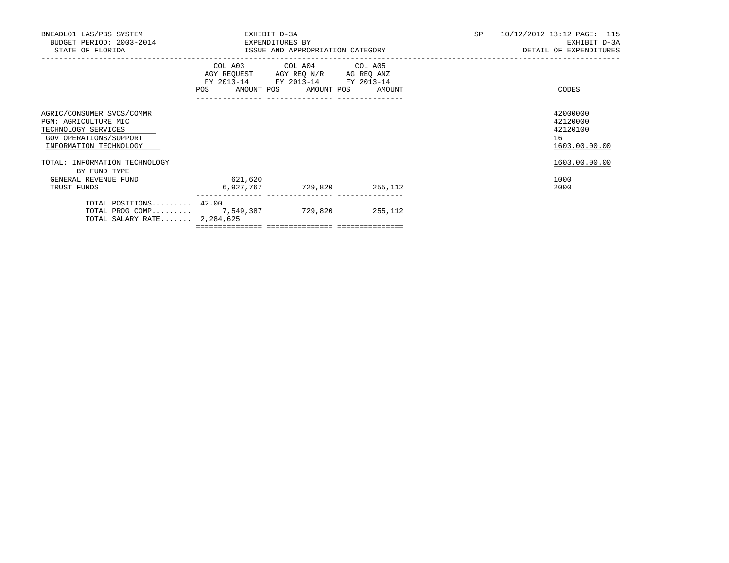BNEADL01 LAS/PBS SYSTEM
BUDGET PERIOD: 2003-2014
STATE OF FLORIDA

EXHIBIT D-3A
EXPENDITURES BY
ISSUE AND APPROPRIATION CATEGORY

SP 10/12/2012 13:12 PAGE: 115
EXHIBIT D-3A
DETAIL OF EXPENDITURES

| | COL A03 AGY REQUEST FY 2013-14 | | COL A04 AGY REQ N/R FY 2013-14 | | COL A05 AG REQ ANZ FY 2013-14 | | CODES |
|---|---|---|---|---|---|---|---|
| | POS | AMOUNT | POS | AMOUNT | POS | AMOUNT | |
| AGRIC/CONSUMER SVCS/COMMR | | | | | | | 42000000 |
| PGM: AGRICULTURE MIC | | | | | | | 42120000 |
| TECHNOLOGY SERVICES | | | | | | | 42120100 |
| GOV OPERATIONS/SUPPORT | | | | | | | 16 |
| INFORMATION TECHNOLOGY | | | | | | | 1603.00.00.00 |
| TOTAL: INFORMATION TECHNOLOGY | | | | | | | 1603.00.00.00 |
| BY FUND TYPE | | | | | | | |
| GENERAL REVENUE FUND | | 621,620 | | | | | 1000 |
| TRUST FUNDS | | 6,927,767 | | 729,820 | | 255,112 | 2000 |
| TOTAL POSITIONS......... | 42.00 | | | | | | |
| TOTAL PROG COMP......... | | 7,549,387 | | 729,820 | | 255,112 | |
| TOTAL SALARY RATE....... | | 2,284,625 | | | | | |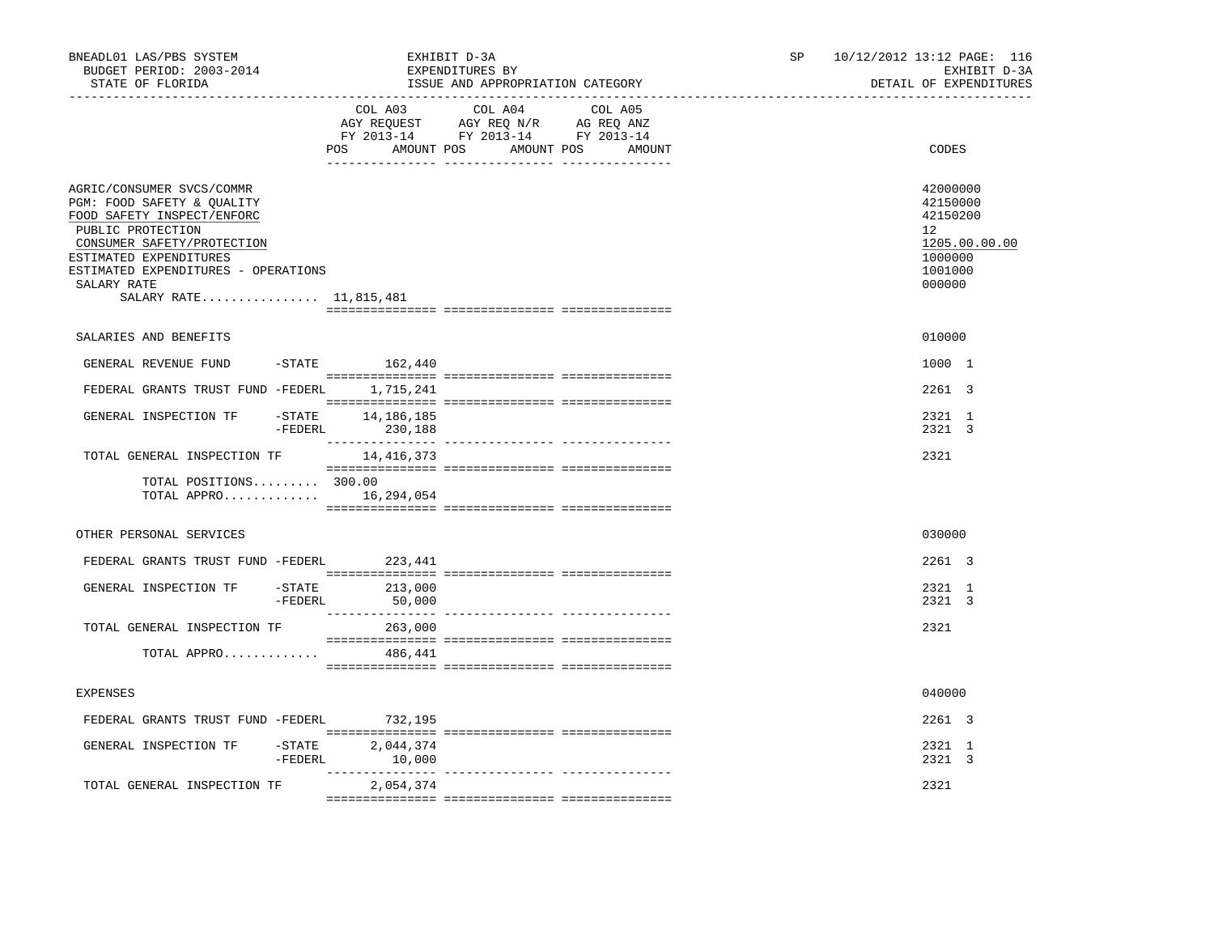BNEADL01 LAS/PBS SYSTEM — EXHIBIT D-3A — EXPENDITURES BY ISSUE AND APPROPRIATION CATEGORY

BUDGET PERIOD: 2003-2014 — STATE OF FLORIDA — SP 10/12/2012 13:12 — EXHIBIT D-3A DETAIL OF EXPENDITURES

| | COL A03 AGY REQUEST FY 2013-14 POS AMOUNT | COL A04 AGY REQ N/R FY 2013-14 POS AMOUNT | COL A05 AG REQ ANZ FY 2013-14 POS AMOUNT | CODES |
|---|---|---|---|---|
| AGRIC/CONSUMER SVCS/COMMR | | | | 42000000 |
| PGM: FOOD SAFETY & QUALITY | | | | 42150000 |
| FOOD SAFETY INSPECT/ENFORC | | | | 42150200 |
| PUBLIC PROTECTION | | | | 12 |
| CONSUMER SAFETY/PROTECTION | | | | 1205.00.00.00 |
| ESTIMATED EXPENDITURES | | | | 1000000 |
| ESTIMATED EXPENDITURES - OPERATIONS | | | | 1001000 |
| SALARY RATE | | | | 000000 |
| SALARY RATE................ 11,815,481 | | | | |
| SALARIES AND BENEFITS | | | | 010000 |
| GENERAL REVENUE FUND -STATE | 162,440 | | | 1000 1 |
| FEDERAL GRANTS TRUST FUND -FEDERL | 1,715,241 | | | 2261 3 |
| GENERAL INSPECTION TF -STATE | 14,186,185 | | | 2321 1 |
| -FEDERL | 230,188 | | | 2321 3 |
| TOTAL GENERAL INSPECTION TF | 14,416,373 | | | 2321 |
| TOTAL POSITIONS......... 300.00 | | | | |
| TOTAL APPRO............. | 16,294,054 | | | |
| OTHER PERSONAL SERVICES | | | | 030000 |
| FEDERAL GRANTS TRUST FUND -FEDERL | 223,441 | | | 2261 3 |
| GENERAL INSPECTION TF -STATE | 213,000 | | | 2321 1 |
| -FEDERL | 50,000 | | | 2321 3 |
| TOTAL GENERAL INSPECTION TF | 263,000 | | | 2321 |
| TOTAL APPRO............. | 486,441 | | | |
| EXPENSES | | | | 040000 |
| FEDERAL GRANTS TRUST FUND -FEDERL | 732,195 | | | 2261 3 |
| GENERAL INSPECTION TF -STATE | 2,044,374 | | | 2321 1 |
| -FEDERL | 10,000 | | | 2321 3 |
| TOTAL GENERAL INSPECTION TF | 2,054,374 | | | 2321 |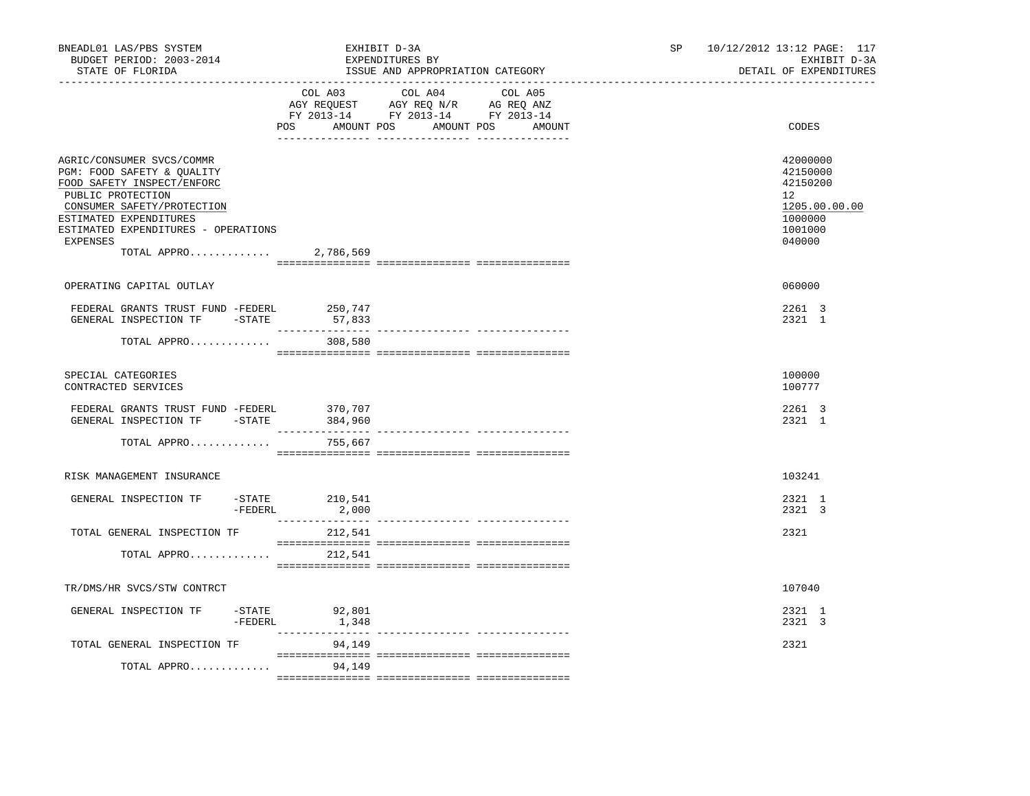BNEADL01 LAS/PBS SYSTEM — EXHIBIT D-3A — EXPENDITURES BY ISSUE AND APPROPRIATION CATEGORY — SP 10/12/2012 13:12

BUDGET PERIOD: 2003-2014 — EXHIBIT D-3A

STATE OF FLORIDA — DETAIL OF EXPENDITURES

| | COL A03 AGY REQUEST FY 2013-14 POS | AMOUNT | COL A04 AGY REQ N/R FY 2013-14 POS | AMOUNT | COL A05 AG REQ ANZ FY 2013-14 POS | AMOUNT | CODES |
|---|---|---|---|---|---|---|---|
| AGRIC/CONSUMER SVCS/COMMR | | | | | | | 42000000 |
| PGM: FOOD SAFETY & QUALITY | | | | | | | 42150000 |
| FOOD SAFETY INSPECT/ENFORC | | | | | | | 42150200 |
| PUBLIC PROTECTION | | | | | | | 12 |
| CONSUMER SAFETY/PROTECTION | | | | | | | 1205.00.00.00 |
| ESTIMATED EXPENDITURES | | | | | | | 1000000 |
| ESTIMATED EXPENDITURES - OPERATIONS | | | | | | | 1001000 |
| EXPENSES | | | | | | | 040000 |
| TOTAL APPRO............. | | 2,786,569 | | | | | |
| OPERATING CAPITAL OUTLAY | | | | | | | 060000 |
| FEDERAL GRANTS TRUST FUND -FEDERL | | 250,747 | | | | | 2261 3 |
| GENERAL INSPECTION TF -STATE | | 57,833 | | | | | 2321 1 |
| TOTAL APPRO............. | | 308,580 | | | | | |
| SPECIAL CATEGORIES | | | | | | | 100000 |
| CONTRACTED SERVICES | | | | | | | 100777 |
| FEDERAL GRANTS TRUST FUND -FEDERL | | 370,707 | | | | | 2261 3 |
| GENERAL INSPECTION TF -STATE | | 384,960 | | | | | 2321 1 |
| TOTAL APPRO............. | | 755,667 | | | | | |
| RISK MANAGEMENT INSURANCE | | | | | | | 103241 |
| GENERAL INSPECTION TF -STATE | | 210,541 | | | | | 2321 1 |
| -FEDERL | | 2,000 | | | | | 2321 3 |
| TOTAL GENERAL INSPECTION TF | | 212,541 | | | | | 2321 |
| TOTAL APPRO............. | | 212,541 | | | | | |
| TR/DMS/HR SVCS/STW CONTRCT | | | | | | | 107040 |
| GENERAL INSPECTION TF -STATE | | 92,801 | | | | | 2321 1 |
| -FEDERL | | 1,348 | | | | | 2321 3 |
| TOTAL GENERAL INSPECTION TF | | 94,149 | | | | | 2321 |
| TOTAL APPRO............. | | 94,149 | | | | | |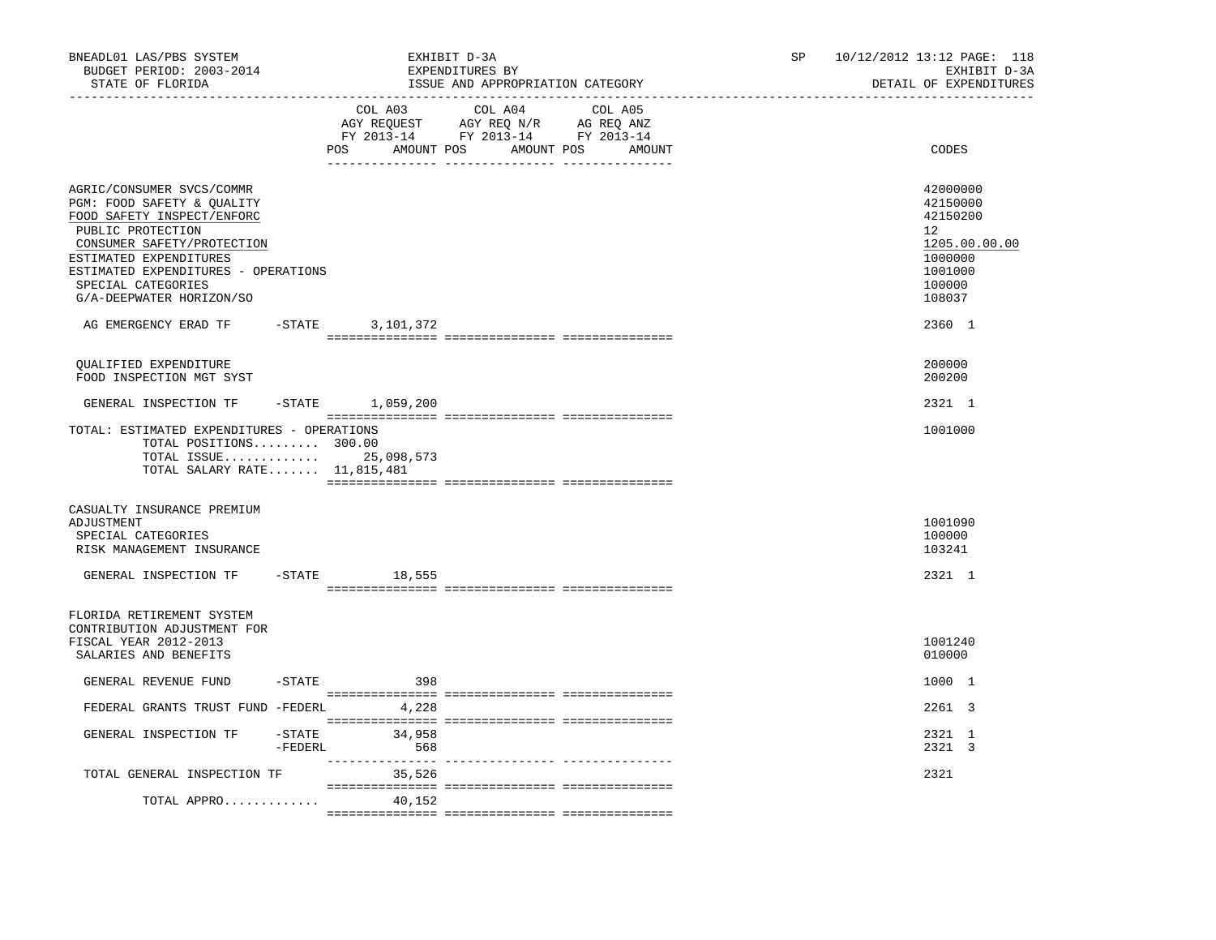BNEADL01 LAS/PBS SYSTEM — EXHIBIT D-3A — SP 10/12/2012 13:12 PAGE: 118
BUDGET PERIOD: 2003-2014 — EXPENDITURES BY — EXHIBIT D-3A
STATE OF FLORIDA — ISSUE AND APPROPRIATION CATEGORY — DETAIL OF EXPENDITURES

| | COL A03 AGY REQUEST FY 2013-14 POS AMOUNT | COL A04 AGY REQ N/R FY 2013-14 POS AMOUNT | COL A05 AG REQ ANZ FY 2013-14 POS AMOUNT | CODES |
|---|---|---|---|---|
| AGRIC/CONSUMER SVCS/COMMR | | | | 42000000 |
| PGM: FOOD SAFETY & QUALITY | | | | 42150000 |
| FOOD SAFETY INSPECT/ENFORC | | | | 42150200 |
| PUBLIC PROTECTION | | | | 12 |
| CONSUMER SAFETY/PROTECTION | | | | 1205.00.00.00 |
| ESTIMATED EXPENDITURES | | | | 1000000 |
| ESTIMATED EXPENDITURES - OPERATIONS | | | | 1001000 |
| SPECIAL CATEGORIES | | | | 100000 |
| G/A-DEEPWATER HORIZON/SO | | | | 108037 |
| AG EMERGENCY ERAD TF -STATE | 3,101,372 | | | 2360 1 |
| QUALIFIED EXPENDITURE | | | | 200000 |
| FOOD INSPECTION MGT SYST | | | | 200200 |
| GENERAL INSPECTION TF -STATE | 1,059,200 | | | 2321 1 |
| TOTAL: ESTIMATED EXPENDITURES - OPERATIONS | | | | 1001000 |
| TOTAL POSITIONS......... 300.00 | | | | |
| TOTAL ISSUE............. | 25,098,573 | | | |
| TOTAL SALARY RATE....... 11,815,481 | | | | |
| CASUALTY INSURANCE PREMIUM ADJUSTMENT | | | | 1001090 |
| SPECIAL CATEGORIES | | | | 100000 |
| RISK MANAGEMENT INSURANCE | | | | 103241 |
| GENERAL INSPECTION TF -STATE | 18,555 | | | 2321 1 |
| FLORIDA RETIREMENT SYSTEM CONTRIBUTION ADJUSTMENT FOR FISCAL YEAR 2012-2013 | | | | 1001240 |
| SALARIES AND BENEFITS | | | | 010000 |
| GENERAL REVENUE FUND -STATE | 398 | | | 1000 1 |
| FEDERAL GRANTS TRUST FUND -FEDERL | 4,228 | | | 2261 3 |
| GENERAL INSPECTION TF -STATE | 34,958 | | | 2321 1 |
| -FEDERL | 568 | | | 2321 3 |
| TOTAL GENERAL INSPECTION TF | 35,526 | | | 2321 |
| TOTAL APPRO............. | 40,152 | | | |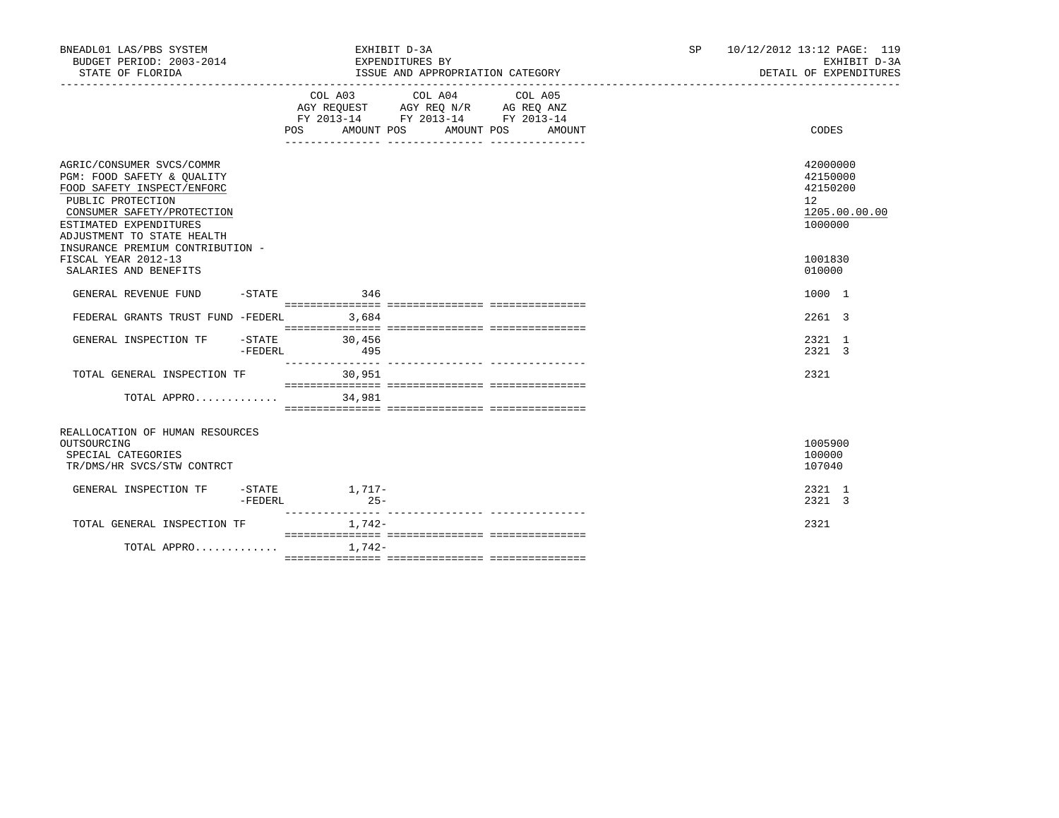BNEADL01 LAS/PBS SYSTEM — EXHIBIT D-3A — SP 10/12/2012 13:12

BUDGET PERIOD: 2003-2014 — EXPENDITURES BY — EXHIBIT D-3A

STATE OF FLORIDA — ISSUE AND APPROPRIATION CATEGORY — DETAIL OF EXPENDITURES

| | | COL A03 AGY REQUEST FY 2013-14 POS | AMOUNT | COL A04 AGY REQ N/R FY 2013-14 POS | AMOUNT | COL A05 AG REQ ANZ FY 2013-14 POS | AMOUNT | CODES |
|---|---|---|---|---|---|---|---|---|
| AGRIC/CONSUMER SVCS/COMMR | | | | | | | | 42000000 |
| PGM: FOOD SAFETY & QUALITY | | | | | | | | 42150000 |
| FOOD SAFETY INSPECT/ENFORC | | | | | | | | 42150200 |
| PUBLIC PROTECTION | | | | | | | | 12 |
| CONSUMER SAFETY/PROTECTION | | | | | | | | 1205.00.00.00 |
| ESTIMATED EXPENDITURES | | | | | | | | 1000000 |
| ADJUSTMENT TO STATE HEALTH INSURANCE PREMIUM CONTRIBUTION - FISCAL YEAR 2012-13 | | | | | | | | 1001830 |
| SALARIES AND BENEFITS | | | | | | | | 010000 |
| GENERAL REVENUE FUND | -STATE | | 346 | | | | | 1000 1 |
| FEDERAL GRANTS TRUST FUND | -FEDERL | | 3,684 | | | | | 2261 3 |
| GENERAL INSPECTION TF | -STATE | | 30,456 | | | | | 2321 1 |
| | -FEDERL | | 495 | | | | | 2321 3 |
| TOTAL GENERAL INSPECTION TF | | | 30,951 | | | | | 2321 |
| TOTAL APPRO............. | | | 34,981 | | | | | |
| REALLOCATION OF HUMAN RESOURCES OUTSOURCING | | | | | | | | 1005900 |
| SPECIAL CATEGORIES | | | | | | | | 100000 |
| TR/DMS/HR SVCS/STW CONTRCT | | | | | | | | 107040 |
| GENERAL INSPECTION TF | -STATE | | 1,717- | | | | | 2321 1 |
| | -FEDERL | | 25- | | | | | 2321 3 |
| TOTAL GENERAL INSPECTION TF | | | 1,742- | | | | | 2321 |
| TOTAL APPRO............. | | | 1,742- | | | | | |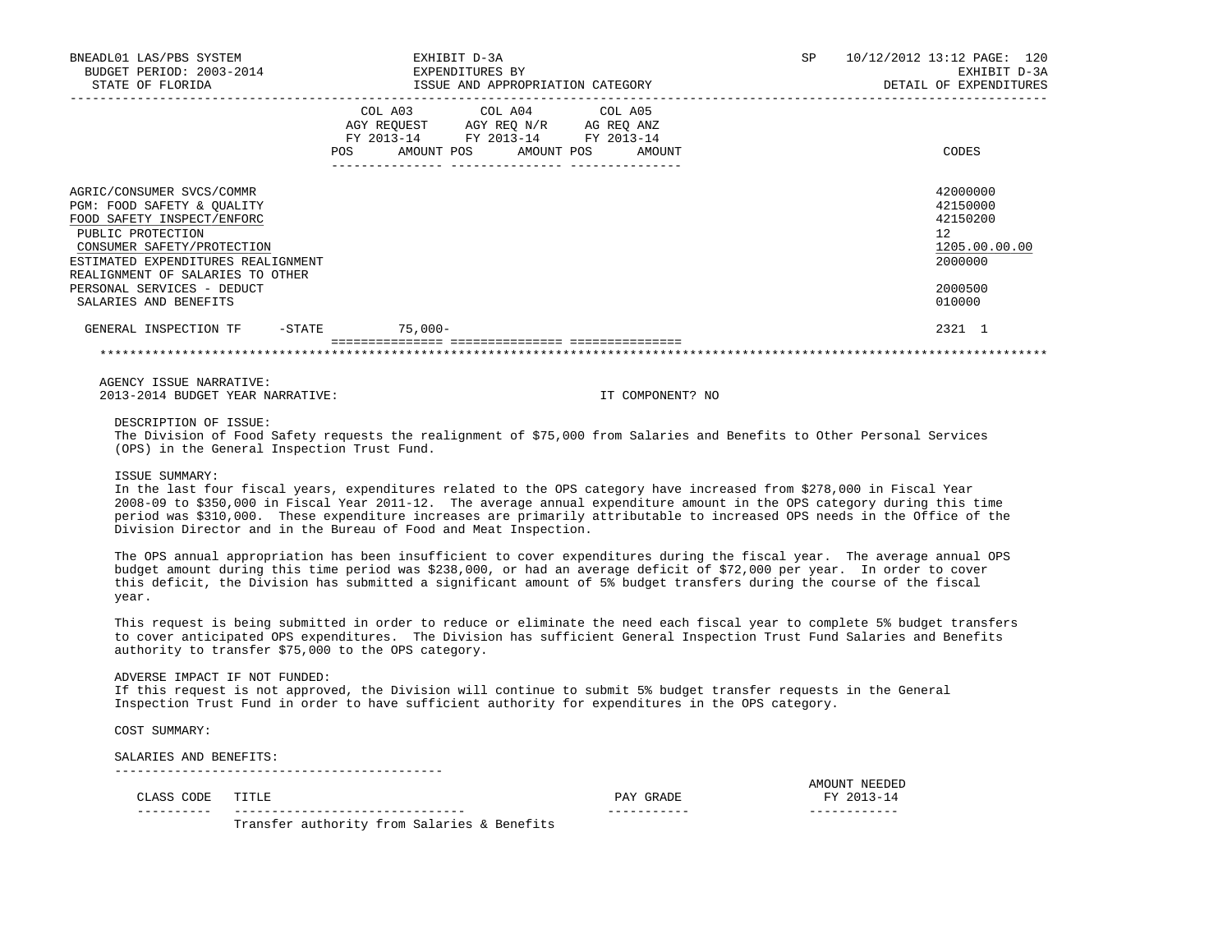BNEADL01 LAS/PBS SYSTEM | EXHIBIT D-3A | SP 10/12/2012 13:12 PAGE: 120
BUDGET PERIOD: 2003-2014 | EXPENDITURES BY | EXHIBIT D-3A
STATE OF FLORIDA | ISSUE AND APPROPRIATION CATEGORY | DETAIL OF EXPENDITURES

| | COL A03 AGY REQUEST FY 2013-14 POS AMOUNT | COL A04 AGY REQ N/R FY 2013-14 POS AMOUNT | COL A05 AG REQ ANZ FY 2013-14 POS AMOUNT | CODES |
|---|---|---|---|---|
| AGRIC/CONSUMER SVCS/COMMR | | | | 42000000 |
| PGM: FOOD SAFETY & QUALITY | | | | 42150000 |
| FOOD SAFETY INSPECT/ENFORC | | | | 42150200 |
| PUBLIC PROTECTION | | | | 12 |
| CONSUMER SAFETY/PROTECTION | | | | 1205.00.00.00 |
| ESTIMATED EXPENDITURES REALIGNMENT | | | | 2000000 |
| REALIGNMENT OF SALARIES TO OTHER PERSONAL SERVICES - DEDUCT | | | | 2000500 |
| SALARIES AND BENEFITS | | | | 010000 |
| GENERAL INSPECTION TF -STATE | 75,000- | | | 2321 1 |

AGENCY ISSUE NARRATIVE:
2013-2014 BUDGET YEAR NARRATIVE: IT COMPONENT? NO

DESCRIPTION OF ISSUE:
The Division of Food Safety requests the realignment of $75,000 from Salaries and Benefits to Other Personal Services (OPS) in the General Inspection Trust Fund.

ISSUE SUMMARY:
In the last four fiscal years, expenditures related to the OPS category have increased from $278,000 in Fiscal Year 2008-09 to $350,000 in Fiscal Year 2011-12. The average annual expenditure amount in the OPS category during this time period was $310,000. These expenditure increases are primarily attributable to increased OPS needs in the Office of the Division Director and in the Bureau of Food and Meat Inspection.

The OPS annual appropriation has been insufficient to cover expenditures during the fiscal year. The average annual OPS budget amount during this time period was $238,000, or had an average deficit of $72,000 per year. In order to cover this deficit, the Division has submitted a significant amount of 5% budget transfers during the course of the fiscal year.

This request is being submitted in order to reduce or eliminate the need each fiscal year to complete 5% budget transfers to cover anticipated OPS expenditures. The Division has sufficient General Inspection Trust Fund Salaries and Benefits authority to transfer $75,000 to the OPS category.

ADVERSE IMPACT IF NOT FUNDED:
If this request is not approved, the Division will continue to submit 5% budget transfer requests in the General Inspection Trust Fund in order to have sufficient authority for expenditures in the OPS category.

COST SUMMARY:

SALARIES AND BENEFITS:

| CLASS CODE | TITLE | PAY GRADE | AMOUNT NEEDED FY 2013-14 |
|---|---|---|---|
| | Transfer authority from Salaries & Benefits | | |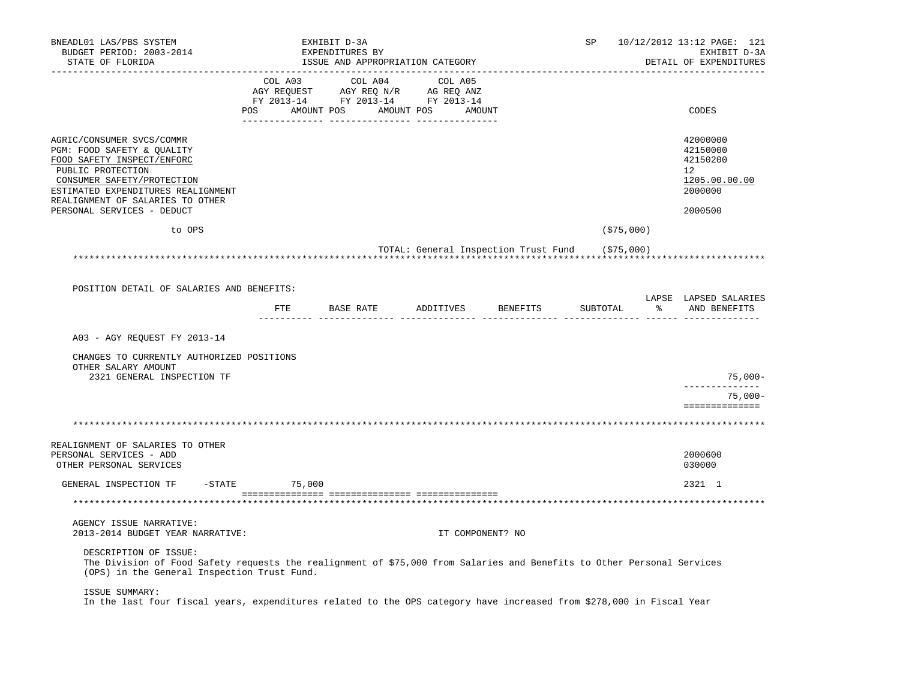| | COL A03 AGY REQUEST FY 2013-14 POS AMOUNT | COL A04 AGY REQ N/R FY 2013-14 POS AMOUNT | COL A05 AG REQ ANZ FY 2013-14 POS AMOUNT | | CODES |
|---|---|---|---|---|---|
| AGRIC/CONSUMER SVCS/COMMR | | | | | 42000000 |
| PGM: FOOD SAFETY & QUALITY | | | | | 42150000 |
| FOOD SAFETY INSPECT/ENFORC | | | | | 42150200 |
| PUBLIC PROTECTION | | | | | 12 |
| CONSUMER SAFETY/PROTECTION | | | | | 1205.00.00.00 |
| ESTIMATED EXPENDITURES REALIGNMENT | | | | | 2000000 |
| REALIGNMENT OF SALARIES TO OTHER PERSONAL SERVICES - DEDUCT | | | | | 2000500 |
| to OPS | | | | ($75,000) | |
| | | | TOTAL: General Inspection Trust Fund | ($75,000) | |

POSITION DETAIL OF SALARIES AND BENEFITS:

| | FTE | BASE RATE | ADDITIVES | BENEFITS | SUBTOTAL | LAPSE % | LAPSED SALARIES AND BENEFITS |
|---|---|---|---|---|---|---|---|
| A03 - AGY REQUEST FY 2013-14 | | | | | | | |
| CHANGES TO CURRENTLY AUTHORIZED POSITIONS | | | | | | | |
| OTHER SALARY AMOUNT | | | | | | | |
| 2321 GENERAL INSPECTION TF | | | | | | | 75,000- |
| | | | | | | | 75,000- |

| | COL A03 | COL A04 | COL A05 | CODES |
|---|---|---|---|---|
| REALIGNMENT OF SALARIES TO OTHER PERSONAL SERVICES - ADD | | | | 2000600 |
| OTHER PERSONAL SERVICES | | | | 030000 |
| GENERAL INSPECTION TF -STATE | 75,000 | | | 2321 1 |

AGENCY ISSUE NARRATIVE:

2013-2014 BUDGET YEAR NARRATIVE: IT COMPONENT? NO

DESCRIPTION OF ISSUE:
The Division of Food Safety requests the realignment of $75,000 from Salaries and Benefits to Other Personal Services (OPS) in the General Inspection Trust Fund.

ISSUE SUMMARY:
In the last four fiscal years, expenditures related to the OPS category have increased from $278,000 in Fiscal Year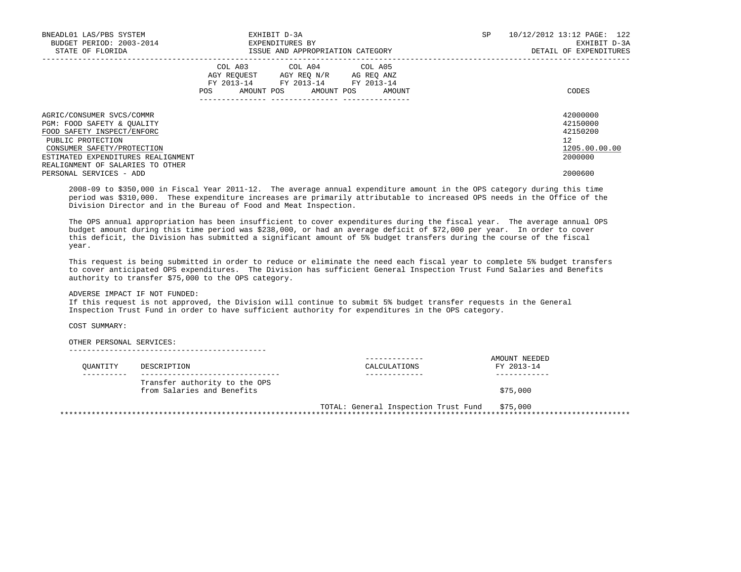BNEADL01 LAS/PBS SYSTEM
BUDGET PERIOD: 2003-2014
STATE OF FLORIDA

EXHIBIT D-3A
EXPENDITURES BY
ISSUE AND APPROPRIATION CATEGORY

SP 10/12/2012 13:12
EXHIBIT D-3A
DETAIL OF EXPENDITURES

| | COL A03 AGY REQUEST FY 2013-14 | | COL A04 AGY REQ N/R FY 2013-14 | | COL A05 AG REQ ANZ FY 2013-14 | | |
|---|---|---|---|---|---|---|---|
| | POS | AMOUNT | POS | AMOUNT | POS | AMOUNT | CODES |
| AGRIC/CONSUMER SVCS/COMMR | | | | | | | 42000000 |
| PGM: FOOD SAFETY & QUALITY | | | | | | | 42150000 |
| FOOD SAFETY INSPECT/ENFORC | | | | | | | 42150200 |
| PUBLIC PROTECTION | | | | | | | 12 |
| CONSUMER SAFETY/PROTECTION | | | | | | | 1205.00.00.00 |
| ESTIMATED EXPENDITURES REALIGNMENT | | | | | | | 2000000 |
| REALIGNMENT OF SALARIES TO OTHER PERSONAL SERVICES - ADD | | | | | | | 2000600 |

2008-09 to $350,000 in Fiscal Year 2011-12. The average annual expenditure amount in the OPS category during this time period was $310,000. These expenditure increases are primarily attributable to increased OPS needs in the Office of the Division Director and in the Bureau of Food and Meat Inspection.

The OPS annual appropriation has been insufficient to cover expenditures during the fiscal year. The average annual OPS budget amount during this time period was $238,000, or had an average deficit of $72,000 per year. In order to cover this deficit, the Division has submitted a significant amount of 5% budget transfers during the course of the fiscal year.

This request is being submitted in order to reduce or eliminate the need each fiscal year to complete 5% budget transfers to cover anticipated OPS expenditures. The Division has sufficient General Inspection Trust Fund Salaries and Benefits authority to transfer $75,000 to the OPS category.

ADVERSE IMPACT IF NOT FUNDED:
If this request is not approved, the Division will continue to submit 5% budget transfer requests in the General Inspection Trust Fund in order to have sufficient authority for expenditures in the OPS category.

COST SUMMARY:

OTHER PERSONAL SERVICES:

| QUANTITY | DESCRIPTION | CALCULATIONS | AMOUNT NEEDED FY 2013-14 |
|---|---|---|---|
| | Transfer authority to the OPS from Salaries and Benefits | | $75,000 |
| | | TOTAL: General Inspection Trust Fund | $75,000 |

*****************************************************************************************************************************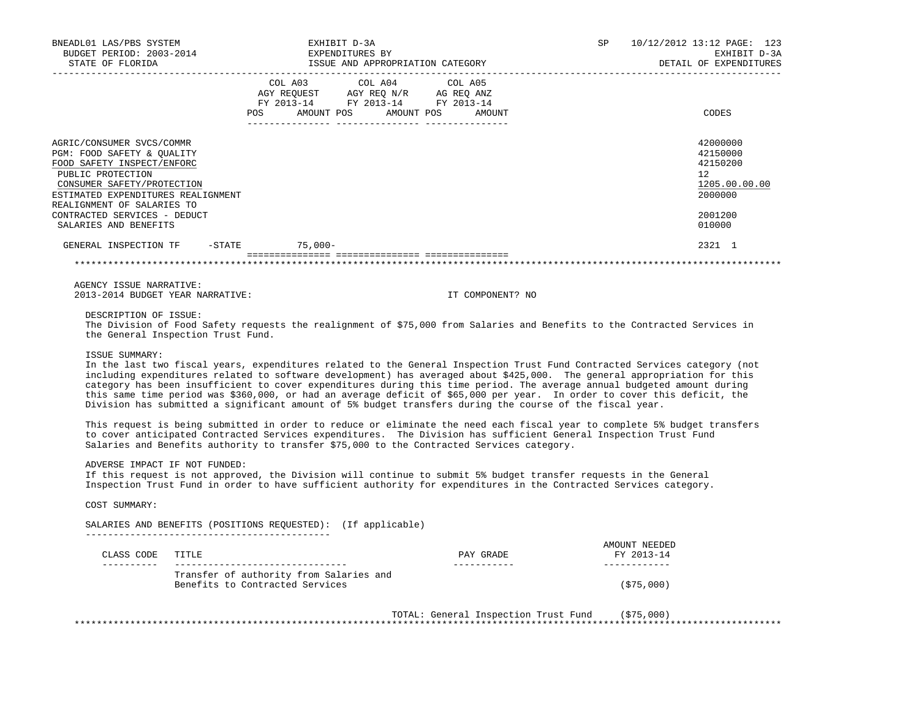| | COL A03 AGY REQUEST FY 2013-14 POS AMOUNT | COL A04 AGY REQ N/R FY 2013-14 POS AMOUNT | COL A05 AG REQ ANZ FY 2013-14 POS AMOUNT | CODES |
|---|---|---|---|---|
| AGRIC/CONSUMER SVCS/COMMR | | | | 42000000 |
| PGM: FOOD SAFETY & QUALITY | | | | 42150000 |
| FOOD SAFETY INSPECT/ENFORC | | | | 42150200 |
| PUBLIC PROTECTION | | | | 12 |
| CONSUMER SAFETY/PROTECTION | | | | 1205.00.00.00 |
| ESTIMATED EXPENDITURES REALIGNMENT | | | | 2000000 |
| REALIGNMENT OF SALARIES TO CONTRACTED SERVICES - DEDUCT | | | | 2001200 |
| SALARIES AND BENEFITS | | | | 010000 |
| GENERAL INSPECTION TF -STATE | 75,000- | | | 2321 1 |

AGENCY ISSUE NARRATIVE:
2013-2014 BUDGET YEAR NARRATIVE: IT COMPONENT? NO

DESCRIPTION OF ISSUE:
The Division of Food Safety requests the realignment of $75,000 from Salaries and Benefits to the Contracted Services in the General Inspection Trust Fund.

ISSUE SUMMARY:
In the last two fiscal years, expenditures related to the General Inspection Trust Fund Contracted Services category (not including expenditures related to software development) has averaged about $425,000. The general appropriation for this category has been insufficient to cover expenditures during this time period. The average annual budgeted amount during this same time period was $360,000, or had an average deficit of $65,000 per year. In order to cover this deficit, the Division has submitted a significant amount of 5% budget transfers during the course of the fiscal year.

This request is being submitted in order to reduce or eliminate the need each fiscal year to complete 5% budget transfers to cover anticipated Contracted Services expenditures. The Division has sufficient General Inspection Trust Fund Salaries and Benefits authority to transfer $75,000 to the Contracted Services category.

ADVERSE IMPACT IF NOT FUNDED:
If this request is not approved, the Division will continue to submit 5% budget transfer requests in the General Inspection Trust Fund in order to have sufficient authority for expenditures in the Contracted Services category.

COST SUMMARY:

SALARIES AND BENEFITS (POSITIONS REQUESTED): (If applicable)

| CLASS CODE | TITLE | PAY GRADE | AMOUNT NEEDED FY 2013-14 |
|---|---|---|---|
| | Transfer of authority from Salaries and Benefits to Contracted Services | | ($75,000) |
| | | TOTAL: General Inspection Trust Fund | ($75,000) |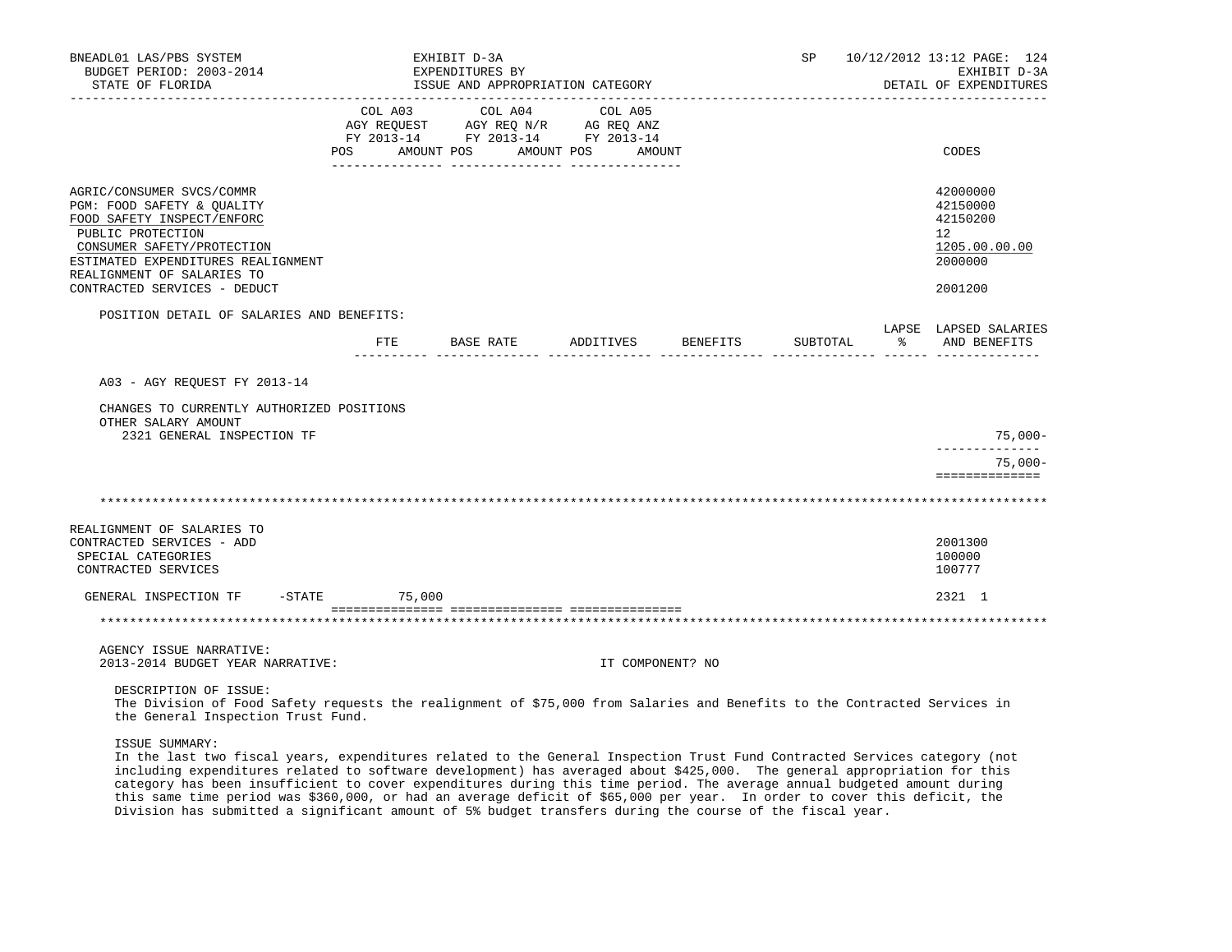BNEADL01 LAS/PBS SYSTEM — EXHIBIT D-3A — EXPENDITURES BY ISSUE AND APPROPRIATION CATEGORY — SP 10/12/2012 13:12

BUDGET PERIOD: 2003-2014 — STATE OF FLORIDA — EXHIBIT D-3A — DETAIL OF EXPENDITURES

| | COL A03 AGY REQUEST FY 2013-14 POS AMOUNT | COL A04 AGY REQ N/R FY 2013-14 POS AMOUNT | COL A05 AG REQ ANZ FY 2013-14 POS AMOUNT | CODES |
|---|---|---|---|---|
| AGRIC/CONSUMER SVCS/COMMR | | | | 42000000 |
| PGM: FOOD SAFETY & QUALITY | | | | 42150000 |
| FOOD SAFETY INSPECT/ENFORC | | | | 42150200 |
| PUBLIC PROTECTION | | | | 12 |
| CONSUMER SAFETY/PROTECTION | | | | 1205.00.00.00 |
| ESTIMATED EXPENDITURES REALIGNMENT | | | | 2000000 |
| REALIGNMENT OF SALARIES TO CONTRACTED SERVICES - DEDUCT | | | | 2001200 |

POSITION DETAIL OF SALARIES AND BENEFITS:

| | FTE | BASE RATE | ADDITIVES | BENEFITS | SUBTOTAL | LAPSE % | LAPSED SALARIES AND BENEFITS |
|---|---|---|---|---|---|---|---|
| A03 - AGY REQUEST FY 2013-14 | | | | | | | |
| CHANGES TO CURRENTLY AUTHORIZED POSITIONS | | | | | | | |
| OTHER SALARY AMOUNT | | | | | | | |
| 2321 GENERAL INSPECTION TF | | | | | | | 75,000- |
| | | | | | | | 75,000- |

| | COL A03 | COL A04 | COL A05 | CODES |
|---|---|---|---|---|
| REALIGNMENT OF SALARIES TO CONTRACTED SERVICES - ADD | | | | 2001300 |
| SPECIAL CATEGORIES | | | | 100000 |
| CONTRACTED SERVICES | | | | 100777 |
| GENERAL INSPECTION TF -STATE | 75,000 | | | 2321 1 |

AGENCY ISSUE NARRATIVE:

2013-2014 BUDGET YEAR NARRATIVE: IT COMPONENT? NO

DESCRIPTION OF ISSUE:

The Division of Food Safety requests the realignment of $75,000 from Salaries and Benefits to the Contracted Services in the General Inspection Trust Fund.

ISSUE SUMMARY:

In the last two fiscal years, expenditures related to the General Inspection Trust Fund Contracted Services category (not including expenditures related to software development) has averaged about $425,000. The general appropriation for this category has been insufficient to cover expenditures during this time period. The average annual budgeted amount during this same time period was $360,000, or had an average deficit of $65,000 per year. In order to cover this deficit, the Division has submitted a significant amount of 5% budget transfers during the course of the fiscal year.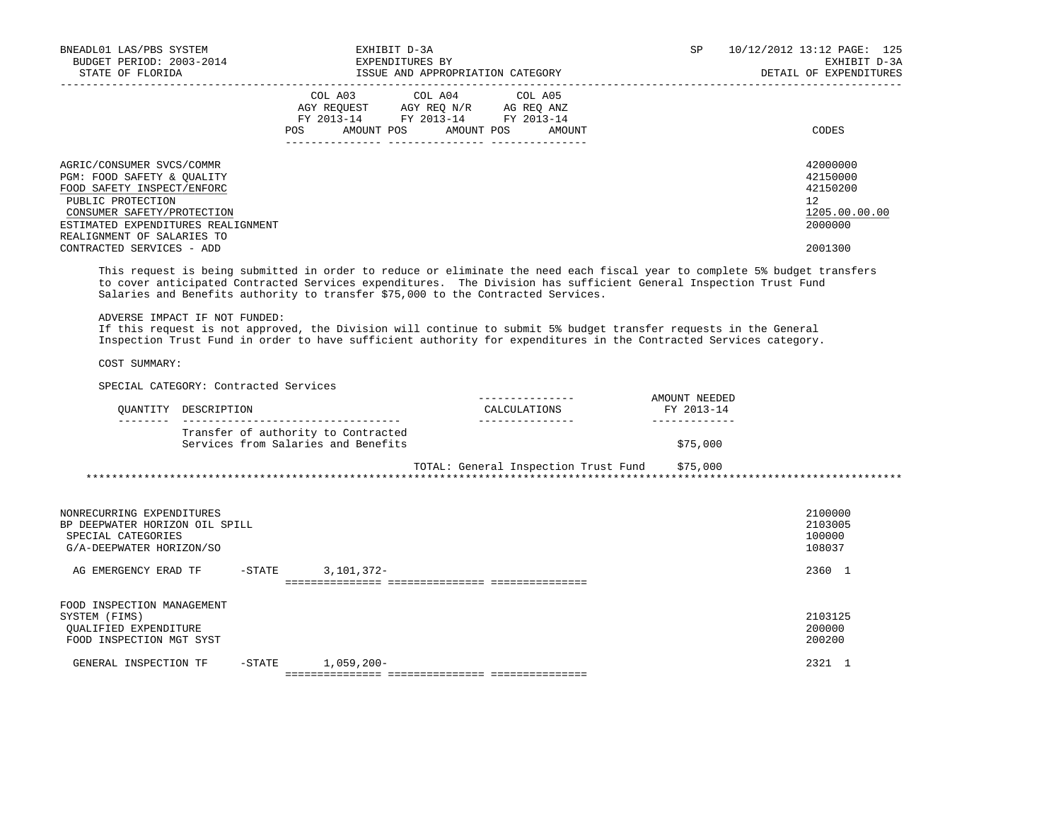| | COL A03 AGY REQUEST FY 2013-14 POS | AMOUNT | COL A04 AGY REQ N/R FY 2013-14 POS | AMOUNT | COL A05 AG REQ ANZ FY 2013-14 POS | AMOUNT | CODES |
|---|---|---|---|---|---|---|---|
| AGRIC/CONSUMER SVCS/COMMR | | | | | | | 42000000 |
| PGM: FOOD SAFETY & QUALITY | | | | | | | 42150000 |
| FOOD SAFETY INSPECT/ENFORC | | | | | | | 42150200 |
| PUBLIC PROTECTION | | | | | | | 12 |
| CONSUMER SAFETY/PROTECTION | | | | | | | 1205.00.00.00 |
| ESTIMATED EXPENDITURES REALIGNMENT | | | | | | | 2000000 |
| REALIGNMENT OF SALARIES TO CONTRACTED SERVICES - ADD | | | | | | | 2001300 |

This request is being submitted in order to reduce or eliminate the need each fiscal year to complete 5% budget transfers to cover anticipated Contracted Services expenditures. The Division has sufficient General Inspection Trust Fund Salaries and Benefits authority to transfer $75,000 to the Contracted Services.

ADVERSE IMPACT IF NOT FUNDED:
If this request is not approved, the Division will continue to submit 5% budget transfer requests in the General Inspection Trust Fund in order to have sufficient authority for expenditures in the Contracted Services category.

COST SUMMARY:

SPECIAL CATEGORY: Contracted Services

| QUANTITY | DESCRIPTION | CALCULATIONS | AMOUNT NEEDED FY 2013-14 |
|---|---|---|---|
| | Transfer of authority to Contracted Services from Salaries and Benefits | | $75,000 |
| | | TOTAL: General Inspection Trust Fund | $75,000 |

************************************************************************************************************************

| | COL A03 AGY REQUEST FY 2013-14 POS | AMOUNT | COL A04 AGY REQ N/R FY 2013-14 POS | AMOUNT | COL A05 AG REQ ANZ FY 2013-14 POS | AMOUNT | CODES |
|---|---|---|---|---|---|---|---|
| NONRECURRING EXPENDITURES | | | | | | | 2100000 |
| BP DEEPWATER HORIZON OIL SPILL | | | | | | | 2103005 |
| SPECIAL CATEGORIES | | | | | | | 100000 |
| G/A-DEEPWATER HORIZON/SO | | | | | | | 108037 |
| AG EMERGENCY ERAD TF -STATE | | 3,101,372- | | | | | 2360 1 |
| FOOD INSPECTION MANAGEMENT SYSTEM (FIMS) | | | | | | | 2103125 |
| QUALIFIED EXPENDITURE | | | | | | | 200000 |
| FOOD INSPECTION MGT SYST | | | | | | | 200200 |
| GENERAL INSPECTION TF -STATE | | 1,059,200- | | | | | 2321 1 |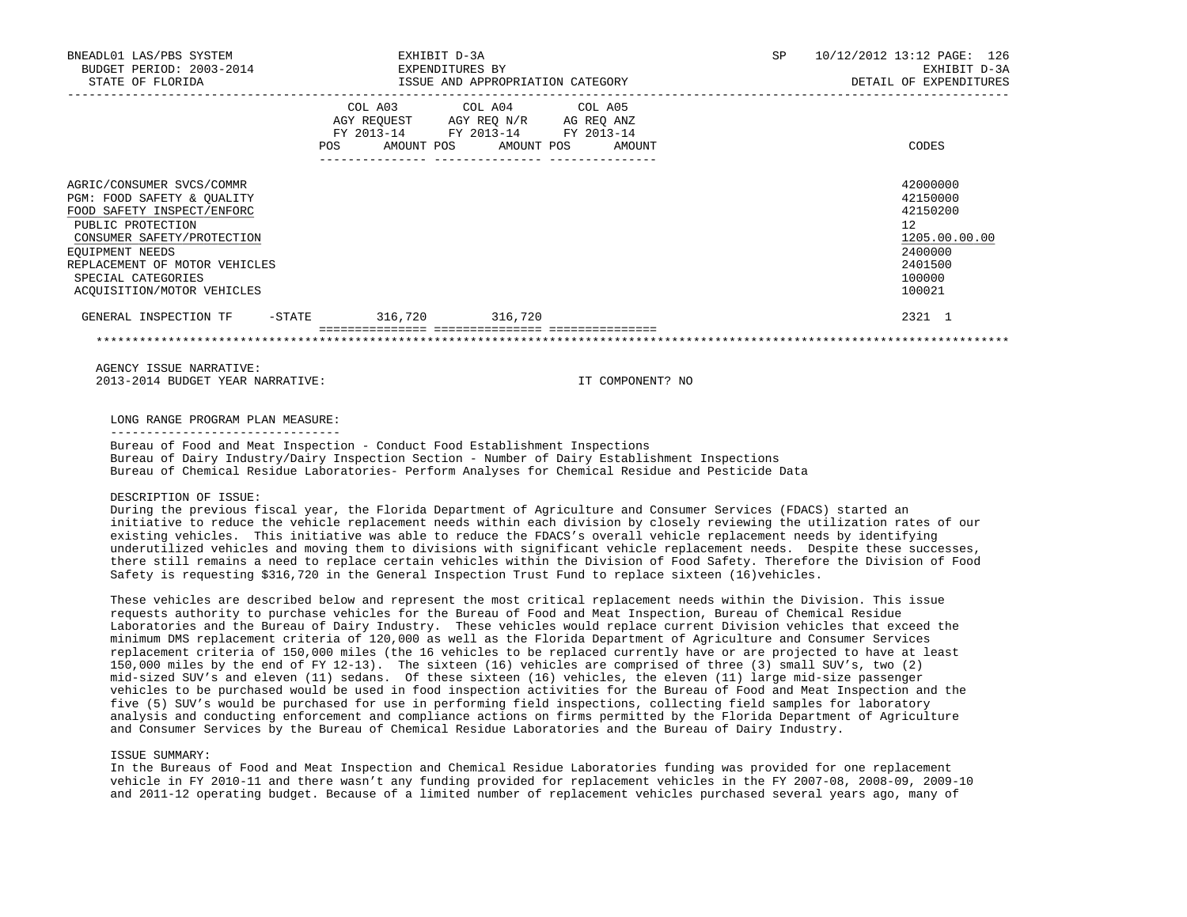BNEADL01 LAS/PBS SYSTEM — EXHIBIT D-3A — SP 10/12/2012 13:12
BUDGET PERIOD: 2003-2014 — EXPENDITURES BY — EXHIBIT D-3A
STATE OF FLORIDA — ISSUE AND APPROPRIATION CATEGORY — DETAIL OF EXPENDITURES

| | COL A03 AGY REQUEST FY 2013-14 POS AMOUNT | COL A04 AGY REQ N/R FY 2013-14 POS AMOUNT | COL A05 AG REQ ANZ FY 2013-14 POS AMOUNT | CODES |
|---|---|---|---|---|
| AGRIC/CONSUMER SVCS/COMMR | | | | 42000000 |
| PGM: FOOD SAFETY & QUALITY | | | | 42150000 |
| FOOD SAFETY INSPECT/ENFORC | | | | 42150200 |
| PUBLIC PROTECTION | | | | 12 |
| CONSUMER SAFETY/PROTECTION | | | | 1205.00.00.00 |
| EQUIPMENT NEEDS | | | | 2400000 |
| REPLACEMENT OF MOTOR VEHICLES | | | | 2401500 |
| SPECIAL CATEGORIES | | | | 100000 |
| ACQUISITION/MOTOR VEHICLES | | | | 100021 |
| GENERAL INSPECTION TF -STATE | 316,720 | 316,720 | | 2321 1 |

AGENCY ISSUE NARRATIVE:
2013-2014 BUDGET YEAR NARRATIVE: IT COMPONENT? NO

LONG RANGE PROGRAM PLAN MEASURE:

Bureau of Food and Meat Inspection - Conduct Food Establishment Inspections
Bureau of Dairy Industry/Dairy Inspection Section - Number of Dairy Establishment Inspections
Bureau of Chemical Residue Laboratories- Perform Analyses for Chemical Residue and Pesticide Data

DESCRIPTION OF ISSUE:

During the previous fiscal year, the Florida Department of Agriculture and Consumer Services (FDACS) started an initiative to reduce the vehicle replacement needs within each division by closely reviewing the utilization rates of our existing vehicles. This initiative was able to reduce the FDACS's overall vehicle replacement needs by identifying underutilized vehicles and moving them to divisions with significant vehicle replacement needs. Despite these successes, there still remains a need to replace certain vehicles within the Division of Food Safety. Therefore the Division of Food Safety is requesting $316,720 in the General Inspection Trust Fund to replace sixteen (16)vehicles.

These vehicles are described below and represent the most critical replacement needs within the Division. This issue requests authority to purchase vehicles for the Bureau of Food and Meat Inspection, Bureau of Chemical Residue Laboratories and the Bureau of Dairy Industry. These vehicles would replace current Division vehicles that exceed the minimum DMS replacement criteria of 120,000 as well as the Florida Department of Agriculture and Consumer Services replacement criteria of 150,000 miles (the 16 vehicles to be replaced currently have or are projected to have at least 150,000 miles by the end of FY 12-13). The sixteen (16) vehicles are comprised of three (3) small SUV's, two (2) mid-sized SUV's and eleven (11) sedans. Of these sixteen (16) vehicles, the eleven (11) large mid-size passenger vehicles to be purchased would be used in food inspection activities for the Bureau of Food and Meat Inspection and the five (5) SUV's would be purchased for use in performing field inspections, collecting field samples for laboratory analysis and conducting enforcement and compliance actions on firms permitted by the Florida Department of Agriculture and Consumer Services by the Bureau of Chemical Residue Laboratories and the Bureau of Dairy Industry.

ISSUE SUMMARY:

In the Bureaus of Food and Meat Inspection and Chemical Residue Laboratories funding was provided for one replacement vehicle in FY 2010-11 and there wasn't any funding provided for replacement vehicles in the FY 2007-08, 2008-09, 2009-10 and 2011-12 operating budget. Because of a limited number of replacement vehicles purchased several years ago, many of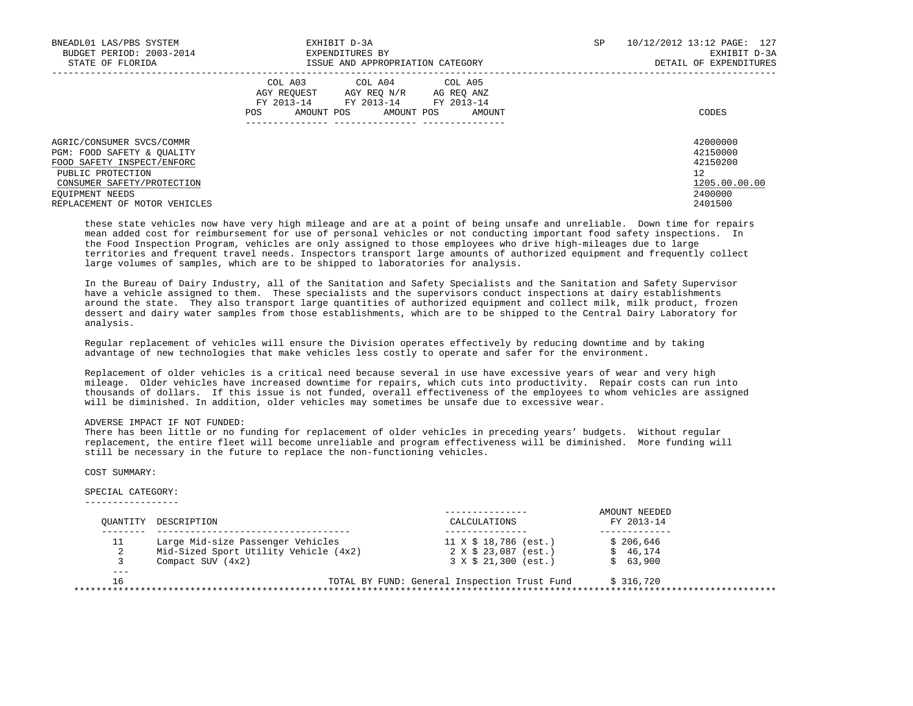| | COL A03 AGY REQUEST FY 2013-14 | | COL A04 AGY REQ N/R FY 2013-14 | | COL A05 AG REQ ANZ FY 2013-14 | | |
|---|---|---|---|---|---|---|---|
| | POS | AMOUNT | POS | AMOUNT | POS | AMOUNT | CODES |
| AGRIC/CONSUMER SVCS/COMMR | | | | | | | 42000000 |
| PGM: FOOD SAFETY & QUALITY | | | | | | | 42150000 |
| FOOD SAFETY INSPECT/ENFORC | | | | | | | 42150200 |
| PUBLIC PROTECTION | | | | | | | 12 |
| CONSUMER SAFETY/PROTECTION | | | | | | | 1205.00.00.00 |
| EQUIPMENT NEEDS | | | | | | | 2400000 |
| REPLACEMENT OF MOTOR VEHICLES | | | | | | | 2401500 |

these state vehicles now have very high mileage and are at a point of being unsafe and unreliable. Down time for repairs mean added cost for reimbursement for use of personal vehicles or not conducting important food safety inspections. In the Food Inspection Program, vehicles are only assigned to those employees who drive high-mileages due to large territories and frequent travel needs. Inspectors transport large amounts of authorized equipment and frequently collect large volumes of samples, which are to be shipped to laboratories for analysis.

In the Bureau of Dairy Industry, all of the Sanitation and Safety Specialists and the Sanitation and Safety Supervisor have a vehicle assigned to them. These specialists and the supervisors conduct inspections at dairy establishments around the state. They also transport large quantities of authorized equipment and collect milk, milk product, frozen dessert and dairy water samples from those establishments, which are to be shipped to the Central Dairy Laboratory for analysis.

Regular replacement of vehicles will ensure the Division operates effectively by reducing downtime and by taking advantage of new technologies that make vehicles less costly to operate and safer for the environment.

Replacement of older vehicles is a critical need because several in use have excessive years of wear and very high mileage. Older vehicles have increased downtime for repairs, which cuts into productivity. Repair costs can run into thousands of dollars. If this issue is not funded, overall effectiveness of the employees to whom vehicles are assigned will be diminished. In addition, older vehicles may sometimes be unsafe due to excessive wear.

ADVERSE IMPACT IF NOT FUNDED:
There has been little or no funding for replacement of older vehicles in preceding years' budgets. Without regular replacement, the entire fleet will become unreliable and program effectiveness will be diminished. More funding will still be necessary in the future to replace the non-functioning vehicles.

COST SUMMARY:

SPECIAL CATEGORY:

| QUANTITY | DESCRIPTION | CALCULATIONS | AMOUNT NEEDED FY 2013-14 |
|---|---|---|---|
| 11 | Large Mid-size Passenger Vehicles | 11 X $ 18,786 (est.) | $ 206,646 |
| 2 | Mid-Sized Sport Utility Vehicle (4x2) | 2 X $ 23,087 (est.) | $ 46,174 |
| 3 | Compact SUV (4x2) | 3 X $ 21,300 (est.) | $ 63,900 |
| 16 | | TOTAL BY FUND: General Inspection Trust Fund | $ 316,720 |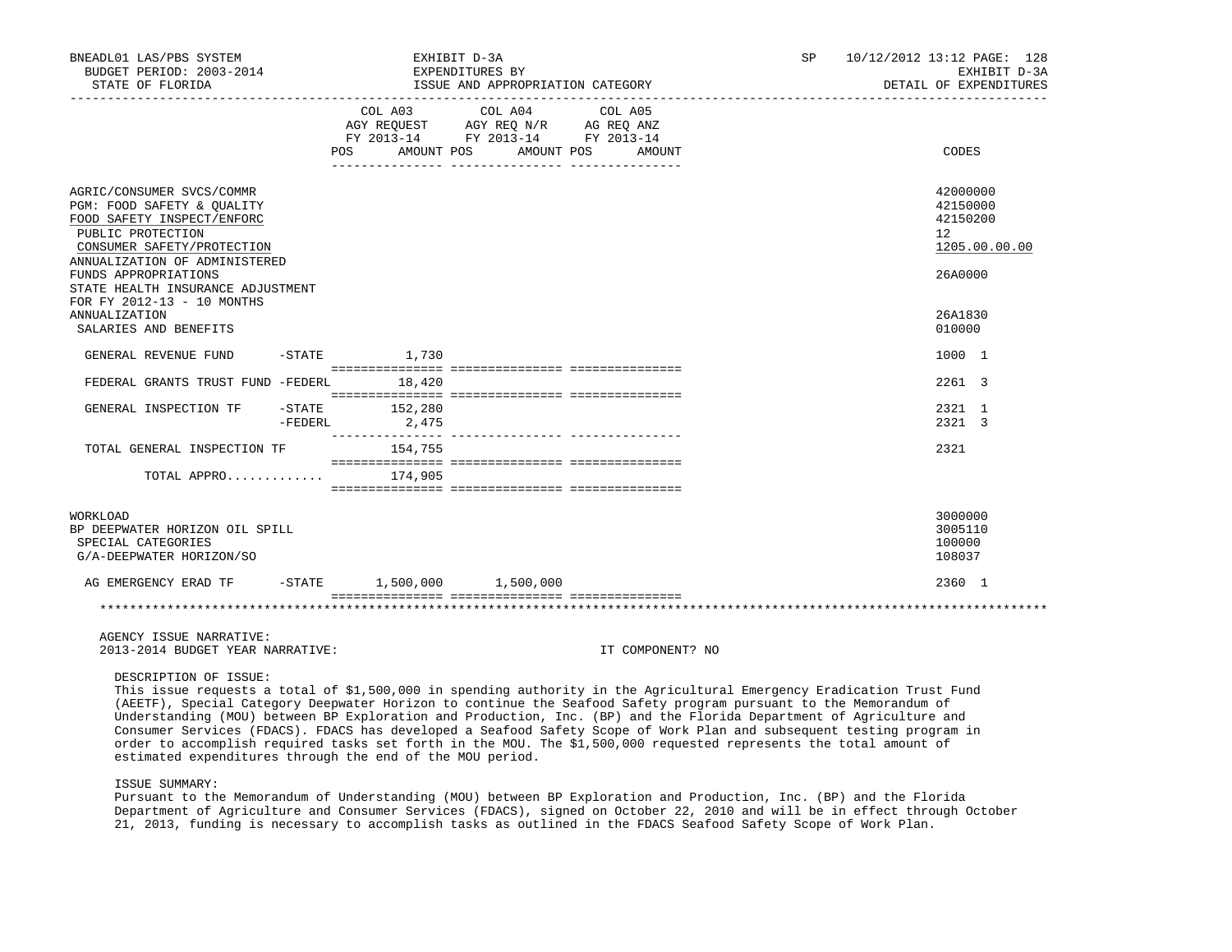BNEADL01 LAS/PBS SYSTEM — EXHIBIT D-3A — SP 10/12/2012 13:12 PAGE: 128
BUDGET PERIOD: 2003-2014 — EXPENDITURES BY — EXHIBIT D-3A
STATE OF FLORIDA — ISSUE AND APPROPRIATION CATEGORY — DETAIL OF EXPENDITURES

| | COL A03 AGY REQUEST FY 2013-14 POS AMOUNT | COL A04 AGY REQ N/R FY 2013-14 POS AMOUNT | COL A05 AG REQ ANZ FY 2013-14 POS AMOUNT | CODES |
|---|---|---|---|---|
| AGRIC/CONSUMER SVCS/COMMR | | | | 42000000 |
| PGM: FOOD SAFETY & QUALITY | | | | 42150000 |
| FOOD SAFETY INSPECT/ENFORC | | | | 42150200 |
| PUBLIC PROTECTION | | | | 12 |
| CONSUMER SAFETY/PROTECTION | | | | 1205.00.00.00 |
| ANNUALIZATION OF ADMINISTERED FUNDS APPROPRIATIONS | | | | 26A0000 |
| STATE HEALTH INSURANCE ADJUSTMENT FOR FY 2012-13 - 10 MONTHS ANNUALIZATION | | | | 26A1830 |
| SALARIES AND BENEFITS | | | | 010000 |
| GENERAL REVENUE FUND -STATE | 1,730 | | | 1000 1 |
| FEDERAL GRANTS TRUST FUND -FEDERL | 18,420 | | | 2261 3 |
| GENERAL INSPECTION TF -STATE | 152,280 | | | 2321 1 |
| -FEDERL | 2,475 | | | 2321 3 |
| TOTAL GENERAL INSPECTION TF | 154,755 | | | 2321 |
| TOTAL APPRO............. | 174,905 | | | |
| WORKLOAD | | | | 3000000 |
| BP DEEPWATER HORIZON OIL SPILL | | | | 3005110 |
| SPECIAL CATEGORIES | | | | 100000 |
| G/A-DEEPWATER HORIZON/SO | | | | 108037 |
| AG EMERGENCY ERAD TF -STATE | 1,500,000 | 1,500,000 | | 2360 1 |

AGENCY ISSUE NARRATIVE:
2013-2014 BUDGET YEAR NARRATIVE: IT COMPONENT? NO

DESCRIPTION OF ISSUE:
This issue requests a total of $1,500,000 in spending authority in the Agricultural Emergency Eradication Trust Fund (AEETF), Special Category Deepwater Horizon to continue the Seafood Safety program pursuant to the Memorandum of Understanding (MOU) between BP Exploration and Production, Inc. (BP) and the Florida Department of Agriculture and Consumer Services (FDACS). FDACS has developed a Seafood Safety Scope of Work Plan and subsequent testing program in order to accomplish required tasks set forth in the MOU. The $1,500,000 requested represents the total amount of estimated expenditures through the end of the MOU period.

ISSUE SUMMARY:
Pursuant to the Memorandum of Understanding (MOU) between BP Exploration and Production, Inc. (BP) and the Florida Department of Agriculture and Consumer Services (FDACS), signed on October 22, 2010 and will be in effect through October 21, 2013, funding is necessary to accomplish tasks as outlined in the FDACS Seafood Safety Scope of Work Plan.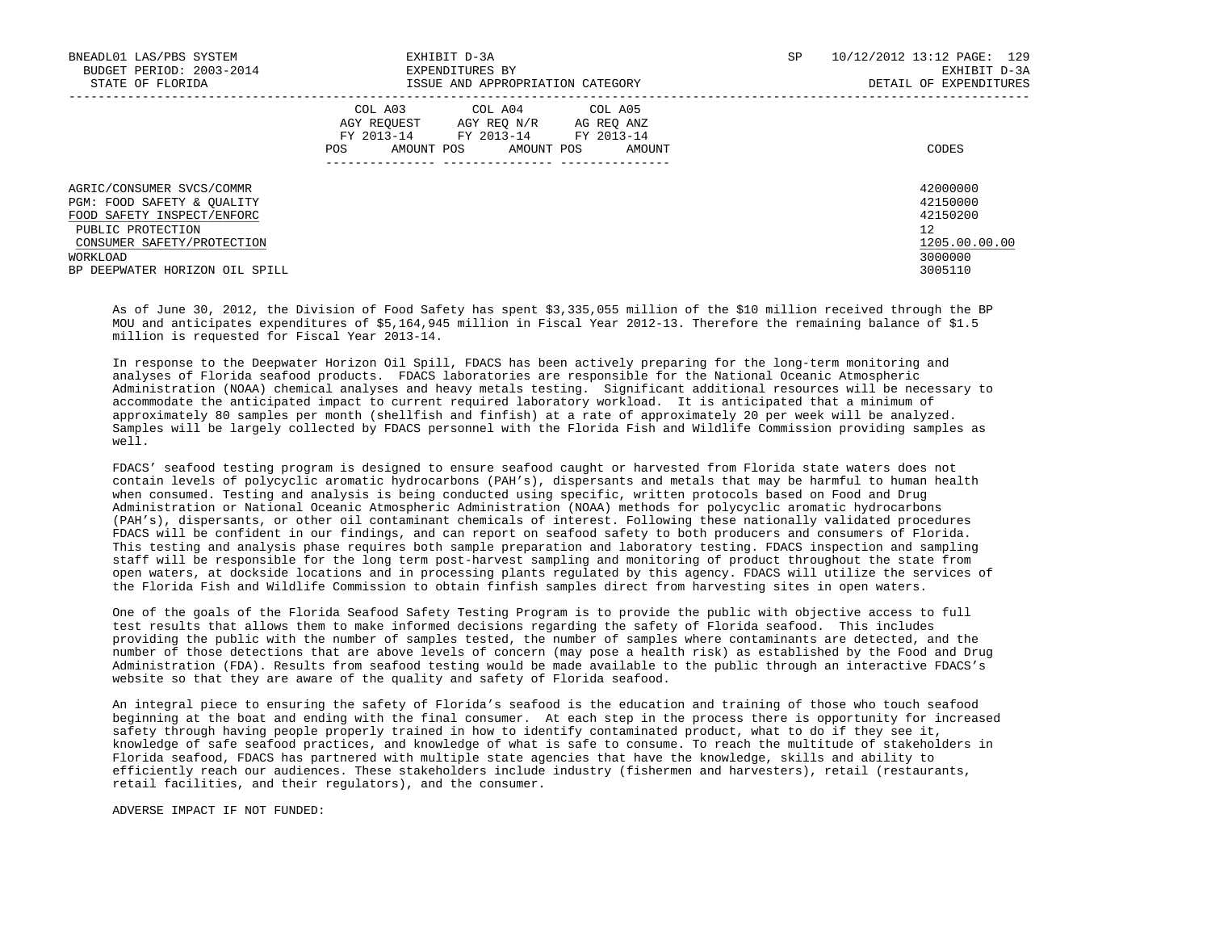| | COL A03 AGY REQUEST FY 2013-14 POS AMOUNT | COL A04 AGY REQ N/R FY 2013-14 POS AMOUNT | COL A05 AG REQ ANZ FY 2013-14 POS AMOUNT | CODES |
|---|---|---|---|---|
| AGRIC/CONSUMER SVCS/COMMR | | | | 42000000 |
| PGM: FOOD SAFETY & QUALITY | | | | 42150000 |
| FOOD SAFETY INSPECT/ENFORC | | | | 42150200 |
| PUBLIC PROTECTION | | | | 12 |
| CONSUMER SAFETY/PROTECTION | | | | 1205.00.00.00 |
| WORKLOAD | | | | 3000000 |
| BP DEEPWATER HORIZON OIL SPILL | | | | 3005110 |

As of June 30, 2012, the Division of Food Safety has spent $3,335,055 million of the $10 million received through the BP MOU and anticipates expenditures of $5,164,945 million in Fiscal Year 2012-13. Therefore the remaining balance of $1.5 million is requested for Fiscal Year 2013-14.

In response to the Deepwater Horizon Oil Spill, FDACS has been actively preparing for the long-term monitoring and analyses of Florida seafood products. FDACS laboratories are responsible for the National Oceanic Atmospheric Administration (NOAA) chemical analyses and heavy metals testing. Significant additional resources will be necessary to accommodate the anticipated impact to current required laboratory workload. It is anticipated that a minimum of approximately 80 samples per month (shellfish and finfish) at a rate of approximately 20 per week will be analyzed. Samples will be largely collected by FDACS personnel with the Florida Fish and Wildlife Commission providing samples as well.

FDACS' seafood testing program is designed to ensure seafood caught or harvested from Florida state waters does not contain levels of polycyclic aromatic hydrocarbons (PAH's), dispersants and metals that may be harmful to human health when consumed. Testing and analysis is being conducted using specific, written protocols based on Food and Drug Administration or National Oceanic Atmospheric Administration (NOAA) methods for polycyclic aromatic hydrocarbons (PAH's), dispersants, or other oil contaminant chemicals of interest. Following these nationally validated procedures FDACS will be confident in our findings, and can report on seafood safety to both producers and consumers of Florida. This testing and analysis phase requires both sample preparation and laboratory testing. FDACS inspection and sampling staff will be responsible for the long term post-harvest sampling and monitoring of product throughout the state from open waters, at dockside locations and in processing plants regulated by this agency. FDACS will utilize the services of the Florida Fish and Wildlife Commission to obtain finfish samples direct from harvesting sites in open waters.

One of the goals of the Florida Seafood Safety Testing Program is to provide the public with objective access to full test results that allows them to make informed decisions regarding the safety of Florida seafood. This includes providing the public with the number of samples tested, the number of samples where contaminants are detected, and the number of those detections that are above levels of concern (may pose a health risk) as established by the Food and Drug Administration (FDA). Results from seafood testing would be made available to the public through an interactive FDACS's website so that they are aware of the quality and safety of Florida seafood.

An integral piece to ensuring the safety of Florida's seafood is the education and training of those who touch seafood beginning at the boat and ending with the final consumer. At each step in the process there is opportunity for increased safety through having people properly trained in how to identify contaminated product, what to do if they see it, knowledge of safe seafood practices, and knowledge of what is safe to consume. To reach the multitude of stakeholders in Florida seafood, FDACS has partnered with multiple state agencies that have the knowledge, skills and ability to efficiently reach our audiences. These stakeholders include industry (fishermen and harvesters), retail (restaurants, retail facilities, and their regulators), and the consumer.

ADVERSE IMPACT IF NOT FUNDED: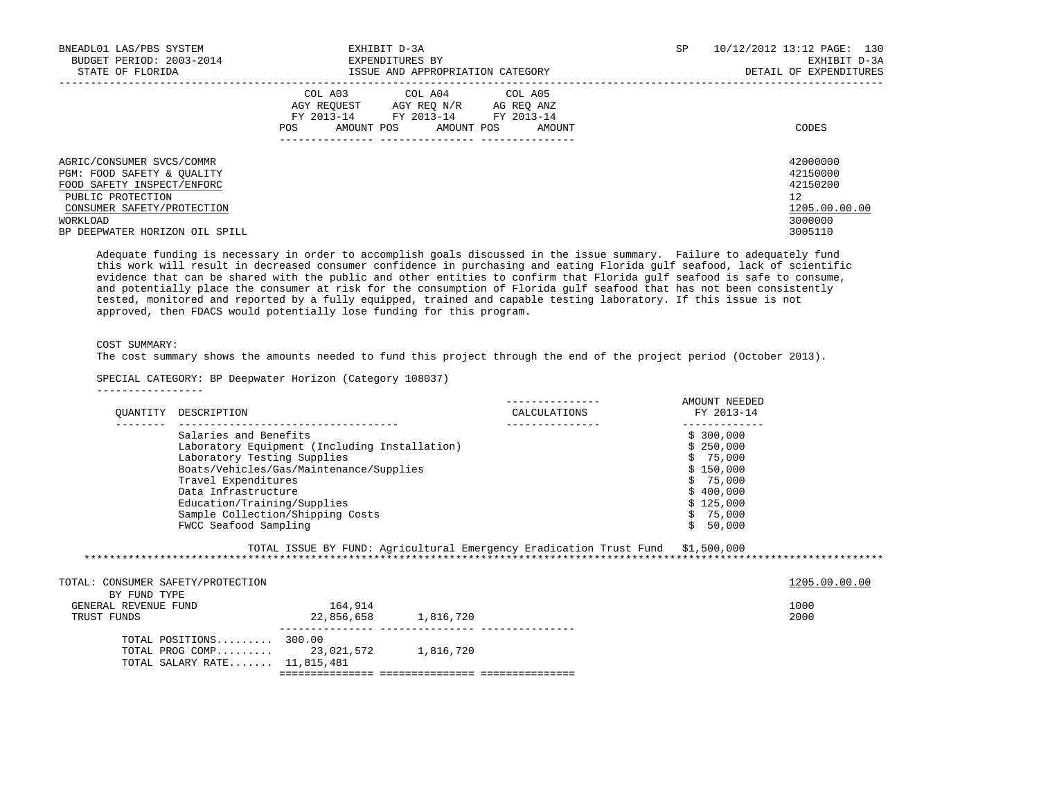| | COL A03 AGY REQUEST FY 2013-14 | | COL A04 AGY REQ N/R FY 2013-14 | | COL A05 AG REQ ANZ FY 2013-14 | | CODES |
|---|---|---|---|---|---|---|---|
| | POS | AMOUNT | POS | AMOUNT | POS | AMOUNT | |

AGRIC/CONSUMER SVCS/COMMR — 42000000
PGM: FOOD SAFETY & QUALITY — 42150000
FOOD SAFETY INSPECT/ENFORC — 42150200
PUBLIC PROTECTION — 12
CONSUMER SAFETY/PROTECTION — 1205.00.00.00
WORKLOAD — 3000000
BP DEEPWATER HORIZON OIL SPILL — 3005110

Adequate funding is necessary in order to accomplish goals discussed in the issue summary. Failure to adequately fund this work will result in decreased consumer confidence in purchasing and eating Florida gulf seafood, lack of scientific evidence that can be shared with the public and other entities to confirm that Florida gulf seafood is safe to consume, and potentially place the consumer at risk for the consumption of Florida gulf seafood that has not been consistently tested, monitored and reported by a fully equipped, trained and capable testing laboratory. If this issue is not approved, then FDACS would potentially lose funding for this program.

COST SUMMARY:
The cost summary shows the amounts needed to fund this project through the end of the project period (October 2013).

SPECIAL CATEGORY: BP Deepwater Horizon (Category 108037)

| QUANTITY | DESCRIPTION | CALCULATIONS | AMOUNT NEEDED FY 2013-14 |
|---|---|---|---|
| | Salaries and Benefits | | $ 300,000 |
| | Laboratory Equipment (Including Installation) | | $ 250,000 |
| | Laboratory Testing Supplies | | $ 75,000 |
| | Boats/Vehicles/Gas/Maintenance/Supplies | | $ 150,000 |
| | Travel Expenditures | | $ 75,000 |
| | Data Infrastructure | | $ 400,000 |
| | Education/Training/Supplies | | $ 125,000 |
| | Sample Collection/Shipping Costs | | $ 75,000 |
| | FWCC Seafood Sampling | | $ 50,000 |

TOTAL ISSUE BY FUND: Agricultural Emergency Eradication Trust Fund $1,500,000

| TOTAL: CONSUMER SAFETY/PROTECTION | COL A03 | COL A04 | COL A05 | 1205.00.00.00 |
|---|---|---|---|---|
| BY FUND TYPE | | | | |
| GENERAL REVENUE FUND | 164,914 | | | 1000 |
| TRUST FUNDS | 22,856,658 | 1,816,720 | | 2000 |
| TOTAL POSITIONS......... | 300.00 | | | |
| TOTAL PROG COMP......... | 23,021,572 | 1,816,720 | | |
| TOTAL SALARY RATE....... | 11,815,481 | | | |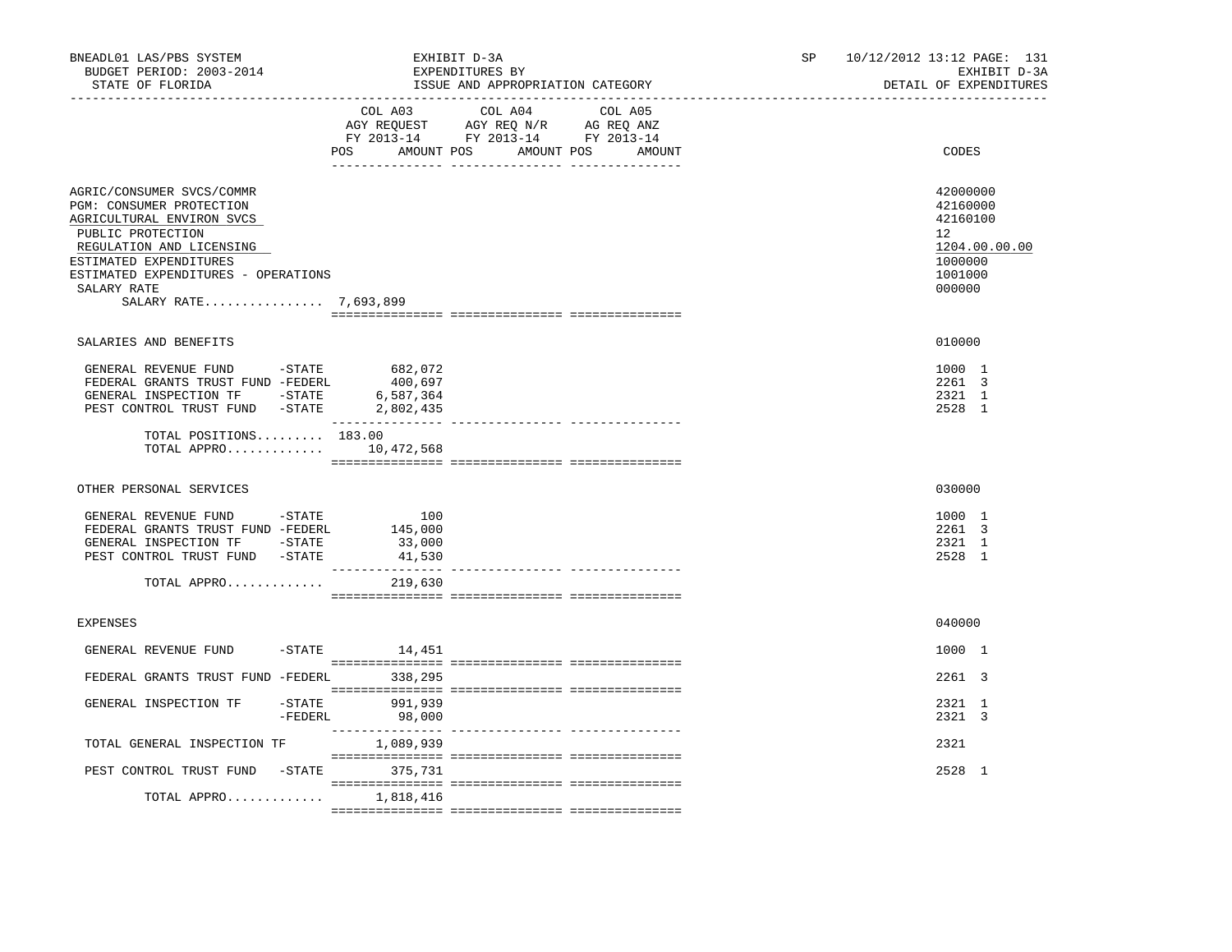BNEADL01 LAS/PBS SYSTEM — EXHIBIT D-3A — EXPENDITURES BY ISSUE AND APPROPRIATION CATEGORY
BUDGET PERIOD: 2003-2014 — STATE OF FLORIDA — SP 10/12/2012 13:12 — EXHIBIT D-3A — DETAIL OF EXPENDITURES

| | COL A03 AGY REQUEST FY 2013-14 POS | AMOUNT | COL A04 AGY REQ N/R FY 2013-14 POS | AMOUNT | COL A05 AG REQ ANZ FY 2013-14 POS | AMOUNT | CODES |
|---|---|---|---|---|---|---|---|
| AGRIC/CONSUMER SVCS/COMMR | | | | | | | 42000000 |
| PGM: CONSUMER PROTECTION | | | | | | | 42160000 |
| AGRICULTURAL ENVIRON SVCS | | | | | | | 42160100 |
| PUBLIC PROTECTION | | | | | | | 12 |
| REGULATION AND LICENSING | | | | | | | 1204.00.00.00 |
| ESTIMATED EXPENDITURES | | | | | | | 1000000 |
| ESTIMATED EXPENDITURES - OPERATIONS | | | | | | | 1001000 |
| SALARY RATE | | | | | | | 000000 |
| SALARY RATE................ 7,693,899 | | | | | | | |
| SALARIES AND BENEFITS | | | | | | | 010000 |
| GENERAL REVENUE FUND -STATE | | 682,072 | | | | | 1000 1 |
| FEDERAL GRANTS TRUST FUND -FEDERL | | 400,697 | | | | | 2261 3 |
| GENERAL INSPECTION TF -STATE | | 6,587,364 | | | | | 2321 1 |
| PEST CONTROL TRUST FUND -STATE | | 2,802,435 | | | | | 2528 1 |
| TOTAL POSITIONS......... | 183.00 | | | | | | |
| TOTAL APPRO............ | | 10,472,568 | | | | | |
| OTHER PERSONAL SERVICES | | | | | | | 030000 |
| GENERAL REVENUE FUND -STATE | | 100 | | | | | 1000 1 |
| FEDERAL GRANTS TRUST FUND -FEDERL | | 145,000 | | | | | 2261 3 |
| GENERAL INSPECTION TF -STATE | | 33,000 | | | | | 2321 1 |
| PEST CONTROL TRUST FUND -STATE | | 41,530 | | | | | 2528 1 |
| TOTAL APPRO............ | | 219,630 | | | | | |
| EXPENSES | | | | | | | 040000 |
| GENERAL REVENUE FUND -STATE | | 14,451 | | | | | 1000 1 |
| FEDERAL GRANTS TRUST FUND -FEDERL | | 338,295 | | | | | 2261 3 |
| GENERAL INSPECTION TF -STATE | | 991,939 | | | | | 2321 1 |
| -FEDERL | | 98,000 | | | | | 2321 3 |
| TOTAL GENERAL INSPECTION TF | | 1,089,939 | | | | | 2321 |
| PEST CONTROL TRUST FUND -STATE | | 375,731 | | | | | 2528 1 |
| TOTAL APPRO............ | | 1,818,416 | | | | | |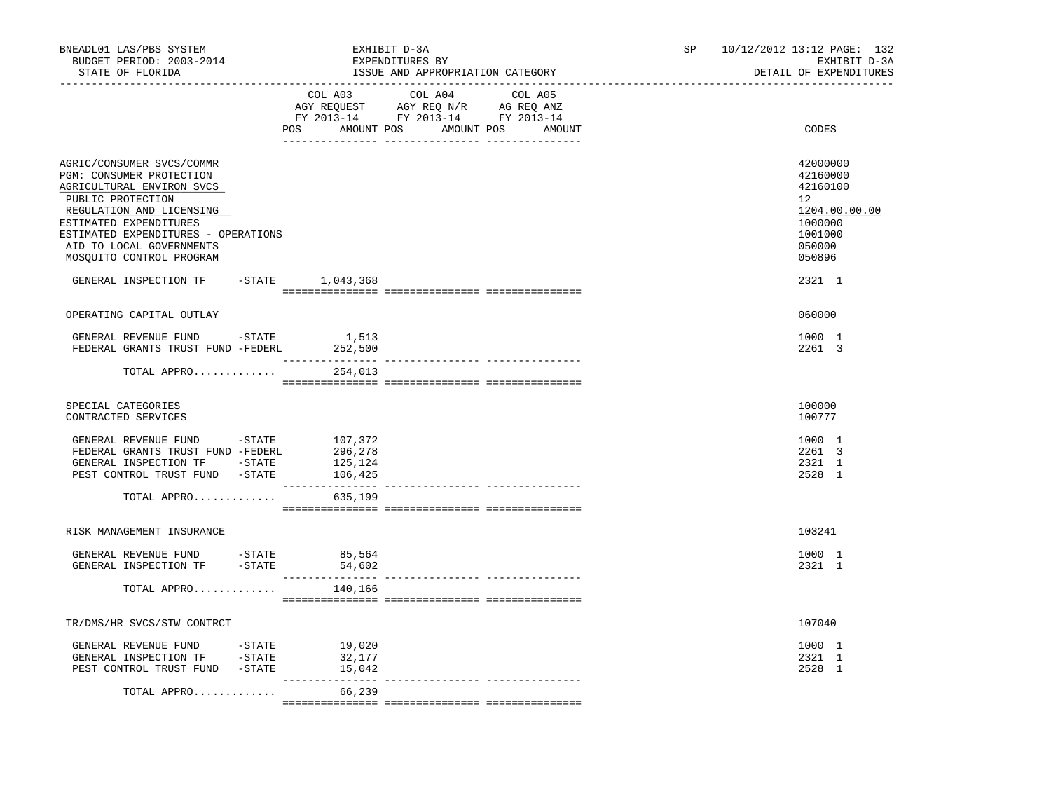BNEADL01 LAS/PBS SYSTEM | EXHIBIT D-3A | SP 10/12/2012 13:12 PAGE: 132
BUDGET PERIOD: 2003-2014 | EXPENDITURES BY | EXHIBIT D-3A
STATE OF FLORIDA | ISSUE AND APPROPRIATION CATEGORY | DETAIL OF EXPENDITURES

| | COL A03 AGY REQUEST FY 2013-14 POS AMOUNT | COL A04 AGY REQ N/R FY 2013-14 POS AMOUNT | COL A05 AG REQ ANZ FY 2013-14 POS AMOUNT | CODES |
|---|---|---|---|---|
| AGRIC/CONSUMER SVCS/COMMR | | | | 42000000 |
| PGM: CONSUMER PROTECTION | | | | 42160000 |
| AGRICULTURAL ENVIRON SVCS | | | | 42160100 |
| PUBLIC PROTECTION | | | | 12 |
| REGULATION AND LICENSING | | | | 1204.00.00.00 |
| ESTIMATED EXPENDITURES | | | | 1000000 |
| ESTIMATED EXPENDITURES - OPERATIONS | | | | 1001000 |
| AID TO LOCAL GOVERNMENTS | | | | 050000 |
| MOSQUITO CONTROL PROGRAM | | | | 050896 |
| GENERAL INSPECTION TF -STATE | 1,043,368 | | | 2321 1 |
| OPERATING CAPITAL OUTLAY | | | | 060000 |
| GENERAL REVENUE FUND -STATE | 1,513 | | | 1000 1 |
| FEDERAL GRANTS TRUST FUND -FEDERL | 252,500 | | | 2261 3 |
| TOTAL APPRO............ | 254,013 | | | |
| SPECIAL CATEGORIES | | | | 100000 |
| CONTRACTED SERVICES | | | | 100777 |
| GENERAL REVENUE FUND -STATE | 107,372 | | | 1000 1 |
| FEDERAL GRANTS TRUST FUND -FEDERL | 296,278 | | | 2261 3 |
| GENERAL INSPECTION TF -STATE | 125,124 | | | 2321 1 |
| PEST CONTROL TRUST FUND -STATE | 106,425 | | | 2528 1 |
| TOTAL APPRO............ | 635,199 | | | |
| RISK MANAGEMENT INSURANCE | | | | 103241 |
| GENERAL REVENUE FUND -STATE | 85,564 | | | 1000 1 |
| GENERAL INSPECTION TF -STATE | 54,602 | | | 2321 1 |
| TOTAL APPRO............ | 140,166 | | | |
| TR/DMS/HR SVCS/STW CONTRCT | | | | 107040 |
| GENERAL REVENUE FUND -STATE | 19,020 | | | 1000 1 |
| GENERAL INSPECTION TF -STATE | 32,177 | | | 2321 1 |
| PEST CONTROL TRUST FUND -STATE | 15,042 | | | 2528 1 |
| TOTAL APPRO............ | 66,239 | | | |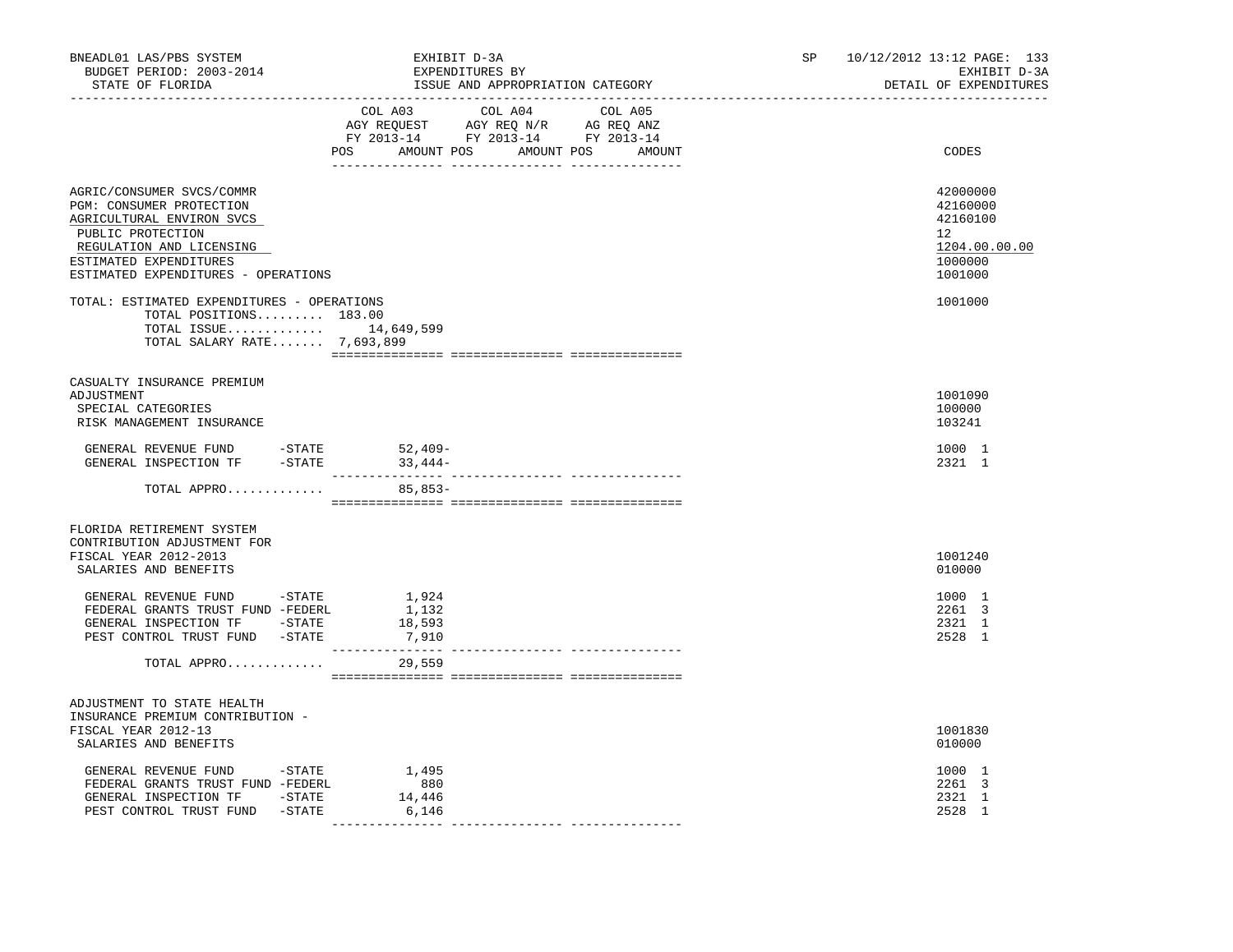BNEADL01 LAS/PBS SYSTEM | EXHIBIT D-3A | SP 10/12/2012 13:12 PAGE: 133
BUDGET PERIOD: 2003-2014 | EXPENDITURES BY | EXHIBIT D-3A
STATE OF FLORIDA | ISSUE AND APPROPRIATION CATEGORY | DETAIL OF EXPENDITURES

| | COL A03 AGY REQUEST FY 2013-14 POS AMOUNT | COL A04 AGY REQ N/R FY 2013-14 POS AMOUNT | COL A05 AG REQ ANZ FY 2013-14 POS AMOUNT | CODES |
|---|---|---|---|---|
| AGRIC/CONSUMER SVCS/COMMR | | | | 42000000 |
| PGM: CONSUMER PROTECTION | | | | 42160000 |
| AGRICULTURAL ENVIRON SVCS | | | | 42160100 |
| PUBLIC PROTECTION | | | | 12 |
| REGULATION AND LICENSING | | | | 1204.00.00.00 |
| ESTIMATED EXPENDITURES | | | | 1000000 |
| ESTIMATED EXPENDITURES - OPERATIONS | | | | 1001000 |
| TOTAL: ESTIMATED EXPENDITURES - OPERATIONS | | | | 1001000 |
| TOTAL POSITIONS......... 183.00 | | | | |
| TOTAL ISSUE............. | 14,649,599 | | | |
| TOTAL SALARY RATE....... 7,693,899 | | | | |
| CASUALTY INSURANCE PREMIUM ADJUSTMENT | | | | 1001090 |
| SPECIAL CATEGORIES | | | | 100000 |
| RISK MANAGEMENT INSURANCE | | | | 103241 |
| GENERAL REVENUE FUND -STATE | 52,409- | | | 1000 1 |
| GENERAL INSPECTION TF -STATE | 33,444- | | | 2321 1 |
| TOTAL APPRO............ | 85,853- | | | |
| FLORIDA RETIREMENT SYSTEM CONTRIBUTION ADJUSTMENT FOR FISCAL YEAR 2012-2013 | | | | 1001240 |
| SALARIES AND BENEFITS | | | | 010000 |
| GENERAL REVENUE FUND -STATE | 1,924 | | | 1000 1 |
| FEDERAL GRANTS TRUST FUND -FEDERL | 1,132 | | | 2261 3 |
| GENERAL INSPECTION TF -STATE | 18,593 | | | 2321 1 |
| PEST CONTROL TRUST FUND -STATE | 7,910 | | | 2528 1 |
| TOTAL APPRO............ | 29,559 | | | |
| ADJUSTMENT TO STATE HEALTH INSURANCE PREMIUM CONTRIBUTION - FISCAL YEAR 2012-13 | | | | 1001830 |
| SALARIES AND BENEFITS | | | | 010000 |
| GENERAL REVENUE FUND -STATE | 1,495 | | | 1000 1 |
| FEDERAL GRANTS TRUST FUND -FEDERL | 880 | | | 2261 3 |
| GENERAL INSPECTION TF -STATE | 14,446 | | | 2321 1 |
| PEST CONTROL TRUST FUND -STATE | 6,146 | | | 2528 1 |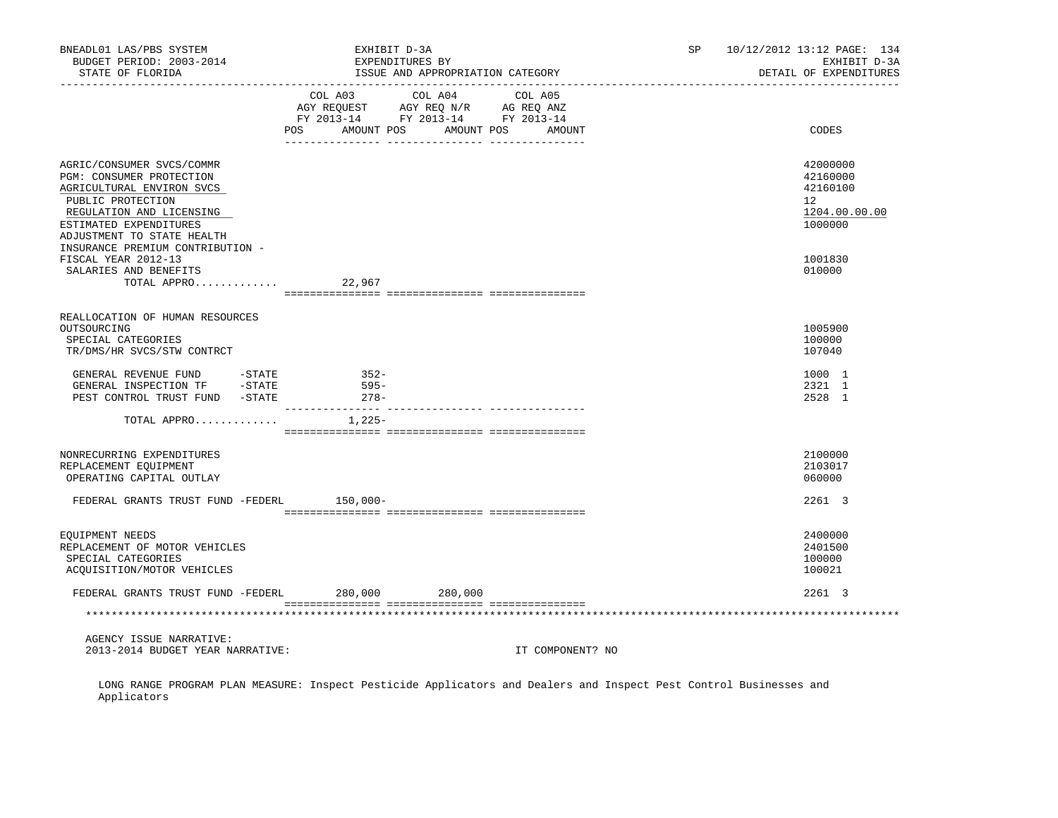BNEADL01 LAS/PBS SYSTEM | EXHIBIT D-3A | SP 10/12/2012 13:12
BUDGET PERIOD: 2003-2014 | EXPENDITURES BY | EXHIBIT D-3A
STATE OF FLORIDA | ISSUE AND APPROPRIATION CATEGORY | DETAIL OF EXPENDITURES

| | COL A03 AGY REQUEST FY 2013-14 POS AMOUNT | COL A04 AGY REQ N/R FY 2013-14 POS AMOUNT | COL A05 AG REQ ANZ FY 2013-14 POS AMOUNT | CODES |
|---|---|---|---|---|
| AGRIC/CONSUMER SVCS/COMMR | | | | 42000000 |
| PGM: CONSUMER PROTECTION | | | | 42160000 |
| AGRICULTURAL ENVIRON SVCS | | | | 42160100 |
| PUBLIC PROTECTION | | | | 12 |
| REGULATION AND LICENSING | | | | 1204.00.00.00 |
| ESTIMATED EXPENDITURES | | | | 1000000 |
| ADJUSTMENT TO STATE HEALTH INSURANCE PREMIUM CONTRIBUTION - FISCAL YEAR 2012-13 | | | | 1001830 |
| SALARIES AND BENEFITS | | | | 010000 |
| TOTAL APPRO............ | 22,967 | | | |
| REALLOCATION OF HUMAN RESOURCES OUTSOURCING | | | | 1005900 |
| SPECIAL CATEGORIES | | | | 100000 |
| TR/DMS/HR SVCS/STW CONTRCT | | | | 107040 |
| GENERAL REVENUE FUND -STATE | 352- | | | 1000 1 |
| GENERAL INSPECTION TF -STATE | 595- | | | 2321 1 |
| PEST CONTROL TRUST FUND -STATE | 278- | | | 2528 1 |
| TOTAL APPRO............ | 1,225- | | | |
| NONRECURRING EXPENDITURES | | | | 2100000 |
| REPLACEMENT EQUIPMENT | | | | 2103017 |
| OPERATING CAPITAL OUTLAY | | | | 060000 |
| FEDERAL GRANTS TRUST FUND -FEDERL | 150,000- | | | 2261 3 |
| EQUIPMENT NEEDS | | | | 2400000 |
| REPLACEMENT OF MOTOR VEHICLES | | | | 2401500 |
| SPECIAL CATEGORIES | | | | 100000 |
| ACQUISITION/MOTOR VEHICLES | | | | 100021 |
| FEDERAL GRANTS TRUST FUND -FEDERL | 280,000 | 280,000 | | 2261 3 |

AGENCY ISSUE NARRATIVE:
2013-2014 BUDGET YEAR NARRATIVE: IT COMPONENT? NO

LONG RANGE PROGRAM PLAN MEASURE: Inspect Pesticide Applicators and Dealers and Inspect Pest Control Businesses and Applicators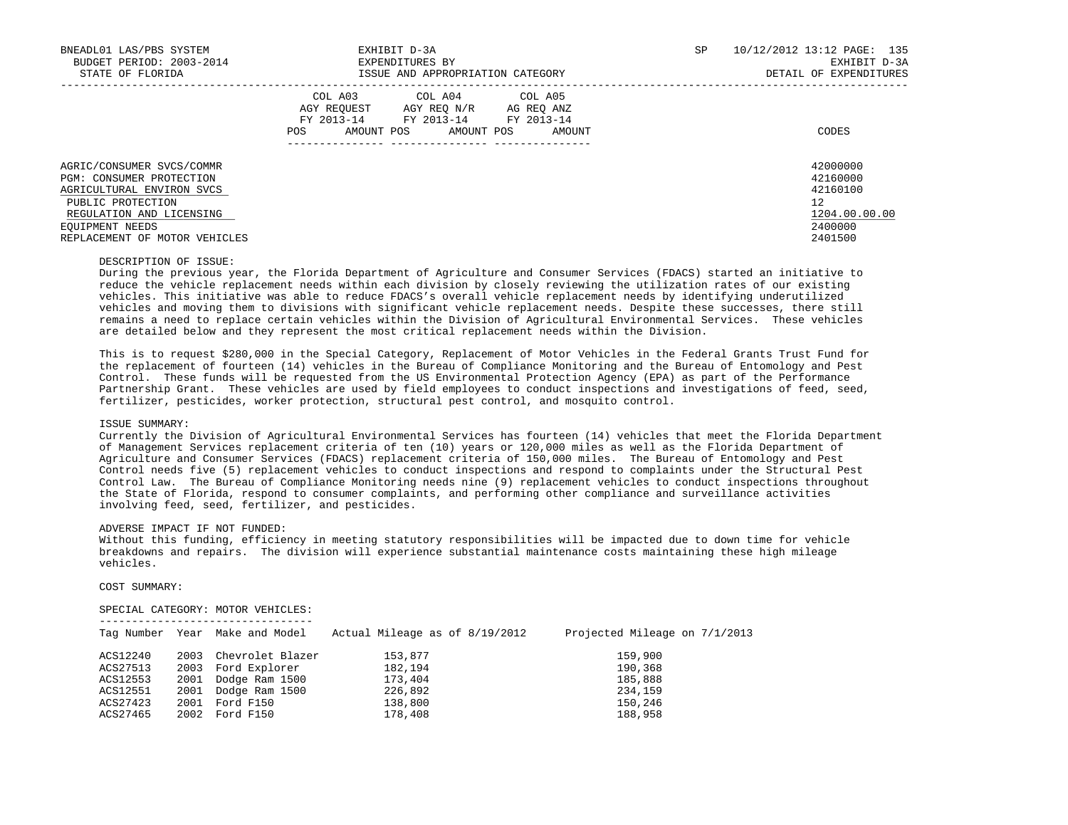BNEADL01 LAS/PBS SYSTEM | EXHIBIT D-3A | SP 10/12/2012 13:12 PAGE: 135
BUDGET PERIOD: 2003-2014 | EXPENDITURES BY | EXHIBIT D-3A
STATE OF FLORIDA | ISSUE AND APPROPRIATION CATEGORY | DETAIL OF EXPENDITURES

| | COL A03 AGY REQUEST FY 2013-14 POS AMOUNT | COL A04 AGY REQ N/R FY 2013-14 POS AMOUNT | COL A05 AG REQ ANZ FY 2013-14 POS AMOUNT | CODES |
|---|---|---|---|---|
| AGRIC/CONSUMER SVCS/COMMR | | | | 42000000 |
| PGM: CONSUMER PROTECTION | | | | 42160000 |
| AGRICULTURAL ENVIRON SVCS | | | | 42160100 |
| PUBLIC PROTECTION | | | | 12 |
| REGULATION AND LICENSING | | | | 1204.00.00.00 |
| EQUIPMENT NEEDS | | | | 2400000 |
| REPLACEMENT OF MOTOR VEHICLES | | | | 2401500 |

DESCRIPTION OF ISSUE:
During the previous year, the Florida Department of Agriculture and Consumer Services (FDACS) started an initiative to reduce the vehicle replacement needs within each division by closely reviewing the utilization rates of our existing vehicles. This initiative was able to reduce FDACS's overall vehicle replacement needs by identifying underutilized vehicles and moving them to divisions with significant vehicle replacement needs. Despite these successes, there still remains a need to replace certain vehicles within the Division of Agricultural Environmental Services. These vehicles are detailed below and they represent the most critical replacement needs within the Division.

This is to request $280,000 in the Special Category, Replacement of Motor Vehicles in the Federal Grants Trust Fund for the replacement of fourteen (14) vehicles in the Bureau of Compliance Monitoring and the Bureau of Entomology and Pest Control. These funds will be requested from the US Environmental Protection Agency (EPA) as part of the Performance Partnership Grant. These vehicles are used by field employees to conduct inspections and investigations of feed, seed, fertilizer, pesticides, worker protection, structural pest control, and mosquito control.

ISSUE SUMMARY:
Currently the Division of Agricultural Environmental Services has fourteen (14) vehicles that meet the Florida Department of Management Services replacement criteria of ten (10) years or 120,000 miles as well as the Florida Department of Agriculture and Consumer Services (FDACS) replacement criteria of 150,000 miles. The Bureau of Entomology and Pest Control needs five (5) replacement vehicles to conduct inspections and respond to complaints under the Structural Pest Control Law. The Bureau of Compliance Monitoring needs nine (9) replacement vehicles to conduct inspections throughout the State of Florida, respond to consumer complaints, and performing other compliance and surveillance activities involving feed, seed, fertilizer, and pesticides.

ADVERSE IMPACT IF NOT FUNDED:
Without this funding, efficiency in meeting statutory responsibilities will be impacted due to down time for vehicle breakdowns and repairs. The division will experience substantial maintenance costs maintaining these high mileage vehicles.

COST SUMMARY:

SPECIAL CATEGORY: MOTOR VEHICLES:

| Tag Number | Year | Make and Model | Actual Mileage as of 8/19/2012 | Projected Mileage on 7/1/2013 |
|---|---|---|---|---|
| ACS12240 | 2003 | Chevrolet Blazer | 153,877 | 159,900 |
| ACS27513 | 2003 | Ford Explorer | 182,194 | 190,368 |
| ACS12553 | 2001 | Dodge Ram 1500 | 173,404 | 185,888 |
| ACS12551 | 2001 | Dodge Ram 1500 | 226,892 | 234,159 |
| ACS27423 | 2001 | Ford F150 | 138,800 | 150,246 |
| ACS27465 | 2002 | Ford F150 | 178,408 | 188,958 |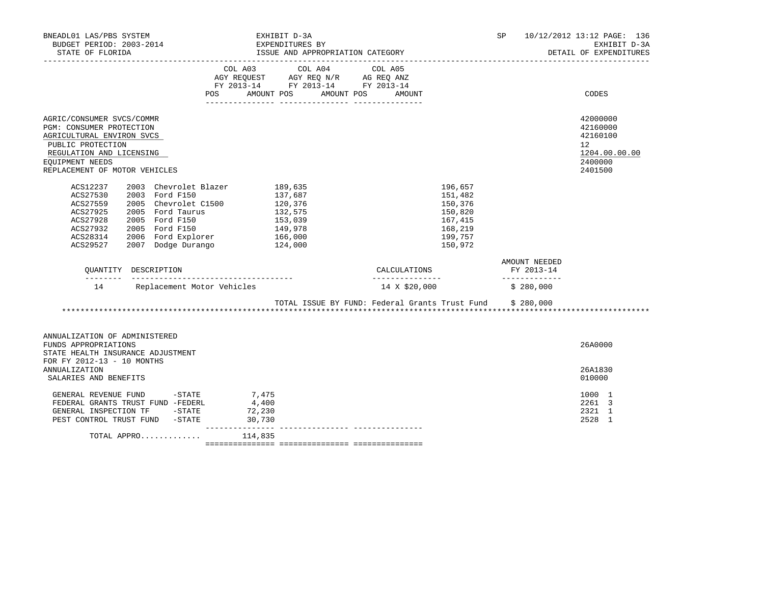BNEADL01 LAS/PBS SYSTEM — EXHIBIT D-3A — EXPENDITURES BY ISSUE AND APPROPRIATION CATEGORY
BUDGET PERIOD: 2003-2014
STATE OF FLORIDA
SP 10/12/2012 13:12 PAGE: 136
EXHIBIT D-3A
DETAIL OF EXPENDITURES

| | COL A03 AGY REQUEST FY 2013-14 POS AMOUNT | COL A04 AGY REQ N/R FY 2013-14 POS AMOUNT | COL A05 AG REQ ANZ FY 2013-14 POS AMOUNT | CODES |
|---|---|---|---|---|
| AGRIC/CONSUMER SVCS/COMMR | | | | 42000000 |
| PGM: CONSUMER PROTECTION | | | | 42160000 |
| AGRICULTURAL ENVIRON SVCS | | | | 42160100 |
| PUBLIC PROTECTION | | | | 12 |
| REGULATION AND LICENSING | | | | 1204.00.00.00 |
| EQUIPMENT NEEDS | | | | 2400000 |
| REPLACEMENT OF MOTOR VEHICLES | | | | 2401500 |

| | | | | |
|---|---|---|---|---|
| ACS12237 | 2003 | Chevrolet Blazer | 189,635 | 196,657 |
| ACS27530 | 2003 | Ford F150 | 137,687 | 151,482 |
| ACS27559 | 2005 | Chevrolet C1500 | 120,376 | 150,376 |
| ACS27925 | 2005 | Ford Taurus | 132,575 | 150,820 |
| ACS27928 | 2005 | Ford F150 | 153,039 | 167,415 |
| ACS27932 | 2005 | Ford F150 | 149,978 | 168,219 |
| ACS28314 | 2006 | Ford Explorer | 166,000 | 199,757 |
| ACS29527 | 2007 | Dodge Durango | 124,000 | 150,972 |

| QUANTITY | DESCRIPTION | CALCULATIONS | AMOUNT NEEDED FY 2013-14 |
|---|---|---|---|
| 14 | Replacement Motor Vehicles | 14 X $20,000 | $ 280,000 |

TOTAL ISSUE BY FUND: Federal Grants Trust Fund $ 280,000

*****************************************************************************************************************************

| | COL A03 | COL A04 | COL A05 | CODES |
|---|---|---|---|---|
| ANNUALIZATION OF ADMINISTERED FUNDS APPROPRIATIONS | | | | 26A0000 |
| STATE HEALTH INSURANCE ADJUSTMENT FOR FY 2012-13 - 10 MONTHS ANNUALIZATION | | | | 26A1830 |
| SALARIES AND BENEFITS | | | | 010000 |
| GENERAL REVENUE FUND -STATE | 7,475 | | | 1000 1 |
| FEDERAL GRANTS TRUST FUND -FEDERL | 4,400 | | | 2261 3 |
| GENERAL INSPECTION TF -STATE | 72,230 | | | 2321 1 |
| PEST CONTROL TRUST FUND -STATE | 30,730 | | | 2528 1 |
| TOTAL APPRO............ | 114,835 | | | |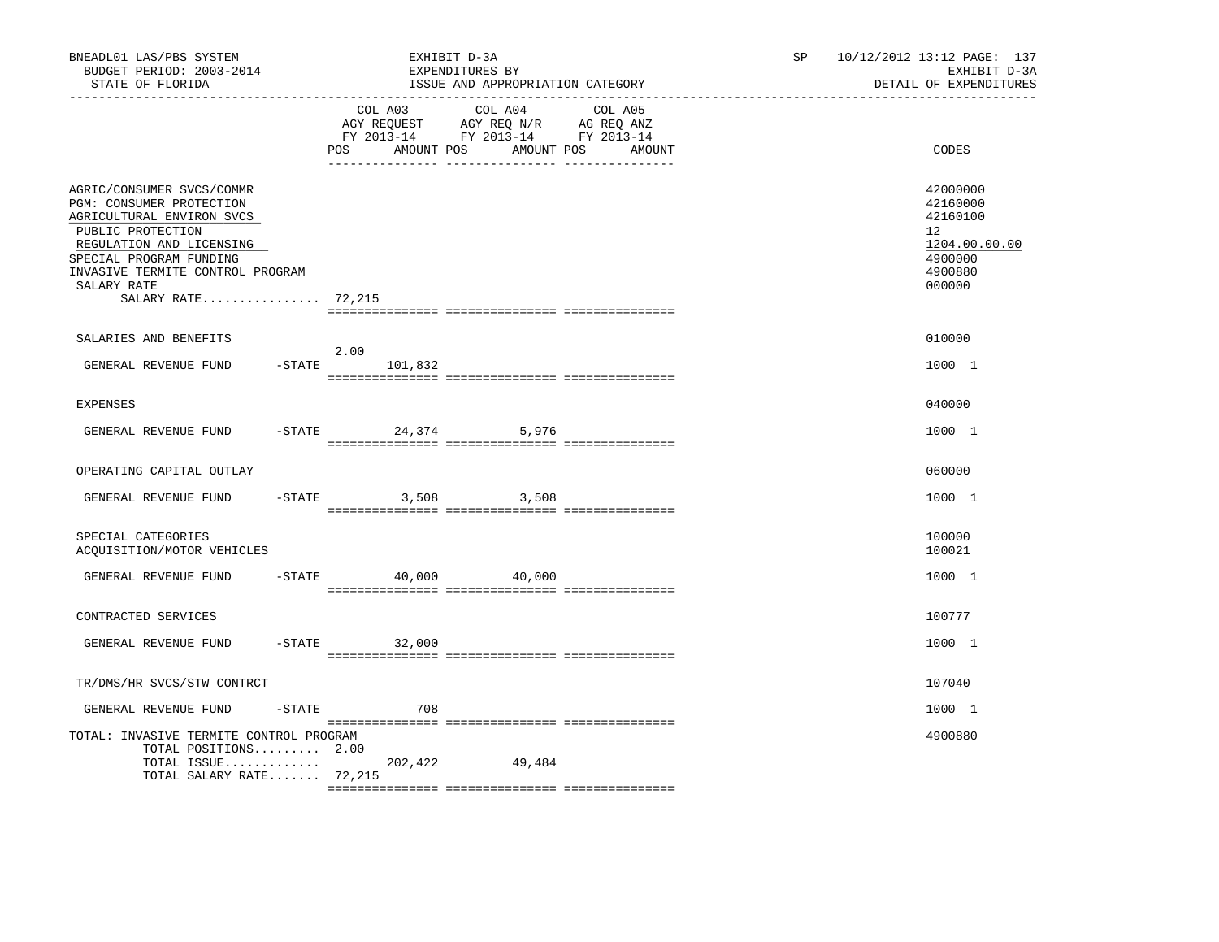BNEADL01 LAS/PBS SYSTEM — EXHIBIT D-3A — SP 10/12/2012 13:12

BUDGET PERIOD: 2003-2014 — EXPENDITURES BY — EXHIBIT D-3A

STATE OF FLORIDA — ISSUE AND APPROPRIATION CATEGORY — DETAIL OF EXPENDITURES

| | COL A03 AGY REQUEST FY 2013-14 POS | AMOUNT | COL A04 AGY REQ N/R FY 2013-14 POS | AMOUNT | COL A05 AG REQ ANZ FY 2013-14 POS | AMOUNT | CODES |
|---|---|---|---|---|---|---|---|
| AGRIC/CONSUMER SVCS/COMMR | | | | | | | 42000000 |
| PGM: CONSUMER PROTECTION | | | | | | | 42160000 |
| AGRICULTURAL ENVIRON SVCS | | | | | | | 42160100 |
| PUBLIC PROTECTION | | | | | | | 12 |
| REGULATION AND LICENSING | | | | | | | 1204.00.00.00 |
| SPECIAL PROGRAM FUNDING | | | | | | | 4900000 |
| INVASIVE TERMITE CONTROL PROGRAM | | | | | | | 4900880 |
| SALARY RATE | | | | | | | 000000 |
| SALARY RATE................ 72,215 | | | | | | | |
| SALARIES AND BENEFITS | | | | | | | 010000 |
| GENERAL REVENUE FUND -STATE | 2.00 | 101,832 | | | | | 1000 1 |
| EXPENSES | | | | | | | 040000 |
| GENERAL REVENUE FUND -STATE | | 24,374 | | 5,976 | | | 1000 1 |
| OPERATING CAPITAL OUTLAY | | | | | | | 060000 |
| GENERAL REVENUE FUND -STATE | | 3,508 | | 3,508 | | | 1000 1 |
| SPECIAL CATEGORIES | | | | | | | 100000 |
| ACQUISITION/MOTOR VEHICLES | | | | | | | 100021 |
| GENERAL REVENUE FUND -STATE | | 40,000 | | 40,000 | | | 1000 1 |
| CONTRACTED SERVICES | | | | | | | 100777 |
| GENERAL REVENUE FUND -STATE | | 32,000 | | | | | 1000 1 |
| TR/DMS/HR SVCS/STW CONTRCT | | | | | | | 107040 |
| GENERAL REVENUE FUND -STATE | | 708 | | | | | 1000 1 |
| TOTAL: INVASIVE TERMITE CONTROL PROGRAM | | | | | | | 4900880 |
| TOTAL POSITIONS......... 2.00 | | | | | | | |
| TOTAL ISSUE............. | | 202,422 | | 49,484 | | | |
| TOTAL SALARY RATE....... 72,215 | | | | | | | |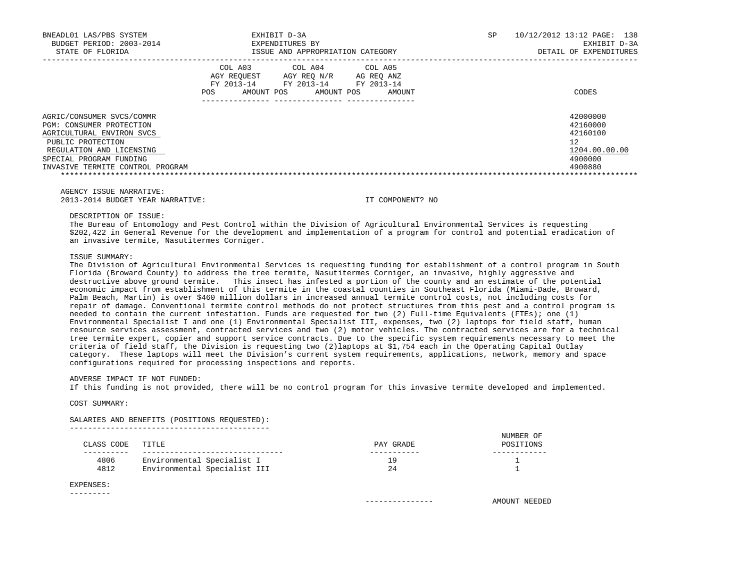| | COL A03 AGY REQUEST FY 2013-14 POS AMOUNT | COL A04 AGY REQ N/R FY 2013-14 POS AMOUNT | COL A05 AG REQ ANZ FY 2013-14 POS AMOUNT | CODES |
|---|---|---|---|---|
| AGRIC/CONSUMER SVCS/COMMR | | | | 42000000 |
| PGM: CONSUMER PROTECTION | | | | 42160000 |
| AGRICULTURAL ENVIRON SVCS | | | | 42160100 |
| PUBLIC PROTECTION | | | | 12 |
| REGULATION AND LICENSING | | | | 1204.00.00.00 |
| SPECIAL PROGRAM FUNDING | | | | 4900000 |
| INVASIVE TERMITE CONTROL PROGRAM | | | | 4900880 |

AGENCY ISSUE NARRATIVE:

2013-2014 BUDGET YEAR NARRATIVE: IT COMPONENT? NO

DESCRIPTION OF ISSUE:

The Bureau of Entomology and Pest Control within the Division of Agricultural Environmental Services is requesting $202,422 in General Revenue for the development and implementation of a program for control and potential eradication of an invasive termite, Nasutitermes Corniger.

ISSUE SUMMARY:

The Division of Agricultural Environmental Services is requesting funding for establishment of a control program in South Florida (Broward County) to address the tree termite, Nasutitermes Corniger, an invasive, highly aggressive and destructive above ground termite. This insect has infested a portion of the county and an estimate of the potential economic impact from establishment of this termite in the coastal counties in Southeast Florida (Miami-Dade, Broward, Palm Beach, Martin) is over $460 million dollars in increased annual termite control costs, not including costs for repair of damage. Conventional termite control methods do not protect structures from this pest and a control program is needed to contain the current infestation. Funds are requested for two (2) Full-time Equivalents (FTEs); one (1) Environmental Specialist I and one (1) Environmental Specialist III, expenses, two (2) laptops for field staff, human resource services assessment, contracted services and two (2) motor vehicles. The contracted services are for a technical tree termite expert, copier and support service contracts. Due to the specific system requirements necessary to meet the criteria of field staff, the Division is requesting two (2)laptops at $1,754 each in the Operating Capital Outlay category. These laptops will meet the Division's current system requirements, applications, network, memory and space configurations required for processing inspections and reports.

ADVERSE IMPACT IF NOT FUNDED:

If this funding is not provided, there will be no control program for this invasive termite developed and implemented.

COST SUMMARY:

SALARIES AND BENEFITS (POSITIONS REQUESTED):

| CLASS CODE | TITLE | PAY GRADE | NUMBER OF POSITIONS |
|---|---|---|---|
| 4806 | Environmental Specialist I | 19 | 1 |
| 4812 | Environmental Specialist III | 24 | 1 |

EXPENSES:

AMOUNT NEEDED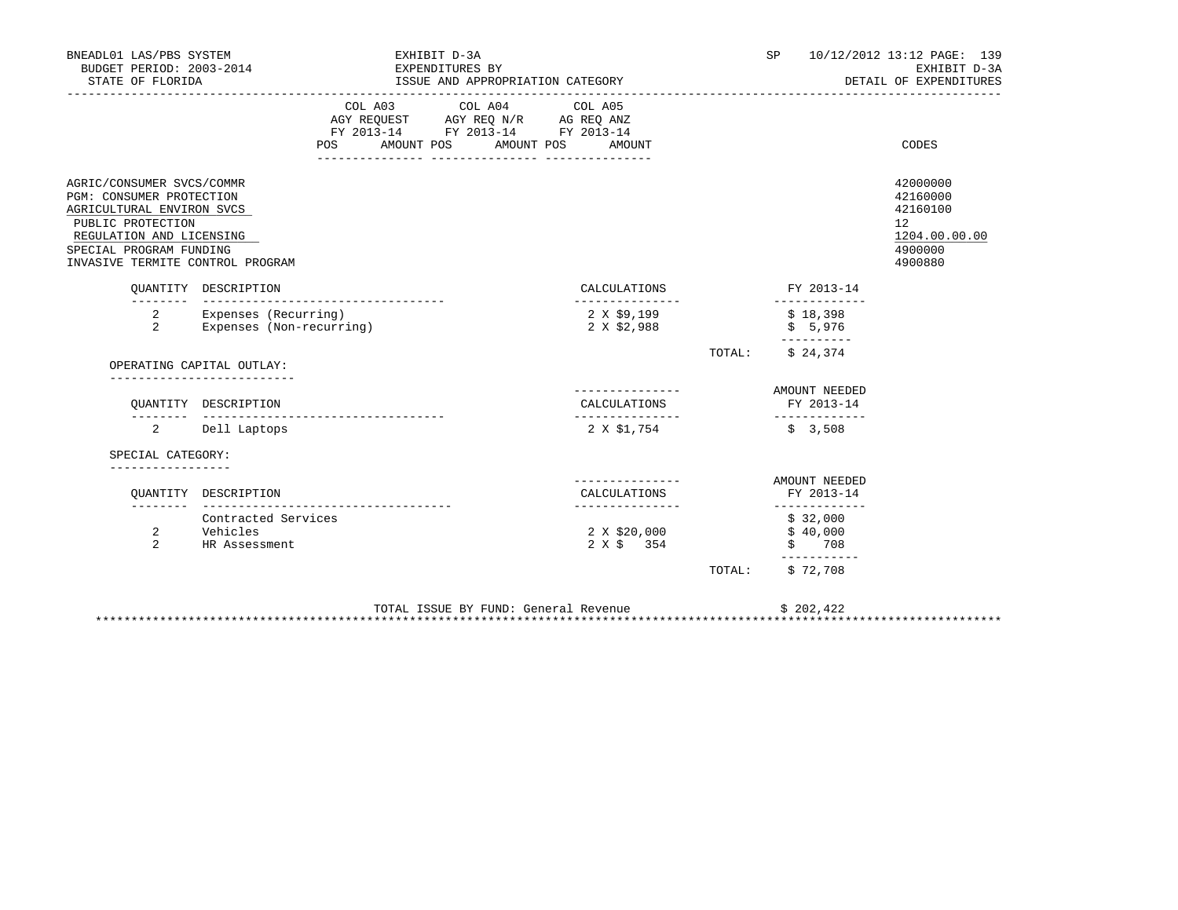BNEADL01 LAS/PBS SYSTEM — EXHIBIT D-3A — SP 10/12/2012 13:12
BUDGET PERIOD: 2003-2014 — EXPENDITURES BY — EXHIBIT D-3A
STATE OF FLORIDA — ISSUE AND APPROPRIATION CATEGORY — DETAIL OF EXPENDITURES

| | COL A03 AGY REQUEST FY 2013-14 POS AMOUNT | COL A04 AGY REQ N/R FY 2013-14 POS AMOUNT | COL A05 AG REQ ANZ FY 2013-14 POS AMOUNT | CODES |
|---|---|---|---|---|
| AGRIC/CONSUMER SVCS/COMMR | | | | 42000000 |
| PGM: CONSUMER PROTECTION | | | | 42160000 |
| AGRICULTURAL ENVIRON SVCS | | | | 42160100 |
| PUBLIC PROTECTION | | | | 12 |
| REGULATION AND LICENSING | | | | 1204.00.00.00 |
| SPECIAL PROGRAM FUNDING | | | | 4900000 |
| INVASIVE TERMITE CONTROL PROGRAM | | | | 4900880 |

| QUANTITY | DESCRIPTION | CALCULATIONS | FY 2013-14 |
|---|---|---|---|
| 2 | Expenses (Recurring) | 2 X $9,199 | $ 18,398 |
| 2 | Expenses (Non-recurring) | 2 X $2,988 | $ 5,976 |
| | | TOTAL: | $ 24,374 |

OPERATING CAPITAL OUTLAY:

| QUANTITY | DESCRIPTION | CALCULATIONS | AMOUNT NEEDED FY 2013-14 |
|---|---|---|---|
| 2 | Dell Laptops | 2 X $1,754 | $ 3,508 |

SPECIAL CATEGORY:

| QUANTITY | DESCRIPTION | CALCULATIONS | AMOUNT NEEDED FY 2013-14 |
|---|---|---|---|
| | Contracted Services | | $ 32,000 |
| 2 | Vehicles | 2 X $20,000 | $ 40,000 |
| 2 | HR Assessment | 2 X $ 354 | $ 708 |
| | | TOTAL: | $ 72,708 |

TOTAL ISSUE BY FUND: General Revenue $ 202,422

*****************************************************************************************************************************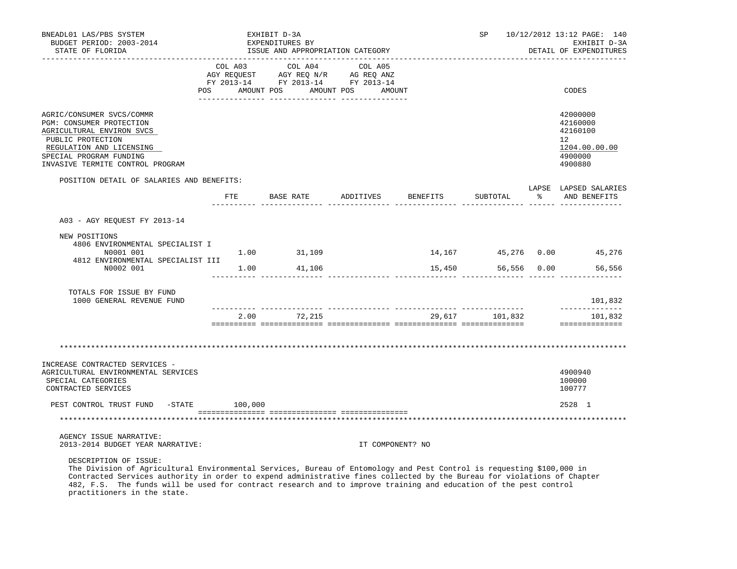BNEADL01 LAS/PBS SYSTEM — BUDGET PERIOD: 2003-2014 — STATE OF FLORIDA

EXHIBIT D-3A — EXPENDITURES BY ISSUE AND APPROPRIATION CATEGORY

SP 10/12/2012 13:12 — EXHIBIT D-3A — DETAIL OF EXPENDITURES

| | COL A03 AGY REQUEST FY 2013-14 | | COL A04 AGY REQ N/R FY 2013-14 | | COL A05 AG REQ ANZ FY 2013-14 | | CODES |
|---|---|---|---|---|---|---|---|
| | POS | AMOUNT | POS | AMOUNT | POS | AMOUNT | |
| AGRIC/CONSUMER SVCS/COMMR | | | | | | | 42000000 |
| PGM: CONSUMER PROTECTION | | | | | | | 42160000 |
| AGRICULTURAL ENVIRON SVCS | | | | | | | 42160100 |
| PUBLIC PROTECTION | | | | | | | 12 |
| REGULATION AND LICENSING | | | | | | | 1204.00.00.00 |
| SPECIAL PROGRAM FUNDING | | | | | | | 4900000 |
| INVASIVE TERMITE CONTROL PROGRAM | | | | | | | 4900880 |

POSITION DETAIL OF SALARIES AND BENEFITS:

| | FTE | BASE RATE | ADDITIVES | BENEFITS | SUBTOTAL | LAPSE % | LAPSED SALARIES AND BENEFITS |
|---|---|---|---|---|---|---|---|
| A03 - AGY REQUEST FY 2013-14 | | | | | | | |
| NEW POSITIONS | | | | | | | |
| 4806 ENVIRONMENTAL SPECIALIST I N0001 001 | 1.00 | 31,109 | | 14,167 | 45,276 | 0.00 | 45,276 |
| 4812 ENVIRONMENTAL SPECIALIST III N0002 001 | 1.00 | 41,106 | | 15,450 | 56,556 | 0.00 | 56,556 |
| TOTALS FOR ISSUE BY FUND | | | | | | | |
| 1000 GENERAL REVENUE FUND | | | | | | | 101,832 |
| | 2.00 | 72,215 | | 29,617 | 101,832 | | 101,832 |

************************************************************************************************************

| | COL A03 AMOUNT | | | CODES |
|---|---|---|---|---|
| INCREASE CONTRACTED SERVICES - AGRICULTURAL ENVIRONMENTAL SERVICES | | | | 4900940 |
| SPECIAL CATEGORIES | | | | 100000 |
| CONTRACTED SERVICES | | | | 100777 |
| PEST CONTROL TRUST FUND -STATE | 100,000 | | | 2528 1 |

************************************************************************************************************

AGENCY ISSUE NARRATIVE:

2013-2014 BUDGET YEAR NARRATIVE: IT COMPONENT? NO

DESCRIPTION OF ISSUE:

The Division of Agricultural Environmental Services, Bureau of Entomology and Pest Control is requesting $100,000 in Contracted Services authority in order to expend administrative fines collected by the Bureau for violations of Chapter 482, F.S. The funds will be used for contract research and to improve training and education of the pest control practitioners in the state.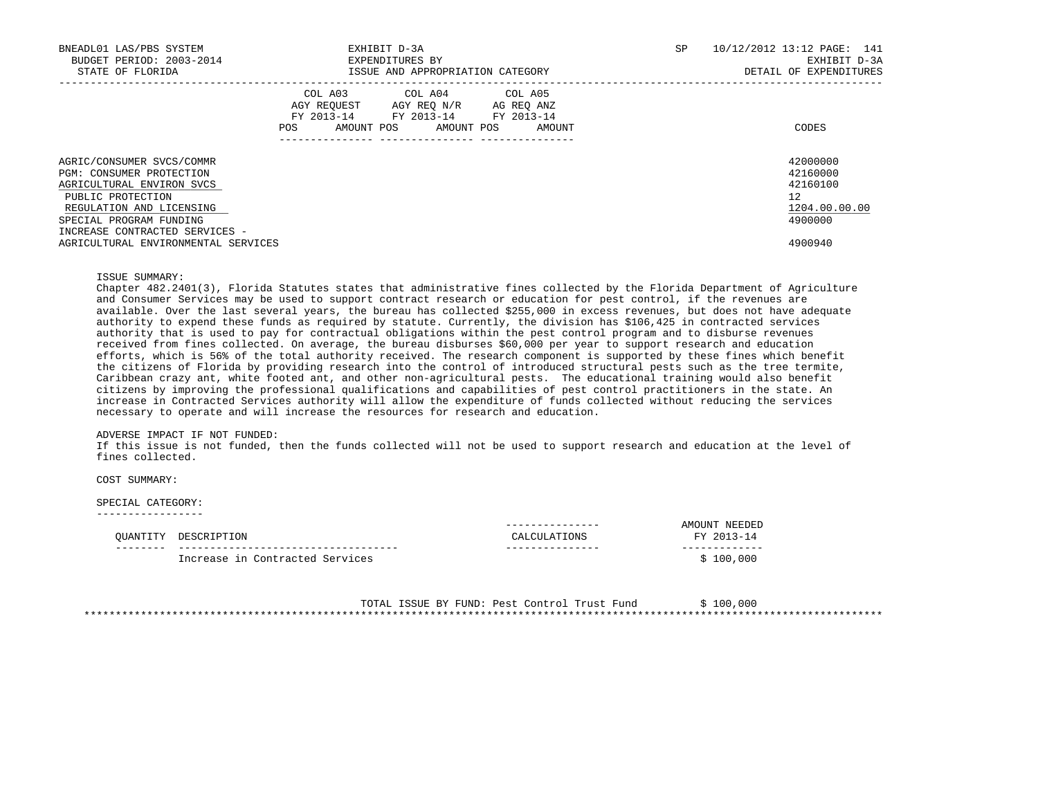| | COL A03 AGY REQUEST FY 2013-14 POS AMOUNT | COL A04 AGY REQ N/R FY 2013-14 POS AMOUNT | COL A05 AG REQ ANZ FY 2013-14 POS AMOUNT | CODES |
|---|---|---|---|---|
| AGRIC/CONSUMER SVCS/COMMR | | | | 42000000 |
| PGM: CONSUMER PROTECTION | | | | 42160000 |
| AGRICULTURAL ENVIRON SVCS | | | | 42160100 |
| PUBLIC PROTECTION | | | | 12 |
| REGULATION AND LICENSING | | | | 1204.00.00.00 |
| SPECIAL PROGRAM FUNDING | | | | 4900000 |
| INCREASE CONTRACTED SERVICES - AGRICULTURAL ENVIRONMENTAL SERVICES | | | | 4900940 |

ISSUE SUMMARY:
Chapter 482.2401(3), Florida Statutes states that administrative fines collected by the Florida Department of Agriculture and Consumer Services may be used to support contract research or education for pest control, if the revenues are available. Over the last several years, the bureau has collected $255,000 in excess revenues, but does not have adequate authority to expend these funds as required by statute. Currently, the division has $106,425 in contracted services authority that is used to pay for contractual obligations within the pest control program and to disburse revenues received from fines collected. On average, the bureau disburses $60,000 per year to support research and education efforts, which is 56% of the total authority received. The research component is supported by these fines which benefit the citizens of Florida by providing research into the control of introduced structural pests such as the tree termite, Caribbean crazy ant, white footed ant, and other non-agricultural pests. The educational training would also benefit citizens by improving the professional qualifications and capabilities of pest control practitioners in the state. An increase in Contracted Services authority will allow the expenditure of funds collected without reducing the services necessary to operate and will increase the resources for research and education.

ADVERSE IMPACT IF NOT FUNDED:
If this issue is not funded, then the funds collected will not be used to support research and education at the level of fines collected.

COST SUMMARY:

SPECIAL CATEGORY:

| QUANTITY | DESCRIPTION | CALCULATIONS | AMOUNT NEEDED FY 2013-14 |
|---|---|---|---|
| | Increase in Contracted Services | | $ 100,000 |

TOTAL ISSUE BY FUND: Pest Control Trust Fund $ 100,000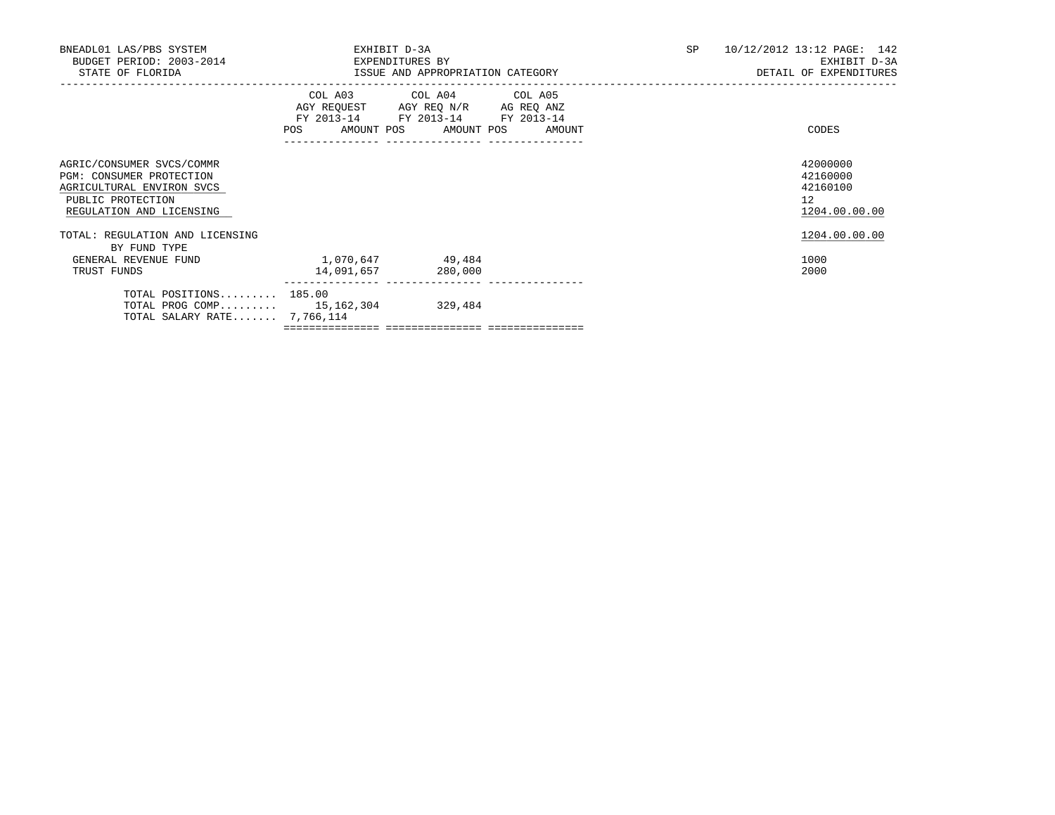BNEADL01 LAS/PBS SYSTEM | EXHIBIT D-3A | SP 10/12/2012 13:12

BUDGET PERIOD: 2003-2014 | EXPENDITURES BY | EXHIBIT D-3A

STATE OF FLORIDA | ISSUE AND APPROPRIATION CATEGORY | DETAIL OF EXPENDITURES

| | COL A03 AGY REQUEST FY 2013-14 POS AMOUNT | COL A04 AGY REQ N/R FY 2013-14 POS AMOUNT | COL A05 AG REQ ANZ FY 2013-14 POS AMOUNT | CODES |
|---|---|---|---|---|
| AGRIC/CONSUMER SVCS/COMMR | | | | 42000000 |
| PGM: CONSUMER PROTECTION | | | | 42160000 |
| AGRICULTURAL ENVIRON SVCS | | | | 42160100 |
| PUBLIC PROTECTION | | | | 12 |
| REGULATION AND LICENSING | | | | 1204.00.00.00 |
| TOTAL: REGULATION AND LICENSING | | | | 1204.00.00.00 |
| BY FUND TYPE | | | | |
| GENERAL REVENUE FUND | 1,070,647 | 49,484 | | 1000 |
| TRUST FUNDS | 14,091,657 | 280,000 | | 2000 |
| TOTAL POSITIONS......... | 185.00 | | | |
| TOTAL PROG COMP......... | 15,162,304 | 329,484 | | |
| TOTAL SALARY RATE....... | 7,766,114 | | | |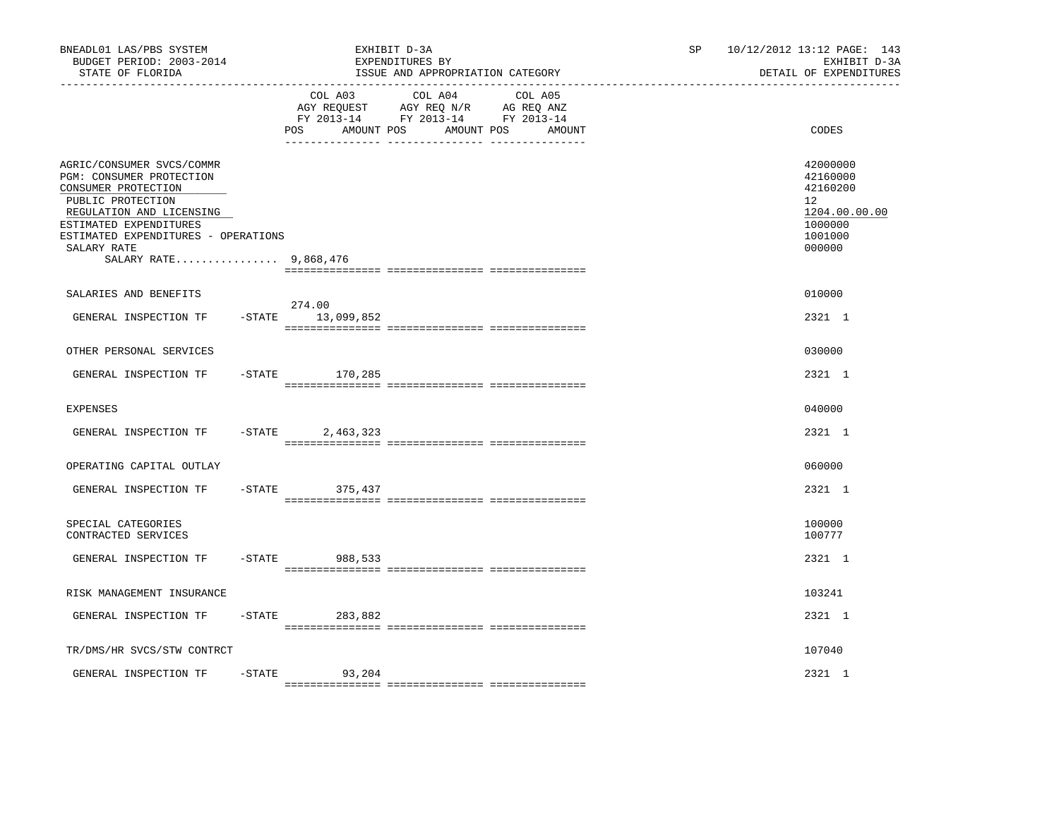BNEADL01 LAS/PBS SYSTEM — EXHIBIT D-3A — EXPENDITURES BY ISSUE AND APPROPRIATION CATEGORY

BUDGET PERIOD: 2003-2014 — STATE OF FLORIDA — SP 10/12/2012 13:12 — EXHIBIT D-3A DETAIL OF EXPENDITURES

| | COL A03 AGY REQUEST FY 2013-14 POS | AMOUNT | COL A04 AGY REQ N/R FY 2013-14 POS | AMOUNT | COL A05 AG REQ ANZ FY 2013-14 POS | AMOUNT | CODES |
|---|---|---|---|---|---|---|---|
| AGRIC/CONSUMER SVCS/COMMR | | | | | | | 42000000 |
| PGM: CONSUMER PROTECTION | | | | | | | 42160000 |
| CONSUMER PROTECTION | | | | | | | 42160200 |
| PUBLIC PROTECTION | | | | | | | 12 |
| REGULATION AND LICENSING | | | | | | | 1204.00.00.00 |
| ESTIMATED EXPENDITURES | | | | | | | 1000000 |
| ESTIMATED EXPENDITURES - OPERATIONS | | | | | | | 1001000 |
| SALARY RATE | | | | | | | 000000 |
| SALARY RATE................ 9,868,476 | | | | | | | |
| SALARIES AND BENEFITS | | | | | | | 010000 |
| GENERAL INSPECTION TF -STATE | 274.00 | 13,099,852 | | | | | 2321 1 |
| OTHER PERSONAL SERVICES | | | | | | | 030000 |
| GENERAL INSPECTION TF -STATE | | 170,285 | | | | | 2321 1 |
| EXPENSES | | | | | | | 040000 |
| GENERAL INSPECTION TF -STATE | | 2,463,323 | | | | | 2321 1 |
| OPERATING CAPITAL OUTLAY | | | | | | | 060000 |
| GENERAL INSPECTION TF -STATE | | 375,437 | | | | | 2321 1 |
| SPECIAL CATEGORIES | | | | | | | 100000 |
| CONTRACTED SERVICES | | | | | | | 100777 |
| GENERAL INSPECTION TF -STATE | | 988,533 | | | | | 2321 1 |
| RISK MANAGEMENT INSURANCE | | | | | | | 103241 |
| GENERAL INSPECTION TF -STATE | | 283,882 | | | | | 2321 1 |
| TR/DMS/HR SVCS/STW CONTRCT | | | | | | | 107040 |
| GENERAL INSPECTION TF -STATE | | 93,204 | | | | | 2321 1 |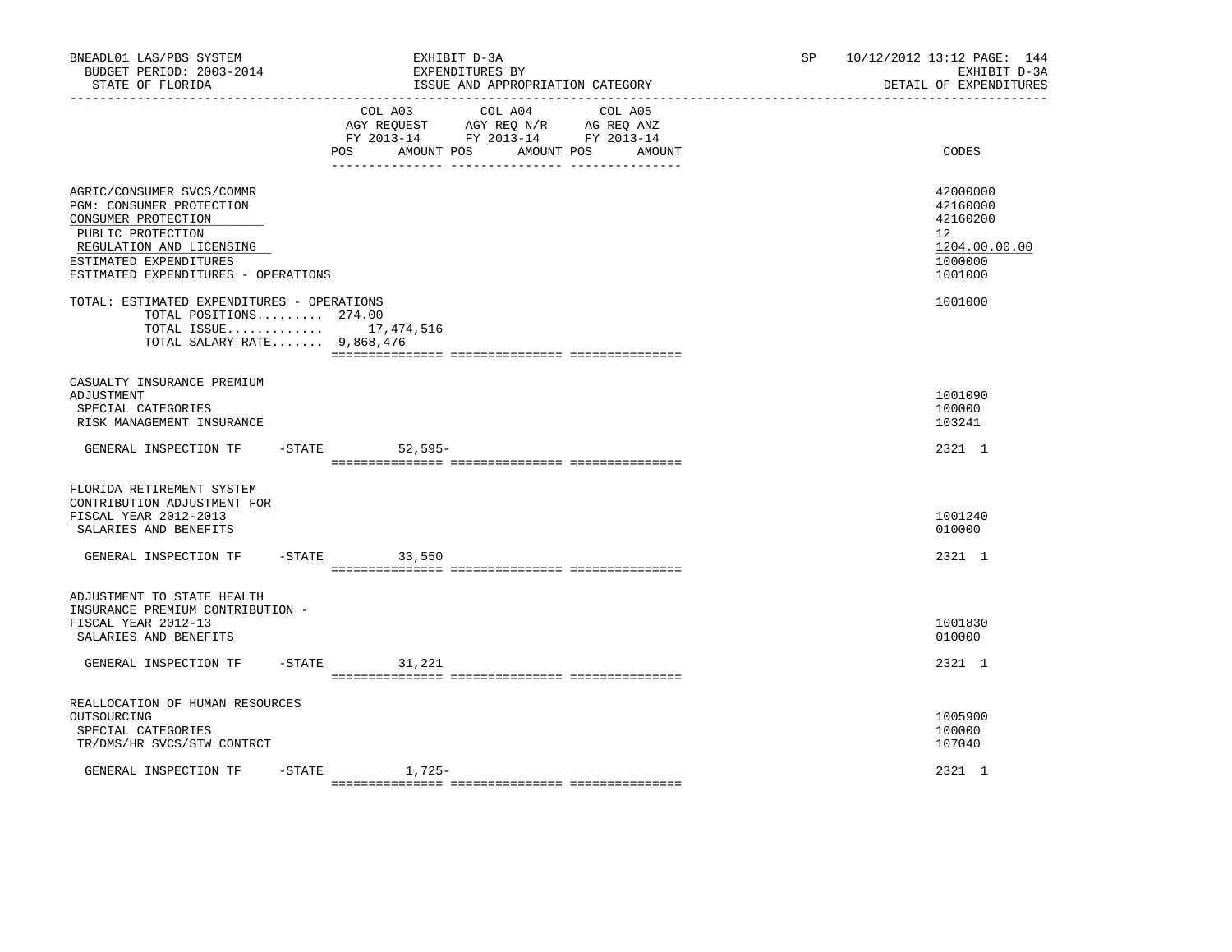BNEADL01 LAS/PBS SYSTEM — EXHIBIT D-3A — EXPENDITURES BY ISSUE AND APPROPRIATION CATEGORY — SP 10/12/2012 13:12

BUDGET PERIOD: 2003-2014 — STATE OF FLORIDA — EXHIBIT D-3A — DETAIL OF EXPENDITURES

| | COL A03 AGY REQUEST FY 2013-14 POS AMOUNT | COL A04 AGY REQ N/R FY 2013-14 POS AMOUNT | COL A05 AG REQ ANZ FY 2013-14 POS AMOUNT | CODES |
|---|---|---|---|---|
| AGRIC/CONSUMER SVCS/COMMR | | | | 42000000 |
| PGM: CONSUMER PROTECTION | | | | 42160000 |
| CONSUMER PROTECTION | | | | 42160200 |
| PUBLIC PROTECTION | | | | 12 |
| REGULATION AND LICENSING | | | | 1204.00.00.00 |
| ESTIMATED EXPENDITURES | | | | 1000000 |
| ESTIMATED EXPENDITURES - OPERATIONS | | | | 1001000 |
| TOTAL: ESTIMATED EXPENDITURES - OPERATIONS | | | | 1001000 |
| TOTAL POSITIONS......... 274.00 | | | | |
| TOTAL ISSUE............ | 17,474,516 | | | |
| TOTAL SALARY RATE....... 9,868,476 | | | | |
| CASUALTY INSURANCE PREMIUM ADJUSTMENT | | | | 1001090 |
| SPECIAL CATEGORIES | | | | 100000 |
| RISK MANAGEMENT INSURANCE | | | | 103241 |
| GENERAL INSPECTION TF -STATE | 52,595- | | | 2321 1 |
| FLORIDA RETIREMENT SYSTEM CONTRIBUTION ADJUSTMENT FOR FISCAL YEAR 2012-2013 | | | | 1001240 |
| SALARIES AND BENEFITS | | | | 010000 |
| GENERAL INSPECTION TF -STATE | 33,550 | | | 2321 1 |
| ADJUSTMENT TO STATE HEALTH INSURANCE PREMIUM CONTRIBUTION - FISCAL YEAR 2012-13 | | | | 1001830 |
| SALARIES AND BENEFITS | | | | 010000 |
| GENERAL INSPECTION TF -STATE | 31,221 | | | 2321 1 |
| REALLOCATION OF HUMAN RESOURCES OUTSOURCING | | | | 1005900 |
| SPECIAL CATEGORIES | | | | 100000 |
| TR/DMS/HR SVCS/STW CONTRCT | | | | 107040 |
| GENERAL INSPECTION TF -STATE | 1,725- | | | 2321 1 |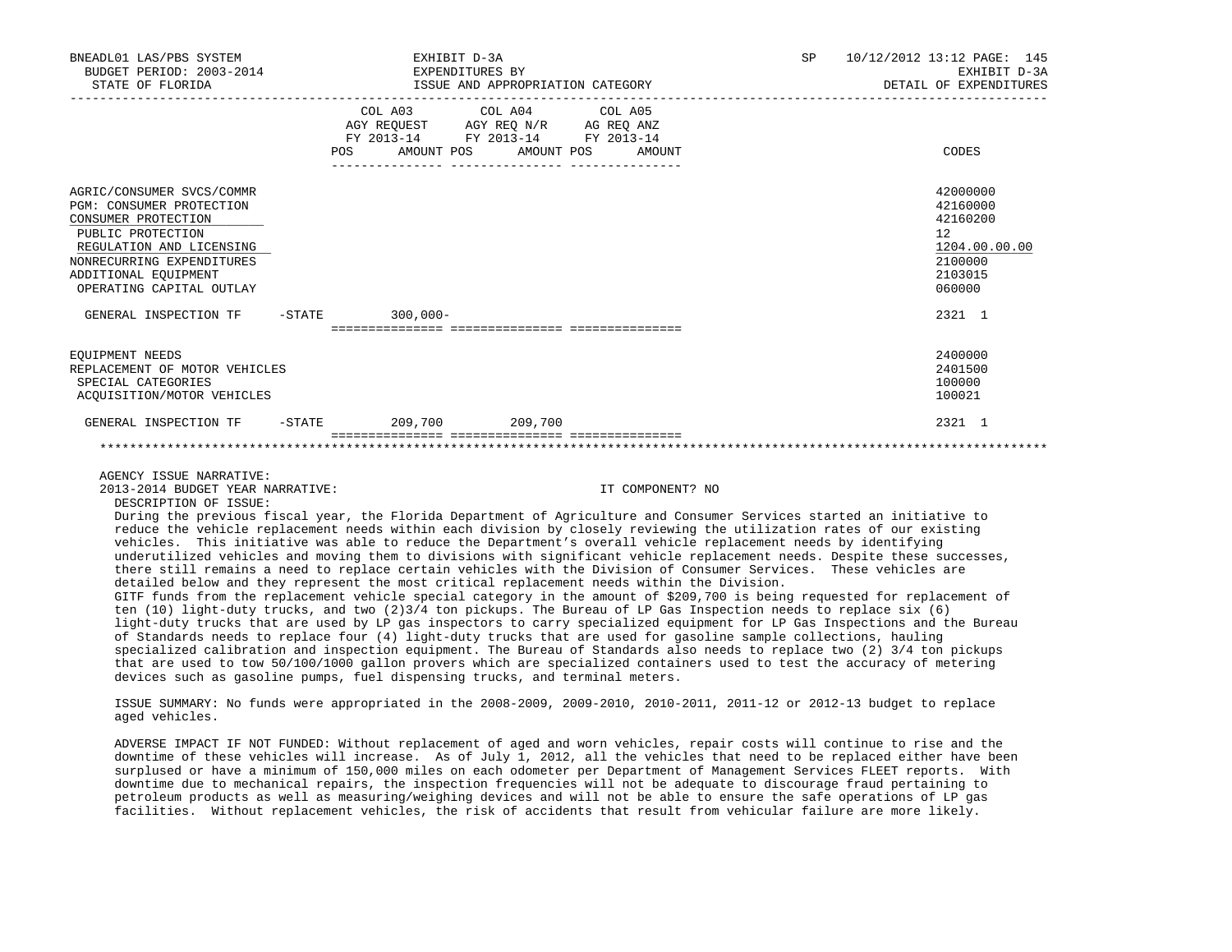| | COL A03 AGY REQUEST FY 2013-14 POS AMOUNT | COL A04 AGY REQ N/R FY 2013-14 POS AMOUNT | COL A05 AG REQ ANZ FY 2013-14 POS AMOUNT | CODES |
|---|---|---|---|---|
| AGRIC/CONSUMER SVCS/COMMR | | | | 42000000 |
| PGM: CONSUMER PROTECTION | | | | 42160000 |
| CONSUMER PROTECTION | | | | 42160200 |
| PUBLIC PROTECTION | | | | 12 |
| REGULATION AND LICENSING | | | | 1204.00.00.00 |
| NONRECURRING EXPENDITURES | | | | 2100000 |
| ADDITIONAL EQUIPMENT | | | | 2103015 |
| OPERATING CAPITAL OUTLAY | | | | 060000 |
| GENERAL INSPECTION TF -STATE | 300,000- | | | 2321 1 |
| EQUIPMENT NEEDS | | | | 2400000 |
| REPLACEMENT OF MOTOR VEHICLES | | | | 2401500 |
| SPECIAL CATEGORIES | | | | 100000 |
| ACQUISITION/MOTOR VEHICLES | | | | 100021 |
| GENERAL INSPECTION TF -STATE | 209,700 | 209,700 | | 2321 1 |

AGENCY ISSUE NARRATIVE:

2013-2014 BUDGET YEAR NARRATIVE: IT COMPONENT? NO

DESCRIPTION OF ISSUE:

During the previous fiscal year, the Florida Department of Agriculture and Consumer Services started an initiative to reduce the vehicle replacement needs within each division by closely reviewing the utilization rates of our existing vehicles. This initiative was able to reduce the Department's overall vehicle replacement needs by identifying underutilized vehicles and moving them to divisions with significant vehicle replacement needs. Despite these successes, there still remains a need to replace certain vehicles with the Division of Consumer Services. These vehicles are detailed below and they represent the most critical replacement needs within the Division.

GITF funds from the replacement vehicle special category in the amount of $209,700 is being requested for replacement of ten (10) light-duty trucks, and two (2)3/4 ton pickups. The Bureau of LP Gas Inspection needs to replace six (6) light-duty trucks that are used by LP gas inspectors to carry specialized equipment for LP Gas Inspections and the Bureau of Standards needs to replace four (4) light-duty trucks that are used for gasoline sample collections, hauling specialized calibration and inspection equipment. The Bureau of Standards also needs to replace two (2) 3/4 ton pickups that are used to tow 50/100/1000 gallon provers which are specialized containers used to test the accuracy of metering devices such as gasoline pumps, fuel dispensing trucks, and terminal meters.

ISSUE SUMMARY: No funds were appropriated in the 2008-2009, 2009-2010, 2010-2011, 2011-12 or 2012-13 budget to replace aged vehicles.

ADVERSE IMPACT IF NOT FUNDED: Without replacement of aged and worn vehicles, repair costs will continue to rise and the downtime of these vehicles will increase. As of July 1, 2012, all the vehicles that need to be replaced either have been surplused or have a minimum of 150,000 miles on each odometer per Department of Management Services FLEET reports. With downtime due to mechanical repairs, the inspection frequencies will not be adequate to discourage fraud pertaining to petroleum products as well as measuring/weighing devices and will not be able to ensure the safe operations of LP gas facilities. Without replacement vehicles, the risk of accidents that result from vehicular failure are more likely.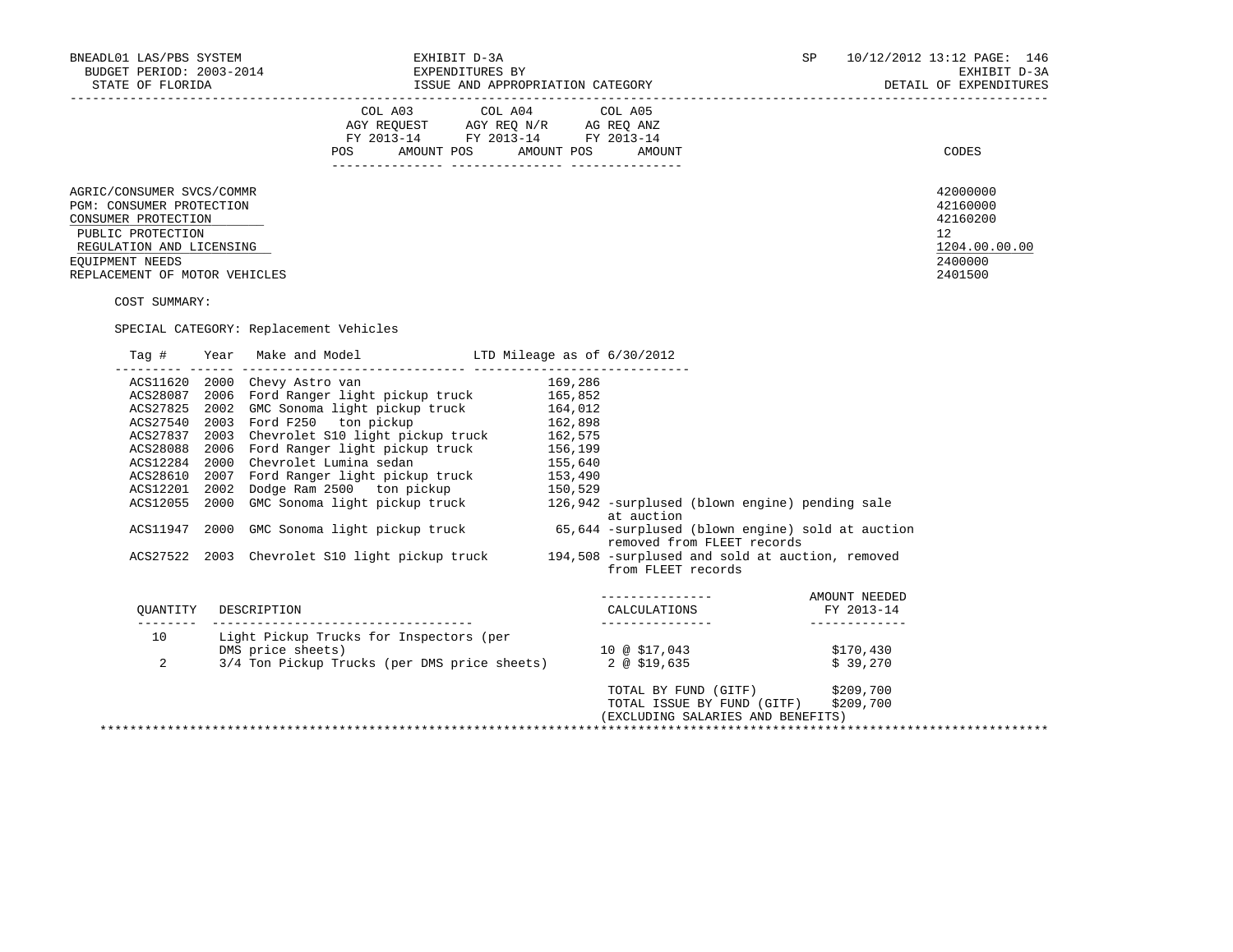BNEADL01 LAS/PBS SYSTEM | EXHIBIT D-3A | SP 10/12/2012 13:12 PAGE: 146
BUDGET PERIOD: 2003-2014 | EXPENDITURES BY | EXHIBIT D-3A
STATE OF FLORIDA | ISSUE AND APPROPRIATION CATEGORY | DETAIL OF EXPENDITURES

| | COL A03 AGY REQUEST FY 2013-14 | | COL A04 AGY REQ N/R FY 2013-14 | | COL A05 AG REQ ANZ FY 2013-14 | | |
|---|---|---|---|---|---|---|---|
| | POS | AMOUNT | POS | AMOUNT | POS | AMOUNT | CODES |
| AGRIC/CONSUMER SVCS/COMMR | | | | | | | 42000000 |
| PGM: CONSUMER PROTECTION | | | | | | | 42160000 |
| CONSUMER PROTECTION | | | | | | | 42160200 |
| PUBLIC PROTECTION | | | | | | | 12 |
| REGULATION AND LICENSING | | | | | | | 1204.00.00.00 |
| EQUIPMENT NEEDS | | | | | | | 2400000 |
| REPLACEMENT OF MOTOR VEHICLES | | | | | | | 2401500 |

COST SUMMARY:

SPECIAL CATEGORY: Replacement Vehicles

| Tag # | Year | Make and Model | LTD Mileage as of 6/30/2012 |
|---|---|---|---|
| ACS11620 | 2000 | Chevy Astro van | 169,286 |
| ACS28087 | 2006 | Ford Ranger light pickup truck | 165,852 |
| ACS27825 | 2002 | GMC Sonoma light pickup truck | 164,012 |
| ACS27540 | 2003 | Ford F250 ton pickup | 162,898 |
| ACS27837 | 2003 | Chevrolet S10 light pickup truck | 162,575 |
| ACS28088 | 2006 | Ford Ranger light pickup truck | 156,199 |
| ACS12284 | 2000 | Chevrolet Lumina sedan | 155,640 |
| ACS28610 | 2007 | Ford Ranger light pickup truck | 153,490 |
| ACS12201 | 2002 | Dodge Ram 2500 ton pickup | 150,529 |
| ACS12055 | 2000 | GMC Sonoma light pickup truck | 126,942 -surplused (blown engine) pending sale at auction |
| ACS11947 | 2000 | GMC Sonoma light pickup truck | 65,644 -surplused (blown engine) sold at auction removed from FLEET records |
| ACS27522 | 2003 | Chevrolet S10 light pickup truck | 194,508 -surplused and sold at auction, removed from FLEET records |

| QUANTITY | DESCRIPTION | CALCULATIONS | AMOUNT NEEDED FY 2013-14 |
|---|---|---|---|
| 10 | Light Pickup Trucks for Inspectors (per DMS price sheets) | 10 @ $17,043 | $170,430 |
| 2 | 3/4 Ton Pickup Trucks (per DMS price sheets) | 2 @ $19,635 | $ 39,270 |
| | | TOTAL BY FUND (GITF) | $209,700 |
| | | TOTAL ISSUE BY FUND (GITF) | $209,700 |
| | | (EXCLUDING SALARIES AND BENEFITS) | |

*******************************************************************************************************************************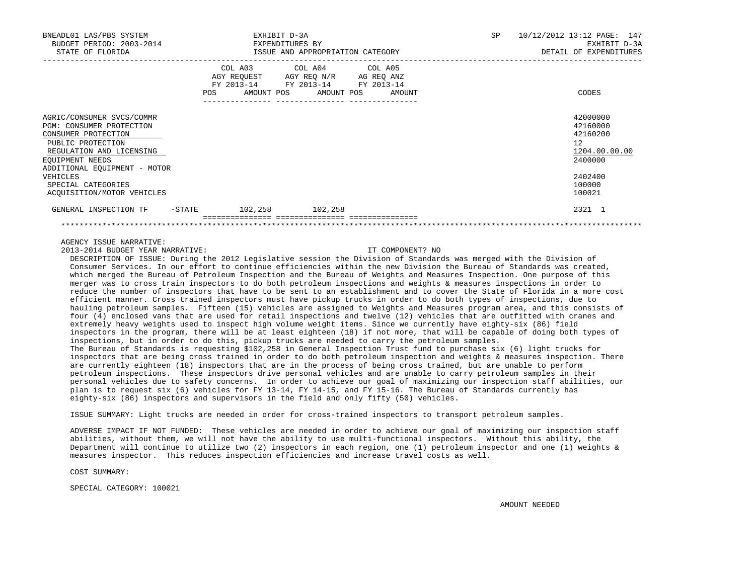| | COL A03 AGY REQUEST FY 2013-14 POS AMOUNT | COL A04 AGY REQ N/R FY 2013-14 POS AMOUNT | COL A05 AG REQ ANZ FY 2013-14 POS AMOUNT | CODES |
|---|---|---|---|---|
| AGRIC/CONSUMER SVCS/COMMR | | | | 42000000 |
| PGM: CONSUMER PROTECTION | | | | 42160000 |
| CONSUMER PROTECTION | | | | 42160200 |
| PUBLIC PROTECTION | | | | 12 |
| REGULATION AND LICENSING | | | | 1204.00.00.00 |
| EQUIPMENT NEEDS | | | | 2400000 |
| ADDITIONAL EQUIPMENT - MOTOR VEHICLES | | | | 2402400 |
| SPECIAL CATEGORIES | | | | 100000 |
| ACQUISITION/MOTOR VEHICLES | | | | 100021 |
| GENERAL INSPECTION TF -STATE | 102,258 | 102,258 | | 2321 1 |

AGENCY ISSUE NARRATIVE:

2013-2014 BUDGET YEAR NARRATIVE: IT COMPONENT? NO

DESCRIPTION OF ISSUE: During the 2012 Legislative session the Division of Standards was merged with the Division of Consumer Services. In our effort to continue efficiencies within the new Division the Bureau of Standards was created, which merged the Bureau of Petroleum Inspection and the Bureau of Weights and Measures Inspection. One purpose of this merger was to cross train inspectors to do both petroleum inspections and weights & measures inspections in order to reduce the number of inspectors that have to be sent to an establishment and to cover the State of Florida in a more cost efficient manner. Cross trained inspectors must have pickup trucks in order to do both types of inspections, due to hauling petroleum samples. Fifteen (15) vehicles are assigned to Weights and Measures program area, and this consists of four (4) enclosed vans that are used for retail inspections and twelve (12) vehicles that are outfitted with cranes and extremely heavy weights used to inspect high volume weight items. Since we currently have eighty-six (86) field inspectors in the program, there will be at least eighteen (18) if not more, that will be capable of doing both types of inspections, but in order to do this, pickup trucks are needed to carry the petroleum samples.

The Bureau of Standards is requesting $102,258 in General Inspection Trust fund to purchase six (6) light trucks for inspectors that are being cross trained in order to do both petroleum inspection and weights & measures inspection. There are currently eighteen (18) inspectors that are in the process of being cross trained, but are unable to perform petroleum inspections. These inspectors drive personal vehicles and are unable to carry petroleum samples in their personal vehicles due to safety concerns. In order to achieve our goal of maximizing our inspection staff abilities, our plan is to request six (6) vehicles for FY 13-14, FY 14-15, and FY 15-16. The Bureau of Standards currently has eighty-six (86) inspectors and supervisors in the field and only fifty (50) vehicles.

ISSUE SUMMARY: Light trucks are needed in order for cross-trained inspectors to transport petroleum samples.

ADVERSE IMPACT IF NOT FUNDED: These vehicles are needed in order to achieve our goal of maximizing our inspection staff abilities, without them, we will not have the ability to use multi-functional inspectors. Without this ability, the Department will continue to utilize two (2) inspectors in each region, one (1) petroleum inspector and one (1) weights & measures inspector. This reduces inspection efficiencies and increase travel costs as well.

COST SUMMARY:

SPECIAL CATEGORY: 100021

AMOUNT NEEDED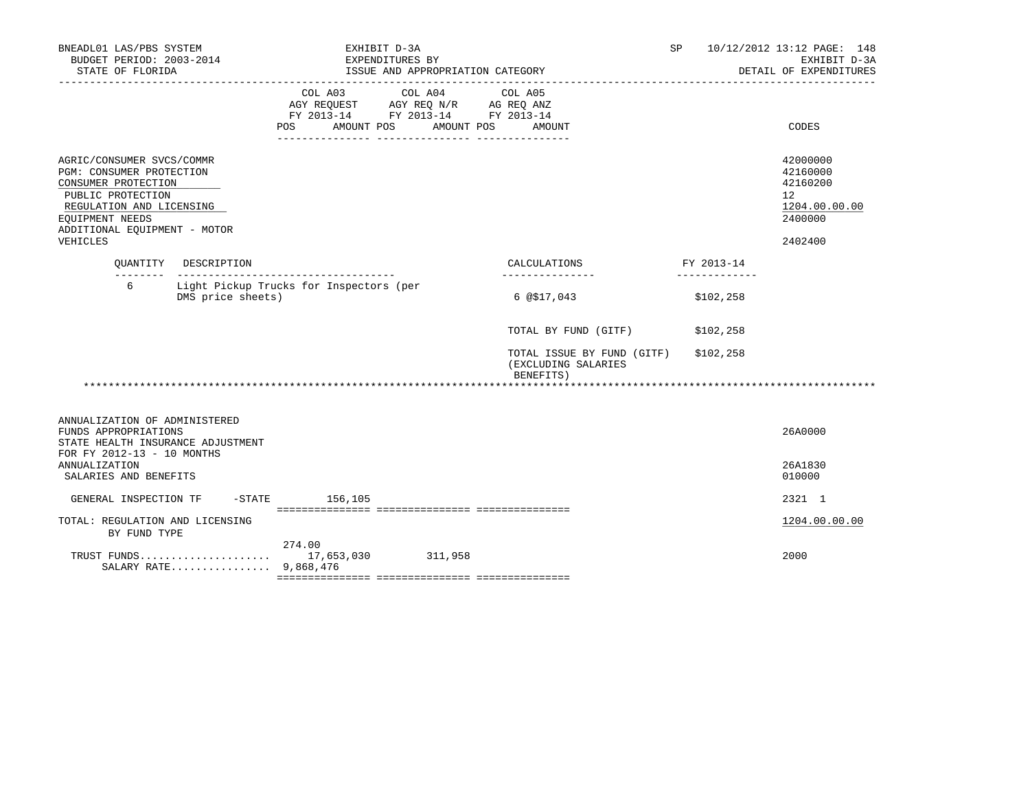| | COL A03 AGY REQUEST FY 2013-14 POS AMOUNT | COL A04 AGY REQ N/R FY 2013-14 POS AMOUNT | COL A05 AG REQ ANZ FY 2013-14 POS AMOUNT | CODES |
|---|---|---|---|---|
| AGRIC/CONSUMER SVCS/COMMR | | | | 42000000 |
| PGM: CONSUMER PROTECTION | | | | 42160000 |
| CONSUMER PROTECTION | | | | 42160200 |
| PUBLIC PROTECTION | | | | 12 |
| REGULATION AND LICENSING | | | | 1204.00.00.00 |
| EQUIPMENT NEEDS | | | | 2400000 |
| ADDITIONAL EQUIPMENT - MOTOR VEHICLES | | | | 2402400 |

| QUANTITY | DESCRIPTION | CALCULATIONS | FY 2013-14 |
|---|---|---|---|
| 6 | Light Pickup Trucks for Inspectors (per DMS price sheets) | 6 @$17,043 | $102,258 |
| | | TOTAL BY FUND (GITF) | $102,258 |
| | | TOTAL ISSUE BY FUND (GITF) (EXCLUDING SALARIES BENEFITS) | $102,258 |

******************************************************************************************************************************

| | COL A03 | COL A04 | COL A05 | CODES |
|---|---|---|---|---|
| ANNUALIZATION OF ADMINISTERED FUNDS APPROPRIATIONS | | | | 26A0000 |
| STATE HEALTH INSURANCE ADJUSTMENT FOR FY 2012-13 - 10 MONTHS ANNUALIZATION | | | | 26A1830 |
| SALARIES AND BENEFITS | | | | 010000 |
| GENERAL INSPECTION TF -STATE | 156,105 | | | 2321 1 |
| TOTAL: REGULATION AND LICENSING BY FUND TYPE | | | | 1204.00.00.00 |
| | 274.00 | | | |
| TRUST FUNDS..................... | 17,653,030 | 311,958 | | 2000 |
| SALARY RATE................ | 9,868,476 | | | |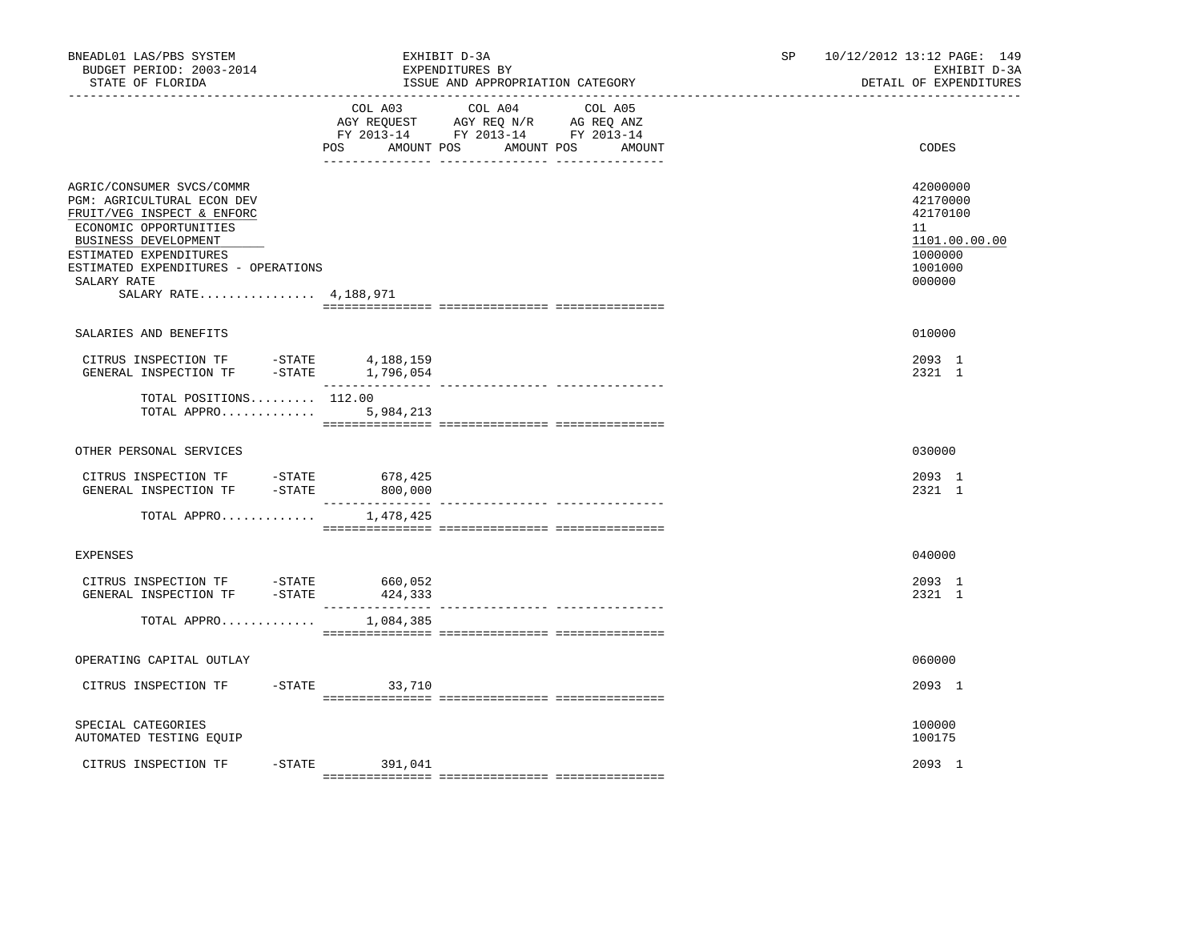BNEADL01 LAS/PBS SYSTEM
BUDGET PERIOD: 2003-2014
STATE OF FLORIDA

EXHIBIT D-3A
EXPENDITURES BY
ISSUE AND APPROPRIATION CATEGORY

SP 10/12/2012 13:12
EXHIBIT D-3A
DETAIL OF EXPENDITURES

| | COL A03 AGY REQUEST FY 2013-14 POS AMOUNT | COL A04 AGY REQ N/R FY 2013-14 POS AMOUNT | COL A05 AG REQ ANZ FY 2013-14 POS AMOUNT | CODES |
|---|---|---|---|---|
| AGRIC/CONSUMER SVCS/COMMR | | | | 42000000 |
| PGM: AGRICULTURAL ECON DEV | | | | 42170000 |
| FRUIT/VEG INSPECT & ENFORC | | | | 42170100 |
| ECONOMIC OPPORTUNITIES | | | | 11 |
| BUSINESS DEVELOPMENT | | | | 1101.00.00.00 |
| ESTIMATED EXPENDITURES | | | | 1000000 |
| ESTIMATED EXPENDITURES - OPERATIONS | | | | 1001000 |
| SALARY RATE | | | | 000000 |
| SALARY RATE................ 4,188,971 | | | | |
| SALARIES AND BENEFITS | | | | 010000 |
| CITRUS INSPECTION TF -STATE | 4,188,159 | | | 2093 1 |
| GENERAL INSPECTION TF -STATE | 1,796,054 | | | 2321 1 |
| TOTAL POSITIONS......... | 112.00 | | | |
| TOTAL APPRO............. | 5,984,213 | | | |
| OTHER PERSONAL SERVICES | | | | 030000 |
| CITRUS INSPECTION TF -STATE | 678,425 | | | 2093 1 |
| GENERAL INSPECTION TF -STATE | 800,000 | | | 2321 1 |
| TOTAL APPRO............. | 1,478,425 | | | |
| EXPENSES | | | | 040000 |
| CITRUS INSPECTION TF -STATE | 660,052 | | | 2093 1 |
| GENERAL INSPECTION TF -STATE | 424,333 | | | 2321 1 |
| TOTAL APPRO............. | 1,084,385 | | | |
| OPERATING CAPITAL OUTLAY | | | | 060000 |
| CITRUS INSPECTION TF -STATE | 33,710 | | | 2093 1 |
| SPECIAL CATEGORIES | | | | 100000 |
| AUTOMATED TESTING EQUIP | | | | 100175 |
| CITRUS INSPECTION TF -STATE | 391,041 | | | 2093 1 |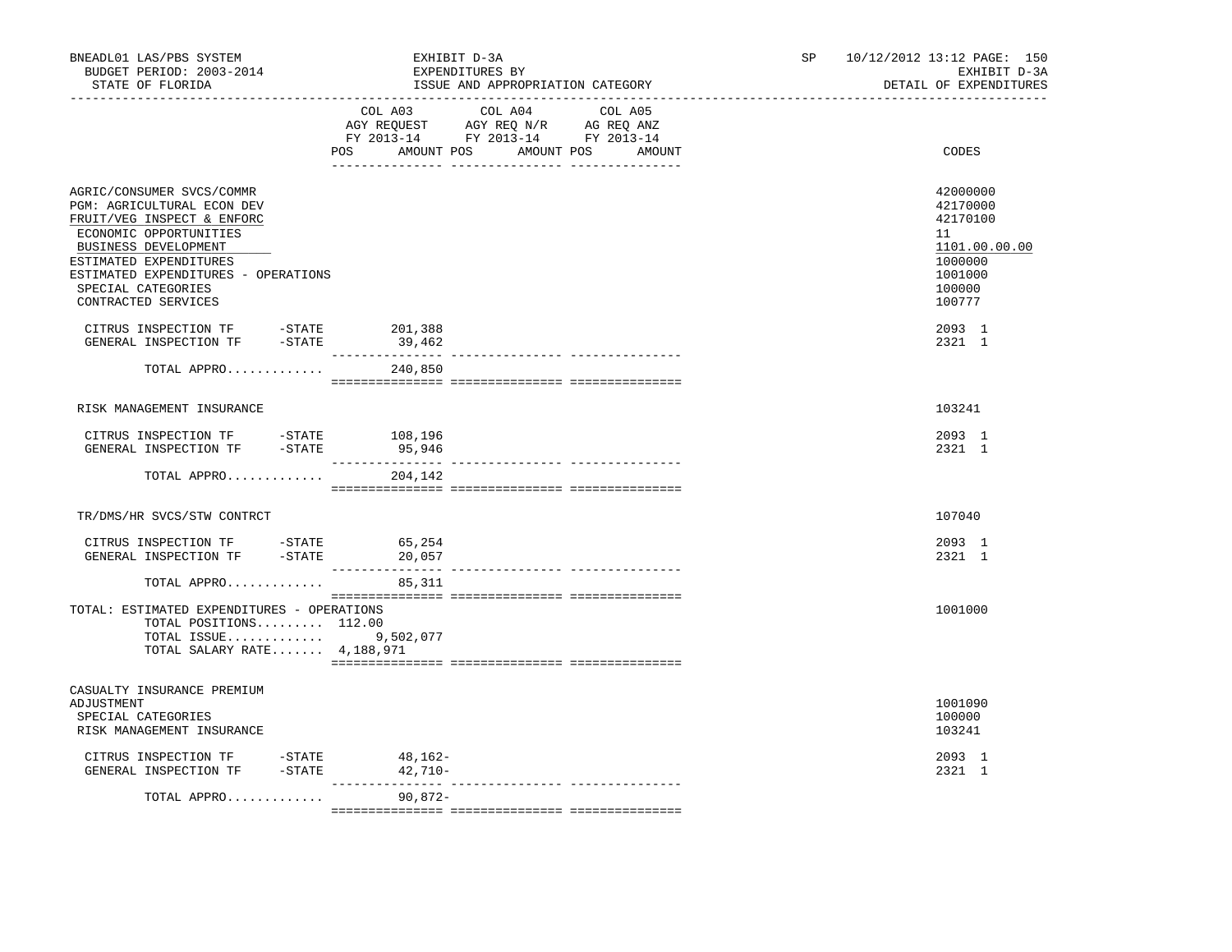BNEADL01 LAS/PBS SYSTEM | EXHIBIT D-3A | SP 10/12/2012 13:12
BUDGET PERIOD: 2003-2014 | EXPENDITURES BY | EXHIBIT D-3A
STATE OF FLORIDA | ISSUE AND APPROPRIATION CATEGORY | DETAIL OF EXPENDITURES

| | COL A03 AGY REQUEST FY 2013-14 POS AMOUNT | COL A04 AGY REQ N/R FY 2013-14 POS AMOUNT | COL A05 AG REQ ANZ FY 2013-14 POS AMOUNT | CODES |
|---|---|---|---|---|
| AGRIC/CONSUMER SVCS/COMMR | | | | 42000000 |
| PGM: AGRICULTURAL ECON DEV | | | | 42170000 |
| FRUIT/VEG INSPECT & ENFORC | | | | 42170100 |
| ECONOMIC OPPORTUNITIES | | | | 11 |
| BUSINESS DEVELOPMENT | | | | 1101.00.00.00 |
| ESTIMATED EXPENDITURES | | | | 1000000 |
| ESTIMATED EXPENDITURES - OPERATIONS | | | | 1001000 |
| SPECIAL CATEGORIES | | | | 100000 |
| CONTRACTED SERVICES | | | | 100777 |
| CITRUS INSPECTION TF -STATE | 201,388 | | | 2093 1 |
| GENERAL INSPECTION TF -STATE | 39,462 | | | 2321 1 |
| TOTAL APPRO............ | 240,850 | | | |
| RISK MANAGEMENT INSURANCE | | | | 103241 |
| CITRUS INSPECTION TF -STATE | 108,196 | | | 2093 1 |
| GENERAL INSPECTION TF -STATE | 95,946 | | | 2321 1 |
| TOTAL APPRO............ | 204,142 | | | |
| TR/DMS/HR SVCS/STW CONTRCT | | | | 107040 |
| CITRUS INSPECTION TF -STATE | 65,254 | | | 2093 1 |
| GENERAL INSPECTION TF -STATE | 20,057 | | | 2321 1 |
| TOTAL APPRO............ | 85,311 | | | |
| TOTAL: ESTIMATED EXPENDITURES - OPERATIONS | | | | 1001000 |
| TOTAL POSITIONS......... | 112.00 | | | |
| TOTAL ISSUE............ | 9,502,077 | | | |
| TOTAL SALARY RATE....... | 4,188,971 | | | |
| CASUALTY INSURANCE PREMIUM ADJUSTMENT | | | | 1001090 |
| SPECIAL CATEGORIES | | | | 100000 |
| RISK MANAGEMENT INSURANCE | | | | 103241 |
| CITRUS INSPECTION TF -STATE | 48,162- | | | 2093 1 |
| GENERAL INSPECTION TF -STATE | 42,710- | | | 2321 1 |
| TOTAL APPRO............ | 90,872- | | | |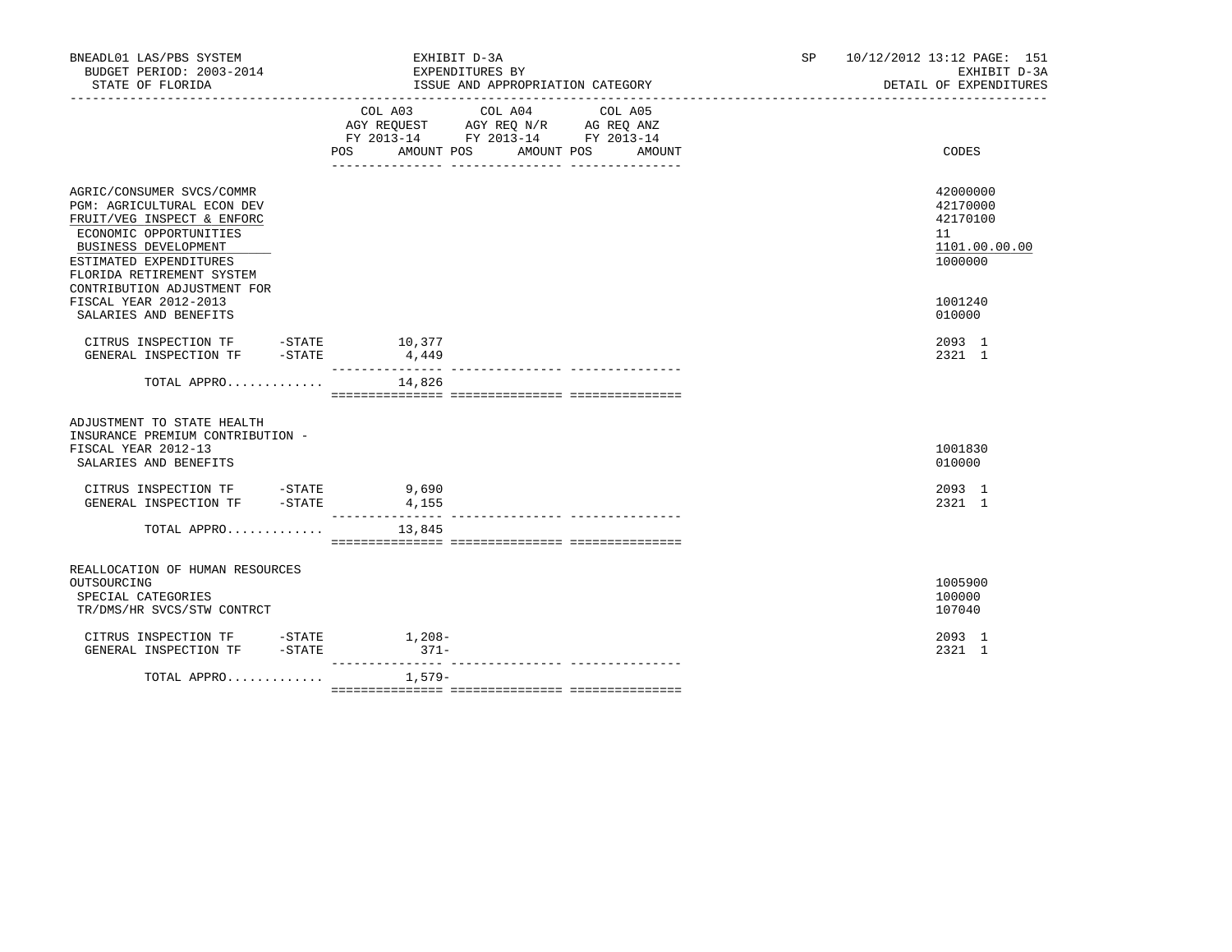BNEADL01 LAS/PBS SYSTEM
BUDGET PERIOD: 2003-2014
STATE OF FLORIDA

EXHIBIT D-3A
EXPENDITURES BY
ISSUE AND APPROPRIATION CATEGORY

SP 10/12/2012 13:12 PAGE: 151
EXHIBIT D-3A
DETAIL OF EXPENDITURES

| | COL A03 AGY REQUEST FY 2013-14 POS | AMOUNT | COL A04 AGY REQ N/R FY 2013-14 POS | AMOUNT | COL A05 AG REQ ANZ FY 2013-14 POS | AMOUNT | CODES |
|---|---|---|---|---|---|---|---|
| AGRIC/CONSUMER SVCS/COMMR | | | | | | | 42000000 |
| PGM: AGRICULTURAL ECON DEV | | | | | | | 42170000 |
| FRUIT/VEG INSPECT & ENFORC | | | | | | | 42170100 |
| ECONOMIC OPPORTUNITIES | | | | | | | 11 |
| BUSINESS DEVELOPMENT | | | | | | | 1101.00.00.00 |
| ESTIMATED EXPENDITURES | | | | | | | 1000000 |
| FLORIDA RETIREMENT SYSTEM CONTRIBUTION ADJUSTMENT FOR FISCAL YEAR 2012-2013 | | | | | | | 1001240 |
| SALARIES AND BENEFITS | | | | | | | 010000 |
| CITRUS INSPECTION TF -STATE | | 10,377 | | | | | 2093 1 |
| GENERAL INSPECTION TF -STATE | | 4,449 | | | | | 2321 1 |
| TOTAL APPRO............ | | 14,826 | | | | | |
| ADJUSTMENT TO STATE HEALTH INSURANCE PREMIUM CONTRIBUTION - FISCAL YEAR 2012-13 | | | | | | | 1001830 |
| SALARIES AND BENEFITS | | | | | | | 010000 |
| CITRUS INSPECTION TF -STATE | | 9,690 | | | | | 2093 1 |
| GENERAL INSPECTION TF -STATE | | 4,155 | | | | | 2321 1 |
| TOTAL APPRO............ | | 13,845 | | | | | |
| REALLOCATION OF HUMAN RESOURCES OUTSOURCING | | | | | | | 1005900 |
| SPECIAL CATEGORIES | | | | | | | 100000 |
| TR/DMS/HR SVCS/STW CONTRCT | | | | | | | 107040 |
| CITRUS INSPECTION TF -STATE | | 1,208- | | | | | 2093 1 |
| GENERAL INSPECTION TF -STATE | | 371- | | | | | 2321 1 |
| TOTAL APPRO............ | | 1,579- | | | | | |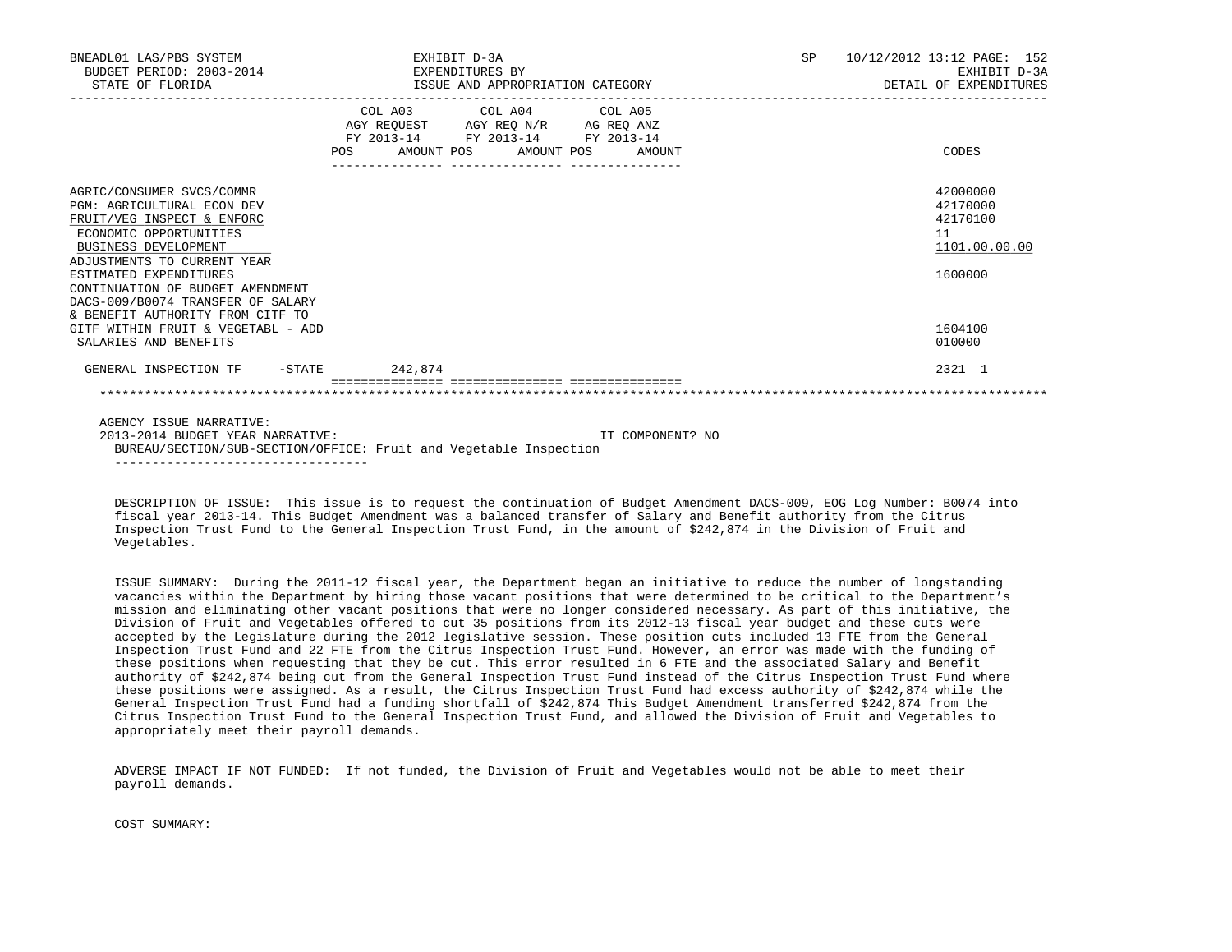BNEADL01 LAS/PBS SYSTEM | EXHIBIT D-3A | SP 10/12/2012 13:12
BUDGET PERIOD: 2003-2014 | EXPENDITURES BY | EXHIBIT D-3A
STATE OF FLORIDA | ISSUE AND APPROPRIATION CATEGORY | DETAIL OF EXPENDITURES

| | COL A03 AGY REQUEST FY 2013-14 POS AMOUNT | COL A04 AGY REQ N/R FY 2013-14 POS AMOUNT | COL A05 AG REQ ANZ FY 2013-14 POS AMOUNT | CODES |
|---|---|---|---|---|
| AGRIC/CONSUMER SVCS/COMMR | | | | 42000000 |
| PGM: AGRICULTURAL ECON DEV | | | | 42170000 |
| FRUIT/VEG INSPECT & ENFORC | | | | 42170100 |
| ECONOMIC OPPORTUNITIES | | | | 11 |
| BUSINESS DEVELOPMENT | | | | 1101.00.00.00 |
| ADJUSTMENTS TO CURRENT YEAR ESTIMATED EXPENDITURES | | | | 1600000 |
| CONTINUATION OF BUDGET AMENDMENT DACS-009/B0074 TRANSFER OF SALARY & BENEFIT AUTHORITY FROM CITF TO GITF WITHIN FRUIT & VEGETABL - ADD | | | | 1604100 |
| SALARIES AND BENEFITS | | | | 010000 |
| GENERAL INSPECTION TF -STATE | 242,874 | | | 2321 1 |

AGENCY ISSUE NARRATIVE:

2013-2014 BUDGET YEAR NARRATIVE: IT COMPONENT? NO

BUREAU/SECTION/SUB-SECTION/OFFICE: Fruit and Vegetable Inspection

DESCRIPTION OF ISSUE: This issue is to request the continuation of Budget Amendment DACS-009, EOG Log Number: B0074 into fiscal year 2013-14. This Budget Amendment was a balanced transfer of Salary and Benefit authority from the Citrus Inspection Trust Fund to the General Inspection Trust Fund, in the amount of $242,874 in the Division of Fruit and Vegetables.

ISSUE SUMMARY: During the 2011-12 fiscal year, the Department began an initiative to reduce the number of longstanding vacancies within the Department by hiring those vacant positions that were determined to be critical to the Department's mission and eliminating other vacant positions that were no longer considered necessary. As part of this initiative, the Division of Fruit and Vegetables offered to cut 35 positions from its 2012-13 fiscal year budget and these cuts were accepted by the Legislature during the 2012 legislative session. These position cuts included 13 FTE from the General Inspection Trust Fund and 22 FTE from the Citrus Inspection Trust Fund. However, an error was made with the funding of these positions when requesting that they be cut. This error resulted in 6 FTE and the associated Salary and Benefit authority of $242,874 being cut from the General Inspection Trust Fund instead of the Citrus Inspection Trust Fund where these positions were assigned. As a result, the Citrus Inspection Trust Fund had excess authority of $242,874 while the General Inspection Trust Fund had a funding shortfall of $242,874 This Budget Amendment transferred $242,874 from the Citrus Inspection Trust Fund to the General Inspection Trust Fund, and allowed the Division of Fruit and Vegetables to appropriately meet their payroll demands.

ADVERSE IMPACT IF NOT FUNDED: If not funded, the Division of Fruit and Vegetables would not be able to meet their payroll demands.

COST SUMMARY: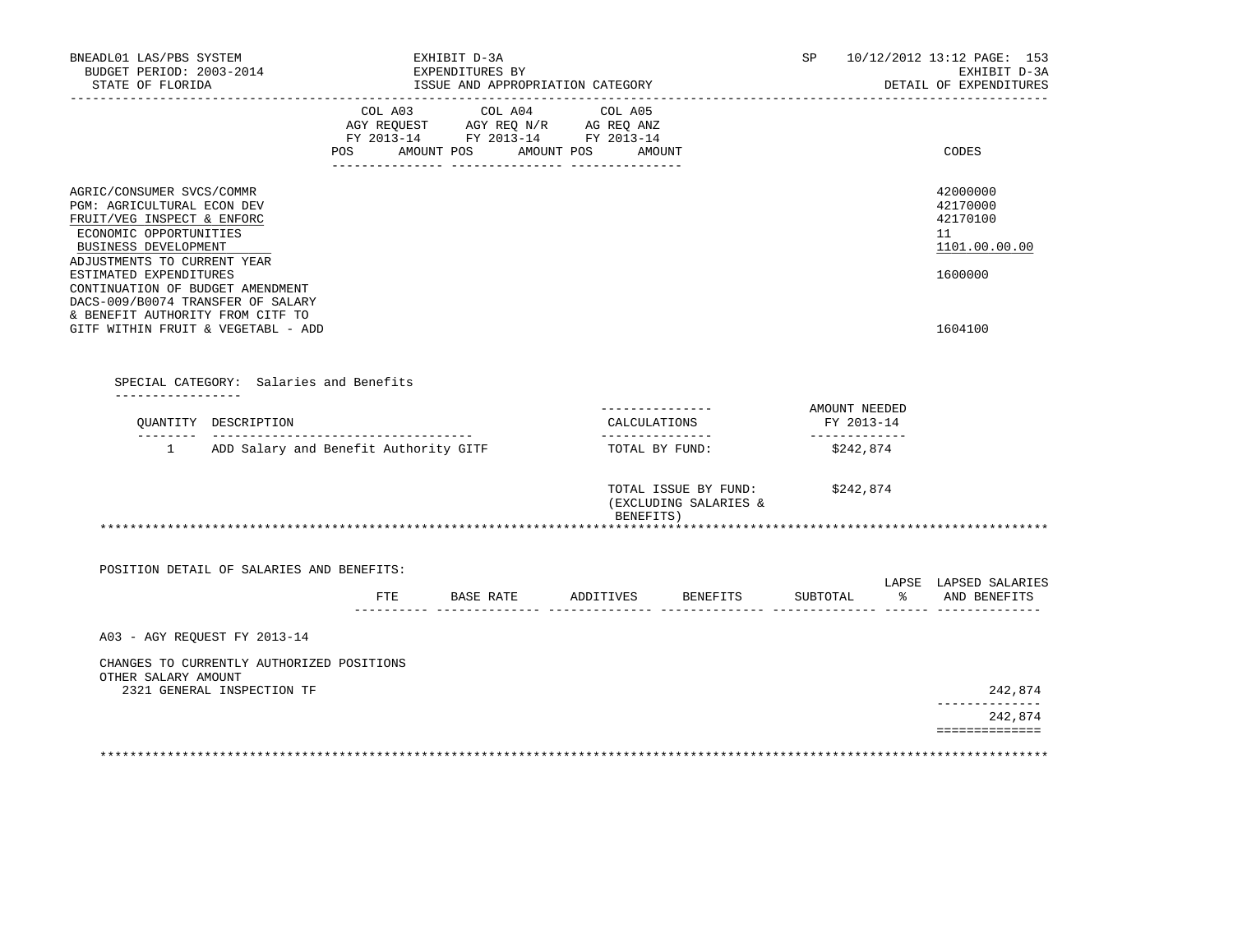BNEADL01 LAS/PBS SYSTEM
BUDGET PERIOD: 2003-2014
STATE OF FLORIDA

EXHIBIT D-3A
EXPENDITURES BY
ISSUE AND APPROPRIATION CATEGORY

SP 10/12/2012 13:12 PAGE: 153
EXHIBIT D-3A
DETAIL OF EXPENDITURES

| | COL A03 AGY REQUEST FY 2013-14 POS AMOUNT | COL A04 AGY REQ N/R FY 2013-14 POS AMOUNT | COL A05 AG REQ ANZ FY 2013-14 POS AMOUNT | CODES |
|---|---|---|---|---|
| AGRIC/CONSUMER SVCS/COMMR | | | | 42000000 |
| PGM: AGRICULTURAL ECON DEV | | | | 42170000 |
| FRUIT/VEG INSPECT & ENFORC | | | | 42170100 |
| ECONOMIC OPPORTUNITIES | | | | 11 |
| BUSINESS DEVELOPMENT | | | | 1101.00.00.00 |
| ADJUSTMENTS TO CURRENT YEAR ESTIMATED EXPENDITURES | | | | 1600000 |
| CONTINUATION OF BUDGET AMENDMENT DACS-009/B0074 TRANSFER OF SALARY & BENEFIT AUTHORITY FROM CITF TO GITF WITHIN FRUIT & VEGETABL - ADD | | | | 1604100 |

SPECIAL CATEGORY: Salaries and Benefits

| QUANTITY | DESCRIPTION | CALCULATIONS | AMOUNT NEEDED FY 2013-14 |
|---|---|---|---|
| 1 | ADD Salary and Benefit Authority GITF | TOTAL BY FUND: | $242,874 |
| | | TOTAL ISSUE BY FUND: (EXCLUDING SALARIES & BENEFITS) | $242,874 |

POSITION DETAIL OF SALARIES AND BENEFITS:

| | FTE | BASE RATE | ADDITIVES | BENEFITS | SUBTOTAL | LAPSE % | LAPSED SALARIES AND BENEFITS |
|---|---|---|---|---|---|---|---|
| A03 - AGY REQUEST FY 2013-14 | | | | | | | |
| CHANGES TO CURRENTLY AUTHORIZED POSITIONS | | | | | | | |
| OTHER SALARY AMOUNT | | | | | | | |
| 2321 GENERAL INSPECTION TF | | | | | | | 242,874 |
| | | | | | | | 242,874 |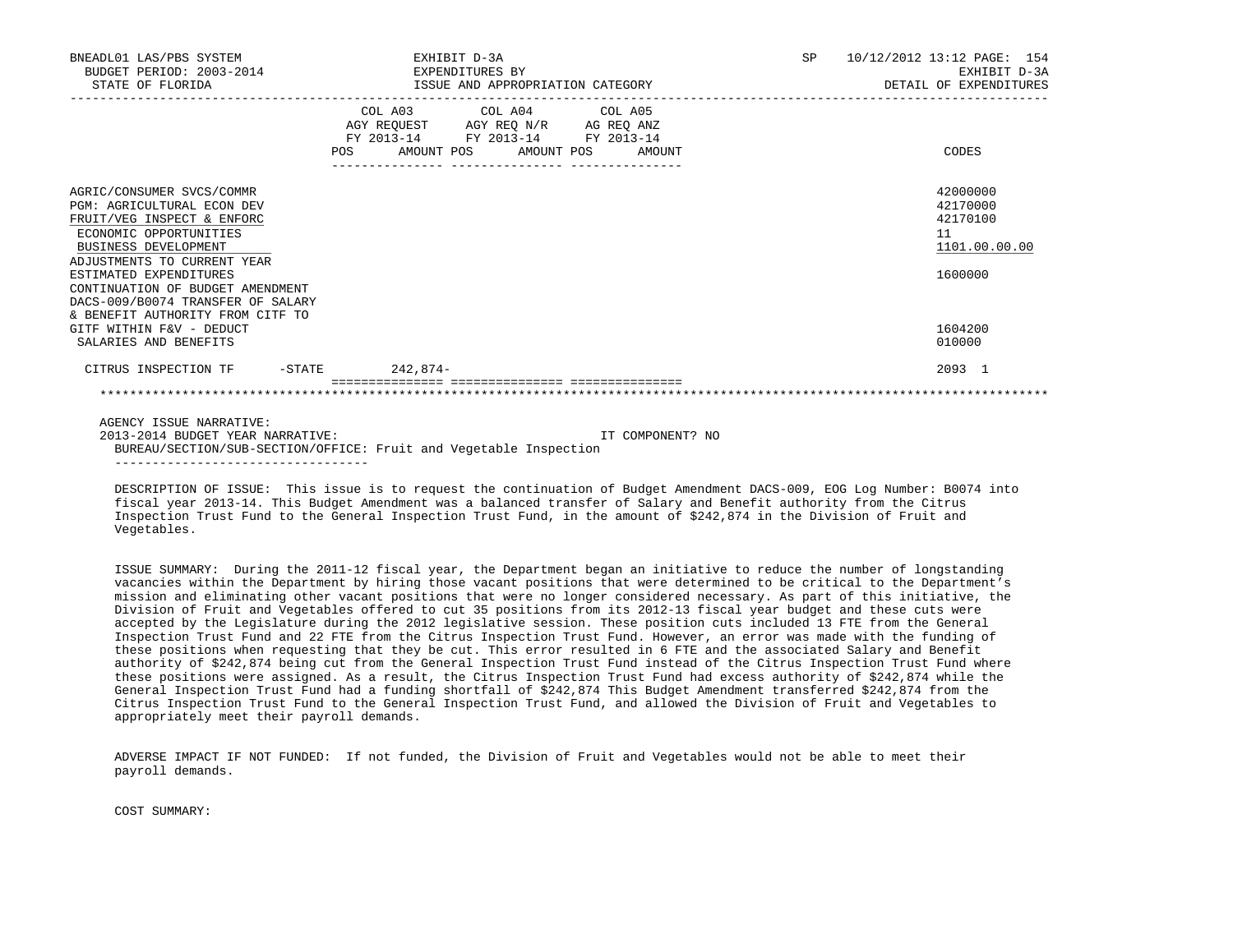BNEADL01 LAS/PBS SYSTEM
BUDGET PERIOD: 2003-2014
STATE OF FLORIDA

EXHIBIT D-3A
EXPENDITURES BY
ISSUE AND APPROPRIATION CATEGORY

SP 10/12/2012 13:12
EXHIBIT D-3A
DETAIL OF EXPENDITURES

| | COL A03 AGY REQUEST FY 2013-14 POS AMOUNT | COL A04 AGY REQ N/R FY 2013-14 POS AMOUNT | COL A05 AG REQ ANZ FY 2013-14 POS AMOUNT | CODES |
|---|---|---|---|---|
| AGRIC/CONSUMER SVCS/COMMR | | | | 42000000 |
| PGM: AGRICULTURAL ECON DEV | | | | 42170000 |
| FRUIT/VEG INSPECT & ENFORC | | | | 42170100 |
| ECONOMIC OPPORTUNITIES | | | | 11 |
| BUSINESS DEVELOPMENT | | | | 1101.00.00.00 |
| ADJUSTMENTS TO CURRENT YEAR ESTIMATED EXPENDITURES | | | | 1600000 |
| CONTINUATION OF BUDGET AMENDMENT DACS-009/B0074 TRANSFER OF SALARY & BENEFIT AUTHORITY FROM CITF TO GITF WITHIN F&V - DEDUCT | | | | 1604200 |
| SALARIES AND BENEFITS | | | | 010000 |
| CITRUS INSPECTION TF -STATE | 242,874- | | | 2093 1 |

AGENCY ISSUE NARRATIVE:
2013-2014 BUDGET YEAR NARRATIVE: IT COMPONENT? NO
BUREAU/SECTION/SUB-SECTION/OFFICE: Fruit and Vegetable Inspection

DESCRIPTION OF ISSUE: This issue is to request the continuation of Budget Amendment DACS-009, EOG Log Number: B0074 into fiscal year 2013-14. This Budget Amendment was a balanced transfer of Salary and Benefit authority from the Citrus Inspection Trust Fund to the General Inspection Trust Fund, in the amount of $242,874 in the Division of Fruit and Vegetables.

ISSUE SUMMARY: During the 2011-12 fiscal year, the Department began an initiative to reduce the number of longstanding vacancies within the Department by hiring those vacant positions that were determined to be critical to the Department's mission and eliminating other vacant positions that were no longer considered necessary. As part of this initiative, the Division of Fruit and Vegetables offered to cut 35 positions from its 2012-13 fiscal year budget and these cuts were accepted by the Legislature during the 2012 legislative session. These position cuts included 13 FTE from the General Inspection Trust Fund and 22 FTE from the Citrus Inspection Trust Fund. However, an error was made with the funding of these positions when requesting that they be cut. This error resulted in 6 FTE and the associated Salary and Benefit authority of $242,874 being cut from the General Inspection Trust Fund instead of the Citrus Inspection Trust Fund where these positions were assigned. As a result, the Citrus Inspection Trust Fund had excess authority of $242,874 while the General Inspection Trust Fund had a funding shortfall of $242,874 This Budget Amendment transferred $242,874 from the Citrus Inspection Trust Fund to the General Inspection Trust Fund, and allowed the Division of Fruit and Vegetables to appropriately meet their payroll demands.

ADVERSE IMPACT IF NOT FUNDED: If not funded, the Division of Fruit and Vegetables would not be able to meet their payroll demands.

COST SUMMARY: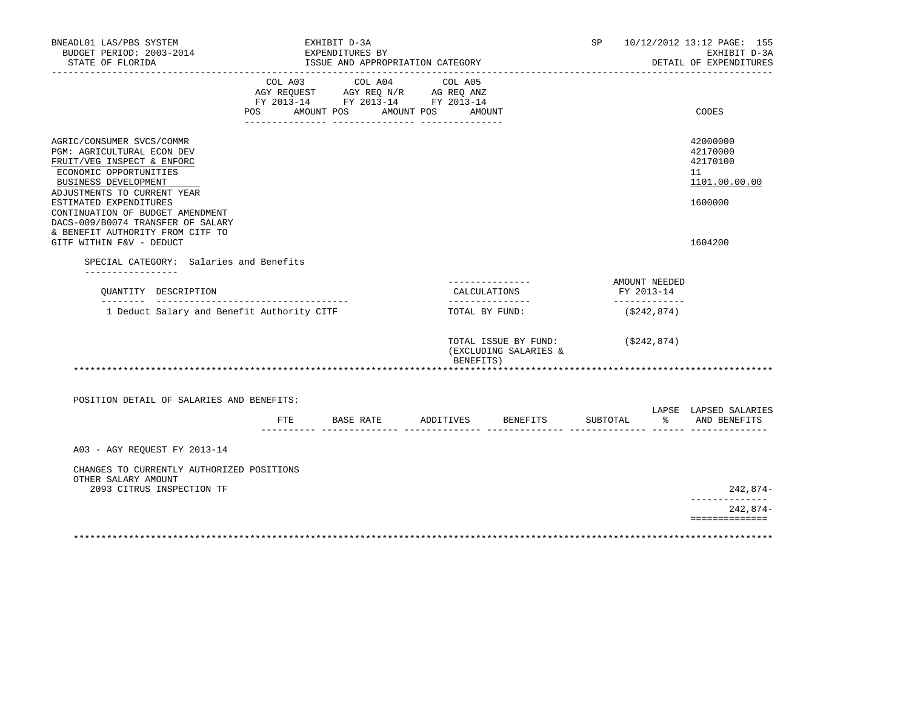BNEADL01 LAS/PBS SYSTEM — EXHIBIT D-3A — SP 10/12/2012 13:12
BUDGET PERIOD: 2003-2014 — EXPENDITURES BY — EXHIBIT D-3A
STATE OF FLORIDA — ISSUE AND APPROPRIATION CATEGORY — DETAIL OF EXPENDITURES

| | COL A03 AGY REQUEST FY 2013-14 POS AMOUNT | COL A04 AGY REQ N/R FY 2013-14 POS AMOUNT | COL A05 AG REQ ANZ FY 2013-14 POS AMOUNT | CODES |
|---|---|---|---|---|
| AGRIC/CONSUMER SVCS/COMMR | | | | 42000000 |
| PGM: AGRICULTURAL ECON DEV | | | | 42170000 |
| FRUIT/VEG INSPECT & ENFORC | | | | 42170100 |
| ECONOMIC OPPORTUNITIES | | | | 11 |
| BUSINESS DEVELOPMENT | | | | 1101.00.00.00 |
| ADJUSTMENTS TO CURRENT YEAR ESTIMATED EXPENDITURES | | | | 1600000 |
| CONTINUATION OF BUDGET AMENDMENT DACS-009/B0074 TRANSFER OF SALARY & BENEFIT AUTHORITY FROM CITF TO GITF WITHIN F&V - DEDUCT | | | | 1604200 |

SPECIAL CATEGORY: Salaries and Benefits

| QUANTITY | DESCRIPTION | CALCULATIONS | AMOUNT NEEDED FY 2013-14 |
|---|---|---|---|
| 1 | Deduct Salary and Benefit Authority CITF | TOTAL BY FUND: | ($242,874) |
| | | TOTAL ISSUE BY FUND: (EXCLUDING SALARIES & BENEFITS) | ($242,874) |

POSITION DETAIL OF SALARIES AND BENEFITS:

| | FTE | BASE RATE | ADDITIVES | BENEFITS | SUBTOTAL | LAPSE % | LAPSED SALARIES AND BENEFITS |
|---|---|---|---|---|---|---|---|
| A03 - AGY REQUEST FY 2013-14 | | | | | | | |
| CHANGES TO CURRENTLY AUTHORIZED POSITIONS | | | | | | | |
| OTHER SALARY AMOUNT | | | | | | | |
| 2093 CITRUS INSPECTION TF | | | | | | | 242,874- |
| | | | | | | | 242,874- |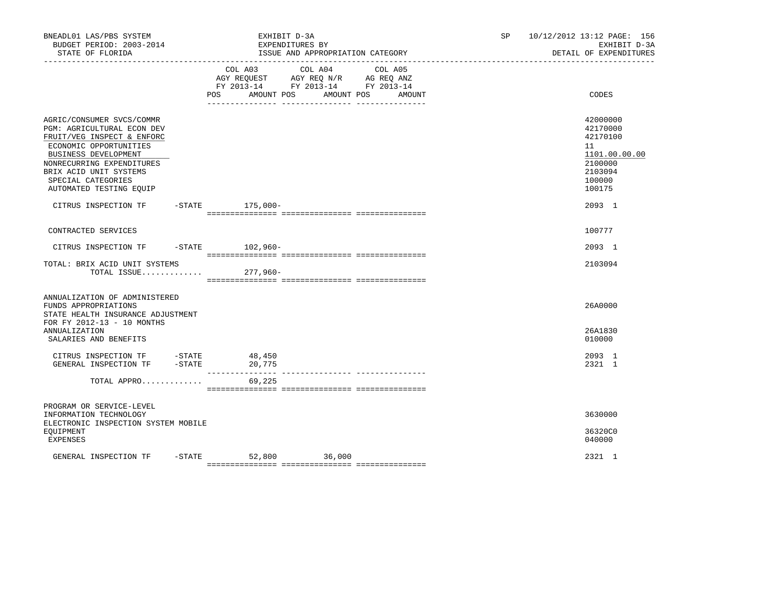BNEADL01 LAS/PBS SYSTEM — EXHIBIT D-3A — EXPENDITURES BY ISSUE AND APPROPRIATION CATEGORY — BUDGET PERIOD: 2003-2014 — STATE OF FLORIDA — SP 10/12/2012 13:12 — EXHIBIT D-3A DETAIL OF EXPENDITURES

| | COL A03 AGY REQUEST FY 2013-14 POS AMOUNT | COL A04 AGY REQ N/R FY 2013-14 POS AMOUNT | COL A05 AG REQ ANZ FY 2013-14 POS AMOUNT | CODES |
|---|---|---|---|---|
| AGRIC/CONSUMER SVCS/COMMR | | | | 42000000 |
| PGM: AGRICULTURAL ECON DEV | | | | 42170000 |
| FRUIT/VEG INSPECT & ENFORC | | | | 42170100 |
| ECONOMIC OPPORTUNITIES | | | | 11 |
| BUSINESS DEVELOPMENT | | | | 1101.00.00.00 |
| NONRECURRING EXPENDITURES | | | | 2100000 |
| BRIX ACID UNIT SYSTEMS | | | | 2103094 |
| SPECIAL CATEGORIES | | | | 100000 |
| AUTOMATED TESTING EQUIP | | | | 100175 |
| CITRUS INSPECTION TF -STATE | 175,000- | | | 2093 1 |
| CONTRACTED SERVICES | | | | 100777 |
| CITRUS INSPECTION TF -STATE | 102,960- | | | 2093 1 |
| TOTAL: BRIX ACID UNIT SYSTEMS | | | | 2103094 |
| TOTAL ISSUE............. | 277,960- | | | |
| ANNUALIZATION OF ADMINISTERED FUNDS APPROPRIATIONS | | | | 26A0000 |
| STATE HEALTH INSURANCE ADJUSTMENT FOR FY 2012-13 - 10 MONTHS ANNUALIZATION | | | | 26A1830 |
| SALARIES AND BENEFITS | | | | 010000 |
| CITRUS INSPECTION TF -STATE | 48,450 | | | 2093 1 |
| GENERAL INSPECTION TF -STATE | 20,775 | | | 2321 1 |
| TOTAL APPRO............. | 69,225 | | | |
| PROGRAM OR SERVICE-LEVEL INFORMATION TECHNOLOGY | | | | 3630000 |
| ELECTRONIC INSPECTION SYSTEM MOBILE EQUIPMENT | | | | 36320C0 |
| EXPENSES | | | | 040000 |
| GENERAL INSPECTION TF -STATE | 52,800 | 36,000 | | 2321 1 |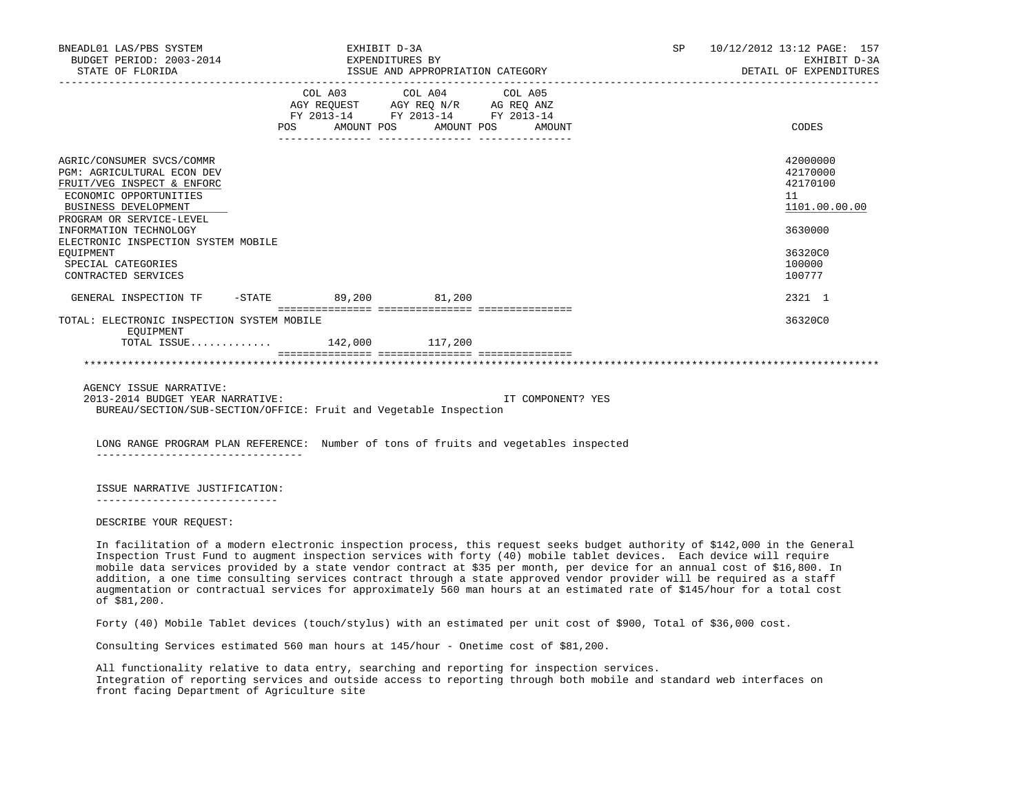BNEADL01 LAS/PBS SYSTEM | EXHIBIT D-3A | SP 10/12/2012 13:12
BUDGET PERIOD: 2003-2014 | EXPENDITURES BY | EXHIBIT D-3A
STATE OF FLORIDA | ISSUE AND APPROPRIATION CATEGORY | DETAIL OF EXPENDITURES

| | COL A03 AGY REQUEST FY 2013-14 POS AMOUNT | COL A04 AGY REQ N/R FY 2013-14 POS AMOUNT | COL A05 AG REQ ANZ FY 2013-14 POS AMOUNT | CODES |
|---|---|---|---|---|
| AGRIC/CONSUMER SVCS/COMMR | | | | 42000000 |
| PGM: AGRICULTURAL ECON DEV | | | | 42170000 |
| FRUIT/VEG INSPECT & ENFORC | | | | 42170100 |
| ECONOMIC OPPORTUNITIES | | | | 11 |
| BUSINESS DEVELOPMENT | | | | 1101.00.00.00 |
| PROGRAM OR SERVICE-LEVEL | | | | |
| INFORMATION TECHNOLOGY | | | | 3630000 |
| ELECTRONIC INSPECTION SYSTEM MOBILE EQUIPMENT | | | | 36320C0 |
| SPECIAL CATEGORIES | | | | 100000 |
| CONTRACTED SERVICES | | | | 100777 |
| GENERAL INSPECTION TF -STATE | 89,200 | 81,200 | | 2321 1 |
| TOTAL: ELECTRONIC INSPECTION SYSTEM MOBILE EQUIPMENT | | | | 36320C0 |
| TOTAL ISSUE............ | 142,000 | 117,200 | | |

AGENCY ISSUE NARRATIVE:
2013-2014 BUDGET YEAR NARRATIVE: IT COMPONENT? YES
BUREAU/SECTION/SUB-SECTION/OFFICE: Fruit and Vegetable Inspection

LONG RANGE PROGRAM PLAN REFERENCE: Number of tons of fruits and vegetables inspected

ISSUE NARRATIVE JUSTIFICATION:

DESCRIBE YOUR REQUEST:

In facilitation of a modern electronic inspection process, this request seeks budget authority of $142,000 in the General Inspection Trust Fund to augment inspection services with forty (40) mobile tablet devices. Each device will require mobile data services provided by a state vendor contract at $35 per month, per device for an annual cost of $16,800. In addition, a one time consulting services contract through a state approved vendor provider will be required as a staff augmentation or contractual services for approximately 560 man hours at an estimated rate of $145/hour for a total cost of $81,200.

Forty (40) Mobile Tablet devices (touch/stylus) with an estimated per unit cost of $900, Total of $36,000 cost.

Consulting Services estimated 560 man hours at 145/hour - Onetime cost of $81,200.

All functionality relative to data entry, searching and reporting for inspection services.
Integration of reporting services and outside access to reporting through both mobile and standard web interfaces on front facing Department of Agriculture site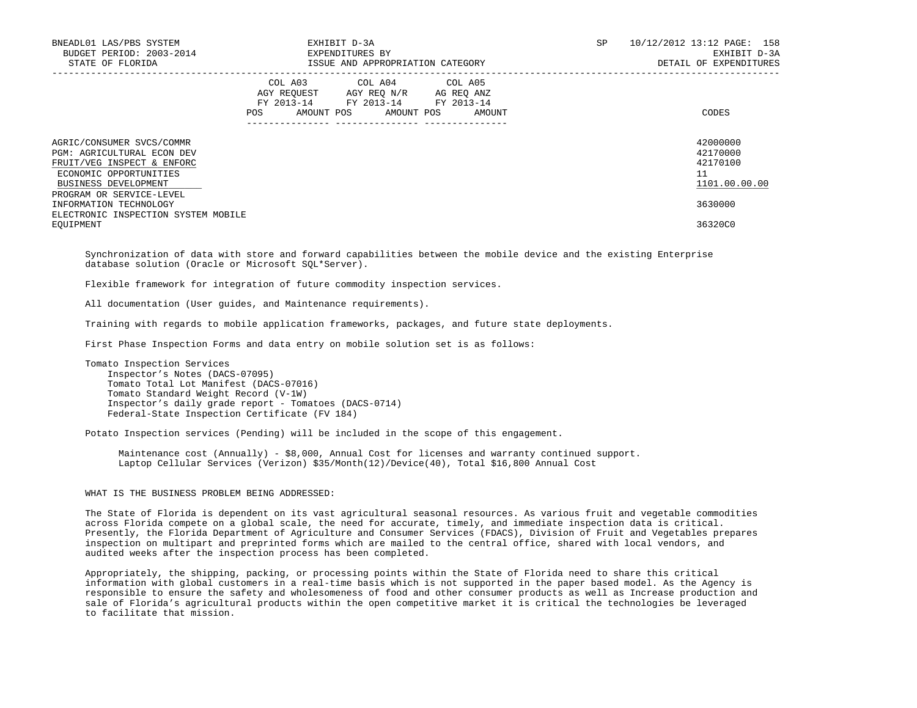| | COL A03 AGY REQUEST FY 2013-14 POS AMOUNT | COL A04 AGY REQ N/R FY 2013-14 POS AMOUNT | COL A05 AG REQ ANZ FY 2013-14 POS AMOUNT | CODES |
|---|---|---|---|---|
| AGRIC/CONSUMER SVCS/COMMR | | | | 42000000 |
| PGM: AGRICULTURAL ECON DEV | | | | 42170000 |
| FRUIT/VEG INSPECT & ENFORC | | | | 42170100 |
| ECONOMIC OPPORTUNITIES | | | | 11 |
| BUSINESS DEVELOPMENT | | | | 1101.00.00.00 |
| PROGRAM OR SERVICE-LEVEL | | | | |
| INFORMATION TECHNOLOGY | | | | 3630000 |
| ELECTRONIC INSPECTION SYSTEM MOBILE EQUIPMENT | | | | 36320C0 |

Synchronization of data with store and forward capabilities between the mobile device and the existing Enterprise database solution (Oracle or Microsoft SQL*Server).

Flexible framework for integration of future commodity inspection services.

All documentation (User guides, and Maintenance requirements).

Training with regards to mobile application frameworks, packages, and future state deployments.

First Phase Inspection Forms and data entry on mobile solution set is as follows:

Tomato Inspection Services
- Inspector's Notes (DACS-07095)
- Tomato Total Lot Manifest (DACS-07016)
- Tomato Standard Weight Record (V-1W)
- Inspector's daily grade report - Tomatoes (DACS-0714)
- Federal-State Inspection Certificate (FV 184)

Potato Inspection services (Pending) will be included in the scope of this engagement.

Maintenance cost (Annually) - $8,000, Annual Cost for licenses and warranty continued support.
Laptop Cellular Services (Verizon) $35/Month(12)/Device(40), Total $16,800 Annual Cost

WHAT IS THE BUSINESS PROBLEM BEING ADDRESSED:

The State of Florida is dependent on its vast agricultural seasonal resources. As various fruit and vegetable commodities across Florida compete on a global scale, the need for accurate, timely, and immediate inspection data is critical. Presently, the Florida Department of Agriculture and Consumer Services (FDACS), Division of Fruit and Vegetables prepares inspection on multipart and preprinted forms which are mailed to the central office, shared with local vendors, and audited weeks after the inspection process has been completed.

Appropriately, the shipping, packing, or processing points within the State of Florida need to share this critical information with global customers in a real-time basis which is not supported in the paper based model. As the Agency is responsible to ensure the safety and wholesomeness of food and other consumer products as well as Increase production and sale of Florida's agricultural products within the open competitive market it is critical the technologies be leveraged to facilitate that mission.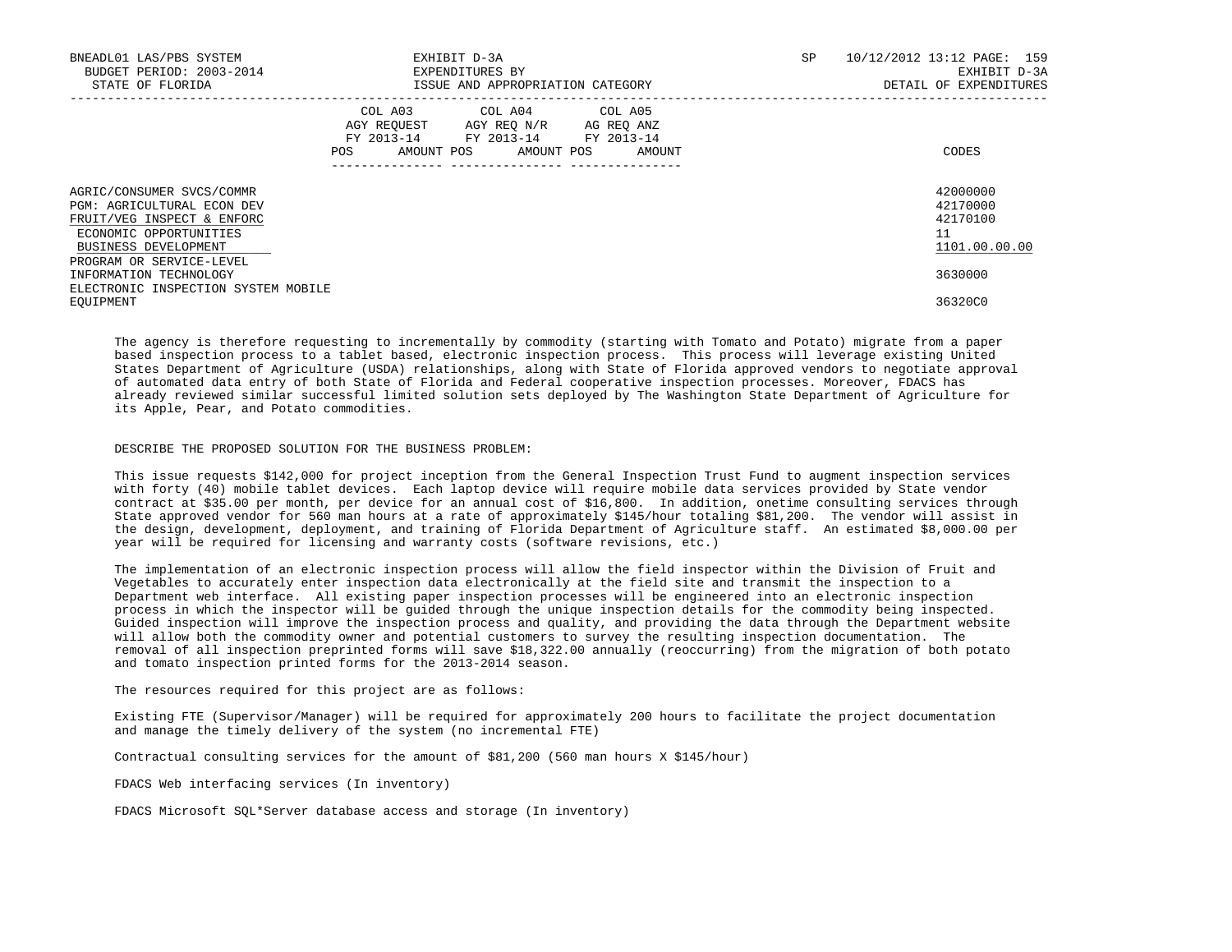| | COL A03 AGY REQUEST FY 2013-14 | | COL A04 AGY REQ N/R FY 2013-14 | | COL A05 AG REQ ANZ FY 2013-14 | | |
|---|---|---|---|---|---|---|---|
| | POS | AMOUNT | POS | AMOUNT | POS | AMOUNT | CODES |
| AGRIC/CONSUMER SVCS/COMMR | | | | | | | 42000000 |
| PGM: AGRICULTURAL ECON DEV | | | | | | | 42170000 |
| FRUIT/VEG INSPECT & ENFORC | | | | | | | 42170100 |
| ECONOMIC OPPORTUNITIES | | | | | | | 11 |
| BUSINESS DEVELOPMENT | | | | | | | 1101.00.00.00 |
| PROGRAM OR SERVICE-LEVEL | | | | | | | |
| INFORMATION TECHNOLOGY | | | | | | | 3630000 |
| ELECTRONIC INSPECTION SYSTEM MOBILE EQUIPMENT | | | | | | | 36320C0 |

The agency is therefore requesting to incrementally by commodity (starting with Tomato and Potato) migrate from a paper based inspection process to a tablet based, electronic inspection process. This process will leverage existing United States Department of Agriculture (USDA) relationships, along with State of Florida approved vendors to negotiate approval of automated data entry of both State of Florida and Federal cooperative inspection processes. Moreover, FDACS has already reviewed similar successful limited solution sets deployed by The Washington State Department of Agriculture for its Apple, Pear, and Potato commodities.

DESCRIBE THE PROPOSED SOLUTION FOR THE BUSINESS PROBLEM:

This issue requests $142,000 for project inception from the General Inspection Trust Fund to augment inspection services with forty (40) mobile tablet devices. Each laptop device will require mobile data services provided by State vendor contract at $35.00 per month, per device for an annual cost of $16,800. In addition, onetime consulting services through State approved vendor for 560 man hours at a rate of approximately $145/hour totaling $81,200. The vendor will assist in the design, development, deployment, and training of Florida Department of Agriculture staff. An estimated $8,000.00 per year will be required for licensing and warranty costs (software revisions, etc.)

The implementation of an electronic inspection process will allow the field inspector within the Division of Fruit and Vegetables to accurately enter inspection data electronically at the field site and transmit the inspection to a Department web interface. All existing paper inspection processes will be engineered into an electronic inspection process in which the inspector will be guided through the unique inspection details for the commodity being inspected. Guided inspection will improve the inspection process and quality, and providing the data through the Department website will allow both the commodity owner and potential customers to survey the resulting inspection documentation. The removal of all inspection preprinted forms will save $18,322.00 annually (reoccurring) from the migration of both potato and tomato inspection printed forms for the 2013-2014 season.

The resources required for this project are as follows:

Existing FTE (Supervisor/Manager) will be required for approximately 200 hours to facilitate the project documentation and manage the timely delivery of the system (no incremental FTE)

Contractual consulting services for the amount of $81,200 (560 man hours X $145/hour)

FDACS Web interfacing services (In inventory)

FDACS Microsoft SQL*Server database access and storage (In inventory)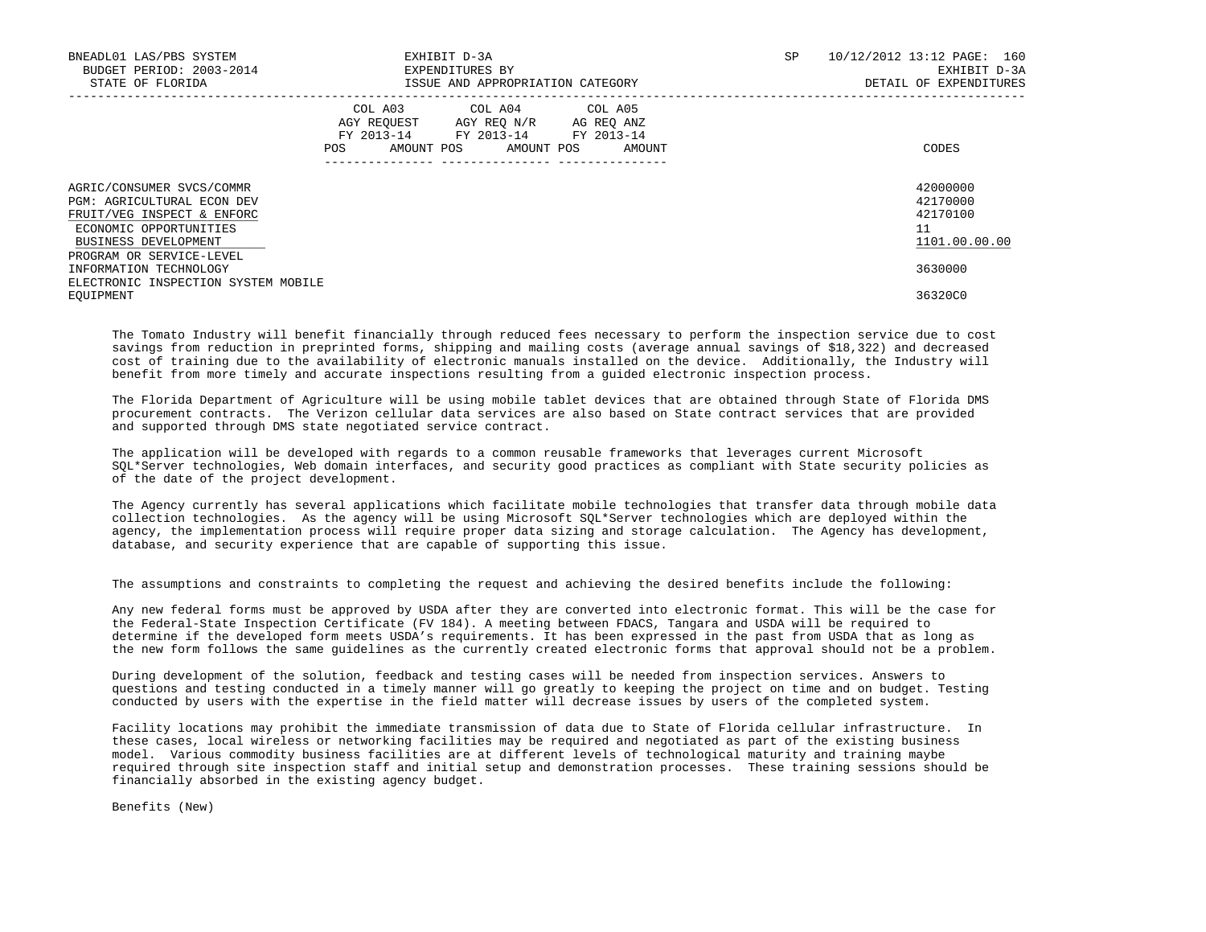| | COL A03 AGY REQUEST FY 2013-14 POS AMOUNT | COL A04 AGY REQ N/R FY 2013-14 POS AMOUNT | COL A05 AG REQ ANZ FY 2013-14 POS AMOUNT | CODES |
|---|---|---|---|---|
| AGRIC/CONSUMER SVCS/COMMR | | | | 42000000 |
| PGM: AGRICULTURAL ECON DEV | | | | 42170000 |
| FRUIT/VEG INSPECT & ENFORC | | | | 42170100 |
| ECONOMIC OPPORTUNITIES | | | | 11 |
| BUSINESS DEVELOPMENT | | | | 1101.00.00.00 |
| PROGRAM OR SERVICE-LEVEL | | | | |
| INFORMATION TECHNOLOGY | | | | 3630000 |
| ELECTRONIC INSPECTION SYSTEM MOBILE EQUIPMENT | | | | 36320C0 |

The Tomato Industry will benefit financially through reduced fees necessary to perform the inspection service due to cost savings from reduction in preprinted forms, shipping and mailing costs (average annual savings of $18,322) and decreased cost of training due to the availability of electronic manuals installed on the device. Additionally, the Industry will benefit from more timely and accurate inspections resulting from a guided electronic inspection process.

The Florida Department of Agriculture will be using mobile tablet devices that are obtained through State of Florida DMS procurement contracts. The Verizon cellular data services are also based on State contract services that are provided and supported through DMS state negotiated service contract.

The application will be developed with regards to a common reusable frameworks that leverages current Microsoft SQL*Server technologies, Web domain interfaces, and security good practices as compliant with State security policies as of the date of the project development.

The Agency currently has several applications which facilitate mobile technologies that transfer data through mobile data collection technologies. As the agency will be using Microsoft SQL*Server technologies which are deployed within the agency, the implementation process will require proper data sizing and storage calculation. The Agency has development, database, and security experience that are capable of supporting this issue.

The assumptions and constraints to completing the request and achieving the desired benefits include the following:

Any new federal forms must be approved by USDA after they are converted into electronic format. This will be the case for the Federal-State Inspection Certificate (FV 184). A meeting between FDACS, Tangara and USDA will be required to determine if the developed form meets USDA's requirements. It has been expressed in the past from USDA that as long as the new form follows the same guidelines as the currently created electronic forms that approval should not be a problem.

During development of the solution, feedback and testing cases will be needed from inspection services. Answers to questions and testing conducted in a timely manner will go greatly to keeping the project on time and on budget. Testing conducted by users with the expertise in the field matter will decrease issues by users of the completed system.

Facility locations may prohibit the immediate transmission of data due to State of Florida cellular infrastructure. In these cases, local wireless or networking facilities may be required and negotiated as part of the existing business model. Various commodity business facilities are at different levels of technological maturity and training maybe required through site inspection staff and initial setup and demonstration processes. These training sessions should be financially absorbed in the existing agency budget.

Benefits (New)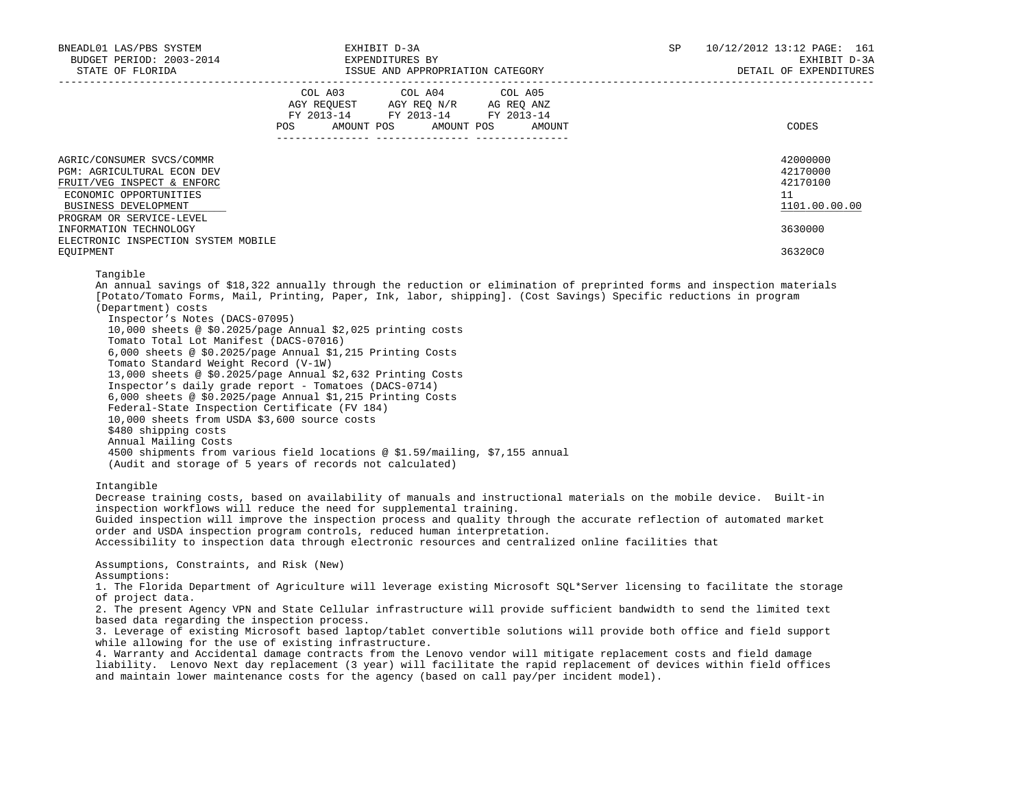| | COL A03 AGY REQUEST FY 2013-14 POS AMOUNT | COL A04 AGY REQ N/R FY 2013-14 POS AMOUNT | COL A05 AG REQ ANZ FY 2013-14 POS AMOUNT | CODES |
|---|---|---|---|---|
| AGRIC/CONSUMER SVCS/COMMR | | | | 42000000 |
| PGM: AGRICULTURAL ECON DEV | | | | 42170000 |
| FRUIT/VEG INSPECT & ENFORC | | | | 42170100 |
| ECONOMIC OPPORTUNITIES | | | | 11 |
| BUSINESS DEVELOPMENT | | | | 1101.00.00.00 |
| PROGRAM OR SERVICE-LEVEL | | | | |
| INFORMATION TECHNOLOGY | | | | 3630000 |
| ELECTRONIC INSPECTION SYSTEM MOBILE EQUIPMENT | | | | 36320C0 |

Tangible

An annual savings of $18,322 annually through the reduction or elimination of preprinted forms and inspection materials [Potato/Tomato Forms, Mail, Printing, Paper, Ink, labor, shipping]. (Cost Savings) Specific reductions in program (Department) costs

- Inspector's Notes (DACS-07095)
  10,000 sheets @ $0.2025/page Annual $2,025 printing costs
- Tomato Total Lot Manifest (DACS-07016)
  6,000 sheets @ $0.2025/page Annual $1,215 Printing Costs
- Tomato Standard Weight Record (V-1W)
  13,000 sheets @ $0.2025/page Annual $2,632 Printing Costs
- Inspector's daily grade report - Tomatoes (DACS-0714)
  6,000 sheets @ $0.2025/page Annual $1,215 Printing Costs
- Federal-State Inspection Certificate (FV 184)
  10,000 sheets from USDA $3,600 source costs
  $480 shipping costs
- Annual Mailing Costs
  4500 shipments from various field locations @ $1.59/mailing, $7,155 annual
  (Audit and storage of 5 years of records not calculated)

Intangible

Decrease training costs, based on availability of manuals and instructional materials on the mobile device. Built-in inspection workflows will reduce the need for supplemental training.
Guided inspection will improve the inspection process and quality through the accurate reflection of automated market order and USDA inspection program controls, reduced human interpretation.
Accessibility to inspection data through electronic resources and centralized online facilities that

Assumptions, Constraints, and Risk (New)

Assumptions:

1. The Florida Department of Agriculture will leverage existing Microsoft SQL*Server licensing to facilitate the storage of project data.
2. The present Agency VPN and State Cellular infrastructure will provide sufficient bandwidth to send the limited text based data regarding the inspection process.
3. Leverage of existing Microsoft based laptop/tablet convertible solutions will provide both office and field support while allowing for the use of existing infrastructure.
4. Warranty and Accidental damage contracts from the Lenovo vendor will mitigate replacement costs and field damage liability. Lenovo Next day replacement (3 year) will facilitate the rapid replacement of devices within field offices and maintain lower maintenance costs for the agency (based on call pay/per incident model).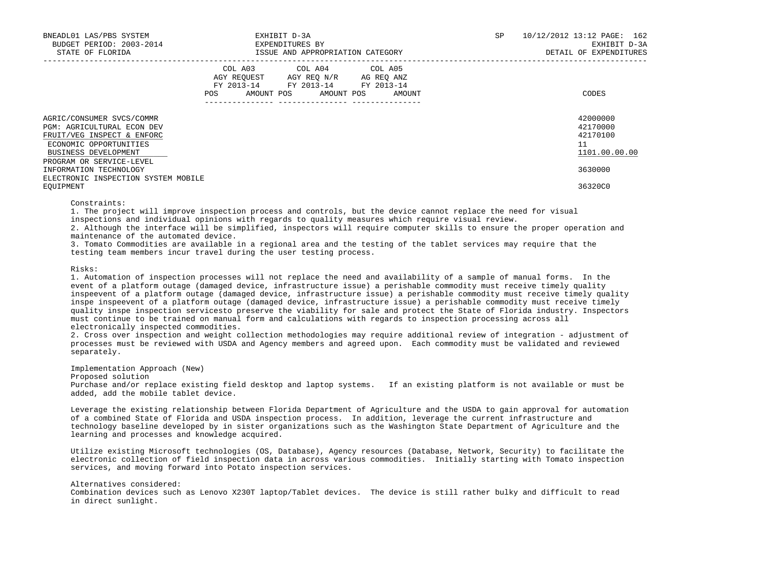| | COL A03 AGY REQUEST FY 2013-14 | | COL A04 AGY REQ N/R FY 2013-14 | | COL A05 AG REQ ANZ FY 2013-14 | | |
|---|---|---|---|---|---|---|---|
| | POS | AMOUNT | POS | AMOUNT | POS | AMOUNT | CODES |
| AGRIC/CONSUMER SVCS/COMMR | | | | | | | 42000000 |
| PGM: AGRICULTURAL ECON DEV | | | | | | | 42170000 |
| FRUIT/VEG INSPECT & ENFORC | | | | | | | 42170100 |
| ECONOMIC OPPORTUNITIES | | | | | | | 11 |
| BUSINESS DEVELOPMENT | | | | | | | 1101.00.00.00 |
| PROGRAM OR SERVICE-LEVEL | | | | | | | |
| INFORMATION TECHNOLOGY | | | | | | | 3630000 |
| ELECTRONIC INSPECTION SYSTEM MOBILE EQUIPMENT | | | | | | | 36320C0 |

Constraints:
1. The project will improve inspection process and controls, but the device cannot replace the need for visual inspections and individual opinions with regards to quality measures which require visual review.
2. Although the interface will be simplified, inspectors will require computer skills to ensure the proper operation and maintenance of the automated device.
3. Tomato Commodities are available in a regional area and the testing of the tablet services may require that the testing team members incur travel during the user testing process.

Risks:
1. Automation of inspection processes will not replace the need and availability of a sample of manual forms. In the event of a platform outage (damaged device, infrastructure issue) a perishable commodity must receive timely quality inspeevent of a platform outage (damaged device, infrastructure issue) a perishable commodity must receive timely quality inspe inspeevent of a platform outage (damaged device, infrastructure issue) a perishable commodity must receive timely quality inspe inspection servicesto preserve the viability for sale and protect the State of Florida industry. Inspectors must continue to be trained on manual form and calculations with regards to inspection processing across all electronically inspected commodities.
2. Cross over inspection and weight collection methodologies may require additional review of integration - adjustment of processes must be reviewed with USDA and Agency members and agreed upon. Each commodity must be validated and reviewed separately.

Implementation Approach (New)
Proposed solution
Purchase and/or replace existing field desktop and laptop systems. If an existing platform is not available or must be added, add the mobile tablet device.

Leverage the existing relationship between Florida Department of Agriculture and the USDA to gain approval for automation of a combined State of Florida and USDA inspection process. In addition, leverage the current infrastructure and technology baseline developed by in sister organizations such as the Washington State Department of Agriculture and the learning and processes and knowledge acquired.

Utilize existing Microsoft technologies (OS, Database), Agency resources (Database, Network, Security) to facilitate the electronic collection of field inspection data in across various commodities. Initially starting with Tomato inspection services, and moving forward into Potato inspection services.

Alternatives considered:
Combination devices such as Lenovo X230T laptop/Tablet devices. The device is still rather bulky and difficult to read in direct sunlight.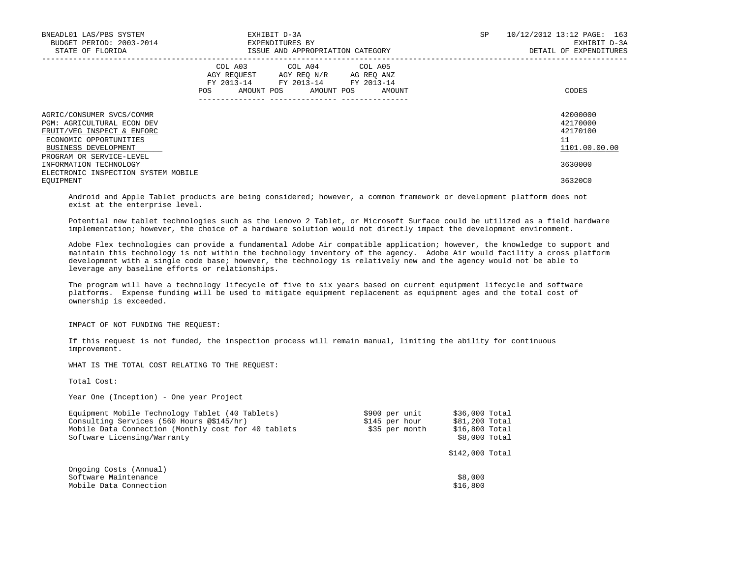| | COL A03 AGY REQUEST FY 2013-14 POS AMOUNT | COL A04 AGY REQ N/R FY 2013-14 POS AMOUNT | COL A05 AG REQ ANZ FY 2013-14 POS AMOUNT | CODES |
|---|---|---|---|---|
| AGRIC/CONSUMER SVCS/COMMR | | | | 42000000 |
| PGM: AGRICULTURAL ECON DEV | | | | 42170000 |
| FRUIT/VEG INSPECT & ENFORC | | | | 42170100 |
| ECONOMIC OPPORTUNITIES | | | | 11 |
| BUSINESS DEVELOPMENT | | | | 1101.00.00.00 |
| PROGRAM OR SERVICE-LEVEL | | | | |
| INFORMATION TECHNOLOGY | | | | 3630000 |
| ELECTRONIC INSPECTION SYSTEM MOBILE EQUIPMENT | | | | 36320C0 |

Android and Apple Tablet products are being considered; however, a common framework or development platform does not exist at the enterprise level.

Potential new tablet technologies such as the Lenovo 2 Tablet, or Microsoft Surface could be utilized as a field hardware implementation; however, the choice of a hardware solution would not directly impact the development environment.

Adobe Flex technologies can provide a fundamental Adobe Air compatible application; however, the knowledge to support and maintain this technology is not within the technology inventory of the agency. Adobe Air would facility a cross platform development with a single code base; however, the technology is relatively new and the agency would not be able to leverage any baseline efforts or relationships.

The program will have a technology lifecycle of five to six years based on current equipment lifecycle and software platforms. Expense funding will be used to mitigate equipment replacement as equipment ages and the total cost of ownership is exceeded.

IMPACT OF NOT FUNDING THE REQUEST:

If this request is not funded, the inspection process will remain manual, limiting the ability for continuous improvement.

WHAT IS THE TOTAL COST RELATING TO THE REQUEST:

Total Cost:

Year One (Inception) - One year Project

| Item | Rate | Total |
|---|---|---|
| Equipment Mobile Technology Tablet (40 Tablets) | $900 per unit | $36,000 Total |
| Consulting Services (560 Hours @$145/hr) | $145 per hour | $81,200 Total |
| Mobile Data Connection (Monthly cost for 40 tablets | $35 per month | $16,800 Total |
| Software Licensing/Warranty | | $8,000 Total |
| | | $142,000 Total |

Ongoing Costs (Annual)

| Item | Amount |
|---|---|
| Software Maintenance | $8,000 |
| Mobile Data Connection | $16,800 |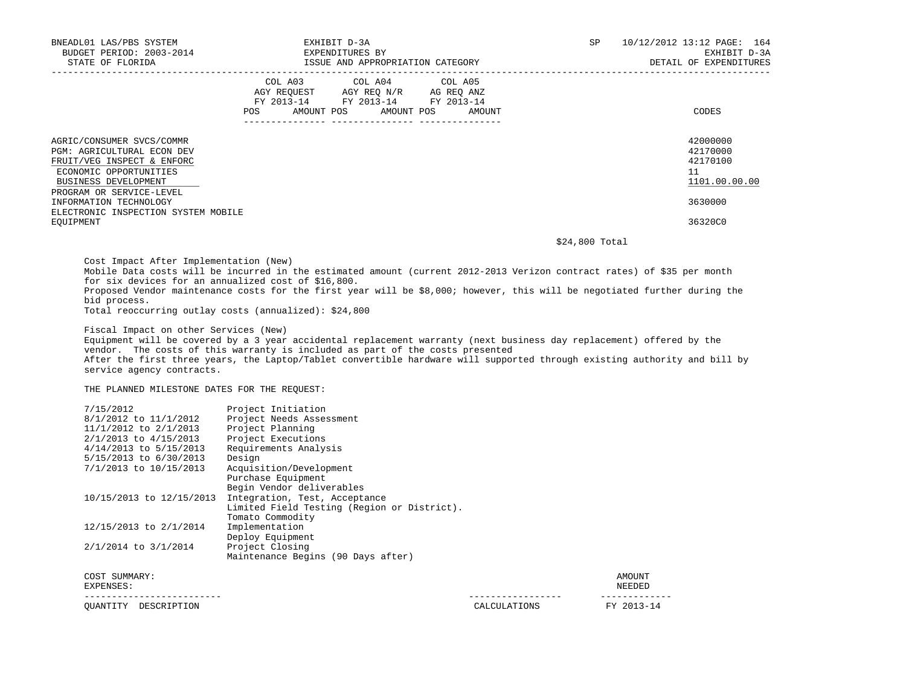| | COL A03 AGY REQUEST FY 2013-14 POS AMOUNT | COL A04 AGY REQ N/R FY 2013-14 POS AMOUNT | COL A05 AG REQ ANZ FY 2013-14 POS AMOUNT | CODES |
|---|---|---|---|---|
| AGRIC/CONSUMER SVCS/COMMR | | | | 42000000 |
| PGM: AGRICULTURAL ECON DEV | | | | 42170000 |
| FRUIT/VEG INSPECT & ENFORC | | | | 42170100 |
| ECONOMIC OPPORTUNITIES | | | | 11 |
| BUSINESS DEVELOPMENT | | | | 1101.00.00.00 |
| PROGRAM OR SERVICE-LEVEL INFORMATION TECHNOLOGY | | | | 3630000 |
| ELECTRONIC INSPECTION SYSTEM MOBILE EQUIPMENT | | | | 36320C0 |

$24,800 Total

Cost Impact After Implementation (New)
Mobile Data costs will be incurred in the estimated amount (current 2012-2013 Verizon contract rates) of $35 per month for six devices for an annualized cost of $16,800.
Proposed Vendor maintenance costs for the first year will be $8,000; however, this will be negotiated further during the bid process.
Total reoccurring outlay costs (annualized): $24,800

Fiscal Impact on other Services (New)
Equipment will be covered by a 3 year accidental replacement warranty (next business day replacement) offered by the vendor. The costs of this warranty is included as part of the costs presented
After the first three years, the Laptop/Tablet convertible hardware will supported through existing authority and bill by service agency contracts.

THE PLANNED MILESTONE DATES FOR THE REQUEST:

| | |
|---|---|
| 7/15/2012 | Project Initiation |
| 8/1/2012 to 11/1/2012 | Project Needs Assessment |
| 11/1/2012 to 2/1/2013 | Project Planning |
| 2/1/2013 to 4/15/2013 | Project Executions |
| 4/14/2013 to 5/15/2013 | Requirements Analysis |
| 5/15/2013 to 6/30/2013 | Design |
| 7/1/2013 to 10/15/2013 | Acquisition/Development<br>Purchase Equipment<br>Begin Vendor deliverables |
| 10/15/2013 to 12/15/2013 | Integration, Test, Acceptance<br>Limited Field Testing (Region or District).<br>Tomato Commodity |
| 12/15/2013 to 2/1/2014 | Implementation<br>Deploy Equipment |
| 2/1/2014 to 3/1/2014 | Project Closing<br>Maintenance Begins (90 Days after) |

COST SUMMARY:
EXPENSES:

| QUANTITY DESCRIPTION | CALCULATIONS | AMOUNT NEEDED FY 2013-14 |
|---|---|---|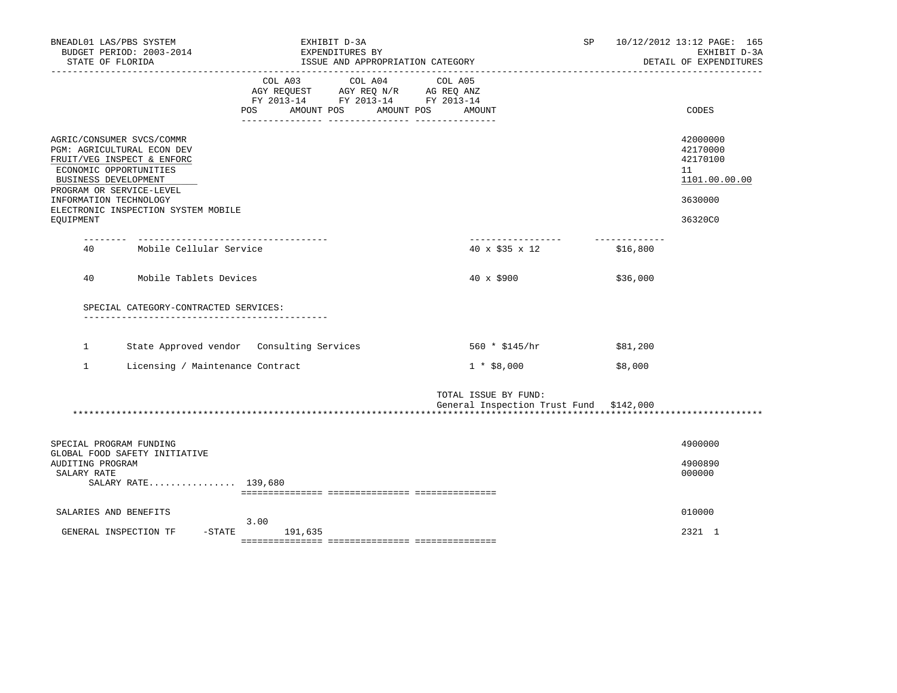BNEADL01 LAS/PBS SYSTEM — EXHIBIT D-3A — SP 10/12/2012 13:12
BUDGET PERIOD: 2003-2014 — EXPENDITURES BY — EXHIBIT D-3A
STATE OF FLORIDA — ISSUE AND APPROPRIATION CATEGORY — DETAIL OF EXPENDITURES

| | COL A03 AGY REQUEST FY 2013-14 POS AMOUNT | COL A04 AGY REQ N/R FY 2013-14 POS AMOUNT | COL A05 AG REQ ANZ FY 2013-14 POS AMOUNT | CODES |
|---|---|---|---|---|
| AGRIC/CONSUMER SVCS/COMMR | | | | 42000000 |
| PGM: AGRICULTURAL ECON DEV | | | | 42170000 |
| FRUIT/VEG INSPECT & ENFORC | | | | 42170100 |
| ECONOMIC OPPORTUNITIES | | | | 11 |
| BUSINESS DEVELOPMENT | | | | 1101.00.00.00 |
| PROGRAM OR SERVICE-LEVEL | | | | |
| INFORMATION TECHNOLOGY | | | | 3630000 |
| ELECTRONIC INSPECTION SYSTEM MOBILE EQUIPMENT | | | | 36320C0 |

| Qty | Description | Calculation | Amount |
|---|---|---|---|
| 40 | Mobile Cellular Service | 40 x $35 x 12 | $16,800 |
| 40 | Mobile Tablets Devices | 40 x $900 | $36,000 |

SPECIAL CATEGORY-CONTRACTED SERVICES:

| Qty | Description | Calculation | Amount |
|---|---|---|---|
| 1 | State Approved vendor Consulting Services | 560 * $145/hr | $81,200 |
| 1 | Licensing / Maintenance Contract | 1 * $8,000 | $8,000 |

TOTAL ISSUE BY FUND:
General Inspection Trust Fund $142,000

| | COL A03 POS | COL A03 AMOUNT | COL A04 | COL A05 | CODES |
|---|---|---|---|---|---|
| SPECIAL PROGRAM FUNDING | | | | | 4900000 |
| GLOBAL FOOD SAFETY INITIATIVE AUDITING PROGRAM | | | | | 4900890 |
| SALARY RATE | | | | | 000000 |
| SALARY RATE................ | 139,680 | | | | |
| SALARIES AND BENEFITS | 3.00 | | | | 010000 |
| GENERAL INSPECTION TF -STATE | | 191,635 | | | 2321 1 |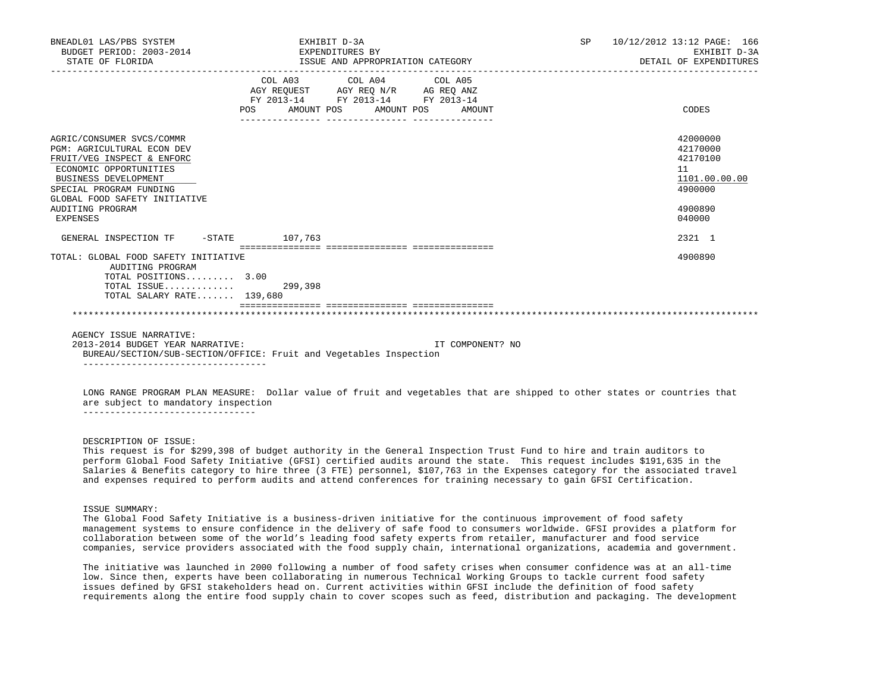| | COL A03 AGY REQUEST FY 2013-14 POS AMOUNT | COL A04 AGY REQ N/R FY 2013-14 POS AMOUNT | COL A05 AG REQ ANZ FY 2013-14 POS AMOUNT | CODES |
|---|---|---|---|---|
| AGRIC/CONSUMER SVCS/COMMR | | | | 42000000 |
| PGM: AGRICULTURAL ECON DEV | | | | 42170000 |
| FRUIT/VEG INSPECT & ENFORC | | | | 42170100 |
| ECONOMIC OPPORTUNITIES | | | | 11 |
| BUSINESS DEVELOPMENT | | | | 1101.00.00.00 |
| SPECIAL PROGRAM FUNDING | | | | 4900000 |
| GLOBAL FOOD SAFETY INITIATIVE AUDITING PROGRAM | | | | 4900890 |
| EXPENSES | | | | 040000 |
| GENERAL INSPECTION TF -STATE | 107,763 | | | 2321 1 |
| TOTAL: GLOBAL FOOD SAFETY INITIATIVE AUDITING PROGRAM | | | | 4900890 |
| TOTAL POSITIONS......... | 3.00 | | | |
| TOTAL ISSUE............ | 299,398 | | | |
| TOTAL SALARY RATE....... | 139,680 | | | |

AGENCY ISSUE NARRATIVE:

2013-2014 BUDGET YEAR NARRATIVE: IT COMPONENT? NO

BUREAU/SECTION/SUB-SECTION/OFFICE: Fruit and Vegetables Inspection

LONG RANGE PROGRAM PLAN MEASURE: Dollar value of fruit and vegetables that are shipped to other states or countries that are subject to mandatory inspection

DESCRIPTION OF ISSUE:

This request is for $299,398 of budget authority in the General Inspection Trust Fund to hire and train auditors to perform Global Food Safety Initiative (GFSI) certified audits around the state. This request includes $191,635 in the Salaries & Benefits category to hire three (3 FTE) personnel, $107,763 in the Expenses category for the associated travel and expenses required to perform audits and attend conferences for training necessary to gain GFSI Certification.

ISSUE SUMMARY:

The Global Food Safety Initiative is a business-driven initiative for the continuous improvement of food safety management systems to ensure confidence in the delivery of safe food to consumers worldwide. GFSI provides a platform for collaboration between some of the world's leading food safety experts from retailer, manufacturer and food service companies, service providers associated with the food supply chain, international organizations, academia and government.

The initiative was launched in 2000 following a number of food safety crises when consumer confidence was at an all-time low. Since then, experts have been collaborating in numerous Technical Working Groups to tackle current food safety issues defined by GFSI stakeholders head on. Current activities within GFSI include the definition of food safety requirements along the entire food supply chain to cover scopes such as feed, distribution and packaging. The development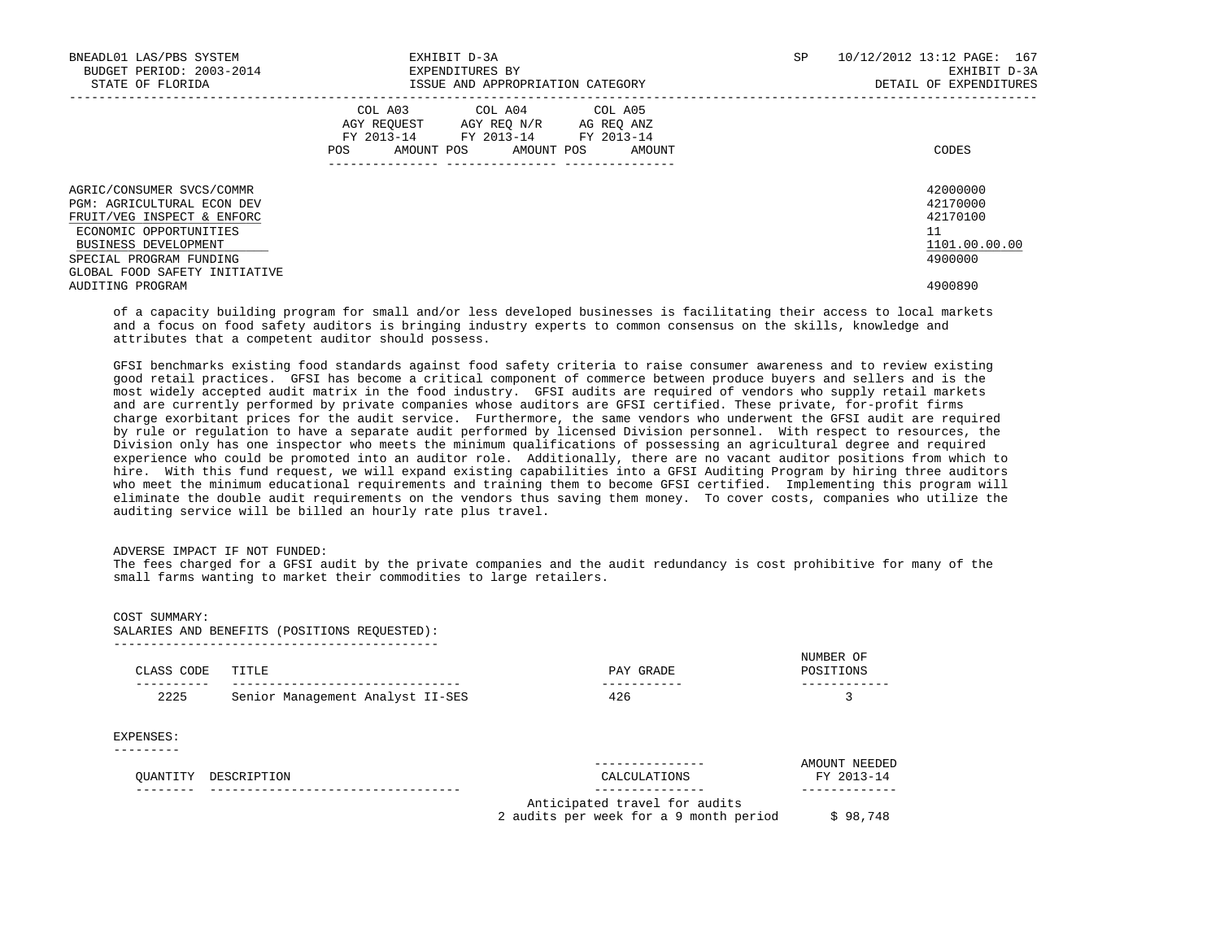| | CODES |
|---|---|
| AGRIC/CONSUMER SVCS/COMMR | 42000000 |
| PGM: AGRICULTURAL ECON DEV | 42170000 |
| FRUIT/VEG INSPECT & ENFORC | 42170100 |
| ECONOMIC OPPORTUNITIES | 11 |
| BUSINESS DEVELOPMENT | 1101.00.00.00 |
| SPECIAL PROGRAM FUNDING | 4900000 |
| GLOBAL FOOD SAFETY INITIATIVE | |
| AUDITING PROGRAM | 4900890 |

of a capacity building program for small and/or less developed businesses is facilitating their access to local markets and a focus on food safety auditors is bringing industry experts to common consensus on the skills, knowledge and attributes that a competent auditor should possess.

GFSI benchmarks existing food standards against food safety criteria to raise consumer awareness and to review existing good retail practices. GFSI has become a critical component of commerce between produce buyers and sellers and is the most widely accepted audit matrix in the food industry. GFSI audits are required of vendors who supply retail markets and are currently performed by private companies whose auditors are GFSI certified. These private, for-profit firms charge exorbitant prices for the audit service. Furthermore, the same vendors who underwent the GFSI audit are required by rule or regulation to have a separate audit performed by licensed Division personnel. With respect to resources, the Division only has one inspector who meets the minimum qualifications of possessing an agricultural degree and required experience who could be promoted into an auditor role. Additionally, there are no vacant auditor positions from which to hire. With this fund request, we will expand existing capabilities into a GFSI Auditing Program by hiring three auditors who meet the minimum educational requirements and training them to become GFSI certified. Implementing this program will eliminate the double audit requirements on the vendors thus saving them money. To cover costs, companies who utilize the auditing service will be billed an hourly rate plus travel.

ADVERSE IMPACT IF NOT FUNDED:
The fees charged for a GFSI audit by the private companies and the audit redundancy is cost prohibitive for many of the small farms wanting to market their commodities to large retailers.

COST SUMMARY:
SALARIES AND BENEFITS (POSITIONS REQUESTED):

| CLASS CODE | TITLE | PAY GRADE | NUMBER OF POSITIONS |
|---|---|---|---|
| 2225 | Senior Management Analyst II-SES | 426 | 3 |

EXPENSES:

| QUANTITY | DESCRIPTION | CALCULATIONS | AMOUNT NEEDED FY 2013-14 |
|---|---|---|---|
| | | Anticipated travel for audits 2 audits per week for a 9 month period | $ 98,748 |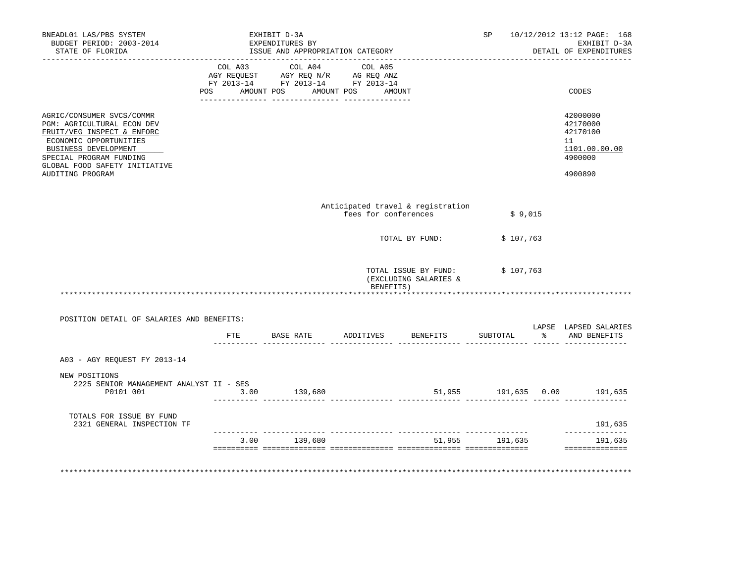BNEADL01 LAS/PBS SYSTEM | EXHIBIT D-3A | SP 10/12/2012 13:12 PAGE: 168
BUDGET PERIOD: 2003-2014 | EXPENDITURES BY | EXHIBIT D-3A
STATE OF FLORIDA | ISSUE AND APPROPRIATION CATEGORY | DETAIL OF EXPENDITURES

| | COL A03 AGY REQUEST FY 2013-14 POS AMOUNT | COL A04 AGY REQ N/R FY 2013-14 POS AMOUNT | COL A05 AG REQ ANZ FY 2013-14 POS AMOUNT | CODES |
|---|---|---|---|---|
| AGRIC/CONSUMER SVCS/COMMR | | | | 42000000 |
| PGM: AGRICULTURAL ECON DEV | | | | 42170000 |
| FRUIT/VEG INSPECT & ENFORC | | | | 42170100 |
| ECONOMIC OPPORTUNITIES | | | | 11 |
| BUSINESS DEVELOPMENT | | | | 1101.00.00.00 |
| SPECIAL PROGRAM FUNDING | | | | 4900000 |
| GLOBAL FOOD SAFETY INITIATIVE AUDITING PROGRAM | | | | 4900890 |

Anticipated travel & registration fees for conferences $ 9,015

TOTAL BY FUND: $ 107,763

TOTAL ISSUE BY FUND: (EXCLUDING SALARIES & BENEFITS) $ 107,763

POSITION DETAIL OF SALARIES AND BENEFITS:

| | FTE | BASE RATE | ADDITIVES | BENEFITS | SUBTOTAL | LAPSE % | LAPSED SALARIES AND BENEFITS |
|---|---|---|---|---|---|---|---|
| A03 - AGY REQUEST FY 2013-14 | | | | | | | |
| NEW POSITIONS | | | | | | | |
| 2225 SENIOR MANAGEMENT ANALYST II - SES P0101 001 | 3.00 | 139,680 | | 51,955 | 191,635 | 0.00 | 191,635 |
| TOTALS FOR ISSUE BY FUND | | | | | | | |
| 2321 GENERAL INSPECTION TF | | | | | | | 191,635 |
| | 3.00 | 139,680 | | 51,955 | 191,635 | | 191,635 |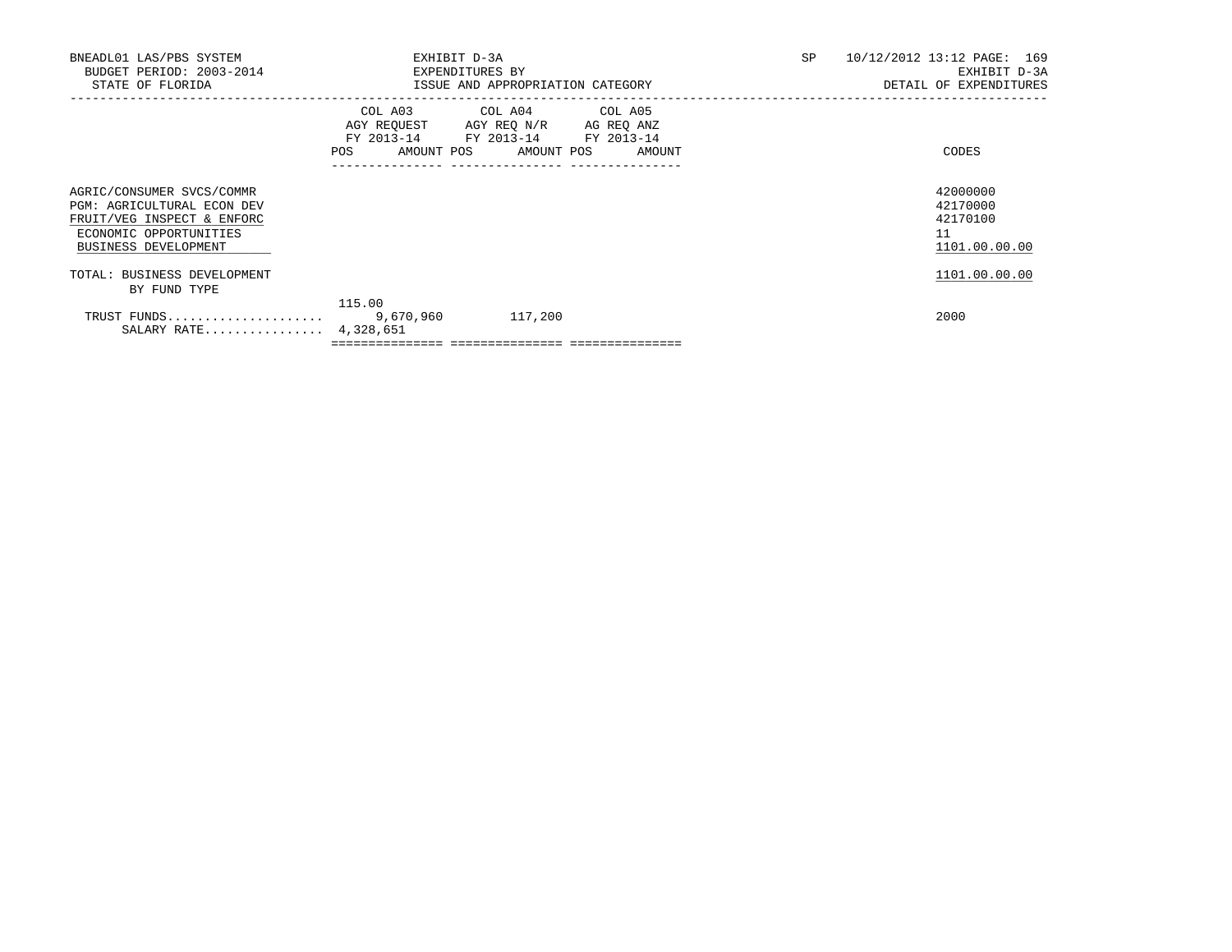| | COL A03 AGY REQUEST FY 2013-14 POS | AMOUNT | COL A04 AGY REQ N/R FY 2013-14 POS | AMOUNT | COL A05 AG REQ ANZ FY 2013-14 POS | AMOUNT | CODES |
|---|---|---|---|---|---|---|---|
| AGRIC/CONSUMER SVCS/COMMR | | | | | | | 42000000 |
| PGM: AGRICULTURAL ECON DEV | | | | | | | 42170000 |
| FRUIT/VEG INSPECT & ENFORC | | | | | | | 42170100 |
| ECONOMIC OPPORTUNITIES | | | | | | | 11 |
| BUSINESS DEVELOPMENT | | | | | | | 1101.00.00.00 |
| TOTAL: BUSINESS DEVELOPMENT | | | | | | | 1101.00.00.00 |
| BY FUND TYPE | | | | | | | |
| TRUST FUNDS | 115.00 | 9,670,960 | | 117,200 | | | 2000 |
| SALARY RATE | | 4,328,651 | | | | | |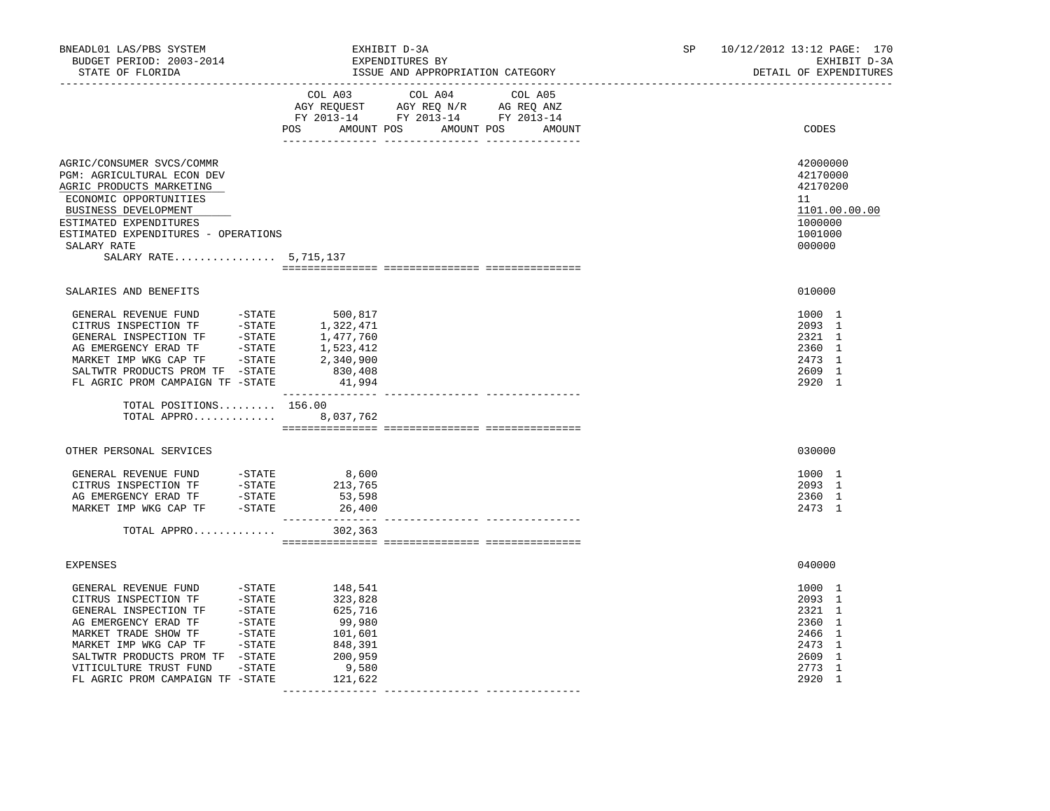BNEADL01 LAS/PBS SYSTEM | EXHIBIT D-3A | SP 10/12/2012 13:12 PAGE: 170
BUDGET PERIOD: 2003-2014 | EXPENDITURES BY | EXHIBIT D-3A
STATE OF FLORIDA | ISSUE AND APPROPRIATION CATEGORY | DETAIL OF EXPENDITURES

| | COL A03 AGY REQUEST FY 2013-14 POS AMOUNT | COL A04 AGY REQ N/R FY 2013-14 POS AMOUNT | COL A05 AG REQ ANZ FY 2013-14 POS AMOUNT | CODES |
|---|---|---|---|---|
| AGRIC/CONSUMER SVCS/COMMR | | | | 42000000 |
| PGM: AGRICULTURAL ECON DEV | | | | 42170000 |
| AGRIC PRODUCTS MARKETING | | | | 42170200 |
| ECONOMIC OPPORTUNITIES | | | | 11 |
| BUSINESS DEVELOPMENT | | | | 1101.00.00.00 |
| ESTIMATED EXPENDITURES | | | | 1000000 |
| ESTIMATED EXPENDITURES - OPERATIONS | | | | 1001000 |
| SALARY RATE | | | | 000000 |
| SALARY RATE................ 5,715,137 | | | | |
| SALARIES AND BENEFITS | | | | 010000 |
| GENERAL REVENUE FUND -STATE | 500,817 | | | 1000 1 |
| CITRUS INSPECTION TF -STATE | 1,322,471 | | | 2093 1 |
| GENERAL INSPECTION TF -STATE | 1,477,760 | | | 2321 1 |
| AG EMERGENCY ERAD TF -STATE | 1,523,412 | | | 2360 1 |
| MARKET IMP WKG CAP TF -STATE | 2,340,900 | | | 2473 1 |
| SALTWTR PRODUCTS PROM TF -STATE | 830,408 | | | 2609 1 |
| FL AGRIC PROM CAMPAIGN TF -STATE | 41,994 | | | 2920 1 |
| TOTAL POSITIONS......... | 156.00 | | | |
| TOTAL APPRO............. | 8,037,762 | | | |
| OTHER PERSONAL SERVICES | | | | 030000 |
| GENERAL REVENUE FUND -STATE | 8,600 | | | 1000 1 |
| CITRUS INSPECTION TF -STATE | 213,765 | | | 2093 1 |
| AG EMERGENCY ERAD TF -STATE | 53,598 | | | 2360 1 |
| MARKET IMP WKG CAP TF -STATE | 26,400 | | | 2473 1 |
| TOTAL APPRO............. | 302,363 | | | |
| EXPENSES | | | | 040000 |
| GENERAL REVENUE FUND -STATE | 148,541 | | | 1000 1 |
| CITRUS INSPECTION TF -STATE | 323,828 | | | 2093 1 |
| GENERAL INSPECTION TF -STATE | 625,716 | | | 2321 1 |
| AG EMERGENCY ERAD TF -STATE | 99,980 | | | 2360 1 |
| MARKET TRADE SHOW TF -STATE | 101,601 | | | 2466 1 |
| MARKET IMP WKG CAP TF -STATE | 848,391 | | | 2473 1 |
| SALTWTR PRODUCTS PROM TF -STATE | 200,959 | | | 2609 1 |
| VITICULTURE TRUST FUND -STATE | 9,580 | | | 2773 1 |
| FL AGRIC PROM CAMPAIGN TF -STATE | 121,622 | | | 2920 1 |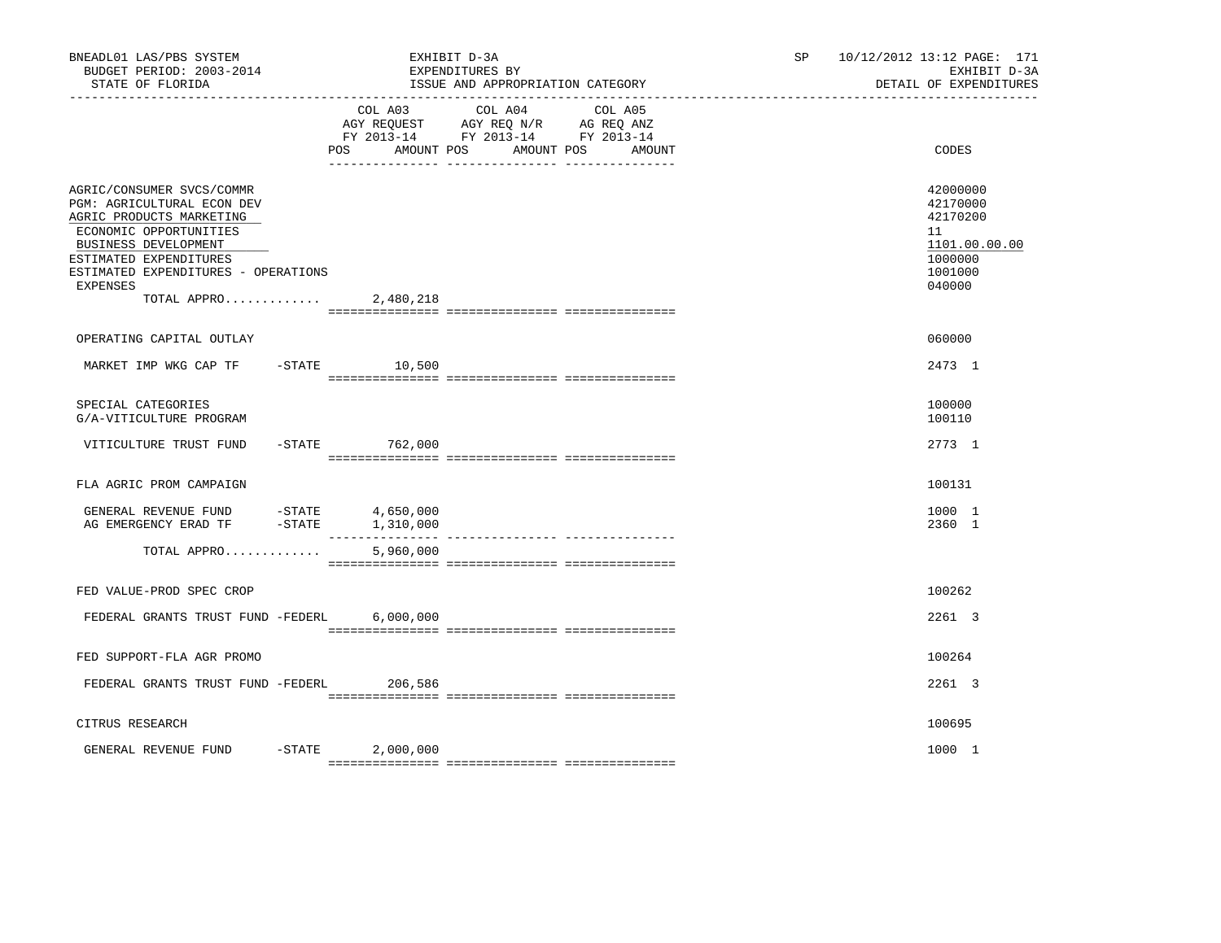BNEADL01 LAS/PBS SYSTEM — EXHIBIT D-3A — SP 10/12/2012 13:12
BUDGET PERIOD: 2003-2014 — EXPENDITURES BY — EXHIBIT D-3A
STATE OF FLORIDA — ISSUE AND APPROPRIATION CATEGORY — DETAIL OF EXPENDITURES

| | COL A03 AGY REQUEST FY 2013-14 POS AMOUNT | COL A04 AGY REQ N/R FY 2013-14 POS AMOUNT | COL A05 AG REQ ANZ FY 2013-14 POS AMOUNT | CODES |
|---|---|---|---|---|
| AGRIC/CONSUMER SVCS/COMMR | | | | 42000000 |
| PGM: AGRICULTURAL ECON DEV | | | | 42170000 |
| AGRIC PRODUCTS MARKETING | | | | 42170200 |
| ECONOMIC OPPORTUNITIES | | | | 11 |
| BUSINESS DEVELOPMENT | | | | 1101.00.00.00 |
| ESTIMATED EXPENDITURES | | | | 1000000 |
| ESTIMATED EXPENDITURES - OPERATIONS | | | | 1001000 |
| EXPENSES | | | | 040000 |
| TOTAL APPRO............ | 2,480,218 | | | |
| OPERATING CAPITAL OUTLAY | | | | 060000 |
| MARKET IMP WKG CAP TF -STATE | 10,500 | | | 2473 1 |
| SPECIAL CATEGORIES | | | | 100000 |
| G/A-VITICULTURE PROGRAM | | | | 100110 |
| VITICULTURE TRUST FUND -STATE | 762,000 | | | 2773 1 |
| FLA AGRIC PROM CAMPAIGN | | | | 100131 |
| GENERAL REVENUE FUND -STATE | 4,650,000 | | | 1000 1 |
| AG EMERGENCY ERAD TF -STATE | 1,310,000 | | | 2360 1 |
| TOTAL APPRO............ | 5,960,000 | | | |
| FED VALUE-PROD SPEC CROP | | | | 100262 |
| FEDERAL GRANTS TRUST FUND -FEDERL | 6,000,000 | | | 2261 3 |
| FED SUPPORT-FLA AGR PROMO | | | | 100264 |
| FEDERAL GRANTS TRUST FUND -FEDERL | 206,586 | | | 2261 3 |
| CITRUS RESEARCH | | | | 100695 |
| GENERAL REVENUE FUND -STATE | 2,000,000 | | | 1000 1 |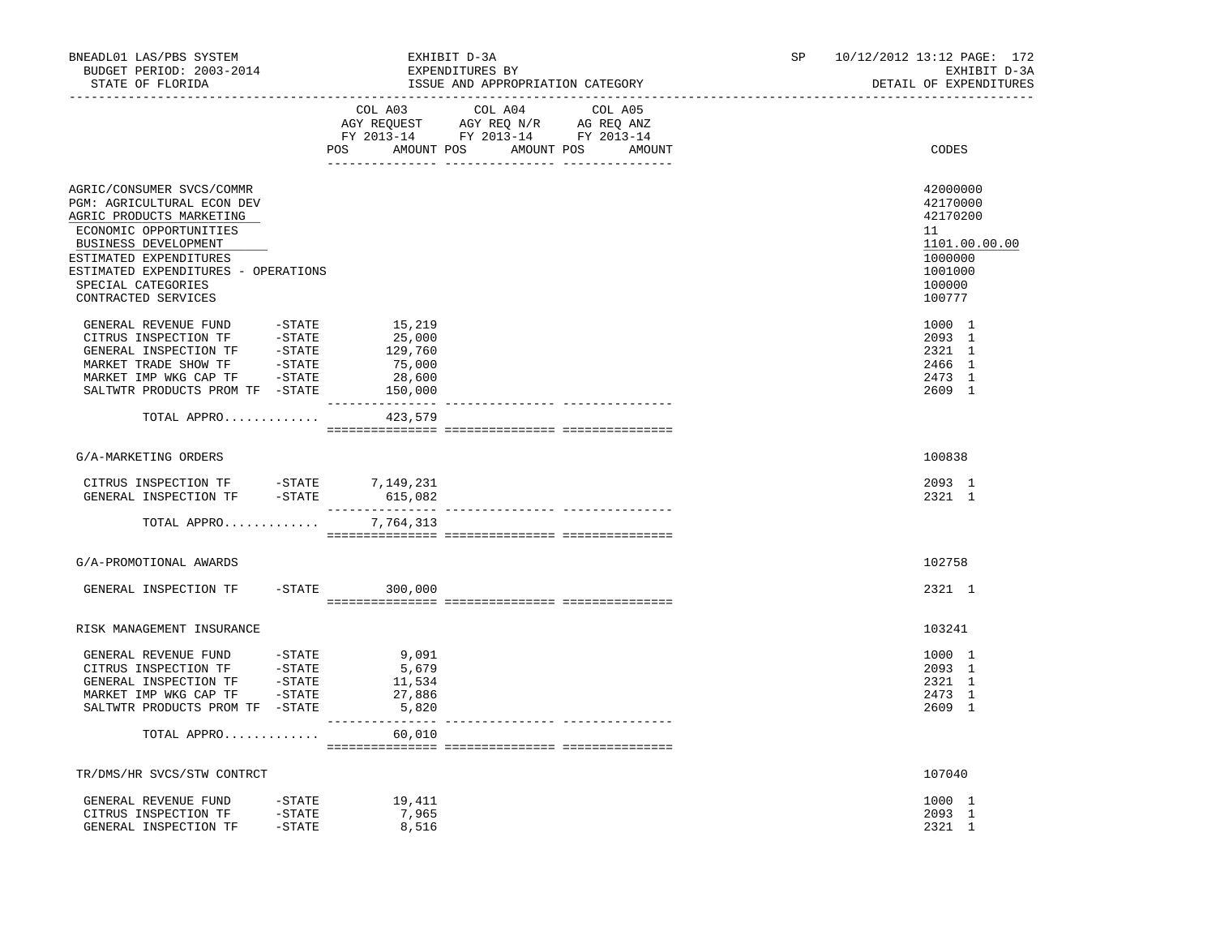BNEADL01 LAS/PBS SYSTEM | EXHIBIT D-3A | SP 10/12/2012 13:12

BUDGET PERIOD: 2003-2014 | EXPENDITURES BY | EXHIBIT D-3A

STATE OF FLORIDA | ISSUE AND APPROPRIATION CATEGORY | DETAIL OF EXPENDITURES

| | COL A03 AGY REQUEST FY 2013-14 POS AMOUNT | COL A04 AGY REQ N/R FY 2013-14 POS AMOUNT | COL A05 AG REQ ANZ FY 2013-14 POS AMOUNT | CODES |
|---|---|---|---|---|
| AGRIC/CONSUMER SVCS/COMMR | | | | 42000000 |
| PGM: AGRICULTURAL ECON DEV | | | | 42170000 |
| AGRIC PRODUCTS MARKETING | | | | 42170200 |
| ECONOMIC OPPORTUNITIES | | | | 11 |
| BUSINESS DEVELOPMENT | | | | 1101.00.00.00 |
| ESTIMATED EXPENDITURES | | | | 1000000 |
| ESTIMATED EXPENDITURES - OPERATIONS | | | | 1001000 |
| SPECIAL CATEGORIES | | | | 100000 |
| CONTRACTED SERVICES | | | | 100777 |
| GENERAL REVENUE FUND -STATE | 15,219 | | | 1000 1 |
| CITRUS INSPECTION TF -STATE | 25,000 | | | 2093 1 |
| GENERAL INSPECTION TF -STATE | 129,760 | | | 2321 1 |
| MARKET TRADE SHOW TF -STATE | 75,000 | | | 2466 1 |
| MARKET IMP WKG CAP TF -STATE | 28,600 | | | 2473 1 |
| SALTWTR PRODUCTS PROM TF -STATE | 150,000 | | | 2609 1 |
| TOTAL APPRO............ | 423,579 | | | |
| G/A-MARKETING ORDERS | | | | 100838 |
| CITRUS INSPECTION TF -STATE | 7,149,231 | | | 2093 1 |
| GENERAL INSPECTION TF -STATE | 615,082 | | | 2321 1 |
| TOTAL APPRO............ | 7,764,313 | | | |
| G/A-PROMOTIONAL AWARDS | | | | 102758 |
| GENERAL INSPECTION TF -STATE | 300,000 | | | 2321 1 |
| RISK MANAGEMENT INSURANCE | | | | 103241 |
| GENERAL REVENUE FUND -STATE | 9,091 | | | 1000 1 |
| CITRUS INSPECTION TF -STATE | 5,679 | | | 2093 1 |
| GENERAL INSPECTION TF -STATE | 11,534 | | | 2321 1 |
| MARKET IMP WKG CAP TF -STATE | 27,886 | | | 2473 1 |
| SALTWTR PRODUCTS PROM TF -STATE | 5,820 | | | 2609 1 |
| TOTAL APPRO............ | 60,010 | | | |
| TR/DMS/HR SVCS/STW CONTRCT | | | | 107040 |
| GENERAL REVENUE FUND -STATE | 19,411 | | | 1000 1 |
| CITRUS INSPECTION TF -STATE | 7,965 | | | 2093 1 |
| GENERAL INSPECTION TF -STATE | 8,516 | | | 2321 1 |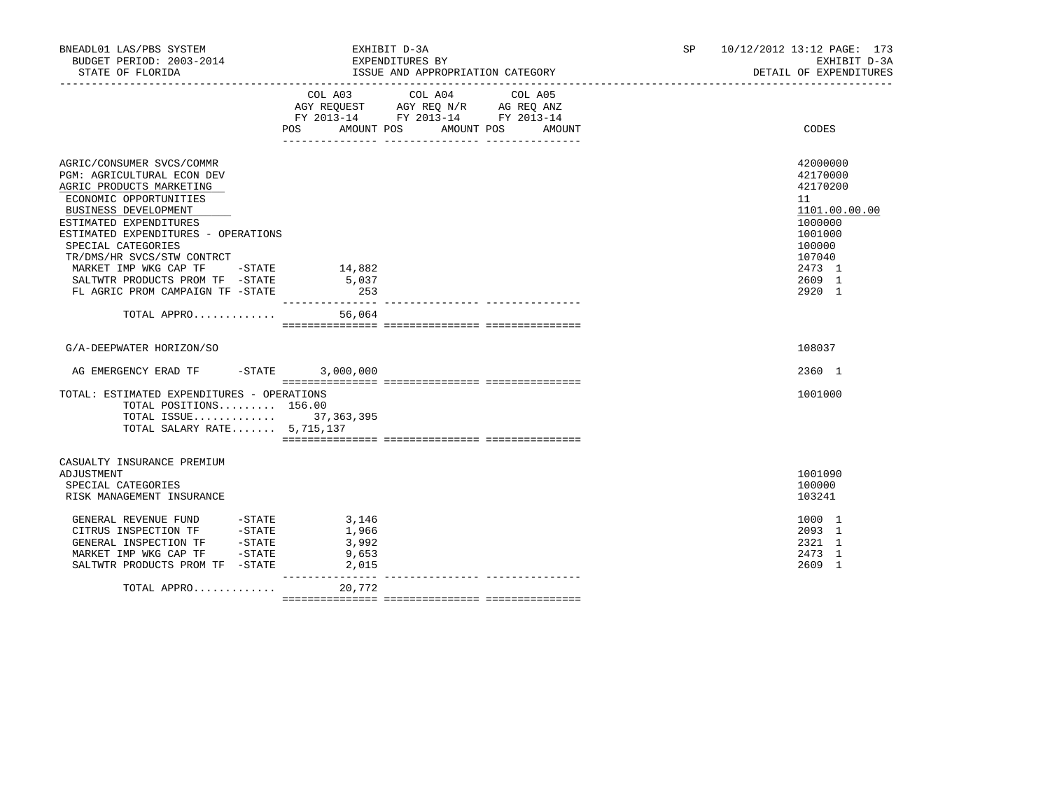BNEADL01 LAS/PBS SYSTEM — BUDGET PERIOD: 2003-2014 — STATE OF FLORIDA

EXHIBIT D-3A — EXPENDITURES BY ISSUE AND APPROPRIATION CATEGORY

SP 10/12/2012 13:12 — EXHIBIT D-3A — DETAIL OF EXPENDITURES

| | COL A03 AGY REQUEST FY 2013-14 POS | AMOUNT | COL A04 AGY REQ N/R FY 2013-14 POS | AMOUNT | COL A05 AG REQ ANZ FY 2013-14 POS | AMOUNT | CODES |
|---|---|---|---|---|---|---|---|
| AGRIC/CONSUMER SVCS/COMMR | | | | | | | 42000000 |
| PGM: AGRICULTURAL ECON DEV | | | | | | | 42170000 |
| AGRIC PRODUCTS MARKETING | | | | | | | 42170200 |
| ECONOMIC OPPORTUNITIES | | | | | | | 11 |
| BUSINESS DEVELOPMENT | | | | | | | 1101.00.00.00 |
| ESTIMATED EXPENDITURES | | | | | | | 1000000 |
| ESTIMATED EXPENDITURES - OPERATIONS | | | | | | | 1001000 |
| SPECIAL CATEGORIES | | | | | | | 100000 |
| TR/DMS/HR SVCS/STW CONTRCT | | | | | | | 107040 |
| MARKET IMP WKG CAP TF -STATE | | 14,882 | | | | | 2473 1 |
| SALTWTR PRODUCTS PROM TF -STATE | | 5,037 | | | | | 2609 1 |
| FL AGRIC PROM CAMPAIGN TF -STATE | | 253 | | | | | 2920 1 |
| TOTAL APPRO............ | | 56,064 | | | | | |
| G/A-DEEPWATER HORIZON/SO | | | | | | | 108037 |
| AG EMERGENCY ERAD TF -STATE | | 3,000,000 | | | | | 2360 1 |
| TOTAL: ESTIMATED EXPENDITURES - OPERATIONS | | | | | | | 1001000 |
| TOTAL POSITIONS......... | 156.00 | | | | | | |
| TOTAL ISSUE............ | | 37,363,395 | | | | | |
| TOTAL SALARY RATE....... | | 5,715,137 | | | | | |
| CASUALTY INSURANCE PREMIUM ADJUSTMENT | | | | | | | 1001090 |
| SPECIAL CATEGORIES | | | | | | | 100000 |
| RISK MANAGEMENT INSURANCE | | | | | | | 103241 |
| GENERAL REVENUE FUND -STATE | | 3,146 | | | | | 1000 1 |
| CITRUS INSPECTION TF -STATE | | 1,966 | | | | | 2093 1 |
| GENERAL INSPECTION TF -STATE | | 3,992 | | | | | 2321 1 |
| MARKET IMP WKG CAP TF -STATE | | 9,653 | | | | | 2473 1 |
| SALTWTR PRODUCTS PROM TF -STATE | | 2,015 | | | | | 2609 1 |
| TOTAL APPRO............ | | 20,772 | | | | | |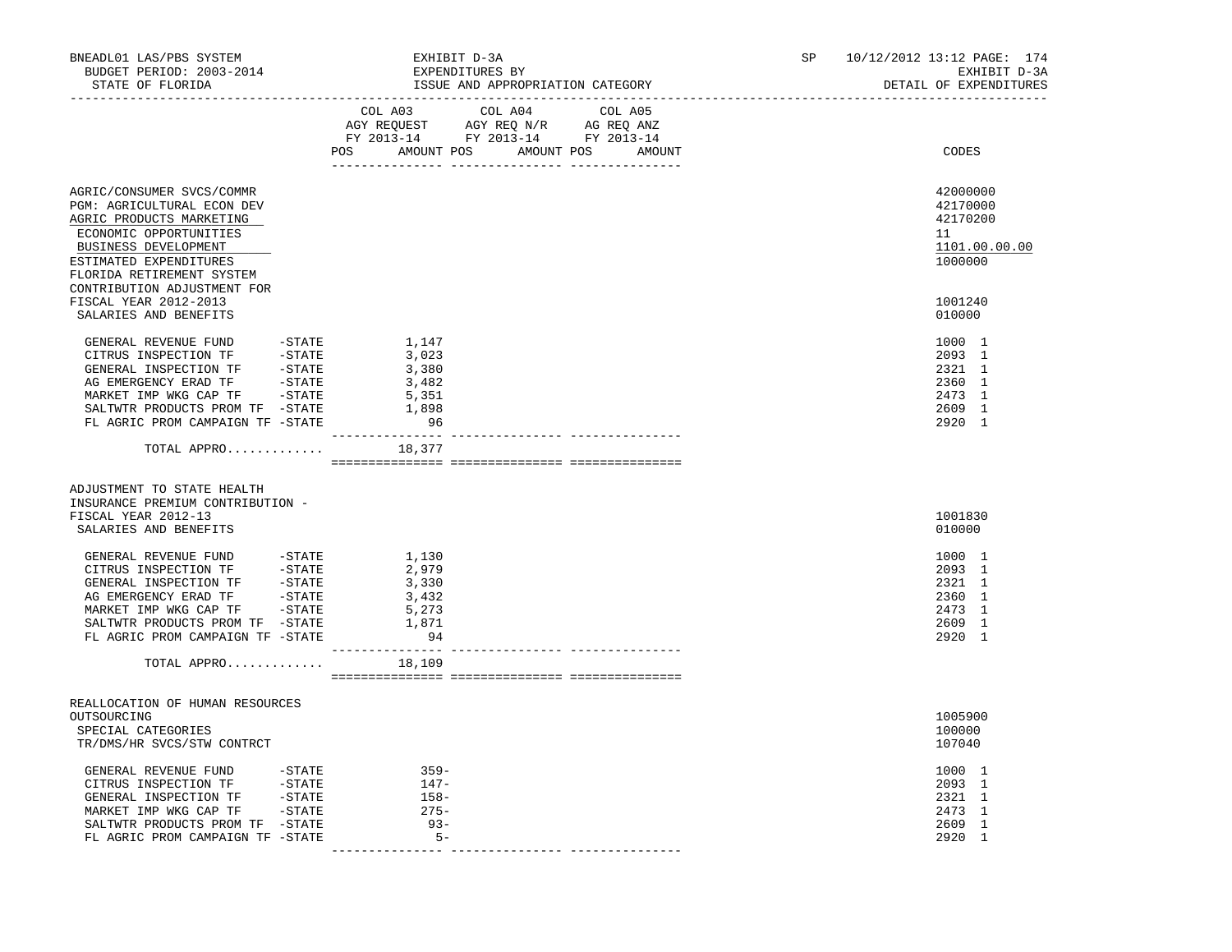BNEADL01 LAS/PBS SYSTEM — EXHIBIT D-3A — EXPENDITURES BY ISSUE AND APPROPRIATION CATEGORY

BUDGET PERIOD: 2003-2014 — STATE OF FLORIDA — SP 10/12/2012 13:12 — EXHIBIT D-3A — DETAIL OF EXPENDITURES

| | COL A03 AGY REQUEST FY 2013-14 POS | AMOUNT | COL A04 AGY REQ N/R FY 2013-14 POS | AMOUNT | COL A05 AG REQ ANZ FY 2013-14 POS | AMOUNT | CODES |
|---|---|---|---|---|---|---|---|
| AGRIC/CONSUMER SVCS/COMMR | | | | | | | 42000000 |
| PGM: AGRICULTURAL ECON DEV | | | | | | | 42170000 |
| AGRIC PRODUCTS MARKETING | | | | | | | 42170200 |
| ECONOMIC OPPORTUNITIES | | | | | | | 11 |
| BUSINESS DEVELOPMENT | | | | | | | 1101.00.00.00 |
| ESTIMATED EXPENDITURES | | | | | | | 1000000 |
| FLORIDA RETIREMENT SYSTEM CONTRIBUTION ADJUSTMENT FOR FISCAL YEAR 2012-2013 | | | | | | | 1001240 |
| SALARIES AND BENEFITS | | | | | | | 010000 |
| GENERAL REVENUE FUND -STATE | | 1,147 | | | | | 1000 1 |
| CITRUS INSPECTION TF -STATE | | 3,023 | | | | | 2093 1 |
| GENERAL INSPECTION TF -STATE | | 3,380 | | | | | 2321 1 |
| AG EMERGENCY ERAD TF -STATE | | 3,482 | | | | | 2360 1 |
| MARKET IMP WKG CAP TF -STATE | | 5,351 | | | | | 2473 1 |
| SALTWTR PRODUCTS PROM TF -STATE | | 1,898 | | | | | 2609 1 |
| FL AGRIC PROM CAMPAIGN TF -STATE | | 96 | | | | | 2920 1 |
| TOTAL APPRO............ | | 18,377 | | | | | |
| ADJUSTMENT TO STATE HEALTH INSURANCE PREMIUM CONTRIBUTION - FISCAL YEAR 2012-13 | | | | | | | 1001830 |
| SALARIES AND BENEFITS | | | | | | | 010000 |
| GENERAL REVENUE FUND -STATE | | 1,130 | | | | | 1000 1 |
| CITRUS INSPECTION TF -STATE | | 2,979 | | | | | 2093 1 |
| GENERAL INSPECTION TF -STATE | | 3,330 | | | | | 2321 1 |
| AG EMERGENCY ERAD TF -STATE | | 3,432 | | | | | 2360 1 |
| MARKET IMP WKG CAP TF -STATE | | 5,273 | | | | | 2473 1 |
| SALTWTR PRODUCTS PROM TF -STATE | | 1,871 | | | | | 2609 1 |
| FL AGRIC PROM CAMPAIGN TF -STATE | | 94 | | | | | 2920 1 |
| TOTAL APPRO............ | | 18,109 | | | | | |
| REALLOCATION OF HUMAN RESOURCES OUTSOURCING | | | | | | | 1005900 |
| SPECIAL CATEGORIES | | | | | | | 100000 |
| TR/DMS/HR SVCS/STW CONTRCT | | | | | | | 107040 |
| GENERAL REVENUE FUND -STATE | | 359- | | | | | 1000 1 |
| CITRUS INSPECTION TF -STATE | | 147- | | | | | 2093 1 |
| GENERAL INSPECTION TF -STATE | | 158- | | | | | 2321 1 |
| MARKET IMP WKG CAP TF -STATE | | 275- | | | | | 2473 1 |
| SALTWTR PRODUCTS PROM TF -STATE | | 93- | | | | | 2609 1 |
| FL AGRIC PROM CAMPAIGN TF -STATE | | 5- | | | | | 2920 1 |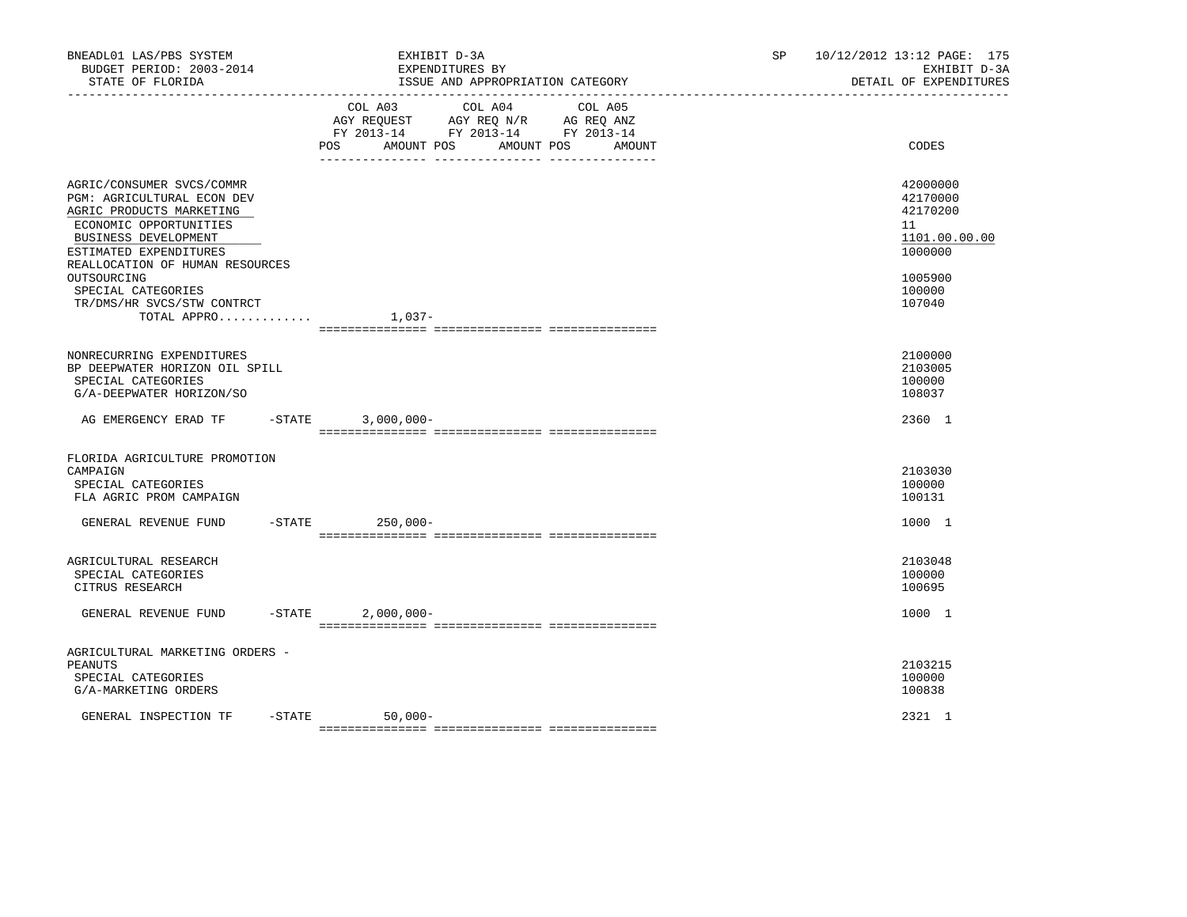BNEADL01 LAS/PBS SYSTEM — EXHIBIT D-3A — EXPENDITURES BY ISSUE AND APPROPRIATION CATEGORY — SP 10/12/2012 13:12

BUDGET PERIOD: 2003-2014 — STATE OF FLORIDA — EXHIBIT D-3A — DETAIL OF EXPENDITURES

| | COL A03 AGY REQUEST FY 2013-14 POS | AMOUNT | COL A04 AGY REQ N/R FY 2013-14 POS | AMOUNT | COL A05 AG REQ ANZ FY 2013-14 POS | AMOUNT | CODES |
|---|---|---|---|---|---|---|---|
| AGRIC/CONSUMER SVCS/COMMR | | | | | | | 42000000 |
| PGM: AGRICULTURAL ECON DEV | | | | | | | 42170000 |
| AGRIC PRODUCTS MARKETING | | | | | | | 42170200 |
| ECONOMIC OPPORTUNITIES | | | | | | | 11 |
| BUSINESS DEVELOPMENT | | | | | | | 1101.00.00.00 |
| ESTIMATED EXPENDITURES | | | | | | | 1000000 |
| REALLOCATION OF HUMAN RESOURCES OUTSOURCING | | | | | | | 1005900 |
| SPECIAL CATEGORIES | | | | | | | 100000 |
| TR/DMS/HR SVCS/STW CONTRCT | | | | | | | 107040 |
| TOTAL APPRO............ | | 1,037- | | | | | |
| NONRECURRING EXPENDITURES | | | | | | | 2100000 |
| BP DEEPWATER HORIZON OIL SPILL | | | | | | | 2103005 |
| SPECIAL CATEGORIES | | | | | | | 100000 |
| G/A-DEEPWATER HORIZON/SO | | | | | | | 108037 |
| AG EMERGENCY ERAD TF -STATE | | 3,000,000- | | | | | 2360 1 |
| FLORIDA AGRICULTURE PROMOTION CAMPAIGN | | | | | | | 2103030 |
| SPECIAL CATEGORIES | | | | | | | 100000 |
| FLA AGRIC PROM CAMPAIGN | | | | | | | 100131 |
| GENERAL REVENUE FUND -STATE | | 250,000- | | | | | 1000 1 |
| AGRICULTURAL RESEARCH | | | | | | | 2103048 |
| SPECIAL CATEGORIES | | | | | | | 100000 |
| CITRUS RESEARCH | | | | | | | 100695 |
| GENERAL REVENUE FUND -STATE | | 2,000,000- | | | | | 1000 1 |
| AGRICULTURAL MARKETING ORDERS - PEANUTS | | | | | | | 2103215 |
| SPECIAL CATEGORIES | | | | | | | 100000 |
| G/A-MARKETING ORDERS | | | | | | | 100838 |
| GENERAL INSPECTION TF -STATE | | 50,000- | | | | | 2321 1 |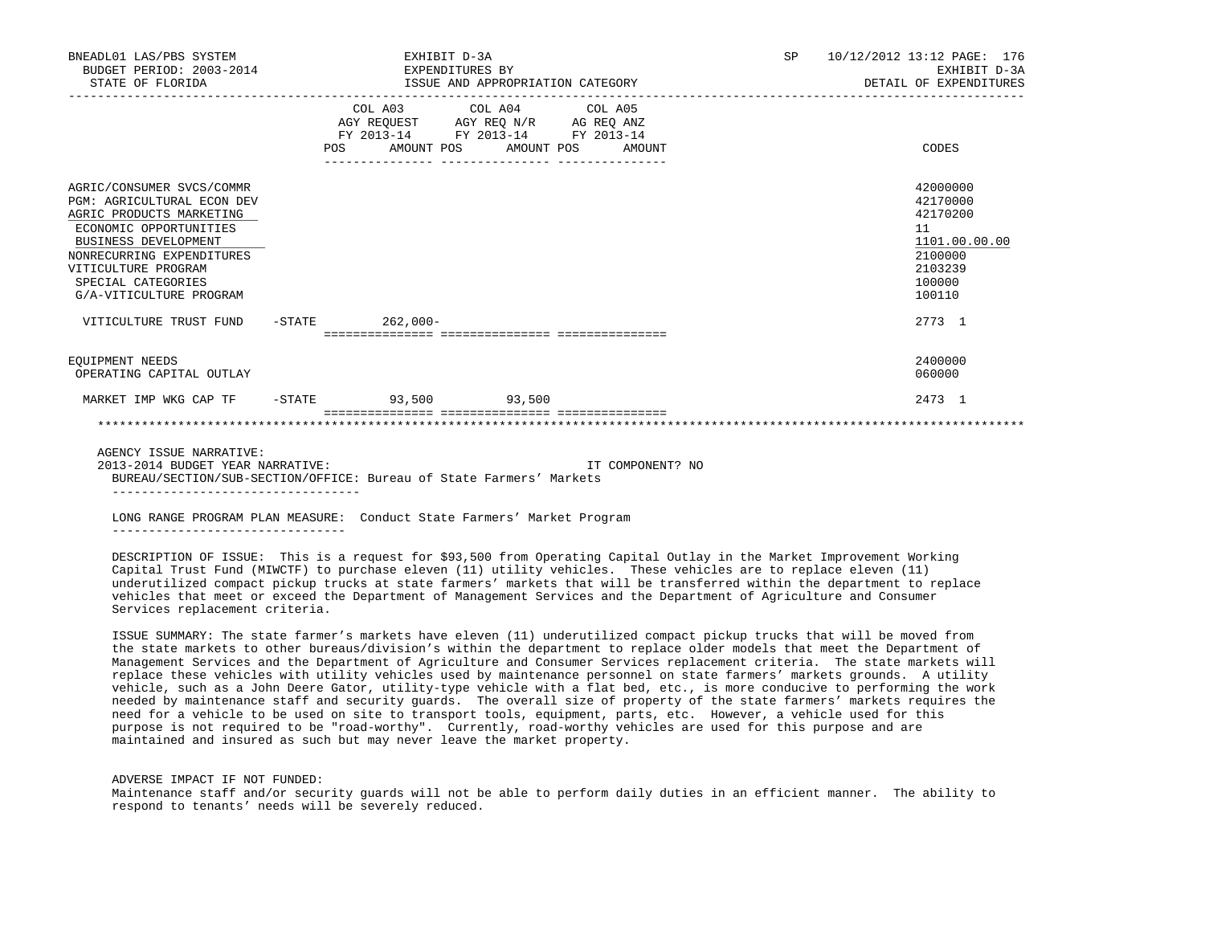BNEADL01 LAS/PBS SYSTEM — EXHIBIT D-3A — EXPENDITURES BY ISSUE AND APPROPRIATION CATEGORY — BUDGET PERIOD: 2003-2014 — STATE OF FLORIDA — SP 10/12/2012 13:12 — DETAIL OF EXPENDITURES

| | | COL A03 AGY REQUEST FY 2013-14 POS AMOUNT | COL A04 AGY REQ N/R FY 2013-14 POS AMOUNT | COL A05 AG REQ ANZ FY 2013-14 POS AMOUNT | CODES |
|---|---|---|---|---|---|
| AGRIC/CONSUMER SVCS/COMMR | | | | | 42000000 |
| PGM: AGRICULTURAL ECON DEV | | | | | 42170000 |
| AGRIC PRODUCTS MARKETING | | | | | 42170200 |
| ECONOMIC OPPORTUNITIES | | | | | 11 |
| BUSINESS DEVELOPMENT | | | | | 1101.00.00.00 |
| NONRECURRING EXPENDITURES | | | | | 2100000 |
| VITICULTURE PROGRAM | | | | | 2103239 |
| SPECIAL CATEGORIES | | | | | 100000 |
| G/A-VITICULTURE PROGRAM | | | | | 100110 |
| VITICULTURE TRUST FUND | -STATE | 262,000- | | | 2773 1 |
| EQUIPMENT NEEDS | | | | | 2400000 |
| OPERATING CAPITAL OUTLAY | | | | | 060000 |
| MARKET IMP WKG CAP TF | -STATE | 93,500 | 93,500 | | 2473 1 |

AGENCY ISSUE NARRATIVE:

2013-2014 BUDGET YEAR NARRATIVE: IT COMPONENT? NO

BUREAU/SECTION/SUB-SECTION/OFFICE: Bureau of State Farmers' Markets

LONG RANGE PROGRAM PLAN MEASURE: Conduct State Farmers' Market Program

DESCRIPTION OF ISSUE: This is a request for $93,500 from Operating Capital Outlay in the Market Improvement Working Capital Trust Fund (MIWCTF) to purchase eleven (11) utility vehicles. These vehicles are to replace eleven (11) underutilized compact pickup trucks at state farmers' markets that will be transferred within the department to replace vehicles that meet or exceed the Department of Management Services and the Department of Agriculture and Consumer Services replacement criteria.

ISSUE SUMMARY: The state farmer's markets have eleven (11) underutilized compact pickup trucks that will be moved from the state markets to other bureaus/division's within the department to replace older models that meet the Department of Management Services and the Department of Agriculture and Consumer Services replacement criteria. The state markets will replace these vehicles with utility vehicles used by maintenance personnel on state farmers' markets grounds. A utility vehicle, such as a John Deere Gator, utility-type vehicle with a flat bed, etc., is more conducive to performing the work needed by maintenance staff and security guards. The overall size of property of the state farmers' markets requires the need for a vehicle to be used on site to transport tools, equipment, parts, etc. However, a vehicle used for this purpose is not required to be "road-worthy". Currently, road-worthy vehicles are used for this purpose and are maintained and insured as such but may never leave the market property.

ADVERSE IMPACT IF NOT FUNDED:
Maintenance staff and/or security guards will not be able to perform daily duties in an efficient manner. The ability to respond to tenants' needs will be severely reduced.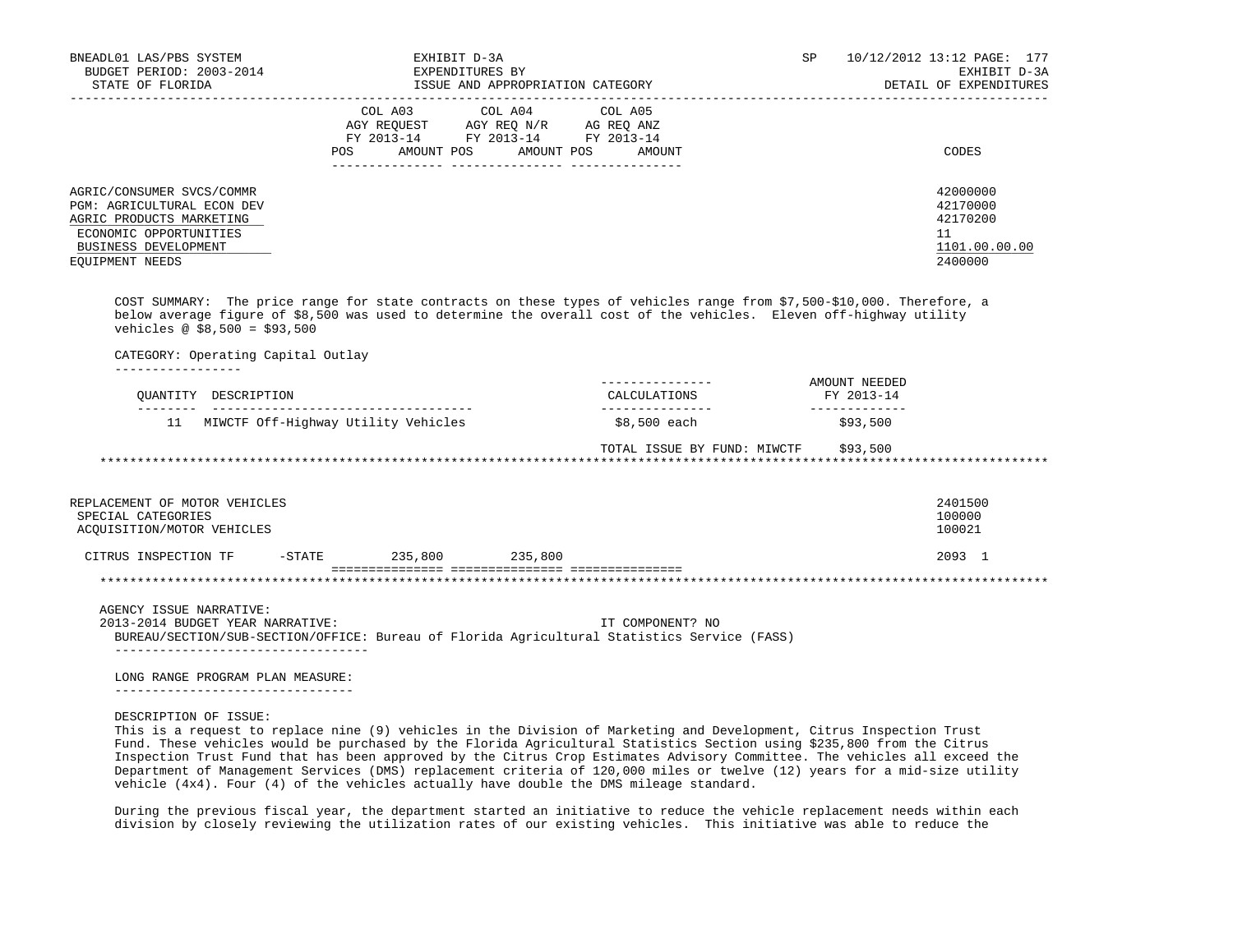| | COL A03 AGY REQUEST FY 2013-14 POS AMOUNT | COL A04 AGY REQ N/R FY 2013-14 POS AMOUNT | COL A05 AG REQ ANZ FY 2013-14 POS AMOUNT | CODES |
|---|---|---|---|---|
| AGRIC/CONSUMER SVCS/COMMR | | | | 42000000 |
| PGM: AGRICULTURAL ECON DEV | | | | 42170000 |
| AGRIC PRODUCTS MARKETING | | | | 42170200 |
| ECONOMIC OPPORTUNITIES | | | | 11 |
| BUSINESS DEVELOPMENT | | | | 1101.00.00.00 |
| EQUIPMENT NEEDS | | | | 2400000 |

COST SUMMARY: The price range for state contracts on these types of vehicles range from $7,500-$10,000. Therefore, a below average figure of $8,500 was used to determine the overall cost of the vehicles. Eleven off-highway utility vehicles @ $8,500 = $93,500

CATEGORY: Operating Capital Outlay

| QUANTITY | DESCRIPTION | CALCULATIONS | AMOUNT NEEDED FY 2013-14 |
|---|---|---|---|
| 11 | MIWCTF Off-Highway Utility Vehicles | $8,500 each | $93,500 |
| | | TOTAL ISSUE BY FUND: MIWCTF | $93,500 |

*******************************************************************************************************

| | COL A03 | COL A04 | COL A05 | CODES |
|---|---|---|---|---|
| REPLACEMENT OF MOTOR VEHICLES | | | | 2401500 |
| SPECIAL CATEGORIES | | | | 100000 |
| ACQUISITION/MOTOR VEHICLES | | | | 100021 |
| CITRUS INSPECTION TF -STATE | 235,800 | 235,800 | | 2093 1 |

*******************************************************************************************************

AGENCY ISSUE NARRATIVE:
2013-2014 BUDGET YEAR NARRATIVE: IT COMPONENT? NO

BUREAU/SECTION/SUB-SECTION/OFFICE: Bureau of Florida Agricultural Statistics Service (FASS)

LONG RANGE PROGRAM PLAN MEASURE:

DESCRIPTION OF ISSUE:

This is a request to replace nine (9) vehicles in the Division of Marketing and Development, Citrus Inspection Trust Fund. These vehicles would be purchased by the Florida Agricultural Statistics Section using $235,800 from the Citrus Inspection Trust Fund that has been approved by the Citrus Crop Estimates Advisory Committee. The vehicles all exceed the Department of Management Services (DMS) replacement criteria of 120,000 miles or twelve (12) years for a mid-size utility vehicle (4x4). Four (4) of the vehicles actually have double the DMS mileage standard.

During the previous fiscal year, the department started an initiative to reduce the vehicle replacement needs within each division by closely reviewing the utilization rates of our existing vehicles. This initiative was able to reduce the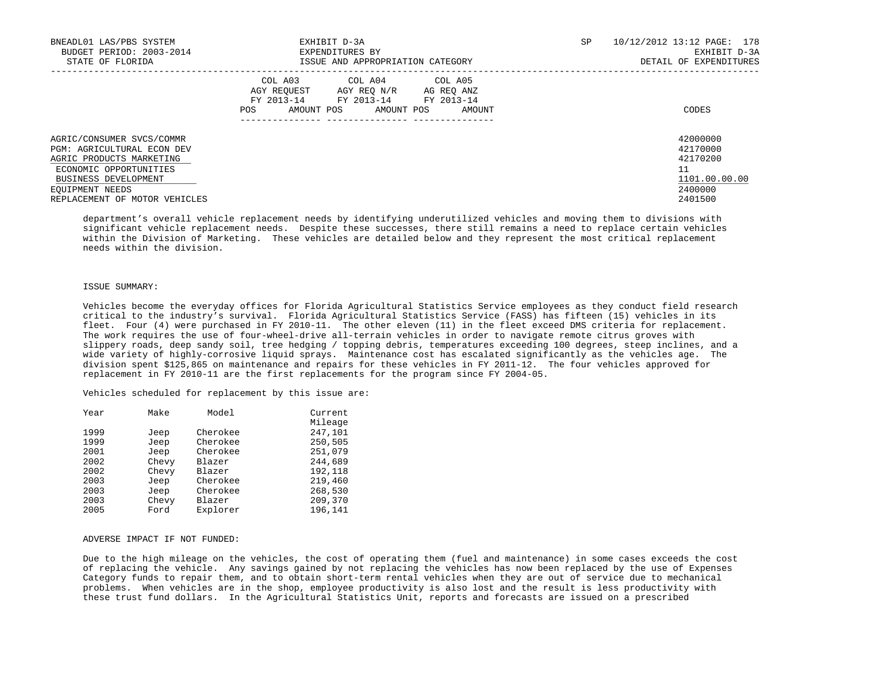| | COL A03 AGY REQUEST FY 2013-14 | | COL A04 AGY REQ N/R FY 2013-14 | | COL A05 AG REQ ANZ FY 2013-14 | | |
|---|---|---|---|---|---|---|---|
| | POS | AMOUNT | POS | AMOUNT | POS | AMOUNT | CODES |
| AGRIC/CONSUMER SVCS/COMMR | | | | | | | 42000000 |
| PGM: AGRICULTURAL ECON DEV | | | | | | | 42170000 |
| AGRIC PRODUCTS MARKETING | | | | | | | 42170200 |
| ECONOMIC OPPORTUNITIES | | | | | | | 11 |
| BUSINESS DEVELOPMENT | | | | | | | 1101.00.00.00 |
| EQUIPMENT NEEDS | | | | | | | 2400000 |
| REPLACEMENT OF MOTOR VEHICLES | | | | | | | 2401500 |

department's overall vehicle replacement needs by identifying underutilized vehicles and moving them to divisions with significant vehicle replacement needs. Despite these successes, there still remains a need to replace certain vehicles within the Division of Marketing. These vehicles are detailed below and they represent the most critical replacement needs within the division.

ISSUE SUMMARY:

Vehicles become the everyday offices for Florida Agricultural Statistics Service employees as they conduct field research critical to the industry's survival. Florida Agricultural Statistics Service (FASS) has fifteen (15) vehicles in its fleet. Four (4) were purchased in FY 2010-11. The other eleven (11) in the fleet exceed DMS criteria for replacement. The work requires the use of four-wheel-drive all-terrain vehicles in order to navigate remote citrus groves with slippery roads, deep sandy soil, tree hedging / topping debris, temperatures exceeding 100 degrees, steep inclines, and a wide variety of highly-corrosive liquid sprays. Maintenance cost has escalated significantly as the vehicles age. The division spent $125,865 on maintenance and repairs for these vehicles in FY 2011-12. The four vehicles approved for replacement in FY 2010-11 are the first replacements for the program since FY 2004-05.

Vehicles scheduled for replacement by this issue are:

| Year | Make | Model | Current Mileage |
|---|---|---|---|
| 1999 | Jeep | Cherokee | 247,101 |
| 1999 | Jeep | Cherokee | 250,505 |
| 2001 | Jeep | Cherokee | 251,079 |
| 2002 | Chevy | Blazer | 244,689 |
| 2002 | Chevy | Blazer | 192,118 |
| 2003 | Jeep | Cherokee | 219,460 |
| 2003 | Jeep | Cherokee | 268,530 |
| 2003 | Chevy | Blazer | 209,370 |
| 2005 | Ford | Explorer | 196,141 |

ADVERSE IMPACT IF NOT FUNDED:

Due to the high mileage on the vehicles, the cost of operating them (fuel and maintenance) in some cases exceeds the cost of replacing the vehicle. Any savings gained by not replacing the vehicles has now been replaced by the use of Expenses Category funds to repair them, and to obtain short-term rental vehicles when they are out of service due to mechanical problems. When vehicles are in the shop, employee productivity is also lost and the result is less productivity with these trust fund dollars. In the Agricultural Statistics Unit, reports and forecasts are issued on a prescribed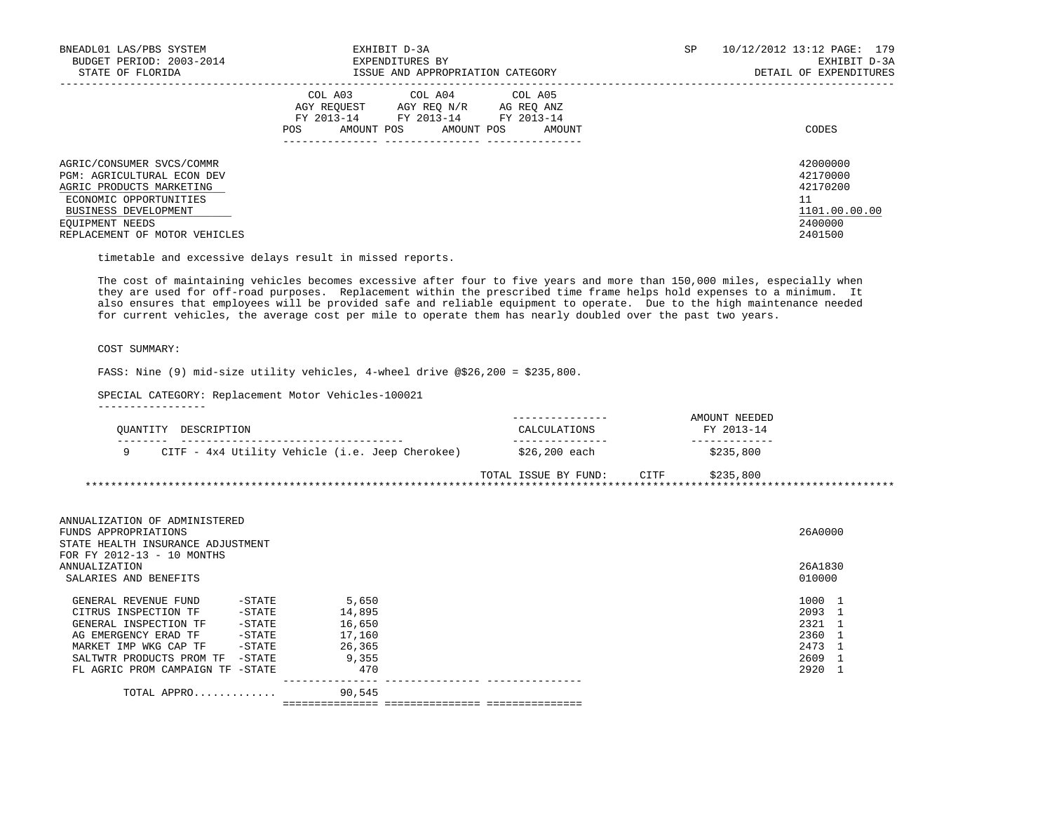| | COL A03 AGY REQUEST FY 2013-14 POS AMOUNT | COL A04 AGY REQ N/R FY 2013-14 POS AMOUNT | COL A05 AG REQ ANZ FY 2013-14 POS AMOUNT | CODES |
|---|---|---|---|---|
| AGRIC/CONSUMER SVCS/COMMR | | | | 42000000 |
| PGM: AGRICULTURAL ECON DEV | | | | 42170000 |
| AGRIC PRODUCTS MARKETING | | | | 42170200 |
| ECONOMIC OPPORTUNITIES | | | | 11 |
| BUSINESS DEVELOPMENT | | | | 1101.00.00.00 |
| EQUIPMENT NEEDS | | | | 2400000 |
| REPLACEMENT OF MOTOR VEHICLES | | | | 2401500 |

timetable and excessive delays result in missed reports.

The cost of maintaining vehicles becomes excessive after four to five years and more than 150,000 miles, especially when they are used for off-road purposes. Replacement within the prescribed time frame helps hold expenses to a minimum. It also ensures that employees will be provided safe and reliable equipment to operate. Due to the high maintenance needed for current vehicles, the average cost per mile to operate them has nearly doubled over the past two years.

COST SUMMARY:

FASS: Nine (9) mid-size utility vehicles, 4-wheel drive @$26,200 = $235,800.

SPECIAL CATEGORY: Replacement Motor Vehicles-100021

| QUANTITY | DESCRIPTION | CALCULATIONS | AMOUNT NEEDED FY 2013-14 |
|---|---|---|---|
| 9 | CITF - 4x4 Utility Vehicle (i.e. Jeep Cherokee) | $26,200 each | $235,800 |
| | | TOTAL ISSUE BY FUND: CITF | $235,800 |

******************************************************************************************************************************

| | COL A03 | COL A04 | COL A05 | CODES |
|---|---|---|---|---|
| ANNUALIZATION OF ADMINISTERED FUNDS APPROPRIATIONS | | | | 26A0000 |
| STATE HEALTH INSURANCE ADJUSTMENT FOR FY 2012-13 - 10 MONTHS ANNUALIZATION | | | | 26A1830 |
| SALARIES AND BENEFITS | | | | 010000 |
| GENERAL REVENUE FUND -STATE | 5,650 | | | 1000 1 |
| CITRUS INSPECTION TF -STATE | 14,895 | | | 2093 1 |
| GENERAL INSPECTION TF -STATE | 16,650 | | | 2321 1 |
| AG EMERGENCY ERAD TF -STATE | 17,160 | | | 2360 1 |
| MARKET IMP WKG CAP TF -STATE | 26,365 | | | 2473 1 |
| SALTWTR PRODUCTS PROM TF -STATE | 9,355 | | | 2609 1 |
| FL AGRIC PROM CAMPAIGN TF -STATE | 470 | | | 2920 1 |
| TOTAL APPRO............ | 90,545 | | | |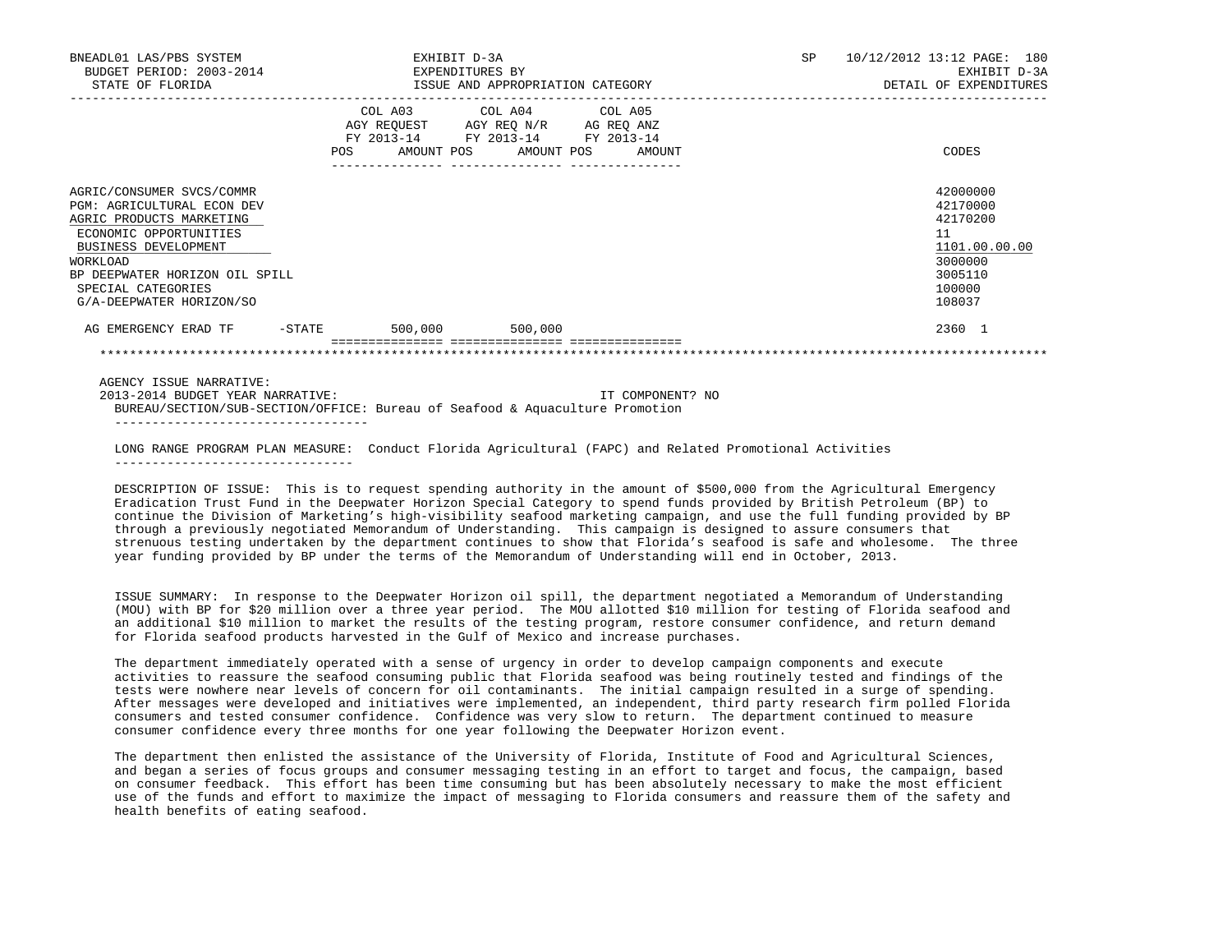BNEADL01 LAS/PBS SYSTEM — EXHIBIT D-3A — EXPENDITURES BY ISSUE AND APPROPRIATION CATEGORY — DETAIL OF EXPENDITURES

BUDGET PERIOD: 2003-2014 — STATE OF FLORIDA — SP 10/12/2012 13:12

| | COL A03 AGY REQUEST FY 2013-14 POS AMOUNT | COL A04 AGY REQ N/R FY 2013-14 POS AMOUNT | COL A05 AG REQ ANZ FY 2013-14 POS AMOUNT | CODES |
|---|---|---|---|---|
| AGRIC/CONSUMER SVCS/COMMR | | | | 42000000 |
| PGM: AGRICULTURAL ECON DEV | | | | 42170000 |
| AGRIC PRODUCTS MARKETING | | | | 42170200 |
| ECONOMIC OPPORTUNITIES | | | | 11 |
| BUSINESS DEVELOPMENT | | | | 1101.00.00.00 |
| WORKLOAD | | | | 3000000 |
| BP DEEPWATER HORIZON OIL SPILL | | | | 3005110 |
| SPECIAL CATEGORIES | | | | 100000 |
| G/A-DEEPWATER HORIZON/SO | | | | 108037 |
| AG EMERGENCY ERAD TF -STATE | 500,000 | 500,000 | | 2360 1 |

AGENCY ISSUE NARRATIVE:

2013-2014 BUDGET YEAR NARRATIVE: IT COMPONENT? NO

BUREAU/SECTION/SUB-SECTION/OFFICE: Bureau of Seafood & Aquaculture Promotion

LONG RANGE PROGRAM PLAN MEASURE: Conduct Florida Agricultural (FAPC) and Related Promotional Activities

DESCRIPTION OF ISSUE: This is to request spending authority in the amount of $500,000 from the Agricultural Emergency Eradication Trust Fund in the Deepwater Horizon Special Category to spend funds provided by British Petroleum (BP) to continue the Division of Marketing's high-visibility seafood marketing campaign, and use the full funding provided by BP through a previously negotiated Memorandum of Understanding. This campaign is designed to assure consumers that strenuous testing undertaken by the department continues to show that Florida's seafood is safe and wholesome. The three year funding provided by BP under the terms of the Memorandum of Understanding will end in October, 2013.

ISSUE SUMMARY: In response to the Deepwater Horizon oil spill, the department negotiated a Memorandum of Understanding (MOU) with BP for $20 million over a three year period. The MOU allotted $10 million for testing of Florida seafood and an additional $10 million to market the results of the testing program, restore consumer confidence, and return demand for Florida seafood products harvested in the Gulf of Mexico and increase purchases.

The department immediately operated with a sense of urgency in order to develop campaign components and execute activities to reassure the seafood consuming public that Florida seafood was being routinely tested and findings of the tests were nowhere near levels of concern for oil contaminants. The initial campaign resulted in a surge of spending. After messages were developed and initiatives were implemented, an independent, third party research firm polled Florida consumers and tested consumer confidence. Confidence was very slow to return. The department continued to measure consumer confidence every three months for one year following the Deepwater Horizon event.

The department then enlisted the assistance of the University of Florida, Institute of Food and Agricultural Sciences, and began a series of focus groups and consumer messaging testing in an effort to target and focus, the campaign, based on consumer feedback. This effort has been time consuming but has been absolutely necessary to make the most efficient use of the funds and effort to maximize the impact of messaging to Florida consumers and reassure them of the safety and health benefits of eating seafood.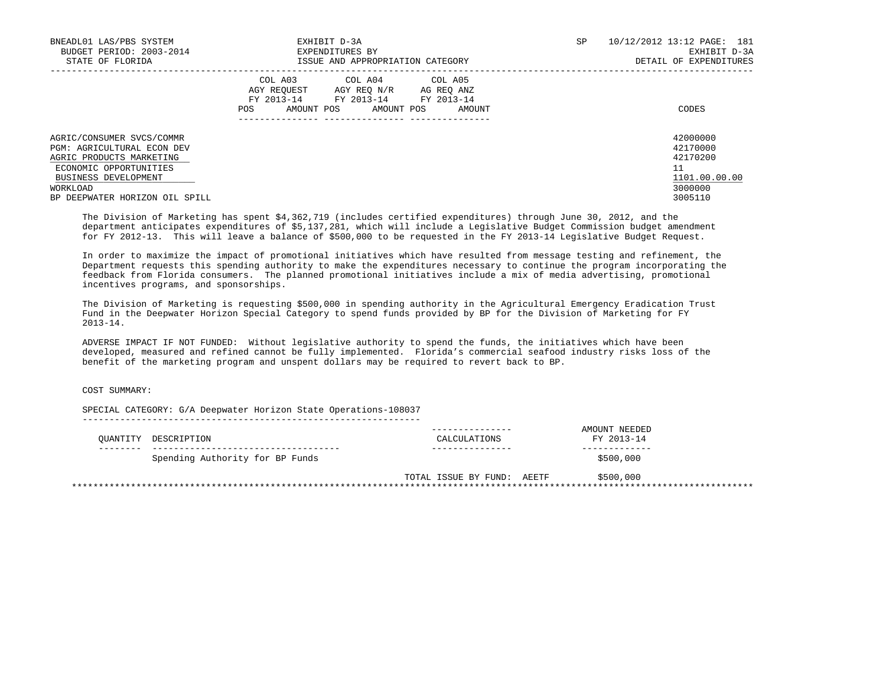BNEADL01 LAS/PBS SYSTEM
BUDGET PERIOD: 2003-2014
STATE OF FLORIDA

EXHIBIT D-3A
EXPENDITURES BY
ISSUE AND APPROPRIATION CATEGORY

SP 10/12/2012 13:12
EXHIBIT D-3A
DETAIL OF EXPENDITURES

| | COL A03 AGY REQUEST FY 2013-14 | | COL A04 AGY REQ N/R FY 2013-14 | | COL A05 AG REQ ANZ FY 2013-14 | | |
|---|---|---|---|---|---|---|---|
| | POS | AMOUNT | POS | AMOUNT | POS | AMOUNT | CODES |
| AGRIC/CONSUMER SVCS/COMMR | | | | | | | 42000000 |
| PGM: AGRICULTURAL ECON DEV | | | | | | | 42170000 |
| AGRIC PRODUCTS MARKETING | | | | | | | 42170200 |
| ECONOMIC OPPORTUNITIES | | | | | | | 11 |
| BUSINESS DEVELOPMENT | | | | | | | 1101.00.00.00 |
| WORKLOAD | | | | | | | 3000000 |
| BP DEEPWATER HORIZON OIL SPILL | | | | | | | 3005110 |

The Division of Marketing has spent $4,362,719 (includes certified expenditures) through June 30, 2012, and the department anticipates expenditures of $5,137,281, which will include a Legislative Budget Commission budget amendment for FY 2012-13. This will leave a balance of $500,000 to be requested in the FY 2013-14 Legislative Budget Request.

In order to maximize the impact of promotional initiatives which have resulted from message testing and refinement, the Department requests this spending authority to make the expenditures necessary to continue the program incorporating the feedback from Florida consumers. The planned promotional initiatives include a mix of media advertising, promotional incentives programs, and sponsorships.

The Division of Marketing is requesting $500,000 in spending authority in the Agricultural Emergency Eradication Trust Fund in the Deepwater Horizon Special Category to spend funds provided by BP for the Division of Marketing for FY 2013-14.

ADVERSE IMPACT IF NOT FUNDED: Without legislative authority to spend the funds, the initiatives which have been developed, measured and refined cannot be fully implemented. Florida's commercial seafood industry risks loss of the benefit of the marketing program and unspent dollars may be required to revert back to BP.

COST SUMMARY:

SPECIAL CATEGORY: G/A Deepwater Horizon State Operations-108037

| QUANTITY | DESCRIPTION | CALCULATIONS | AMOUNT NEEDED FY 2013-14 |
|---|---|---|---|
| | Spending Authority for BP Funds | | $500,000 |
| | | TOTAL ISSUE BY FUND: AEETF | $500,000 |

*****************************************************************************************************************************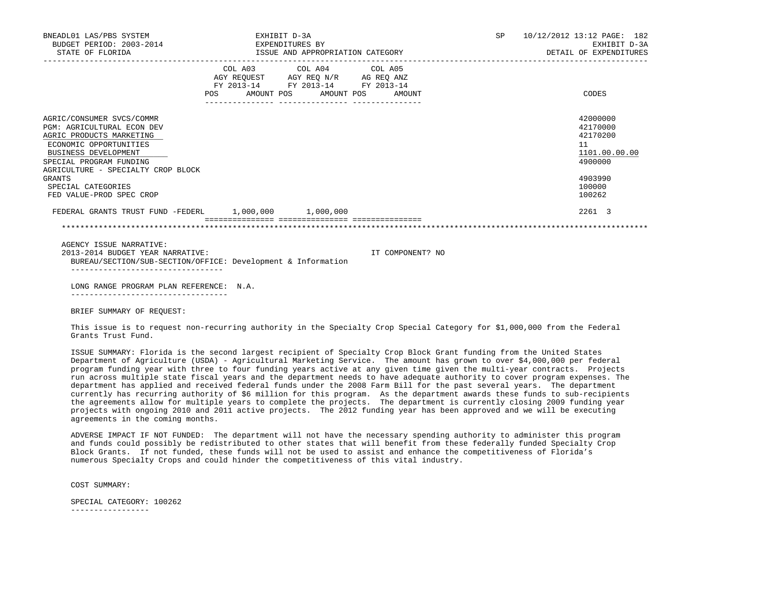| | COL A03 AGY REQUEST FY 2013-14 POS AMOUNT | COL A04 AGY REQ N/R FY 2013-14 POS AMOUNT | COL A05 AG REQ ANZ FY 2013-14 POS AMOUNT | CODES |
|---|---|---|---|---|
| AGRIC/CONSUMER SVCS/COMMR | | | | 42000000 |
| PGM: AGRICULTURAL ECON DEV | | | | 42170000 |
| AGRIC PRODUCTS MARKETING | | | | 42170200 |
| ECONOMIC OPPORTUNITIES | | | | 11 |
| BUSINESS DEVELOPMENT | | | | 1101.00.00.00 |
| SPECIAL PROGRAM FUNDING | | | | 4900000 |
| AGRICULTURE - SPECIALTY CROP BLOCK GRANTS | | | | 4903990 |
| SPECIAL CATEGORIES | | | | 100000 |
| FED VALUE-PROD SPEC CROP | | | | 100262 |
| FEDERAL GRANTS TRUST FUND -FEDERL | 1,000,000 | 1,000,000 | | 2261 3 |

AGENCY ISSUE NARRATIVE:

2013-2014 BUDGET YEAR NARRATIVE: IT COMPONENT? NO

BUREAU/SECTION/SUB-SECTION/OFFICE: Development & Information

LONG RANGE PROGRAM PLAN REFERENCE: N.A.

BRIEF SUMMARY OF REQUEST:

This issue is to request non-recurring authority in the Specialty Crop Special Category for $1,000,000 from the Federal Grants Trust Fund.

ISSUE SUMMARY: Florida is the second largest recipient of Specialty Crop Block Grant funding from the United States Department of Agriculture (USDA) - Agricultural Marketing Service. The amount has grown to over $4,000,000 per federal program funding year with three to four funding years active at any given time given the multi-year contracts. Projects run across multiple state fiscal years and the department needs to have adequate authority to cover program expenses. The department has applied and received federal funds under the 2008 Farm Bill for the past several years. The department currently has recurring authority of $6 million for this program. As the department awards these funds to sub-recipients the agreements allow for multiple years to complete the projects. The department is currently closing 2009 funding year projects with ongoing 2010 and 2011 active projects. The 2012 funding year has been approved and we will be executing agreements in the coming months.

ADVERSE IMPACT IF NOT FUNDED: The department will not have the necessary spending authority to administer this program and funds could possibly be redistributed to other states that will benefit from these federally funded Specialty Crop Block Grants. If not funded, these funds will not be used to assist and enhance the competitiveness of Florida's numerous Specialty Crops and could hinder the competitiveness of this vital industry.

COST SUMMARY:

SPECIAL CATEGORY: 100262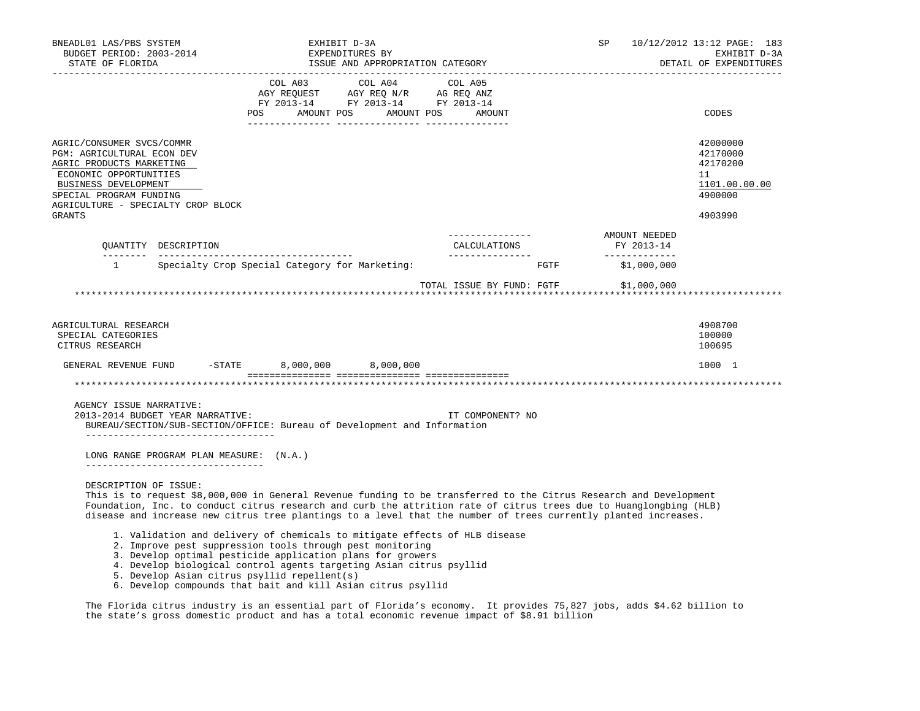| | COL A03 AGY REQUEST FY 2013-14 POS AMOUNT | COL A04 AGY REQ N/R FY 2013-14 POS AMOUNT | COL A05 AG REQ ANZ FY 2013-14 POS AMOUNT | CODES |
|---|---|---|---|---|
| AGRIC/CONSUMER SVCS/COMMR | | | | 42000000 |
| PGM: AGRICULTURAL ECON DEV | | | | 42170000 |
| AGRIC PRODUCTS MARKETING | | | | 42170200 |
| ECONOMIC OPPORTUNITIES | | | | 11 |
| BUSINESS DEVELOPMENT | | | | 1101.00.00.00 |
| SPECIAL PROGRAM FUNDING | | | | 4900000 |
| AGRICULTURE - SPECIALTY CROP BLOCK GRANTS | | | | 4903990 |

| QUANTITY | DESCRIPTION | CALCULATIONS | | AMOUNT NEEDED FY 2013-14 |
|---|---|---|---|---|
| 1 | Specialty Crop Special Category for Marketing: | | FGTF | $1,000,000 |
| | | TOTAL ISSUE BY FUND: | FGTF | $1,000,000 |

*******************************************************************************************************************

| | COL A03 | COL A04 | COL A05 | CODES |
|---|---|---|---|---|
| AGRICULTURAL RESEARCH | | | | 4908700 |
| SPECIAL CATEGORIES | | | | 100000 |
| CITRUS RESEARCH | | | | 100695 |
| GENERAL REVENUE FUND -STATE | 8,000,000 | 8,000,000 | | 1000 1 |

*******************************************************************************************************************

AGENCY ISSUE NARRATIVE:
2013-2014 BUDGET YEAR NARRATIVE: IT COMPONENT? NO
BUREAU/SECTION/SUB-SECTION/OFFICE: Bureau of Development and Information

LONG RANGE PROGRAM PLAN MEASURE: (N.A.)

DESCRIPTION OF ISSUE:
This is to request $8,000,000 in General Revenue funding to be transferred to the Citrus Research and Development Foundation, Inc. to conduct citrus research and curb the attrition rate of citrus trees due to Huanglongbing (HLB) disease and increase new citrus tree plantings to a level that the number of trees currently planted increases.

1. Validation and delivery of chemicals to mitigate effects of HLB disease
2. Improve pest suppression tools through pest monitoring
3. Develop optimal pesticide application plans for growers
4. Develop biological control agents targeting Asian citrus psyllid
5. Develop Asian citrus psyllid repellent(s)
6. Develop compounds that bait and kill Asian citrus psyllid

The Florida citrus industry is an essential part of Florida's economy. It provides 75,827 jobs, adds $4.62 billion to the state's gross domestic product and has a total economic revenue impact of $8.91 billion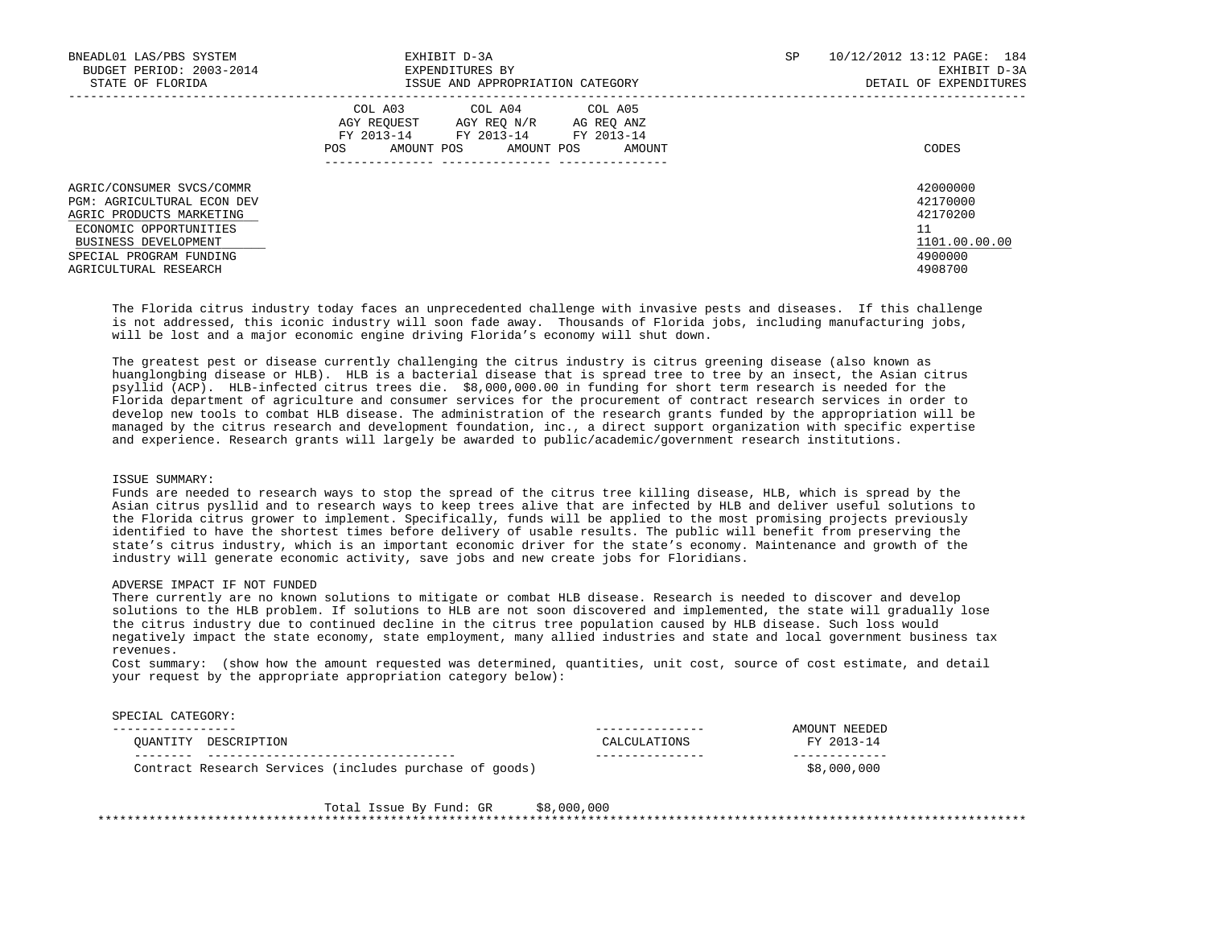| | COL A03 AGY REQUEST FY 2013-14 POS AMOUNT | COL A04 AGY REQ N/R FY 2013-14 POS AMOUNT | COL A05 AG REQ ANZ FY 2013-14 POS AMOUNT | CODES |
|---|---|---|---|---|
| AGRIC/CONSUMER SVCS/COMMR | | | | 42000000 |
| PGM: AGRICULTURAL ECON DEV | | | | 42170000 |
| AGRIC PRODUCTS MARKETING | | | | 42170200 |
| ECONOMIC OPPORTUNITIES | | | | 11 |
| BUSINESS DEVELOPMENT | | | | 1101.00.00.00 |
| SPECIAL PROGRAM FUNDING | | | | 4900000 |
| AGRICULTURAL RESEARCH | | | | 4908700 |

The Florida citrus industry today faces an unprecedented challenge with invasive pests and diseases. If this challenge is not addressed, this iconic industry will soon fade away. Thousands of Florida jobs, including manufacturing jobs, will be lost and a major economic engine driving Florida's economy will shut down.

The greatest pest or disease currently challenging the citrus industry is citrus greening disease (also known as huanglongbing disease or HLB). HLB is a bacterial disease that is spread tree to tree by an insect, the Asian citrus psyllid (ACP). HLB-infected citrus trees die. $8,000,000.00 in funding for short term research is needed for the Florida department of agriculture and consumer services for the procurement of contract research services in order to develop new tools to combat HLB disease. The administration of the research grants funded by the appropriation will be managed by the citrus research and development foundation, inc., a direct support organization with specific expertise and experience. Research grants will largely be awarded to public/academic/government research institutions.

ISSUE SUMMARY:
Funds are needed to research ways to stop the spread of the citrus tree killing disease, HLB, which is spread by the Asian citrus pysllid and to research ways to keep trees alive that are infected by HLB and deliver useful solutions to the Florida citrus grower to implement. Specifically, funds will be applied to the most promising projects previously identified to have the shortest times before delivery of usable results. The public will benefit from preserving the state's citrus industry, which is an important economic driver for the state's economy. Maintenance and growth of the industry will generate economic activity, save jobs and new create jobs for Floridians.

ADVERSE IMPACT IF NOT FUNDED
There currently are no known solutions to mitigate or combat HLB disease. Research is needed to discover and develop solutions to the HLB problem. If solutions to HLB are not soon discovered and implemented, the state will gradually lose the citrus industry due to continued decline in the citrus tree population caused by HLB disease. Such loss would negatively impact the state economy, state employment, many allied industries and state and local government business tax revenues.
Cost summary: (show how the amount requested was determined, quantities, unit cost, source of cost estimate, and detail your request by the appropriate appropriation category below):

SPECIAL CATEGORY:

| QUANTITY DESCRIPTION | CALCULATIONS | AMOUNT NEEDED FY 2013-14 |
|---|---|---|
| Contract Research Services (includes purchase of goods) | | $8,000,000 |

Total Issue By Fund: GR $8,000,000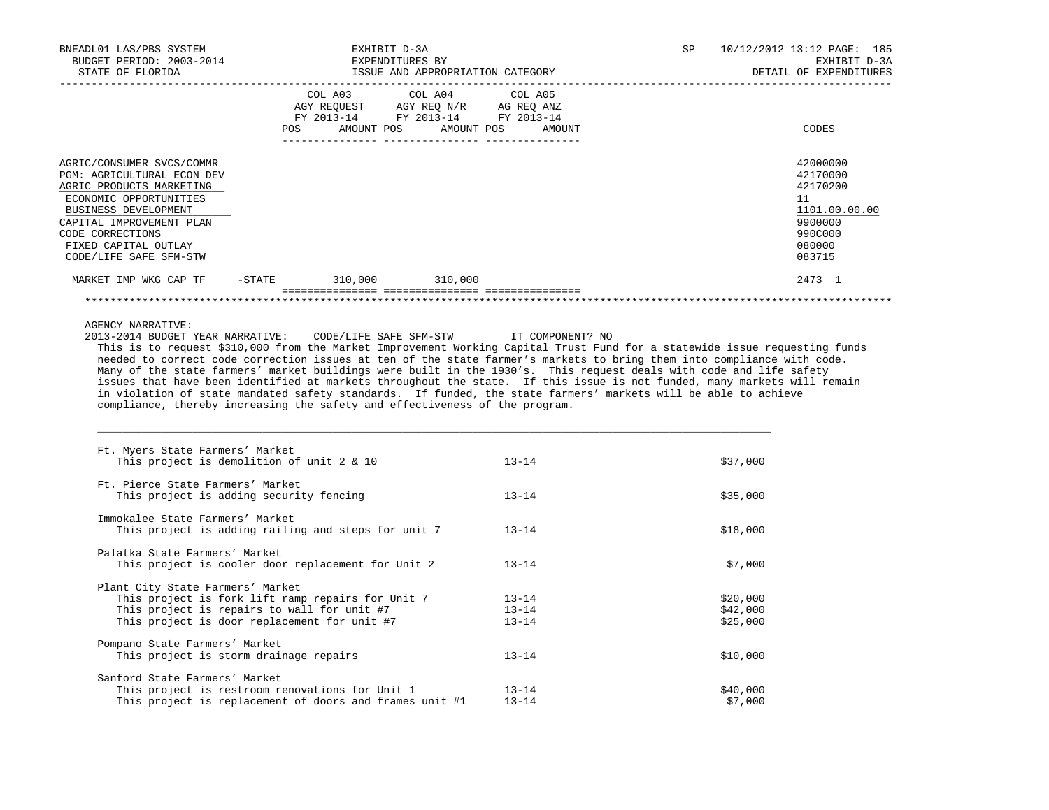BNEADL01 LAS/PBS SYSTEM | EXHIBIT D-3A | SP 10/12/2012 13:12 PAGE: 185
BUDGET PERIOD: 2003-2014 | EXPENDITURES BY | EXHIBIT D-3A
STATE OF FLORIDA | ISSUE AND APPROPRIATION CATEGORY | DETAIL OF EXPENDITURES

| | COL A03 AGY REQUEST FY 2013-14 POS AMOUNT | COL A04 AGY REQ N/R FY 2013-14 POS AMOUNT | COL A05 AG REQ ANZ FY 2013-14 POS AMOUNT | CODES |
|---|---|---|---|---|
| AGRIC/CONSUMER SVCS/COMMR | | | | 42000000 |
| PGM: AGRICULTURAL ECON DEV | | | | 42170000 |
| AGRIC PRODUCTS MARKETING | | | | 42170200 |
| ECONOMIC OPPORTUNITIES | | | | 11 |
| BUSINESS DEVELOPMENT | | | | 1101.00.00.00 |
| CAPITAL IMPROVEMENT PLAN | | | | 9900000 |
| CODE CORRECTIONS | | | | 990C000 |
| FIXED CAPITAL OUTLAY | | | | 080000 |
| CODE/LIFE SAFE SFM-STW | | | | 083715 |
| MARKET IMP WKG CAP TF -STATE | 310,000 | 310,000 | | 2473 1 |

AGENCY NARRATIVE:

2013-2014 BUDGET YEAR NARRATIVE: CODE/LIFE SAFE SFM-STW IT COMPONENT? NO

This is to request $310,000 from the Market Improvement Working Capital Trust Fund for a statewide issue requesting funds needed to correct code correction issues at ten of the state farmer's markets to bring them into compliance with code. Many of the state farmers' market buildings were built in the 1930's. This request deals with code and life safety issues that have been identified at markets throughout the state. If this issue is not funded, many markets will remain in violation of state mandated safety standards. If funded, the state farmers' markets will be able to achieve compliance, thereby increasing the safety and effectiveness of the program.

| Project | Year | Amount |
|---|---|---|
| **Ft. Myers State Farmers' Market** | | |
| This project is demolition of unit 2 & 10 | 13-14 | $37,000 |
| **Ft. Pierce State Farmers' Market** | | |
| This project is adding security fencing | 13-14 | $35,000 |
| **Immokalee State Farmers' Market** | | |
| This project is adding railing and steps for unit 7 | 13-14 | $18,000 |
| **Palatka State Farmers' Market** | | |
| This project is cooler door replacement for Unit 2 | 13-14 | $7,000 |
| **Plant City State Farmers' Market** | | |
| This project is fork lift ramp repairs for Unit 7 | 13-14 | $20,000 |
| This project is repairs to wall for unit #7 | 13-14 | $42,000 |
| This project is door replacement for unit #7 | 13-14 | $25,000 |
| **Pompano State Farmers' Market** | | |
| This project is storm drainage repairs | 13-14 | $10,000 |
| **Sanford State Farmers' Market** | | |
| This project is restroom renovations for Unit 1 | 13-14 | $40,000 |
| This project is replacement of doors and frames unit #1 | 13-14 | $7,000 |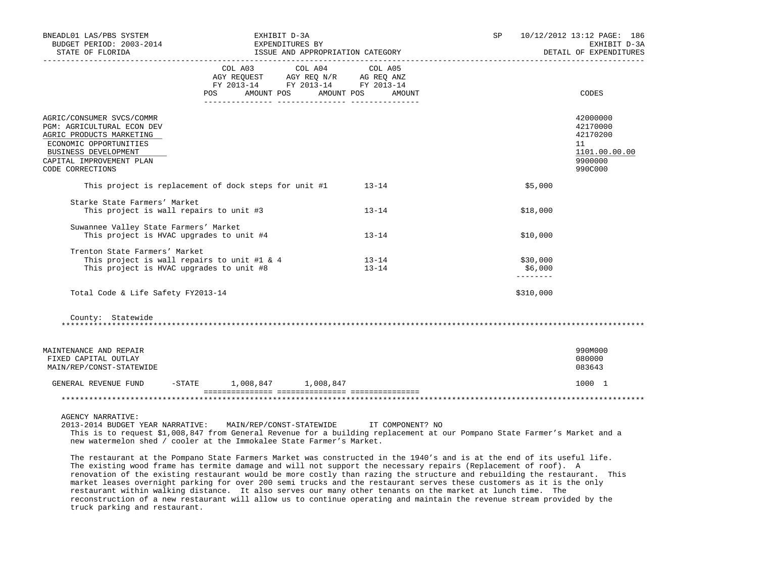BNEADL01 LAS/PBS SYSTEM | EXHIBIT D-3A | SP 10/12/2012 13:12
BUDGET PERIOD: 2003-2014 | EXPENDITURES BY | EXHIBIT D-3A
STATE OF FLORIDA | ISSUE AND APPROPRIATION CATEGORY | DETAIL OF EXPENDITURES

| | COL A03 AGY REQUEST FY 2013-14 POS AMOUNT | COL A04 AGY REQ N/R FY 2013-14 POS AMOUNT | COL A05 AG REQ ANZ FY 2013-14 POS AMOUNT | CODES |
|---|---|---|---|---|
| AGRIC/CONSUMER SVCS/COMMR | | | | 42000000 |
| PGM: AGRICULTURAL ECON DEV | | | | 42170000 |
| AGRIC PRODUCTS MARKETING | | | | 42170200 |
| ECONOMIC OPPORTUNITIES | | | | 11 |
| BUSINESS DEVELOPMENT | | | | 1101.00.00.00 |
| CAPITAL IMPROVEMENT PLAN | | | | 9900000 |
| CODE CORRECTIONS | | | | 990C000 |

| | | |
|---|---|---|
| This project is replacement of dock steps for unit #1 | 13-14 | $5,000 |
| **Starke State Farmers' Market** | | |
| This project is wall repairs to unit #3 | 13-14 | $18,000 |
| **Suwannee Valley State Farmers' Market** | | |
| This project is HVAC upgrades to unit #4 | 13-14 | $10,000 |
| **Trenton State Farmers' Market** | | |
| This project is wall repairs to unit #1 & 4 | 13-14 | $30,000 |
| This project is HVAC upgrades to unit #8 | 13-14 | $6,000 |
| Total Code & Life Safety FY2013-14 | | $310,000 |

County: Statewide

| | COL A03 | COL A04 | COL A05 | CODES |
|---|---|---|---|---|
| MAINTENANCE AND REPAIR | | | | 990M000 |
| FIXED CAPITAL OUTLAY | | | | 080000 |
| MAIN/REP/CONST-STATEWIDE | | | | 083643 |
| GENERAL REVENUE FUND -STATE | 1,008,847 | 1,008,847 | | 1000 1 |

AGENCY NARRATIVE:
2013-2014 BUDGET YEAR NARRATIVE: MAIN/REP/CONST-STATEWIDE IT COMPONENT? NO

This is to request $1,008,847 from General Revenue for a building replacement at our Pompano State Farmer's Market and a new watermelon shed / cooler at the Immokalee State Farmer's Market.

The restaurant at the Pompano State Farmers Market was constructed in the 1940's and is at the end of its useful life. The existing wood frame has termite damage and will not support the necessary repairs (Replacement of roof). A renovation of the existing restaurant would be more costly than razing the structure and rebuilding the restaurant. This market leases overnight parking for over 200 semi trucks and the restaurant serves these customers as it is the only restaurant within walking distance. It also serves our many other tenants on the market at lunch time. The reconstruction of a new restaurant will allow us to continue operating and maintain the revenue stream provided by the truck parking and restaurant.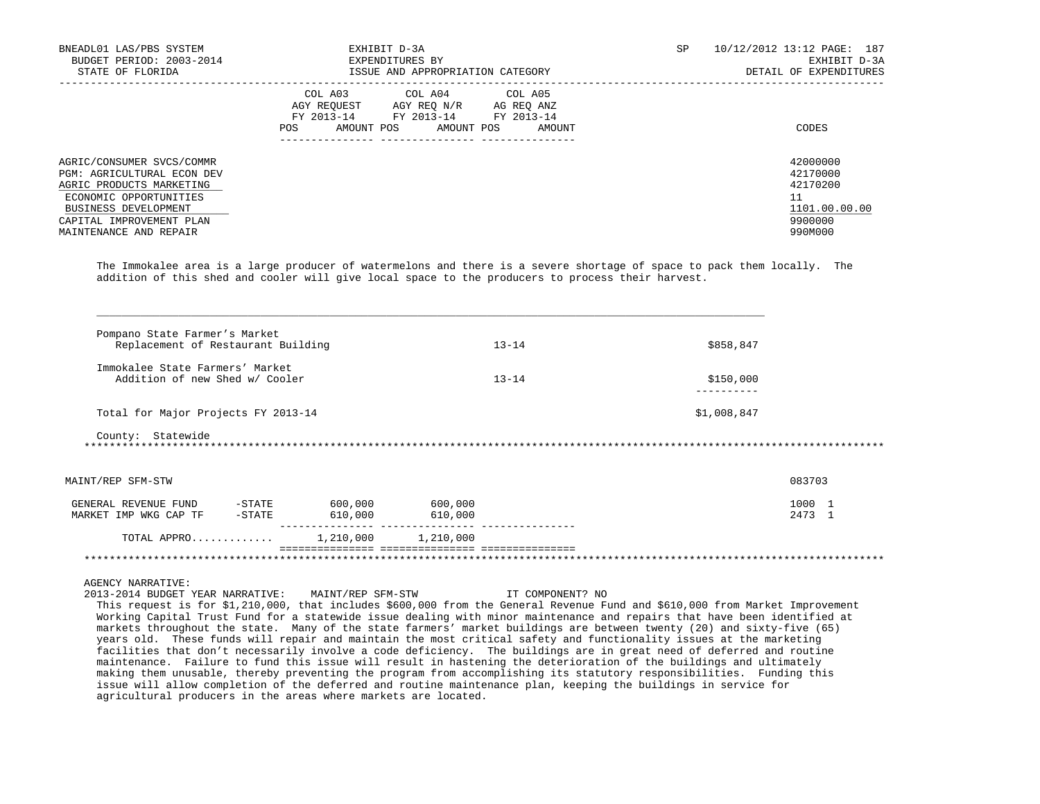BNEADL01 LAS/PBS SYSTEM — BUDGET PERIOD: 2003-2014 — STATE OF FLORIDA

EXHIBIT D-3A — EXPENDITURES BY ISSUE AND APPROPRIATION CATEGORY

SP 10/12/2012 13:12 — EXHIBIT D-3A — DETAIL OF EXPENDITURES

| | COL A03 AGY REQUEST FY 2013-14 POS AMOUNT | COL A04 AGY REQ N/R FY 2013-14 POS AMOUNT | COL A05 AG REQ ANZ FY 2013-14 POS AMOUNT | CODES |
|---|---|---|---|---|
| AGRIC/CONSUMER SVCS/COMMR | | | | 42000000 |
| PGM: AGRICULTURAL ECON DEV | | | | 42170000 |
| AGRIC PRODUCTS MARKETING | | | | 42170200 |
| ECONOMIC OPPORTUNITIES | | | | 11 |
| BUSINESS DEVELOPMENT | | | | 1101.00.00.00 |
| CAPITAL IMPROVEMENT PLAN | | | | 9900000 |
| MAINTENANCE AND REPAIR | | | | 990M000 |

The Immokalee area is a large producer of watermelons and there is a severe shortage of space to pack them locally. The addition of this shed and cooler will give local space to the producers to process their harvest.

| Project | FY | Amount |
|---|---|---|
| Pompano State Farmer's Market<br>Replacement of Restaurant Building | 13-14 | $858,847 |
| Immokalee State Farmers' Market<br>Addition of new Shed w/ Cooler | 13-14 | $150,000 |
| Total for Major Projects FY 2013-14 | | $1,008,847 |

County: Statewide

************************************************************************************************************************

| MAINT/REP SFM-STW | | COL A03 | COL A04 | COL A05 | 083703 |
|---|---|---|---|---|---|
| GENERAL REVENUE FUND | -STATE | 600,000 | 600,000 | | 1000 1 |
| MARKET IMP WKG CAP TF | -STATE | 610,000 | 610,000 | | 2473 1 |
| TOTAL APPRO............ | | 1,210,000 | 1,210,000 | | |

************************************************************************************************************************

AGENCY NARRATIVE:
2013-2014 BUDGET YEAR NARRATIVE: MAINT/REP SFM-STW IT COMPONENT? NO

This request is for $1,210,000, that includes $600,000 from the General Revenue Fund and $610,000 from Market Improvement Working Capital Trust Fund for a statewide issue dealing with minor maintenance and repairs that have been identified at markets throughout the state. Many of the state farmers' market buildings are between twenty (20) and sixty-five (65) years old. These funds will repair and maintain the most critical safety and functionality issues at the marketing facilities that don't necessarily involve a code deficiency. The buildings are in great need of deferred and routine maintenance. Failure to fund this issue will result in hastening the deterioration of the buildings and ultimately making them unusable, thereby preventing the program from accomplishing its statutory responsibilities. Funding this issue will allow completion of the deferred and routine maintenance plan, keeping the buildings in service for agricultural producers in the areas where markets are located.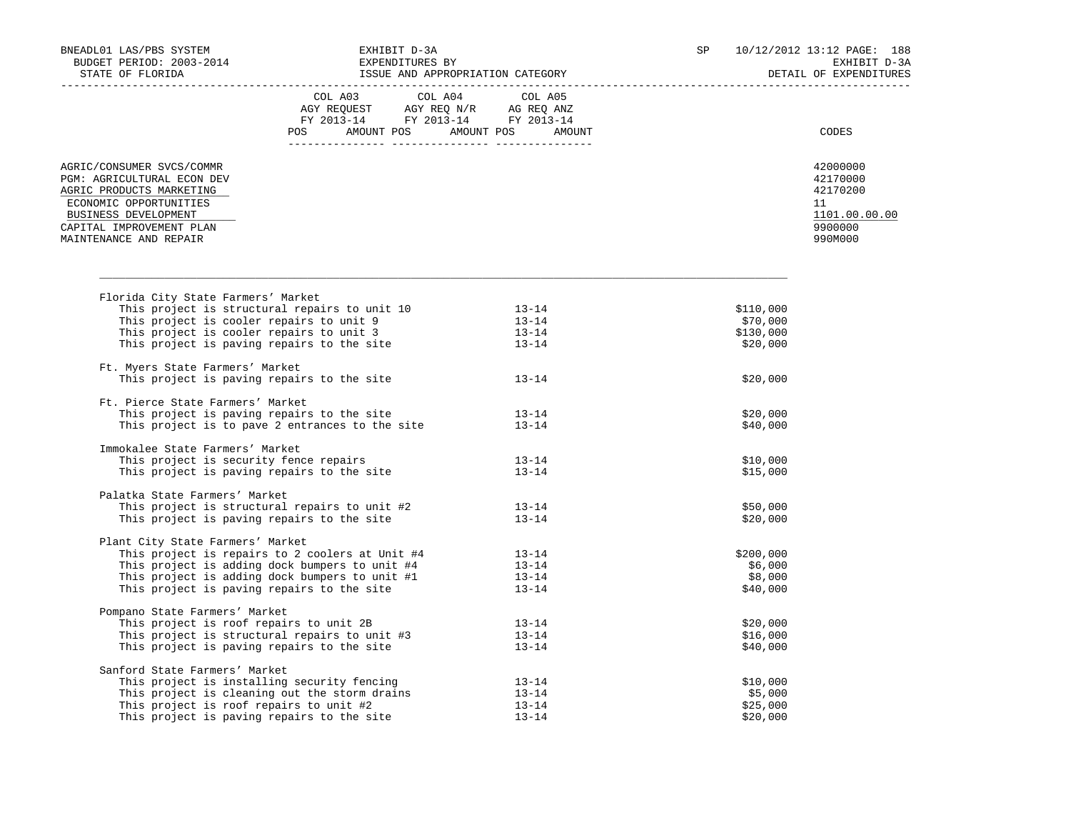| | COL A03 AGY REQUEST FY 2013-14 POS AMOUNT | COL A04 AGY REQ N/R FY 2013-14 POS AMOUNT | COL A05 AG REQ ANZ FY 2013-14 POS AMOUNT | CODES |
|---|---|---|---|---|
| AGRIC/CONSUMER SVCS/COMMR | | | | 42000000 |
| PGM: AGRICULTURAL ECON DEV | | | | 42170000 |
| AGRIC PRODUCTS MARKETING | | | | 42170200 |
| ECONOMIC OPPORTUNITIES | | | | 11 |
| BUSINESS DEVELOPMENT | | | | 1101.00.00.00 |
| CAPITAL IMPROVEMENT PLAN | | | | 9900000 |
| MAINTENANCE AND REPAIR | | | | 990M000 |

| Project | FY | Amount |
|---|---|---|
| **Florida City State Farmers' Market** | | |
| This project is structural repairs to unit 10 | 13-14 | $110,000 |
| This project is cooler repairs to unit 9 | 13-14 | $70,000 |
| This project is cooler repairs to unit 3 | 13-14 | $130,000 |
| This project is paving repairs to the site | 13-14 | $20,000 |
| **Ft. Myers State Farmers' Market** | | |
| This project is paving repairs to the site | 13-14 | $20,000 |
| **Ft. Pierce State Farmers' Market** | | |
| This project is paving repairs to the site | 13-14 | $20,000 |
| This project is to pave 2 entrances to the site | 13-14 | $40,000 |
| **Immokalee State Farmers' Market** | | |
| This project is security fence repairs | 13-14 | $10,000 |
| This project is paving repairs to the site | 13-14 | $15,000 |
| **Palatka State Farmers' Market** | | |
| This project is structural repairs to unit #2 | 13-14 | $50,000 |
| This project is paving repairs to the site | 13-14 | $20,000 |
| **Plant City State Farmers' Market** | | |
| This project is repairs to 2 coolers at Unit #4 | 13-14 | $200,000 |
| This project is adding dock bumpers to unit #4 | 13-14 | $6,000 |
| This project is adding dock bumpers to unit #1 | 13-14 | $8,000 |
| This project is paving repairs to the site | 13-14 | $40,000 |
| **Pompano State Farmers' Market** | | |
| This project is roof repairs to unit 2B | 13-14 | $20,000 |
| This project is structural repairs to unit #3 | 13-14 | $16,000 |
| This project is paving repairs to the site | 13-14 | $40,000 |
| **Sanford State Farmers' Market** | | |
| This project is installing security fencing | 13-14 | $10,000 |
| This project is cleaning out the storm drains | 13-14 | $5,000 |
| This project is roof repairs to unit #2 | 13-14 | $25,000 |
| This project is paving repairs to the site | 13-14 | $20,000 |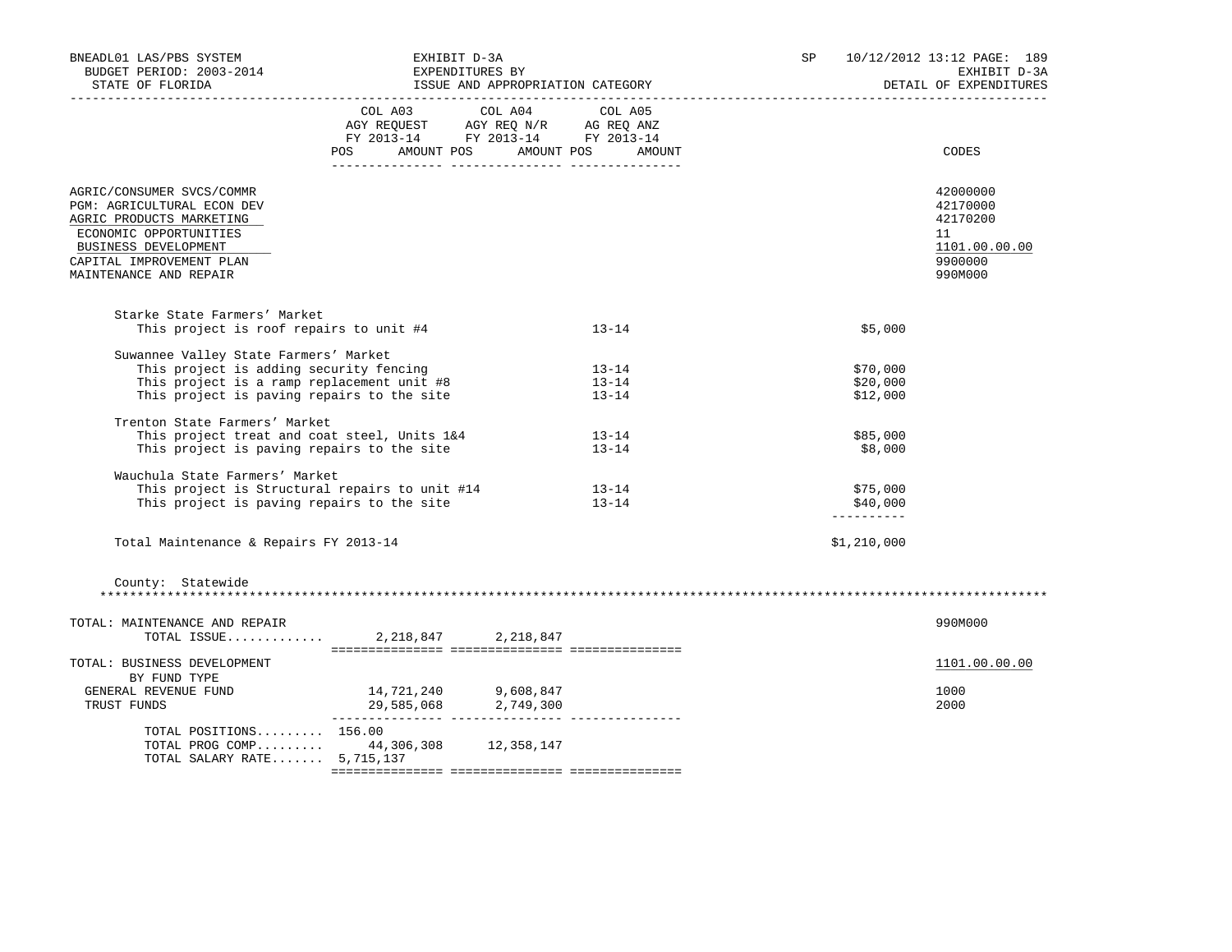BNEADL01 LAS/PBS SYSTEM — EXHIBIT D-3A — SP 10/12/2012 13:12

BUDGET PERIOD: 2003-2014 — EXPENDITURES BY — EXHIBIT D-3A

STATE OF FLORIDA — ISSUE AND APPROPRIATION CATEGORY — DETAIL OF EXPENDITURES

| | COL A03 AGY REQUEST FY 2013-14 | | COL A04 AGY REQ N/R FY 2013-14 | | COL A05 AG REQ ANZ FY 2013-14 | | CODES |
|---|---|---|---|---|---|---|---|
| | POS | AMOUNT | POS | AMOUNT | POS | AMOUNT | |
| AGRIC/CONSUMER SVCS/COMMR | | | | | | | 42000000 |
| PGM: AGRICULTURAL ECON DEV | | | | | | | 42170000 |
| AGRIC PRODUCTS MARKETING | | | | | | | 42170200 |
| ECONOMIC OPPORTUNITIES | | | | | | | 11 |
| BUSINESS DEVELOPMENT | | | | | | | 1101.00.00.00 |
| CAPITAL IMPROVEMENT PLAN | | | | | | | 9900000 |
| MAINTENANCE AND REPAIR | | | | | | | 990M000 |

| Project | FY | Amount |
|---|---|---|
| **Starke State Farmers' Market** | | |
| This project is roof repairs to unit #4 | 13-14 | $5,000 |
| **Suwannee Valley State Farmers' Market** | | |
| This project is adding security fencing | 13-14 | $70,000 |
| This project is a ramp replacement unit #8 | 13-14 | $20,000 |
| This project is paving repairs to the site | 13-14 | $12,000 |
| **Trenton State Farmers' Market** | | |
| This project treat and coat steel, Units 1&4 | 13-14 | $85,000 |
| This project is paving repairs to the site | 13-14 | $8,000 |
| **Wauchula State Farmers' Market** | | |
| This project is Structural repairs to unit #14 | 13-14 | $75,000 |
| This project is paving repairs to the site | 13-14 | $40,000 |
| Total Maintenance & Repairs FY 2013-14 | | $1,210,000 |

County: Statewide

| | COL A03 POS | COL A03 AMOUNT | COL A04 POS | COL A04 AMOUNT | COL A05 POS | COL A05 AMOUNT | CODES |
|---|---|---|---|---|---|---|---|
| TOTAL: MAINTENANCE AND REPAIR | | | | | | | 990M000 |
| TOTAL ISSUE............ | | 2,218,847 | | 2,218,847 | | | |
| TOTAL: BUSINESS DEVELOPMENT | | | | | | | 1101.00.00.00 |
| BY FUND TYPE | | | | | | | |
| GENERAL REVENUE FUND | | 14,721,240 | | 9,608,847 | | | 1000 |
| TRUST FUNDS | | 29,585,068 | | 2,749,300 | | | 2000 |
| TOTAL POSITIONS......... | 156.00 | | | | | | |
| TOTAL PROG COMP......... | | 44,306,308 | | 12,358,147 | | | |
| TOTAL SALARY RATE....... | | 5,715,137 | | | | | |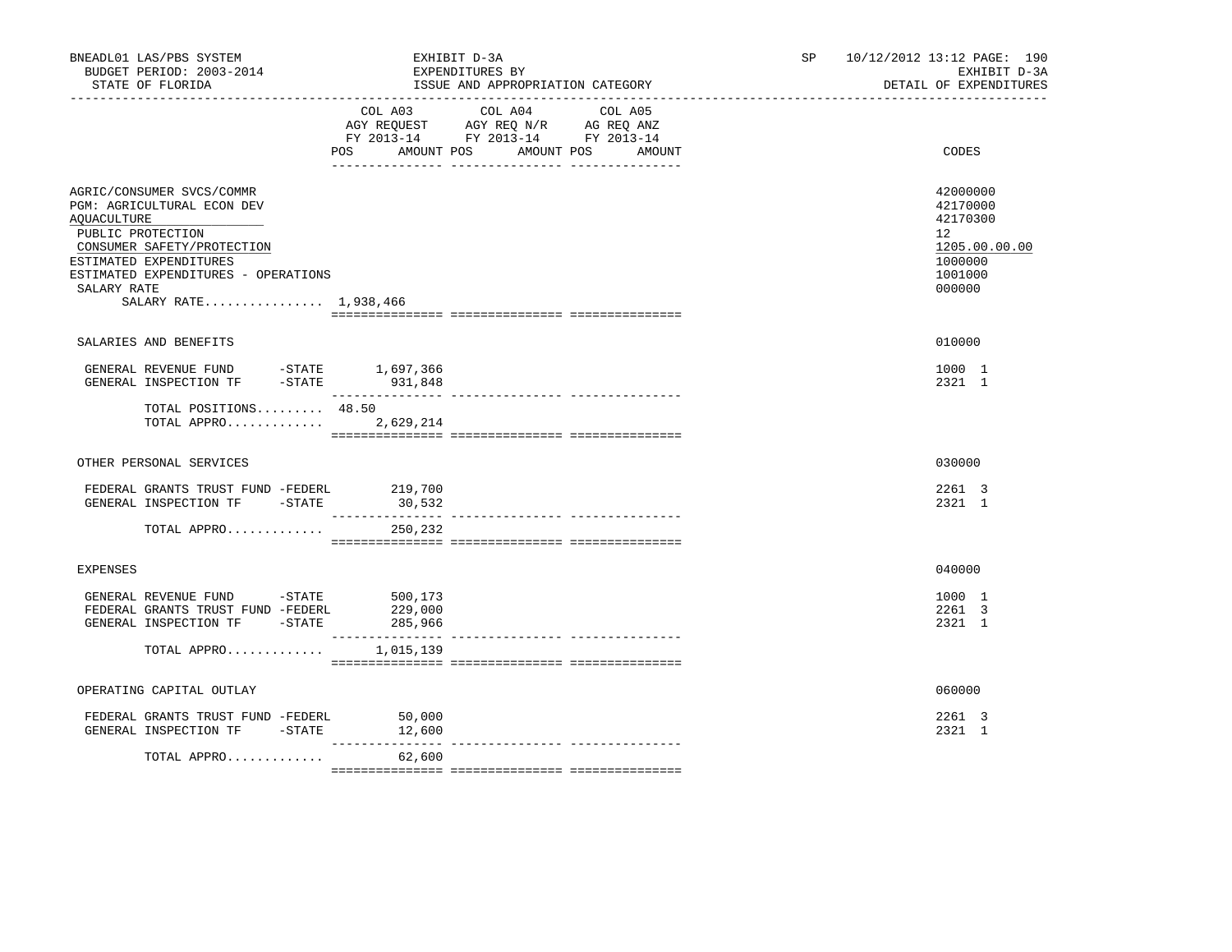BNEADL01 LAS/PBS SYSTEM — EXHIBIT D-3A — SP 10/12/2012 13:12

BUDGET PERIOD: 2003-2014 — EXPENDITURES BY — EXHIBIT D-3A

STATE OF FLORIDA — ISSUE AND APPROPRIATION CATEGORY — DETAIL OF EXPENDITURES

| | COL A03 AGY REQUEST FY 2013-14 POS | AMOUNT | COL A04 AGY REQ N/R FY 2013-14 POS | AMOUNT | COL A05 AG REQ ANZ FY 2013-14 POS | AMOUNT | CODES |
|---|---|---|---|---|---|---|---|
| AGRIC/CONSUMER SVCS/COMMR | | | | | | | 42000000 |
| PGM: AGRICULTURAL ECON DEV | | | | | | | 42170000 |
| AQUACULTURE | | | | | | | 42170300 |
| PUBLIC PROTECTION | | | | | | | 12 |
| CONSUMER SAFETY/PROTECTION | | | | | | | 1205.00.00.00 |
| ESTIMATED EXPENDITURES | | | | | | | 1000000 |
| ESTIMATED EXPENDITURES - OPERATIONS | | | | | | | 1001000 |
| SALARY RATE | | | | | | | 000000 |
| SALARY RATE................ 1,938,466 | | | | | | | |
| SALARIES AND BENEFITS | | | | | | | 010000 |
| GENERAL REVENUE FUND -STATE | | 1,697,366 | | | | | 1000 1 |
| GENERAL INSPECTION TF -STATE | | 931,848 | | | | | 2321 1 |
| TOTAL POSITIONS......... 48.50 | | | | | | | |
| TOTAL APPRO............. | | 2,629,214 | | | | | |
| OTHER PERSONAL SERVICES | | | | | | | 030000 |
| FEDERAL GRANTS TRUST FUND -FEDERL | | 219,700 | | | | | 2261 3 |
| GENERAL INSPECTION TF -STATE | | 30,532 | | | | | 2321 1 |
| TOTAL APPRO............. | | 250,232 | | | | | |
| EXPENSES | | | | | | | 040000 |
| GENERAL REVENUE FUND -STATE | | 500,173 | | | | | 1000 1 |
| FEDERAL GRANTS TRUST FUND -FEDERL | | 229,000 | | | | | 2261 3 |
| GENERAL INSPECTION TF -STATE | | 285,966 | | | | | 2321 1 |
| TOTAL APPRO............. | | 1,015,139 | | | | | |
| OPERATING CAPITAL OUTLAY | | | | | | | 060000 |
| FEDERAL GRANTS TRUST FUND -FEDERL | | 50,000 | | | | | 2261 3 |
| GENERAL INSPECTION TF -STATE | | 12,600 | | | | | 2321 1 |
| TOTAL APPRO............. | | 62,600 | | | | | |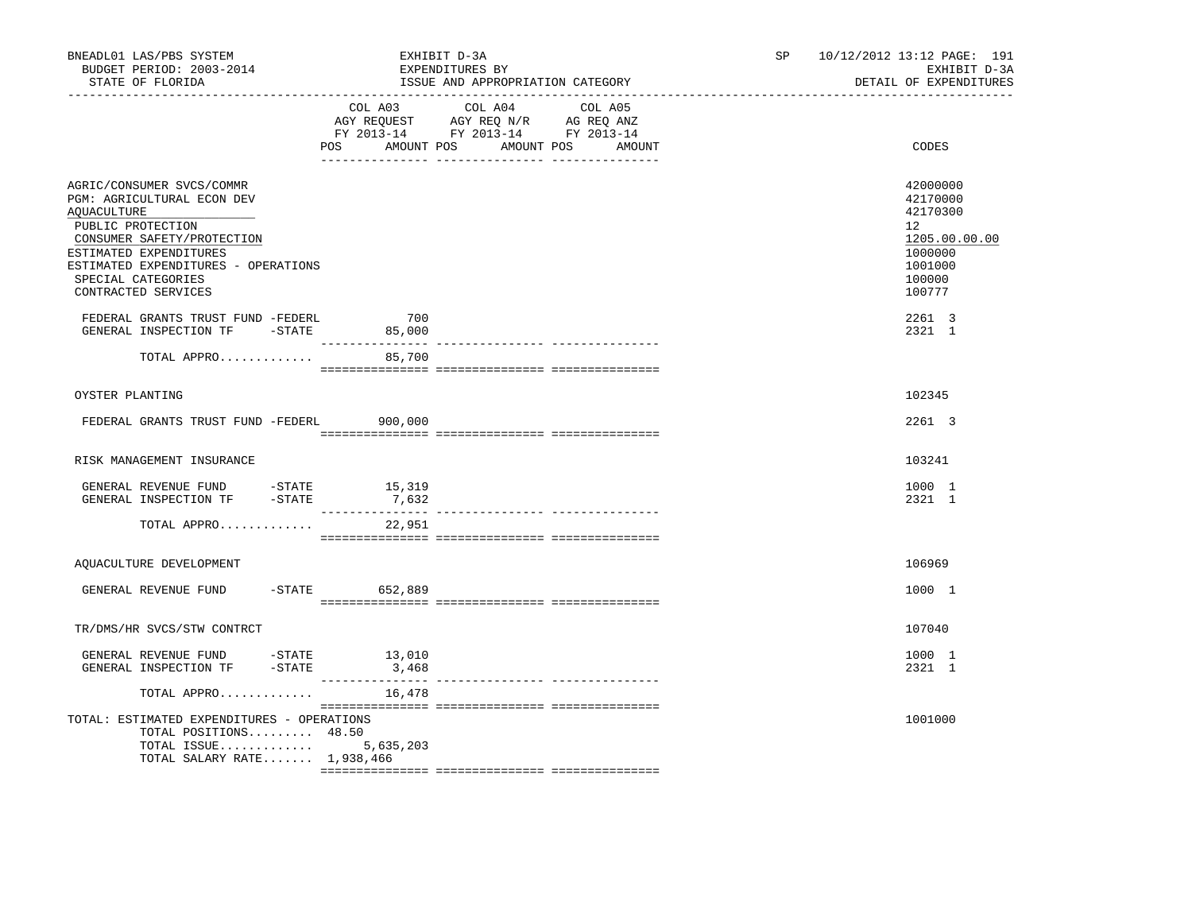BNEADL01 LAS/PBS SYSTEM — EXHIBIT D-3A — EXPENDITURES BY ISSUE AND APPROPRIATION CATEGORY — BUDGET PERIOD: 2003-2014 — STATE OF FLORIDA — SP 10/12/2012 13:12 — EXHIBIT D-3A DETAIL OF EXPENDITURES

| | COL A03 AGY REQUEST FY 2013-14 POS | AMOUNT | COL A04 AGY REQ N/R FY 2013-14 POS | AMOUNT | COL A05 AG REQ ANZ FY 2013-14 POS | AMOUNT | CODES |
|---|---|---|---|---|---|---|---|
| AGRIC/CONSUMER SVCS/COMMR | | | | | | | 42000000 |
| PGM: AGRICULTURAL ECON DEV | | | | | | | 42170000 |
| AQUACULTURE | | | | | | | 42170300 |
| PUBLIC PROTECTION | | | | | | | 12 |
| CONSUMER SAFETY/PROTECTION | | | | | | | 1205.00.00.00 |
| ESTIMATED EXPENDITURES | | | | | | | 1000000 |
| ESTIMATED EXPENDITURES - OPERATIONS | | | | | | | 1001000 |
| SPECIAL CATEGORIES | | | | | | | 100000 |
| CONTRACTED SERVICES | | | | | | | 100777 |
| FEDERAL GRANTS TRUST FUND -FEDERL | | 700 | | | | | 2261 3 |
| GENERAL INSPECTION TF -STATE | | 85,000 | | | | | 2321 1 |
| TOTAL APPRO............ | | 85,700 | | | | | |
| OYSTER PLANTING | | | | | | | 102345 |
| FEDERAL GRANTS TRUST FUND -FEDERL | | 900,000 | | | | | 2261 3 |
| RISK MANAGEMENT INSURANCE | | | | | | | 103241 |
| GENERAL REVENUE FUND -STATE | | 15,319 | | | | | 1000 1 |
| GENERAL INSPECTION TF -STATE | | 7,632 | | | | | 2321 1 |
| TOTAL APPRO............ | | 22,951 | | | | | |
| AQUACULTURE DEVELOPMENT | | | | | | | 106969 |
| GENERAL REVENUE FUND -STATE | | 652,889 | | | | | 1000 1 |
| TR/DMS/HR SVCS/STW CONTRCT | | | | | | | 107040 |
| GENERAL REVENUE FUND -STATE | | 13,010 | | | | | 1000 1 |
| GENERAL INSPECTION TF -STATE | | 3,468 | | | | | 2321 1 |
| TOTAL APPRO............ | | 16,478 | | | | | |
| TOTAL: ESTIMATED EXPENDITURES - OPERATIONS | | | | | | | 1001000 |
| TOTAL POSITIONS......... | 48.50 | | | | | | |
| TOTAL ISSUE............ | | 5,635,203 | | | | | |
| TOTAL SALARY RATE....... | | 1,938,466 | | | | | |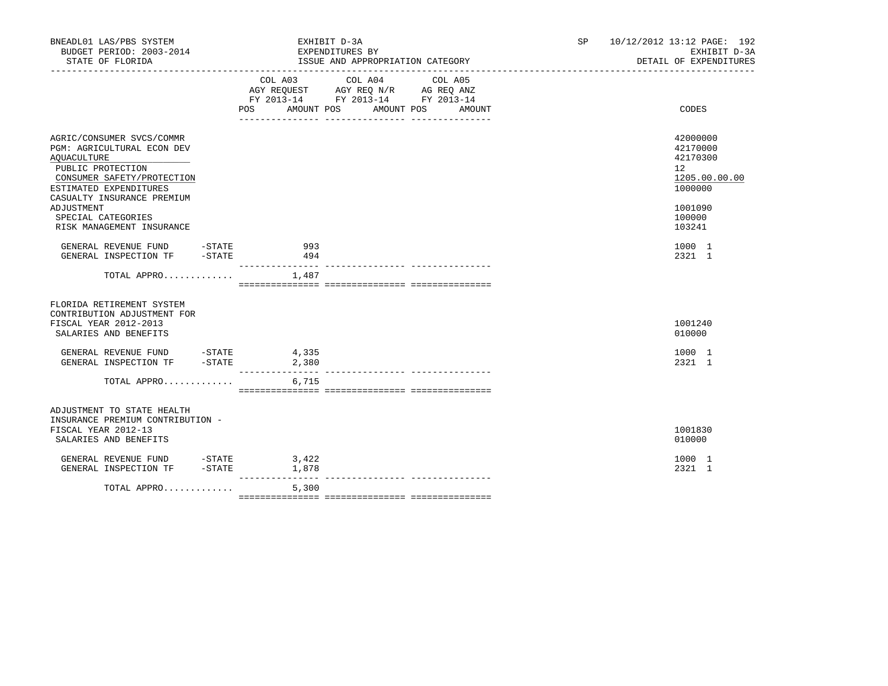BNEADL01 LAS/PBS SYSTEM | EXHIBIT D-3A | SP 10/12/2012 13:12
BUDGET PERIOD: 2003-2014 | EXPENDITURES BY | EXHIBIT D-3A
STATE OF FLORIDA | ISSUE AND APPROPRIATION CATEGORY | DETAIL OF EXPENDITURES

| | COL A03 AGY REQUEST FY 2013-14 POS | AMOUNT | COL A04 AGY REQ N/R FY 2013-14 POS | AMOUNT | COL A05 AG REQ ANZ FY 2013-14 POS | AMOUNT | CODES |
|---|---|---|---|---|---|---|---|
| AGRIC/CONSUMER SVCS/COMMR | | | | | | | 42000000 |
| PGM: AGRICULTURAL ECON DEV | | | | | | | 42170000 |
| AQUACULTURE | | | | | | | 42170300 |
| PUBLIC PROTECTION | | | | | | | 12 |
| CONSUMER SAFETY/PROTECTION | | | | | | | 1205.00.00.00 |
| ESTIMATED EXPENDITURES | | | | | | | 1000000 |
| CASUALTY INSURANCE PREMIUM ADJUSTMENT | | | | | | | 1001090 |
| SPECIAL CATEGORIES | | | | | | | 100000 |
| RISK MANAGEMENT INSURANCE | | | | | | | 103241 |
| GENERAL REVENUE FUND -STATE | | 993 | | | | | 1000 1 |
| GENERAL INSPECTION TF -STATE | | 494 | | | | | 2321 1 |
| TOTAL APPRO............ | | 1,487 | | | | | |
| FLORIDA RETIREMENT SYSTEM CONTRIBUTION ADJUSTMENT FOR FISCAL YEAR 2012-2013 | | | | | | | 1001240 |
| SALARIES AND BENEFITS | | | | | | | 010000 |
| GENERAL REVENUE FUND -STATE | | 4,335 | | | | | 1000 1 |
| GENERAL INSPECTION TF -STATE | | 2,380 | | | | | 2321 1 |
| TOTAL APPRO............ | | 6,715 | | | | | |
| ADJUSTMENT TO STATE HEALTH INSURANCE PREMIUM CONTRIBUTION - FISCAL YEAR 2012-13 | | | | | | | 1001830 |
| SALARIES AND BENEFITS | | | | | | | 010000 |
| GENERAL REVENUE FUND -STATE | | 3,422 | | | | | 1000 1 |
| GENERAL INSPECTION TF -STATE | | 1,878 | | | | | 2321 1 |
| TOTAL APPRO............ | | 5,300 | | | | | |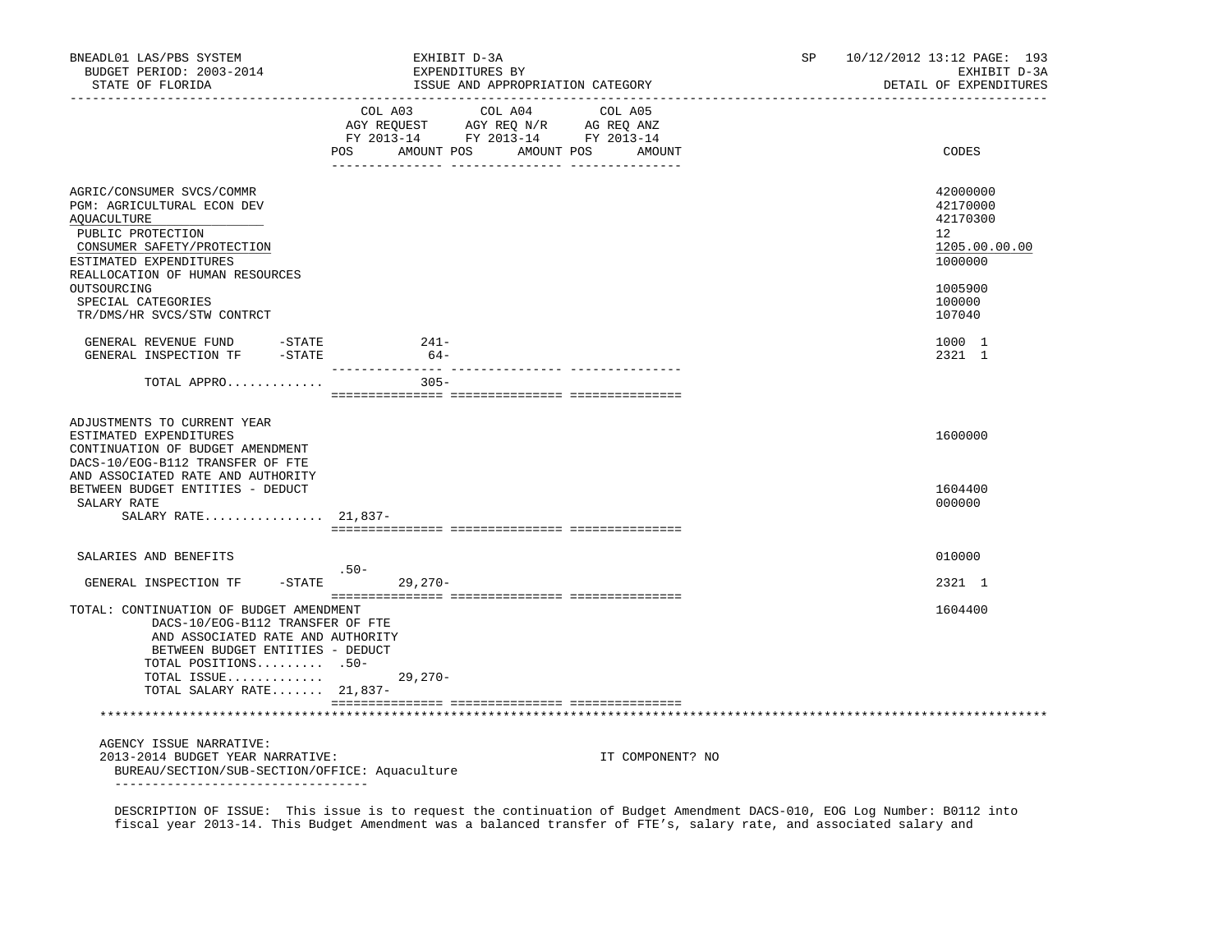| | COL A03 AGY REQUEST FY 2013-14 POS AMOUNT | COL A04 AGY REQ N/R FY 2013-14 POS AMOUNT | COL A05 AG REQ ANZ FY 2013-14 POS AMOUNT | CODES |
|---|---|---|---|---|
| AGRIC/CONSUMER SVCS/COMMR | | | | 42000000 |
| PGM: AGRICULTURAL ECON DEV | | | | 42170000 |
| AQUACULTURE | | | | 42170300 |
| PUBLIC PROTECTION | | | | 12 |
| CONSUMER SAFETY/PROTECTION | | | | 1205.00.00.00 |
| ESTIMATED EXPENDITURES | | | | 1000000 |
| REALLOCATION OF HUMAN RESOURCES OUTSOURCING | | | | 1005900 |
| SPECIAL CATEGORIES | | | | 100000 |
| TR/DMS/HR SVCS/STW CONTRCT | | | | 107040 |
| GENERAL REVENUE FUND -STATE | 241- | | | 1000 1 |
| GENERAL INSPECTION TF -STATE | 64- | | | 2321 1 |
| TOTAL APPRO............ | 305- | | | |
| ADJUSTMENTS TO CURRENT YEAR ESTIMATED EXPENDITURES | | | | 1600000 |
| CONTINUATION OF BUDGET AMENDMENT DACS-10/EOG-B112 TRANSFER OF FTE AND ASSOCIATED RATE AND AUTHORITY BETWEEN BUDGET ENTITIES - DEDUCT | | | | 1604400 |
| SALARY RATE | | | | 000000 |
| SALARY RATE................ | 21,837- | | | |
| SALARIES AND BENEFITS | | | | 010000 |
| GENERAL INSPECTION TF -STATE | .50- 29,270- | | | 2321 1 |
| TOTAL: CONTINUATION OF BUDGET AMENDMENT DACS-10/EOG-B112 TRANSFER OF FTE AND ASSOCIATED RATE AND AUTHORITY BETWEEN BUDGET ENTITIES - DEDUCT | | | | 1604400 |
| TOTAL POSITIONS......... | .50- | | | |
| TOTAL ISSUE............ | 29,270- | | | |
| TOTAL SALARY RATE....... | 21,837- | | | |

AGENCY ISSUE NARRATIVE:
2013-2014 BUDGET YEAR NARRATIVE: IT COMPONENT? NO
BUREAU/SECTION/SUB-SECTION/OFFICE: Aquaculture

DESCRIPTION OF ISSUE: This issue is to request the continuation of Budget Amendment DACS-010, EOG Log Number: B0112 into fiscal year 2013-14. This Budget Amendment was a balanced transfer of FTE's, salary rate, and associated salary and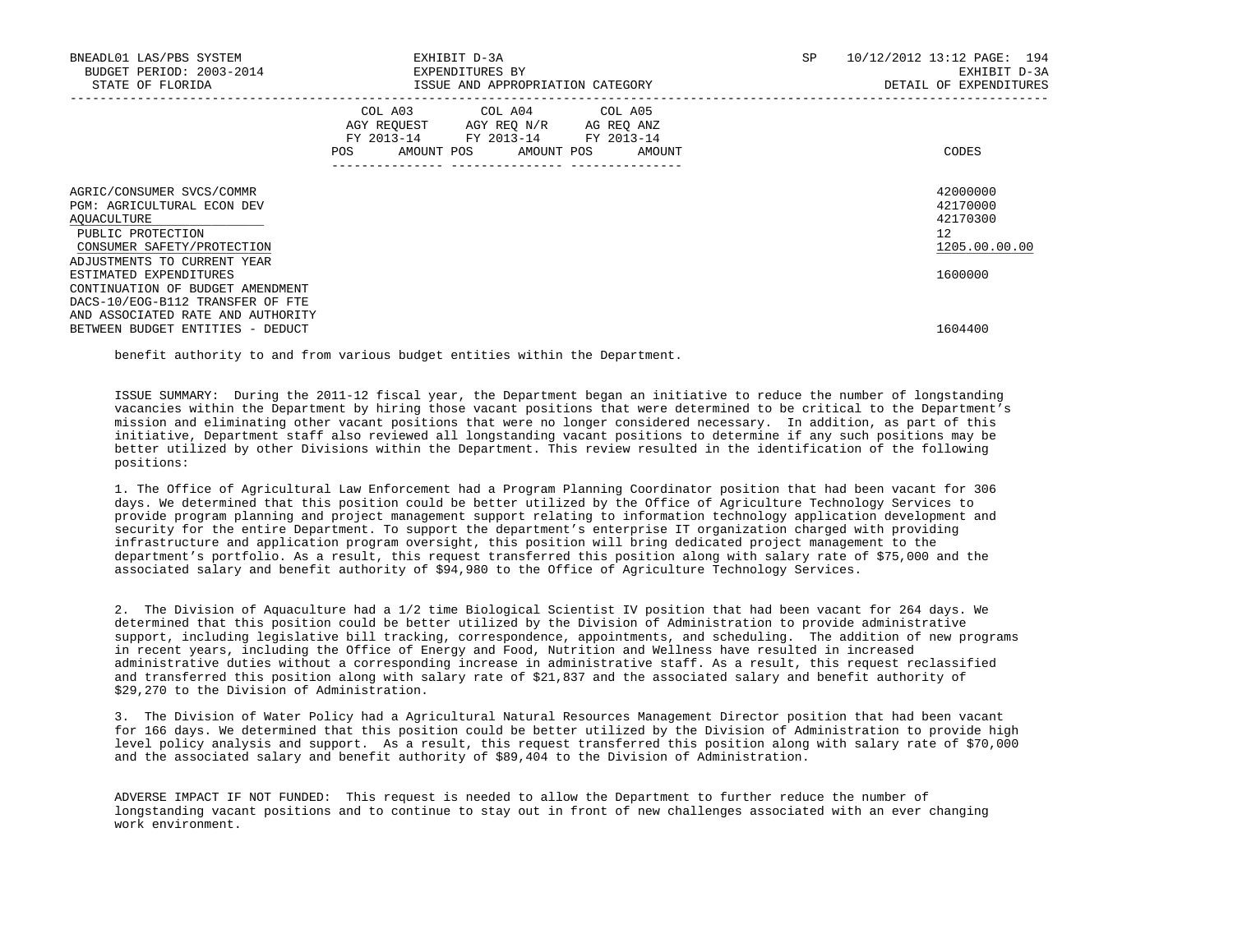| | COL A03 AGY REQUEST FY 2013-14 POS AMOUNT | COL A04 AGY REQ N/R FY 2013-14 POS AMOUNT | COL A05 AG REQ ANZ FY 2013-14 POS AMOUNT | CODES |
|---|---|---|---|---|
| AGRIC/CONSUMER SVCS/COMMR | | | | 42000000 |
| PGM: AGRICULTURAL ECON DEV | | | | 42170000 |
| AQUACULTURE | | | | 42170300 |
| PUBLIC PROTECTION | | | | 12 |
| CONSUMER SAFETY/PROTECTION | | | | 1205.00.00.00 |
| ADJUSTMENTS TO CURRENT YEAR ESTIMATED EXPENDITURES | | | | 1600000 |
| CONTINUATION OF BUDGET AMENDMENT DACS-10/EOG-B112 TRANSFER OF FTE AND ASSOCIATED RATE AND AUTHORITY BETWEEN BUDGET ENTITIES - DEDUCT | | | | 1604400 |

benefit authority to and from various budget entities within the Department.

ISSUE SUMMARY: During the 2011-12 fiscal year, the Department began an initiative to reduce the number of longstanding vacancies within the Department by hiring those vacant positions that were determined to be critical to the Department's mission and eliminating other vacant positions that were no longer considered necessary. In addition, as part of this initiative, Department staff also reviewed all longstanding vacant positions to determine if any such positions may be better utilized by other Divisions within the Department. This review resulted in the identification of the following positions:

1. The Office of Agricultural Law Enforcement had a Program Planning Coordinator position that had been vacant for 306 days. We determined that this position could be better utilized by the Office of Agriculture Technology Services to provide program planning and project management support relating to information technology application development and security for the entire Department. To support the department's enterprise IT organization charged with providing infrastructure and application program oversight, this position will bring dedicated project management to the department's portfolio. As a result, this request transferred this position along with salary rate of $75,000 and the associated salary and benefit authority of $94,980 to the Office of Agriculture Technology Services.

2. The Division of Aquaculture had a 1/2 time Biological Scientist IV position that had been vacant for 264 days. We determined that this position could be better utilized by the Division of Administration to provide administrative support, including legislative bill tracking, correspondence, appointments, and scheduling. The addition of new programs in recent years, including the Office of Energy and Food, Nutrition and Wellness have resulted in increased administrative duties without a corresponding increase in administrative staff. As a result, this request reclassified and transferred this position along with salary rate of $21,837 and the associated salary and benefit authority of $29,270 to the Division of Administration.

3. The Division of Water Policy had a Agricultural Natural Resources Management Director position that had been vacant for 166 days. We determined that this position could be better utilized by the Division of Administration to provide high level policy analysis and support. As a result, this request transferred this position along with salary rate of $70,000 and the associated salary and benefit authority of $89,404 to the Division of Administration.

ADVERSE IMPACT IF NOT FUNDED: This request is needed to allow the Department to further reduce the number of longstanding vacant positions and to continue to stay out in front of new challenges associated with an ever changing work environment.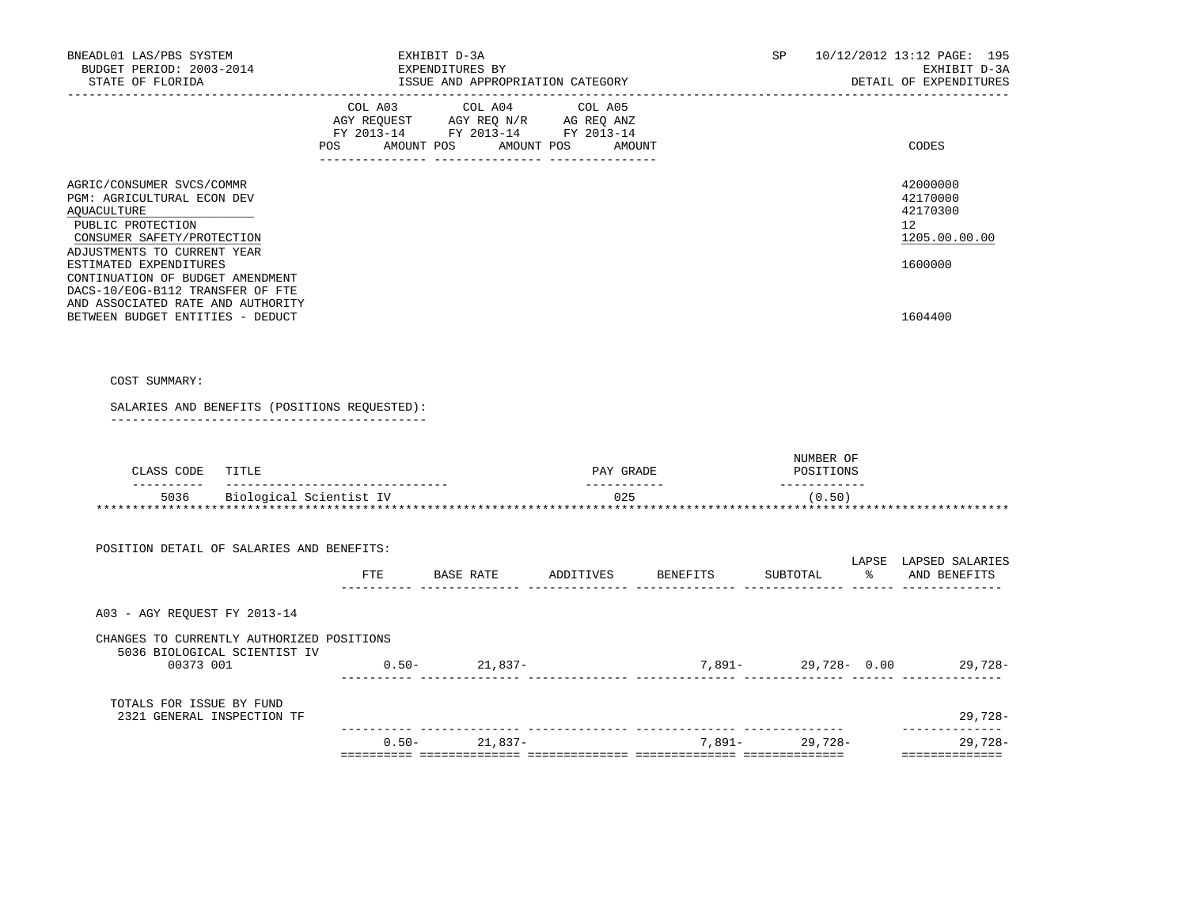BNEADL01 LAS/PBS SYSTEM | EXHIBIT D-3A | SP 10/12/2012 13:12
BUDGET PERIOD: 2003-2014 | EXPENDITURES BY | EXHIBIT D-3A
STATE OF FLORIDA | ISSUE AND APPROPRIATION CATEGORY | DETAIL OF EXPENDITURES

| | COL A03 AGY REQUEST FY 2013-14 POS AMOUNT | COL A04 AGY REQ N/R FY 2013-14 POS AMOUNT | COL A05 AG REQ ANZ FY 2013-14 POS AMOUNT | CODES |
|---|---|---|---|---|
| AGRIC/CONSUMER SVCS/COMMR | | | | 42000000 |
| PGM: AGRICULTURAL ECON DEV | | | | 42170000 |
| AQUACULTURE | | | | 42170300 |
| PUBLIC PROTECTION | | | | 12 |
| CONSUMER SAFETY/PROTECTION | | | | 1205.00.00.00 |
| ADJUSTMENTS TO CURRENT YEAR ESTIMATED EXPENDITURES | | | | 1600000 |
| CONTINUATION OF BUDGET AMENDMENT DACS-10/EOG-B112 TRANSFER OF FTE AND ASSOCIATED RATE AND AUTHORITY BETWEEN BUDGET ENTITIES - DEDUCT | | | | 1604400 |

COST SUMMARY:

SALARIES AND BENEFITS (POSITIONS REQUESTED):

| CLASS CODE | TITLE | PAY GRADE | NUMBER OF POSITIONS |
|---|---|---|---|
| 5036 | Biological Scientist IV | 025 | (0.50) |

POSITION DETAIL OF SALARIES AND BENEFITS:

| | FTE | BASE RATE | ADDITIVES | BENEFITS | SUBTOTAL | LAPSE % | LAPSED SALARIES AND BENEFITS |
|---|---|---|---|---|---|---|---|
| A03 - AGY REQUEST FY 2013-14 | | | | | | | |
| CHANGES TO CURRENTLY AUTHORIZED POSITIONS | | | | | | | |
| 5036 BIOLOGICAL SCIENTIST IV 00373 001 | 0.50- | 21,837- | | 7,891- | 29,728- | 0.00 | 29,728- |
| TOTALS FOR ISSUE BY FUND | | | | | | | |
| 2321 GENERAL INSPECTION TF | | | | | | | 29,728- |
| | 0.50- | 21,837- | | 7,891- | 29,728- | | 29,728- |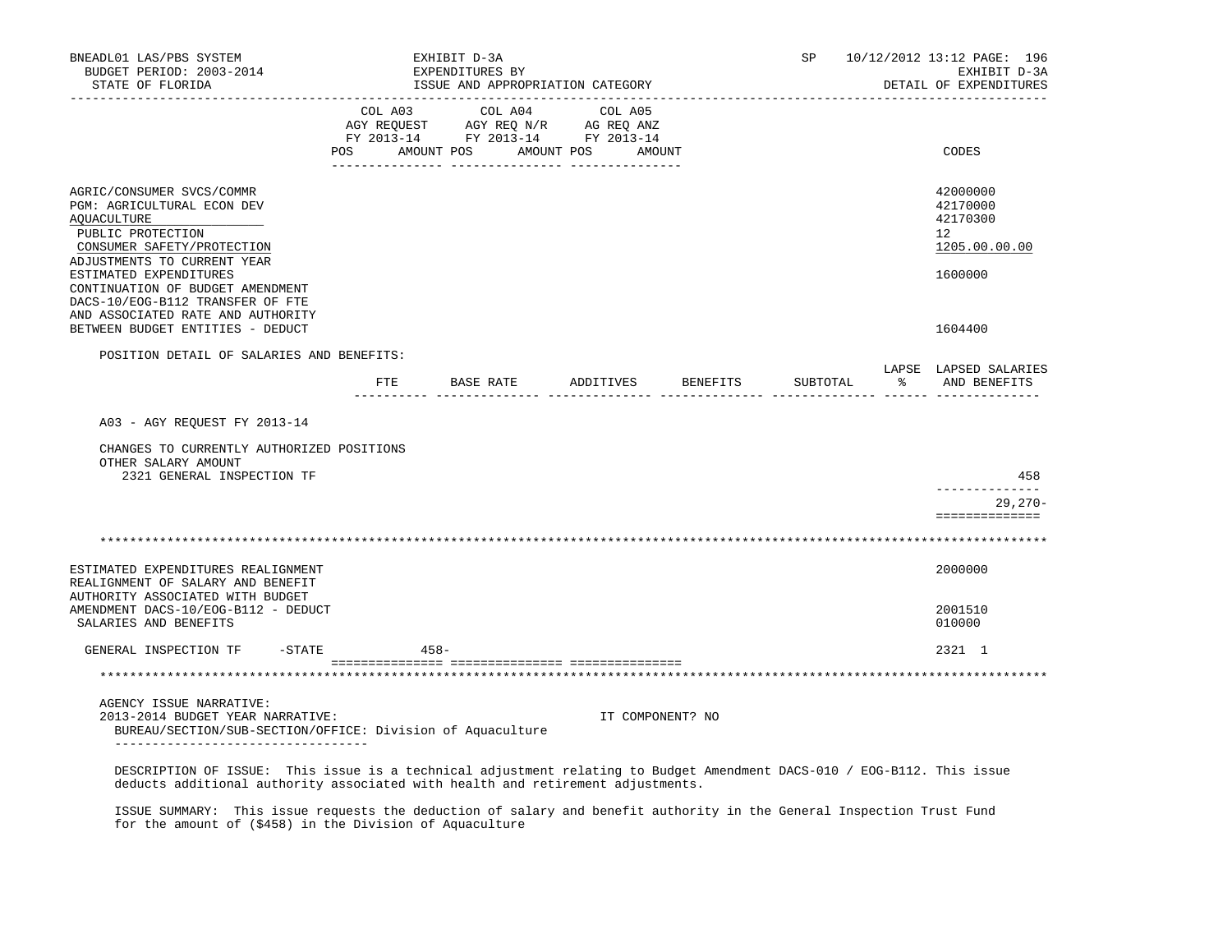BNEADL01 LAS/PBS SYSTEM — EXHIBIT D-3A — EXPENDITURES BY ISSUE AND APPROPRIATION CATEGORY — SP 10/12/2012 13:12 PAGE: 196
BUDGET PERIOD: 2003-2014 — EXHIBIT D-3A
STATE OF FLORIDA — DETAIL OF EXPENDITURES

| | COL A03 AGY REQUEST FY 2013-14 POS AMOUNT | COL A04 AGY REQ N/R FY 2013-14 POS AMOUNT | COL A05 AG REQ ANZ FY 2013-14 POS AMOUNT | CODES |
|---|---|---|---|---|
| AGRIC/CONSUMER SVCS/COMMR | | | | 42000000 |
| PGM: AGRICULTURAL ECON DEV | | | | 42170000 |
| AQUACULTURE | | | | 42170300 |
| PUBLIC PROTECTION | | | | 12 |
| CONSUMER SAFETY/PROTECTION | | | | 1205.00.00.00 |
| ADJUSTMENTS TO CURRENT YEAR ESTIMATED EXPENDITURES | | | | 1600000 |
| CONTINUATION OF BUDGET AMENDMENT DACS-10/EOG-B112 TRANSFER OF FTE AND ASSOCIATED RATE AND AUTHORITY BETWEEN BUDGET ENTITIES - DEDUCT | | | | 1604400 |

POSITION DETAIL OF SALARIES AND BENEFITS:

| | FTE | BASE RATE | ADDITIVES | BENEFITS | SUBTOTAL | LAPSE % | LAPSED SALARIES AND BENEFITS |
|---|---|---|---|---|---|---|---|
| A03 - AGY REQUEST FY 2013-14 | | | | | | | |
| CHANGES TO CURRENTLY AUTHORIZED POSITIONS | | | | | | | |
| OTHER SALARY AMOUNT | | | | | | | |
| 2321 GENERAL INSPECTION TF | | | | | | | 458 |
| | | | | | | | 29,270- |

*******************************************************************************************************************

| | COL A03 | COL A04 | COL A05 | CODES |
|---|---|---|---|---|
| ESTIMATED EXPENDITURES REALIGNMENT | | | | 2000000 |
| REALIGNMENT OF SALARY AND BENEFIT AUTHORITY ASSOCIATED WITH BUDGET AMENDMENT DACS-10/EOG-B112 - DEDUCT | | | | 2001510 |
| SALARIES AND BENEFITS | | | | 010000 |
| GENERAL INSPECTION TF -STATE | 458- | | | 2321 1 |

*******************************************************************************************************************

AGENCY ISSUE NARRATIVE:
2013-2014 BUDGET YEAR NARRATIVE: IT COMPONENT? NO
BUREAU/SECTION/SUB-SECTION/OFFICE: Division of Aquaculture

DESCRIPTION OF ISSUE: This issue is a technical adjustment relating to Budget Amendment DACS-010 / EOG-B112. This issue deducts additional authority associated with health and retirement adjustments.

ISSUE SUMMARY: This issue requests the deduction of salary and benefit authority in the General Inspection Trust Fund for the amount of ($458) in the Division of Aquaculture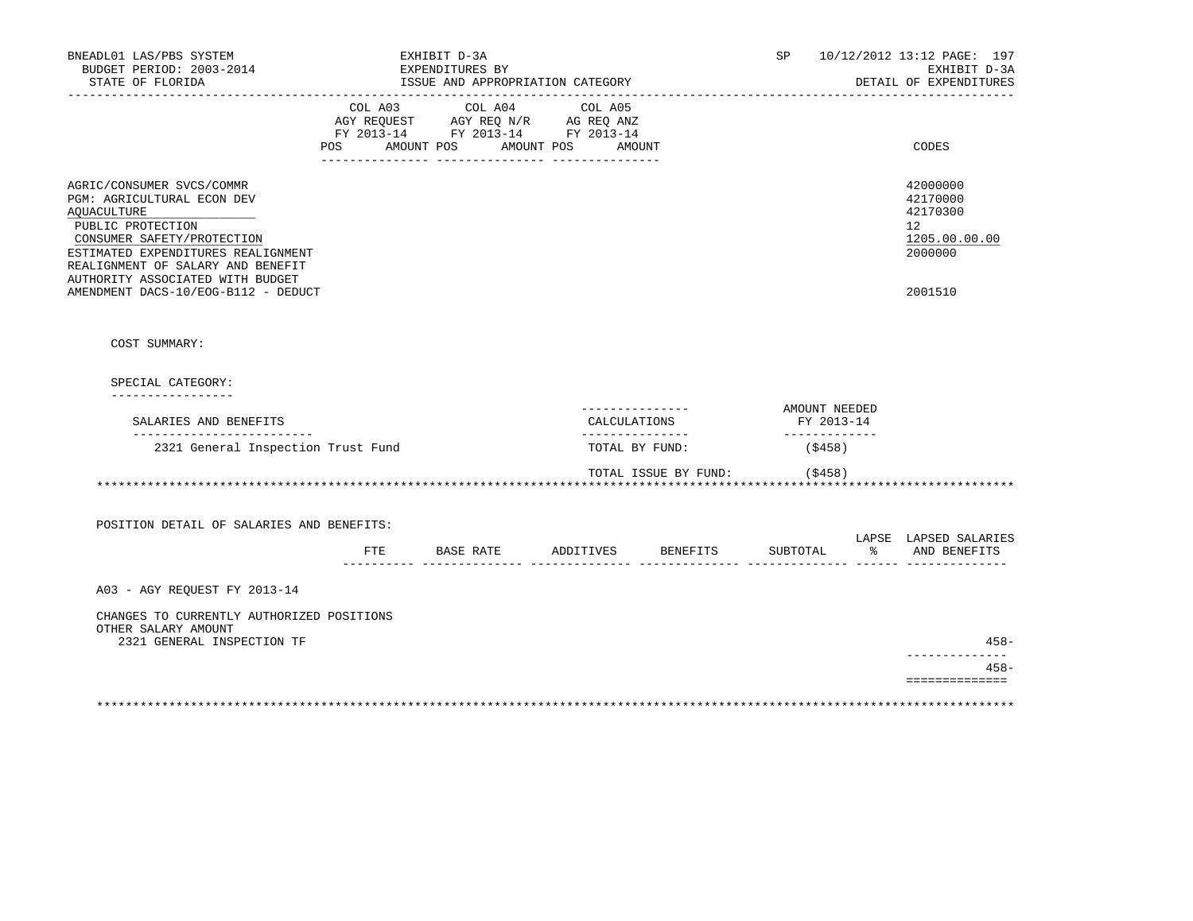BNEADL01 LAS/PBS SYSTEM — EXHIBIT D-3A — EXPENDITURES BY ISSUE AND APPROPRIATION CATEGORY — SP 10/12/2012 13:12 — DETAIL OF EXPENDITURES

BUDGET PERIOD: 2003-2014
STATE OF FLORIDA

| | COL A03 AGY REQUEST FY 2013-14 POS AMOUNT | COL A04 AGY REQ N/R FY 2013-14 POS AMOUNT | COL A05 AG REQ ANZ FY 2013-14 POS AMOUNT | CODES |
|---|---|---|---|---|
| AGRIC/CONSUMER SVCS/COMMR | | | | 42000000 |
| PGM: AGRICULTURAL ECON DEV | | | | 42170000 |
| AQUACULTURE | | | | 42170300 |
| PUBLIC PROTECTION | | | | 12 |
| CONSUMER SAFETY/PROTECTION | | | | 1205.00.00.00 |
| ESTIMATED EXPENDITURES REALIGNMENT | | | | 2000000 |
| REALIGNMENT OF SALARY AND BENEFIT AUTHORITY ASSOCIATED WITH BUDGET AMENDMENT DACS-10/EOG-B112 - DEDUCT | | | | 2001510 |

COST SUMMARY:

SPECIAL CATEGORY:

| SALARIES AND BENEFITS | CALCULATIONS | AMOUNT NEEDED FY 2013-14 |
|---|---|---|
| 2321 General Inspection Trust Fund | TOTAL BY FUND: | ($458) |
| | TOTAL ISSUE BY FUND: | ($458) |

***

POSITION DETAIL OF SALARIES AND BENEFITS:

| | FTE | BASE RATE | ADDITIVES | BENEFITS | SUBTOTAL | LAPSE % | LAPSED SALARIES AND BENEFITS |
|---|---|---|---|---|---|---|---|
| A03 - AGY REQUEST FY 2013-14 | | | | | | | |
| CHANGES TO CURRENTLY AUTHORIZED POSITIONS | | | | | | | |
| OTHER SALARY AMOUNT | | | | | | | |
| 2321 GENERAL INSPECTION TF | | | | | | | 458- |
| | | | | | | | 458- |

***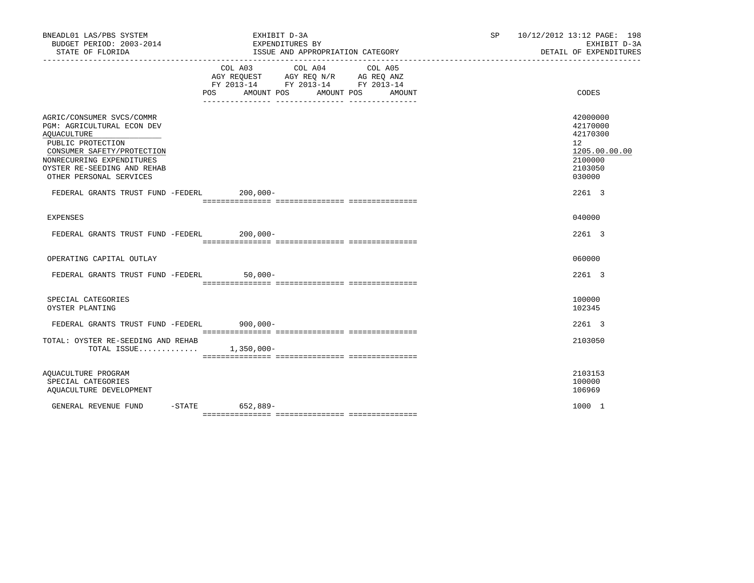| | COL A03 AGY REQUEST FY 2013-14 POS | AMOUNT | COL A04 AGY REQ N/R FY 2013-14 POS | AMOUNT | COL A05 AG REQ ANZ FY 2013-14 POS | AMOUNT | CODES |
|---|---|---|---|---|---|---|---|
| AGRIC/CONSUMER SVCS/COMMR | | | | | | | 42000000 |
| PGM: AGRICULTURAL ECON DEV | | | | | | | 42170000 |
| AQUACULTURE | | | | | | | 42170300 |
| PUBLIC PROTECTION | | | | | | | 12 |
| CONSUMER SAFETY/PROTECTION | | | | | | | 1205.00.00.00 |
| NONRECURRING EXPENDITURES | | | | | | | 2100000 |
| OYSTER RE-SEEDING AND REHAB | | | | | | | 2103050 |
| OTHER PERSONAL SERVICES | | | | | | | 030000 |
| FEDERAL GRANTS TRUST FUND -FEDERL | | 200,000- | | | | | 2261 3 |
| EXPENSES | | | | | | | 040000 |
| FEDERAL GRANTS TRUST FUND -FEDERL | | 200,000- | | | | | 2261 3 |
| OPERATING CAPITAL OUTLAY | | | | | | | 060000 |
| FEDERAL GRANTS TRUST FUND -FEDERL | | 50,000- | | | | | 2261 3 |
| SPECIAL CATEGORIES | | | | | | | 100000 |
| OYSTER PLANTING | | | | | | | 102345 |
| FEDERAL GRANTS TRUST FUND -FEDERL | | 900,000- | | | | | 2261 3 |
| TOTAL: OYSTER RE-SEEDING AND REHAB | | | | | | | 2103050 |
| TOTAL ISSUE............. | | 1,350,000- | | | | | |
| AQUACULTURE PROGRAM | | | | | | | 2103153 |
| SPECIAL CATEGORIES | | | | | | | 100000 |
| AQUACULTURE DEVELOPMENT | | | | | | | 106969 |
| GENERAL REVENUE FUND -STATE | | 652,889- | | | | | 1000 1 |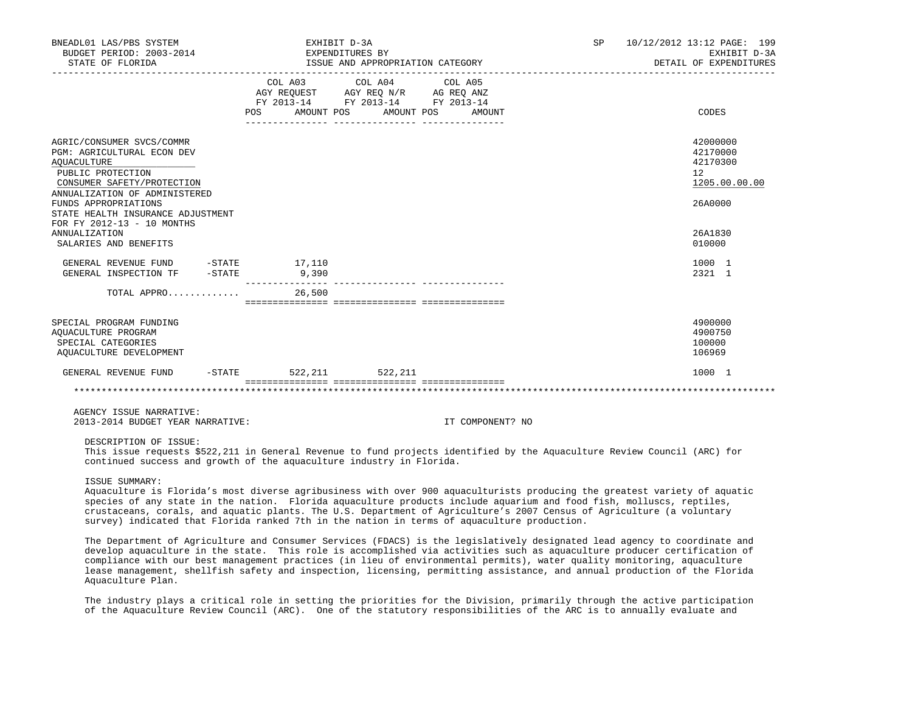BNEADL01 LAS/PBS SYSTEM — EXHIBIT D-3A — EXPENDITURES BY ISSUE AND APPROPRIATION CATEGORY
BUDGET PERIOD: 2003-2014 — STATE OF FLORIDA — SP 10/12/2012 13:12 — EXHIBIT D-3A DETAIL OF EXPENDITURES

| | COL A03 AGY REQUEST FY 2013-14 POS | AMOUNT | COL A04 AGY REQ N/R FY 2013-14 POS | AMOUNT | COL A05 AG REQ ANZ FY 2013-14 POS | AMOUNT | CODES |
|---|---|---|---|---|---|---|---|
| AGRIC/CONSUMER SVCS/COMMR | | | | | | | 42000000 |
| PGM: AGRICULTURAL ECON DEV | | | | | | | 42170000 |
| AQUACULTURE | | | | | | | 42170300 |
| PUBLIC PROTECTION | | | | | | | 12 |
| CONSUMER SAFETY/PROTECTION | | | | | | | 1205.00.00.00 |
| ANNUALIZATION OF ADMINISTERED FUNDS APPROPRIATIONS | | | | | | | 26A0000 |
| STATE HEALTH INSURANCE ADJUSTMENT FOR FY 2012-13 - 10 MONTHS ANNUALIZATION | | | | | | | 26A1830 |
| SALARIES AND BENEFITS | | | | | | | 010000 |
| GENERAL REVENUE FUND -STATE | | 17,110 | | | | | 1000 1 |
| GENERAL INSPECTION TF -STATE | | 9,390 | | | | | 2321 1 |
| TOTAL APPRO............ | | 26,500 | | | | | |
| SPECIAL PROGRAM FUNDING | | | | | | | 4900000 |
| AQUACULTURE PROGRAM | | | | | | | 4900750 |
| SPECIAL CATEGORIES | | | | | | | 100000 |
| AQUACULTURE DEVELOPMENT | | | | | | | 106969 |
| GENERAL REVENUE FUND -STATE | | 522,211 | | 522,211 | | | 1000 1 |

AGENCY ISSUE NARRATIVE:

2013-2014 BUDGET YEAR NARRATIVE: IT COMPONENT? NO

DESCRIPTION OF ISSUE:

This issue requests $522,211 in General Revenue to fund projects identified by the Aquaculture Review Council (ARC) for continued success and growth of the aquaculture industry in Florida.

ISSUE SUMMARY:

Aquaculture is Florida's most diverse agribusiness with over 900 aquaculturists producing the greatest variety of aquatic species of any state in the nation. Florida aquaculture products include aquarium and food fish, molluscs, reptiles, crustaceans, corals, and aquatic plants. The U.S. Department of Agriculture's 2007 Census of Agriculture (a voluntary survey) indicated that Florida ranked 7th in the nation in terms of aquaculture production.

The Department of Agriculture and Consumer Services (FDACS) is the legislatively designated lead agency to coordinate and develop aquaculture in the state. This role is accomplished via activities such as aquaculture producer certification of compliance with our best management practices (in lieu of environmental permits), water quality monitoring, aquaculture lease management, shellfish safety and inspection, licensing, permitting assistance, and annual production of the Florida Aquaculture Plan.

The industry plays a critical role in setting the priorities for the Division, primarily through the active participation of the Aquaculture Review Council (ARC). One of the statutory responsibilities of the ARC is to annually evaluate and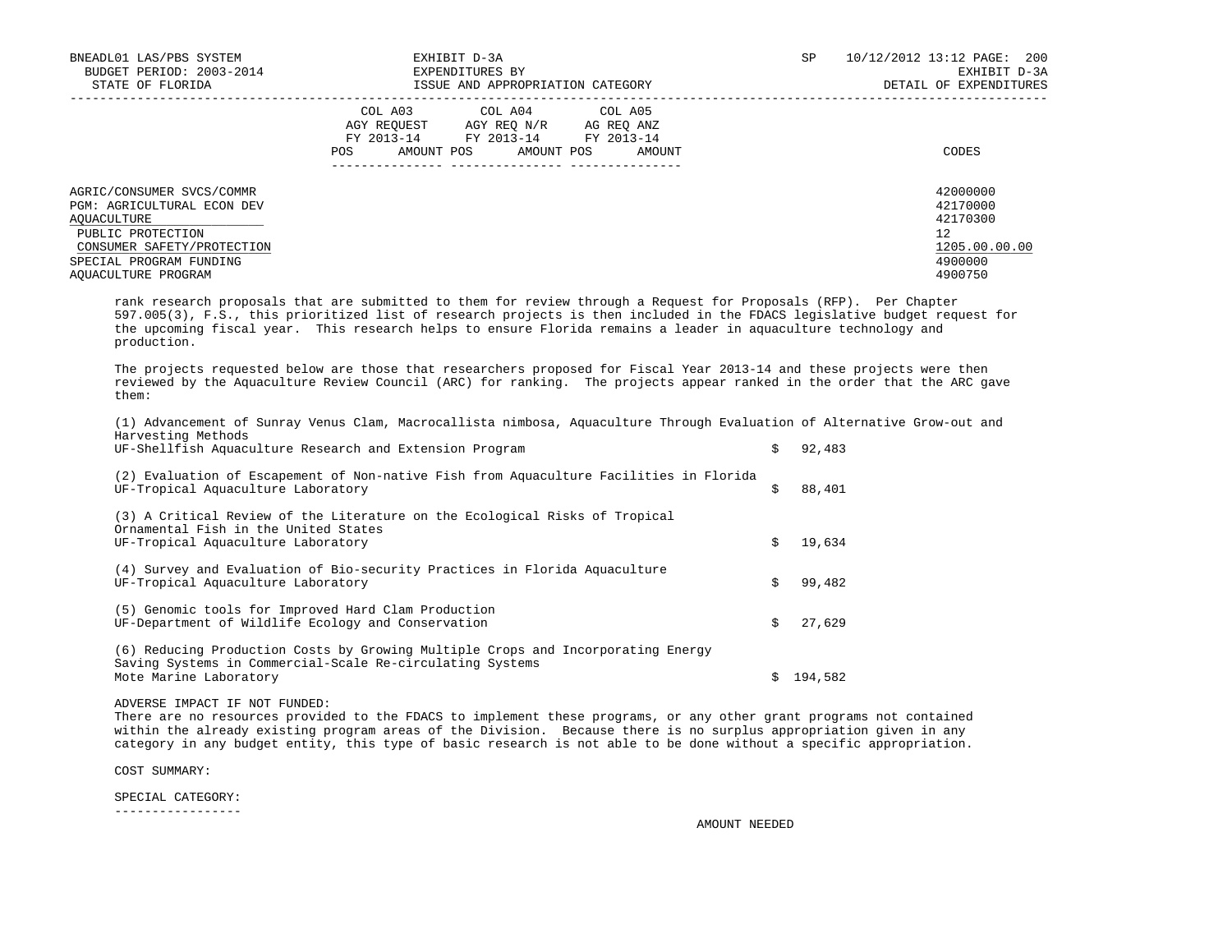| | COL A03 AGY REQUEST FY 2013-14 | | COL A04 AGY REQ N/R FY 2013-14 | | COL A05 AG REQ ANZ FY 2013-14 | | |
|---|---|---|---|---|---|---|---|
| | POS | AMOUNT | POS | AMOUNT | POS | AMOUNT | CODES |
| AGRIC/CONSUMER SVCS/COMMR | | | | | | | 42000000 |
| PGM: AGRICULTURAL ECON DEV | | | | | | | 42170000 |
| AQUACULTURE | | | | | | | 42170300 |
| PUBLIC PROTECTION | | | | | | | 12 |
| CONSUMER SAFETY/PROTECTION | | | | | | | 1205.00.00.00 |
| SPECIAL PROGRAM FUNDING | | | | | | | 4900000 |
| AQUACULTURE PROGRAM | | | | | | | 4900750 |

rank research proposals that are submitted to them for review through a Request for Proposals (RFP). Per Chapter 597.005(3), F.S., this prioritized list of research projects is then included in the FDACS legislative budget request for the upcoming fiscal year. This research helps to ensure Florida remains a leader in aquaculture technology and production.

The projects requested below are those that researchers proposed for Fiscal Year 2013-14 and these projects were then reviewed by the Aquaculture Review Council (ARC) for ranking. The projects appear ranked in the order that the ARC gave them:

(1) Advancement of Sunray Venus Clam, Macrocallista nimbosa, Aquaculture Through Evaluation of Alternative Grow-out and Harvesting Methods
UF-Shellfish Aquaculture Research and Extension Program $ 92,483

(2) Evaluation of Escapement of Non-native Fish from Aquaculture Facilities in Florida
UF-Tropical Aquaculture Laboratory $ 88,401

(3) A Critical Review of the Literature on the Ecological Risks of Tropical Ornamental Fish in the United States
UF-Tropical Aquaculture Laboratory $ 19,634

(4) Survey and Evaluation of Bio-security Practices in Florida Aquaculture
UF-Tropical Aquaculture Laboratory $ 99,482

(5) Genomic tools for Improved Hard Clam Production
UF-Department of Wildlife Ecology and Conservation $ 27,629

(6) Reducing Production Costs by Growing Multiple Crops and Incorporating Energy Saving Systems in Commercial-Scale Re-circulating Systems
Mote Marine Laboratory $ 194,582

ADVERSE IMPACT IF NOT FUNDED:
There are no resources provided to the FDACS to implement these programs, or any other grant programs not contained within the already existing program areas of the Division. Because there is no surplus appropriation given in any category in any budget entity, this type of basic research is not able to be done without a specific appropriation.

COST SUMMARY:

SPECIAL CATEGORY:
-----------------

AMOUNT NEEDED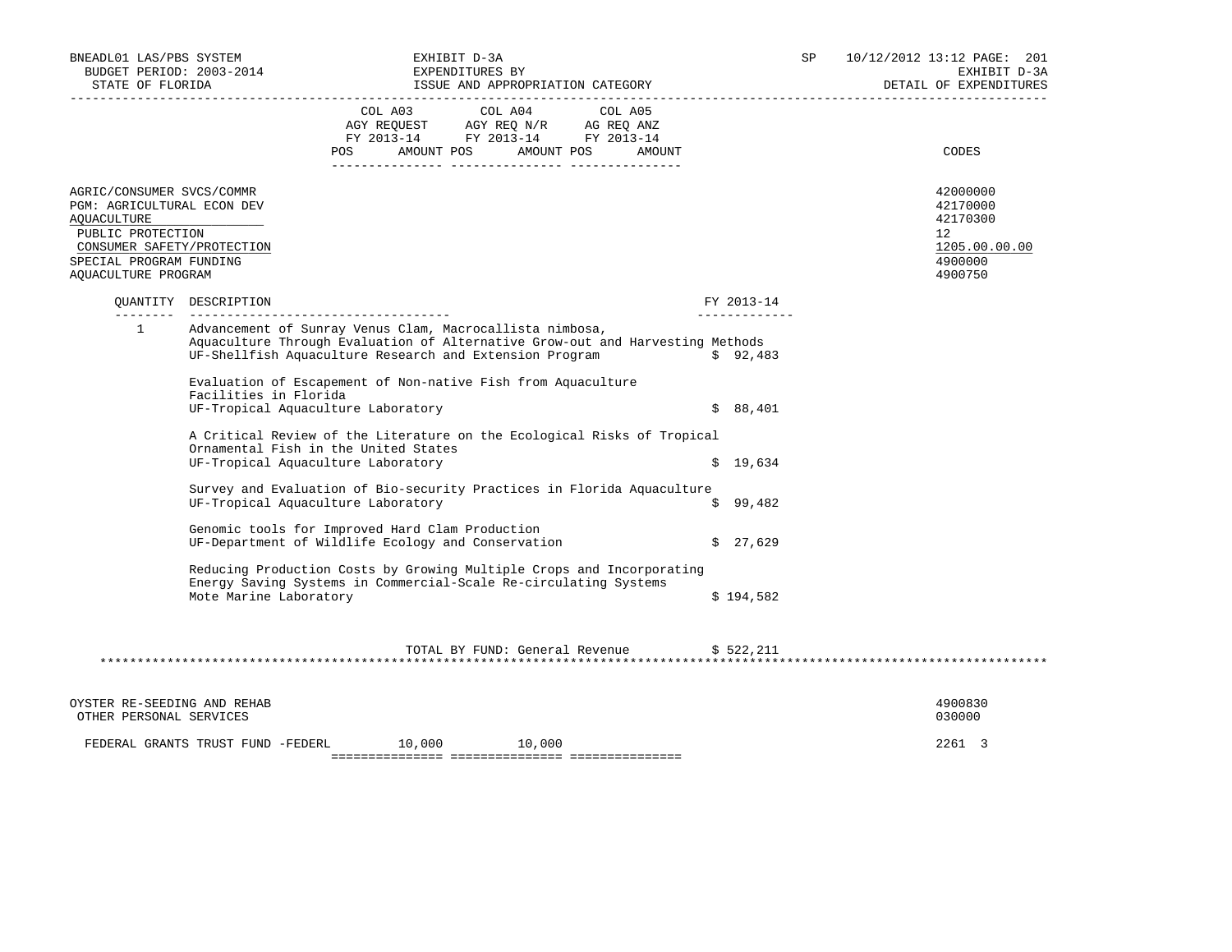BNEADL01 LAS/PBS SYSTEM | EXHIBIT D-3A | SP 10/12/2012 13:12
BUDGET PERIOD: 2003-2014 | EXPENDITURES BY | EXHIBIT D-3A
STATE OF FLORIDA | ISSUE AND APPROPRIATION CATEGORY | DETAIL OF EXPENDITURES

| | COL A03 AGY REQUEST FY 2013-14 POS | AMOUNT | COL A04 AGY REQ N/R FY 2013-14 POS | AMOUNT | COL A05 AG REQ ANZ FY 2013-14 POS | AMOUNT | CODES |
|---|---|---|---|---|---|---|---|
| AGRIC/CONSUMER SVCS/COMMR | | | | | | | 42000000 |
| PGM: AGRICULTURAL ECON DEV | | | | | | | 42170000 |
| AQUACULTURE | | | | | | | 42170300 |
| PUBLIC PROTECTION | | | | | | | 12 |
| CONSUMER SAFETY/PROTECTION | | | | | | | 1205.00.00.00 |
| SPECIAL PROGRAM FUNDING | | | | | | | 4900000 |
| AQUACULTURE PROGRAM | | | | | | | 4900750 |

| QUANTITY | DESCRIPTION | FY 2013-14 |
|---|---|---|
| 1 | Advancement of Sunray Venus Clam, Macrocallista nimbosa, Aquaculture Through Evaluation of Alternative Grow-out and Harvesting Methods UF-Shellfish Aquaculture Research and Extension Program | $ 92,483 |
| | Evaluation of Escapement of Non-native Fish from Aquaculture Facilities in Florida UF-Tropical Aquaculture Laboratory | $ 88,401 |
| | A Critical Review of the Literature on the Ecological Risks of Tropical Ornamental Fish in the United States UF-Tropical Aquaculture Laboratory | $ 19,634 |
| | Survey and Evaluation of Bio-security Practices in Florida Aquaculture UF-Tropical Aquaculture Laboratory | $ 99,482 |
| | Genomic tools for Improved Hard Clam Production UF-Department of Wildlife Ecology and Conservation | $ 27,629 |
| | Reducing Production Costs by Growing Multiple Crops and Incorporating Energy Saving Systems in Commercial-Scale Re-circulating Systems Mote Marine Laboratory | $ 194,582 |
| | TOTAL BY FUND: General Revenue | $ 522,211 |

************************************************************************************************************************

| | COL A03 AMOUNT | COL A04 AMOUNT | COL A05 AMOUNT | CODES |
|---|---|---|---|---|
| OYSTER RE-SEEDING AND REHAB | | | | 4900830 |
| OTHER PERSONAL SERVICES | | | | 030000 |
| FEDERAL GRANTS TRUST FUND -FEDERL | 10,000 | 10,000 | | 2261 3 |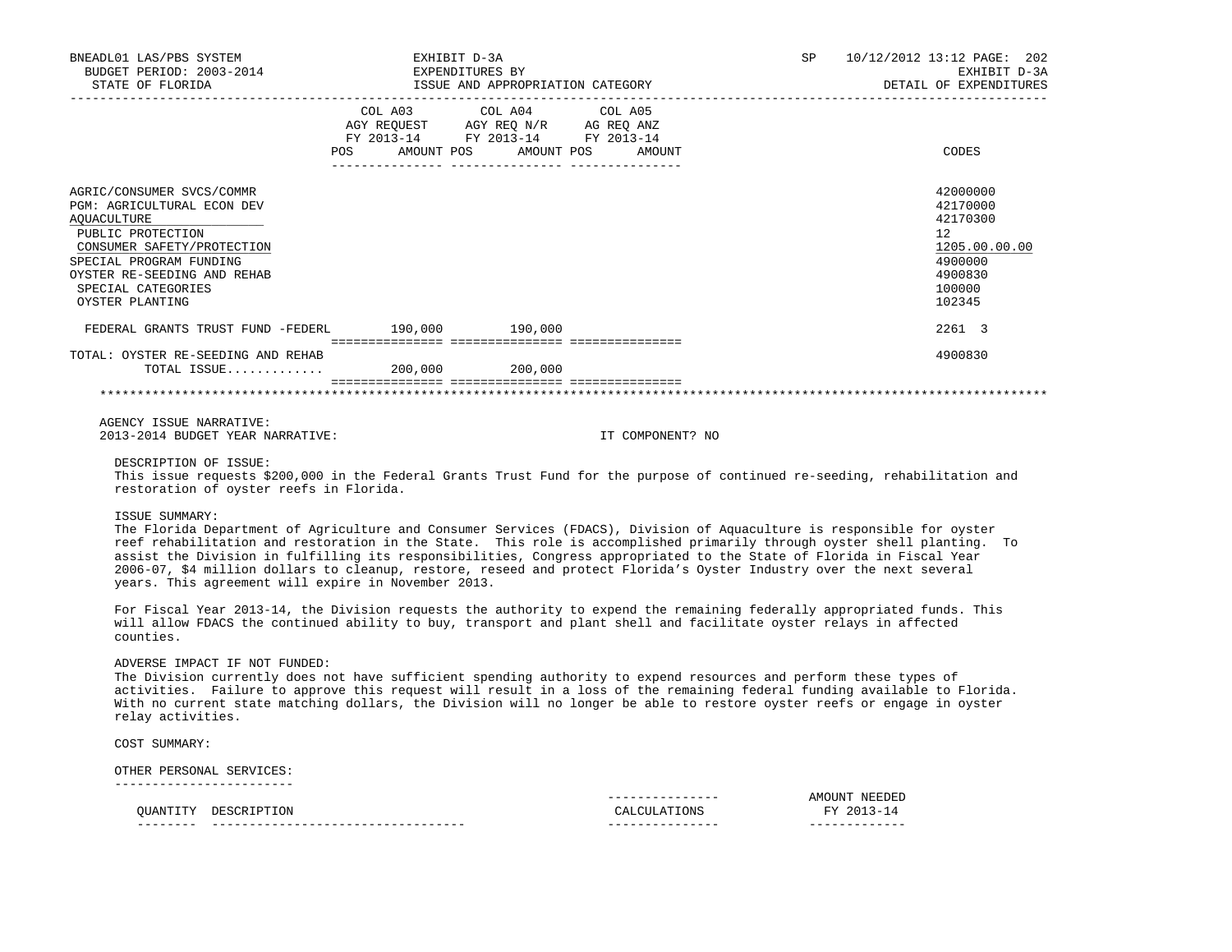BNEADL01 LAS/PBS SYSTEM | EXHIBIT D-3A | SP 10/12/2012 13:12 PAGE: 202
BUDGET PERIOD: 2003-2014 | EXPENDITURES BY | EXHIBIT D-3A
STATE OF FLORIDA | ISSUE AND APPROPRIATION CATEGORY | DETAIL OF EXPENDITURES

| | COL A03 AGY REQUEST FY 2013-14 POS AMOUNT | COL A04 AGY REQ N/R FY 2013-14 POS AMOUNT | COL A05 AG REQ ANZ FY 2013-14 POS AMOUNT | CODES |
|---|---|---|---|---|
| AGRIC/CONSUMER SVCS/COMMR | | | | 42000000 |
| PGM: AGRICULTURAL ECON DEV | | | | 42170000 |
| AQUACULTURE | | | | 42170300 |
| PUBLIC PROTECTION | | | | 12 |
| CONSUMER SAFETY/PROTECTION | | | | 1205.00.00.00 |
| SPECIAL PROGRAM FUNDING | | | | 4900000 |
| OYSTER RE-SEEDING AND REHAB | | | | 4900830 |
| SPECIAL CATEGORIES | | | | 100000 |
| OYSTER PLANTING | | | | 102345 |
| FEDERAL GRANTS TRUST FUND -FEDERL | 190,000 | 190,000 | | 2261 3 |
| TOTAL: OYSTER RE-SEEDING AND REHAB | | | | 4900830 |
| TOTAL ISSUE............ | 200,000 | 200,000 | | |

AGENCY ISSUE NARRATIVE:
2013-2014 BUDGET YEAR NARRATIVE: IT COMPONENT? NO

DESCRIPTION OF ISSUE:
This issue requests $200,000 in the Federal Grants Trust Fund for the purpose of continued re-seeding, rehabilitation and restoration of oyster reefs in Florida.

ISSUE SUMMARY:
The Florida Department of Agriculture and Consumer Services (FDACS), Division of Aquaculture is responsible for oyster reef rehabilitation and restoration in the State. This role is accomplished primarily through oyster shell planting. To assist the Division in fulfilling its responsibilities, Congress appropriated to the State of Florida in Fiscal Year 2006-07, $4 million dollars to cleanup, restore, reseed and protect Florida's Oyster Industry over the next several years. This agreement will expire in November 2013.

For Fiscal Year 2013-14, the Division requests the authority to expend the remaining federally appropriated funds. This will allow FDACS the continued ability to buy, transport and plant shell and facilitate oyster relays in affected counties.

ADVERSE IMPACT IF NOT FUNDED:
The Division currently does not have sufficient spending authority to expend resources and perform these types of activities. Failure to approve this request will result in a loss of the remaining federal funding available to Florida. With no current state matching dollars, the Division will no longer be able to restore oyster reefs or engage in oyster relay activities.

COST SUMMARY:

OTHER PERSONAL SERVICES:

| QUANTITY | DESCRIPTION | CALCULATIONS | AMOUNT NEEDED FY 2013-14 |
|---|---|---|---|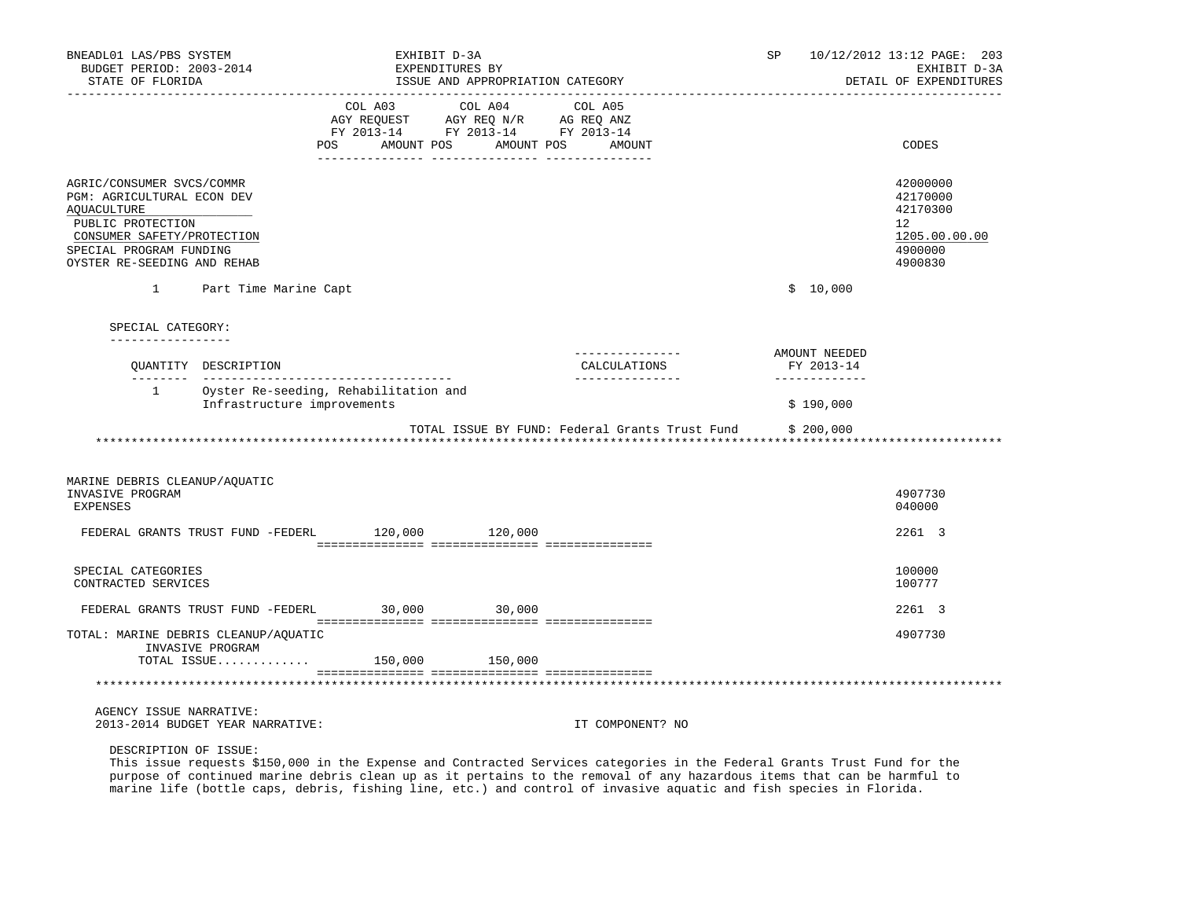| | COL A03 AGY REQUEST FY 2013-14 POS AMOUNT | COL A04 AGY REQ N/R FY 2013-14 POS AMOUNT | COL A05 AG REQ ANZ FY 2013-14 POS AMOUNT | CODES |
|---|---|---|---|---|
| AGRIC/CONSUMER SVCS/COMMR | | | | 42000000 |
| PGM: AGRICULTURAL ECON DEV | | | | 42170000 |
| AQUACULTURE | | | | 42170300 |
| PUBLIC PROTECTION | | | | 12 |
| CONSUMER SAFETY/PROTECTION | | | | 1205.00.00.00 |
| SPECIAL PROGRAM FUNDING | | | | 4900000 |
| OYSTER RE-SEEDING AND REHAB | | | | 4900830 |

1 Part Time Marine Capt $ 10,000

SPECIAL CATEGORY:

| QUANTITY | DESCRIPTION | CALCULATIONS | AMOUNT NEEDED FY 2013-14 |
|---|---|---|---|
| 1 | Oyster Re-seeding, Rehabilitation and Infrastructure improvements | | $ 190,000 |

TOTAL ISSUE BY FUND: Federal Grants Trust Fund $ 200,000

******************************************************************************************

| | COL A03 | COL A04 | COL A05 | CODES |
|---|---|---|---|---|
| MARINE DEBRIS CLEANUP/AQUATIC INVASIVE PROGRAM | | | | 4907730 |
| EXPENSES | | | | 040000 |
| FEDERAL GRANTS TRUST FUND -FEDERL | 120,000 | 120,000 | | 2261 3 |
| SPECIAL CATEGORIES | | | | 100000 |
| CONTRACTED SERVICES | | | | 100777 |
| FEDERAL GRANTS TRUST FUND -FEDERL | 30,000 | 30,000 | | 2261 3 |
| TOTAL: MARINE DEBRIS CLEANUP/AQUATIC INVASIVE PROGRAM | | | | 4907730 |
| TOTAL ISSUE............ | 150,000 | 150,000 | | |

******************************************************************************************

AGENCY ISSUE NARRATIVE:
2013-2014 BUDGET YEAR NARRATIVE: IT COMPONENT? NO

DESCRIPTION OF ISSUE:
This issue requests $150,000 in the Expense and Contracted Services categories in the Federal Grants Trust Fund for the purpose of continued marine debris clean up as it pertains to the removal of any hazardous items that can be harmful to marine life (bottle caps, debris, fishing line, etc.) and control of invasive aquatic and fish species in Florida.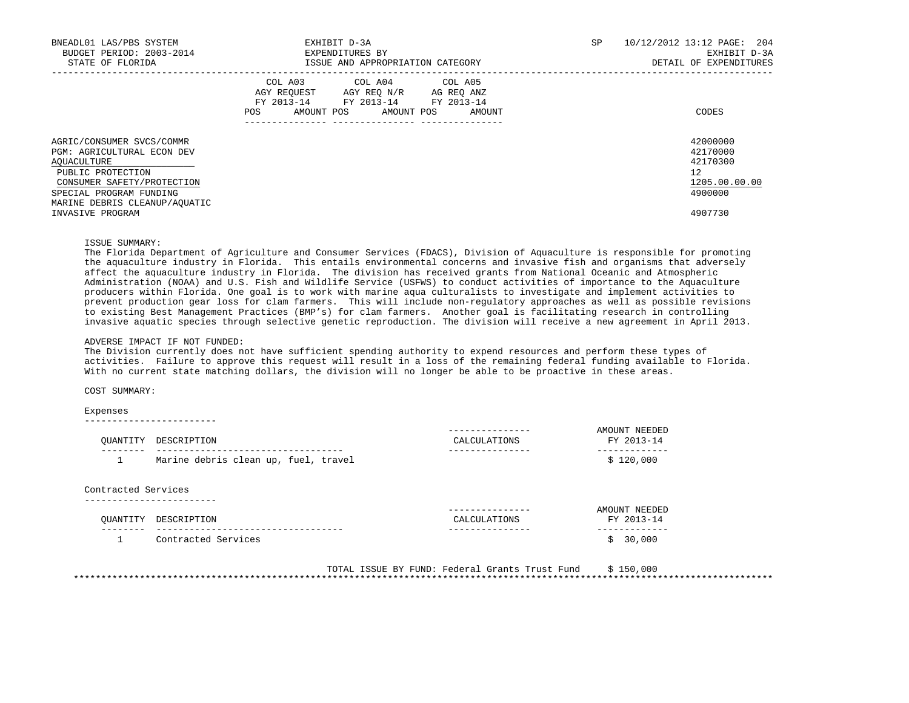| | COL A03 AGY REQUEST FY 2013-14 | | COL A04 AGY REQ N/R FY 2013-14 | | COL A05 AG REQ ANZ FY 2013-14 | | |
|---|---|---|---|---|---|---|---|
| | POS | AMOUNT | POS | AMOUNT | POS | AMOUNT | CODES |
| AGRIC/CONSUMER SVCS/COMMR | | | | | | | 42000000 |
| PGM: AGRICULTURAL ECON DEV | | | | | | | 42170000 |
| AQUACULTURE | | | | | | | 42170300 |
| PUBLIC PROTECTION | | | | | | | 12 |
| CONSUMER SAFETY/PROTECTION | | | | | | | 1205.00.00.00 |
| SPECIAL PROGRAM FUNDING | | | | | | | 4900000 |
| MARINE DEBRIS CLEANUP/AQUATIC INVASIVE PROGRAM | | | | | | | 4907730 |

ISSUE SUMMARY:
The Florida Department of Agriculture and Consumer Services (FDACS), Division of Aquaculture is responsible for promoting the aquaculture industry in Florida. This entails environmental concerns and invasive fish and organisms that adversely affect the aquaculture industry in Florida. The division has received grants from National Oceanic and Atmospheric Administration (NOAA) and U.S. Fish and Wildlife Service (USFWS) to conduct activities of importance to the Aquaculture producers within Florida. One goal is to work with marine aqua culturalists to investigate and implement activities to prevent production gear loss for clam farmers. This will include non-regulatory approaches as well as possible revisions to existing Best Management Practices (BMP's) for clam farmers. Another goal is facilitating research in controlling invasive aquatic species through selective genetic reproduction. The division will receive a new agreement in April 2013.

ADVERSE IMPACT IF NOT FUNDED:
The Division currently does not have sufficient spending authority to expend resources and perform these types of activities. Failure to approve this request will result in a loss of the remaining federal funding available to Florida. With no current state matching dollars, the division will no longer be able to be proactive in these areas.

COST SUMMARY:

Expenses

| QUANTITY | DESCRIPTION | CALCULATIONS | AMOUNT NEEDED FY 2013-14 |
|---|---|---|---|
| 1 | Marine debris clean up, fuel, travel | | $ 120,000 |

Contracted Services

| QUANTITY | DESCRIPTION | CALCULATIONS | AMOUNT NEEDED FY 2013-14 |
|---|---|---|---|
| 1 | Contracted Services | | $ 30,000 |

TOTAL ISSUE BY FUND: Federal Grants Trust Fund $ 150,000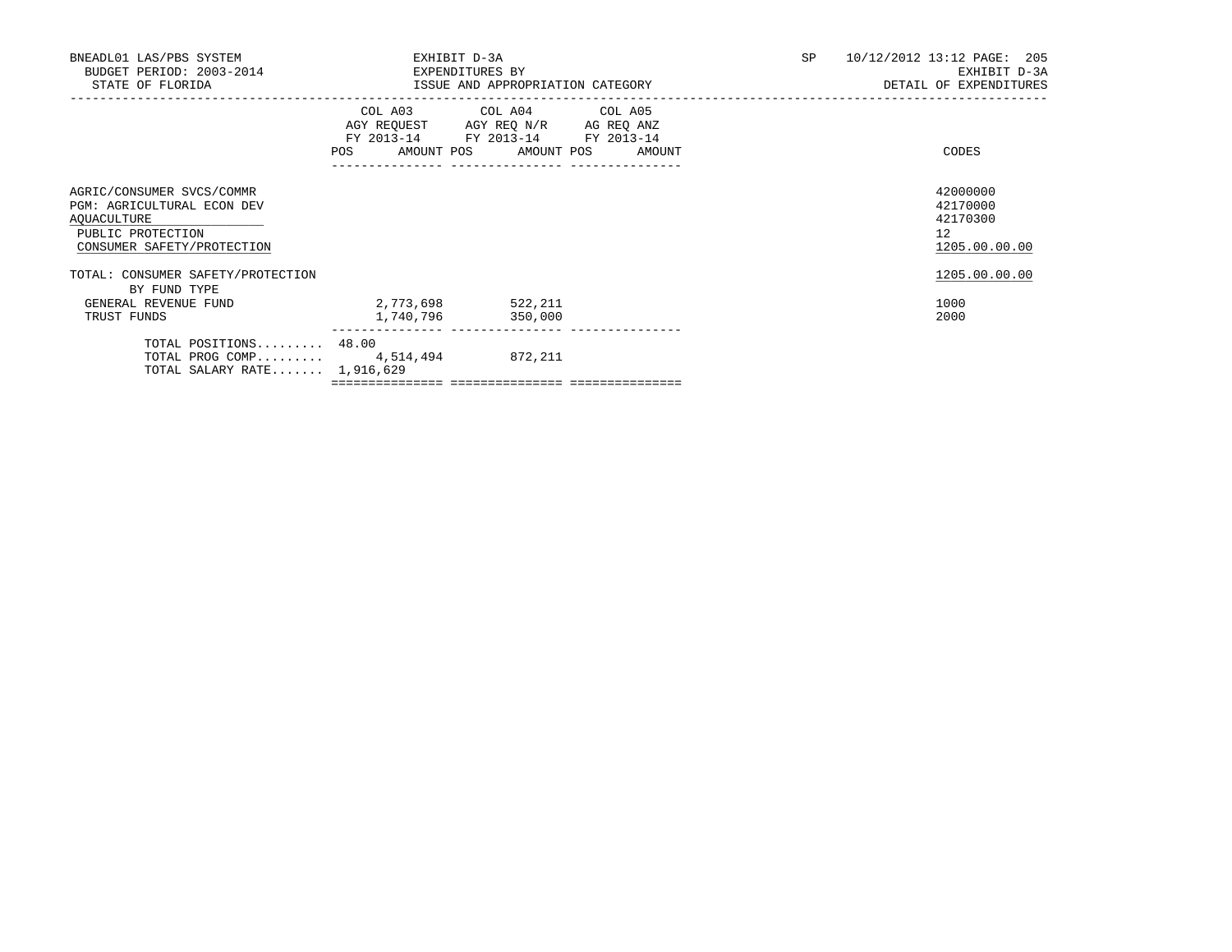| | COL A03 AGY REQUEST FY 2013-14 | | COL A04 AGY REQ N/R FY 2013-14 | | COL A05 AG REQ ANZ FY 2013-14 | | CODES |
|---|---|---|---|---|---|---|---|
| | POS | AMOUNT | POS | AMOUNT | POS | AMOUNT | |
| AGRIC/CONSUMER SVCS/COMMR | | | | | | | 42000000 |
| PGM: AGRICULTURAL ECON DEV | | | | | | | 42170000 |
| AQUACULTURE | | | | | | | 42170300 |
| PUBLIC PROTECTION | | | | | | | 12 |
| CONSUMER SAFETY/PROTECTION | | | | | | | 1205.00.00.00 |
| TOTAL: CONSUMER SAFETY/PROTECTION | | | | | | | 1205.00.00.00 |
| BY FUND TYPE | | | | | | | |
| GENERAL REVENUE FUND | | 2,773,698 | | 522,211 | | | 1000 |
| TRUST FUNDS | | 1,740,796 | | 350,000 | | | 2000 |
| TOTAL POSITIONS......... | 48.00 | | | | | | |
| TOTAL PROG COMP......... | | 4,514,494 | | 872,211 | | | |
| TOTAL SALARY RATE....... | | 1,916,629 | | | | | |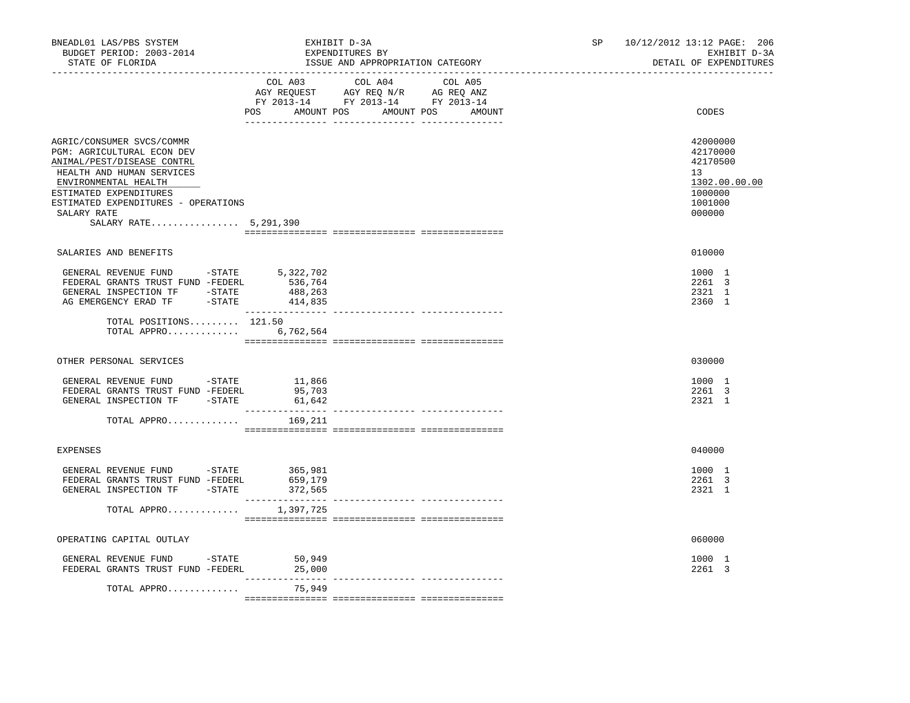BNEADL01 LAS/PBS SYSTEM | EXHIBIT D-3A | SP 10/12/2012 13:12

BUDGET PERIOD: 2003-2014 | EXPENDITURES BY | EXHIBIT D-3A

STATE OF FLORIDA | ISSUE AND APPROPRIATION CATEGORY | DETAIL OF EXPENDITURES

| | COL A03 AGY REQUEST FY 2013-14 POS | AMOUNT | COL A04 AGY REQ N/R FY 2013-14 POS | AMOUNT | COL A05 AG REQ ANZ FY 2013-14 POS | AMOUNT | CODES |
|---|---|---|---|---|---|---|---|
| AGRIC/CONSUMER SVCS/COMMR | | | | | | | 42000000 |
| PGM: AGRICULTURAL ECON DEV | | | | | | | 42170000 |
| ANIMAL/PEST/DISEASE CONTRL | | | | | | | 42170500 |
| HEALTH AND HUMAN SERVICES | | | | | | | 13 |
| ENVIRONMENTAL HEALTH | | | | | | | 1302.00.00.00 |
| ESTIMATED EXPENDITURES | | | | | | | 1000000 |
| ESTIMATED EXPENDITURES - OPERATIONS | | | | | | | 1001000 |
| SALARY RATE | | | | | | | 000000 |
| SALARY RATE................ 5,291,390 | | | | | | | |
| SALARIES AND BENEFITS | | | | | | | 010000 |
| GENERAL REVENUE FUND -STATE | | 5,322,702 | | | | | 1000 1 |
| FEDERAL GRANTS TRUST FUND -FEDERL | | 536,764 | | | | | 2261 3 |
| GENERAL INSPECTION TF -STATE | | 488,263 | | | | | 2321 1 |
| AG EMERGENCY ERAD TF -STATE | | 414,835 | | | | | 2360 1 |
| TOTAL POSITIONS......... | 121.50 | | | | | | |
| TOTAL APPRO............ | | 6,762,564 | | | | | |
| OTHER PERSONAL SERVICES | | | | | | | 030000 |
| GENERAL REVENUE FUND -STATE | | 11,866 | | | | | 1000 1 |
| FEDERAL GRANTS TRUST FUND -FEDERL | | 95,703 | | | | | 2261 3 |
| GENERAL INSPECTION TF -STATE | | 61,642 | | | | | 2321 1 |
| TOTAL APPRO............ | | 169,211 | | | | | |
| EXPENSES | | | | | | | 040000 |
| GENERAL REVENUE FUND -STATE | | 365,981 | | | | | 1000 1 |
| FEDERAL GRANTS TRUST FUND -FEDERL | | 659,179 | | | | | 2261 3 |
| GENERAL INSPECTION TF -STATE | | 372,565 | | | | | 2321 1 |
| TOTAL APPRO............ | | 1,397,725 | | | | | |
| OPERATING CAPITAL OUTLAY | | | | | | | 060000 |
| GENERAL REVENUE FUND -STATE | | 50,949 | | | | | 1000 1 |
| FEDERAL GRANTS TRUST FUND -FEDERL | | 25,000 | | | | | 2261 3 |
| TOTAL APPRO............ | | 75,949 | | | | | |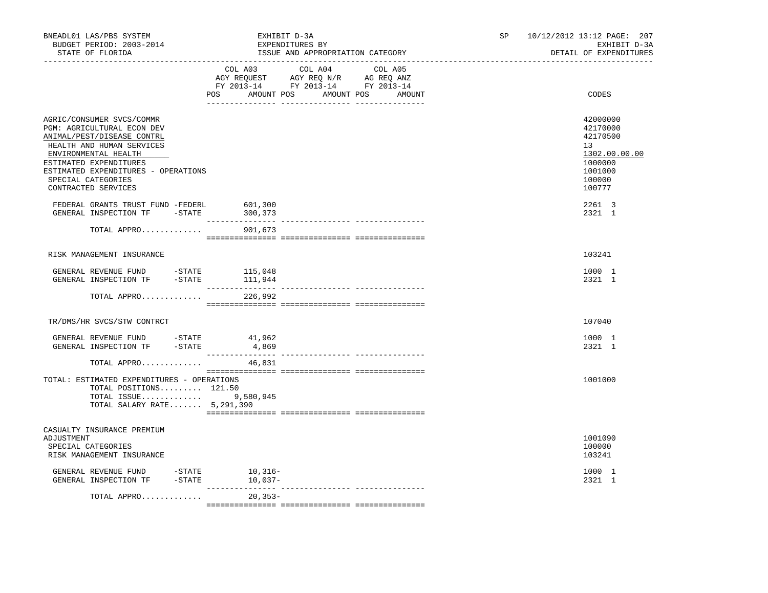BNEADL01 LAS/PBS SYSTEM — BUDGET PERIOD: 2003-2014 — STATE OF FLORIDA

EXHIBIT D-3A — EXPENDITURES BY ISSUE AND APPROPRIATION CATEGORY — DETAIL OF EXPENDITURES

SP 10/12/2012 13:12

| | COL A03 AGY REQUEST FY 2013-14 POS | AMOUNT | COL A04 AGY REQ N/R FY 2013-14 POS | AMOUNT | COL A05 AG REQ ANZ FY 2013-14 POS | AMOUNT | CODES |
|---|---|---|---|---|---|---|---|
| AGRIC/CONSUMER SVCS/COMMR | | | | | | | 42000000 |
| PGM: AGRICULTURAL ECON DEV | | | | | | | 42170000 |
| ANIMAL/PEST/DISEASE CONTRL | | | | | | | 42170500 |
| HEALTH AND HUMAN SERVICES | | | | | | | 13 |
| ENVIRONMENTAL HEALTH | | | | | | | 1302.00.00.00 |
| ESTIMATED EXPENDITURES | | | | | | | 1000000 |
| ESTIMATED EXPENDITURES - OPERATIONS | | | | | | | 1001000 |
| SPECIAL CATEGORIES | | | | | | | 100000 |
| CONTRACTED SERVICES | | | | | | | 100777 |
| FEDERAL GRANTS TRUST FUND -FEDERL | | 601,300 | | | | | 2261 3 |
| GENERAL INSPECTION TF -STATE | | 300,373 | | | | | 2321 1 |
| TOTAL APPRO............. | | 901,673 | | | | | |
| RISK MANAGEMENT INSURANCE | | | | | | | 103241 |
| GENERAL REVENUE FUND -STATE | | 115,048 | | | | | 1000 1 |
| GENERAL INSPECTION TF -STATE | | 111,944 | | | | | 2321 1 |
| TOTAL APPRO............. | | 226,992 | | | | | |
| TR/DMS/HR SVCS/STW CONTRCT | | | | | | | 107040 |
| GENERAL REVENUE FUND -STATE | | 41,962 | | | | | 1000 1 |
| GENERAL INSPECTION TF -STATE | | 4,869 | | | | | 2321 1 |
| TOTAL APPRO............. | | 46,831 | | | | | |
| TOTAL: ESTIMATED EXPENDITURES - OPERATIONS | | | | | | | 1001000 |
| TOTAL POSITIONS......... | 121.50 | | | | | | |
| TOTAL ISSUE............. | | 9,580,945 | | | | | |
| TOTAL SALARY RATE....... | | 5,291,390 | | | | | |
| CASUALTY INSURANCE PREMIUM ADJUSTMENT | | | | | | | 1001090 |
| SPECIAL CATEGORIES | | | | | | | 100000 |
| RISK MANAGEMENT INSURANCE | | | | | | | 103241 |
| GENERAL REVENUE FUND -STATE | | 10,316- | | | | | 1000 1 |
| GENERAL INSPECTION TF -STATE | | 10,037- | | | | | 2321 1 |
| TOTAL APPRO............. | | 20,353- | | | | | |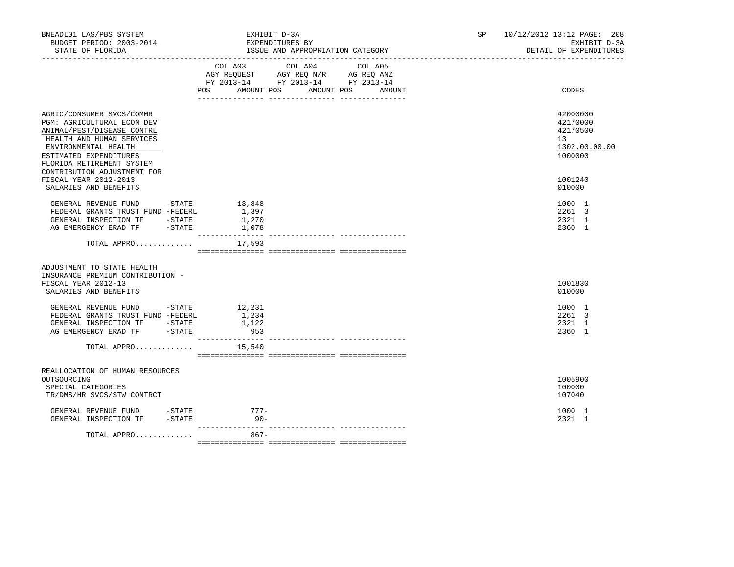BNEADL01 LAS/PBS SYSTEM | EXHIBIT D-3A | SP 10/12/2012 13:12 PAGE: 208
BUDGET PERIOD: 2003-2014 | EXPENDITURES BY | EXHIBIT D-3A
STATE OF FLORIDA | ISSUE AND APPROPRIATION CATEGORY | DETAIL OF EXPENDITURES

| | COL A03 AGY REQUEST FY 2013-14 POS | AMOUNT | COL A04 AGY REQ N/R FY 2013-14 POS | AMOUNT | COL A05 AG REQ ANZ FY 2013-14 POS | AMOUNT | CODES |
|---|---|---|---|---|---|---|---|
| AGRIC/CONSUMER SVCS/COMMR | | | | | | | 42000000 |
| PGM: AGRICULTURAL ECON DEV | | | | | | | 42170000 |
| ANIMAL/PEST/DISEASE CONTRL | | | | | | | 42170500 |
| HEALTH AND HUMAN SERVICES | | | | | | | 13 |
| ENVIRONMENTAL HEALTH | | | | | | | 1302.00.00.00 |
| ESTIMATED EXPENDITURES | | | | | | | 1000000 |
| FLORIDA RETIREMENT SYSTEM CONTRIBUTION ADJUSTMENT FOR FISCAL YEAR 2012-2013 | | | | | | | 1001240 |
| SALARIES AND BENEFITS | | | | | | | 010000 |
| GENERAL REVENUE FUND -STATE | | 13,848 | | | | | 1000 1 |
| FEDERAL GRANTS TRUST FUND -FEDERL | | 1,397 | | | | | 2261 3 |
| GENERAL INSPECTION TF -STATE | | 1,270 | | | | | 2321 1 |
| AG EMERGENCY ERAD TF -STATE | | 1,078 | | | | | 2360 1 |
| TOTAL APPRO............. | | 17,593 | | | | | |
| ADJUSTMENT TO STATE HEALTH INSURANCE PREMIUM CONTRIBUTION - FISCAL YEAR 2012-13 | | | | | | | 1001830 |
| SALARIES AND BENEFITS | | | | | | | 010000 |
| GENERAL REVENUE FUND -STATE | | 12,231 | | | | | 1000 1 |
| FEDERAL GRANTS TRUST FUND -FEDERL | | 1,234 | | | | | 2261 3 |
| GENERAL INSPECTION TF -STATE | | 1,122 | | | | | 2321 1 |
| AG EMERGENCY ERAD TF -STATE | | 953 | | | | | 2360 1 |
| TOTAL APPRO............. | | 15,540 | | | | | |
| REALLOCATION OF HUMAN RESOURCES OUTSOURCING | | | | | | | 1005900 |
| SPECIAL CATEGORIES | | | | | | | 100000 |
| TR/DMS/HR SVCS/STW CONTRCT | | | | | | | 107040 |
| GENERAL REVENUE FUND -STATE | | 777- | | | | | 1000 1 |
| GENERAL INSPECTION TF -STATE | | 90- | | | | | 2321 1 |
| TOTAL APPRO............. | | 867- | | | | | |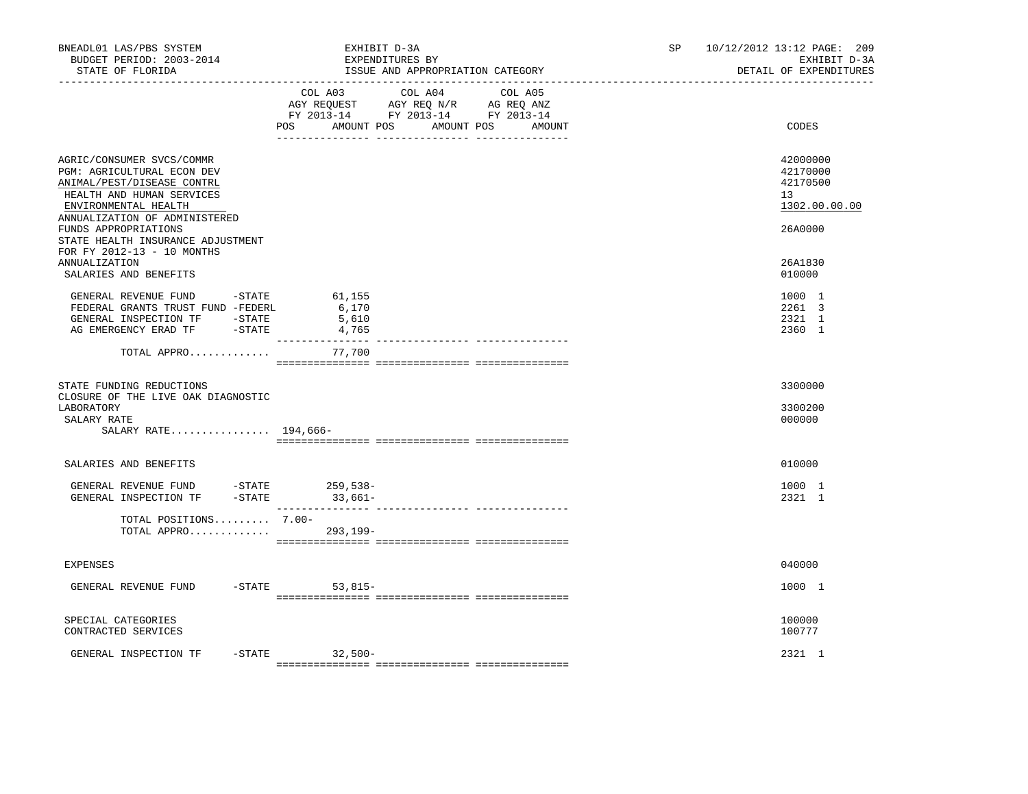BNEADL01 LAS/PBS SYSTEM | EXHIBIT D-3A | SP 10/12/2012 13:12
BUDGET PERIOD: 2003-2014 | EXPENDITURES BY | EXHIBIT D-3A
STATE OF FLORIDA | ISSUE AND APPROPRIATION CATEGORY | DETAIL OF EXPENDITURES

| | COL A03 AGY REQUEST FY 2013-14 POS | AMOUNT | COL A04 AGY REQ N/R FY 2013-14 POS | AMOUNT | COL A05 AG REQ ANZ FY 2013-14 POS | AMOUNT | CODES |
|---|---|---|---|---|---|---|---|
| AGRIC/CONSUMER SVCS/COMMR | | | | | | | 42000000 |
| PGM: AGRICULTURAL ECON DEV | | | | | | | 42170000 |
| ANIMAL/PEST/DISEASE CONTRL | | | | | | | 42170500 |
| HEALTH AND HUMAN SERVICES | | | | | | | 13 |
| ENVIRONMENTAL HEALTH | | | | | | | 1302.00.00.00 |
| ANNUALIZATION OF ADMINISTERED FUNDS APPROPRIATIONS | | | | | | | 26A0000 |
| STATE HEALTH INSURANCE ADJUSTMENT FOR FY 2012-13 - 10 MONTHS ANNUALIZATION | | | | | | | 26A1830 |
| SALARIES AND BENEFITS | | | | | | | 010000 |
| GENERAL REVENUE FUND -STATE | | 61,155 | | | | | 1000 1 |
| FEDERAL GRANTS TRUST FUND -FEDERL | | 6,170 | | | | | 2261 3 |
| GENERAL INSPECTION TF -STATE | | 5,610 | | | | | 2321 1 |
| AG EMERGENCY ERAD TF -STATE | | 4,765 | | | | | 2360 1 |
| TOTAL APPRO............. | | 77,700 | | | | | |
| STATE FUNDING REDUCTIONS | | | | | | | 3300000 |
| CLOSURE OF THE LIVE OAK DIAGNOSTIC LABORATORY | | | | | | | 3300200 |
| SALARY RATE | | | | | | | 000000 |
| SALARY RATE................ | 194,666- | | | | | | |
| SALARIES AND BENEFITS | | | | | | | 010000 |
| GENERAL REVENUE FUND -STATE | | 259,538- | | | | | 1000 1 |
| GENERAL INSPECTION TF -STATE | | 33,661- | | | | | 2321 1 |
| TOTAL POSITIONS......... | 7.00- | | | | | | |
| TOTAL APPRO............. | | 293,199- | | | | | |
| EXPENSES | | | | | | | 040000 |
| GENERAL REVENUE FUND -STATE | | 53,815- | | | | | 1000 1 |
| SPECIAL CATEGORIES | | | | | | | 100000 |
| CONTRACTED SERVICES | | | | | | | 100777 |
| GENERAL INSPECTION TF -STATE | | 32,500- | | | | | 2321 1 |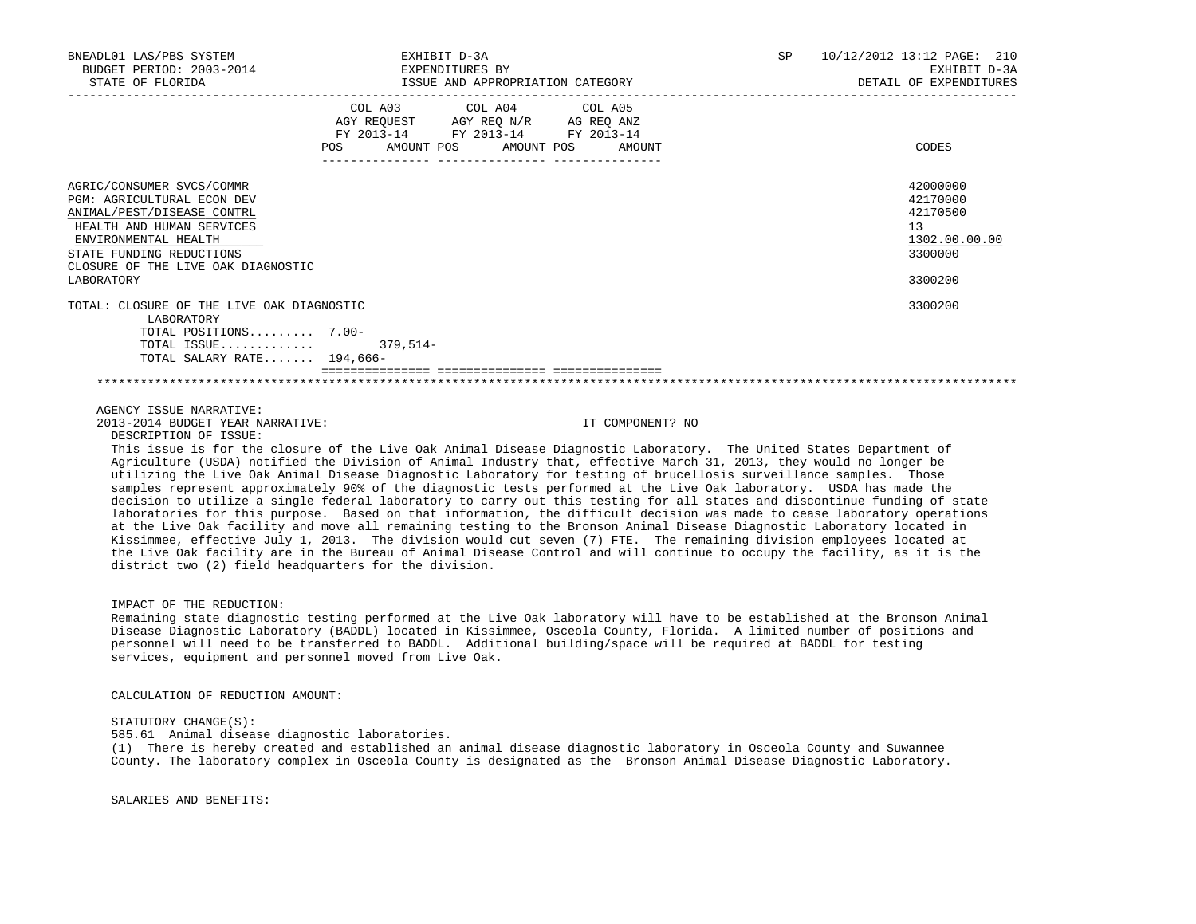| | COL A03 AGY REQUEST FY 2013-14 POS AMOUNT | COL A04 AGY REQ N/R FY 2013-14 POS AMOUNT | COL A05 AG REQ ANZ FY 2013-14 POS AMOUNT | CODES |
|---|---|---|---|---|
| AGRIC/CONSUMER SVCS/COMMR | | | | 42000000 |
| PGM: AGRICULTURAL ECON DEV | | | | 42170000 |
| ANIMAL/PEST/DISEASE CONTRL | | | | 42170500 |
| HEALTH AND HUMAN SERVICES | | | | 13 |
| ENVIRONMENTAL HEALTH | | | | 1302.00.00.00 |
| STATE FUNDING REDUCTIONS | | | | 3300000 |
| CLOSURE OF THE LIVE OAK DIAGNOSTIC LABORATORY | | | | 3300200 |
| TOTAL: CLOSURE OF THE LIVE OAK DIAGNOSTIC LABORATORY | | | | 3300200 |
| TOTAL POSITIONS......... | 7.00- | | | |
| TOTAL ISSUE............ | 379,514- | | | |
| TOTAL SALARY RATE....... | 194,666- | | | |

AGENCY ISSUE NARRATIVE:

2013-2014 BUDGET YEAR NARRATIVE: IT COMPONENT? NO

DESCRIPTION OF ISSUE:

This issue is for the closure of the Live Oak Animal Disease Diagnostic Laboratory. The United States Department of Agriculture (USDA) notified the Division of Animal Industry that, effective March 31, 2013, they would no longer be utilizing the Live Oak Animal Disease Diagnostic Laboratory for testing of brucellosis surveillance samples. Those samples represent approximately 90% of the diagnostic tests performed at the Live Oak laboratory. USDA has made the decision to utilize a single federal laboratory to carry out this testing for all states and discontinue funding of state laboratories for this purpose. Based on that information, the difficult decision was made to cease laboratory operations at the Live Oak facility and move all remaining testing to the Bronson Animal Disease Diagnostic Laboratory located in Kissimmee, effective July 1, 2013. The division would cut seven (7) FTE. The remaining division employees located at the Live Oak facility are in the Bureau of Animal Disease Control and will continue to occupy the facility, as it is the district two (2) field headquarters for the division.

IMPACT OF THE REDUCTION:

Remaining state diagnostic testing performed at the Live Oak laboratory will have to be established at the Bronson Animal Disease Diagnostic Laboratory (BADDL) located in Kissimmee, Osceola County, Florida. A limited number of positions and personnel will need to be transferred to BADDL. Additional building/space will be required at BADDL for testing services, equipment and personnel moved from Live Oak.

CALCULATION OF REDUCTION AMOUNT:

STATUTORY CHANGE(S):

585.61 Animal disease diagnostic laboratories.

(1) There is hereby created and established an animal disease diagnostic laboratory in Osceola County and Suwannee County. The laboratory complex in Osceola County is designated as the Bronson Animal Disease Diagnostic Laboratory.

SALARIES AND BENEFITS: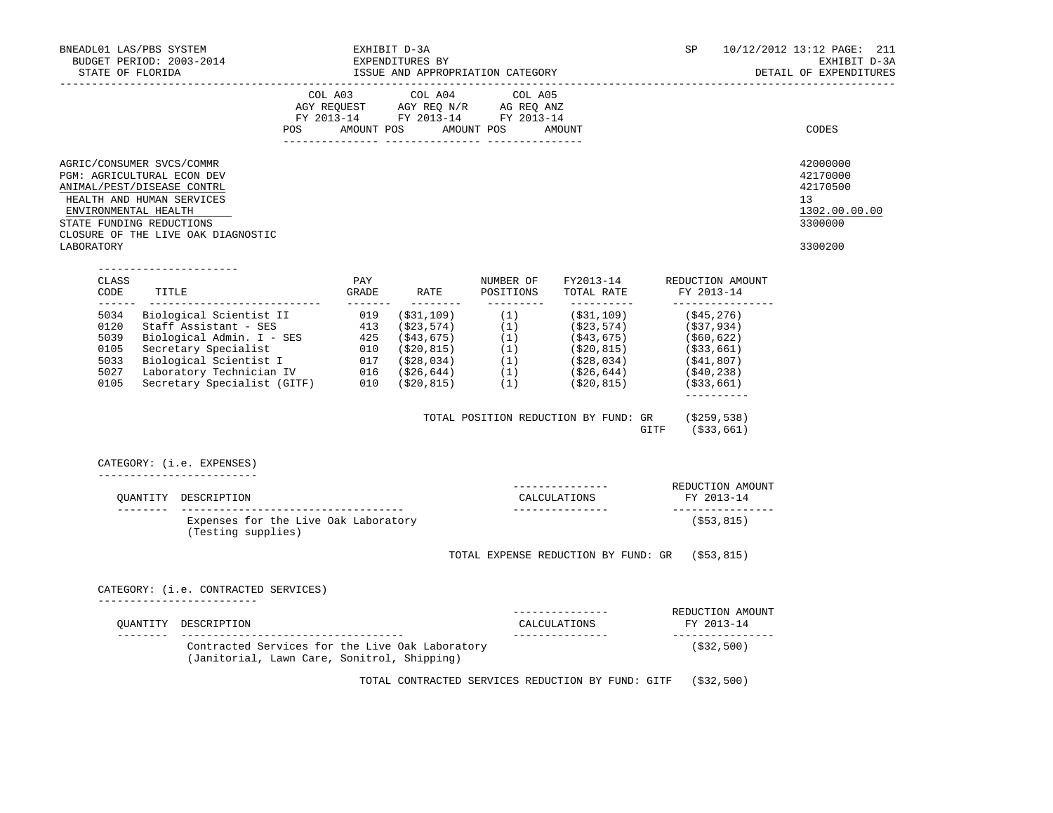BNEADL01 LAS/PBS SYSTEM | EXHIBIT D-3A | SP 10/12/2012 13:12 PAGE: 211
BUDGET PERIOD: 2003-2014 | EXPENDITURES BY | EXHIBIT D-3A
STATE OF FLORIDA | ISSUE AND APPROPRIATION CATEGORY | DETAIL OF EXPENDITURES

| | COL A03 AGY REQUEST FY 2013-14 POS AMOUNT | COL A04 AGY REQ N/R FY 2013-14 POS AMOUNT | COL A05 AG REQ ANZ FY 2013-14 POS AMOUNT | CODES |
|---|---|---|---|---|
| AGRIC/CONSUMER SVCS/COMMR | | | | 42000000 |
| PGM: AGRICULTURAL ECON DEV | | | | 42170000 |
| ANIMAL/PEST/DISEASE CONTRL | | | | 42170500 |
| HEALTH AND HUMAN SERVICES | | | | 13 |
| ENVIRONMENTAL HEALTH | | | | 1302.00.00.00 |
| STATE FUNDING REDUCTIONS | | | | 3300000 |
| CLOSURE OF THE LIVE OAK DIAGNOSTIC LABORATORY | | | | 3300200 |

| CLASS CODE | TITLE | PAY GRADE | RATE | NUMBER OF POSITIONS | FY2013-14 TOTAL RATE | REDUCTION AMOUNT FY 2013-14 |
|---|---|---|---|---|---|---|
| 5034 | Biological Scientist II | 019 | ($31,109) | (1) | ($31,109) | ($45,276) |
| 0120 | Staff Assistant - SES | 413 | ($23,574) | (1) | ($23,574) | ($37,934) |
| 5039 | Biological Admin. I - SES | 425 | ($43,675) | (1) | ($43,675) | ($60,622) |
| 0105 | Secretary Specialist | 010 | ($20,815) | (1) | ($20,815) | ($33,661) |
| 5033 | Biological Scientist I | 017 | ($28,034) | (1) | ($28,034) | ($41,807) |
| 5027 | Laboratory Technician IV | 016 | ($26,644) | (1) | ($26,644) | ($40,238) |
| 0105 | Secretary Specialist (GITF) | 010 | ($20,815) | (1) | ($20,815) | ($33,661) |

TOTAL POSITION REDUCTION BY FUND: GR ($259,538)
GITF ($33,661)

CATEGORY: (i.e. EXPENSES)

| QUANTITY | DESCRIPTION | CALCULATIONS | REDUCTION AMOUNT FY 2013-14 |
|---|---|---|---|
| | Expenses for the Live Oak Laboratory (Testing supplies) | | ($53,815) |

TOTAL EXPENSE REDUCTION BY FUND: GR ($53,815)

CATEGORY: (i.e. CONTRACTED SERVICES)

| QUANTITY | DESCRIPTION | CALCULATIONS | REDUCTION AMOUNT FY 2013-14 |
|---|---|---|---|
| | Contracted Services for the Live Oak Laboratory (Janitorial, Lawn Care, Sonitrol, Shipping) | | ($32,500) |

TOTAL CONTRACTED SERVICES REDUCTION BY FUND: GITF ($32,500)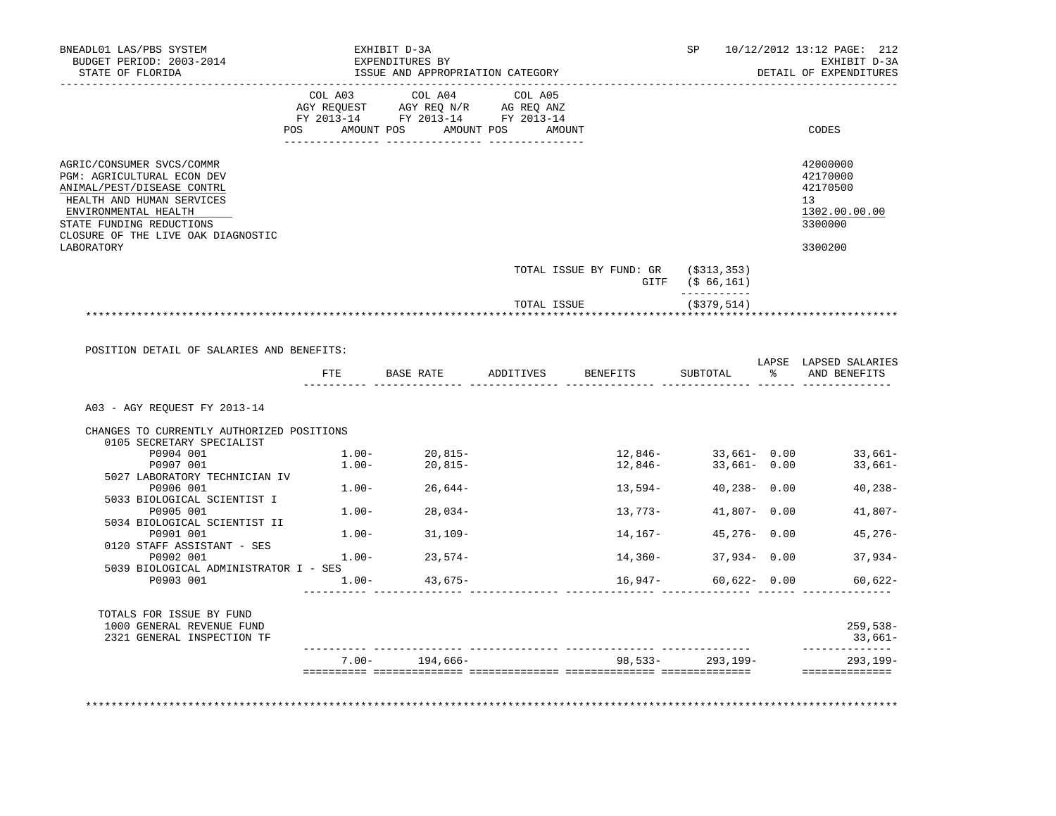BNEADL01 LAS/PBS SYSTEM — EXHIBIT D-3A — SP 10/12/2012 13:12 PAGE: 212
BUDGET PERIOD: 2003-2014 — EXPENDITURES BY — EXHIBIT D-3A
STATE OF FLORIDA — ISSUE AND APPROPRIATION CATEGORY — DETAIL OF EXPENDITURES

| | COL A03 AGY REQUEST FY 2013-14 POS AMOUNT | COL A04 AGY REQ N/R FY 2013-14 POS AMOUNT | COL A05 AG REQ ANZ FY 2013-14 POS AMOUNT | CODES |
|---|---|---|---|---|
| AGRIC/CONSUMER SVCS/COMMR | | | | 42000000 |
| PGM: AGRICULTURAL ECON DEV | | | | 42170000 |
| ANIMAL/PEST/DISEASE CONTRL | | | | 42170500 |
| HEALTH AND HUMAN SERVICES | | | | 13 |
| ENVIRONMENTAL HEALTH | | | | 1302.00.00.00 |
| STATE FUNDING REDUCTIONS | | | | 3300000 |
| CLOSURE OF THE LIVE OAK DIAGNOSTIC LABORATORY | | | | 3300200 |

TOTAL ISSUE BY FUND: GR ($313,353)
GITF ($ 66,161)

TOTAL ISSUE ($379,514)

POSITION DETAIL OF SALARIES AND BENEFITS:

| | FTE | BASE RATE | ADDITIVES | BENEFITS | SUBTOTAL | LAPSE % | LAPSED SALARIES AND BENEFITS |
|---|---|---|---|---|---|---|---|
| A03 - AGY REQUEST FY 2013-14 | | | | | | | |
| CHANGES TO CURRENTLY AUTHORIZED POSITIONS | | | | | | | |
| 0105 SECRETARY SPECIALIST | | | | | | | |
| P0904 001 | 1.00- | 20,815- | | 12,846- | 33,661- | 0.00 | 33,661- |
| P0907 001 | 1.00- | 20,815- | | 12,846- | 33,661- | 0.00 | 33,661- |
| 5027 LABORATORY TECHNICIAN IV | | | | | | | |
| P0906 001 | 1.00- | 26,644- | | 13,594- | 40,238- | 0.00 | 40,238- |
| 5033 BIOLOGICAL SCIENTIST I | | | | | | | |
| P0905 001 | 1.00- | 28,034- | | 13,773- | 41,807- | 0.00 | 41,807- |
| 5034 BIOLOGICAL SCIENTIST II | | | | | | | |
| P0901 001 | 1.00- | 31,109- | | 14,167- | 45,276- | 0.00 | 45,276- |
| 0120 STAFF ASSISTANT - SES | | | | | | | |
| P0902 001 | 1.00- | 23,574- | | 14,360- | 37,934- | 0.00 | 37,934- |
| 5039 BIOLOGICAL ADMINISTRATOR I - SES | | | | | | | |
| P0903 001 | 1.00- | 43,675- | | 16,947- | 60,622- | 0.00 | 60,622- |
| TOTALS FOR ISSUE BY FUND | | | | | | | |
| 1000 GENERAL REVENUE FUND | | | | | | | 259,538- |
| 2321 GENERAL INSPECTION TF | | | | | | | 33,661- |
| | 7.00- | 194,666- | | 98,533- | 293,199- | | 293,199- |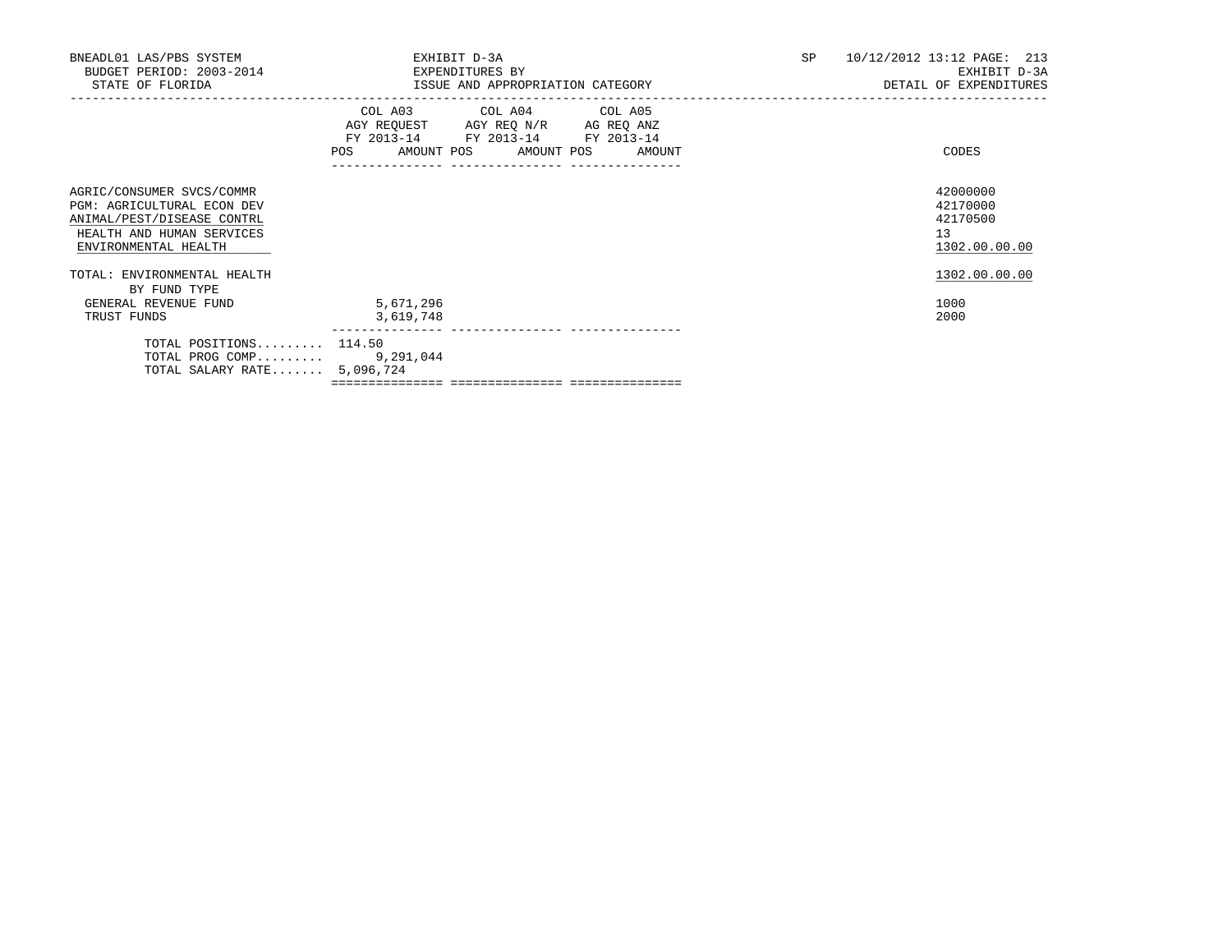BNEADL01 LAS/PBS SYSTEM
BUDGET PERIOD: 2003-2014
STATE OF FLORIDA

EXHIBIT D-3A
EXPENDITURES BY
ISSUE AND APPROPRIATION CATEGORY

SP 10/12/2012 13:12 PAGE: 213
EXHIBIT D-3A
DETAIL OF EXPENDITURES

| | COL A03 AGY REQUEST FY 2013-14 POS | AMOUNT | COL A04 AGY REQ N/R FY 2013-14 POS | AMOUNT | COL A05 AG REQ ANZ FY 2013-14 POS | AMOUNT | CODES |
|---|---|---|---|---|---|---|---|
| AGRIC/CONSUMER SVCS/COMMR | | | | | | | 42000000 |
| PGM: AGRICULTURAL ECON DEV | | | | | | | 42170000 |
| ANIMAL/PEST/DISEASE CONTRL | | | | | | | 42170500 |
| HEALTH AND HUMAN SERVICES | | | | | | | 13 |
| ENVIRONMENTAL HEALTH | | | | | | | 1302.00.00.00 |
| TOTAL: ENVIRONMENTAL HEALTH | | | | | | | 1302.00.00.00 |
| BY FUND TYPE | | | | | | | |
| GENERAL REVENUE FUND | | 5,671,296 | | | | | 1000 |
| TRUST FUNDS | | 3,619,748 | | | | | 2000 |
| TOTAL POSITIONS......... | 114.50 | | | | | | |
| TOTAL PROG COMP......... | | 9,291,044 | | | | | |
| TOTAL SALARY RATE....... | | 5,096,724 | | | | | |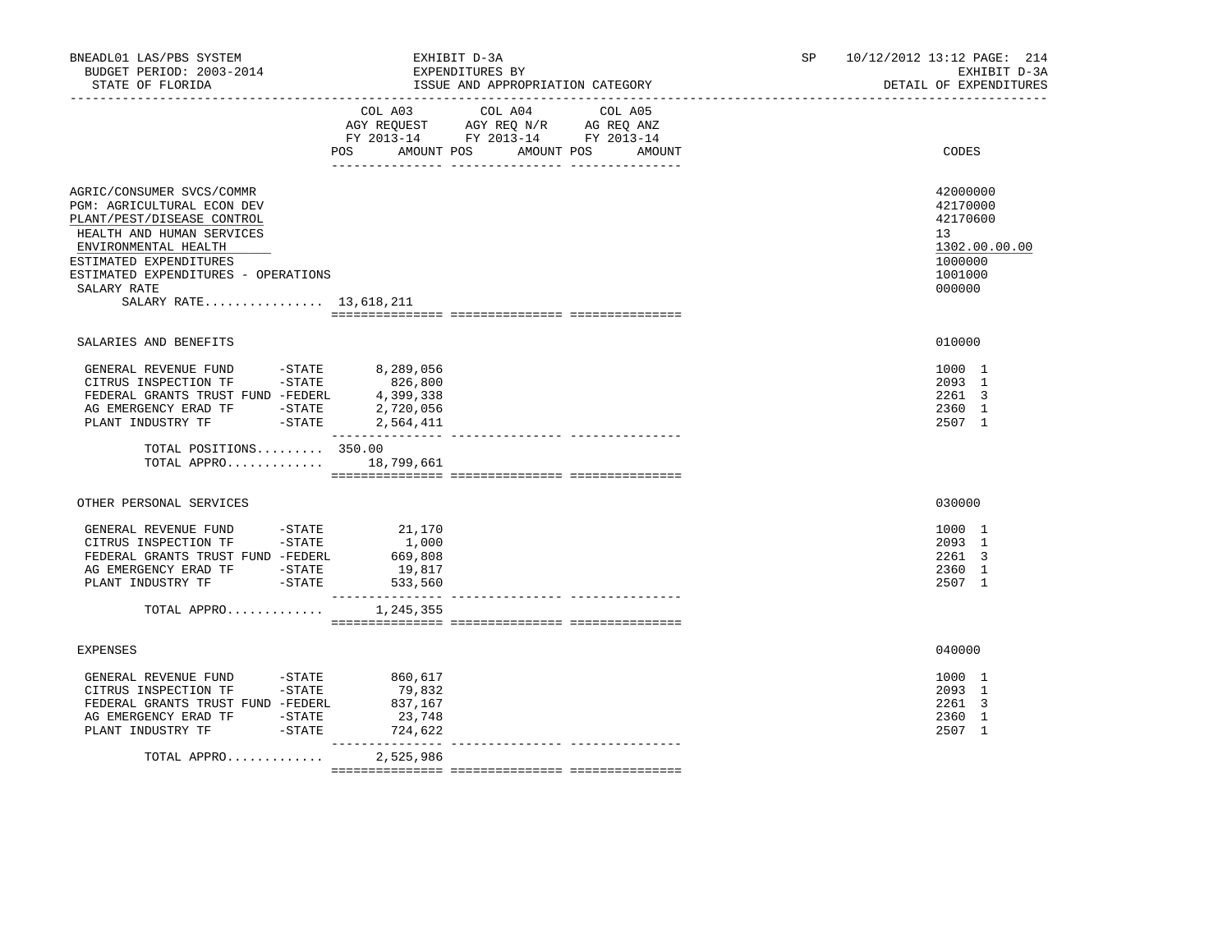BNEADL01 LAS/PBS SYSTEM | EXHIBIT D-3A | SP 10/12/2012 13:12

BUDGET PERIOD: 2003-2014 | EXPENDITURES BY | EXHIBIT D-3A

STATE OF FLORIDA | ISSUE AND APPROPRIATION CATEGORY | DETAIL OF EXPENDITURES

| | COL A03 AGY REQUEST FY 2013-14 POS | AMOUNT | COL A04 AGY REQ N/R FY 2013-14 POS | AMOUNT | COL A05 AG REQ ANZ FY 2013-14 POS | AMOUNT | CODES |
|---|---|---|---|---|---|---|---|
| AGRIC/CONSUMER SVCS/COMMR | | | | | | | 42000000 |
| PGM: AGRICULTURAL ECON DEV | | | | | | | 42170000 |
| PLANT/PEST/DISEASE CONTROL | | | | | | | 42170600 |
| HEALTH AND HUMAN SERVICES | | | | | | | 13 |
| ENVIRONMENTAL HEALTH | | | | | | | 1302.00.00.00 |
| ESTIMATED EXPENDITURES | | | | | | | 1000000 |
| ESTIMATED EXPENDITURES - OPERATIONS | | | | | | | 1001000 |
| SALARY RATE | | | | | | | 000000 |
| SALARY RATE................ 13,618,211 | | | | | | | |
| SALARIES AND BENEFITS | | | | | | | 010000 |
| GENERAL REVENUE FUND -STATE | | 8,289,056 | | | | | 1000 1 |
| CITRUS INSPECTION TF -STATE | | 826,800 | | | | | 2093 1 |
| FEDERAL GRANTS TRUST FUND -FEDERL | | 4,399,338 | | | | | 2261 3 |
| AG EMERGENCY ERAD TF -STATE | | 2,720,056 | | | | | 2360 1 |
| PLANT INDUSTRY TF -STATE | | 2,564,411 | | | | | 2507 1 |
| TOTAL POSITIONS......... | 350.00 | | | | | | |
| TOTAL APPRO............. | | 18,799,661 | | | | | |
| OTHER PERSONAL SERVICES | | | | | | | 030000 |
| GENERAL REVENUE FUND -STATE | | 21,170 | | | | | 1000 1 |
| CITRUS INSPECTION TF -STATE | | 1,000 | | | | | 2093 1 |
| FEDERAL GRANTS TRUST FUND -FEDERL | | 669,808 | | | | | 2261 3 |
| AG EMERGENCY ERAD TF -STATE | | 19,817 | | | | | 2360 1 |
| PLANT INDUSTRY TF -STATE | | 533,560 | | | | | 2507 1 |
| TOTAL APPRO............. | | 1,245,355 | | | | | |
| EXPENSES | | | | | | | 040000 |
| GENERAL REVENUE FUND -STATE | | 860,617 | | | | | 1000 1 |
| CITRUS INSPECTION TF -STATE | | 79,832 | | | | | 2093 1 |
| FEDERAL GRANTS TRUST FUND -FEDERL | | 837,167 | | | | | 2261 3 |
| AG EMERGENCY ERAD TF -STATE | | 23,748 | | | | | 2360 1 |
| PLANT INDUSTRY TF -STATE | | 724,622 | | | | | 2507 1 |
| TOTAL APPRO............. | | 2,525,986 | | | | | |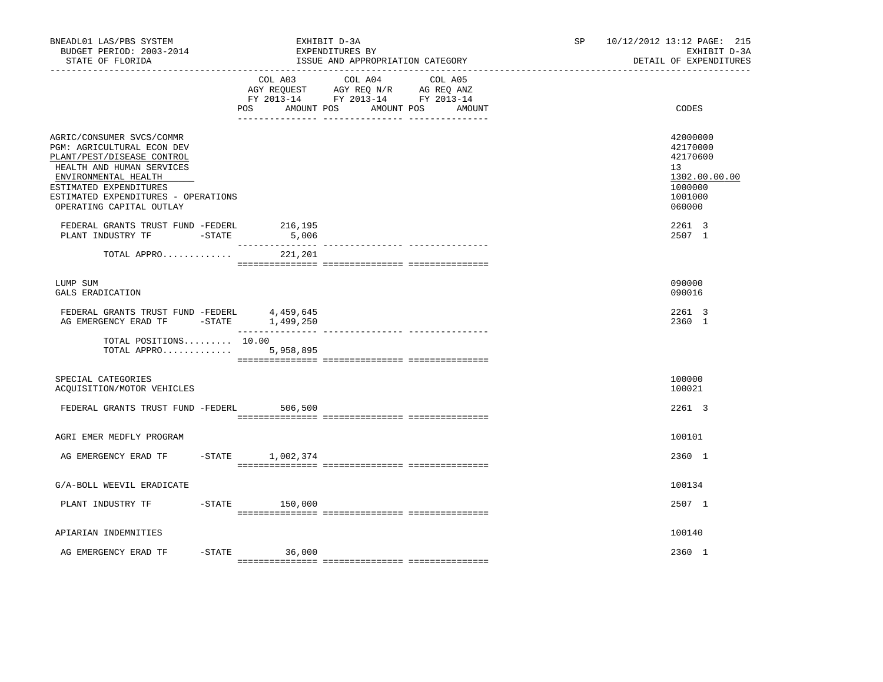BNEADL01 LAS/PBS SYSTEM — EXHIBIT D-3A — SP 10/12/2012 13:12 PAGE: 215
BUDGET PERIOD: 2003-2014 — EXPENDITURES BY — EXHIBIT D-3A
STATE OF FLORIDA — ISSUE AND APPROPRIATION CATEGORY — DETAIL OF EXPENDITURES

| | COL A03 AGY REQUEST FY 2013-14 POS AMOUNT | COL A04 AGY REQ N/R FY 2013-14 POS AMOUNT | COL A05 AG REQ ANZ FY 2013-14 POS AMOUNT | CODES |
|---|---|---|---|---|
| AGRIC/CONSUMER SVCS/COMMR | | | | 42000000 |
| PGM: AGRICULTURAL ECON DEV | | | | 42170000 |
| PLANT/PEST/DISEASE CONTROL | | | | 42170600 |
| HEALTH AND HUMAN SERVICES | | | | 13 |
| ENVIRONMENTAL HEALTH | | | | 1302.00.00.00 |
| ESTIMATED EXPENDITURES | | | | 1000000 |
| ESTIMATED EXPENDITURES - OPERATIONS | | | | 1001000 |
| OPERATING CAPITAL OUTLAY | | | | 060000 |
| FEDERAL GRANTS TRUST FUND -FEDERL | 216,195 | | | 2261 3 |
| PLANT INDUSTRY TF -STATE | 5,006 | | | 2507 1 |
| TOTAL APPRO............. | 221,201 | | | |
| LUMP SUM | | | | 090000 |
| GALS ERADICATION | | | | 090016 |
| FEDERAL GRANTS TRUST FUND -FEDERL | 4,459,645 | | | 2261 3 |
| AG EMERGENCY ERAD TF -STATE | 1,499,250 | | | 2360 1 |
| TOTAL POSITIONS......... | 10.00 | | | |
| TOTAL APPRO............. | 5,958,895 | | | |
| SPECIAL CATEGORIES | | | | 100000 |
| ACQUISITION/MOTOR VEHICLES | | | | 100021 |
| FEDERAL GRANTS TRUST FUND -FEDERL | 506,500 | | | 2261 3 |
| AGRI EMER MEDFLY PROGRAM | | | | 100101 |
| AG EMERGENCY ERAD TF -STATE | 1,002,374 | | | 2360 1 |
| G/A-BOLL WEEVIL ERADICATE | | | | 100134 |
| PLANT INDUSTRY TF -STATE | 150,000 | | | 2507 1 |
| APIARIAN INDEMNITIES | | | | 100140 |
| AG EMERGENCY ERAD TF -STATE | 36,000 | | | 2360 1 |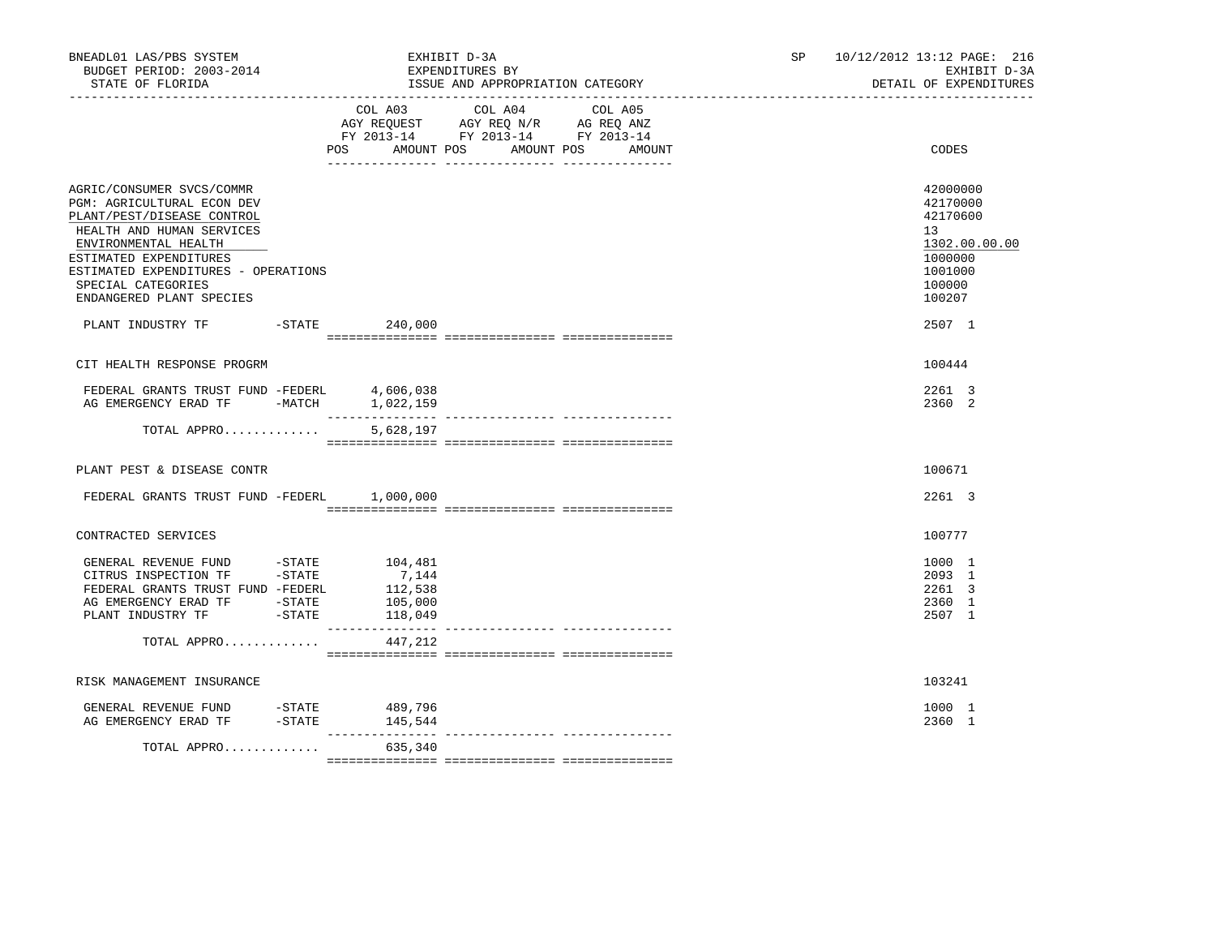BNEADL01 LAS/PBS SYSTEM | EXHIBIT D-3A | SP 10/12/2012 13:12 PAGE: 216
BUDGET PERIOD: 2003-2014 | EXPENDITURES BY | EXHIBIT D-3A
STATE OF FLORIDA | ISSUE AND APPROPRIATION CATEGORY | DETAIL OF EXPENDITURES

| | COL A03 AGY REQUEST FY 2013-14 POS AMOUNT | COL A04 AGY REQ N/R FY 2013-14 POS AMOUNT | COL A05 AG REQ ANZ FY 2013-14 POS AMOUNT | CODES |
|---|---|---|---|---|
| AGRIC/CONSUMER SVCS/COMMR | | | | 42000000 |
| PGM: AGRICULTURAL ECON DEV | | | | 42170000 |
| PLANT/PEST/DISEASE CONTROL | | | | 42170600 |
| HEALTH AND HUMAN SERVICES | | | | 13 |
| ENVIRONMENTAL HEALTH | | | | 1302.00.00.00 |
| ESTIMATED EXPENDITURES | | | | 1000000 |
| ESTIMATED EXPENDITURES - OPERATIONS | | | | 1001000 |
| SPECIAL CATEGORIES | | | | 100000 |
| ENDANGERED PLANT SPECIES | | | | 100207 |
| PLANT INDUSTRY TF -STATE | 240,000 | | | 2507 1 |
| CIT HEALTH RESPONSE PROGRM | | | | 100444 |
| FEDERAL GRANTS TRUST FUND -FEDERL | 4,606,038 | | | 2261 3 |
| AG EMERGENCY ERAD TF -MATCH | 1,022,159 | | | 2360 2 |
| TOTAL APPRO............. | 5,628,197 | | | |
| PLANT PEST & DISEASE CONTR | | | | 100671 |
| FEDERAL GRANTS TRUST FUND -FEDERL | 1,000,000 | | | 2261 3 |
| CONTRACTED SERVICES | | | | 100777 |
| GENERAL REVENUE FUND -STATE | 104,481 | | | 1000 1 |
| CITRUS INSPECTION TF -STATE | 7,144 | | | 2093 1 |
| FEDERAL GRANTS TRUST FUND -FEDERL | 112,538 | | | 2261 3 |
| AG EMERGENCY ERAD TF -STATE | 105,000 | | | 2360 1 |
| PLANT INDUSTRY TF -STATE | 118,049 | | | 2507 1 |
| TOTAL APPRO............. | 447,212 | | | |
| RISK MANAGEMENT INSURANCE | | | | 103241 |
| GENERAL REVENUE FUND -STATE | 489,796 | | | 1000 1 |
| AG EMERGENCY ERAD TF -STATE | 145,544 | | | 2360 1 |
| TOTAL APPRO............. | 635,340 | | | |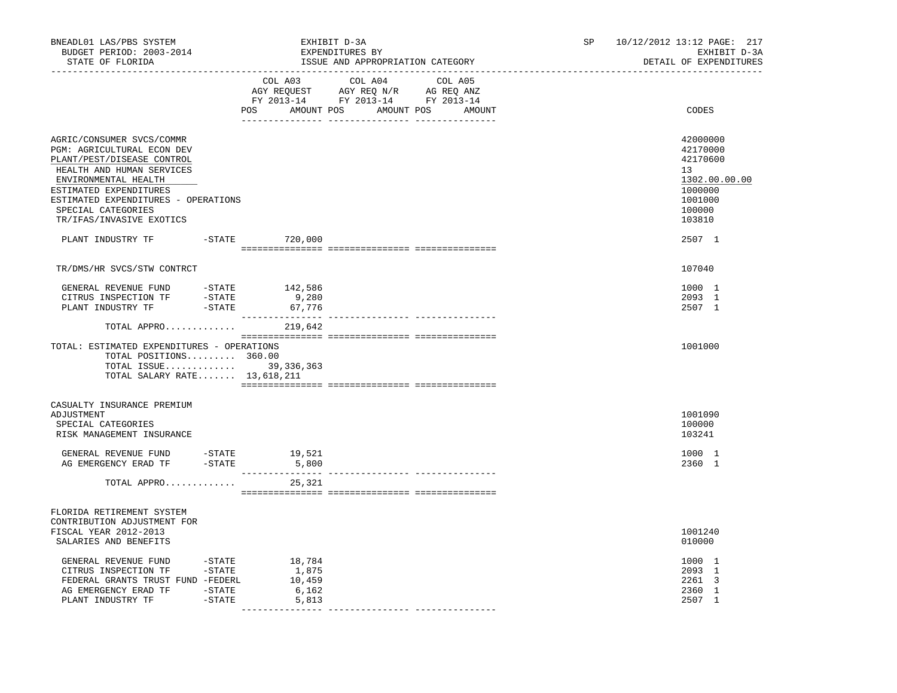BNEADL01 LAS/PBS SYSTEM — EXHIBIT D-3A — SP 10/12/2012 13:12

BUDGET PERIOD: 2003-2014 — EXPENDITURES BY — EXHIBIT D-3A

STATE OF FLORIDA — ISSUE AND APPROPRIATION CATEGORY — DETAIL OF EXPENDITURES

| | COL A03 AGY REQUEST FY 2013-14 POS AMOUNT | COL A04 AGY REQ N/R FY 2013-14 POS AMOUNT | COL A05 AG REQ ANZ FY 2013-14 POS AMOUNT | CODES |
|---|---|---|---|---|
| AGRIC/CONSUMER SVCS/COMMR | | | | 42000000 |
| PGM: AGRICULTURAL ECON DEV | | | | 42170000 |
| PLANT/PEST/DISEASE CONTROL | | | | 42170600 |
| HEALTH AND HUMAN SERVICES | | | | 13 |
| ENVIRONMENTAL HEALTH | | | | 1302.00.00.00 |
| ESTIMATED EXPENDITURES | | | | 1000000 |
| ESTIMATED EXPENDITURES - OPERATIONS | | | | 1001000 |
| SPECIAL CATEGORIES | | | | 100000 |
| TR/IFAS/INVASIVE EXOTICS | | | | 103810 |
| PLANT INDUSTRY TF -STATE | 720,000 | | | 2507 1 |
| TR/DMS/HR SVCS/STW CONTRCT | | | | 107040 |
| GENERAL REVENUE FUND -STATE | 142,586 | | | 1000 1 |
| CITRUS INSPECTION TF -STATE | 9,280 | | | 2093 1 |
| PLANT INDUSTRY TF -STATE | 67,776 | | | 2507 1 |
| TOTAL APPRO............ | 219,642 | | | |
| TOTAL: ESTIMATED EXPENDITURES - OPERATIONS | | | | 1001000 |
| TOTAL POSITIONS......... | 360.00 | | | |
| TOTAL ISSUE............ | 39,336,363 | | | |
| TOTAL SALARY RATE....... | 13,618,211 | | | |
| CASUALTY INSURANCE PREMIUM ADJUSTMENT | | | | 1001090 |
| SPECIAL CATEGORIES | | | | 100000 |
| RISK MANAGEMENT INSURANCE | | | | 103241 |
| GENERAL REVENUE FUND -STATE | 19,521 | | | 1000 1 |
| AG EMERGENCY ERAD TF -STATE | 5,800 | | | 2360 1 |
| TOTAL APPRO............ | 25,321 | | | |
| FLORIDA RETIREMENT SYSTEM CONTRIBUTION ADJUSTMENT FOR FISCAL YEAR 2012-2013 | | | | 1001240 |
| SALARIES AND BENEFITS | | | | 010000 |
| GENERAL REVENUE FUND -STATE | 18,784 | | | 1000 1 |
| CITRUS INSPECTION TF -STATE | 1,875 | | | 2093 1 |
| FEDERAL GRANTS TRUST FUND -FEDERL | 10,459 | | | 2261 3 |
| AG EMERGENCY ERAD TF -STATE | 6,162 | | | 2360 1 |
| PLANT INDUSTRY TF -STATE | 5,813 | | | 2507 1 |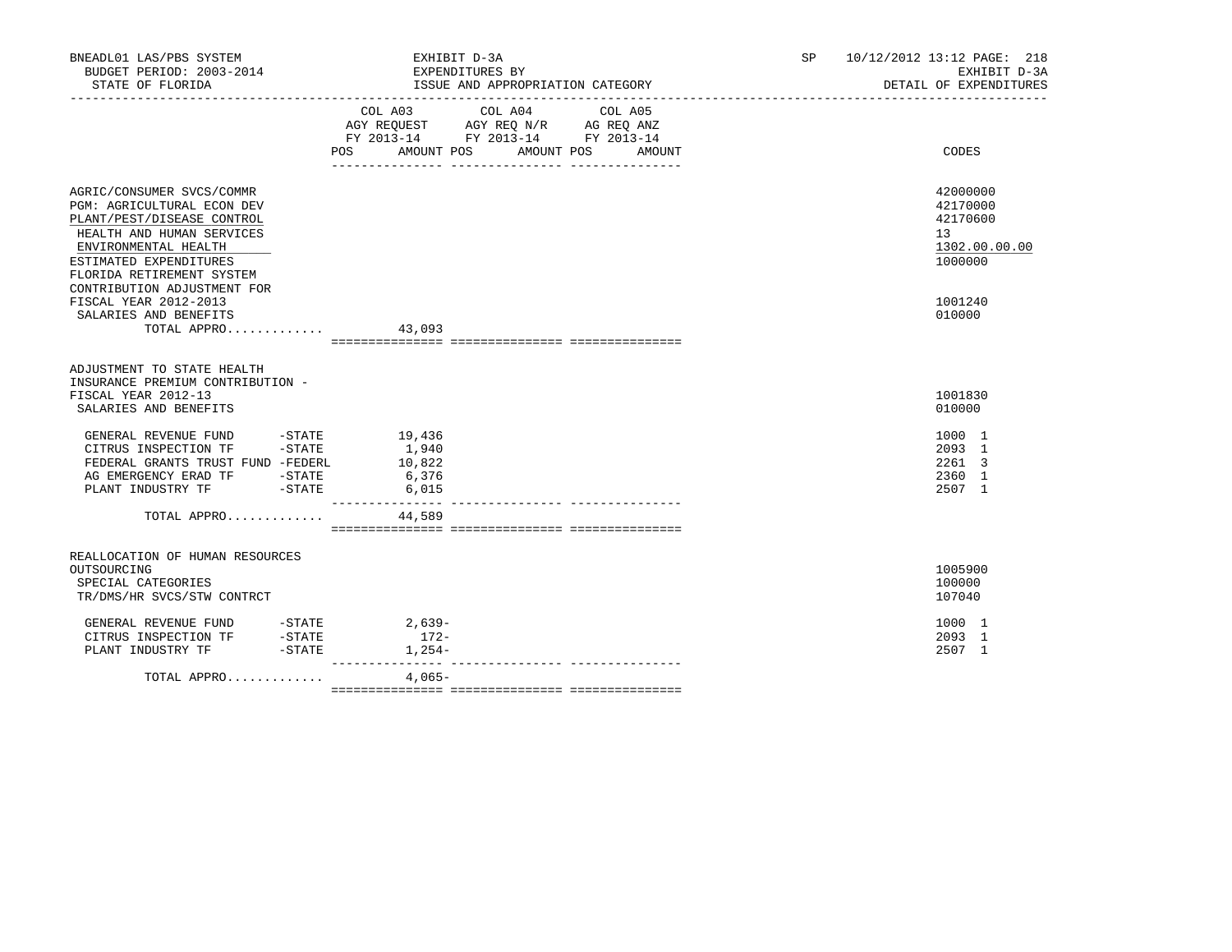BNEADL01 LAS/PBS SYSTEM — EXHIBIT D-3A — SP 10/12/2012 13:12
BUDGET PERIOD: 2003-2014 — EXPENDITURES BY — EXHIBIT D-3A
STATE OF FLORIDA — ISSUE AND APPROPRIATION CATEGORY — DETAIL OF EXPENDITURES

| | COL A03 AGY REQUEST FY 2013-14 POS | AMOUNT | COL A04 AGY REQ N/R FY 2013-14 POS | AMOUNT | COL A05 AG REQ ANZ FY 2013-14 POS | AMOUNT | CODES |
|---|---|---|---|---|---|---|---|
| AGRIC/CONSUMER SVCS/COMMR | | | | | | | 42000000 |
| PGM: AGRICULTURAL ECON DEV | | | | | | | 42170000 |
| PLANT/PEST/DISEASE CONTROL | | | | | | | 42170600 |
| HEALTH AND HUMAN SERVICES | | | | | | | 13 |
| ENVIRONMENTAL HEALTH | | | | | | | 1302.00.00.00 |
| ESTIMATED EXPENDITURES | | | | | | | 1000000 |
| FLORIDA RETIREMENT SYSTEM CONTRIBUTION ADJUSTMENT FOR FISCAL YEAR 2012-2013 | | | | | | | 1001240 |
| SALARIES AND BENEFITS | | | | | | | 010000 |
| TOTAL APPRO............. | | 43,093 | | | | | |
| ADJUSTMENT TO STATE HEALTH INSURANCE PREMIUM CONTRIBUTION - FISCAL YEAR 2012-13 | | | | | | | 1001830 |
| SALARIES AND BENEFITS | | | | | | | 010000 |
| GENERAL REVENUE FUND -STATE | | 19,436 | | | | | 1000 1 |
| CITRUS INSPECTION TF -STATE | | 1,940 | | | | | 2093 1 |
| FEDERAL GRANTS TRUST FUND -FEDERL | | 10,822 | | | | | 2261 3 |
| AG EMERGENCY ERAD TF -STATE | | 6,376 | | | | | 2360 1 |
| PLANT INDUSTRY TF -STATE | | 6,015 | | | | | 2507 1 |
| TOTAL APPRO............. | | 44,589 | | | | | |
| REALLOCATION OF HUMAN RESOURCES OUTSOURCING | | | | | | | 1005900 |
| SPECIAL CATEGORIES | | | | | | | 100000 |
| TR/DMS/HR SVCS/STW CONTRCT | | | | | | | 107040 |
| GENERAL REVENUE FUND -STATE | | 2,639- | | | | | 1000 1 |
| CITRUS INSPECTION TF -STATE | | 172- | | | | | 2093 1 |
| PLANT INDUSTRY TF -STATE | | 1,254- | | | | | 2507 1 |
| TOTAL APPRO............. | | 4,065- | | | | | |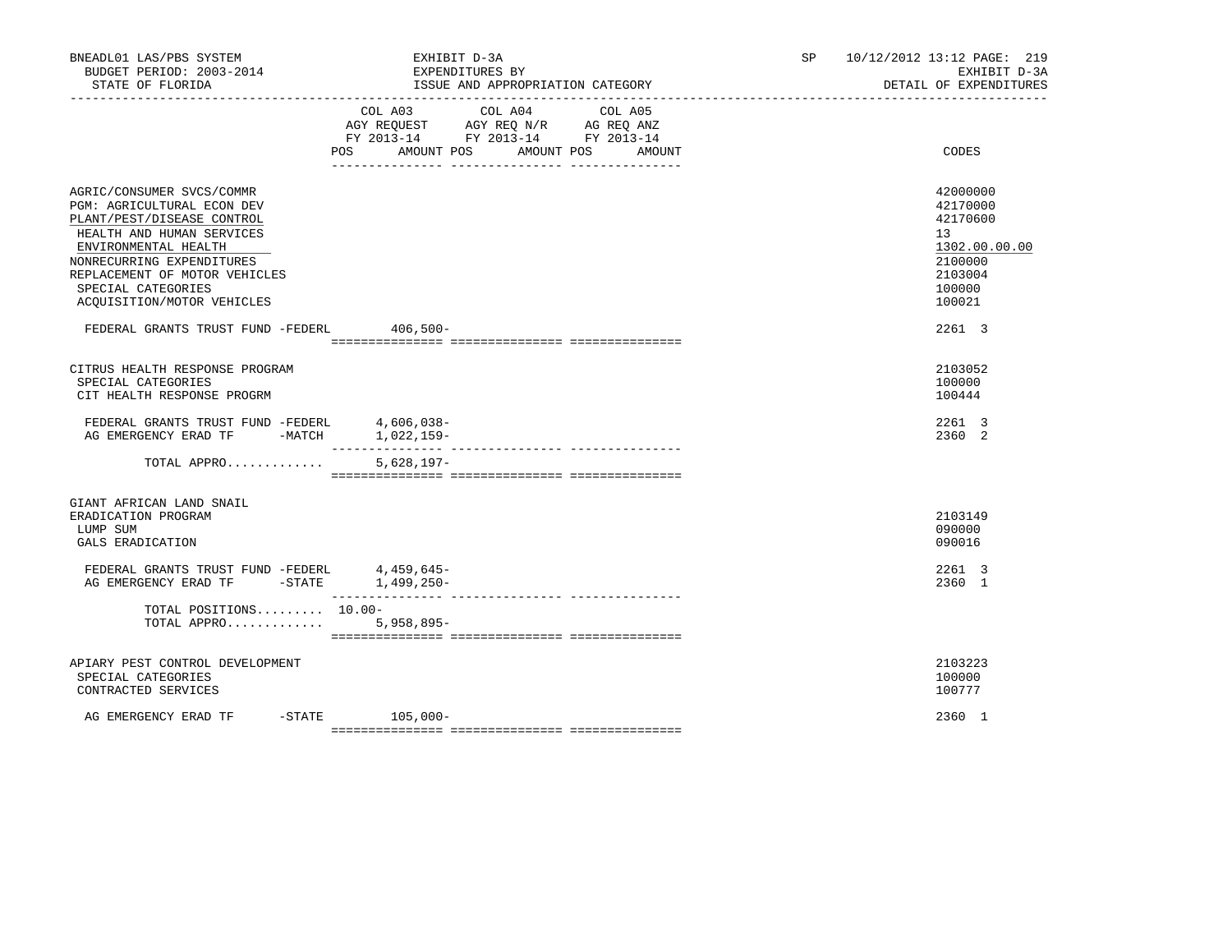BNEADL01 LAS/PBS SYSTEM | EXHIBIT D-3A | SP 10/12/2012 13:12
BUDGET PERIOD: 2003-2014 | EXPENDITURES BY | EXHIBIT D-3A
STATE OF FLORIDA | ISSUE AND APPROPRIATION CATEGORY | DETAIL OF EXPENDITURES

| | COL A03 AGY REQUEST FY 2013-14 POS AMOUNT | COL A04 AGY REQ N/R FY 2013-14 POS AMOUNT | COL A05 AG REQ ANZ FY 2013-14 POS AMOUNT | CODES |
|---|---|---|---|---|
| AGRIC/CONSUMER SVCS/COMMR | | | | 42000000 |
| PGM: AGRICULTURAL ECON DEV | | | | 42170000 |
| PLANT/PEST/DISEASE CONTROL | | | | 42170600 |
| HEALTH AND HUMAN SERVICES | | | | 13 |
| ENVIRONMENTAL HEALTH | | | | 1302.00.00.00 |
| NONRECURRING EXPENDITURES | | | | 2100000 |
| REPLACEMENT OF MOTOR VEHICLES | | | | 2103004 |
| SPECIAL CATEGORIES | | | | 100000 |
| ACQUISITION/MOTOR VEHICLES | | | | 100021 |
| FEDERAL GRANTS TRUST FUND -FEDERL | 406,500- | | | 2261 3 |
| CITRUS HEALTH RESPONSE PROGRAM | | | | 2103052 |
| SPECIAL CATEGORIES | | | | 100000 |
| CIT HEALTH RESPONSE PROGRM | | | | 100444 |
| FEDERAL GRANTS TRUST FUND -FEDERL | 4,606,038- | | | 2261 3 |
| AG EMERGENCY ERAD TF -MATCH | 1,022,159- | | | 2360 2 |
| TOTAL APPRO............. | 5,628,197- | | | |
| GIANT AFRICAN LAND SNAIL ERADICATION PROGRAM | | | | 2103149 |
| LUMP SUM | | | | 090000 |
| GALS ERADICATION | | | | 090016 |
| FEDERAL GRANTS TRUST FUND -FEDERL | 4,459,645- | | | 2261 3 |
| AG EMERGENCY ERAD TF -STATE | 1,499,250- | | | 2360 1 |
| TOTAL POSITIONS......... | 10.00- | | | |
| TOTAL APPRO............. | 5,958,895- | | | |
| APIARY PEST CONTROL DEVELOPMENT | | | | 2103223 |
| SPECIAL CATEGORIES | | | | 100000 |
| CONTRACTED SERVICES | | | | 100777 |
| AG EMERGENCY ERAD TF -STATE | 105,000- | | | 2360 1 |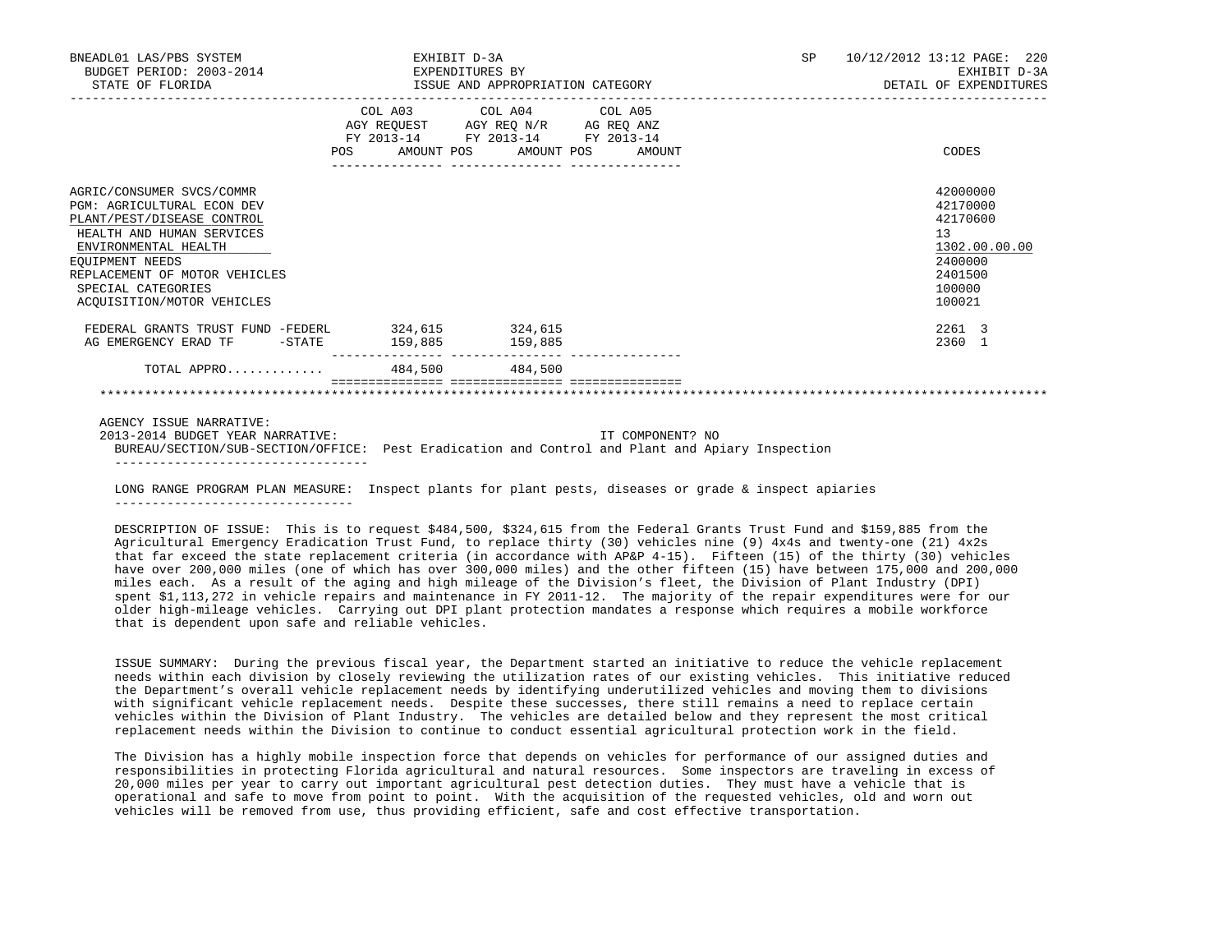BNEADL01 LAS/PBS SYSTEM
BUDGET PERIOD: 2003-2014
STATE OF FLORIDA

EXHIBIT D-3A
EXPENDITURES BY
ISSUE AND APPROPRIATION CATEGORY

SP 10/12/2012 13:12
EXHIBIT D-3A
DETAIL OF EXPENDITURES

| | COL A03 AGY REQUEST FY 2013-14 POS | AMOUNT | COL A04 AGY REQ N/R FY 2013-14 POS | AMOUNT | COL A05 AG REQ ANZ FY 2013-14 POS | AMOUNT | CODES |
|---|---|---|---|---|---|---|---|
| AGRIC/CONSUMER SVCS/COMMR | | | | | | | 42000000 |
| PGM: AGRICULTURAL ECON DEV | | | | | | | 42170000 |
| PLANT/PEST/DISEASE CONTROL | | | | | | | 42170600 |
| HEALTH AND HUMAN SERVICES | | | | | | | 13 |
| ENVIRONMENTAL HEALTH | | | | | | | 1302.00.00.00 |
| EQUIPMENT NEEDS | | | | | | | 2400000 |
| REPLACEMENT OF MOTOR VEHICLES | | | | | | | 2401500 |
| SPECIAL CATEGORIES | | | | | | | 100000 |
| ACQUISITION/MOTOR VEHICLES | | | | | | | 100021 |
| FEDERAL GRANTS TRUST FUND -FEDERL | | 324,615 | | 324,615 | | | 2261 3 |
| AG EMERGENCY ERAD TF -STATE | | 159,885 | | 159,885 | | | 2360 1 |
| TOTAL APPRO............ | | 484,500 | | 484,500 | | | |

AGENCY ISSUE NARRATIVE:
2013-2014 BUDGET YEAR NARRATIVE: IT COMPONENT? NO

BUREAU/SECTION/SUB-SECTION/OFFICE: Pest Eradication and Control and Plant and Apiary Inspection

LONG RANGE PROGRAM PLAN MEASURE: Inspect plants for plant pests, diseases or grade & inspect apiaries

DESCRIPTION OF ISSUE: This is to request $484,500, $324,615 from the Federal Grants Trust Fund and $159,885 from the Agricultural Emergency Eradication Trust Fund, to replace thirty (30) vehicles nine (9) 4x4s and twenty-one (21) 4x2s that far exceed the state replacement criteria (in accordance with AP&P 4-15). Fifteen (15) of the thirty (30) vehicles have over 200,000 miles (one of which has over 300,000 miles) and the other fifteen (15) have between 175,000 and 200,000 miles each. As a result of the aging and high mileage of the Division's fleet, the Division of Plant Industry (DPI) spent $1,113,272 in vehicle repairs and maintenance in FY 2011-12. The majority of the repair expenditures were for our older high-mileage vehicles. Carrying out DPI plant protection mandates a response which requires a mobile workforce that is dependent upon safe and reliable vehicles.

ISSUE SUMMARY: During the previous fiscal year, the Department started an initiative to reduce the vehicle replacement needs within each division by closely reviewing the utilization rates of our existing vehicles. This initiative reduced the Department's overall vehicle replacement needs by identifying underutilized vehicles and moving them to divisions with significant vehicle replacement needs. Despite these successes, there still remains a need to replace certain vehicles within the Division of Plant Industry. The vehicles are detailed below and they represent the most critical replacement needs within the Division to continue to conduct essential agricultural protection work in the field.

The Division has a highly mobile inspection force that depends on vehicles for performance of our assigned duties and responsibilities in protecting Florida agricultural and natural resources. Some inspectors are traveling in excess of 20,000 miles per year to carry out important agricultural pest detection duties. They must have a vehicle that is operational and safe to move from point to point. With the acquisition of the requested vehicles, old and worn out vehicles will be removed from use, thus providing efficient, safe and cost effective transportation.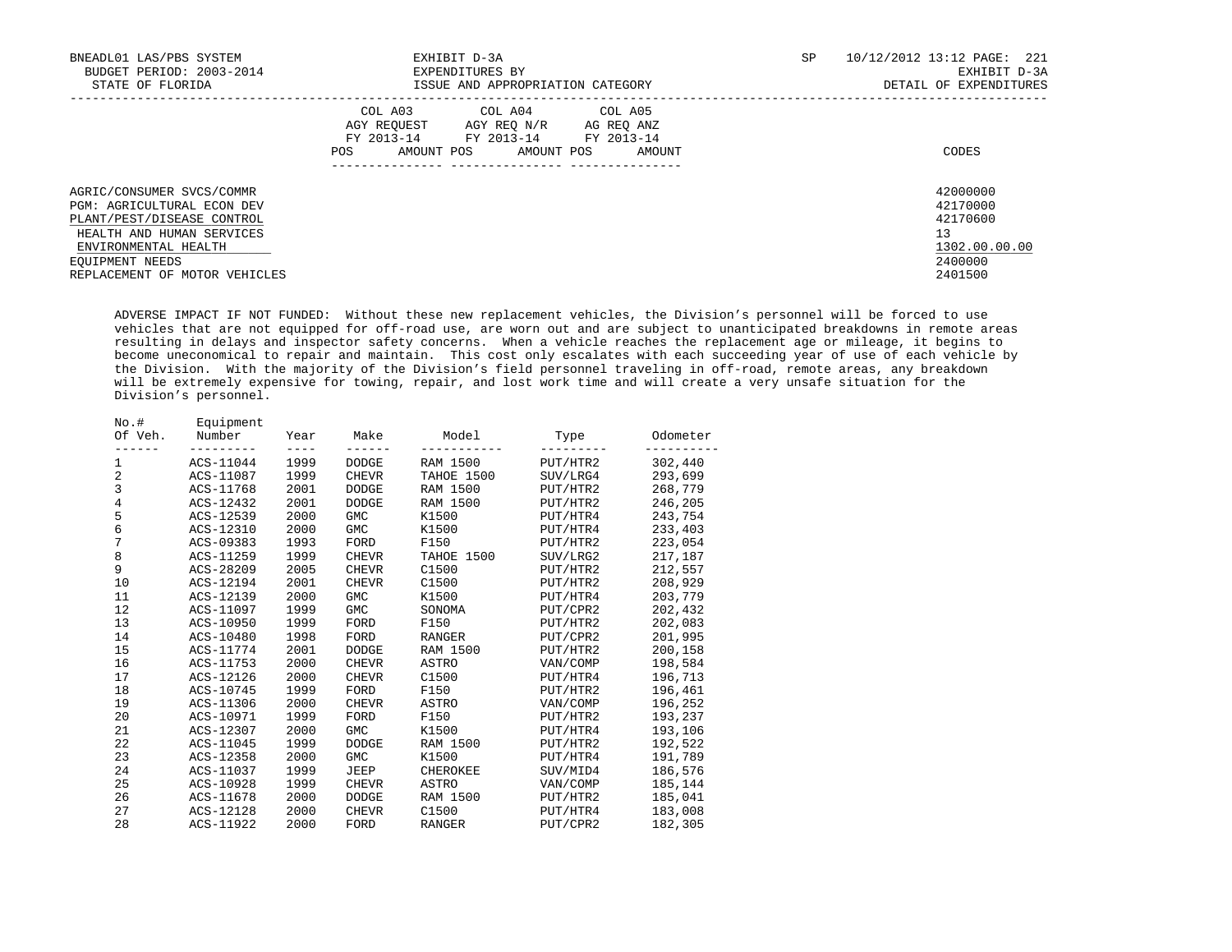| | COL A03 AGY REQUEST FY 2013-14 | | COL A04 AGY REQ N/R FY 2013-14 | | COL A05 AG REQ ANZ FY 2013-14 | | |
|---|---|---|---|---|---|---|---|
| | POS | AMOUNT | POS | AMOUNT | POS | AMOUNT | CODES |
| AGRIC/CONSUMER SVCS/COMMR | | | | | | | 42000000 |
| PGM: AGRICULTURAL ECON DEV | | | | | | | 42170000 |
| PLANT/PEST/DISEASE CONTROL | | | | | | | 42170600 |
| HEALTH AND HUMAN SERVICES | | | | | | | 13 |
| ENVIRONMENTAL HEALTH | | | | | | | 1302.00.00.00 |
| EQUIPMENT NEEDS | | | | | | | 2400000 |
| REPLACEMENT OF MOTOR VEHICLES | | | | | | | 2401500 |

ADVERSE IMPACT IF NOT FUNDED: Without these new replacement vehicles, the Division's personnel will be forced to use vehicles that are not equipped for off-road use, are worn out and are subject to unanticipated breakdowns in remote areas resulting in delays and inspector safety concerns. When a vehicle reaches the replacement age or mileage, it begins to become uneconomical to repair and maintain. This cost only escalates with each succeeding year of use of each vehicle by the Division. With the majority of the Division's field personnel traveling in off-road, remote areas, any breakdown will be extremely expensive for towing, repair, and lost work time and will create a very unsafe situation for the Division's personnel.

| No.# Of Veh. | Equipment Number | Year | Make | Model | Type | Odometer |
|---|---|---|---|---|---|---|
| 1 | ACS-11044 | 1999 | DODGE | RAM 1500 | PUT/HTR2 | 302,440 |
| 2 | ACS-11087 | 1999 | CHEVR | TAHOE 1500 | SUV/LRG4 | 293,699 |
| 3 | ACS-11768 | 2001 | DODGE | RAM 1500 | PUT/HTR2 | 268,779 |
| 4 | ACS-12432 | 2001 | DODGE | RAM 1500 | PUT/HTR2 | 246,205 |
| 5 | ACS-12539 | 2000 | GMC | K1500 | PUT/HTR4 | 243,754 |
| 6 | ACS-12310 | 2000 | GMC | K1500 | PUT/HTR4 | 233,403 |
| 7 | ACS-09383 | 1993 | FORD | F150 | PUT/HTR2 | 223,054 |
| 8 | ACS-11259 | 1999 | CHEVR | TAHOE 1500 | SUV/LRG2 | 217,187 |
| 9 | ACS-28209 | 2005 | CHEVR | C1500 | PUT/HTR2 | 212,557 |
| 10 | ACS-12194 | 2001 | CHEVR | C1500 | PUT/HTR2 | 208,929 |
| 11 | ACS-12139 | 2000 | GMC | K1500 | PUT/HTR4 | 203,779 |
| 12 | ACS-11097 | 1999 | GMC | SONOMA | PUT/CPR2 | 202,432 |
| 13 | ACS-10950 | 1999 | FORD | F150 | PUT/HTR2 | 202,083 |
| 14 | ACS-10480 | 1998 | FORD | RANGER | PUT/CPR2 | 201,995 |
| 15 | ACS-11774 | 2001 | DODGE | RAM 1500 | PUT/HTR2 | 200,158 |
| 16 | ACS-11753 | 2000 | CHEVR | ASTRO | VAN/COMP | 198,584 |
| 17 | ACS-12126 | 2000 | CHEVR | C1500 | PUT/HTR4 | 196,713 |
| 18 | ACS-10745 | 1999 | FORD | F150 | PUT/HTR2 | 196,461 |
| 19 | ACS-11306 | 2000 | CHEVR | ASTRO | VAN/COMP | 196,252 |
| 20 | ACS-10971 | 1999 | FORD | F150 | PUT/HTR2 | 193,237 |
| 21 | ACS-12307 | 2000 | GMC | K1500 | PUT/HTR4 | 193,106 |
| 22 | ACS-11045 | 1999 | DODGE | RAM 1500 | PUT/HTR2 | 192,522 |
| 23 | ACS-12358 | 2000 | GMC | K1500 | PUT/HTR4 | 191,789 |
| 24 | ACS-11037 | 1999 | JEEP | CHEROKEE | SUV/MID4 | 186,576 |
| 25 | ACS-10928 | 1999 | CHEVR | ASTRO | VAN/COMP | 185,144 |
| 26 | ACS-11678 | 2000 | DODGE | RAM 1500 | PUT/HTR2 | 185,041 |
| 27 | ACS-12128 | 2000 | CHEVR | C1500 | PUT/HTR4 | 183,008 |
| 28 | ACS-11922 | 2000 | FORD | RANGER | PUT/CPR2 | 182,305 |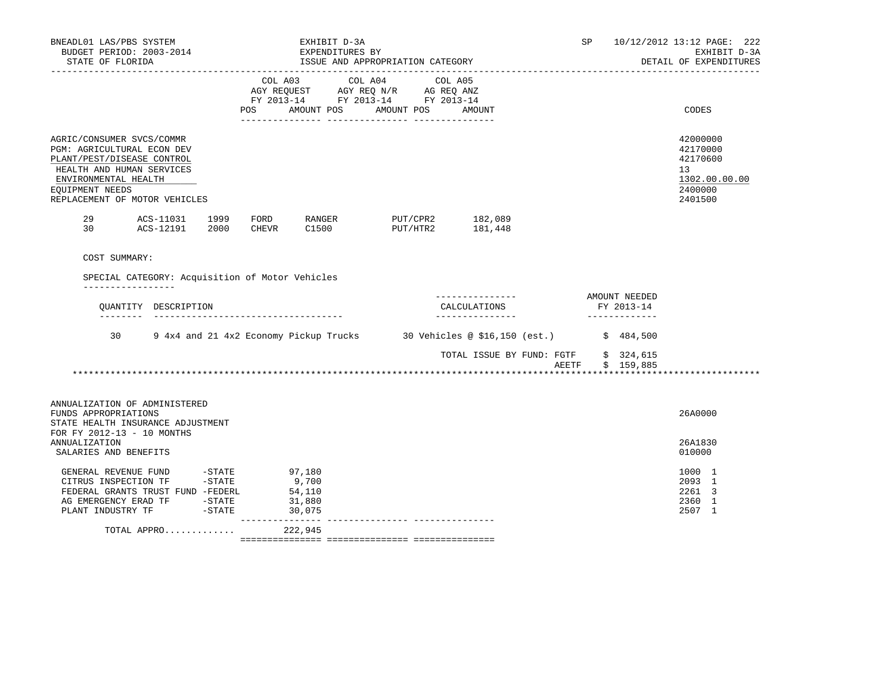BNEADL01 LAS/PBS SYSTEM — EXHIBIT D-3A — EXPENDITURES BY ISSUE AND APPROPRIATION CATEGORY — DETAIL OF EXPENDITURES

BUDGET PERIOD: 2003-2014 — STATE OF FLORIDA — SP 10/12/2012 13:12

| | COL A03 AGY REQUEST FY 2013-14 POS AMOUNT | COL A04 AGY REQ N/R FY 2013-14 POS AMOUNT | COL A05 AG REQ ANZ FY 2013-14 POS AMOUNT | CODES |
|---|---|---|---|---|
| AGRIC/CONSUMER SVCS/COMMR | | | | 42000000 |
| PGM: AGRICULTURAL ECON DEV | | | | 42170000 |
| PLANT/PEST/DISEASE CONTROL | | | | 42170600 |
| HEALTH AND HUMAN SERVICES | | | | 13 |
| ENVIRONMENTAL HEALTH | | | | 1302.00.00.00 |
| EQUIPMENT NEEDS | | | | 2400000 |
| REPLACEMENT OF MOTOR VEHICLES | | | | 2401500 |

| | | | | | | |
|---|---|---|---|---|---|---|
| 29 | ACS-11031 | 1999 | FORD | RANGER | PUT/CPR2 | 182,089 |
| 30 | ACS-12191 | 2000 | CHEVR | C1500 | PUT/HTR2 | 181,448 |

COST SUMMARY:

SPECIAL CATEGORY: Acquisition of Motor Vehicles

| QUANTITY | DESCRIPTION | CALCULATIONS | AMOUNT NEEDED FY 2013-14 |
|---|---|---|---|
| 30 | 9 4x4 and 21 4x2 Economy Pickup Trucks | 30 Vehicles @ $16,150 (est.) | $ 484,500 |
| | | TOTAL ISSUE BY FUND: FGTF | $ 324,615 |
| | | AEETF | $ 159,885 |

************************************************************************************************************************

| | COL A03 | COL A04 | COL A05 | CODES |
|---|---|---|---|---|
| ANNUALIZATION OF ADMINISTERED FUNDS APPROPRIATIONS | | | | 26A0000 |
| STATE HEALTH INSURANCE ADJUSTMENT FOR FY 2012-13 - 10 MONTHS ANNUALIZATION | | | | 26A1830 |
| SALARIES AND BENEFITS | | | | 010000 |
| GENERAL REVENUE FUND -STATE | 97,180 | | | 1000 1 |
| CITRUS INSPECTION TF -STATE | 9,700 | | | 2093 1 |
| FEDERAL GRANTS TRUST FUND -FEDERL | 54,110 | | | 2261 3 |
| AG EMERGENCY ERAD TF -STATE | 31,880 | | | 2360 1 |
| PLANT INDUSTRY TF -STATE | 30,075 | | | 2507 1 |
| TOTAL APPRO............ | 222,945 | | | |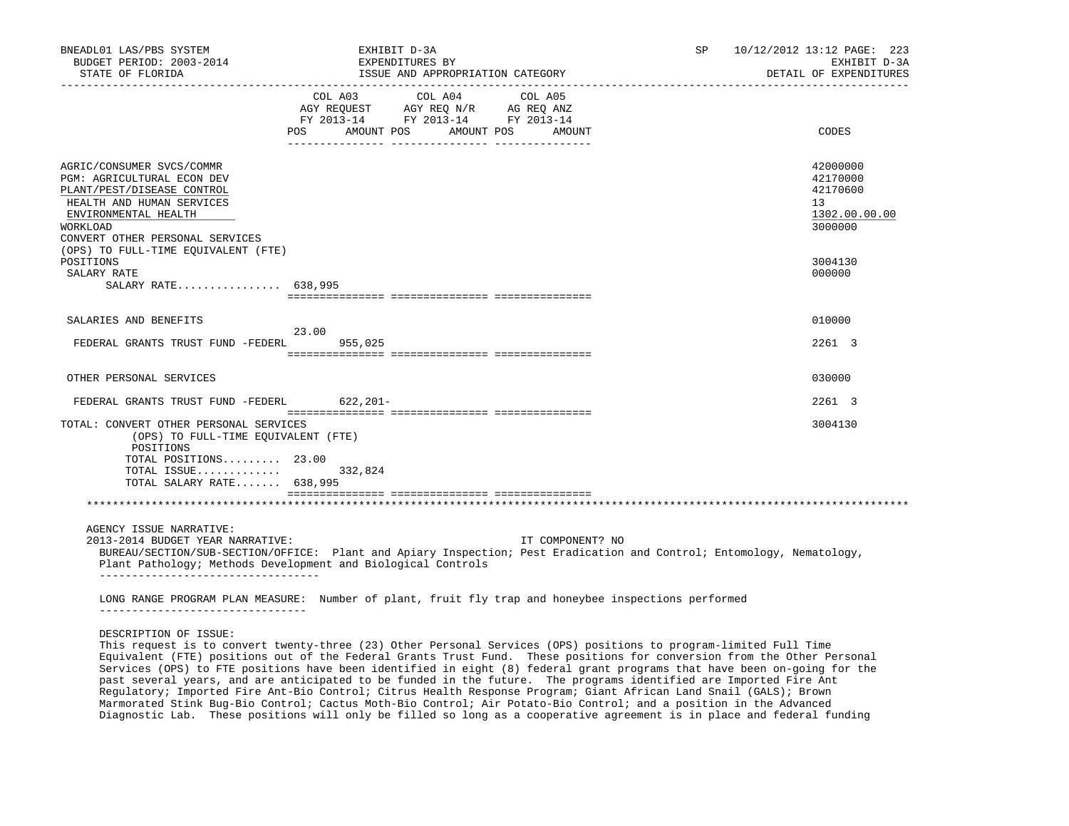BNEADL01 LAS/PBS SYSTEM | EXHIBIT D-3A | SP 10/12/2012 13:12
BUDGET PERIOD: 2003-2014 | EXPENDITURES BY | EXHIBIT D-3A
STATE OF FLORIDA | ISSUE AND APPROPRIATION CATEGORY | DETAIL OF EXPENDITURES

| | COL A03 AGY REQUEST FY 2013-14 POS AMOUNT | COL A04 AGY REQ N/R FY 2013-14 POS AMOUNT | COL A05 AG REQ ANZ FY 2013-14 POS AMOUNT | CODES |
|---|---|---|---|---|
| AGRIC/CONSUMER SVCS/COMMR | | | | 42000000 |
| PGM: AGRICULTURAL ECON DEV | | | | 42170000 |
| PLANT/PEST/DISEASE CONTROL | | | | 42170600 |
| HEALTH AND HUMAN SERVICES | | | | 13 |
| ENVIRONMENTAL HEALTH | | | | 1302.00.00.00 |
| WORKLOAD | | | | 3000000 |
| CONVERT OTHER PERSONAL SERVICES (OPS) TO FULL-TIME EQUIVALENT (FTE) POSITIONS | | | | 3004130 |
| SALARY RATE | | | | 000000 |
| SALARY RATE................ | 638,995 | | | |
| SALARIES AND BENEFITS | | | | 010000 |
| FEDERAL GRANTS TRUST FUND -FEDERL | 23.00 955,025 | | | 2261 3 |
| OTHER PERSONAL SERVICES | | | | 030000 |
| FEDERAL GRANTS TRUST FUND -FEDERL | 622,201- | | | 2261 3 |
| TOTAL: CONVERT OTHER PERSONAL SERVICES (OPS) TO FULL-TIME EQUIVALENT (FTE) POSITIONS | | | | 3004130 |
| TOTAL POSITIONS......... | 23.00 | | | |
| TOTAL ISSUE............. | 332,824 | | | |
| TOTAL SALARY RATE....... | 638,995 | | | |

AGENCY ISSUE NARRATIVE:

2013-2014 BUDGET YEAR NARRATIVE: IT COMPONENT? NO

BUREAU/SECTION/SUB-SECTION/OFFICE: Plant and Apiary Inspection; Pest Eradication and Control; Entomology, Nematology, Plant Pathology; Methods Development and Biological Controls

LONG RANGE PROGRAM PLAN MEASURE: Number of plant, fruit fly trap and honeybee inspections performed

DESCRIPTION OF ISSUE:

This request is to convert twenty-three (23) Other Personal Services (OPS) positions to program-limited Full Time Equivalent (FTE) positions out of the Federal Grants Trust Fund. These positions for conversion from the Other Personal Services (OPS) to FTE positions have been identified in eight (8) federal grant programs that have been on-going for the past several years, and are anticipated to be funded in the future. The programs identified are Imported Fire Ant Regulatory; Imported Fire Ant-Bio Control; Citrus Health Response Program; Giant African Land Snail (GALS); Brown Marmorated Stink Bug-Bio Control; Cactus Moth-Bio Control; Air Potato-Bio Control; and a position in the Advanced Diagnostic Lab. These positions will only be filled so long as a cooperative agreement is in place and federal funding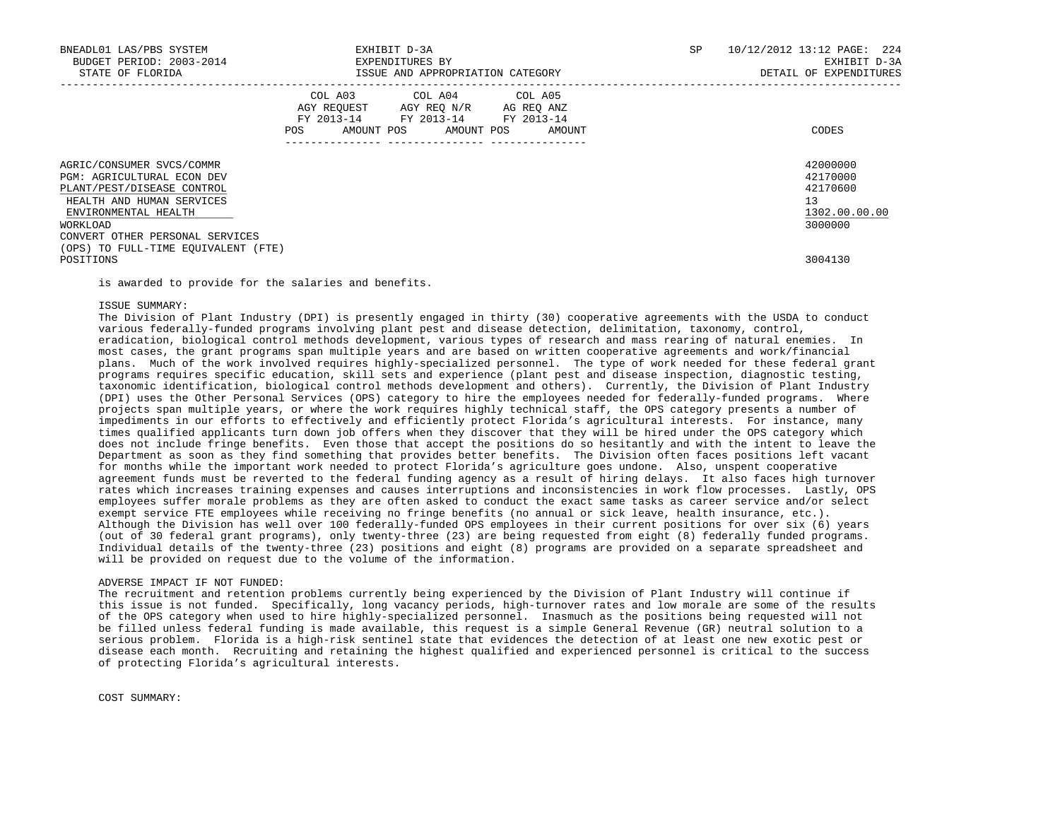| | COL A03 AGY REQUEST FY 2013-14 POS AMOUNT | COL A04 AGY REQ N/R FY 2013-14 POS AMOUNT | COL A05 AG REQ ANZ FY 2013-14 POS AMOUNT | CODES |
|---|---|---|---|---|
| AGRIC/CONSUMER SVCS/COMMR | | | | 42000000 |
| PGM: AGRICULTURAL ECON DEV | | | | 42170000 |
| PLANT/PEST/DISEASE CONTROL | | | | 42170600 |
| HEALTH AND HUMAN SERVICES | | | | 13 |
| ENVIRONMENTAL HEALTH | | | | 1302.00.00.00 |
| WORKLOAD | | | | 3000000 |
| CONVERT OTHER PERSONAL SERVICES (OPS) TO FULL-TIME EQUIVALENT (FTE) POSITIONS | | | | 3004130 |

is awarded to provide for the salaries and benefits.

ISSUE SUMMARY:
The Division of Plant Industry (DPI) is presently engaged in thirty (30) cooperative agreements with the USDA to conduct various federally-funded programs involving plant pest and disease detection, delimitation, taxonomy, control, eradication, biological control methods development, various types of research and mass rearing of natural enemies. In most cases, the grant programs span multiple years and are based on written cooperative agreements and work/financial plans. Much of the work involved requires highly-specialized personnel. The type of work needed for these federal grant programs requires specific education, skill sets and experience (plant pest and disease inspection, diagnostic testing, taxonomic identification, biological control methods development and others). Currently, the Division of Plant Industry (DPI) uses the Other Personal Services (OPS) category to hire the employees needed for federally-funded programs. Where projects span multiple years, or where the work requires highly technical staff, the OPS category presents a number of impediments in our efforts to effectively and efficiently protect Florida's agricultural interests. For instance, many times qualified applicants turn down job offers when they discover that they will be hired under the OPS category which does not include fringe benefits. Even those that accept the positions do so hesitantly and with the intent to leave the Department as soon as they find something that provides better benefits. The Division often faces positions left vacant for months while the important work needed to protect Florida's agriculture goes undone. Also, unspent cooperative agreement funds must be reverted to the federal funding agency as a result of hiring delays. It also faces high turnover rates which increases training expenses and causes interruptions and inconsistencies in work flow processes. Lastly, OPS employees suffer morale problems as they are often asked to conduct the exact same tasks as career service and/or select exempt service FTE employees while receiving no fringe benefits (no annual or sick leave, health insurance, etc.). Although the Division has well over 100 federally-funded OPS employees in their current positions for over six (6) years (out of 30 federal grant programs), only twenty-three (23) are being requested from eight (8) federally funded programs. Individual details of the twenty-three (23) positions and eight (8) programs are provided on a separate spreadsheet and will be provided on request due to the volume of the information.

ADVERSE IMPACT IF NOT FUNDED:
The recruitment and retention problems currently being experienced by the Division of Plant Industry will continue if this issue is not funded. Specifically, long vacancy periods, high-turnover rates and low morale are some of the results of the OPS category when used to hire highly-specialized personnel. Inasmuch as the positions being requested will not be filled unless federal funding is made available, this request is a simple General Revenue (GR) neutral solution to a serious problem. Florida is a high-risk sentinel state that evidences the detection of at least one new exotic pest or disease each month. Recruiting and retaining the highest qualified and experienced personnel is critical to the success of protecting Florida's agricultural interests.

COST SUMMARY: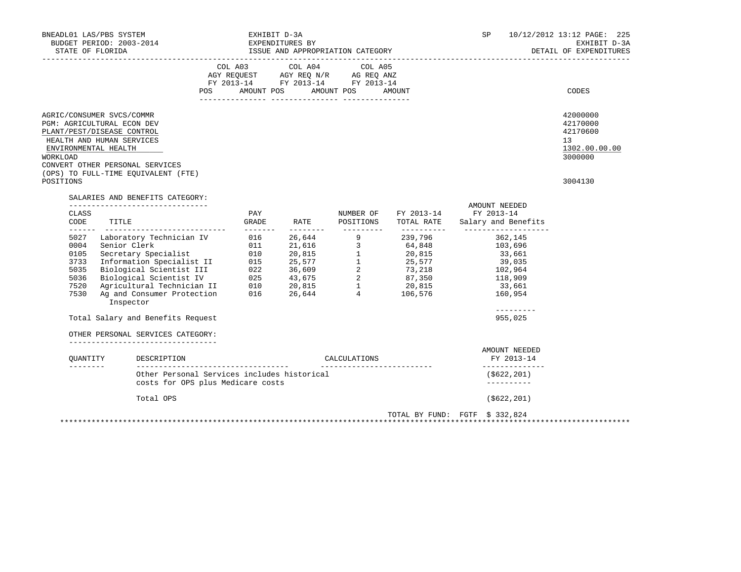BNEADL01 LAS/PBS SYSTEM — EXHIBIT D-3A — EXPENDITURES BY ISSUE AND APPROPRIATION CATEGORY — DETAIL OF EXPENDITURES

BUDGET PERIOD: 2003-2014

STATE OF FLORIDA

SP 10/12/2012 13:12

| | COL A03 AGY REQUEST FY 2013-14 | | COL A04 AGY REQ N/R FY 2013-14 | | COL A05 AG REQ ANZ FY 2013-14 | | |
|---|---|---|---|---|---|---|---|
| | POS | AMOUNT | POS | AMOUNT | POS | AMOUNT | CODES |

| | CODES |
|---|---|
| AGRIC/CONSUMER SVCS/COMMR | 42000000 |
| PGM: AGRICULTURAL ECON DEV | 42170000 |
| PLANT/PEST/DISEASE CONTROL | 42170600 |
| HEALTH AND HUMAN SERVICES | 13 |
| ENVIRONMENTAL HEALTH | 1302.00.00.00 |
| WORKLOAD | 3000000 |
| CONVERT OTHER PERSONAL SERVICES (OPS) TO FULL-TIME EQUIVALENT (FTE) POSITIONS | 3004130 |

SALARIES AND BENEFITS CATEGORY:

| CLASS CODE | TITLE | PAY GRADE | RATE | NUMBER OF POSITIONS | FY 2013-14 TOTAL RATE | AMOUNT NEEDED FY 2013-14 Salary and Benefits |
|---|---|---|---|---|---|---|
| 5027 | Laboratory Technician IV | 016 | 26,644 | 9 | 239,796 | 362,145 |
| 0004 | Senior Clerk | 011 | 21,616 | 3 | 64,848 | 103,696 |
| 0105 | Secretary Specialist | 010 | 20,815 | 1 | 20,815 | 33,661 |
| 3733 | Information Specialist II | 015 | 25,577 | 1 | 25,577 | 39,035 |
| 5035 | Biological Scientist III | 022 | 36,609 | 2 | 73,218 | 102,964 |
| 5036 | Biological Scientist IV | 025 | 43,675 | 2 | 87,350 | 118,909 |
| 7520 | Agricultural Technician II | 010 | 20,815 | 1 | 20,815 | 33,661 |
| 7530 | Ag and Consumer Protection Inspector | 016 | 26,644 | 4 | 106,576 | 160,954 |

Total Salary and Benefits Request: 955,025

OTHER PERSONAL SERVICES CATEGORY:

| QUANTITY | DESCRIPTION | CALCULATIONS | AMOUNT NEEDED FY 2013-14 |
|---|---|---|---|
| | Other Personal Services includes historical costs for OPS plus Medicare costs | | ($622,201) |
| | Total OPS | | ($622,201) |

TOTAL BY FUND: FGTF $ 332,824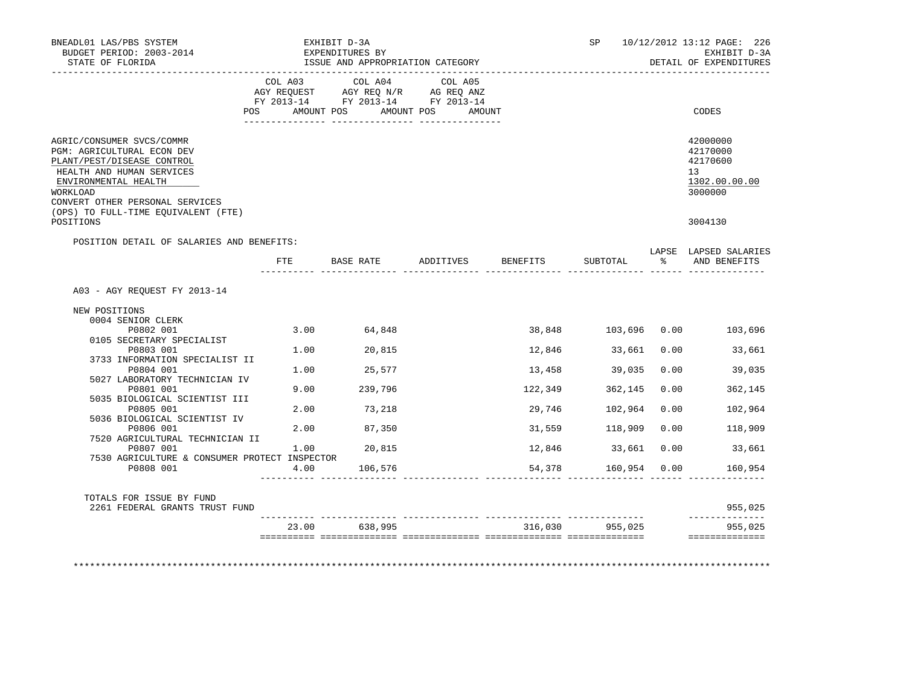BNEADL01 LAS/PBS SYSTEM
BUDGET PERIOD: 2003-2014
STATE OF FLORIDA

EXHIBIT D-3A
EXPENDITURES BY
ISSUE AND APPROPRIATION CATEGORY

SP 10/12/2012 13:12 PAGE: 226
EXHIBIT D-3A
DETAIL OF EXPENDITURES

| | COL A03 AGY REQUEST FY 2013-14 POS AMOUNT | COL A04 AGY REQ N/R FY 2013-14 POS AMOUNT | COL A05 AG REQ ANZ FY 2013-14 POS AMOUNT | CODES |
|---|---|---|---|---|
| AGRIC/CONSUMER SVCS/COMMR | | | | 42000000 |
| PGM: AGRICULTURAL ECON DEV | | | | 42170000 |
| PLANT/PEST/DISEASE CONTROL | | | | 42170600 |
| HEALTH AND HUMAN SERVICES | | | | 13 |
| ENVIRONMENTAL HEALTH | | | | 1302.00.00.00 |
| WORKLOAD | | | | 3000000 |
| CONVERT OTHER PERSONAL SERVICES (OPS) TO FULL-TIME EQUIVALENT (FTE) POSITIONS | | | | 3004130 |

POSITION DETAIL OF SALARIES AND BENEFITS:

| | FTE | BASE RATE | ADDITIVES | BENEFITS | SUBTOTAL | LAPSE % | LAPSED SALARIES AND BENEFITS |
|---|---|---|---|---|---|---|---|
| A03 - AGY REQUEST FY 2013-14 | | | | | | | |
| NEW POSITIONS | | | | | | | |
| 0004 SENIOR CLERK P0802 001 | 3.00 | 64,848 | | 38,848 | 103,696 | 0.00 | 103,696 |
| 0105 SECRETARY SPECIALIST P0803 001 | 1.00 | 20,815 | | 12,846 | 33,661 | 0.00 | 33,661 |
| 3733 INFORMATION SPECIALIST II P0804 001 | 1.00 | 25,577 | | 13,458 | 39,035 | 0.00 | 39,035 |
| 5027 LABORATORY TECHNICIAN IV P0801 001 | 9.00 | 239,796 | | 122,349 | 362,145 | 0.00 | 362,145 |
| 5035 BIOLOGICAL SCIENTIST III P0805 001 | 2.00 | 73,218 | | 29,746 | 102,964 | 0.00 | 102,964 |
| 5036 BIOLOGICAL SCIENTIST IV P0806 001 | 2.00 | 87,350 | | 31,559 | 118,909 | 0.00 | 118,909 |
| 7520 AGRICULTURAL TECHNICIAN II P0807 001 | 1.00 | 20,815 | | 12,846 | 33,661 | 0.00 | 33,661 |
| 7530 AGRICULTURE & CONSUMER PROTECT INSPECTOR P0808 001 | 4.00 | 106,576 | | 54,378 | 160,954 | 0.00 | 160,954 |
| TOTALS FOR ISSUE BY FUND | | | | | | | |
| 2261 FEDERAL GRANTS TRUST FUND | | | | | | | 955,025 |
| | 23.00 | 638,995 | | 316,030 | 955,025 | | 955,025 |

*******************************************************************************************************************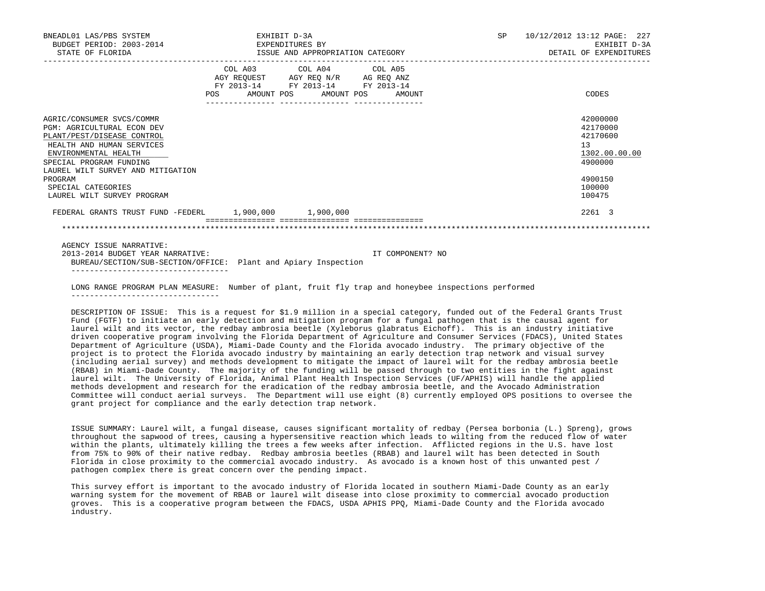BNEADL01 LAS/PBS SYSTEM | EXHIBIT D-3A | SP 10/12/2012 13:12
BUDGET PERIOD: 2003-2014 | EXPENDITURES BY | EXHIBIT D-3A
STATE OF FLORIDA | ISSUE AND APPROPRIATION CATEGORY | DETAIL OF EXPENDITURES

| | COL A03 AGY REQUEST FY 2013-14 POS AMOUNT | COL A04 AGY REQ N/R FY 2013-14 POS AMOUNT | COL A05 AG REQ ANZ FY 2013-14 POS AMOUNT | CODES |
|---|---|---|---|---|
| AGRIC/CONSUMER SVCS/COMMR | | | | 42000000 |
| PGM: AGRICULTURAL ECON DEV | | | | 42170000 |
| PLANT/PEST/DISEASE CONTROL | | | | 42170600 |
| HEALTH AND HUMAN SERVICES | | | | 13 |
| ENVIRONMENTAL HEALTH | | | | 1302.00.00.00 |
| SPECIAL PROGRAM FUNDING | | | | 4900000 |
| LAUREL WILT SURVEY AND MITIGATION PROGRAM | | | | 4900150 |
| SPECIAL CATEGORIES | | | | 100000 |
| LAUREL WILT SURVEY PROGRAM | | | | 100475 |
| FEDERAL GRANTS TRUST FUND -FEDERL | 1,900,000 | 1,900,000 | | 2261 3 |

AGENCY ISSUE NARRATIVE:
2013-2014 BUDGET YEAR NARRATIVE: IT COMPONENT? NO
BUREAU/SECTION/SUB-SECTION/OFFICE: Plant and Apiary Inspection

LONG RANGE PROGRAM PLAN MEASURE: Number of plant, fruit fly trap and honeybee inspections performed

DESCRIPTION OF ISSUE: This is a request for $1.9 million in a special category, funded out of the Federal Grants Trust Fund (FGTF) to initiate an early detection and mitigation program for a fungal pathogen that is the causal agent for laurel wilt and its vector, the redbay ambrosia beetle (Xyleborus glabratus Eichoff). This is an industry initiative driven cooperative program involving the Florida Department of Agriculture and Consumer Services (FDACS), United States Department of Agriculture (USDA), Miami-Dade County and the Florida avocado industry. The primary objective of the project is to protect the Florida avocado industry by maintaining an early detection trap network and visual survey (including aerial survey) and methods development to mitigate the impact of laurel wilt for the redbay ambrosia beetle (RBAB) in Miami-Dade County. The majority of the funding will be passed through to two entities in the fight against laurel wilt. The University of Florida, Animal Plant Health Inspection Services (UF/APHIS) will handle the applied methods development and research for the eradication of the redbay ambrosia beetle, and the Avocado Administration Committee will conduct aerial surveys. The Department will use eight (8) currently employed OPS positions to oversee the grant project for compliance and the early detection trap network.

ISSUE SUMMARY: Laurel wilt, a fungal disease, causes significant mortality of redbay (Persea borbonia (L.) Spreng), grows throughout the sapwood of trees, causing a hypersensitive reaction which leads to wilting from the reduced flow of water within the plants, ultimately killing the trees a few weeks after infection. Afflicted regions in the U.S. have lost from 75% to 90% of their native redbay. Redbay ambrosia beetles (RBAB) and laurel wilt has been detected in South Florida in close proximity to the commercial avocado industry. As avocado is a known host of this unwanted pest / pathogen complex there is great concern over the pending impact.

This survey effort is important to the avocado industry of Florida located in southern Miami-Dade County as an early warning system for the movement of RBAB or laurel wilt disease into close proximity to commercial avocado production groves. This is a cooperative program between the FDACS, USDA APHIS PPQ, Miami-Dade County and the Florida avocado industry.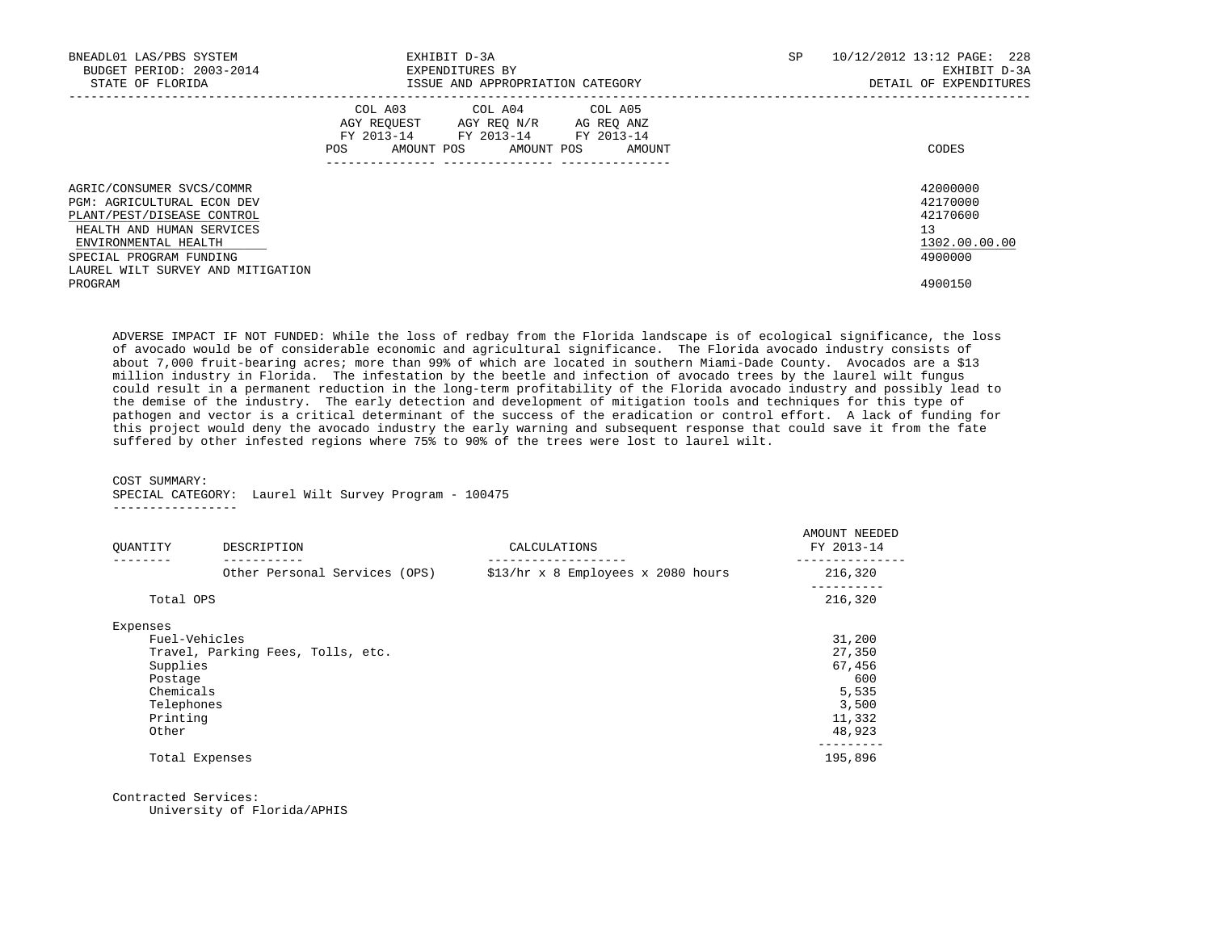BNEADL01 LAS/PBS SYSTEM
BUDGET PERIOD: 2003-2014
STATE OF FLORIDA

EXHIBIT D-3A
EXPENDITURES BY
ISSUE AND APPROPRIATION CATEGORY

SP 10/12/2012 13:12
EXHIBIT D-3A
DETAIL OF EXPENDITURES

| | COL A03 AGY REQUEST FY 2013-14 | | COL A04 AGY REQ N/R FY 2013-14 | | COL A05 AG REQ ANZ FY 2013-14 | | |
|---|---|---|---|---|---|---|---|
| | POS | AMOUNT | POS | AMOUNT | POS | AMOUNT | CODES |
| AGRIC/CONSUMER SVCS/COMMR | | | | | | | 42000000 |
| PGM: AGRICULTURAL ECON DEV | | | | | | | 42170000 |
| PLANT/PEST/DISEASE CONTROL | | | | | | | 42170600 |
| HEALTH AND HUMAN SERVICES | | | | | | | 13 |
| ENVIRONMENTAL HEALTH | | | | | | | 1302.00.00.00 |
| SPECIAL PROGRAM FUNDING | | | | | | | 4900000 |
| LAUREL WILT SURVEY AND MITIGATION PROGRAM | | | | | | | 4900150 |

ADVERSE IMPACT IF NOT FUNDED: While the loss of redbay from the Florida landscape is of ecological significance, the loss of avocado would be of considerable economic and agricultural significance. The Florida avocado industry consists of about 7,000 fruit-bearing acres; more than 99% of which are located in southern Miami-Dade County. Avocados are a $13 million industry in Florida. The infestation by the beetle and infection of avocado trees by the laurel wilt fungus could result in a permanent reduction in the long-term profitability of the Florida avocado industry and possibly lead to the demise of the industry. The early detection and development of mitigation tools and techniques for this type of pathogen and vector is a critical determinant of the success of the eradication or control effort. A lack of funding for this project would deny the avocado industry the early warning and subsequent response that could save it from the fate suffered by other infested regions where 75% to 90% of the trees were lost to laurel wilt.

COST SUMMARY:
SPECIAL CATEGORY: Laurel Wilt Survey Program - 100475

| QUANTITY | DESCRIPTION | CALCULATIONS | AMOUNT NEEDED FY 2013-14 |
|---|---|---|---|
| | Other Personal Services (OPS) | $13/hr x 8 Employees x 2080 hours | 216,320 |
| | Total OPS | | 216,320 |
| | Expenses | | |
| | Fuel-Vehicles | | 31,200 |
| | Travel, Parking Fees, Tolls, etc. | | 27,350 |
| | Supplies | | 67,456 |
| | Postage | | 600 |
| | Chemicals | | 5,535 |
| | Telephones | | 3,500 |
| | Printing | | 11,332 |
| | Other | | 48,923 |
| | Total Expenses | | 195,896 |

Contracted Services:
University of Florida/APHIS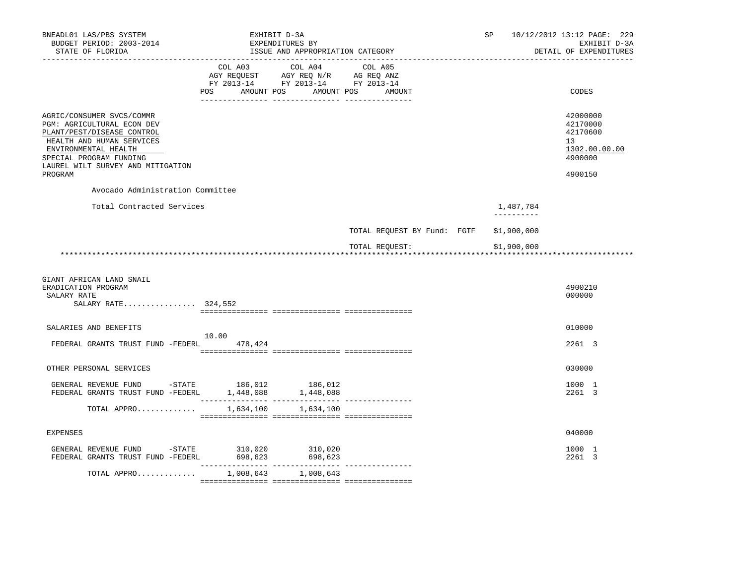BNEADL01 LAS/PBS SYSTEM — EXHIBIT D-3A — SP 10/12/2012 13:12 PAGE: 229
BUDGET PERIOD: 2003-2014 — EXPENDITURES BY — EXHIBIT D-3A
STATE OF FLORIDA — ISSUE AND APPROPRIATION CATEGORY — DETAIL OF EXPENDITURES

| | COL A03 AGY REQUEST FY 2013-14 POS AMOUNT | COL A04 AGY REQ N/R FY 2013-14 POS AMOUNT | COL A05 AG REQ ANZ FY 2013-14 POS AMOUNT | | CODES |
|---|---|---|---|---|---|
| AGRIC/CONSUMER SVCS/COMMR | | | | | 42000000 |
| PGM: AGRICULTURAL ECON DEV | | | | | 42170000 |
| PLANT/PEST/DISEASE CONTROL | | | | | 42170600 |
| HEALTH AND HUMAN SERVICES | | | | | 13 |
| ENVIRONMENTAL HEALTH | | | | | 1302.00.00.00 |
| SPECIAL PROGRAM FUNDING | | | | | 4900000 |
| LAUREL WILT SURVEY AND MITIGATION PROGRAM | | | | | 4900150 |
| Avocado Administration Committee | | | | | |
| Total Contracted Services | | | | 1,487,784 | |
| TOTAL REQUEST BY Fund: FGTF | | | | $1,900,000 | |
| TOTAL REQUEST: | | | | $1,900,000 | |
| GIANT AFRICAN LAND SNAIL ERADICATION PROGRAM | | | | | 4900210 |
| SALARY RATE | | | | | 000000 |
| SALARY RATE................ 324,552 | | | | | |
| SALARIES AND BENEFITS | | | | | 010000 |
| FEDERAL GRANTS TRUST FUND -FEDERL | 10.00 478,424 | | | | 2261 3 |
| OTHER PERSONAL SERVICES | | | | | 030000 |
| GENERAL REVENUE FUND -STATE | 186,012 | 186,012 | | | 1000 1 |
| FEDERAL GRANTS TRUST FUND -FEDERL | 1,448,088 | 1,448,088 | | | 2261 3 |
| TOTAL APPRO............ | 1,634,100 | 1,634,100 | | | |
| EXPENSES | | | | | 040000 |
| GENERAL REVENUE FUND -STATE | 310,020 | 310,020 | | | 1000 1 |
| FEDERAL GRANTS TRUST FUND -FEDERL | 698,623 | 698,623 | | | 2261 3 |
| TOTAL APPRO............ | 1,008,643 | 1,008,643 | | | |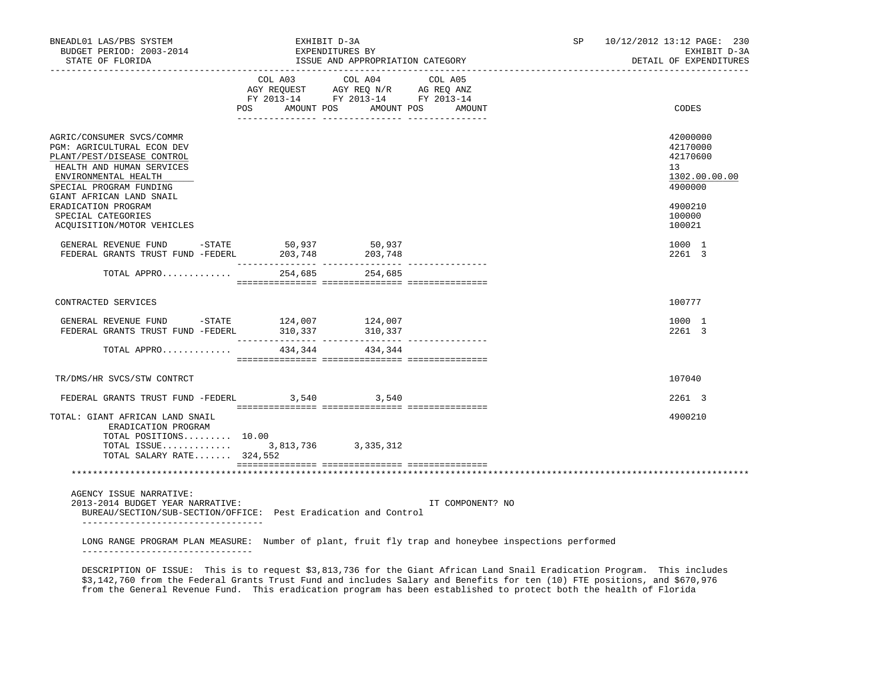BNEADL01 LAS/PBS SYSTEM — EXHIBIT D-3A — EXPENDITURES BY ISSUE AND APPROPRIATION CATEGORY — SP 10/12/2012 13:12
BUDGET PERIOD: 2003-2014 — STATE OF FLORIDA — EXHIBIT D-3A — DETAIL OF EXPENDITURES

| | COL A03 AGY REQUEST FY 2013-14 POS | AMOUNT | COL A04 AGY REQ N/R FY 2013-14 POS | AMOUNT | COL A05 AG REQ ANZ FY 2013-14 POS | AMOUNT | CODES |
|---|---|---|---|---|---|---|---|
| AGRIC/CONSUMER SVCS/COMMR | | | | | | | 42000000 |
| PGM: AGRICULTURAL ECON DEV | | | | | | | 42170000 |
| PLANT/PEST/DISEASE CONTROL | | | | | | | 42170600 |
| HEALTH AND HUMAN SERVICES | | | | | | | 13 |
| ENVIRONMENTAL HEALTH | | | | | | | 1302.00.00.00 |
| SPECIAL PROGRAM FUNDING | | | | | | | 4900000 |
| GIANT AFRICAN LAND SNAIL ERADICATION PROGRAM | | | | | | | 4900210 |
| SPECIAL CATEGORIES | | | | | | | 100000 |
| ACQUISITION/MOTOR VEHICLES | | | | | | | 100021 |
| GENERAL REVENUE FUND -STATE | | 50,937 | | 50,937 | | | 1000 1 |
| FEDERAL GRANTS TRUST FUND -FEDERL | | 203,748 | | 203,748 | | | 2261 3 |
| TOTAL APPRO............ | | 254,685 | | 254,685 | | | |
| CONTRACTED SERVICES | | | | | | | 100777 |
| GENERAL REVENUE FUND -STATE | | 124,007 | | 124,007 | | | 1000 1 |
| FEDERAL GRANTS TRUST FUND -FEDERL | | 310,337 | | 310,337 | | | 2261 3 |
| TOTAL APPRO............ | | 434,344 | | 434,344 | | | |
| TR/DMS/HR SVCS/STW CONTRCT | | | | | | | 107040 |
| FEDERAL GRANTS TRUST FUND -FEDERL | | 3,540 | | 3,540 | | | 2261 3 |
| TOTAL: GIANT AFRICAN LAND SNAIL ERADICATION PROGRAM | | | | | | | 4900210 |
| TOTAL POSITIONS......... | 10.00 | | | | | | |
| TOTAL ISSUE............ | | 3,813,736 | | 3,335,312 | | | |
| TOTAL SALARY RATE....... | | 324,552 | | | | | |

AGENCY ISSUE NARRATIVE:
2013-2014 BUDGET YEAR NARRATIVE: IT COMPONENT? NO
BUREAU/SECTION/SUB-SECTION/OFFICE: Pest Eradication and Control

LONG RANGE PROGRAM PLAN MEASURE: Number of plant, fruit fly trap and honeybee inspections performed

DESCRIPTION OF ISSUE: This is to request $3,813,736 for the Giant African Land Snail Eradication Program. This includes $3,142,760 from the Federal Grants Trust Fund and includes Salary and Benefits for ten (10) FTE positions, and $670,976 from the General Revenue Fund. This eradication program has been established to protect both the health of Florida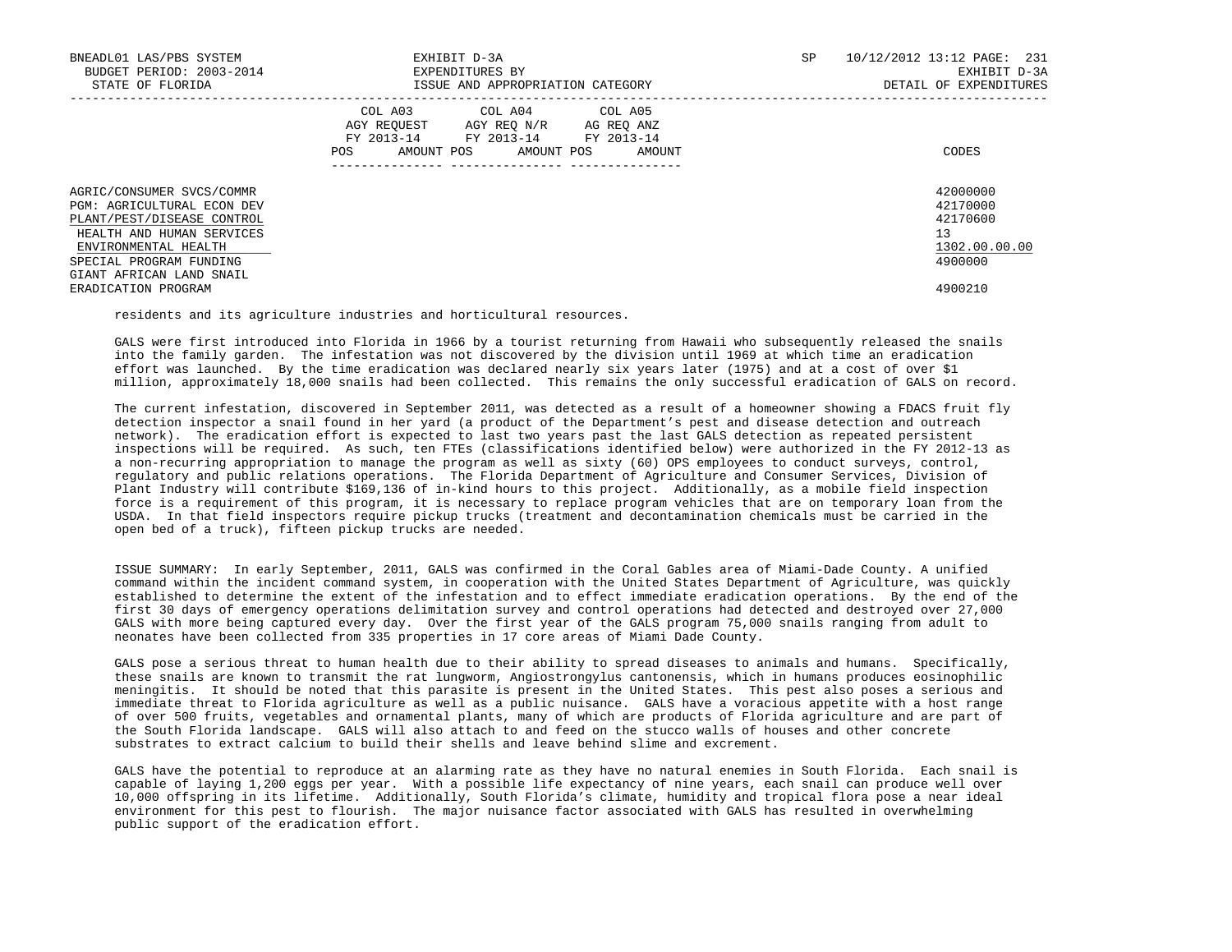| | COL A03 AGY REQUEST FY 2013-14 POS AMOUNT | COL A04 AGY REQ N/R FY 2013-14 POS AMOUNT | COL A05 AG REQ ANZ FY 2013-14 POS AMOUNT | CODES |
|---|---|---|---|---|
| AGRIC/CONSUMER SVCS/COMMR | | | | 42000000 |
| PGM: AGRICULTURAL ECON DEV | | | | 42170000 |
| PLANT/PEST/DISEASE CONTROL | | | | 42170600 |
| HEALTH AND HUMAN SERVICES | | | | 13 |
| ENVIRONMENTAL HEALTH | | | | 1302.00.00.00 |
| SPECIAL PROGRAM FUNDING | | | | 4900000 |
| GIANT AFRICAN LAND SNAIL ERADICATION PROGRAM | | | | 4900210 |

residents and its agriculture industries and horticultural resources.

GALS were first introduced into Florida in 1966 by a tourist returning from Hawaii who subsequently released the snails into the family garden. The infestation was not discovered by the division until 1969 at which time an eradication effort was launched. By the time eradication was declared nearly six years later (1975) and at a cost of over $1 million, approximately 18,000 snails had been collected. This remains the only successful eradication of GALS on record.

The current infestation, discovered in September 2011, was detected as a result of a homeowner showing a FDACS fruit fly detection inspector a snail found in her yard (a product of the Department's pest and disease detection and outreach network). The eradication effort is expected to last two years past the last GALS detection as repeated persistent inspections will be required. As such, ten FTEs (classifications identified below) were authorized in the FY 2012-13 as a non-recurring appropriation to manage the program as well as sixty (60) OPS employees to conduct surveys, control, regulatory and public relations operations. The Florida Department of Agriculture and Consumer Services, Division of Plant Industry will contribute $169,136 of in-kind hours to this project. Additionally, as a mobile field inspection force is a requirement of this program, it is necessary to replace program vehicles that are on temporary loan from the USDA. In that field inspectors require pickup trucks (treatment and decontamination chemicals must be carried in the open bed of a truck), fifteen pickup trucks are needed.

ISSUE SUMMARY: In early September, 2011, GALS was confirmed in the Coral Gables area of Miami-Dade County. A unified command within the incident command system, in cooperation with the United States Department of Agriculture, was quickly established to determine the extent of the infestation and to effect immediate eradication operations. By the end of the first 30 days of emergency operations delimitation survey and control operations had detected and destroyed over 27,000 GALS with more being captured every day. Over the first year of the GALS program 75,000 snails ranging from adult to neonates have been collected from 335 properties in 17 core areas of Miami Dade County.

GALS pose a serious threat to human health due to their ability to spread diseases to animals and humans. Specifically, these snails are known to transmit the rat lungworm, Angiostrongylus cantonensis, which in humans produces eosinophilic meningitis. It should be noted that this parasite is present in the United States. This pest also poses a serious and immediate threat to Florida agriculture as well as a public nuisance. GALS have a voracious appetite with a host range of over 500 fruits, vegetables and ornamental plants, many of which are products of Florida agriculture and are part of the South Florida landscape. GALS will also attach to and feed on the stucco walls of houses and other concrete substrates to extract calcium to build their shells and leave behind slime and excrement.

GALS have the potential to reproduce at an alarming rate as they have no natural enemies in South Florida. Each snail is capable of laying 1,200 eggs per year. With a possible life expectancy of nine years, each snail can produce well over 10,000 offspring in its lifetime. Additionally, South Florida's climate, humidity and tropical flora pose a near ideal environment for this pest to flourish. The major nuisance factor associated with GALS has resulted in overwhelming public support of the eradication effort.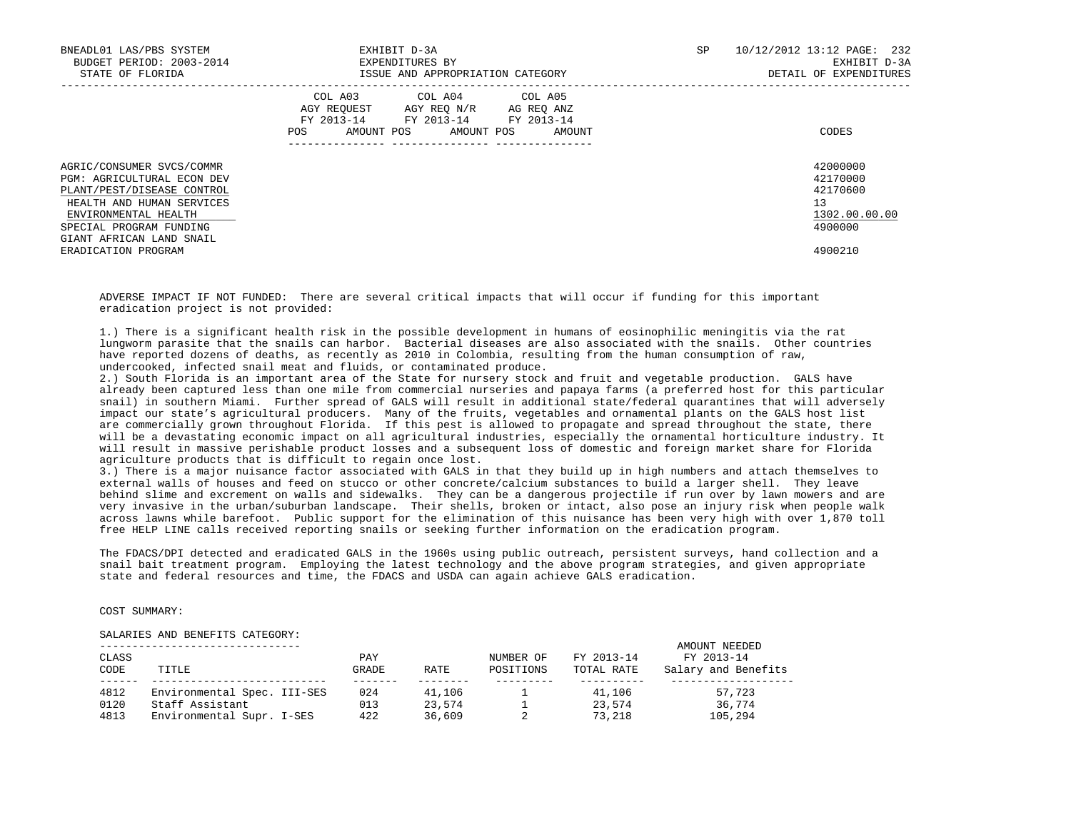| | COL A03 AGY REQUEST FY 2013-14 POS AMOUNT | COL A04 AGY REQ N/R FY 2013-14 POS AMOUNT | COL A05 AG REQ ANZ FY 2013-14 POS AMOUNT | CODES |
|---|---|---|---|---|
| AGRIC/CONSUMER SVCS/COMMR | | | | 42000000 |
| PGM: AGRICULTURAL ECON DEV | | | | 42170000 |
| PLANT/PEST/DISEASE CONTROL | | | | 42170600 |
| HEALTH AND HUMAN SERVICES | | | | 13 |
| ENVIRONMENTAL HEALTH | | | | 1302.00.00.00 |
| SPECIAL PROGRAM FUNDING | | | | 4900000 |
| GIANT AFRICAN LAND SNAIL ERADICATION PROGRAM | | | | 4900210 |

ADVERSE IMPACT IF NOT FUNDED: There are several critical impacts that will occur if funding for this important eradication project is not provided:

1.) There is a significant health risk in the possible development in humans of eosinophilic meningitis via the rat lungworm parasite that the snails can harbor. Bacterial diseases are also associated with the snails. Other countries have reported dozens of deaths, as recently as 2010 in Colombia, resulting from the human consumption of raw, undercooked, infected snail meat and fluids, or contaminated produce.

2.) South Florida is an important area of the State for nursery stock and fruit and vegetable production. GALS have already been captured less than one mile from commercial nurseries and papaya farms (a preferred host for this particular snail) in southern Miami. Further spread of GALS will result in additional state/federal quarantines that will adversely impact our state's agricultural producers. Many of the fruits, vegetables and ornamental plants on the GALS host list are commercially grown throughout Florida. If this pest is allowed to propagate and spread throughout the state, there will be a devastating economic impact on all agricultural industries, especially the ornamental horticulture industry. It will result in massive perishable product losses and a subsequent loss of domestic and foreign market share for Florida agriculture products that is difficult to regain once lost.

3.) There is a major nuisance factor associated with GALS in that they build up in high numbers and attach themselves to external walls of houses and feed on stucco or other concrete/calcium substances to build a larger shell. They leave behind slime and excrement on walls and sidewalks. They can be a dangerous projectile if run over by lawn mowers and are very invasive in the urban/suburban landscape. Their shells, broken or intact, also pose an injury risk when people walk across lawns while barefoot. Public support for the elimination of this nuisance has been very high with over 1,870 toll free HELP LINE calls received reporting snails or seeking further information on the eradication program.

The FDACS/DPI detected and eradicated GALS in the 1960s using public outreach, persistent surveys, hand collection and a snail bait treatment program. Employing the latest technology and the above program strategies, and given appropriate state and federal resources and time, the FDACS and USDA can again achieve GALS eradication.

COST SUMMARY:

SALARIES AND BENEFITS CATEGORY:

| CLASS CODE | TITLE | PAY GRADE | RATE | NUMBER OF POSITIONS | FY 2013-14 TOTAL RATE | AMOUNT NEEDED FY 2013-14 Salary and Benefits |
|---|---|---|---|---|---|---|
| 4812 | Environmental Spec. III-SES | 024 | 41,106 | 1 | 41,106 | 57,723 |
| 0120 | Staff Assistant | 013 | 23,574 | 1 | 23,574 | 36,774 |
| 4813 | Environmental Supr. I-SES | 422 | 36,609 | 2 | 73,218 | 105,294 |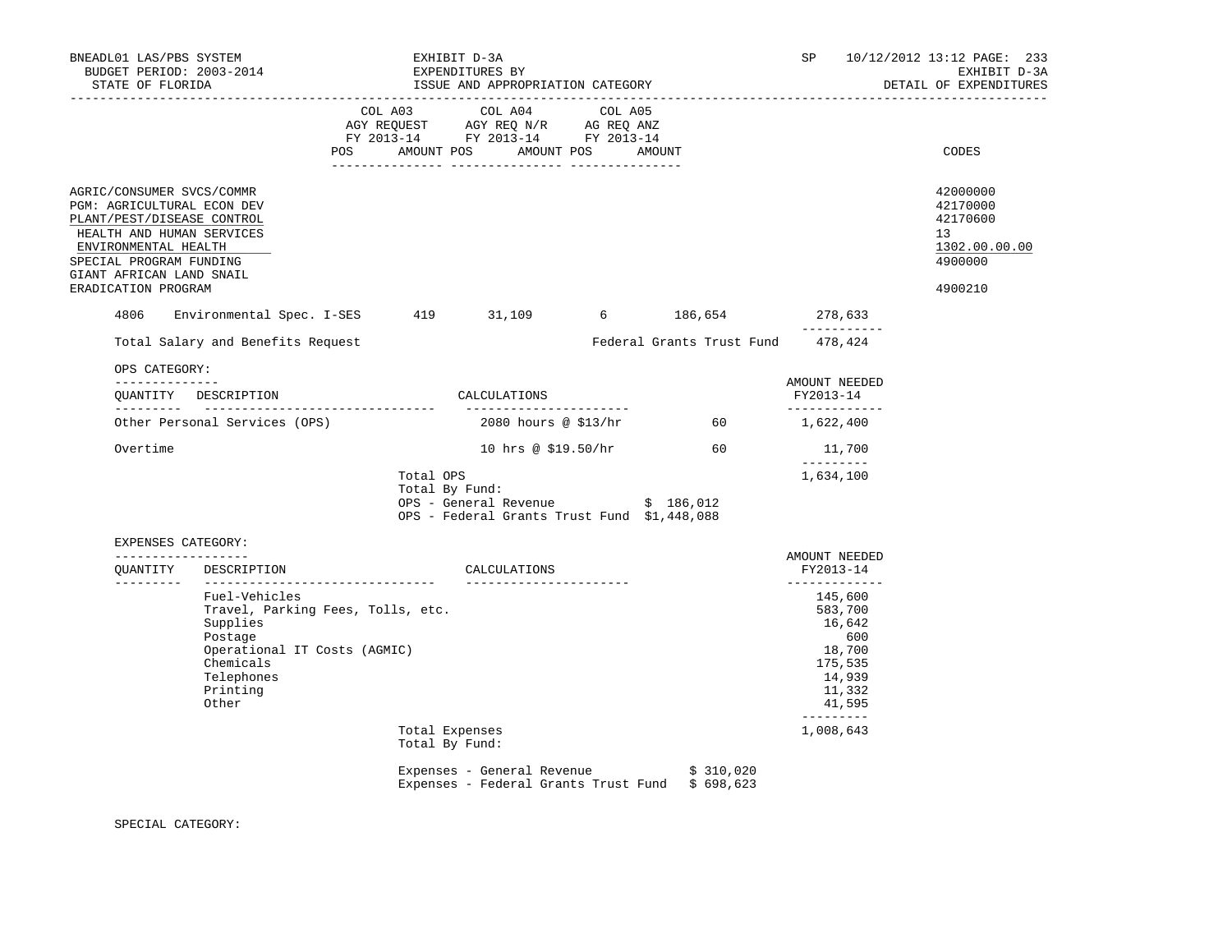BNEADL01 LAS/PBS SYSTEM — BUDGET PERIOD: 2003-2014 — STATE OF FLORIDA

EXHIBIT D-3A — EXPENDITURES BY ISSUE AND APPROPRIATION CATEGORY

SP 10/12/2012 13:12 — EXHIBIT D-3A — DETAIL OF EXPENDITURES

| | COL A03 AGY REQUEST FY 2013-14 POS AMOUNT | COL A04 AGY REQ N/R FY 2013-14 POS AMOUNT | COL A05 AG REQ ANZ FY 2013-14 POS AMOUNT | CODES |
|---|---|---|---|---|
| AGRIC/CONSUMER SVCS/COMMR | | | | 42000000 |
| PGM: AGRICULTURAL ECON DEV | | | | 42170000 |
| PLANT/PEST/DISEASE CONTROL | | | | 42170600 |
| HEALTH AND HUMAN SERVICES | | | | 13 |
| ENVIRONMENTAL HEALTH | | | | 1302.00.00.00 |
| SPECIAL PROGRAM FUNDING | | | | 4900000 |
| GIANT AFRICAN LAND SNAIL ERADICATION PROGRAM | | | | 4900210 |

| | | | | | | |
|---|---|---|---|---|---|---|
| 4806 | Environmental Spec. I-SES | 419 | 31,109 | 6 | 186,654 | 278,633 |
| | Total Salary and Benefits Request | | | | Federal Grants Trust Fund | 478,424 |

OPS CATEGORY:

| QUANTITY | DESCRIPTION | CALCULATIONS | | AMOUNT NEEDED FY2013-14 |
|---|---|---|---|---|
| | Other Personal Services (OPS) | 2080 hours @ $13/hr | 60 | 1,622,400 |
| | Overtime | 10 hrs @ $19.50/hr | 60 | 11,700 |
| | | Total OPS | | 1,634,100 |

Total By Fund:
OPS - General Revenue $ 186,012
OPS - Federal Grants Trust Fund $1,448,088

EXPENSES CATEGORY:

| QUANTITY | DESCRIPTION | CALCULATIONS | AMOUNT NEEDED FY2013-14 |
|---|---|---|---|
| | Fuel-Vehicles | | 145,600 |
| | Travel, Parking Fees, Tolls, etc. | | 583,700 |
| | Supplies | | 16,642 |
| | Postage | | 600 |
| | Operational IT Costs (AGMIC) | | 18,700 |
| | Chemicals | | 175,535 |
| | Telephones | | 14,939 |
| | Printing | | 11,332 |
| | Other | | 41,595 |
| | | Total Expenses | 1,008,643 |

Total By Fund:

Expenses - General Revenue $ 310,020
Expenses - Federal Grants Trust Fund $ 698,623

SPECIAL CATEGORY: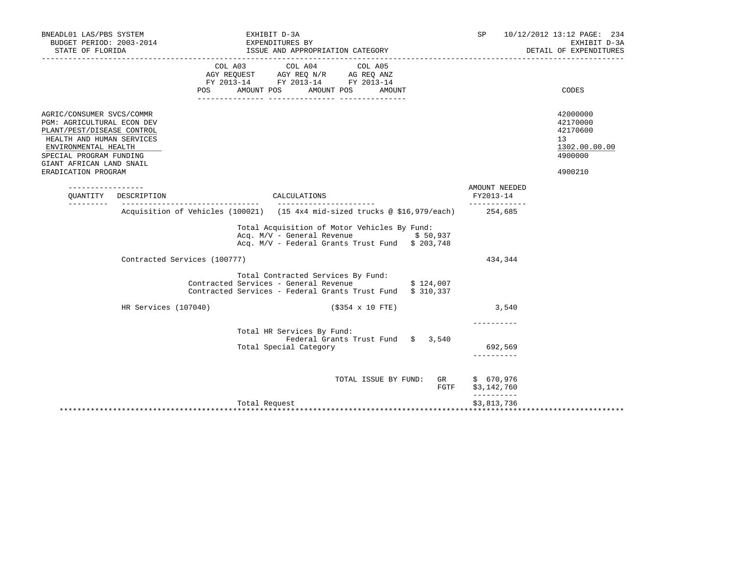BNEADL01 LAS/PBS SYSTEM — EXHIBIT D-3A — SP 10/12/2012 13:12

BUDGET PERIOD: 2003-2014 — EXPENDITURES BY — EXHIBIT D-3A

STATE OF FLORIDA — ISSUE AND APPROPRIATION CATEGORY — DETAIL OF EXPENDITURES

| | COL A03 AGY REQUEST FY 2013-14 POS AMOUNT | COL A04 AGY REQ N/R FY 2013-14 POS AMOUNT | COL A05 AG REQ ANZ FY 2013-14 POS AMOUNT | CODES |
|---|---|---|---|---|
| AGRIC/CONSUMER SVCS/COMMR | | | | 42000000 |
| PGM: AGRICULTURAL ECON DEV | | | | 42170000 |
| PLANT/PEST/DISEASE CONTROL | | | | 42170600 |
| HEALTH AND HUMAN SERVICES | | | | 13 |
| ENVIRONMENTAL HEALTH | | | | 1302.00.00.00 |
| SPECIAL PROGRAM FUNDING | | | | 4900000 |
| GIANT AFRICAN LAND SNAIL ERADICATION PROGRAM | | | | 4900210 |

| QUANTITY | DESCRIPTION | CALCULATIONS | AMOUNT NEEDED FY2013-14 |
|---|---|---|---|
| | Acquisition of Vehicles (100021) | (15 4x4 mid-sized trucks @ $16,979/each) | 254,685 |
| | | Total Acquisition of Motor Vehicles By Fund: | |
| | | Acq. M/V - General Revenue $ 50,937 | |
| | | Acq. M/V - Federal Grants Trust Fund $ 203,748 | |
| | Contracted Services (100777) | | 434,344 |
| | | Total Contracted Services By Fund: | |
| | | Contracted Services - General Revenue $ 124,007 | |
| | | Contracted Services - Federal Grants Trust Fund $ 310,337 | |
| | HR Services (107040) | ($354 x 10 FTE) | 3,540 |
| | | Total HR Services By Fund: | |
| | | Federal Grants Trust Fund $ 3,540 | |
| | | Total Special Category | 692,569 |
| | | TOTAL ISSUE BY FUND: GR | $ 670,976 |
| | | FGTF | $3,142,760 |
| | | Total Request | $3,813,736 |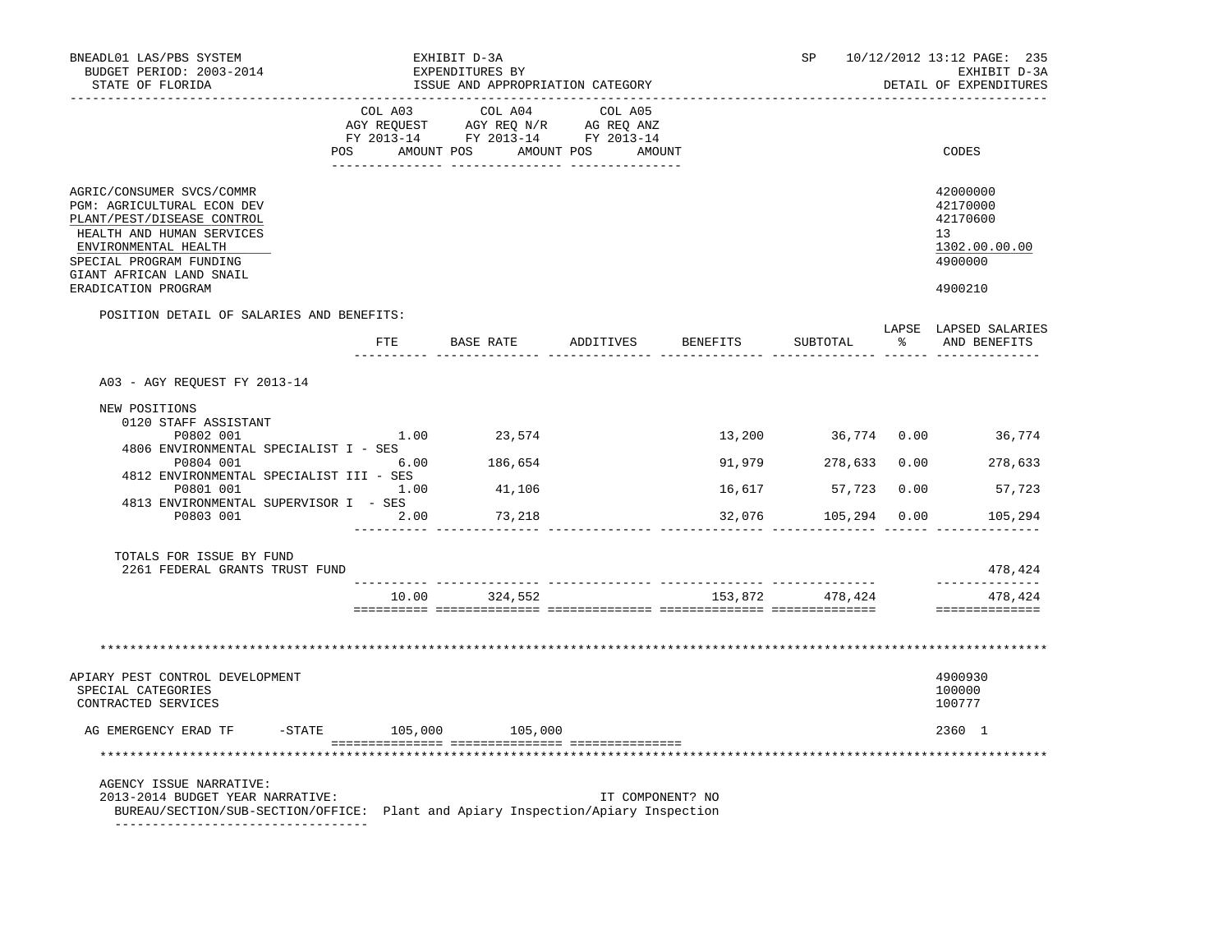BNEADL01 LAS/PBS SYSTEM — EXHIBIT D-3A — EXPENDITURES BY ISSUE AND APPROPRIATION CATEGORY
BUDGET PERIOD: 2003-2014 — STATE OF FLORIDA — SP 10/12/2012 13:12 — DETAIL OF EXPENDITURES

| | COL A03 AGY REQUEST FY 2013-14 POS AMOUNT | COL A04 AGY REQ N/R FY 2013-14 POS AMOUNT | COL A05 AG REQ ANZ FY 2013-14 POS AMOUNT | CODES |
|---|---|---|---|---|
| AGRIC/CONSUMER SVCS/COMMR | | | | 42000000 |
| PGM: AGRICULTURAL ECON DEV | | | | 42170000 |
| PLANT/PEST/DISEASE CONTROL | | | | 42170600 |
| HEALTH AND HUMAN SERVICES | | | | 13 |
| ENVIRONMENTAL HEALTH | | | | 1302.00.00.00 |
| SPECIAL PROGRAM FUNDING | | | | 4900000 |
| GIANT AFRICAN LAND SNAIL ERADICATION PROGRAM | | | | 4900210 |

POSITION DETAIL OF SALARIES AND BENEFITS:

| | FTE | BASE RATE | ADDITIVES | BENEFITS | SUBTOTAL | LAPSE % | LAPSED SALARIES AND BENEFITS |
|---|---|---|---|---|---|---|---|
| **A03 - AGY REQUEST FY 2013-14** | | | | | | | |
| NEW POSITIONS | | | | | | | |
| 0120 STAFF ASSISTANT P0802 001 | 1.00 | 23,574 | | 13,200 | 36,774 | 0.00 | 36,774 |
| 4806 ENVIRONMENTAL SPECIALIST I - SES P0804 001 | 6.00 | 186,654 | | 91,979 | 278,633 | 0.00 | 278,633 |
| 4812 ENVIRONMENTAL SPECIALIST III - SES P0801 001 | 1.00 | 41,106 | | 16,617 | 57,723 | 0.00 | 57,723 |
| 4813 ENVIRONMENTAL SUPERVISOR I - SES P0803 001 | 2.00 | 73,218 | | 32,076 | 105,294 | 0.00 | 105,294 |
| TOTALS FOR ISSUE BY FUND | | | | | | | |
| 2261 FEDERAL GRANTS TRUST FUND | | | | | | | 478,424 |
| | 10.00 | 324,552 | | 153,872 | 478,424 | | 478,424 |

***

| | COL A03 | COL A04 | COL A05 | CODES |
|---|---|---|---|---|
| APIARY PEST CONTROL DEVELOPMENT | | | | 4900930 |
| SPECIAL CATEGORIES | | | | 100000 |
| CONTRACTED SERVICES | | | | 100777 |
| AG EMERGENCY ERAD TF -STATE | 105,000 | 105,000 | | 2360 1 |

***

AGENCY ISSUE NARRATIVE:
2013-2014 BUDGET YEAR NARRATIVE: IT COMPONENT? NO
BUREAU/SECTION/SUB-SECTION/OFFICE: Plant and Apiary Inspection/Apiary Inspection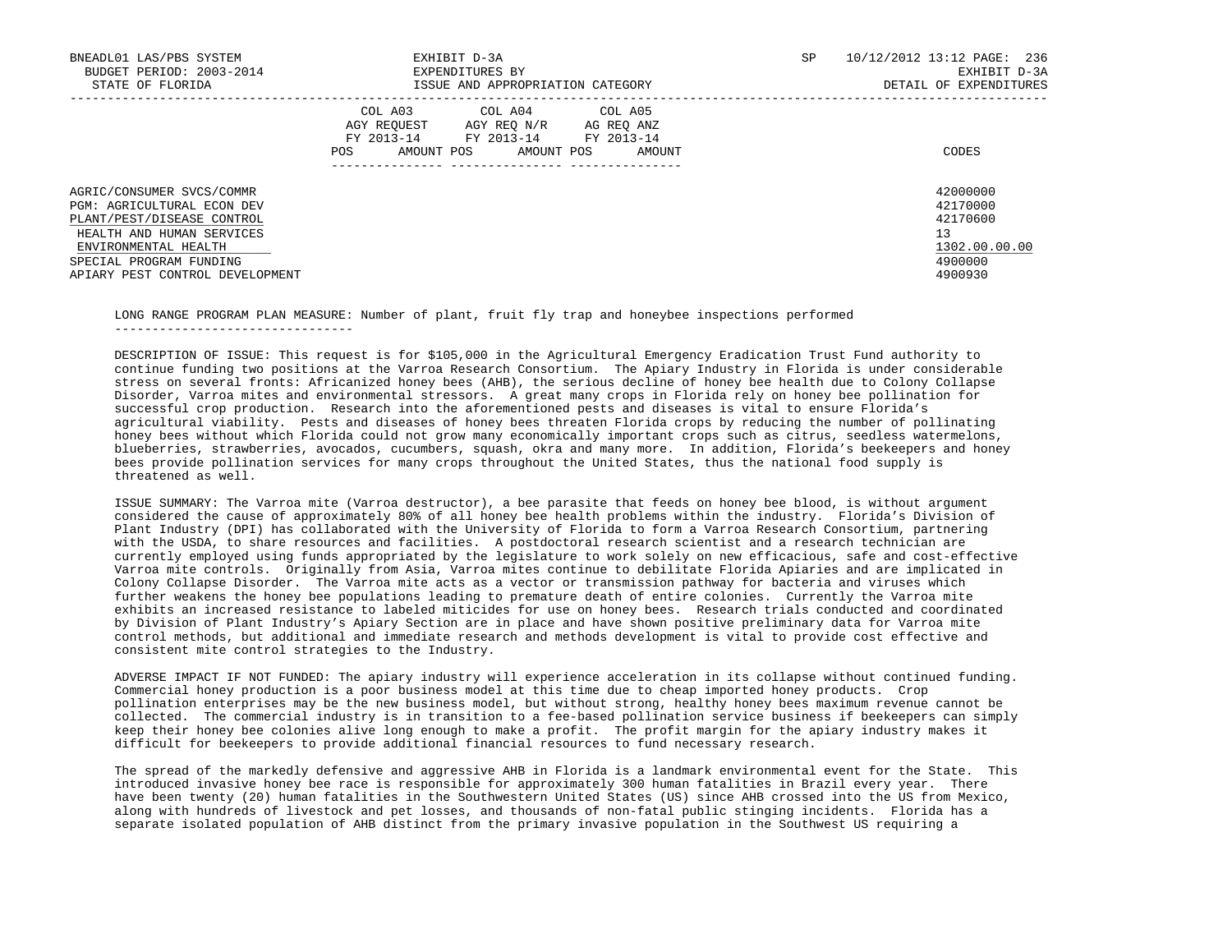| | COL A03 AGY REQUEST FY 2013-14 POS | AMOUNT | COL A04 AGY REQ N/R FY 2013-14 POS | AMOUNT | COL A05 AG REQ ANZ FY 2013-14 POS | AMOUNT | CODES |
|---|---|---|---|---|---|---|---|
| AGRIC/CONSUMER SVCS/COMMR | | | | | | | 42000000 |
| PGM: AGRICULTURAL ECON DEV | | | | | | | 42170000 |
| PLANT/PEST/DISEASE CONTROL | | | | | | | 42170600 |
| HEALTH AND HUMAN SERVICES | | | | | | | 13 |
| ENVIRONMENTAL HEALTH | | | | | | | 1302.00.00.00 |
| SPECIAL PROGRAM FUNDING | | | | | | | 4900000 |
| APIARY PEST CONTROL DEVELOPMENT | | | | | | | 4900930 |

LONG RANGE PROGRAM PLAN MEASURE: Number of plant, fruit fly trap and honeybee inspections performed

DESCRIPTION OF ISSUE: This request is for $105,000 in the Agricultural Emergency Eradication Trust Fund authority to continue funding two positions at the Varroa Research Consortium. The Apiary Industry in Florida is under considerable stress on several fronts: Africanized honey bees (AHB), the serious decline of honey bee health due to Colony Collapse Disorder, Varroa mites and environmental stressors. A great many crops in Florida rely on honey bee pollination for successful crop production. Research into the aforementioned pests and diseases is vital to ensure Florida's agricultural viability. Pests and diseases of honey bees threaten Florida crops by reducing the number of pollinating honey bees without which Florida could not grow many economically important crops such as citrus, seedless watermelons, blueberries, strawberries, avocados, cucumbers, squash, okra and many more. In addition, Florida's beekeepers and honey bees provide pollination services for many crops throughout the United States, thus the national food supply is threatened as well.

ISSUE SUMMARY: The Varroa mite (Varroa destructor), a bee parasite that feeds on honey bee blood, is without argument considered the cause of approximately 80% of all honey bee health problems within the industry. Florida's Division of Plant Industry (DPI) has collaborated with the University of Florida to form a Varroa Research Consortium, partnering with the USDA, to share resources and facilities. A postdoctoral research scientist and a research technician are currently employed using funds appropriated by the legislature to work solely on new efficacious, safe and cost-effective Varroa mite controls. Originally from Asia, Varroa mites continue to debilitate Florida Apiaries and are implicated in Colony Collapse Disorder. The Varroa mite acts as a vector or transmission pathway for bacteria and viruses which further weakens the honey bee populations leading to premature death of entire colonies. Currently the Varroa mite exhibits an increased resistance to labeled miticides for use on honey bees. Research trials conducted and coordinated by Division of Plant Industry's Apiary Section are in place and have shown positive preliminary data for Varroa mite control methods, but additional and immediate research and methods development is vital to provide cost effective and consistent mite control strategies to the Industry.

ADVERSE IMPACT IF NOT FUNDED: The apiary industry will experience acceleration in its collapse without continued funding. Commercial honey production is a poor business model at this time due to cheap imported honey products. Crop pollination enterprises may be the new business model, but without strong, healthy honey bees maximum revenue cannot be collected. The commercial industry is in transition to a fee-based pollination service business if beekeepers can simply keep their honey bee colonies alive long enough to make a profit. The profit margin for the apiary industry makes it difficult for beekeepers to provide additional financial resources to fund necessary research.

The spread of the markedly defensive and aggressive AHB in Florida is a landmark environmental event for the State. This introduced invasive honey bee race is responsible for approximately 300 human fatalities in Brazil every year. There have been twenty (20) human fatalities in the Southwestern United States (US) since AHB crossed into the US from Mexico, along with hundreds of livestock and pet losses, and thousands of non-fatal public stinging incidents. Florida has a separate isolated population of AHB distinct from the primary invasive population in the Southwest US requiring a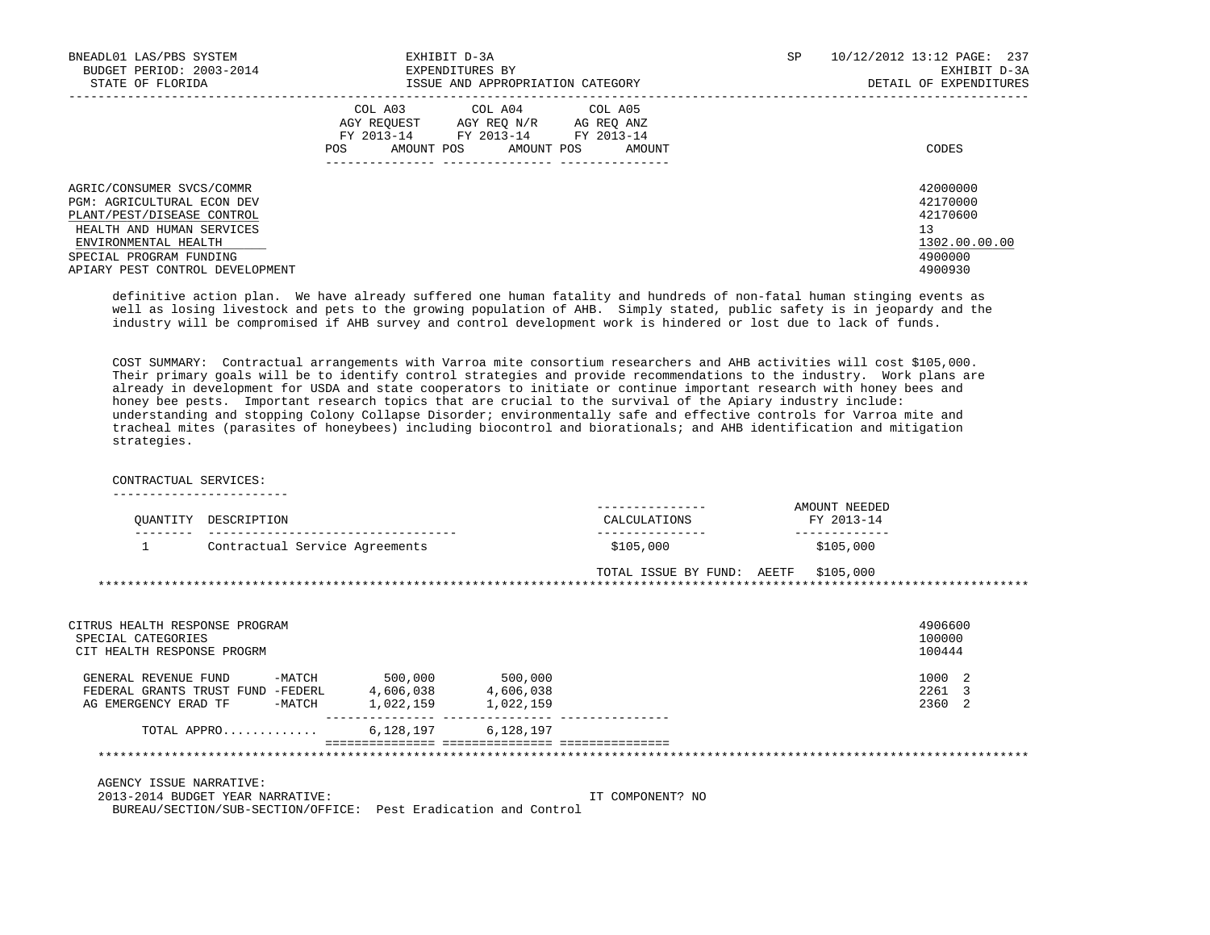| | COL A03 AGY REQUEST FY 2013-14 POS AMOUNT | COL A04 AGY REQ N/R FY 2013-14 POS AMOUNT | COL A05 AG REQ ANZ FY 2013-14 POS AMOUNT | CODES |
|---|---|---|---|---|
| AGRIC/CONSUMER SVCS/COMMR | | | | 42000000 |
| PGM: AGRICULTURAL ECON DEV | | | | 42170000 |
| PLANT/PEST/DISEASE CONTROL | | | | 42170600 |
| HEALTH AND HUMAN SERVICES | | | | 13 |
| ENVIRONMENTAL HEALTH | | | | 1302.00.00.00 |
| SPECIAL PROGRAM FUNDING | | | | 4900000 |
| APIARY PEST CONTROL DEVELOPMENT | | | | 4900930 |

definitive action plan. We have already suffered one human fatality and hundreds of non-fatal human stinging events as well as losing livestock and pets to the growing population of AHB. Simply stated, public safety is in jeopardy and the industry will be compromised if AHB survey and control development work is hindered or lost due to lack of funds.

COST SUMMARY: Contractual arrangements with Varroa mite consortium researchers and AHB activities will cost $105,000. Their primary goals will be to identify control strategies and provide recommendations to the industry. Work plans are already in development for USDA and state cooperators to initiate or continue important research with honey bees and honey bee pests. Important research topics that are crucial to the survival of the Apiary industry include: understanding and stopping Colony Collapse Disorder; environmentally safe and effective controls for Varroa mite and tracheal mites (parasites of honeybees) including biocontrol and biorationals; and AHB identification and mitigation strategies.

CONTRACTUAL SERVICES:

| QUANTITY | DESCRIPTION | CALCULATIONS | AMOUNT NEEDED FY 2013-14 |
|---|---|---|---|
| 1 | Contractual Service Agreements | $105,000 | $105,000 |
| | | TOTAL ISSUE BY FUND: AEETF | $105,000 |

*****************************************************************************************************************************

| | COL A03 | COL A04 | COL A05 | CODES |
|---|---|---|---|---|
| CITRUS HEALTH RESPONSE PROGRAM | | | | 4906600 |
| SPECIAL CATEGORIES | | | | 100000 |
| CIT HEALTH RESPONSE PROGRM | | | | 100444 |
| GENERAL REVENUE FUND -MATCH | 500,000 | 500,000 | | 1000 2 |
| FEDERAL GRANTS TRUST FUND -FEDERL | 4,606,038 | 4,606,038 | | 2261 3 |
| AG EMERGENCY ERAD TF -MATCH | 1,022,159 | 1,022,159 | | 2360 2 |
| TOTAL APPRO............ | 6,128,197 | 6,128,197 | | |

*****************************************************************************************************************************

AGENCY ISSUE NARRATIVE:
2013-2014 BUDGET YEAR NARRATIVE: IT COMPONENT? NO
BUREAU/SECTION/SUB-SECTION/OFFICE: Pest Eradication and Control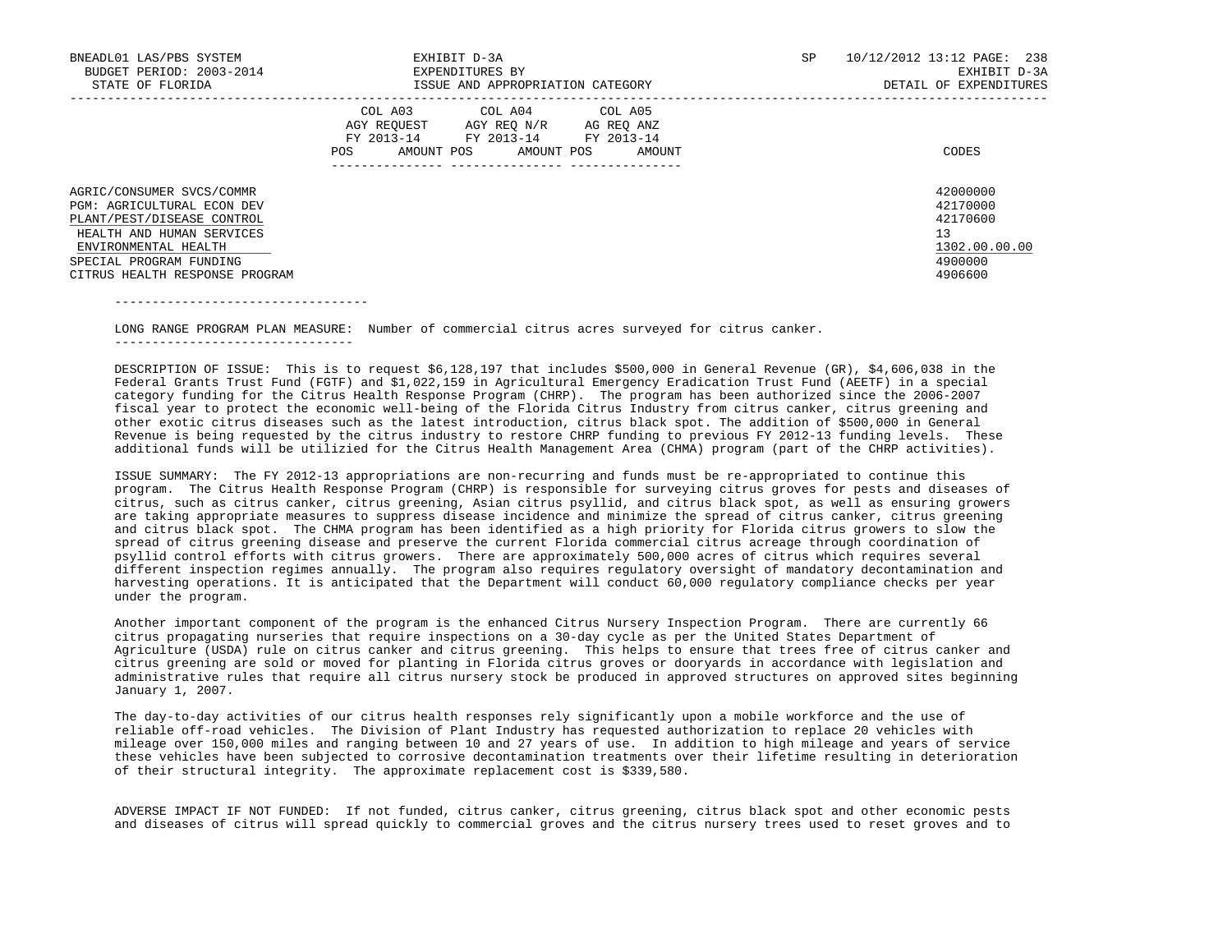| | COL A03 AGY REQUEST FY 2013-14 | | COL A04 AGY REQ N/R FY 2013-14 | | COL A05 AG REQ ANZ FY 2013-14 | | |
|---|---|---|---|---|---|---|---|
| | POS | AMOUNT | POS | AMOUNT | POS | AMOUNT | CODES |
| AGRIC/CONSUMER SVCS/COMMR | | | | | | | 42000000 |
| PGM: AGRICULTURAL ECON DEV | | | | | | | 42170000 |
| PLANT/PEST/DISEASE CONTROL | | | | | | | 42170600 |
| HEALTH AND HUMAN SERVICES | | | | | | | 13 |
| ENVIRONMENTAL HEALTH | | | | | | | 1302.00.00.00 |
| SPECIAL PROGRAM FUNDING | | | | | | | 4900000 |
| CITRUS HEALTH RESPONSE PROGRAM | | | | | | | 4906600 |

LONG RANGE PROGRAM PLAN MEASURE: Number of commercial citrus acres surveyed for citrus canker.

DESCRIPTION OF ISSUE: This is to request $6,128,197 that includes $500,000 in General Revenue (GR), $4,606,038 in the Federal Grants Trust Fund (FGTF) and $1,022,159 in Agricultural Emergency Eradication Trust Fund (AEETF) in a special category funding for the Citrus Health Response Program (CHRP). The program has been authorized since the 2006-2007 fiscal year to protect the economic well-being of the Florida Citrus Industry from citrus canker, citrus greening and other exotic citrus diseases such as the latest introduction, citrus black spot. The addition of $500,000 in General Revenue is being requested by the citrus industry to restore CHRP funding to previous FY 2012-13 funding levels. These additional funds will be utilizied for the Citrus Health Management Area (CHMA) program (part of the CHRP activities).

ISSUE SUMMARY: The FY 2012-13 appropriations are non-recurring and funds must be re-appropriated to continue this program. The Citrus Health Response Program (CHRP) is responsible for surveying citrus groves for pests and diseases of citrus, such as citrus canker, citrus greening, Asian citrus psyllid, and citrus black spot, as well as ensuring growers are taking appropriate measures to suppress disease incidence and minimize the spread of citrus canker, citrus greening and citrus black spot. The CHMA program has been identified as a high priority for Florida citrus growers to slow the spread of citrus greening disease and preserve the current Florida commercial citrus acreage through coordination of psyllid control efforts with citrus growers. There are approximately 500,000 acres of citrus which requires several different inspection regimes annually. The program also requires regulatory oversight of mandatory decontamination and harvesting operations. It is anticipated that the Department will conduct 60,000 regulatory compliance checks per year under the program.

Another important component of the program is the enhanced Citrus Nursery Inspection Program. There are currently 66 citrus propagating nurseries that require inspections on a 30-day cycle as per the United States Department of Agriculture (USDA) rule on citrus canker and citrus greening. This helps to ensure that trees free of citrus canker and citrus greening are sold or moved for planting in Florida citrus groves or dooryards in accordance with legislation and administrative rules that require all citrus nursery stock be produced in approved structures on approved sites beginning January 1, 2007.

The day-to-day activities of our citrus health responses rely significantly upon a mobile workforce and the use of reliable off-road vehicles. The Division of Plant Industry has requested authorization to replace 20 vehicles with mileage over 150,000 miles and ranging between 10 and 27 years of use. In addition to high mileage and years of service these vehicles have been subjected to corrosive decontamination treatments over their lifetime resulting in deterioration of their structural integrity. The approximate replacement cost is $339,580.

ADVERSE IMPACT IF NOT FUNDED: If not funded, citrus canker, citrus greening, citrus black spot and other economic pests and diseases of citrus will spread quickly to commercial groves and the citrus nursery trees used to reset groves and to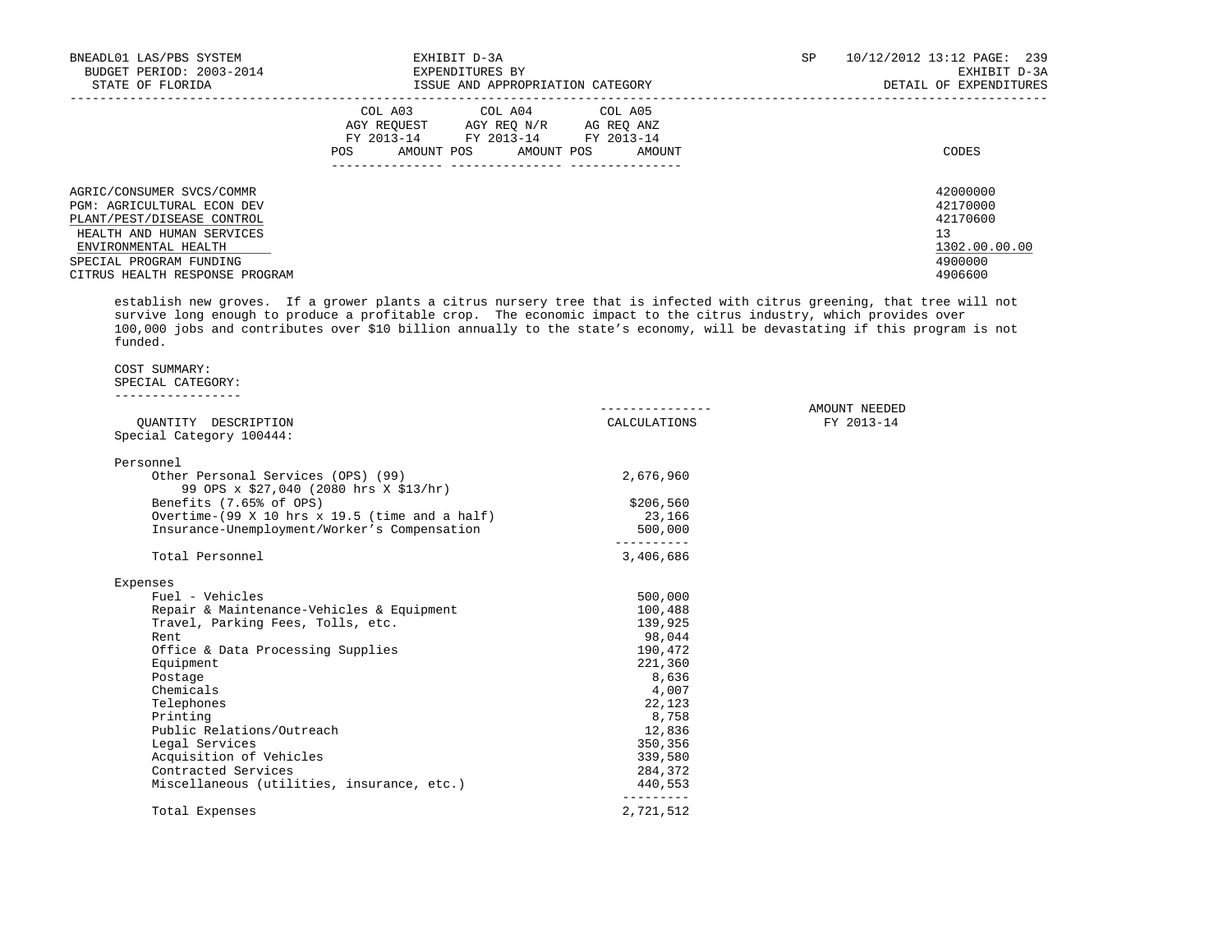| | COL A03 AGY REQUEST FY 2013-14 POS AMOUNT | COL A04 AGY REQ N/R FY 2013-14 POS AMOUNT | COL A05 AG REQ ANZ FY 2013-14 POS AMOUNT | CODES |
|---|---|---|---|---|
| AGRIC/CONSUMER SVCS/COMMR | | | | 42000000 |
| PGM: AGRICULTURAL ECON DEV | | | | 42170000 |
| PLANT/PEST/DISEASE CONTROL | | | | 42170600 |
| HEALTH AND HUMAN SERVICES | | | | 13 |
| ENVIRONMENTAL HEALTH | | | | 1302.00.00.00 |
| SPECIAL PROGRAM FUNDING | | | | 4900000 |
| CITRUS HEALTH RESPONSE PROGRAM | | | | 4906600 |

establish new groves. If a grower plants a citrus nursery tree that is infected with citrus greening, that tree will not survive long enough to produce a profitable crop. The economic impact to the citrus industry, which provides over 100,000 jobs and contributes over $10 billion annually to the state's economy, will be devastating if this program is not funded.

COST SUMMARY:
SPECIAL CATEGORY:

| QUANTITY DESCRIPTION | CALCULATIONS | AMOUNT NEEDED FY 2013-14 |
|---|---|---|
| Special Category 100444: | | |
| Personnel | | |
| Other Personal Services (OPS) (99) 99 OPS x $27,040 (2080 hrs X $13/hr) | 2,676,960 | |
| Benefits (7.65% of OPS) | $206,560 | |
| Overtime-(99 X 10 hrs x 19.5 (time and a half) | 23,166 | |
| Insurance-Unemployment/Worker's Compensation | 500,000 | |
| Total Personnel | 3,406,686 | |
| Expenses | | |
| Fuel - Vehicles | 500,000 | |
| Repair & Maintenance-Vehicles & Equipment | 100,488 | |
| Travel, Parking Fees, Tolls, etc. | 139,925 | |
| Rent | 98,044 | |
| Office & Data Processing Supplies | 190,472 | |
| Equipment | 221,360 | |
| Postage | 8,636 | |
| Chemicals | 4,007 | |
| Telephones | 22,123 | |
| Printing | 8,758 | |
| Public Relations/Outreach | 12,836 | |
| Legal Services | 350,356 | |
| Acquisition of Vehicles | 339,580 | |
| Contracted Services | 284,372 | |
| Miscellaneous (utilities, insurance, etc.) | 440,553 | |
| Total Expenses | 2,721,512 | |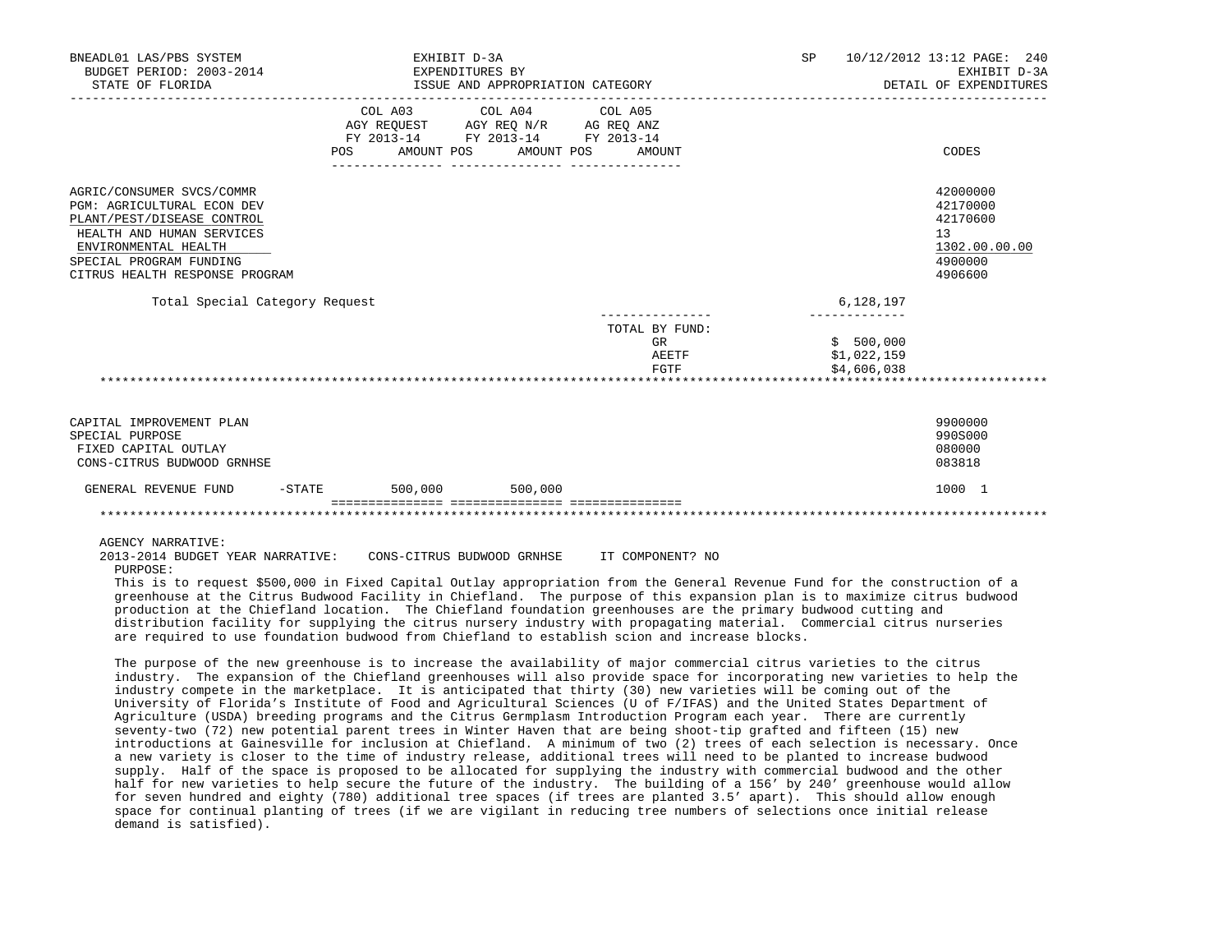BNEADL01 LAS/PBS SYSTEM | EXHIBIT D-3A | SP 10/12/2012 13:12
BUDGET PERIOD: 2003-2014 | EXPENDITURES BY | EXHIBIT D-3A
STATE OF FLORIDA | ISSUE AND APPROPRIATION CATEGORY | DETAIL OF EXPENDITURES

| | COL A03 AGY REQUEST FY 2013-14 POS AMOUNT | COL A04 AGY REQ N/R FY 2013-14 POS AMOUNT | COL A05 AG REQ ANZ FY 2013-14 POS AMOUNT | | CODES |
|---|---|---|---|---|---|
| AGRIC/CONSUMER SVCS/COMMR | | | | | 42000000 |
| PGM: AGRICULTURAL ECON DEV | | | | | 42170000 |
| PLANT/PEST/DISEASE CONTROL | | | | | 42170600 |
| HEALTH AND HUMAN SERVICES | | | | | 13 |
| ENVIRONMENTAL HEALTH | | | | | 1302.00.00.00 |
| SPECIAL PROGRAM FUNDING | | | | | 4900000 |
| CITRUS HEALTH RESPONSE PROGRAM | | | | | 4906600 |
| Total Special Category Request | | | | 6,128,197 | |
| TOTAL BY FUND: | | | | | |
| GR | | | | $ 500,000 | |
| AEETF | | | | $1,022,159 | |
| FGTF | | | | $4,606,038 | |

| | COL A03 | COL A04 | COL A05 | CODES |
|---|---|---|---|---|
| CAPITAL IMPROVEMENT PLAN | | | | 9900000 |
| SPECIAL PURPOSE | | | | 990S000 |
| FIXED CAPITAL OUTLAY | | | | 080000 |
| CONS-CITRUS BUDWOOD GRNHSE | | | | 083818 |
| GENERAL REVENUE FUND -STATE | 500,000 | 500,000 | | 1000 1 |

AGENCY NARRATIVE:
2013-2014 BUDGET YEAR NARRATIVE: CONS-CITRUS BUDWOOD GRNHSE IT COMPONENT? NO
PURPOSE:

This is to request $500,000 in Fixed Capital Outlay appropriation from the General Revenue Fund for the construction of a greenhouse at the Citrus Budwood Facility in Chiefland. The purpose of this expansion plan is to maximize citrus budwood production at the Chiefland location. The Chiefland foundation greenhouses are the primary budwood cutting and distribution facility for supplying the citrus nursery industry with propagating material. Commercial citrus nurseries are required to use foundation budwood from Chiefland to establish scion and increase blocks.

The purpose of the new greenhouse is to increase the availability of major commercial citrus varieties to the citrus industry. The expansion of the Chiefland greenhouses will also provide space for incorporating new varieties to help the industry compete in the marketplace. It is anticipated that thirty (30) new varieties will be coming out of the University of Florida's Institute of Food and Agricultural Sciences (U of F/IFAS) and the United States Department of Agriculture (USDA) breeding programs and the Citrus Germplasm Introduction Program each year. There are currently seventy-two (72) new potential parent trees in Winter Haven that are being shoot-tip grafted and fifteen (15) new introductions at Gainesville for inclusion at Chiefland. A minimum of two (2) trees of each selection is necessary. Once a new variety is closer to the time of industry release, additional trees will need to be planted to increase budwood supply. Half of the space is proposed to be allocated for supplying the industry with commercial budwood and the other half for new varieties to help secure the future of the industry. The building of a 156′ by 240′ greenhouse would allow for seven hundred and eighty (780) additional tree spaces (if trees are planted 3.5′ apart). This should allow enough space for continual planting of trees (if we are vigilant in reducing tree numbers of selections once initial release demand is satisfied).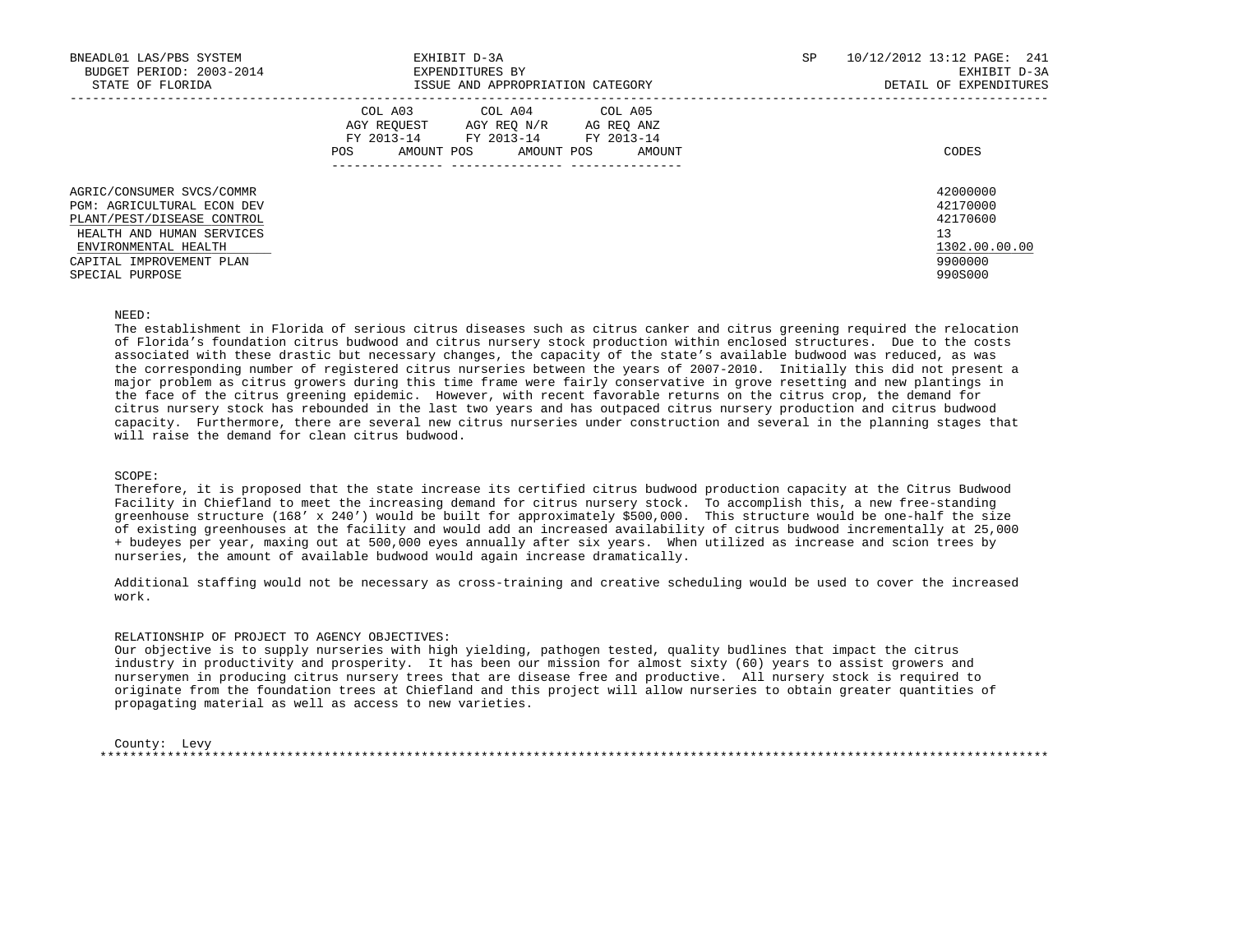BNEADL01 LAS/PBS SYSTEM | EXHIBIT D-3A | SP 10/12/2012 13:12
BUDGET PERIOD: 2003-2014 | EXPENDITURES BY | EXHIBIT D-3A
STATE OF FLORIDA | ISSUE AND APPROPRIATION CATEGORY | DETAIL OF EXPENDITURES

| | COL A03 AGY REQUEST FY 2013-14 | | COL A04 AGY REQ N/R FY 2013-14 | | COL A05 AG REQ ANZ FY 2013-14 | | |
|---|---|---|---|---|---|---|---|
| | POS | AMOUNT | POS | AMOUNT | POS | AMOUNT | CODES |
| AGRIC/CONSUMER SVCS/COMMR | | | | | | | 42000000 |
| PGM: AGRICULTURAL ECON DEV | | | | | | | 42170000 |
| PLANT/PEST/DISEASE CONTROL | | | | | | | 42170600 |
| HEALTH AND HUMAN SERVICES | | | | | | | 13 |
| ENVIRONMENTAL HEALTH | | | | | | | 1302.00.00.00 |
| CAPITAL IMPROVEMENT PLAN | | | | | | | 9900000 |
| SPECIAL PURPOSE | | | | | | | 990S000 |

NEED:
The establishment in Florida of serious citrus diseases such as citrus canker and citrus greening required the relocation of Florida's foundation citrus budwood and citrus nursery stock production within enclosed structures. Due to the costs associated with these drastic but necessary changes, the capacity of the state's available budwood was reduced, as was the corresponding number of registered citrus nurseries between the years of 2007-2010. Initially this did not present a major problem as citrus growers during this time frame were fairly conservative in grove resetting and new plantings in the face of the citrus greening epidemic. However, with recent favorable returns on the citrus crop, the demand for citrus nursery stock has rebounded in the last two years and has outpaced citrus nursery production and citrus budwood capacity. Furthermore, there are several new citrus nurseries under construction and several in the planning stages that will raise the demand for clean citrus budwood.

SCOPE:
Therefore, it is proposed that the state increase its certified citrus budwood production capacity at the Citrus Budwood Facility in Chiefland to meet the increasing demand for citrus nursery stock. To accomplish this, a new free-standing greenhouse structure (168' x 240') would be built for approximately $500,000. This structure would be one-half the size of existing greenhouses at the facility and would add an increased availability of citrus budwood incrementally at 25,000 + budeyes per year, maxing out at 500,000 eyes annually after six years. When utilized as increase and scion trees by nurseries, the amount of available budwood would again increase dramatically.

Additional staffing would not be necessary as cross-training and creative scheduling would be used to cover the increased work.

RELATIONSHIP OF PROJECT TO AGENCY OBJECTIVES:
Our objective is to supply nurseries with high yielding, pathogen tested, quality budlines that impact the citrus industry in productivity and prosperity. It has been our mission for almost sixty (60) years to assist growers and nurserymen in producing citrus nursery trees that are disease free and productive. All nursery stock is required to originate from the foundation trees at Chiefland and this project will allow nurseries to obtain greater quantities of propagating material as well as access to new varieties.

County: Levy

*****************************************************************************************************************************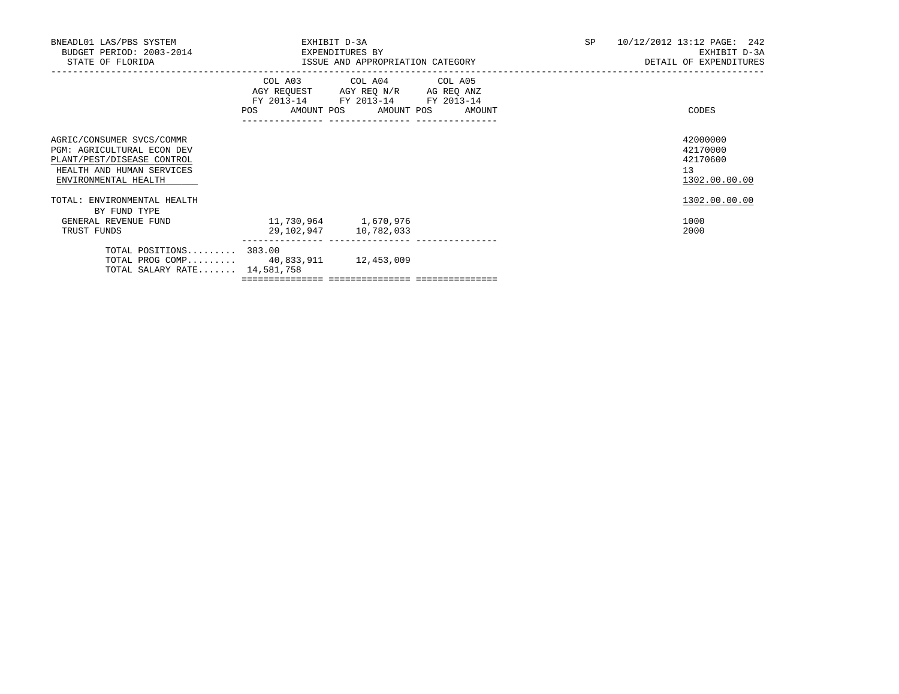BNEADL01 LAS/PBS SYSTEM
BUDGET PERIOD: 2003-2014
STATE OF FLORIDA

EXHIBIT D-3A
EXPENDITURES BY
ISSUE AND APPROPRIATION CATEGORY

SP 10/12/2012 13:12 PAGE: 242
EXHIBIT D-3A
DETAIL OF EXPENDITURES

| | COL A03 AGY REQUEST FY 2013-14 POS | AMOUNT | COL A04 AGY REQ N/R FY 2013-14 POS | AMOUNT | COL A05 AG REQ ANZ FY 2013-14 POS | AMOUNT | CODES |
|---|---|---|---|---|---|---|---|
| AGRIC/CONSUMER SVCS/COMMR | | | | | | | 42000000 |
| PGM: AGRICULTURAL ECON DEV | | | | | | | 42170000 |
| PLANT/PEST/DISEASE CONTROL | | | | | | | 42170600 |
| HEALTH AND HUMAN SERVICES | | | | | | | 13 |
| ENVIRONMENTAL HEALTH | | | | | | | 1302.00.00.00 |
| TOTAL: ENVIRONMENTAL HEALTH | | | | | | | 1302.00.00.00 |
| BY FUND TYPE | | | | | | | |
| GENERAL REVENUE FUND | | 11,730,964 | | 1,670,976 | | | 1000 |
| TRUST FUNDS | | 29,102,947 | | 10,782,033 | | | 2000 |
| TOTAL POSITIONS......... | 383.00 | | | | | | |
| TOTAL PROG COMP......... | | 40,833,911 | | 12,453,009 | | | |
| TOTAL SALARY RATE....... | | 14,581,758 | | | | | |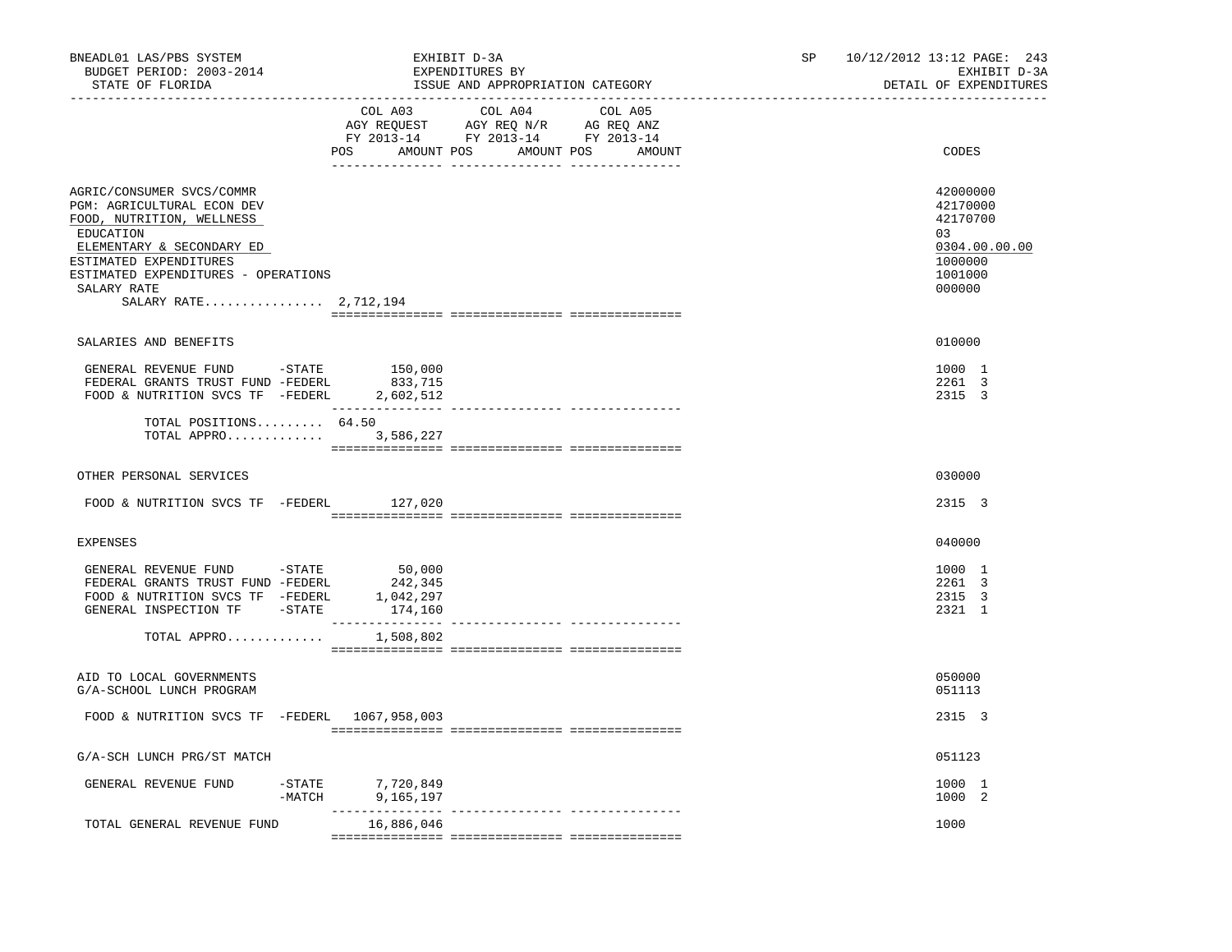BNEADL01 LAS/PBS SYSTEM | EXHIBIT D-3A | SP 10/12/2012 13:12
BUDGET PERIOD: 2003-2014 | EXPENDITURES BY | EXHIBIT D-3A
STATE OF FLORIDA | ISSUE AND APPROPRIATION CATEGORY | DETAIL OF EXPENDITURES

| | COL A03 AGY REQUEST FY 2013-14 POS AMOUNT | COL A04 AGY REQ N/R FY 2013-14 POS AMOUNT | COL A05 AG REQ ANZ FY 2013-14 POS AMOUNT | CODES |
|---|---|---|---|---|
| AGRIC/CONSUMER SVCS/COMMR | | | | 42000000 |
| PGM: AGRICULTURAL ECON DEV | | | | 42170000 |
| FOOD, NUTRITION, WELLNESS | | | | 42170700 |
| EDUCATION | | | | 03 |
| ELEMENTARY & SECONDARY ED | | | | 0304.00.00.00 |
| ESTIMATED EXPENDITURES | | | | 1000000 |
| ESTIMATED EXPENDITURES - OPERATIONS | | | | 1001000 |
| SALARY RATE | | | | 000000 |
| SALARY RATE................ 2,712,194 | | | | |
| SALARIES AND BENEFITS | | | | 010000 |
| GENERAL REVENUE FUND -STATE | 150,000 | | | 1000 1 |
| FEDERAL GRANTS TRUST FUND -FEDERL | 833,715 | | | 2261 3 |
| FOOD & NUTRITION SVCS TF -FEDERL | 2,602,512 | | | 2315 3 |
| TOTAL POSITIONS......... | 64.50 | | | |
| TOTAL APPRO............. | 3,586,227 | | | |
| OTHER PERSONAL SERVICES | | | | 030000 |
| FOOD & NUTRITION SVCS TF -FEDERL | 127,020 | | | 2315 3 |
| EXPENSES | | | | 040000 |
| GENERAL REVENUE FUND -STATE | 50,000 | | | 1000 1 |
| FEDERAL GRANTS TRUST FUND -FEDERL | 242,345 | | | 2261 3 |
| FOOD & NUTRITION SVCS TF -FEDERL | 1,042,297 | | | 2315 3 |
| GENERAL INSPECTION TF -STATE | 174,160 | | | 2321 1 |
| TOTAL APPRO............. | 1,508,802 | | | |
| AID TO LOCAL GOVERNMENTS | | | | 050000 |
| G/A-SCHOOL LUNCH PROGRAM | | | | 051113 |
| FOOD & NUTRITION SVCS TF -FEDERL | 1067,958,003 | | | 2315 3 |
| G/A-SCH LUNCH PRG/ST MATCH | | | | 051123 |
| GENERAL REVENUE FUND -STATE | 7,720,849 | | | 1000 1 |
| -MATCH | 9,165,197 | | | 1000 2 |
| TOTAL GENERAL REVENUE FUND | 16,886,046 | | | 1000 |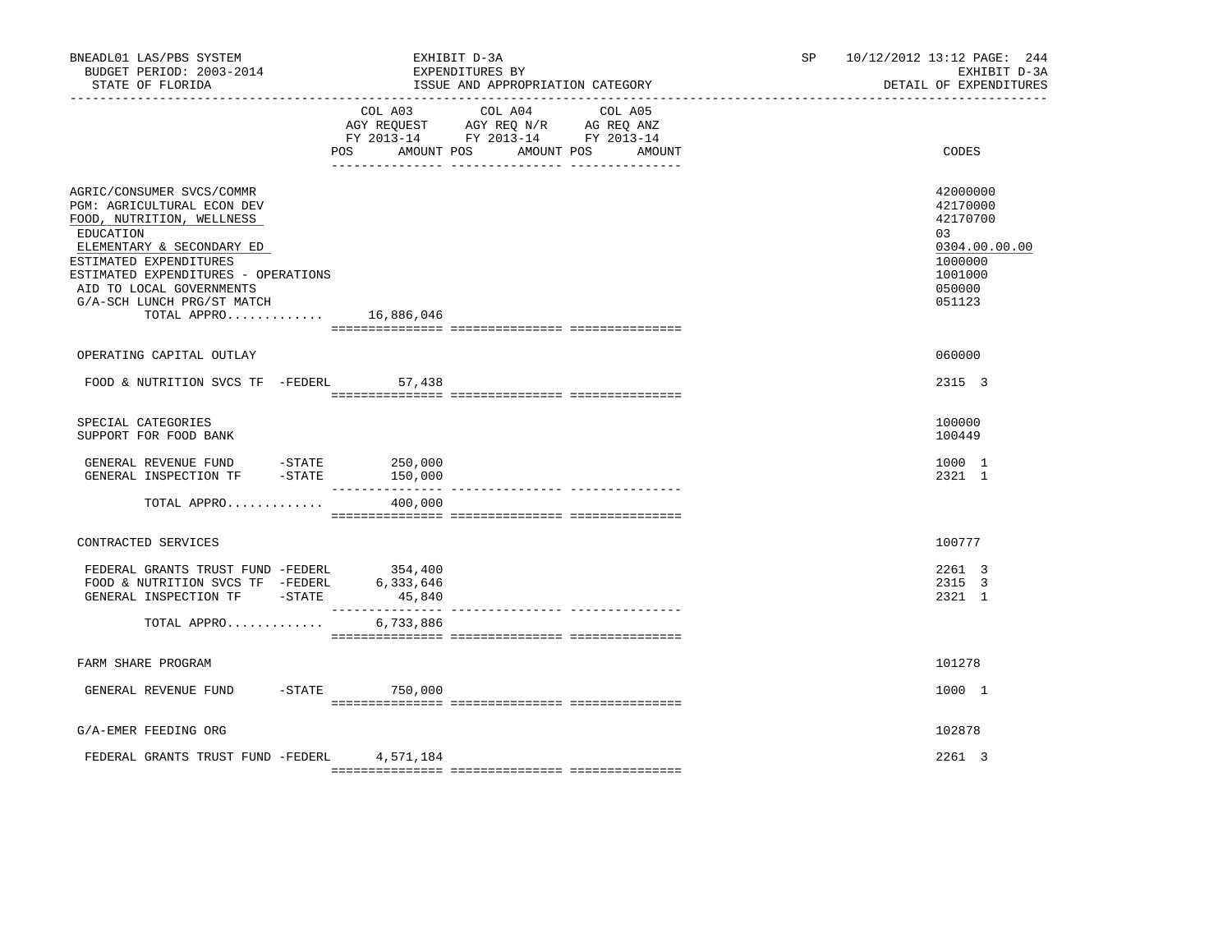BNEADL01 LAS/PBS SYSTEM | EXHIBIT D-3A | SP 10/12/2012 13:12

BUDGET PERIOD: 2003-2014 | EXPENDITURES BY | EXHIBIT D-3A

STATE OF FLORIDA | ISSUE AND APPROPRIATION CATEGORY | DETAIL OF EXPENDITURES

| | COL A03 AGY REQUEST FY 2013-14 POS AMOUNT | COL A04 AGY REQ N/R FY 2013-14 POS AMOUNT | COL A05 AG REQ ANZ FY 2013-14 POS AMOUNT | CODES |
|---|---|---|---|---|
| AGRIC/CONSUMER SVCS/COMMR | | | | 42000000 |
| PGM: AGRICULTURAL ECON DEV | | | | 42170000 |
| FOOD, NUTRITION, WELLNESS | | | | 42170700 |
| EDUCATION | | | | 03 |
| ELEMENTARY & SECONDARY ED | | | | 0304.00.00.00 |
| ESTIMATED EXPENDITURES | | | | 1000000 |
| ESTIMATED EXPENDITURES - OPERATIONS | | | | 1001000 |
| AID TO LOCAL GOVERNMENTS | | | | 050000 |
| G/A-SCH LUNCH PRG/ST MATCH | | | | 051123 |
| TOTAL APPRO............. | 16,886,046 | | | |
| OPERATING CAPITAL OUTLAY | | | | 060000 |
| FOOD & NUTRITION SVCS TF -FEDERL | 57,438 | | | 2315 3 |
| SPECIAL CATEGORIES | | | | 100000 |
| SUPPORT FOR FOOD BANK | | | | 100449 |
| GENERAL REVENUE FUND -STATE | 250,000 | | | 1000 1 |
| GENERAL INSPECTION TF -STATE | 150,000 | | | 2321 1 |
| TOTAL APPRO............. | 400,000 | | | |
| CONTRACTED SERVICES | | | | 100777 |
| FEDERAL GRANTS TRUST FUND -FEDERL | 354,400 | | | 2261 3 |
| FOOD & NUTRITION SVCS TF -FEDERL | 6,333,646 | | | 2315 3 |
| GENERAL INSPECTION TF -STATE | 45,840 | | | 2321 1 |
| TOTAL APPRO............. | 6,733,886 | | | |
| FARM SHARE PROGRAM | | | | 101278 |
| GENERAL REVENUE FUND -STATE | 750,000 | | | 1000 1 |
| G/A-EMER FEEDING ORG | | | | 102878 |
| FEDERAL GRANTS TRUST FUND -FEDERL | 4,571,184 | | | 2261 3 |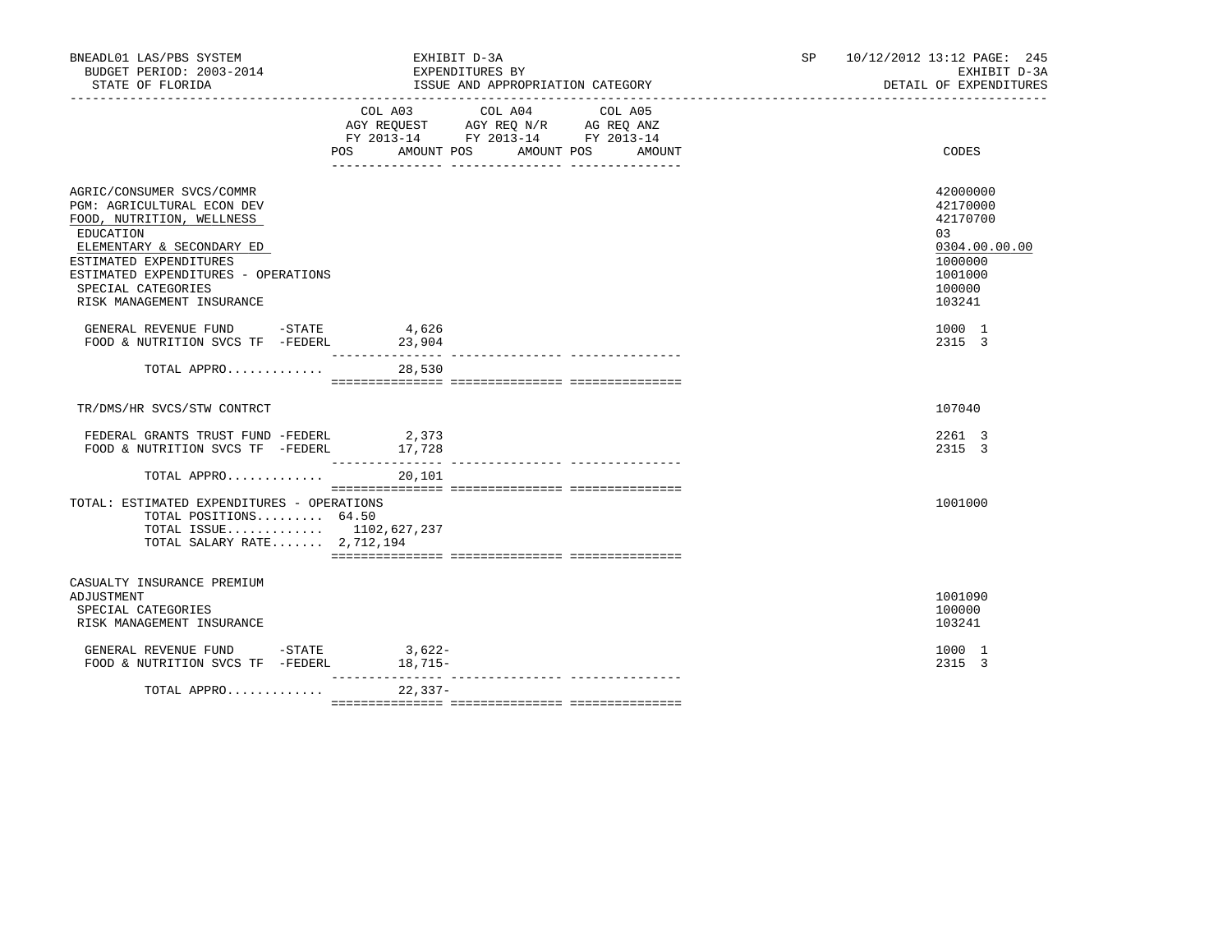BNEADL01 LAS/PBS SYSTEM — EXHIBIT D-3A — SP 10/12/2012 13:12 PAGE: 245

BUDGET PERIOD: 2003-2014 — EXPENDITURES BY — EXHIBIT D-3A

STATE OF FLORIDA — ISSUE AND APPROPRIATION CATEGORY — DETAIL OF EXPENDITURES

| | COL A03 AGY REQUEST FY 2013-14 POS AMOUNT | COL A04 AGY REQ N/R FY 2013-14 POS AMOUNT | COL A05 AG REQ ANZ FY 2013-14 POS AMOUNT | CODES |
|---|---|---|---|---|
| AGRIC/CONSUMER SVCS/COMMR | | | | 42000000 |
| PGM: AGRICULTURAL ECON DEV | | | | 42170000 |
| FOOD, NUTRITION, WELLNESS | | | | 42170700 |
| EDUCATION | | | | 03 |
| ELEMENTARY & SECONDARY ED | | | | 0304.00.00.00 |
| ESTIMATED EXPENDITURES | | | | 1000000 |
| ESTIMATED EXPENDITURES - OPERATIONS | | | | 1001000 |
| SPECIAL CATEGORIES | | | | 100000 |
| RISK MANAGEMENT INSURANCE | | | | 103241 |
| GENERAL REVENUE FUND -STATE | 4,626 | | | 1000 1 |
| FOOD & NUTRITION SVCS TF -FEDERL | 23,904 | | | 2315 3 |
| TOTAL APPRO............ | 28,530 | | | |
| TR/DMS/HR SVCS/STW CONTRCT | | | | 107040 |
| FEDERAL GRANTS TRUST FUND -FEDERL | 2,373 | | | 2261 3 |
| FOOD & NUTRITION SVCS TF -FEDERL | 17,728 | | | 2315 3 |
| TOTAL APPRO............ | 20,101 | | | |
| TOTAL: ESTIMATED EXPENDITURES - OPERATIONS | | | | 1001000 |
| TOTAL POSITIONS......... | 64.50 | | | |
| TOTAL ISSUE............ | 1102,627,237 | | | |
| TOTAL SALARY RATE....... | 2,712,194 | | | |
| CASUALTY INSURANCE PREMIUM ADJUSTMENT | | | | 1001090 |
| SPECIAL CATEGORIES | | | | 100000 |
| RISK MANAGEMENT INSURANCE | | | | 103241 |
| GENERAL REVENUE FUND -STATE | 3,622- | | | 1000 1 |
| FOOD & NUTRITION SVCS TF -FEDERL | 18,715- | | | 2315 3 |
| TOTAL APPRO............ | 22,337- | | | |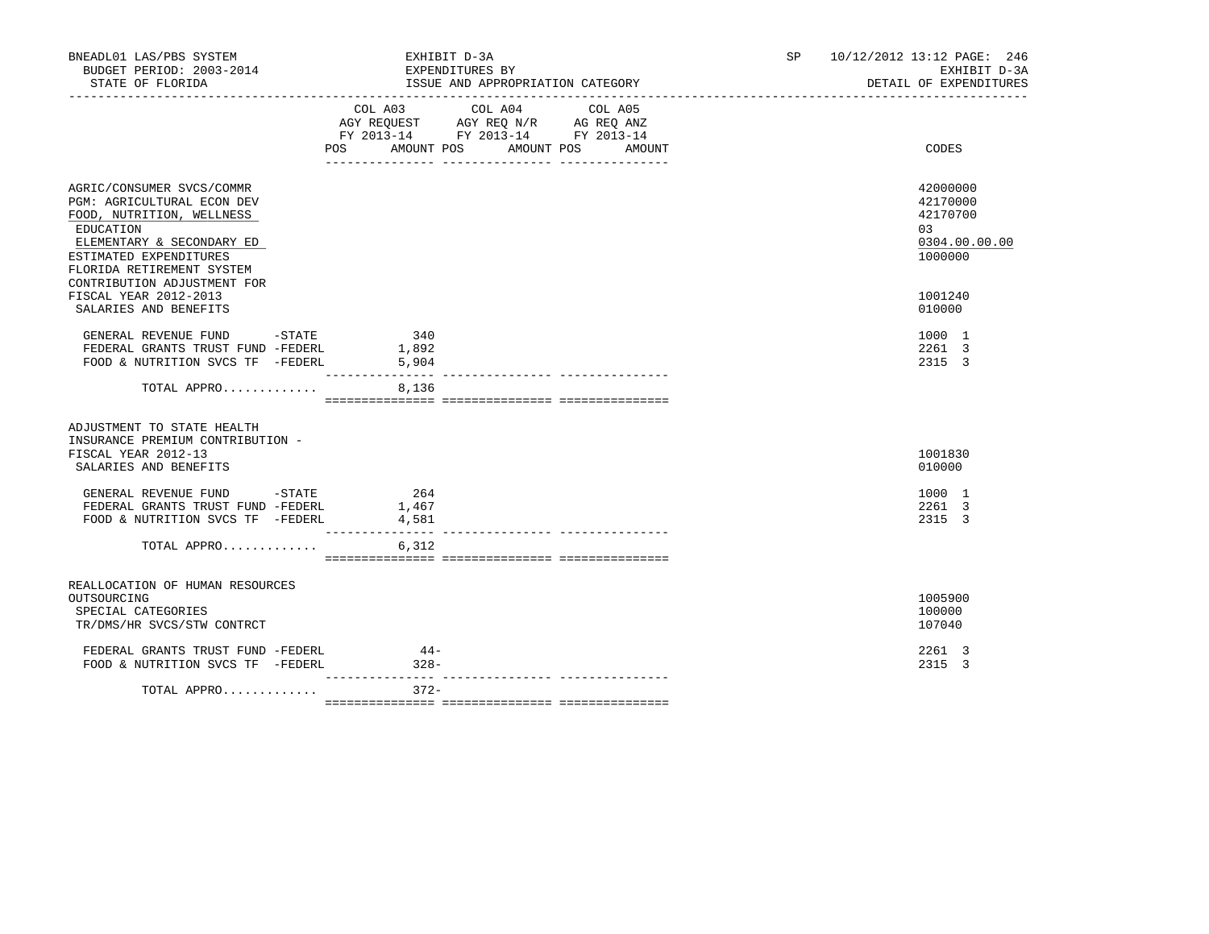BNEADL01 LAS/PBS SYSTEM — EXHIBIT D-3A — SP 10/12/2012 13:12 PAGE: 246
BUDGET PERIOD: 2003-2014 — EXPENDITURES BY — EXHIBIT D-3A
STATE OF FLORIDA — ISSUE AND APPROPRIATION CATEGORY — DETAIL OF EXPENDITURES

| | COL A03 AGY REQUEST FY 2013-14 POS | AMOUNT | COL A04 AGY REQ N/R FY 2013-14 POS | AMOUNT | COL A05 AG REQ ANZ FY 2013-14 POS | AMOUNT | CODES |
|---|---|---|---|---|---|---|---|
| AGRIC/CONSUMER SVCS/COMMR | | | | | | | 42000000 |
| PGM: AGRICULTURAL ECON DEV | | | | | | | 42170000 |
| FOOD, NUTRITION, WELLNESS | | | | | | | 42170700 |
| EDUCATION | | | | | | | 03 |
| ELEMENTARY & SECONDARY ED | | | | | | | 0304.00.00.00 |
| ESTIMATED EXPENDITURES | | | | | | | 1000000 |
| FLORIDA RETIREMENT SYSTEM CONTRIBUTION ADJUSTMENT FOR FISCAL YEAR 2012-2013 | | | | | | | 1001240 |
| SALARIES AND BENEFITS | | | | | | | 010000 |
| GENERAL REVENUE FUND -STATE | | 340 | | | | | 1000 1 |
| FEDERAL GRANTS TRUST FUND -FEDERL | | 1,892 | | | | | 2261 3 |
| FOOD & NUTRITION SVCS TF -FEDERL | | 5,904 | | | | | 2315 3 |
| TOTAL APPRO............. | | 8,136 | | | | | |
| ADJUSTMENT TO STATE HEALTH INSURANCE PREMIUM CONTRIBUTION - FISCAL YEAR 2012-13 | | | | | | | 1001830 |
| SALARIES AND BENEFITS | | | | | | | 010000 |
| GENERAL REVENUE FUND -STATE | | 264 | | | | | 1000 1 |
| FEDERAL GRANTS TRUST FUND -FEDERL | | 1,467 | | | | | 2261 3 |
| FOOD & NUTRITION SVCS TF -FEDERL | | 4,581 | | | | | 2315 3 |
| TOTAL APPRO............. | | 6,312 | | | | | |
| REALLOCATION OF HUMAN RESOURCES OUTSOURCING | | | | | | | 1005900 |
| SPECIAL CATEGORIES | | | | | | | 100000 |
| TR/DMS/HR SVCS/STW CONTRCT | | | | | | | 107040 |
| FEDERAL GRANTS TRUST FUND -FEDERL | | 44- | | | | | 2261 3 |
| FOOD & NUTRITION SVCS TF -FEDERL | | 328- | | | | | 2315 3 |
| TOTAL APPRO............. | | 372- | | | | | |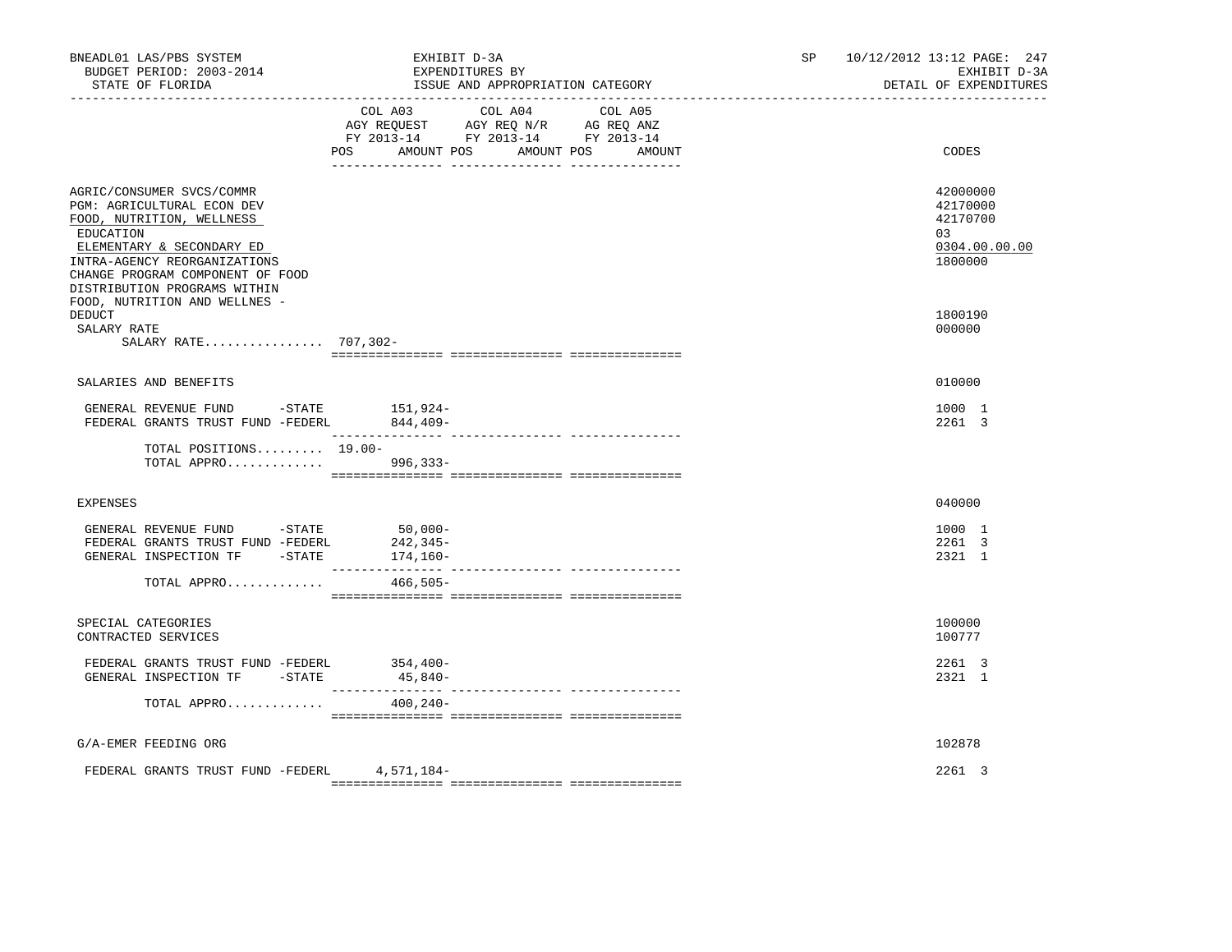BNEADL01 LAS/PBS SYSTEM | EXHIBIT D-3A | SP 10/12/2012 13:12
BUDGET PERIOD: 2003-2014 | EXPENDITURES BY | EXHIBIT D-3A
STATE OF FLORIDA | ISSUE AND APPROPRIATION CATEGORY | DETAIL OF EXPENDITURES

| | COL A03 AGY REQUEST FY 2013-14 POS | AMOUNT | COL A04 AGY REQ N/R FY 2013-14 POS | AMOUNT | COL A05 AG REQ ANZ FY 2013-14 POS | AMOUNT | CODES |
|---|---|---|---|---|---|---|---|
| AGRIC/CONSUMER SVCS/COMMR | | | | | | | 42000000 |
| PGM: AGRICULTURAL ECON DEV | | | | | | | 42170000 |
| FOOD, NUTRITION, WELLNESS | | | | | | | 42170700 |
| EDUCATION | | | | | | | 03 |
| ELEMENTARY & SECONDARY ED | | | | | | | 0304.00.00.00 |
| INTRA-AGENCY REORGANIZATIONS | | | | | | | 1800000 |
| CHANGE PROGRAM COMPONENT OF FOOD DISTRIBUTION PROGRAMS WITHIN FOOD, NUTRITION AND WELLNES - DEDUCT | | | | | | | 1800190 |
| SALARY RATE | | | | | | | 000000 |
| SALARY RATE................ | 707,302- | | | | | | |
| SALARIES AND BENEFITS | | | | | | | 010000 |
| GENERAL REVENUE FUND -STATE | | 151,924- | | | | | 1000 1 |
| FEDERAL GRANTS TRUST FUND -FEDERL | | 844,409- | | | | | 2261 3 |
| TOTAL POSITIONS......... | 19.00- | | | | | | |
| TOTAL APPRO............. | | 996,333- | | | | | |
| EXPENSES | | | | | | | 040000 |
| GENERAL REVENUE FUND -STATE | | 50,000- | | | | | 1000 1 |
| FEDERAL GRANTS TRUST FUND -FEDERL | | 242,345- | | | | | 2261 3 |
| GENERAL INSPECTION TF -STATE | | 174,160- | | | | | 2321 1 |
| TOTAL APPRO............. | | 466,505- | | | | | |
| SPECIAL CATEGORIES | | | | | | | 100000 |
| CONTRACTED SERVICES | | | | | | | 100777 |
| FEDERAL GRANTS TRUST FUND -FEDERL | | 354,400- | | | | | 2261 3 |
| GENERAL INSPECTION TF -STATE | | 45,840- | | | | | 2321 1 |
| TOTAL APPRO............. | | 400,240- | | | | | |
| G/A-EMER FEEDING ORG | | | | | | | 102878 |
| FEDERAL GRANTS TRUST FUND -FEDERL | | 4,571,184- | | | | | 2261 3 |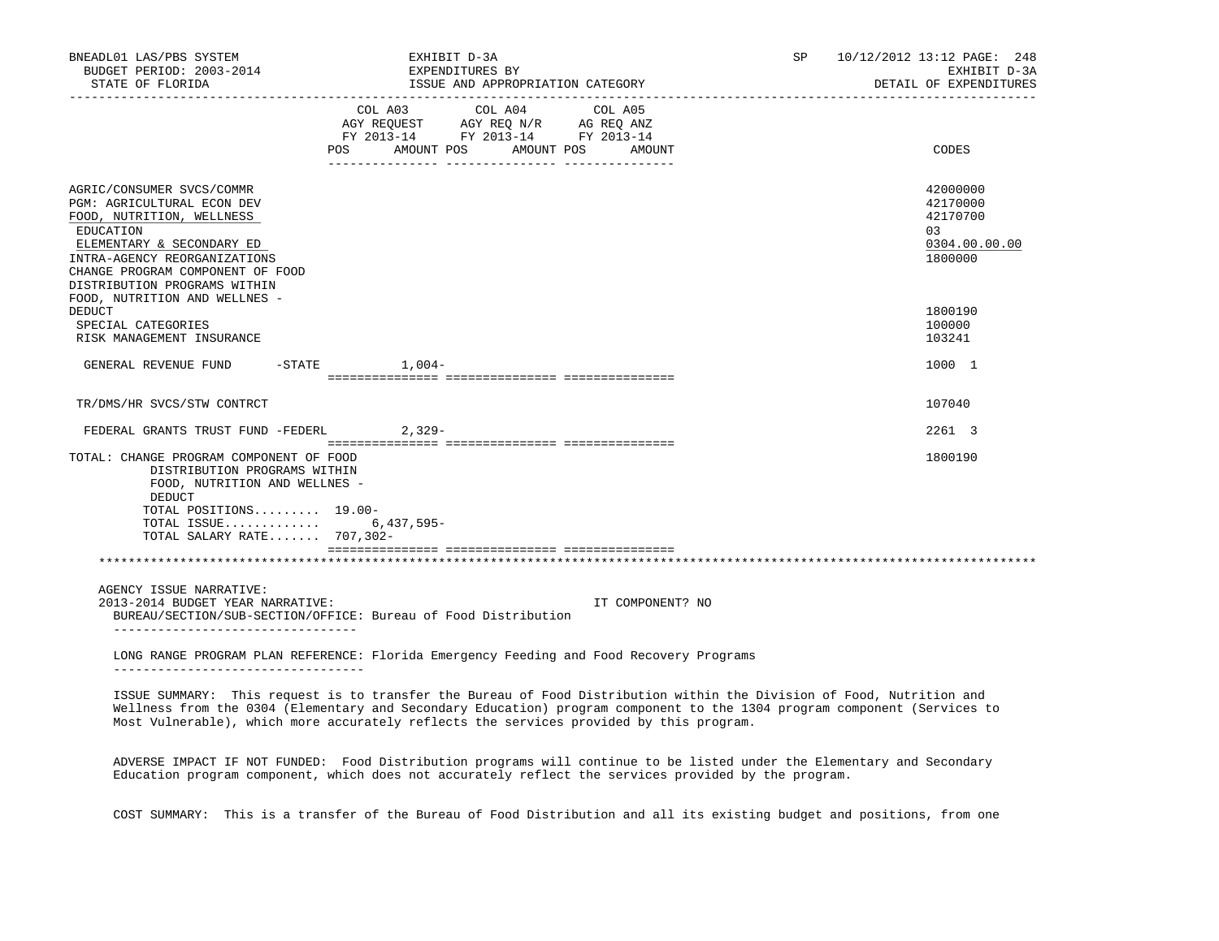EXHIBIT D-3A
EXPENDITURES BY
ISSUE AND APPROPRIATION CATEGORY

DETAIL OF EXPENDITURES

| | COL A03 AGY REQUEST FY 2013-14 POS AMOUNT | COL A04 AGY REQ N/R FY 2013-14 POS AMOUNT | COL A05 AG REQ ANZ FY 2013-14 POS AMOUNT | CODES |
|---|---|---|---|---|
| AGRIC/CONSUMER SVCS/COMMR | | | | 42000000 |
| PGM: AGRICULTURAL ECON DEV | | | | 42170000 |
| FOOD, NUTRITION, WELLNESS | | | | 42170700 |
| EDUCATION | | | | 03 |
| ELEMENTARY & SECONDARY ED | | | | 0304.00.00.00 |
| INTRA-AGENCY REORGANIZATIONS | | | | 1800000 |
| CHANGE PROGRAM COMPONENT OF FOOD DISTRIBUTION PROGRAMS WITHIN FOOD, NUTRITION AND WELLNES - DEDUCT | | | | 1800190 |
| SPECIAL CATEGORIES | | | | 100000 |
| RISK MANAGEMENT INSURANCE | | | | 103241 |
| GENERAL REVENUE FUND -STATE | 1,004- | | | 1000 1 |
| TR/DMS/HR SVCS/STW CONTRCT | | | | 107040 |
| FEDERAL GRANTS TRUST FUND -FEDERL | 2,329- | | | 2261 3 |
| TOTAL: CHANGE PROGRAM COMPONENT OF FOOD DISTRIBUTION PROGRAMS WITHIN FOOD, NUTRITION AND WELLNES - DEDUCT | | | | 1800190 |
| TOTAL POSITIONS......... | 19.00- | | | |
| TOTAL ISSUE............ | 6,437,595- | | | |
| TOTAL SALARY RATE....... | 707,302- | | | |

AGENCY ISSUE NARRATIVE:
2013-2014 BUDGET YEAR NARRATIVE: IT COMPONENT? NO
BUREAU/SECTION/SUB-SECTION/OFFICE: Bureau of Food Distribution

LONG RANGE PROGRAM PLAN REFERENCE: Florida Emergency Feeding and Food Recovery Programs

ISSUE SUMMARY: This request is to transfer the Bureau of Food Distribution within the Division of Food, Nutrition and Wellness from the 0304 (Elementary and Secondary Education) program component to the 1304 program component (Services to Most Vulnerable), which more accurately reflects the services provided by this program.

ADVERSE IMPACT IF NOT FUNDED: Food Distribution programs will continue to be listed under the Elementary and Secondary Education program component, which does not accurately reflect the services provided by the program.

COST SUMMARY: This is a transfer of the Bureau of Food Distribution and all its existing budget and positions, from one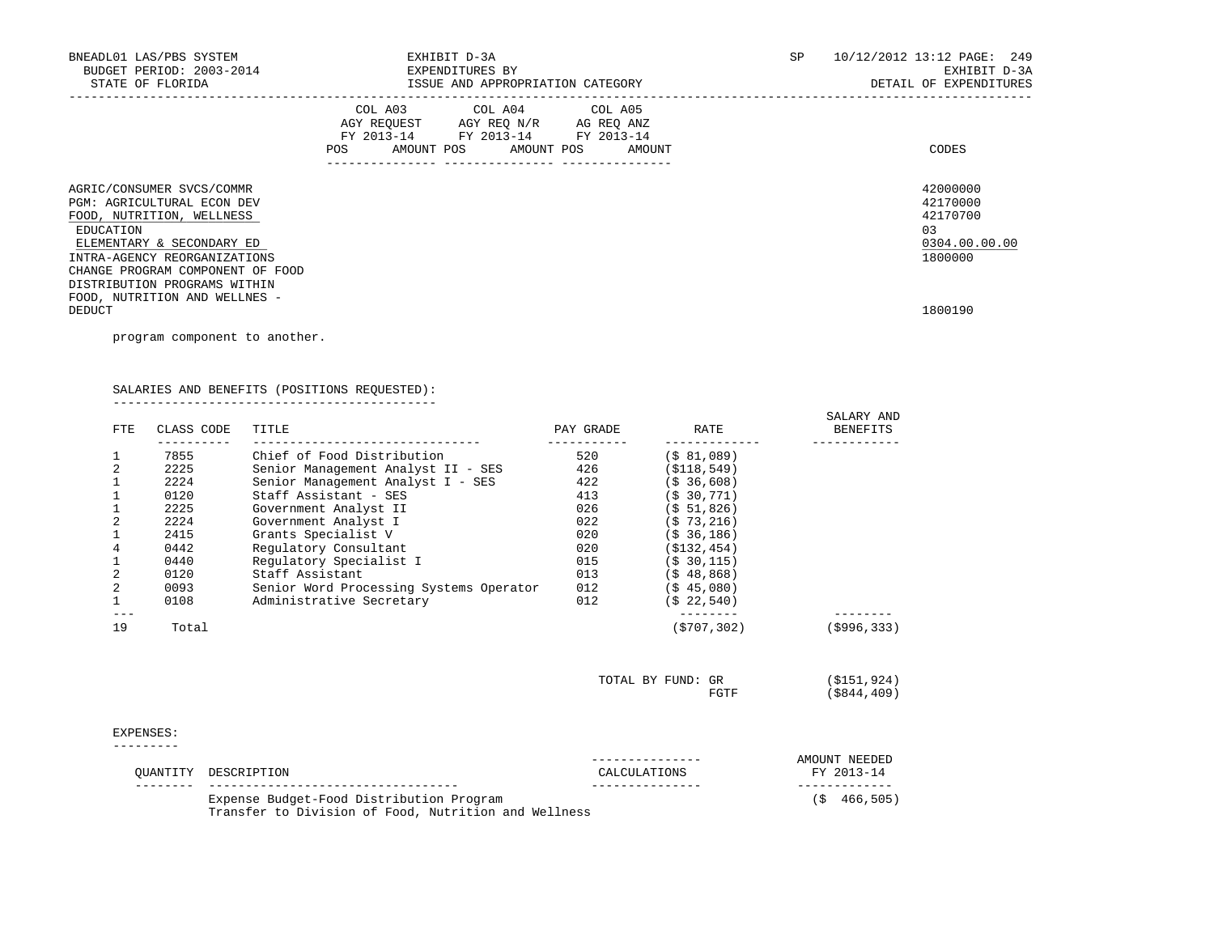BNEADL01 LAS/PBS SYSTEM — BUDGET PERIOD: 2003-2014 — STATE OF FLORIDA

EXHIBIT D-3A — EXPENDITURES BY ISSUE AND APPROPRIATION CATEGORY

SP 10/12/2012 13:12 — EXHIBIT D-3A — DETAIL OF EXPENDITURES

| | COL A03 AGY REQUEST FY 2013-14 POS AMOUNT | COL A04 AGY REQ N/R FY 2013-14 POS AMOUNT | COL A05 AG REQ ANZ FY 2013-14 POS AMOUNT | CODES |
|---|---|---|---|---|
| AGRIC/CONSUMER SVCS/COMMR | | | | 42000000 |
| PGM: AGRICULTURAL ECON DEV | | | | 42170000 |
| FOOD, NUTRITION, WELLNESS | | | | 42170700 |
| EDUCATION | | | | 03 |
| ELEMENTARY & SECONDARY ED | | | | 0304.00.00.00 |
| INTRA-AGENCY REORGANIZATIONS | | | | 1800000 |
| CHANGE PROGRAM COMPONENT OF FOOD DISTRIBUTION PROGRAMS WITHIN FOOD, NUTRITION AND WELLNES - DEDUCT | | | | 1800190 |

program component to another.

SALARIES AND BENEFITS (POSITIONS REQUESTED):

| FTE | CLASS CODE | TITLE | PAY GRADE | RATE | SALARY AND BENEFITS |
|---|---|---|---|---|---|
| 1 | 7855 | Chief of Food Distribution | 520 | ($ 81,089) | |
| 2 | 2225 | Senior Management Analyst II - SES | 426 | ($118,549) | |
| 1 | 2224 | Senior Management Analyst I - SES | 422 | ($ 36,608) | |
| 1 | 0120 | Staff Assistant - SES | 413 | ($ 30,771) | |
| 1 | 2225 | Government Analyst II | 026 | ($ 51,826) | |
| 2 | 2224 | Government Analyst I | 022 | ($ 73,216) | |
| 1 | 2415 | Grants Specialist V | 020 | ($ 36,186) | |
| 4 | 0442 | Regulatory Consultant | 020 | ($132,454) | |
| 1 | 0440 | Regulatory Specialist I | 015 | ($ 30,115) | |
| 2 | 0120 | Staff Assistant | 013 | ($ 48,868) | |
| 2 | 0093 | Senior Word Processing Systems Operator | 012 | ($ 45,080) | |
| 1 | 0108 | Administrative Secretary | 012 | ($ 22,540) | |
| 19 | Total | | | ($707,302) | ($996,333) |

| TOTAL BY FUND: | |
|---|---|
| GR | ($151,924) |
| FGTF | ($844,409) |

EXPENSES:

| QUANTITY | DESCRIPTION | CALCULATIONS | AMOUNT NEEDED FY 2013-14 |
|---|---|---|---|
| | Expense Budget-Food Distribution Program Transfer to Division of Food, Nutrition and Wellness | | ($ 466,505) |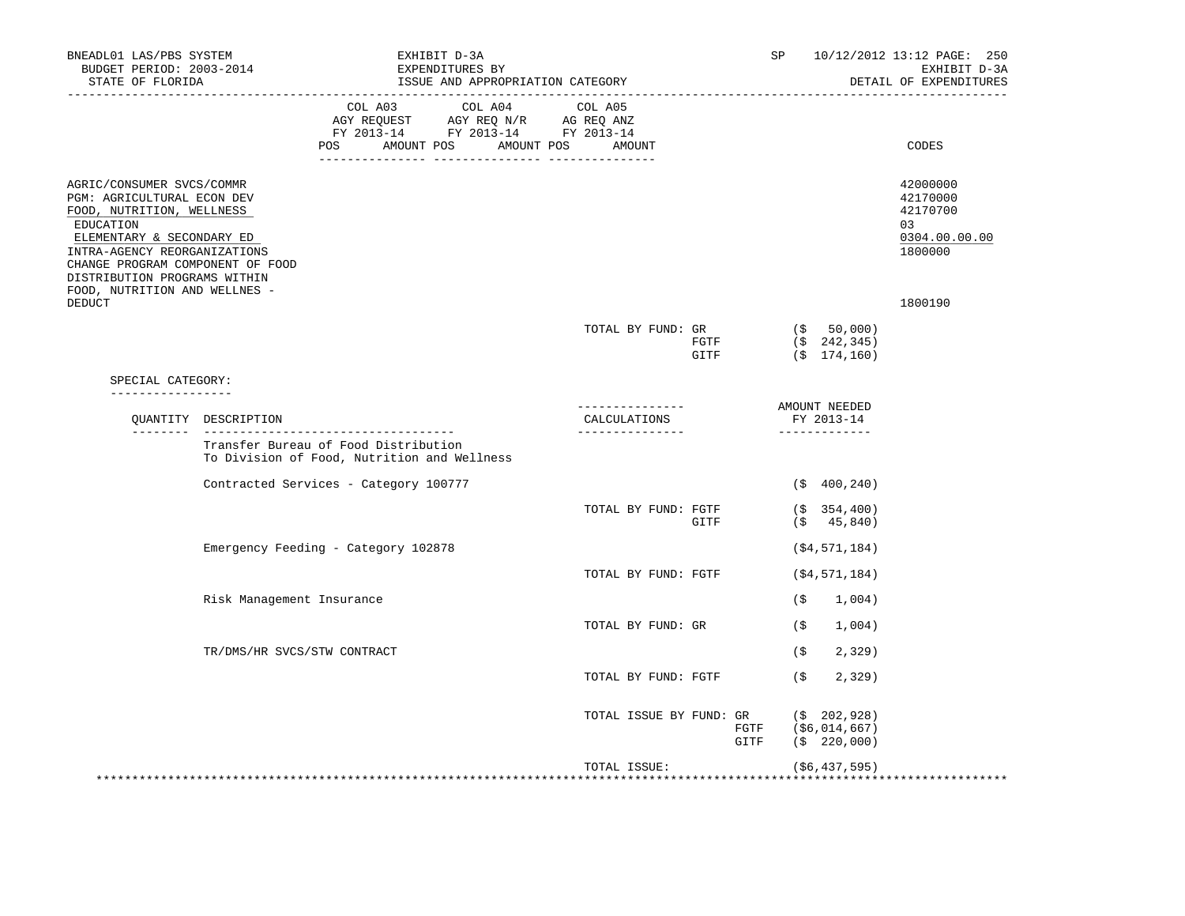| | COL A03 AGY REQUEST FY 2013-14 POS AMOUNT | COL A04 AGY REQ N/R FY 2013-14 POS AMOUNT | COL A05 AG REQ ANZ FY 2013-14 POS AMOUNT | CODES |
|---|---|---|---|---|
| AGRIC/CONSUMER SVCS/COMMR | | | | 42000000 |
| PGM: AGRICULTURAL ECON DEV | | | | 42170000 |
| FOOD, NUTRITION, WELLNESS | | | | 42170700 |
| EDUCATION | | | | 03 |
| ELEMENTARY & SECONDARY ED | | | | 0304.00.00.00 |
| INTRA-AGENCY REORGANIZATIONS | | | | 1800000 |
| CHANGE PROGRAM COMPONENT OF FOOD DISTRIBUTION PROGRAMS WITHIN FOOD, NUTRITION AND WELLNES - DEDUCT | | | | 1800190 |

TOTAL BY FUND: GR ($ 50,000)
FGTF ($ 242,345)
GITF ($ 174,160)

SPECIAL CATEGORY:

| QUANTITY | DESCRIPTION | CALCULATIONS | AMOUNT NEEDED FY 2013-14 |
|---|---|---|---|
| | Transfer Bureau of Food Distribution To Division of Food, Nutrition and Wellness | | |
| | Contracted Services - Category 100777 | | ($ 400,240) |
| | | TOTAL BY FUND: FGTF | ($ 354,400) |
| | | GITF | ($ 45,840) |
| | Emergency Feeding - Category 102878 | | ($4,571,184) |
| | | TOTAL BY FUND: FGTF | ($4,571,184) |
| | Risk Management Insurance | | ($ 1,004) |
| | | TOTAL BY FUND: GR | ($ 1,004) |
| | TR/DMS/HR SVCS/STW CONTRACT | | ($ 2,329) |
| | | TOTAL BY FUND: FGTF | ($ 2,329) |
| | | TOTAL ISSUE BY FUND: GR | ($ 202,928) |
| | | FGTF | ($6,014,667) |
| | | GITF | ($ 220,000) |
| | | TOTAL ISSUE: | ($6,437,595) |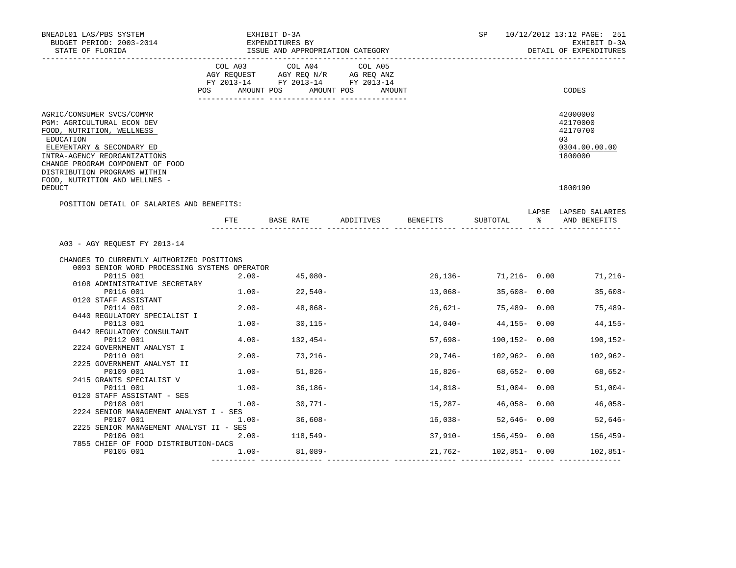BNEADL01 LAS/PBS SYSTEM | EXHIBIT D-3A | SP 10/12/2012 13:12 PAGE: 251
BUDGET PERIOD: 2003-2014 | EXPENDITURES BY | EXHIBIT D-3A
STATE OF FLORIDA | ISSUE AND APPROPRIATION CATEGORY | DETAIL OF EXPENDITURES

| | COL A03 AGY REQUEST FY 2013-14 POS AMOUNT | COL A04 AGY REQ N/R FY 2013-14 POS AMOUNT | COL A05 AG REQ ANZ FY 2013-14 POS AMOUNT | CODES |
|---|---|---|---|---|
| AGRIC/CONSUMER SVCS/COMMR | | | | 42000000 |
| PGM: AGRICULTURAL ECON DEV | | | | 42170000 |
| FOOD, NUTRITION, WELLNESS | | | | 42170700 |
| EDUCATION | | | | 03 |
| ELEMENTARY & SECONDARY ED | | | | 0304.00.00.00 |
| INTRA-AGENCY REORGANIZATIONS | | | | 1800000 |
| CHANGE PROGRAM COMPONENT OF FOOD DISTRIBUTION PROGRAMS WITHIN FOOD, NUTRITION AND WELLNES - DEDUCT | | | | 1800190 |

POSITION DETAIL OF SALARIES AND BENEFITS:

| | FTE | BASE RATE | ADDITIVES | BENEFITS | SUBTOTAL | LAPSE % | LAPSED SALARIES AND BENEFITS |
|---|---|---|---|---|---|---|---|
| A03 - AGY REQUEST FY 2013-14 | | | | | | | |
| CHANGES TO CURRENTLY AUTHORIZED POSITIONS | | | | | | | |
| 0093 SENIOR WORD PROCESSING SYSTEMS OPERATOR P0115 001 | 2.00- | 45,080- | | 26,136- | 71,216- | 0.00 | 71,216- |
| 0108 ADMINISTRATIVE SECRETARY P0116 001 | 1.00- | 22,540- | | 13,068- | 35,608- | 0.00 | 35,608- |
| 0120 STAFF ASSISTANT P0114 001 | 2.00- | 48,868- | | 26,621- | 75,489- | 0.00 | 75,489- |
| 0440 REGULATORY SPECIALIST I P0113 001 | 1.00- | 30,115- | | 14,040- | 44,155- | 0.00 | 44,155- |
| 0442 REGULATORY CONSULTANT P0112 001 | 4.00- | 132,454- | | 57,698- | 190,152- | 0.00 | 190,152- |
| 2224 GOVERNMENT ANALYST I P0110 001 | 2.00- | 73,216- | | 29,746- | 102,962- | 0.00 | 102,962- |
| 2225 GOVERNMENT ANALYST II P0109 001 | 1.00- | 51,826- | | 16,826- | 68,652- | 0.00 | 68,652- |
| 2415 GRANTS SPECIALIST V P0111 001 | 1.00- | 36,186- | | 14,818- | 51,004- | 0.00 | 51,004- |
| 0120 STAFF ASSISTANT - SES P0108 001 | 1.00- | 30,771- | | 15,287- | 46,058- | 0.00 | 46,058- |
| 2224 SENIOR MANAGEMENT ANALYST I - SES P0107 001 | 1.00- | 36,608- | | 16,038- | 52,646- | 0.00 | 52,646- |
| 2225 SENIOR MANAGEMENT ANALYST II - SES P0106 001 | 2.00- | 118,549- | | 37,910- | 156,459- | 0.00 | 156,459- |
| 7855 CHIEF OF FOOD DISTRIBUTION-DACS P0105 001 | 1.00- | 81,089- | | 21,762- | 102,851- | 0.00 | 102,851- |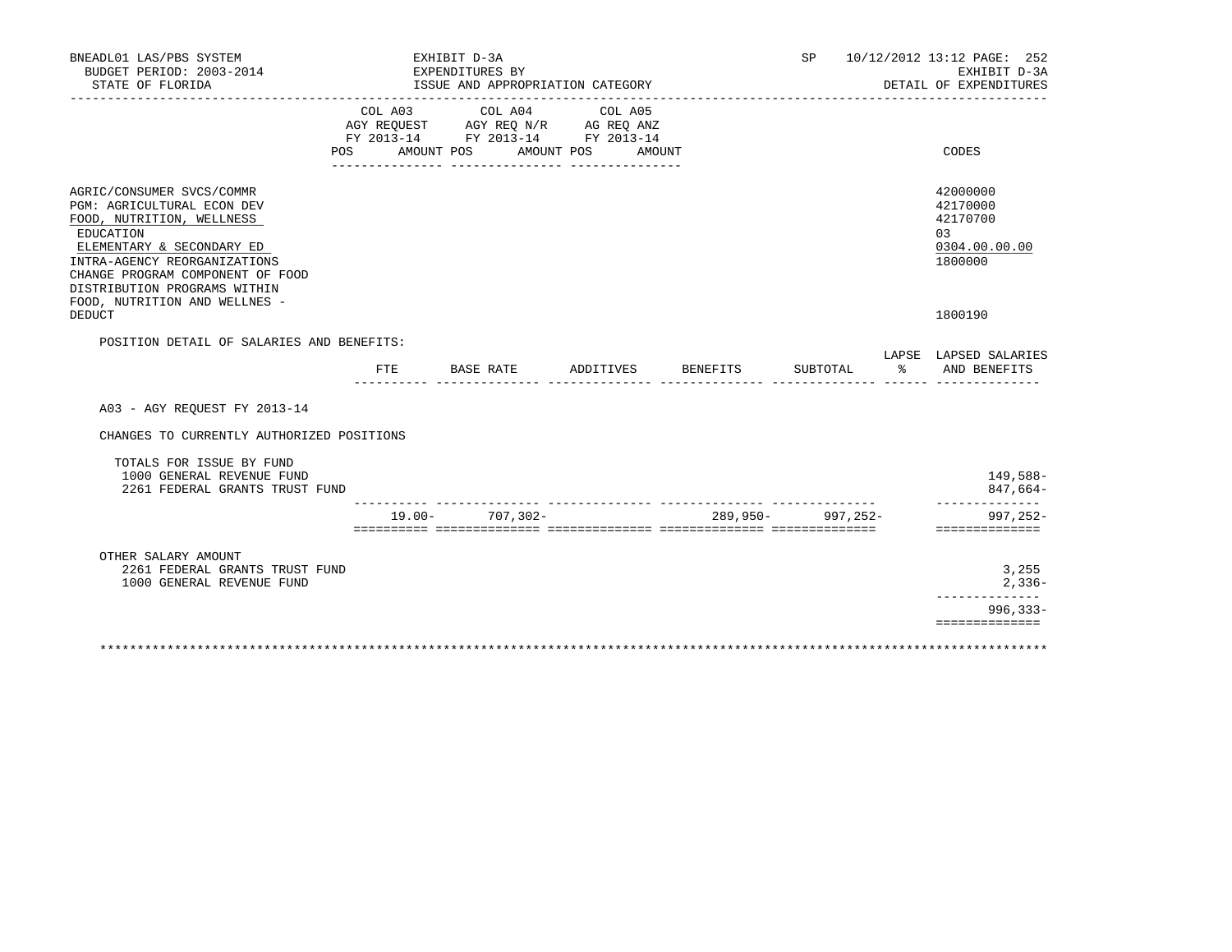BNEADL01 LAS/PBS SYSTEM — EXHIBIT D-3A — SP 10/12/2012 13:12 PAGE: 252
BUDGET PERIOD: 2003-2014 — EXPENDITURES BY — EXHIBIT D-3A
STATE OF FLORIDA — ISSUE AND APPROPRIATION CATEGORY — DETAIL OF EXPENDITURES

| | COL A03 AGY REQUEST FY 2013-14 POS AMOUNT | COL A04 AGY REQ N/R FY 2013-14 POS AMOUNT | COL A05 AG REQ ANZ FY 2013-14 POS AMOUNT | CODES |
|---|---|---|---|---|
| AGRIC/CONSUMER SVCS/COMMR | | | | 42000000 |
| PGM: AGRICULTURAL ECON DEV | | | | 42170000 |
| FOOD, NUTRITION, WELLNESS | | | | 42170700 |
| EDUCATION | | | | 03 |
| ELEMENTARY & SECONDARY ED | | | | 0304.00.00.00 |
| INTRA-AGENCY REORGANIZATIONS | | | | 1800000 |
| CHANGE PROGRAM COMPONENT OF FOOD DISTRIBUTION PROGRAMS WITHIN FOOD, NUTRITION AND WELLNES - DEDUCT | | | | 1800190 |

POSITION DETAIL OF SALARIES AND BENEFITS:

| | FTE | BASE RATE | ADDITIVES | BENEFITS | SUBTOTAL | LAPSE % | LAPSED SALARIES AND BENEFITS |
|---|---|---|---|---|---|---|---|
| A03 - AGY REQUEST FY 2013-14 | | | | | | | |
| CHANGES TO CURRENTLY AUTHORIZED POSITIONS | | | | | | | |
| TOTALS FOR ISSUE BY FUND | | | | | | | |
| 1000 GENERAL REVENUE FUND | | | | | | | 149,588- |
| 2261 FEDERAL GRANTS TRUST FUND | | | | | | | 847,664- |
| | 19.00- | 707,302- | | 289,950- | 997,252- | | 997,252- |
| OTHER SALARY AMOUNT | | | | | | | |
| 2261 FEDERAL GRANTS TRUST FUND | | | | | | | 3,255 |
| 1000 GENERAL REVENUE FUND | | | | | | | 2,336- |
| | | | | | | | 996,333- |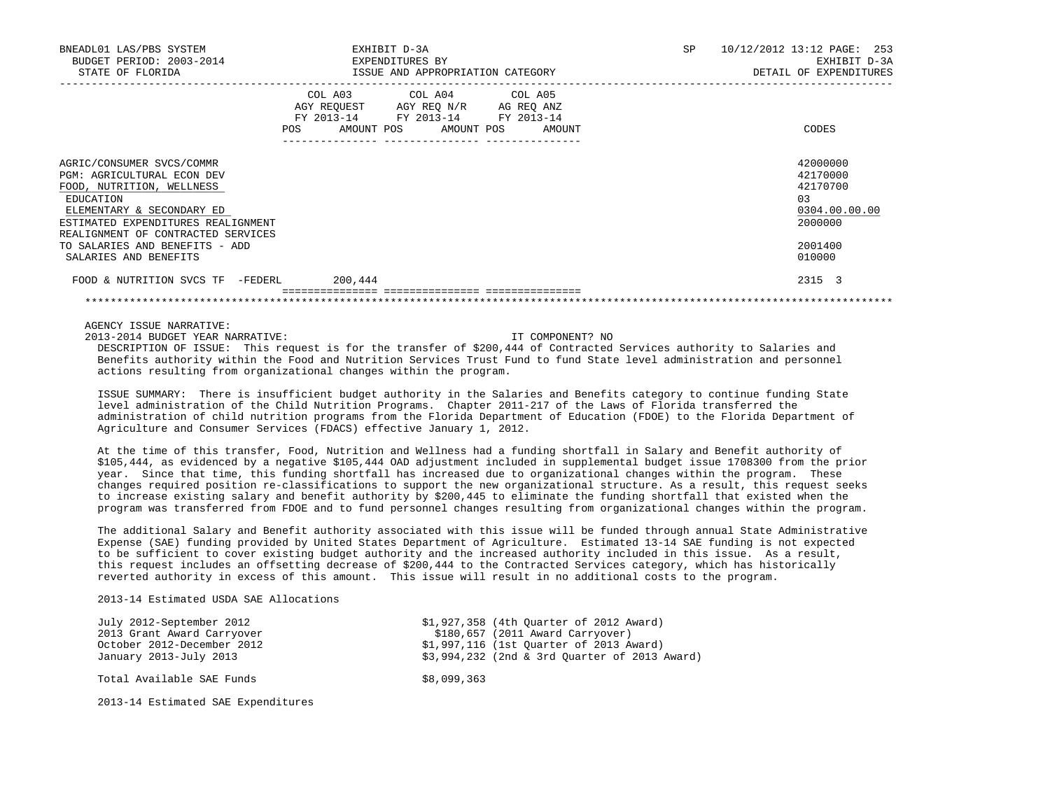| | COL A03 AGY REQUEST FY 2013-14 POS AMOUNT | COL A04 AGY REQ N/R FY 2013-14 POS AMOUNT | COL A05 AG REQ ANZ FY 2013-14 POS AMOUNT | CODES |
|---|---|---|---|---|
| AGRIC/CONSUMER SVCS/COMMR | | | | 42000000 |
| PGM: AGRICULTURAL ECON DEV | | | | 42170000 |
| FOOD, NUTRITION, WELLNESS | | | | 42170700 |
| EDUCATION | | | | 03 |
| ELEMENTARY & SECONDARY ED | | | | 0304.00.00.00 |
| ESTIMATED EXPENDITURES REALIGNMENT | | | | 2000000 |
| REALIGNMENT OF CONTRACTED SERVICES TO SALARIES AND BENEFITS - ADD | | | | 2001400 |
| SALARIES AND BENEFITS | | | | 010000 |
| FOOD & NUTRITION SVCS TF -FEDERL | 200,444 | | | 2315 3 |

AGENCY ISSUE NARRATIVE:

2013-2014 BUDGET YEAR NARRATIVE: IT COMPONENT? NO

DESCRIPTION OF ISSUE: This request is for the transfer of $200,444 of Contracted Services authority to Salaries and Benefits authority within the Food and Nutrition Services Trust Fund to fund State level administration and personnel actions resulting from organizational changes within the program.

ISSUE SUMMARY: There is insufficient budget authority in the Salaries and Benefits category to continue funding State level administration of the Child Nutrition Programs. Chapter 2011-217 of the Laws of Florida transferred the administration of child nutrition programs from the Florida Department of Education (FDOE) to the Florida Department of Agriculture and Consumer Services (FDACS) effective January 1, 2012.

At the time of this transfer, Food, Nutrition and Wellness had a funding shortfall in Salary and Benefit authority of $105,444, as evidenced by a negative $105,444 OAD adjustment included in supplemental budget issue 1708300 from the prior year. Since that time, this funding shortfall has increased due to organizational changes within the program. These changes required position re-classifications to support the new organizational structure. As a result, this request seeks to increase existing salary and benefit authority by $200,445 to eliminate the funding shortfall that existed when the program was transferred from FDOE and to fund personnel changes resulting from organizational changes within the program.

The additional Salary and Benefit authority associated with this issue will be funded through annual State Administrative Expense (SAE) funding provided by United States Department of Agriculture. Estimated 13-14 SAE funding is not expected to be sufficient to cover existing budget authority and the increased authority included in this issue. As a result, this request includes an offsetting decrease of $200,444 to the Contracted Services category, which has historically reverted authority in excess of this amount. This issue will result in no additional costs to the program.

2013-14 Estimated USDA SAE Allocations

| | |
|---|---|
| July 2012-September 2012 | $1,927,358 (4th Quarter of 2012 Award) |
| 2013 Grant Award Carryover | $180,657 (2011 Award Carryover) |
| October 2012-December 2012 | $1,997,116 (1st Quarter of 2013 Award) |
| January 2013-July 2013 | $3,994,232 (2nd & 3rd Quarter of 2013 Award) |
| Total Available SAE Funds | $8,099,363 |

2013-14 Estimated SAE Expenditures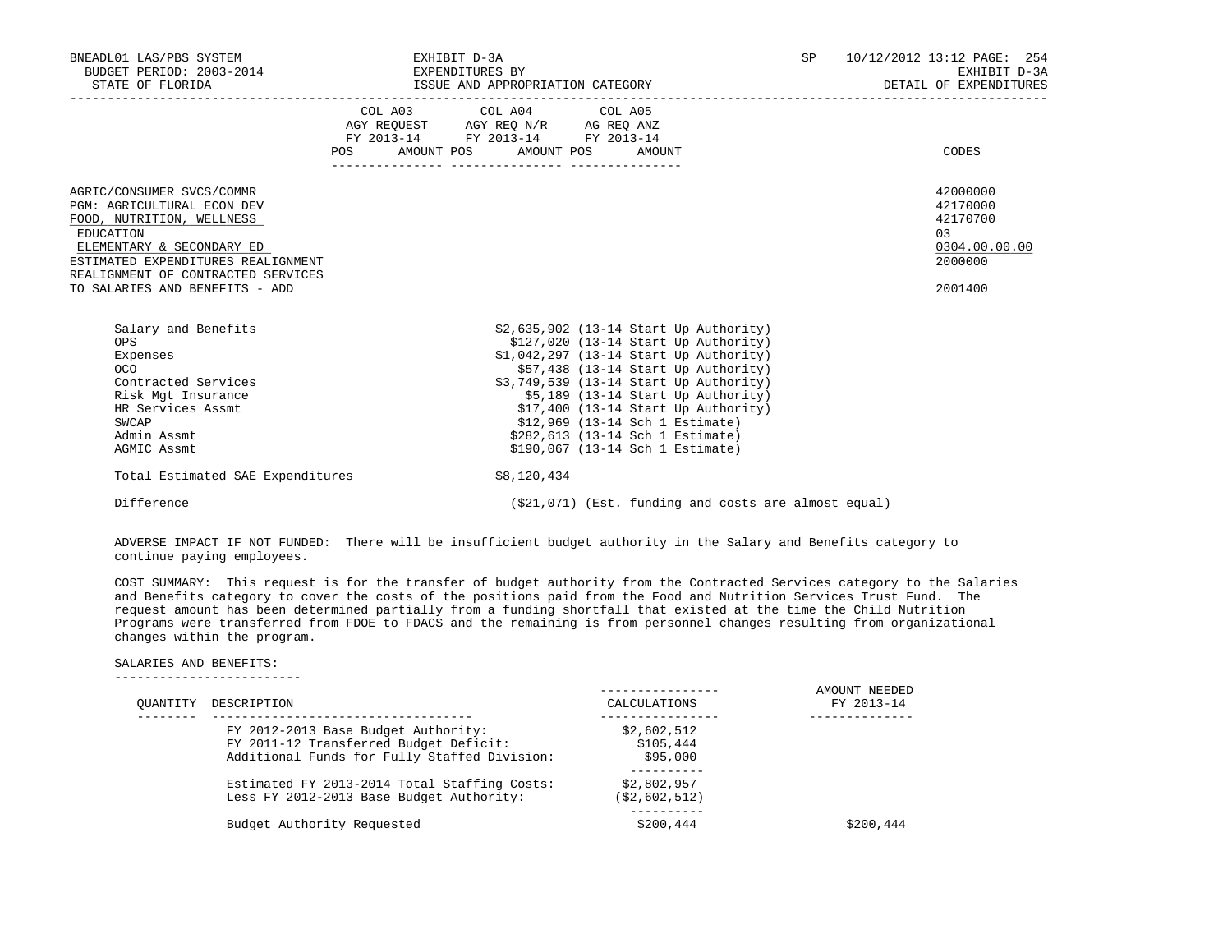| | COL A03 AGY REQUEST FY 2013-14 POS AMOUNT | COL A04 AGY REQ N/R FY 2013-14 POS AMOUNT | COL A05 AG REQ ANZ FY 2013-14 POS AMOUNT | CODES |
|---|---|---|---|---|
| AGRIC/CONSUMER SVCS/COMMR | | | | 42000000 |
| PGM: AGRICULTURAL ECON DEV | | | | 42170000 |
| FOOD, NUTRITION, WELLNESS | | | | 42170700 |
| EDUCATION | | | | 03 |
| ELEMENTARY & SECONDARY ED | | | | 0304.00.00.00 |
| ESTIMATED EXPENDITURES REALIGNMENT | | | | 2000000 |
| REALIGNMENT OF CONTRACTED SERVICES TO SALARIES AND BENEFITS - ADD | | | | 2001400 |

| | |
|---|---|
| Salary and Benefits | $2,635,902 (13-14 Start Up Authority) |
| OPS | $127,020 (13-14 Start Up Authority) |
| Expenses | $1,042,297 (13-14 Start Up Authority) |
| OCO | $57,438 (13-14 Start Up Authority) |
| Contracted Services | $3,749,539 (13-14 Start Up Authority) |
| Risk Mgt Insurance | $5,189 (13-14 Start Up Authority) |
| HR Services Assmt | $17,400 (13-14 Start Up Authority) |
| SWCAP | $12,969 (13-14 Sch 1 Estimate) |
| Admin Assmt | $282,613 (13-14 Sch 1 Estimate) |
| AGMIC Assmt | $190,067 (13-14 Sch 1 Estimate) |
| Total Estimated SAE Expenditures | $8,120,434 |
| Difference | ($21,071) (Est. funding and costs are almost equal) |

ADVERSE IMPACT IF NOT FUNDED: There will be insufficient budget authority in the Salary and Benefits category to continue paying employees.

COST SUMMARY: This request is for the transfer of budget authority from the Contracted Services category to the Salaries and Benefits category to cover the costs of the positions paid from the Food and Nutrition Services Trust Fund. The request amount has been determined partially from a funding shortfall that existed at the time the Child Nutrition Programs were transferred from FDOE to FDACS and the remaining is from personnel changes resulting from organizational changes within the program.

SALARIES AND BENEFITS:

| QUANTITY | DESCRIPTION | CALCULATIONS | AMOUNT NEEDED FY 2013-14 |
|---|---|---|---|
| | FY 2012-2013 Base Budget Authority: | $2,602,512 | |
| | FY 2011-12 Transferred Budget Deficit: | $105,444 | |
| | Additional Funds for Fully Staffed Division: | $95,000 | |
| | Estimated FY 2013-2014 Total Staffing Costs: | $2,802,957 | |
| | Less FY 2012-2013 Base Budget Authority: | ($2,602,512) | |
| | Budget Authority Requested | $200,444 | $200,444 |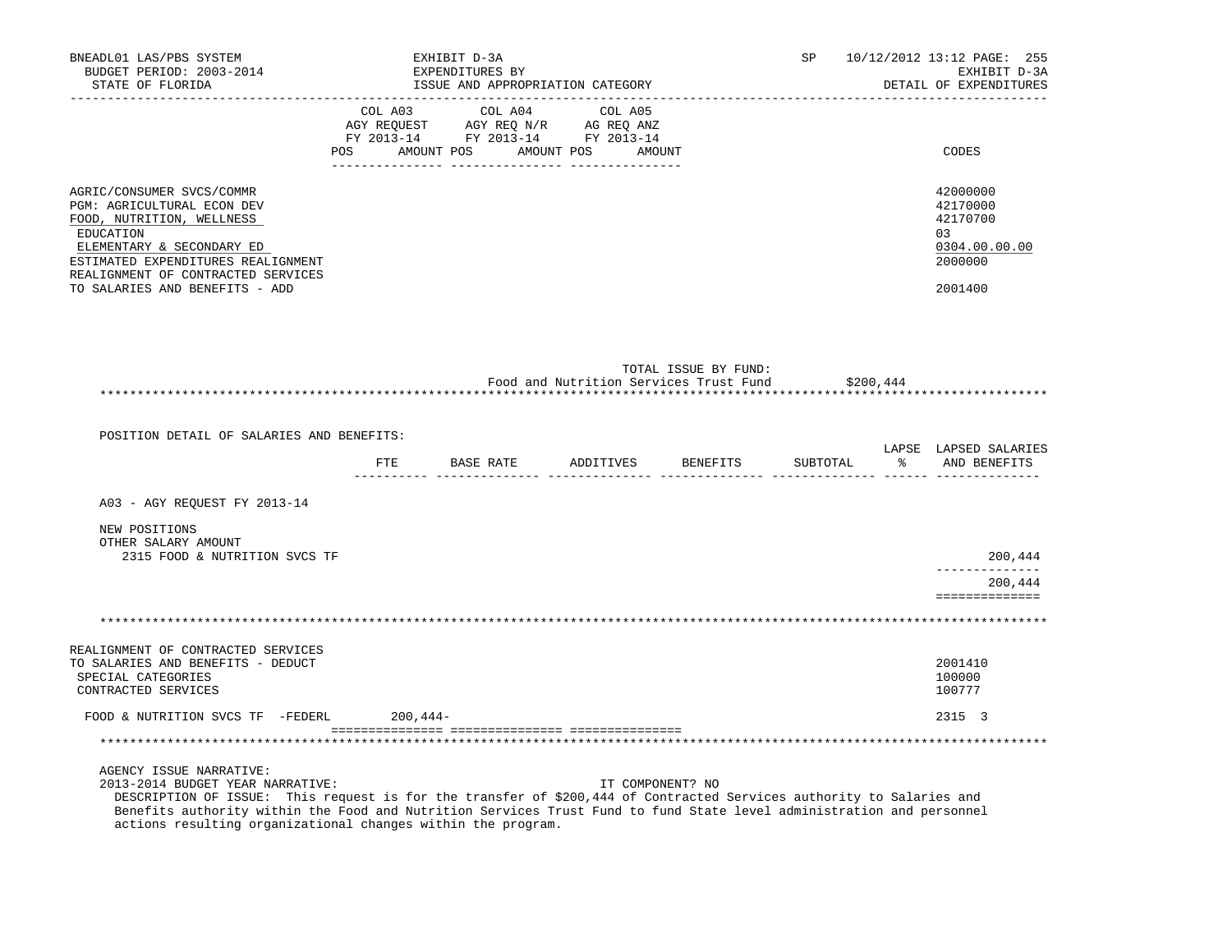BNEADL01 LAS/PBS SYSTEM — EXHIBIT D-3A — SP 10/12/2012 13:12
BUDGET PERIOD: 2003-2014 — EXPENDITURES BY — EXHIBIT D-3A
STATE OF FLORIDA — ISSUE AND APPROPRIATION CATEGORY — DETAIL OF EXPENDITURES

| | COL A03 AGY REQUEST FY 2013-14 POS AMOUNT | COL A04 AGY REQ N/R FY 2013-14 POS AMOUNT | COL A05 AG REQ ANZ FY 2013-14 POS AMOUNT | CODES |
|---|---|---|---|---|
| AGRIC/CONSUMER SVCS/COMMR | | | | 42000000 |
| PGM: AGRICULTURAL ECON DEV | | | | 42170000 |
| FOOD, NUTRITION, WELLNESS | | | | 42170700 |
| EDUCATION | | | | 03 |
| ELEMENTARY & SECONDARY ED | | | | 0304.00.00.00 |
| ESTIMATED EXPENDITURES REALIGNMENT | | | | 2000000 |
| REALIGNMENT OF CONTRACTED SERVICES TO SALARIES AND BENEFITS - ADD | | | | 2001400 |

TOTAL ISSUE BY FUND:
Food and Nutrition Services Trust Fund $200,444

POSITION DETAIL OF SALARIES AND BENEFITS:

| | FTE | BASE RATE | ADDITIVES | BENEFITS | SUBTOTAL | LAPSE % | LAPSED SALARIES AND BENEFITS |
|---|---|---|---|---|---|---|---|
| A03 - AGY REQUEST FY 2013-14 | | | | | | | |
| NEW POSITIONS | | | | | | | |
| OTHER SALARY AMOUNT | | | | | | | |
| 2315 FOOD & NUTRITION SVCS TF | | | | | | | 200,444 |
| | | | | | | | 200,444 |

| | COL A03 | COL A04 | COL A05 | CODES |
|---|---|---|---|---|
| REALIGNMENT OF CONTRACTED SERVICES TO SALARIES AND BENEFITS - DEDUCT | | | | 2001410 |
| SPECIAL CATEGORIES | | | | 100000 |
| CONTRACTED SERVICES | | | | 100777 |
| FOOD & NUTRITION SVCS TF -FEDERL | 200,444- | | | 2315 3 |

AGENCY ISSUE NARRATIVE:
2013-2014 BUDGET YEAR NARRATIVE: IT COMPONENT? NO
DESCRIPTION OF ISSUE: This request is for the transfer of $200,444 of Contracted Services authority to Salaries and Benefits authority within the Food and Nutrition Services Trust Fund to fund State level administration and personnel actions resulting organizational changes within the program.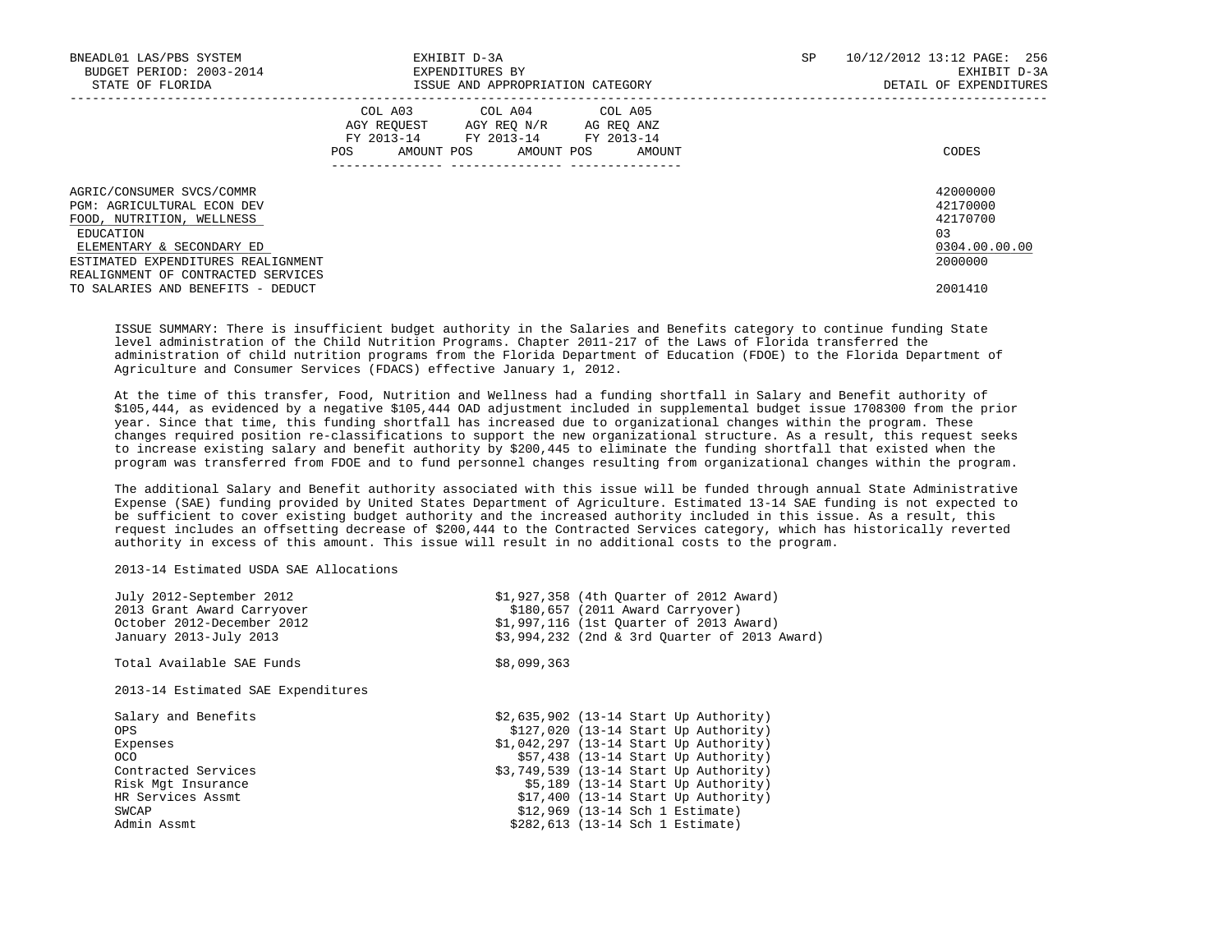| | COL A03 AGY REQUEST FY 2013-14 POS AMOUNT | COL A04 AGY REQ N/R FY 2013-14 POS AMOUNT | COL A05 AG REQ ANZ FY 2013-14 POS AMOUNT | CODES |
|---|---|---|---|---|
| AGRIC/CONSUMER SVCS/COMMR | | | | 42000000 |
| PGM: AGRICULTURAL ECON DEV | | | | 42170000 |
| FOOD, NUTRITION, WELLNESS | | | | 42170700 |
| EDUCATION | | | | 03 |
| ELEMENTARY & SECONDARY ED | | | | 0304.00.00.00 |
| ESTIMATED EXPENDITURES REALIGNMENT | | | | 2000000 |
| REALIGNMENT OF CONTRACTED SERVICES TO SALARIES AND BENEFITS - DEDUCT | | | | 2001410 |

ISSUE SUMMARY: There is insufficient budget authority in the Salaries and Benefits category to continue funding State level administration of the Child Nutrition Programs. Chapter 2011-217 of the Laws of Florida transferred the administration of child nutrition programs from the Florida Department of Education (FDOE) to the Florida Department of Agriculture and Consumer Services (FDACS) effective January 1, 2012.

At the time of this transfer, Food, Nutrition and Wellness had a funding shortfall in Salary and Benefit authority of $105,444, as evidenced by a negative $105,444 OAD adjustment included in supplemental budget issue 1708300 from the prior year. Since that time, this funding shortfall has increased due to organizational changes within the program. These changes required position re-classifications to support the new organizational structure. As a result, this request seeks to increase existing salary and benefit authority by $200,445 to eliminate the funding shortfall that existed when the program was transferred from FDOE and to fund personnel changes resulting from organizational changes within the program.

The additional Salary and Benefit authority associated with this issue will be funded through annual State Administrative Expense (SAE) funding provided by United States Department of Agriculture. Estimated 13-14 SAE funding is not expected to be sufficient to cover existing budget authority and the increased authority included in this issue. As a result, this request includes an offsetting decrease of $200,444 to the Contracted Services category, which has historically reverted authority in excess of this amount. This issue will result in no additional costs to the program.

2013-14 Estimated USDA SAE Allocations

| | |
|---|---|
| July 2012-September 2012 | $1,927,358 (4th Quarter of 2012 Award) |
| 2013 Grant Award Carryover | $180,657 (2011 Award Carryover) |
| October 2012-December 2012 | $1,997,116 (1st Quarter of 2013 Award) |
| January 2013-July 2013 | $3,994,232 (2nd & 3rd Quarter of 2013 Award) |
| | |
| Total Available SAE Funds | $8,099,363 |

2013-14 Estimated SAE Expenditures

| | |
|---|---|
| Salary and Benefits | $2,635,902 (13-14 Start Up Authority) |
| OPS | $127,020 (13-14 Start Up Authority) |
| Expenses | $1,042,297 (13-14 Start Up Authority) |
| OCO | $57,438 (13-14 Start Up Authority) |
| Contracted Services | $3,749,539 (13-14 Start Up Authority) |
| Risk Mgt Insurance | $5,189 (13-14 Start Up Authority) |
| HR Services Assmt | $17,400 (13-14 Start Up Authority) |
| SWCAP | $12,969 (13-14 Sch 1 Estimate) |
| Admin Assmt | $282,613 (13-14 Sch 1 Estimate) |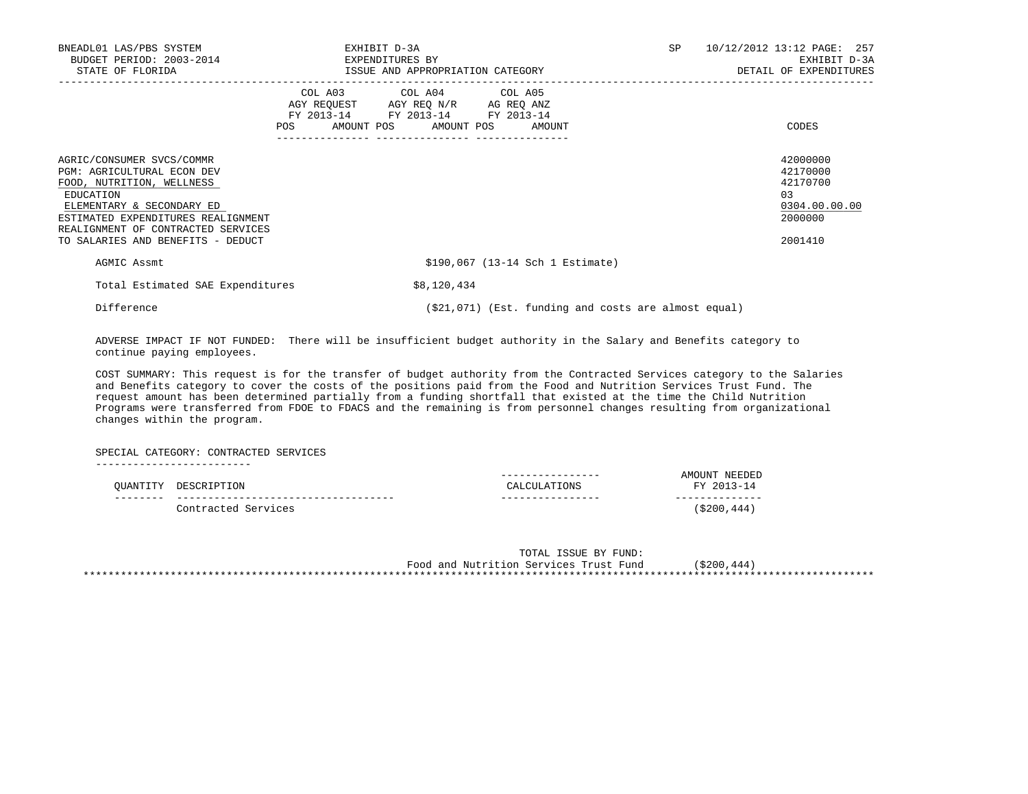| | COL A03 AGY REQUEST FY 2013-14 | | COL A04 AGY REQ N/R FY 2013-14 | | COL A05 AG REQ ANZ FY 2013-14 | | |
|---|---|---|---|---|---|---|---|
| | POS | AMOUNT | POS | AMOUNT | POS | AMOUNT | CODES |
| AGRIC/CONSUMER SVCS/COMMR | | | | | | | 42000000 |
| PGM: AGRICULTURAL ECON DEV | | | | | | | 42170000 |
| FOOD, NUTRITION, WELLNESS | | | | | | | 42170700 |
| EDUCATION | | | | | | | 03 |
| ELEMENTARY & SECONDARY ED | | | | | | | 0304.00.00.00 |
| ESTIMATED EXPENDITURES REALIGNMENT | | | | | | | 2000000 |
| REALIGNMENT OF CONTRACTED SERVICES TO SALARIES AND BENEFITS - DEDUCT | | | | | | | 2001410 |

AGMIC Assmt $190,067 (13-14 Sch 1 Estimate)

Total Estimated SAE Expenditures $8,120,434

Difference ($21,071) (Est. funding and costs are almost equal)

ADVERSE IMPACT IF NOT FUNDED: There will be insufficient budget authority in the Salary and Benefits category to continue paying employees.

COST SUMMARY: This request is for the transfer of budget authority from the Contracted Services category to the Salaries and Benefits category to cover the costs of the positions paid from the Food and Nutrition Services Trust Fund. The request amount has been determined partially from a funding shortfall that existed at the time the Child Nutrition Programs were transferred from FDOE to FDACS and the remaining is from personnel changes resulting from organizational changes within the program.

SPECIAL CATEGORY: CONTRACTED SERVICES

| QUANTITY | DESCRIPTION | CALCULATIONS | AMOUNT NEEDED FY 2013-14 |
|---|---|---|---|
| | Contracted Services | | ($200,444) |

TOTAL ISSUE BY FUND:
Food and Nutrition Services Trust Fund ($200,444)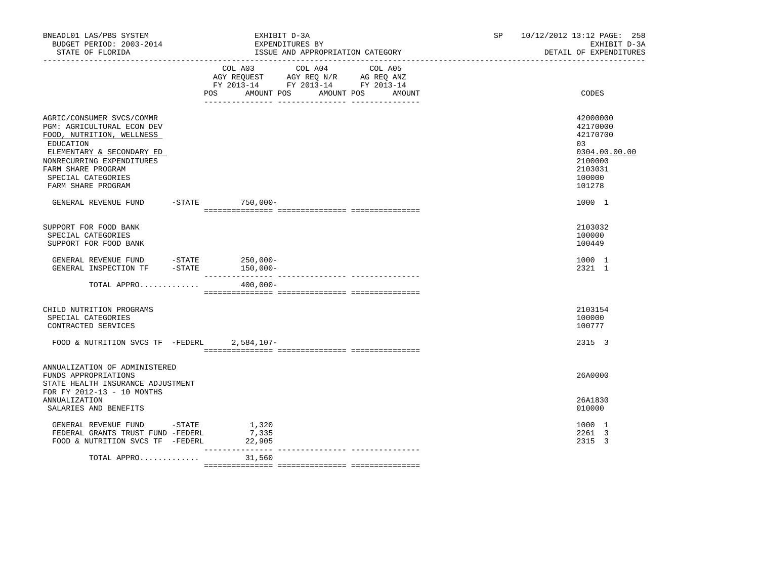BNEADL01 LAS/PBS SYSTEM — EXHIBIT D-3A — SP 10/12/2012 13:12

BUDGET PERIOD: 2003-2014 — EXPENDITURES BY — EXHIBIT D-3A

STATE OF FLORIDA — ISSUE AND APPROPRIATION CATEGORY — DETAIL OF EXPENDITURES

| | COL A03 AGY REQUEST FY 2013-14 POS AMOUNT | COL A04 AGY REQ N/R FY 2013-14 POS AMOUNT | COL A05 AG REQ ANZ FY 2013-14 POS AMOUNT | CODES |
|---|---|---|---|---|
| AGRIC/CONSUMER SVCS/COMMR | | | | 42000000 |
| PGM: AGRICULTURAL ECON DEV | | | | 42170000 |
| FOOD, NUTRITION, WELLNESS | | | | 42170700 |
| EDUCATION | | | | 03 |
| ELEMENTARY & SECONDARY ED | | | | 0304.00.00.00 |
| NONRECURRING EXPENDITURES | | | | 2100000 |
| FARM SHARE PROGRAM | | | | 2103031 |
| SPECIAL CATEGORIES | | | | 100000 |
| FARM SHARE PROGRAM | | | | 101278 |
| GENERAL REVENUE FUND -STATE | 750,000- | | | 1000 1 |
| SUPPORT FOR FOOD BANK | | | | 2103032 |
| SPECIAL CATEGORIES | | | | 100000 |
| SUPPORT FOR FOOD BANK | | | | 100449 |
| GENERAL REVENUE FUND -STATE | 250,000- | | | 1000 1 |
| GENERAL INSPECTION TF -STATE | 150,000- | | | 2321 1 |
| TOTAL APPRO............ | 400,000- | | | |
| CHILD NUTRITION PROGRAMS | | | | 2103154 |
| SPECIAL CATEGORIES | | | | 100000 |
| CONTRACTED SERVICES | | | | 100777 |
| FOOD & NUTRITION SVCS TF -FEDERL | 2,584,107- | | | 2315 3 |
| ANNUALIZATION OF ADMINISTERED FUNDS APPROPRIATIONS | | | | 26A0000 |
| STATE HEALTH INSURANCE ADJUSTMENT FOR FY 2012-13 - 10 MONTHS ANNUALIZATION | | | | 26A1830 |
| SALARIES AND BENEFITS | | | | 010000 |
| GENERAL REVENUE FUND -STATE | 1,320 | | | 1000 1 |
| FEDERAL GRANTS TRUST FUND -FEDERL | 7,335 | | | 2261 3 |
| FOOD & NUTRITION SVCS TF -FEDERL | 22,905 | | | 2315 3 |
| TOTAL APPRO............ | 31,560 | | | |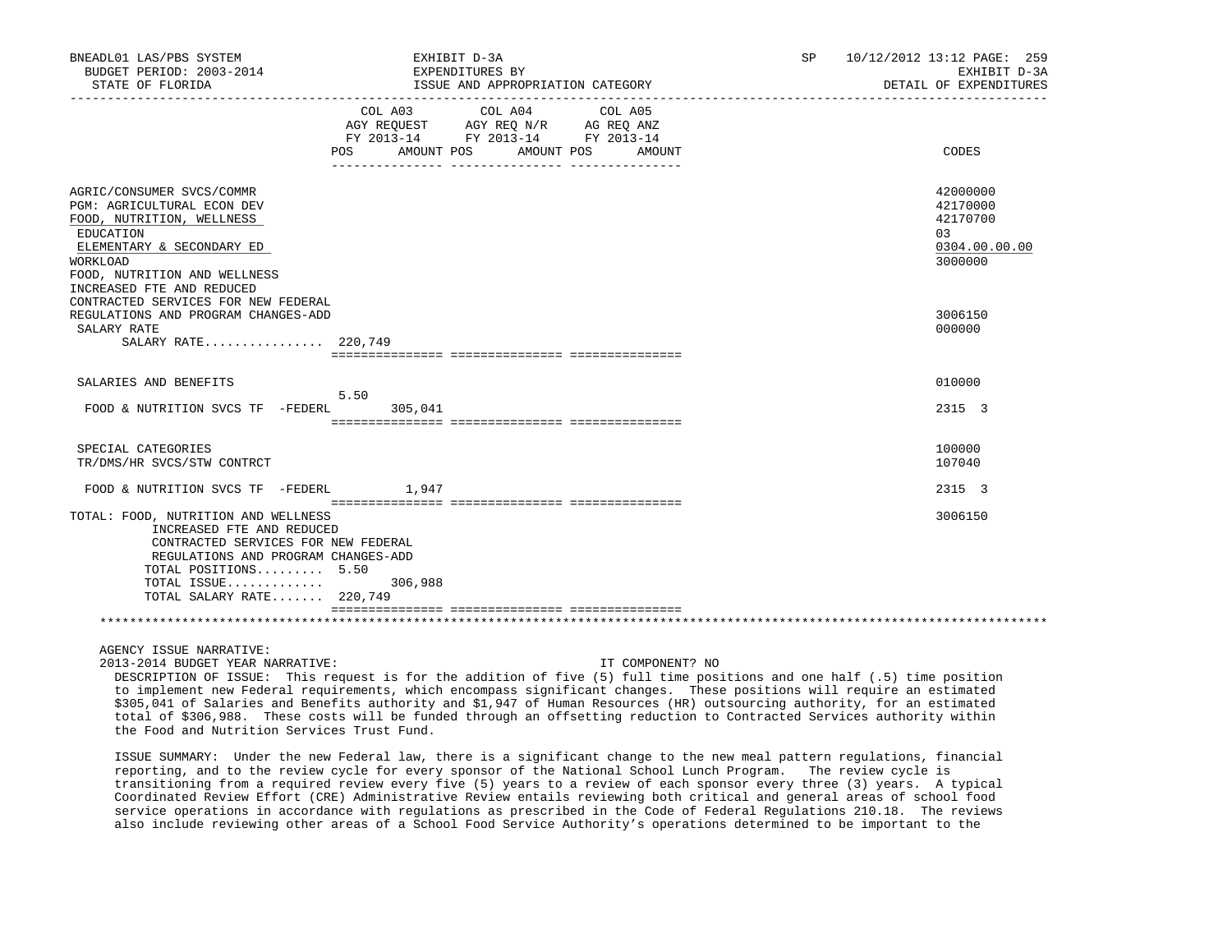| | COL A03 AGY REQUEST FY 2013-14 POS AMOUNT | COL A04 AGY REQ N/R FY 2013-14 POS AMOUNT | COL A05 AG REQ ANZ FY 2013-14 POS AMOUNT | CODES |
|---|---|---|---|---|
| AGRIC/CONSUMER SVCS/COMMR | | | | 42000000 |
| PGM: AGRICULTURAL ECON DEV | | | | 42170000 |
| FOOD, NUTRITION, WELLNESS | | | | 42170700 |
| EDUCATION | | | | 03 |
| ELEMENTARY & SECONDARY ED | | | | 0304.00.00.00 |
| WORKLOAD | | | | 3000000 |
| FOOD, NUTRITION AND WELLNESS INCREASED FTE AND REDUCED CONTRACTED SERVICES FOR NEW FEDERAL REGULATIONS AND PROGRAM CHANGES-ADD | | | | 3006150 |
| SALARY RATE | | | | 000000 |
| SALARY RATE................ | 220,749 | | | |
| SALARIES AND BENEFITS | | | | 010000 |
| FOOD & NUTRITION SVCS TF -FEDERL | 5.50 305,041 | | | 2315 3 |
| SPECIAL CATEGORIES | | | | 100000 |
| TR/DMS/HR SVCS/STW CONTRCT | | | | 107040 |
| FOOD & NUTRITION SVCS TF -FEDERL | 1,947 | | | 2315 3 |
| TOTAL: FOOD, NUTRITION AND WELLNESS INCREASED FTE AND REDUCED CONTRACTED SERVICES FOR NEW FEDERAL REGULATIONS AND PROGRAM CHANGES-ADD | | | | 3006150 |
| TOTAL POSITIONS......... | 5.50 | | | |
| TOTAL ISSUE............. | 306,988 | | | |
| TOTAL SALARY RATE....... | 220,749 | | | |

AGENCY ISSUE NARRATIVE:

2013-2014 BUDGET YEAR NARRATIVE: IT COMPONENT? NO

DESCRIPTION OF ISSUE: This request is for the addition of five (5) full time positions and one half (.5) time position to implement new Federal requirements, which encompass significant changes. These positions will require an estimated $305,041 of Salaries and Benefits authority and $1,947 of Human Resources (HR) outsourcing authority, for an estimated total of $306,988. These costs will be funded through an offsetting reduction to Contracted Services authority within the Food and Nutrition Services Trust Fund.

ISSUE SUMMARY: Under the new Federal law, there is a significant change to the new meal pattern regulations, financial reporting, and to the review cycle for every sponsor of the National School Lunch Program. The review cycle is transitioning from a required review every five (5) years to a review of each sponsor every three (3) years. A typical Coordinated Review Effort (CRE) Administrative Review entails reviewing both critical and general areas of school food service operations in accordance with regulations as prescribed in the Code of Federal Regulations 210.18. The reviews also include reviewing other areas of a School Food Service Authority's operations determined to be important to the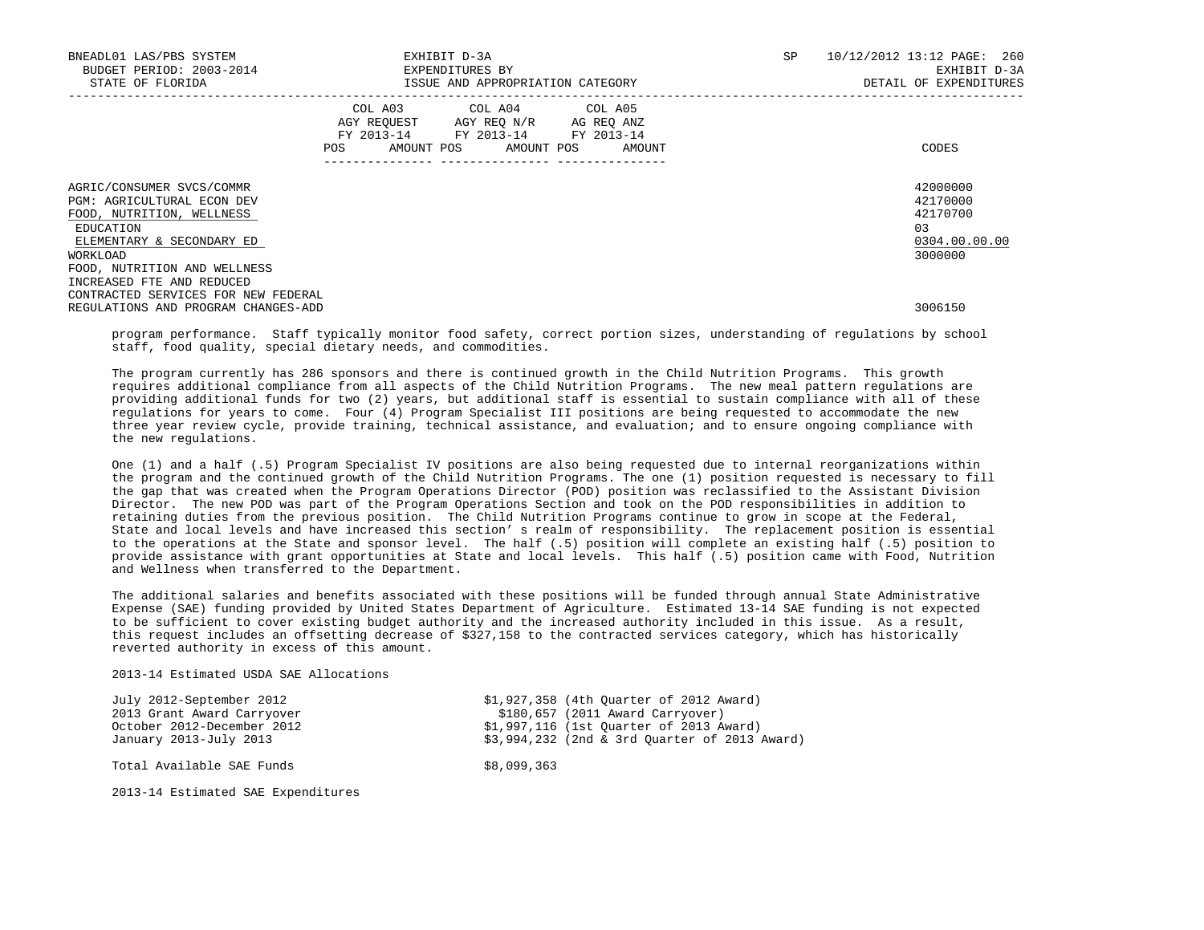AGRIC/CONSUMER SVCS/COMMR — 42000000
PGM: AGRICULTURAL ECON DEV — 42170000
FOOD, NUTRITION, WELLNESS — 42170700
EDUCATION — 03
ELEMENTARY & SECONDARY ED — 0304.00.00.00
WORKLOAD — 3000000
FOOD, NUTRITION AND WELLNESS INCREASED FTE AND REDUCED CONTRACTED SERVICES FOR NEW FEDERAL REGULATIONS AND PROGRAM CHANGES-ADD — 3006150

| | COL A03 AGY REQUEST FY 2013-14 | | COL A04 AGY REQ N/R FY 2013-14 | | COL A05 AG REQ ANZ FY 2013-14 | | CODES |
|---|---|---|---|---|---|---|---|
| | POS | AMOUNT | POS | AMOUNT | POS | AMOUNT | |

program performance. Staff typically monitor food safety, correct portion sizes, understanding of regulations by school staff, food quality, special dietary needs, and commodities.

The program currently has 286 sponsors and there is continued growth in the Child Nutrition Programs. This growth requires additional compliance from all aspects of the Child Nutrition Programs. The new meal pattern regulations are providing additional funds for two (2) years, but additional staff is essential to sustain compliance with all of these regulations for years to come. Four (4) Program Specialist III positions are being requested to accommodate the new three year review cycle, provide training, technical assistance, and evaluation; and to ensure ongoing compliance with the new regulations.

One (1) and a half (.5) Program Specialist IV positions are also being requested due to internal reorganizations within the program and the continued growth of the Child Nutrition Programs. The one (1) position requested is necessary to fill the gap that was created when the Program Operations Director (POD) position was reclassified to the Assistant Division Director. The new POD was part of the Program Operations Section and took on the POD responsibilities in addition to retaining duties from the previous position. The Child Nutrition Programs continue to grow in scope at the Federal, State and local levels and have increased this section' s realm of responsibility. The replacement position is essential to the operations at the State and sponsor level. The half (.5) position will complete an existing half (.5) position to provide assistance with grant opportunities at State and local levels. This half (.5) position came with Food, Nutrition and Wellness when transferred to the Department.

The additional salaries and benefits associated with these positions will be funded through annual State Administrative Expense (SAE) funding provided by United States Department of Agriculture. Estimated 13-14 SAE funding is not expected to be sufficient to cover existing budget authority and the increased authority included in this issue. As a result, this request includes an offsetting decrease of $327,158 to the contracted services category, which has historically reverted authority in excess of this amount.

2013-14 Estimated USDA SAE Allocations

| | |
|---|---|
| July 2012-September 2012 | $1,927,358 (4th Quarter of 2012 Award) |
| 2013 Grant Award Carryover | $180,657 (2011 Award Carryover) |
| October 2012-December 2012 | $1,997,116 (1st Quarter of 2013 Award) |
| January 2013-July 2013 | $3,994,232 (2nd & 3rd Quarter of 2013 Award) |
| | |
| Total Available SAE Funds | $8,099,363 |

2013-14 Estimated SAE Expenditures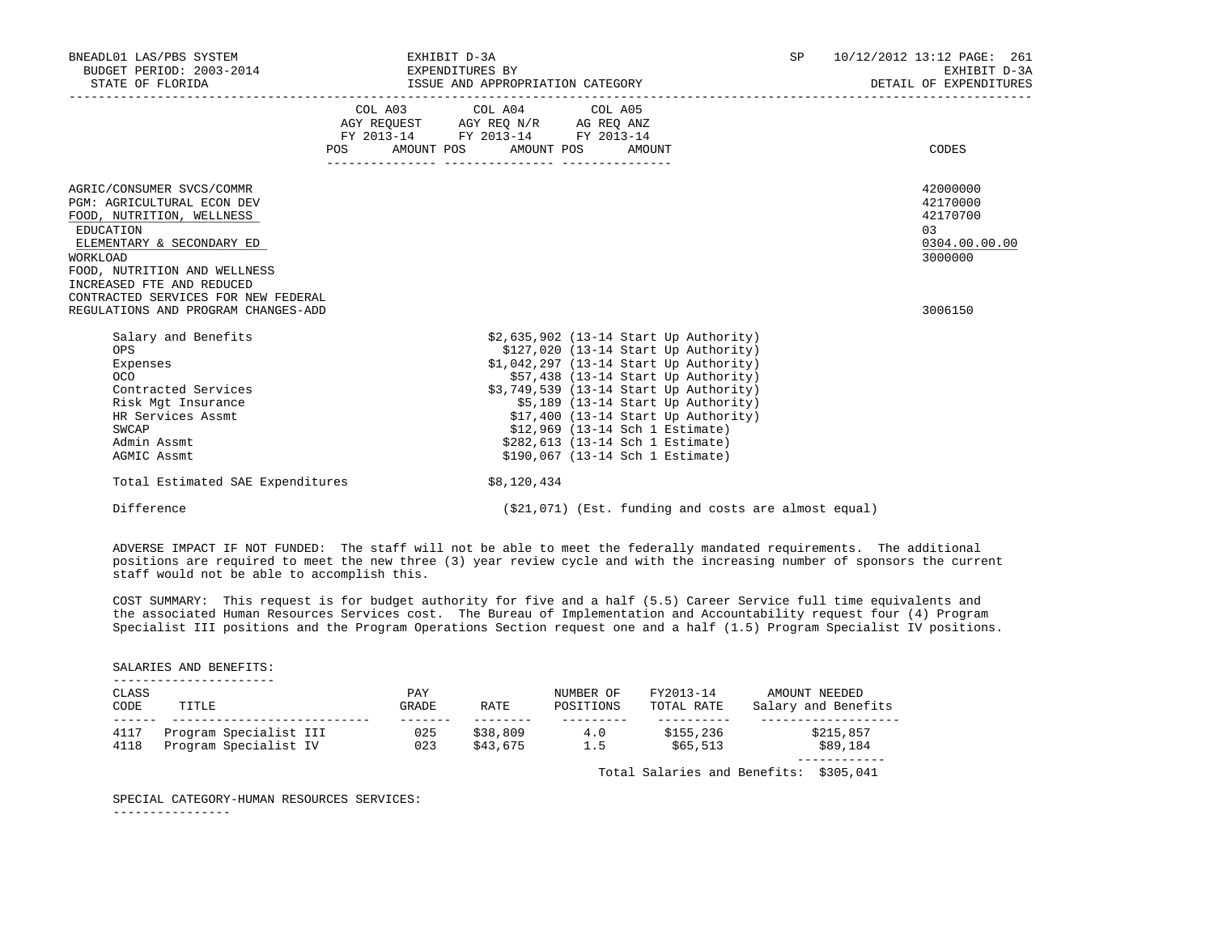| | COL A03 AGY REQUEST FY 2013-14 | | COL A04 AGY REQ N/R FY 2013-14 | | COL A05 AG REQ ANZ FY 2013-14 | | |
|---|---|---|---|---|---|---|---|
| | POS | AMOUNT | POS | AMOUNT | POS | AMOUNT | CODES |

AGRIC/CONSUMER SVCS/COMMR — 42000000
PGM: AGRICULTURAL ECON DEV — 42170000
FOOD, NUTRITION, WELLNESS — 42170700
EDUCATION — 03
ELEMENTARY & SECONDARY ED — 0304.00.00.00
WORKLOAD — 3000000
FOOD, NUTRITION AND WELLNESS INCREASED FTE AND REDUCED CONTRACTED SERVICES FOR NEW FEDERAL REGULATIONS AND PROGRAM CHANGES-ADD — 3006150

| | |
|---|---|
| Salary and Benefits | $2,635,902 (13-14 Start Up Authority) |
| OPS | $127,020 (13-14 Start Up Authority) |
| Expenses | $1,042,297 (13-14 Start Up Authority) |
| OCO | $57,438 (13-14 Start Up Authority) |
| Contracted Services | $3,749,539 (13-14 Start Up Authority) |
| Risk Mgt Insurance | $5,189 (13-14 Start Up Authority) |
| HR Services Assmt | $17,400 (13-14 Start Up Authority) |
| SWCAP | $12,969 (13-14 Sch 1 Estimate) |
| Admin Assmt | $282,613 (13-14 Sch 1 Estimate) |
| AGMIC Assmt | $190,067 (13-14 Sch 1 Estimate) |
| Total Estimated SAE Expenditures | $8,120,434 |
| Difference | ($21,071) (Est. funding and costs are almost equal) |

ADVERSE IMPACT IF NOT FUNDED: The staff will not be able to meet the federally mandated requirements. The additional positions are required to meet the new three (3) year review cycle and with the increasing number of sponsors the current staff would not be able to accomplish this.

COST SUMMARY: This request is for budget authority for five and a half (5.5) Career Service full time equivalents and the associated Human Resources Services cost. The Bureau of Implementation and Accountability request four (4) Program Specialist III positions and the Program Operations Section request one and a half (1.5) Program Specialist IV positions.

SALARIES AND BENEFITS:

| CLASS CODE | TITLE | PAY GRADE | RATE | NUMBER OF POSITIONS | FY2013-14 TOTAL RATE | AMOUNT NEEDED Salary and Benefits |
|---|---|---|---|---|---|---|
| 4117 | Program Specialist III | 025 | $38,809 | 4.0 | $155,236 | $215,857 |
| 4118 | Program Specialist IV | 023 | $43,675 | 1.5 | $65,513 | $89,184 |
| | | | | | Total Salaries and Benefits: | $305,041 |

SPECIAL CATEGORY-HUMAN RESOURCES SERVICES: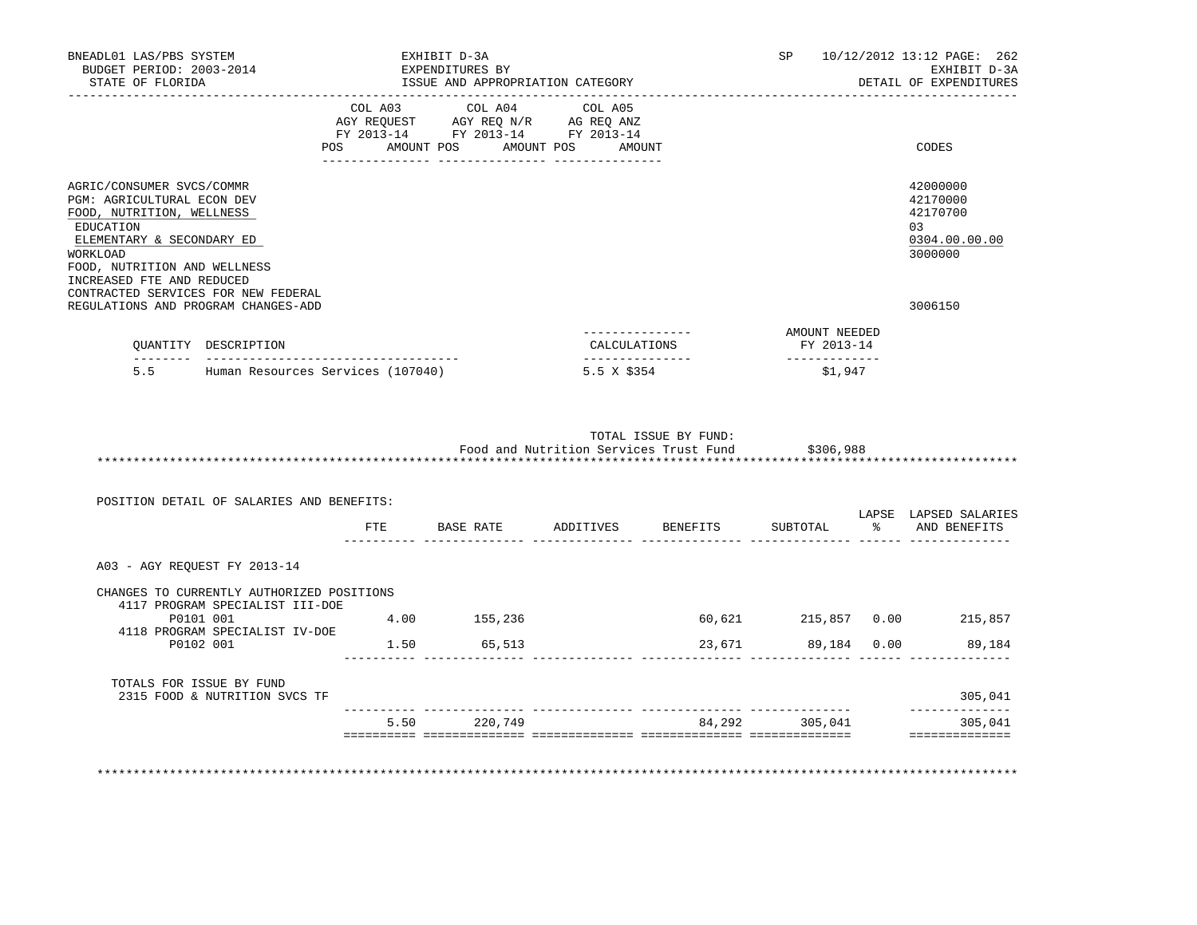BNEADL01 LAS/PBS SYSTEM
BUDGET PERIOD: 2003-2014
STATE OF FLORIDA

EXHIBIT D-3A
EXPENDITURES BY
ISSUE AND APPROPRIATION CATEGORY

SP 10/12/2012 13:12
EXHIBIT D-3A
DETAIL OF EXPENDITURES

| | COL A03 AGY REQUEST FY 2013-14 POS AMOUNT | COL A04 AGY REQ N/R FY 2013-14 POS AMOUNT | COL A05 AG REQ ANZ FY 2013-14 POS AMOUNT | CODES |
|---|---|---|---|---|
| AGRIC/CONSUMER SVCS/COMMR | | | | 42000000 |
| PGM: AGRICULTURAL ECON DEV | | | | 42170000 |
| FOOD, NUTRITION, WELLNESS | | | | 42170700 |
| EDUCATION | | | | 03 |
| ELEMENTARY & SECONDARY ED | | | | 0304.00.00.00 |
| WORKLOAD | | | | 3000000 |
| FOOD, NUTRITION AND WELLNESS INCREASED FTE AND REDUCED CONTRACTED SERVICES FOR NEW FEDERAL REGULATIONS AND PROGRAM CHANGES-ADD | | | | 3006150 |

| QUANTITY | DESCRIPTION | CALCULATIONS | AMOUNT NEEDED FY 2013-14 |
|---|---|---|---|
| 5.5 | Human Resources Services (107040) | 5.5 X $354 | $1,947 |

TOTAL ISSUE BY FUND:
Food and Nutrition Services Trust Fund $306,988

POSITION DETAIL OF SALARIES AND BENEFITS:

| | FTE | BASE RATE | ADDITIVES | BENEFITS | SUBTOTAL | LAPSE % | LAPSED SALARIES AND BENEFITS |
|---|---|---|---|---|---|---|---|
| A03 - AGY REQUEST FY 2013-14 | | | | | | | |
| CHANGES TO CURRENTLY AUTHORIZED POSITIONS | | | | | | | |
| 4117 PROGRAM SPECIALIST III-DOE P0101 001 | 4.00 | 155,236 | | 60,621 | 215,857 | 0.00 | 215,857 |
| 4118 PROGRAM SPECIALIST IV-DOE P0102 001 | 1.50 | 65,513 | | 23,671 | 89,184 | 0.00 | 89,184 |
| TOTALS FOR ISSUE BY FUND | | | | | | | |
| 2315 FOOD & NUTRITION SVCS TF | | | | | | | 305,041 |
| | 5.50 | 220,749 | | 84,292 | 305,041 | | 305,041 |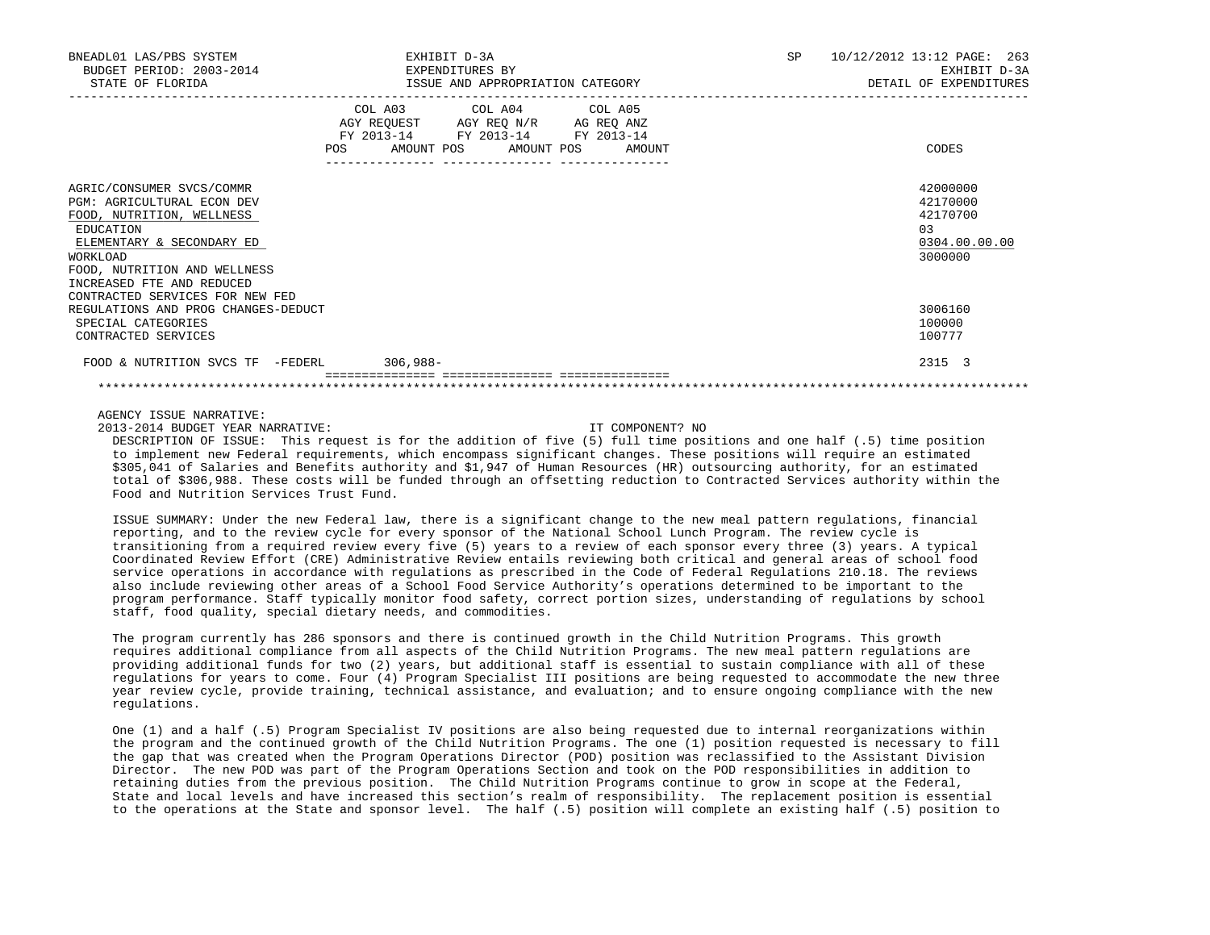BNEADL01 LAS/PBS SYSTEM  
BUDGET PERIOD: 2003-2014  
STATE OF FLORIDA

EXHIBIT D-3A  
EXPENDITURES BY  
ISSUE AND APPROPRIATION CATEGORY

SP 10/12/2012 13:12 PAGE: 263  
EXHIBIT D-3A  
DETAIL OF EXPENDITURES

| | COL A03 AGY REQUEST FY 2013-14 POS AMOUNT | COL A04 AGY REQ N/R FY 2013-14 POS AMOUNT | COL A05 AG REQ ANZ FY 2013-14 POS AMOUNT | CODES |
|---|---|---|---|---|
| AGRIC/CONSUMER SVCS/COMMR | | | | 42000000 |
| PGM: AGRICULTURAL ECON DEV | | | | 42170000 |
| FOOD, NUTRITION, WELLNESS | | | | 42170700 |
| EDUCATION | | | | 03 |
| ELEMENTARY & SECONDARY ED | | | | 0304.00.00.00 |
| WORKLOAD | | | | 3000000 |
| FOOD, NUTRITION AND WELLNESS INCREASED FTE AND REDUCED CONTRACTED SERVICES FOR NEW FED REGULATIONS AND PROG CHANGES-DEDUCT | | | | 3006160 |
| SPECIAL CATEGORIES | | | | 100000 |
| CONTRACTED SERVICES | | | | 100777 |
| FOOD & NUTRITION SVCS TF -FEDERL | 306,988- | | | 2315 3 |

AGENCY ISSUE NARRATIVE:

2013-2014 BUDGET YEAR NARRATIVE: IT COMPONENT? NO

DESCRIPTION OF ISSUE: This request is for the addition of five (5) full time positions and one half (.5) time position to implement new Federal requirements, which encompass significant changes. These positions will require an estimated $305,041 of Salaries and Benefits authority and $1,947 of Human Resources (HR) outsourcing authority, for an estimated total of $306,988. These costs will be funded through an offsetting reduction to Contracted Services authority within the Food and Nutrition Services Trust Fund.

ISSUE SUMMARY: Under the new Federal law, there is a significant change to the new meal pattern regulations, financial reporting, and to the review cycle for every sponsor of the National School Lunch Program. The review cycle is transitioning from a required review every five (5) years to a review of each sponsor every three (3) years. A typical Coordinated Review Effort (CRE) Administrative Review entails reviewing both critical and general areas of school food service operations in accordance with regulations as prescribed in the Code of Federal Regulations 210.18. The reviews also include reviewing other areas of a School Food Service Authority's operations determined to be important to the program performance. Staff typically monitor food safety, correct portion sizes, understanding of regulations by school staff, food quality, special dietary needs, and commodities.

The program currently has 286 sponsors and there is continued growth in the Child Nutrition Programs. This growth requires additional compliance from all aspects of the Child Nutrition Programs. The new meal pattern regulations are providing additional funds for two (2) years, but additional staff is essential to sustain compliance with all of these regulations for years to come. Four (4) Program Specialist III positions are being requested to accommodate the new three year review cycle, provide training, technical assistance, and evaluation; and to ensure ongoing compliance with the new regulations.

One (1) and a half (.5) Program Specialist IV positions are also being requested due to internal reorganizations within the program and the continued growth of the Child Nutrition Programs. The one (1) position requested is necessary to fill the gap that was created when the Program Operations Director (POD) position was reclassified to the Assistant Division Director. The new POD was part of the Program Operations Section and took on the POD responsibilities in addition to retaining duties from the previous position. The Child Nutrition Programs continue to grow in scope at the Federal, State and local levels and have increased this section's realm of responsibility. The replacement position is essential to the operations at the State and sponsor level. The half (.5) position will complete an existing half (.5) position to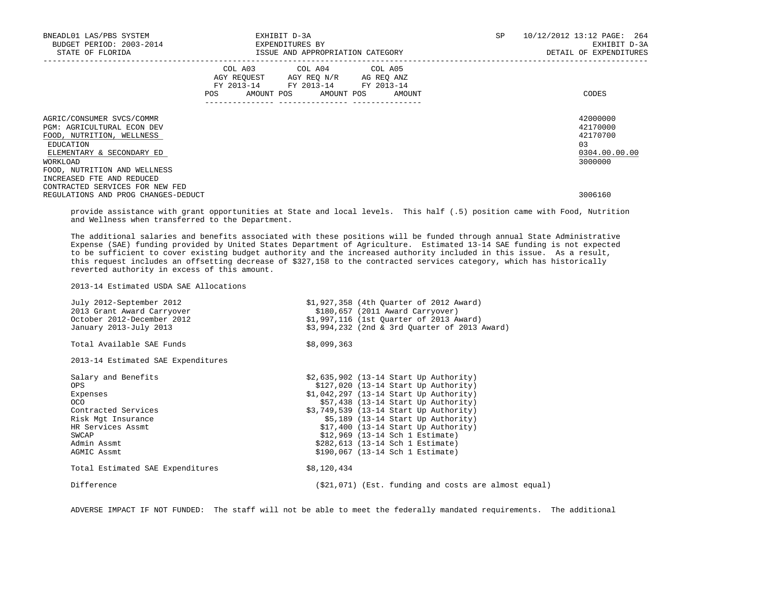| | COL A03 AGY REQUEST FY 2013-14 | | COL A04 AGY REQ N/R FY 2013-14 | | COL A05 AG REQ ANZ FY 2013-14 | | |
|---|---|---|---|---|---|---|---|
| | POS | AMOUNT | POS | AMOUNT | POS | AMOUNT | CODES |
| AGRIC/CONSUMER SVCS/COMMR | | | | | | | 42000000 |
| PGM: AGRICULTURAL ECON DEV | | | | | | | 42170000 |
| FOOD, NUTRITION, WELLNESS | | | | | | | 42170700 |
| EDUCATION | | | | | | | 03 |
| ELEMENTARY & SECONDARY ED | | | | | | | 0304.00.00.00 |
| WORKLOAD | | | | | | | 3000000 |
| FOOD, NUTRITION AND WELLNESS INCREASED FTE AND REDUCED CONTRACTED SERVICES FOR NEW FED REGULATIONS AND PROG CHANGES-DEDUCT | | | | | | | 3006160 |

provide assistance with grant opportunities at State and local levels. This half (.5) position came with Food, Nutrition and Wellness when transferred to the Department.

The additional salaries and benefits associated with these positions will be funded through annual State Administrative Expense (SAE) funding provided by United States Department of Agriculture. Estimated 13-14 SAE funding is not expected to be sufficient to cover existing budget authority and the increased authority included in this issue. As a result, this request includes an offsetting decrease of $327,158 to the contracted services category, which has historically reverted authority in excess of this amount.

2013-14 Estimated USDA SAE Allocations

| | |
|---|---|
| July 2012-September 2012 | $1,927,358 (4th Quarter of 2012 Award) |
| 2013 Grant Award Carryover | $180,657 (2011 Award Carryover) |
| October 2012-December 2012 | $1,997,116 (1st Quarter of 2013 Award) |
| January 2013-July 2013 | $3,994,232 (2nd & 3rd Quarter of 2013 Award) |
| Total Available SAE Funds | $8,099,363 |

2013-14 Estimated SAE Expenditures

| | |
|---|---|
| Salary and Benefits | $2,635,902 (13-14 Start Up Authority) |
| OPS | $127,020 (13-14 Start Up Authority) |
| Expenses | $1,042,297 (13-14 Start Up Authority) |
| OCO | $57,438 (13-14 Start Up Authority) |
| Contracted Services | $3,749,539 (13-14 Start Up Authority) |
| Risk Mgt Insurance | $5,189 (13-14 Start Up Authority) |
| HR Services Assmt | $17,400 (13-14 Start Up Authority) |
| SWCAP | $12,969 (13-14 Sch 1 Estimate) |
| Admin Assmt | $282,613 (13-14 Sch 1 Estimate) |
| AGMIC Assmt | $190,067 (13-14 Sch 1 Estimate) |
| Total Estimated SAE Expenditures | $8,120,434 |
| Difference | ($21,071) (Est. funding and costs are almost equal) |

ADVERSE IMPACT IF NOT FUNDED: The staff will not be able to meet the federally mandated requirements. The additional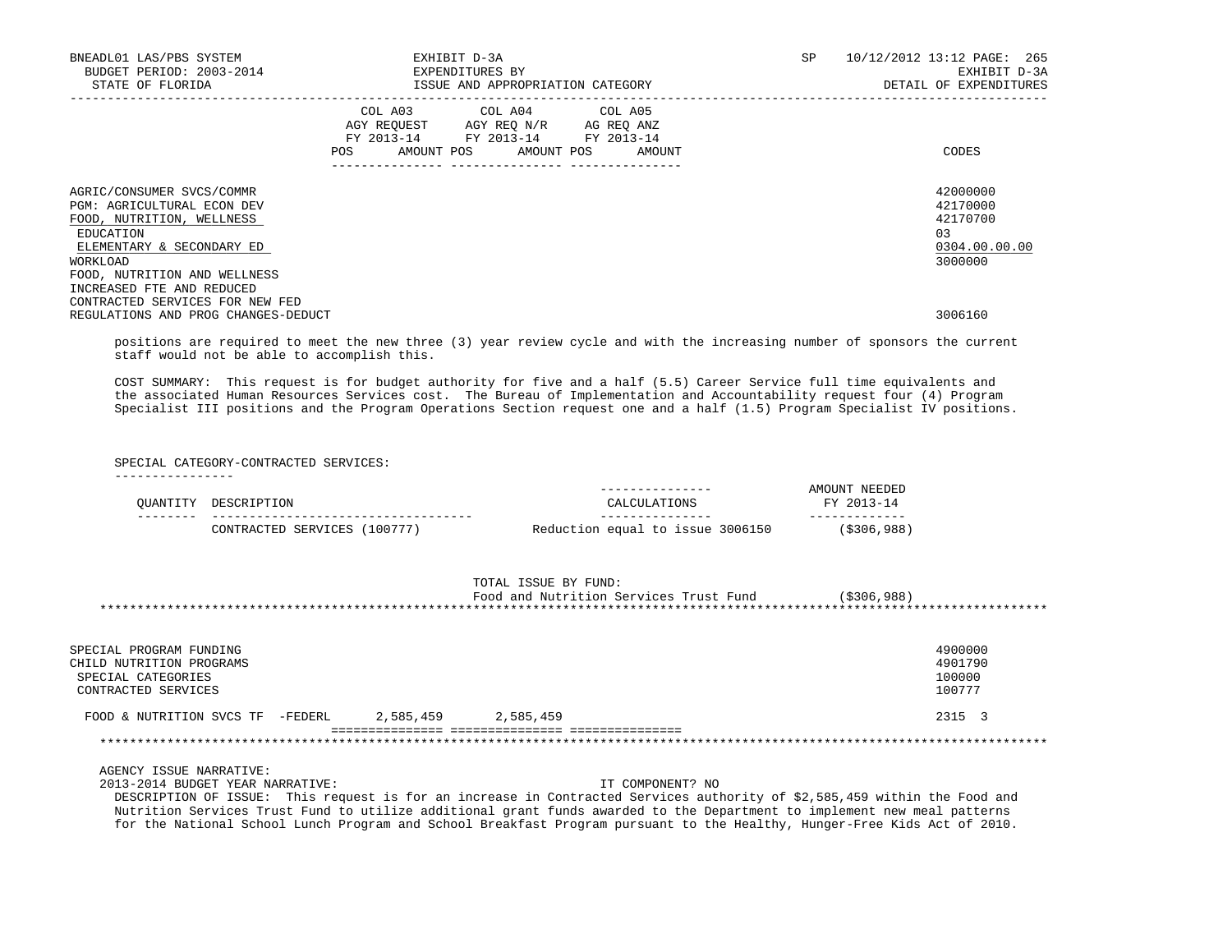| | COL A03 AGY REQUEST FY 2013-14 POS AMOUNT | COL A04 AGY REQ N/R FY 2013-14 POS AMOUNT | COL A05 AG REQ ANZ FY 2013-14 POS AMOUNT | CODES |
|---|---|---|---|---|
| AGRIC/CONSUMER SVCS/COMMR | | | | 42000000 |
| PGM: AGRICULTURAL ECON DEV | | | | 42170000 |
| FOOD, NUTRITION, WELLNESS | | | | 42170700 |
| EDUCATION | | | | 03 |
| ELEMENTARY & SECONDARY ED | | | | 0304.00.00.00 |
| WORKLOAD | | | | 3000000 |
| FOOD, NUTRITION AND WELLNESS INCREASED FTE AND REDUCED CONTRACTED SERVICES FOR NEW FED REGULATIONS AND PROG CHANGES-DEDUCT | | | | 3006160 |

positions are required to meet the new three (3) year review cycle and with the increasing number of sponsors the current staff would not be able to accomplish this.

COST SUMMARY: This request is for budget authority for five and a half (5.5) Career Service full time equivalents and the associated Human Resources Services cost. The Bureau of Implementation and Accountability request four (4) Program Specialist III positions and the Program Operations Section request one and a half (1.5) Program Specialist IV positions.

SPECIAL CATEGORY-CONTRACTED SERVICES:

| QUANTITY | DESCRIPTION | CALCULATIONS | AMOUNT NEEDED FY 2013-14 |
|---|---|---|---|
| | CONTRACTED SERVICES (100777) | Reduction equal to issue 3006150 | ($306,988) |

TOTAL ISSUE BY FUND:
Food and Nutrition Services Trust Fund ($306,988)

| | COL A03 | COL A04 | COL A05 | CODES |
|---|---|---|---|---|
| SPECIAL PROGRAM FUNDING | | | | 4900000 |
| CHILD NUTRITION PROGRAMS | | | | 4901790 |
| SPECIAL CATEGORIES | | | | 100000 |
| CONTRACTED SERVICES | | | | 100777 |
| FOOD & NUTRITION SVCS TF -FEDERL | 2,585,459 | 2,585,459 | | 2315 3 |

AGENCY ISSUE NARRATIVE:
2013-2014 BUDGET YEAR NARRATIVE: IT COMPONENT? NO
DESCRIPTION OF ISSUE: This request is for an increase in Contracted Services authority of $2,585,459 within the Food and Nutrition Services Trust Fund to utilize additional grant funds awarded to the Department to implement new meal patterns for the National School Lunch Program and School Breakfast Program pursuant to the Healthy, Hunger-Free Kids Act of 2010.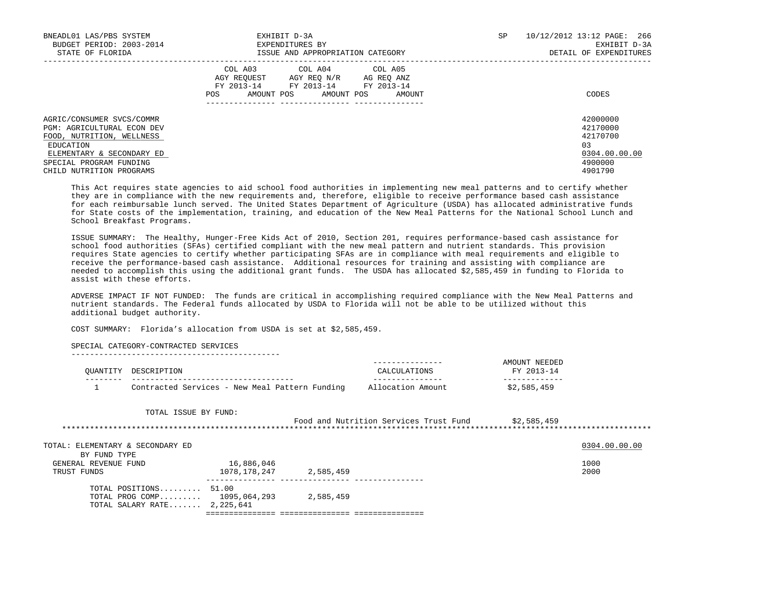| | COL A03 AGY REQUEST FY 2013-14 | | COL A04 AGY REQ N/R FY 2013-14 | | COL A05 AG REQ ANZ FY 2013-14 | | |
|---|---|---|---|---|---|---|---|
| | POS | AMOUNT | POS | AMOUNT | POS | AMOUNT | CODES |
| AGRIC/CONSUMER SVCS/COMMR | | | | | | | 42000000 |
| PGM: AGRICULTURAL ECON DEV | | | | | | | 42170000 |
| FOOD, NUTRITION, WELLNESS | | | | | | | 42170700 |
| EDUCATION | | | | | | | 03 |
| ELEMENTARY & SECONDARY ED | | | | | | | 0304.00.00.00 |
| SPECIAL PROGRAM FUNDING | | | | | | | 4900000 |
| CHILD NUTRITION PROGRAMS | | | | | | | 4901790 |

This Act requires state agencies to aid school food authorities in implementing new meal patterns and to certify whether they are in compliance with the new requirements and, therefore, eligible to receive performance based cash assistance for each reimbursable lunch served. The United States Department of Agriculture (USDA) has allocated administrative funds for State costs of the implementation, training, and education of the New Meal Patterns for the National School Lunch and School Breakfast Programs.

ISSUE SUMMARY: The Healthy, Hunger-Free Kids Act of 2010, Section 201, requires performance-based cash assistance for school food authorities (SFAs) certified compliant with the new meal pattern and nutrient standards. This provision requires State agencies to certify whether participating SFAs are in compliance with meal requirements and eligible to receive the performance-based cash assistance. Additional resources for training and assisting with compliance are needed to accomplish this using the additional grant funds. The USDA has allocated $2,585,459 in funding to Florida to assist with these efforts.

ADVERSE IMPACT IF NOT FUNDED: The funds are critical in accomplishing required compliance with the New Meal Patterns and nutrient standards. The Federal funds allocated by USDA to Florida will not be able to be utilized without this additional budget authority.

COST SUMMARY: Florida's allocation from USDA is set at $2,585,459.

SPECIAL CATEGORY-CONTRACTED SERVICES

| QUANTITY | DESCRIPTION | CALCULATIONS | AMOUNT NEEDED FY 2013-14 |
|---|---|---|---|
| 1 | Contracted Services - New Meal Pattern Funding | Allocation Amount | $2,585,459 |

TOTAL ISSUE BY FUND:

| | |
|---|---|
| Food and Nutrition Services Trust Fund | $2,585,459 |

*******************************************************************************************************************

| TOTAL: ELEMENTARY & SECONDARY ED | COL A03 | COL A04 | COL A05 | 0304.00.00.00 |
|---|---|---|---|---|
| BY FUND TYPE | | | | |
| GENERAL REVENUE FUND | 16,886,046 | | | 1000 |
| TRUST FUNDS | 1078,178,247 | 2,585,459 | | 2000 |
| TOTAL POSITIONS......... | 51.00 | | | |
| TOTAL PROG COMP......... | 1095,064,293 | 2,585,459 | | |
| TOTAL SALARY RATE....... | 2,225,641 | | | |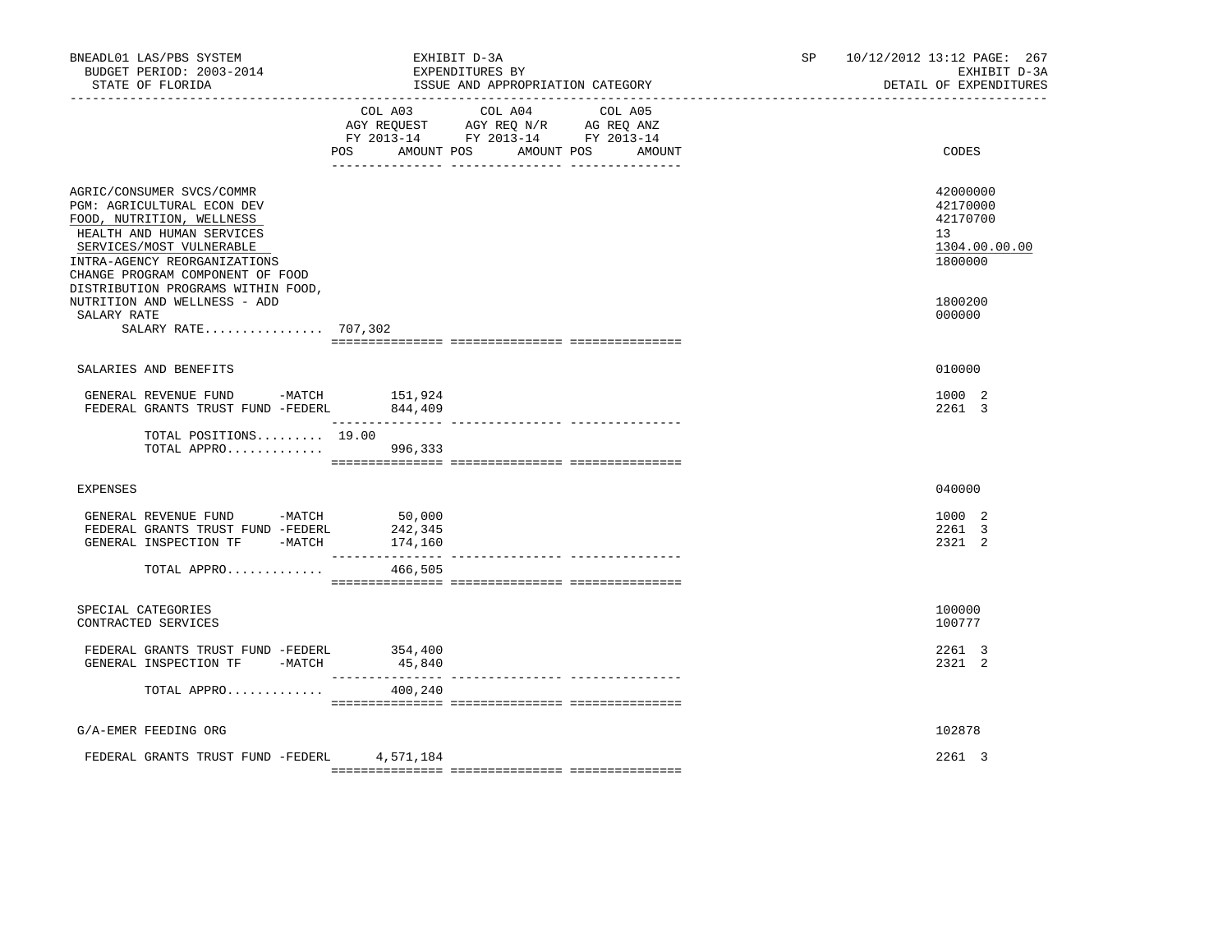BNEADL01 LAS/PBS SYSTEM — EXHIBIT D-3A — SP 10/12/2012 13:12 PAGE: 267

BUDGET PERIOD: 2003-2014 — EXPENDITURES BY — EXHIBIT D-3A

STATE OF FLORIDA — ISSUE AND APPROPRIATION CATEGORY — DETAIL OF EXPENDITURES

| | COL A03 AGY REQUEST FY 2013-14 POS | AMOUNT | COL A04 AGY REQ N/R FY 2013-14 POS | AMOUNT | COL A05 AG REQ ANZ FY 2013-14 POS | AMOUNT | CODES |
|---|---|---|---|---|---|---|---|
| AGRIC/CONSUMER SVCS/COMMR | | | | | | | 42000000 |
| PGM: AGRICULTURAL ECON DEV | | | | | | | 42170000 |
| FOOD, NUTRITION, WELLNESS | | | | | | | 42170700 |
| HEALTH AND HUMAN SERVICES | | | | | | | 13 |
| SERVICES/MOST VULNERABLE | | | | | | | 1304.00.00.00 |
| INTRA-AGENCY REORGANIZATIONS | | | | | | | 1800000 |
| CHANGE PROGRAM COMPONENT OF FOOD DISTRIBUTION PROGRAMS WITHIN FOOD, NUTRITION AND WELLNESS - ADD | | | | | | | 1800200 |
| SALARY RATE | | | | | | | 000000 |
| SALARY RATE................ | 707,302 | | | | | | |
| SALARIES AND BENEFITS | | | | | | | 010000 |
| GENERAL REVENUE FUND -MATCH | | 151,924 | | | | | 1000 2 |
| FEDERAL GRANTS TRUST FUND -FEDERL | | 844,409 | | | | | 2261 3 |
| TOTAL POSITIONS......... | 19.00 | | | | | | |
| TOTAL APPRO............. | | 996,333 | | | | | |
| EXPENSES | | | | | | | 040000 |
| GENERAL REVENUE FUND -MATCH | | 50,000 | | | | | 1000 2 |
| FEDERAL GRANTS TRUST FUND -FEDERL | | 242,345 | | | | | 2261 3 |
| GENERAL INSPECTION TF -MATCH | | 174,160 | | | | | 2321 2 |
| TOTAL APPRO............. | | 466,505 | | | | | |
| SPECIAL CATEGORIES | | | | | | | 100000 |
| CONTRACTED SERVICES | | | | | | | 100777 |
| FEDERAL GRANTS TRUST FUND -FEDERL | | 354,400 | | | | | 2261 3 |
| GENERAL INSPECTION TF -MATCH | | 45,840 | | | | | 2321 2 |
| TOTAL APPRO............. | | 400,240 | | | | | |
| G/A-EMER FEEDING ORG | | | | | | | 102878 |
| FEDERAL GRANTS TRUST FUND -FEDERL | | 4,571,184 | | | | | 2261 3 |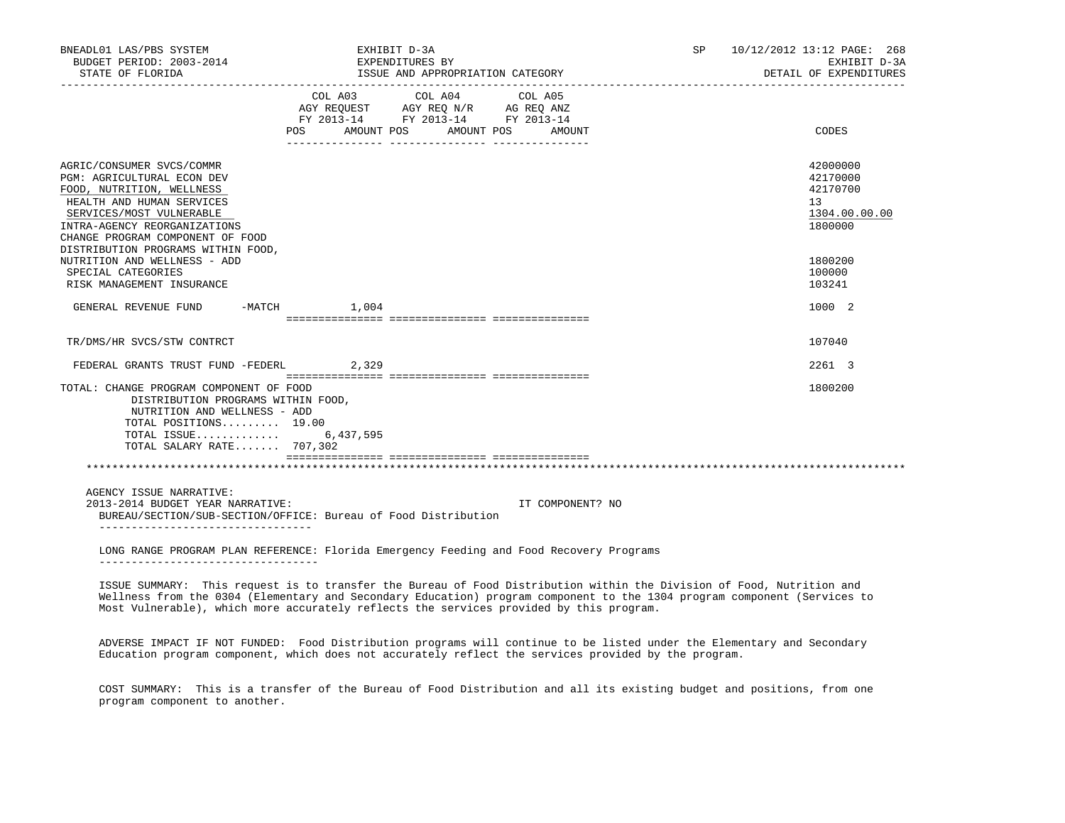BNEADL01 LAS/PBS SYSTEM — EXHIBIT D-3A — EXPENDITURES BY ISSUE AND APPROPRIATION CATEGORY
BUDGET PERIOD: 2003-2014
STATE OF FLORIDA
SP 10/12/2012 13:12 PAGE: 268
EXHIBIT D-3A
DETAIL OF EXPENDITURES

| | COL A03 AGY REQUEST FY 2013-14 POS | AMOUNT | COL A04 AGY REQ N/R FY 2013-14 POS | AMOUNT | COL A05 AG REQ ANZ FY 2013-14 POS | AMOUNT | CODES |
|---|---|---|---|---|---|---|---|
| AGRIC/CONSUMER SVCS/COMMR | | | | | | | 42000000 |
| PGM: AGRICULTURAL ECON DEV | | | | | | | 42170000 |
| FOOD, NUTRITION, WELLNESS | | | | | | | 42170700 |
| HEALTH AND HUMAN SERVICES | | | | | | | 13 |
| SERVICES/MOST VULNERABLE | | | | | | | 1304.00.00.00 |
| INTRA-AGENCY REORGANIZATIONS | | | | | | | 1800000 |
| CHANGE PROGRAM COMPONENT OF FOOD DISTRIBUTION PROGRAMS WITHIN FOOD, NUTRITION AND WELLNESS - ADD | | | | | | | 1800200 |
| SPECIAL CATEGORIES | | | | | | | 100000 |
| RISK MANAGEMENT INSURANCE | | | | | | | 103241 |
| GENERAL REVENUE FUND -MATCH | | 1,004 | | | | | 1000 2 |
| TR/DMS/HR SVCS/STW CONTRCT | | | | | | | 107040 |
| FEDERAL GRANTS TRUST FUND -FEDERL | | 2,329 | | | | | 2261 3 |
| TOTAL: CHANGE PROGRAM COMPONENT OF FOOD DISTRIBUTION PROGRAMS WITHIN FOOD, NUTRITION AND WELLNESS - ADD | | | | | | | 1800200 |
| TOTAL POSITIONS......... | 19.00 | | | | | | |
| TOTAL ISSUE............. | | 6,437,595 | | | | | |
| TOTAL SALARY RATE....... | | 707,302 | | | | | |

AGENCY ISSUE NARRATIVE:

2013-2014 BUDGET YEAR NARRATIVE: IT COMPONENT? NO

BUREAU/SECTION/SUB-SECTION/OFFICE: Bureau of Food Distribution

LONG RANGE PROGRAM PLAN REFERENCE: Florida Emergency Feeding and Food Recovery Programs

ISSUE SUMMARY: This request is to transfer the Bureau of Food Distribution within the Division of Food, Nutrition and Wellness from the 0304 (Elementary and Secondary Education) program component to the 1304 program component (Services to Most Vulnerable), which more accurately reflects the services provided by this program.

ADVERSE IMPACT IF NOT FUNDED: Food Distribution programs will continue to be listed under the Elementary and Secondary Education program component, which does not accurately reflect the services provided by the program.

COST SUMMARY: This is a transfer of the Bureau of Food Distribution and all its existing budget and positions, from one program component to another.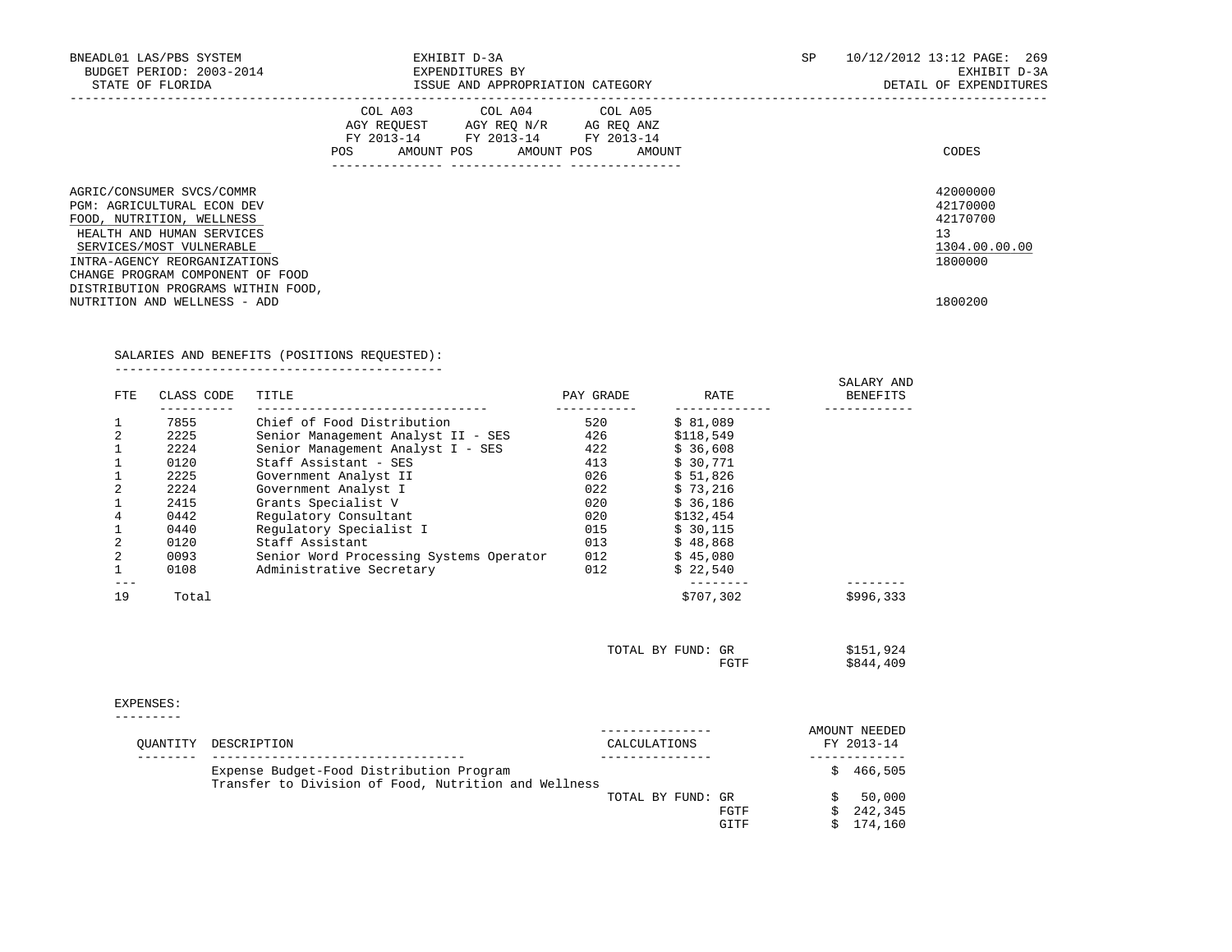BNEADL01 LAS/PBS SYSTEM — EXHIBIT D-3A — EXPENDITURES BY ISSUE AND APPROPRIATION CATEGORY — DETAIL OF EXPENDITURES

BUDGET PERIOD: 2003-2014

STATE OF FLORIDA

| | COL A03 AGY REQUEST FY 2013-14 POS AMOUNT | COL A04 AGY REQ N/R FY 2013-14 POS AMOUNT | COL A05 AG REQ ANZ FY 2013-14 POS AMOUNT | CODES |
|---|---|---|---|---|
| AGRIC/CONSUMER SVCS/COMMR | | | | 42000000 |
| PGM: AGRICULTURAL ECON DEV | | | | 42170000 |
| FOOD, NUTRITION, WELLNESS | | | | 42170700 |
| HEALTH AND HUMAN SERVICES | | | | 13 |
| SERVICES/MOST VULNERABLE | | | | 1304.00.00.00 |
| INTRA-AGENCY REORGANIZATIONS | | | | 1800000 |
| CHANGE PROGRAM COMPONENT OF FOOD DISTRIBUTION PROGRAMS WITHIN FOOD, NUTRITION AND WELLNESS - ADD | | | | 1800200 |

SALARIES AND BENEFITS (POSITIONS REQUESTED):

| FTE | CLASS CODE | TITLE | PAY GRADE | RATE | SALARY AND BENEFITS |
|---|---|---|---|---|---|
| 1 | 7855 | Chief of Food Distribution | 520 | $ 81,089 | |
| 2 | 2225 | Senior Management Analyst II - SES | 426 | $118,549 | |
| 1 | 2224 | Senior Management Analyst I - SES | 422 | $ 36,608 | |
| 1 | 0120 | Staff Assistant - SES | 413 | $ 30,771 | |
| 1 | 2225 | Government Analyst II | 026 | $ 51,826 | |
| 2 | 2224 | Government Analyst I | 022 | $ 73,216 | |
| 1 | 2415 | Grants Specialist V | 020 | $ 36,186 | |
| 4 | 0442 | Regulatory Consultant | 020 | $132,454 | |
| 1 | 0440 | Regulatory Specialist I | 015 | $ 30,115 | |
| 2 | 0120 | Staff Assistant | 013 | $ 48,868 | |
| 2 | 0093 | Senior Word Processing Systems Operator | 012 | $ 45,080 | |
| 1 | 0108 | Administrative Secretary | 012 | $ 22,540 | |
| 19 | Total | | | $707,302 | $996,333 |

| | |
|---|---|
| TOTAL BY FUND: GR | $151,924 |
| FGTF | $844,409 |

EXPENSES:

| QUANTITY | DESCRIPTION | CALCULATIONS | AMOUNT NEEDED FY 2013-14 |
|---|---|---|---|
| | Expense Budget-Food Distribution Program Transfer to Division of Food, Nutrition and Wellness | | $ 466,505 |
| | | TOTAL BY FUND: GR | $ 50,000 |
| | | FGTF | $ 242,345 |
| | | GITF | $ 174,160 |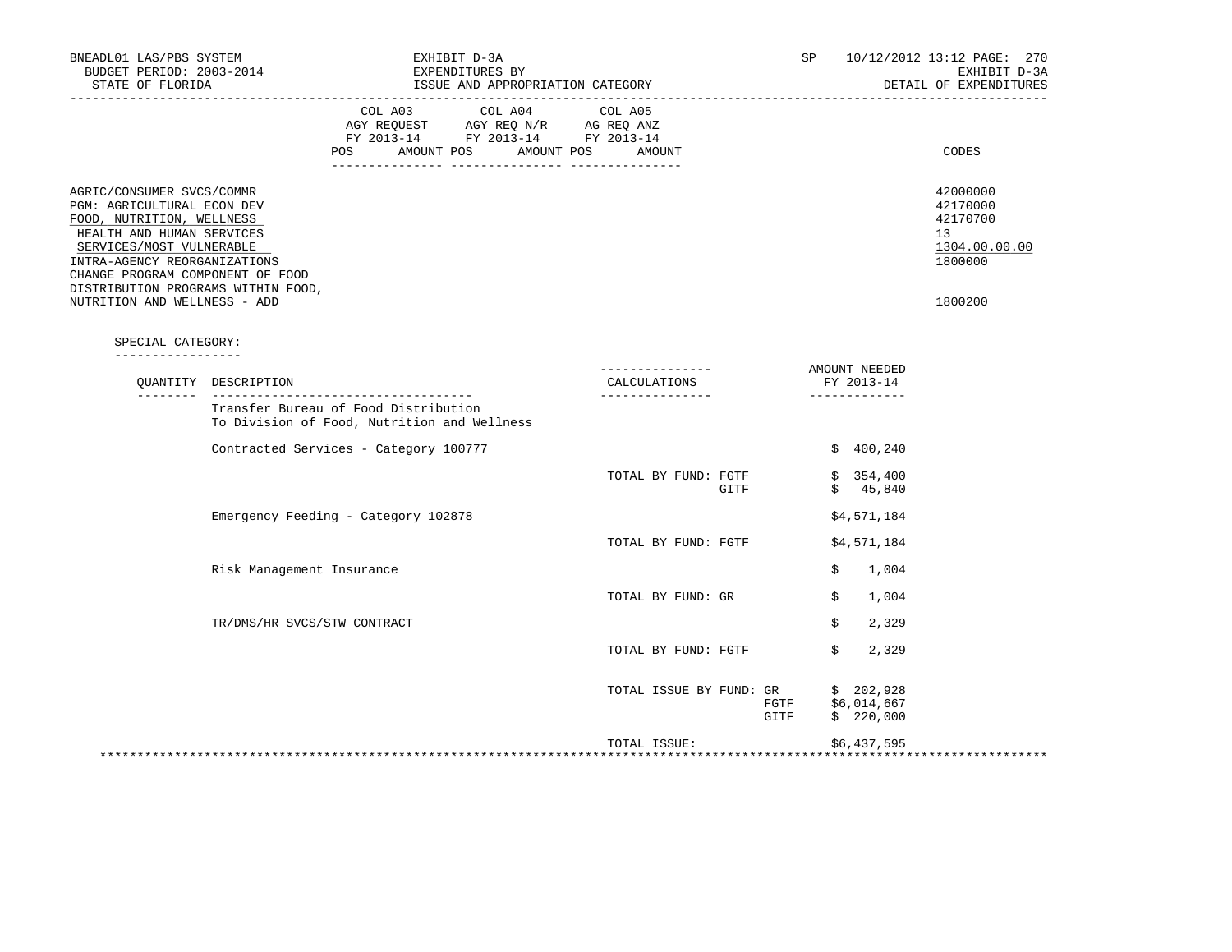BNEADL01 LAS/PBS SYSTEM
BUDGET PERIOD: 2003-2014
STATE OF FLORIDA

EXHIBIT D-3A
EXPENDITURES BY
ISSUE AND APPROPRIATION CATEGORY

SP 10/12/2012 13:12 PAGE: 270
EXHIBIT D-3A
DETAIL OF EXPENDITURES

| | COL A03 AGY REQUEST FY 2013-14 POS AMOUNT | COL A04 AGY REQ N/R FY 2013-14 POS AMOUNT | COL A05 AG REQ ANZ FY 2013-14 POS AMOUNT | CODES |
|---|---|---|---|---|
| AGRIC/CONSUMER SVCS/COMMR | | | | 42000000 |
| PGM: AGRICULTURAL ECON DEV | | | | 42170000 |
| FOOD, NUTRITION, WELLNESS | | | | 42170700 |
| HEALTH AND HUMAN SERVICES | | | | 13 |
| SERVICES/MOST VULNERABLE | | | | 1304.00.00.00 |
| INTRA-AGENCY REORGANIZATIONS | | | | 1800000 |
| CHANGE PROGRAM COMPONENT OF FOOD DISTRIBUTION PROGRAMS WITHIN FOOD, NUTRITION AND WELLNESS - ADD | | | | 1800200 |

SPECIAL CATEGORY:

| QUANTITY | DESCRIPTION | CALCULATIONS | | AMOUNT NEEDED FY 2013-14 |
|---|---|---|---|---|
| | Transfer Bureau of Food Distribution To Division of Food, Nutrition and Wellness | | | |
| | Contracted Services - Category 100777 | | | $ 400,240 |
| | | TOTAL BY FUND: | FGTF | $ 354,400 |
| | | | GITF | $ 45,840 |
| | Emergency Feeding - Category 102878 | | | $4,571,184 |
| | | TOTAL BY FUND: | FGTF | $4,571,184 |
| | Risk Management Insurance | | | $ 1,004 |
| | | TOTAL BY FUND: | GR | $ 1,004 |
| | TR/DMS/HR SVCS/STW CONTRACT | | | $ 2,329 |
| | | TOTAL BY FUND: | FGTF | $ 2,329 |
| | | TOTAL ISSUE BY FUND: | GR | $ 202,928 |
| | | | FGTF | $6,014,667 |
| | | | GITF | $ 220,000 |
| | | TOTAL ISSUE: | | $6,437,595 |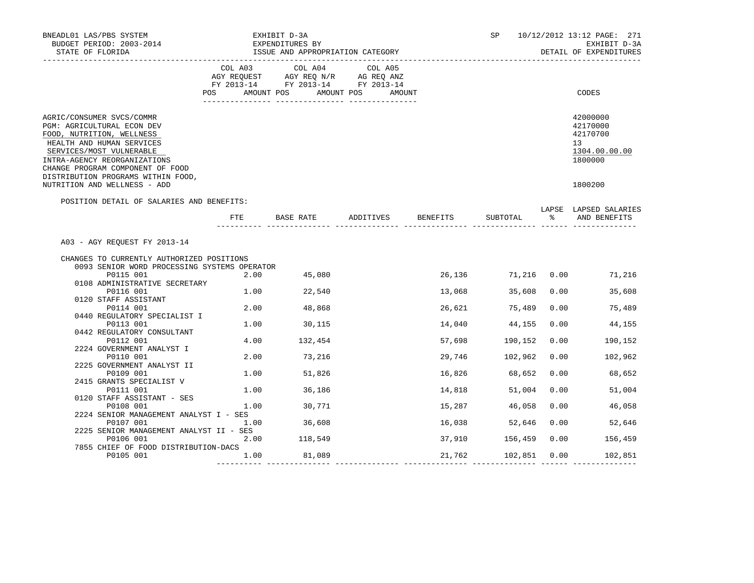BNEADL01 LAS/PBS SYSTEM
BUDGET PERIOD: 2003-2014
STATE OF FLORIDA

EXHIBIT D-3A
EXPENDITURES BY
ISSUE AND APPROPRIATION CATEGORY

SP 10/12/2012 13:12 PAGE: 271
EXHIBIT D-3A
DETAIL OF EXPENDITURES

| | COL A03 AGY REQUEST FY 2013-14 POS AMOUNT | COL A04 AGY REQ N/R FY 2013-14 POS AMOUNT | COL A05 AG REQ ANZ FY 2013-14 POS AMOUNT | CODES |
|---|---|---|---|---|

AGRIC/CONSUMER SVCS/COMMR — 42000000
PGM: AGRICULTURAL ECON DEV — 42170000
FOOD, NUTRITION, WELLNESS — 42170700
HEALTH AND HUMAN SERVICES — 13
SERVICES/MOST VULNERABLE — 1304.00.00.00
INTRA-AGENCY REORGANIZATIONS — 1800000
CHANGE PROGRAM COMPONENT OF FOOD DISTRIBUTION PROGRAMS WITHIN FOOD, NUTRITION AND WELLNESS - ADD — 1800200

POSITION DETAIL OF SALARIES AND BENEFITS:

| | FTE | BASE RATE | ADDITIVES | BENEFITS | SUBTOTAL | LAPSE % | LAPSED SALARIES AND BENEFITS |
|---|---|---|---|---|---|---|---|
| A03 - AGY REQUEST FY 2013-14 | | | | | | | |
| CHANGES TO CURRENTLY AUTHORIZED POSITIONS | | | | | | | |
| 0093 SENIOR WORD PROCESSING SYSTEMS OPERATOR | | | | | | | |
| P0115 001 | 2.00 | 45,080 | | 26,136 | 71,216 | 0.00 | 71,216 |
| 0108 ADMINISTRATIVE SECRETARY | | | | | | | |
| P0116 001 | 1.00 | 22,540 | | 13,068 | 35,608 | 0.00 | 35,608 |
| 0120 STAFF ASSISTANT | | | | | | | |
| P0114 001 | 2.00 | 48,868 | | 26,621 | 75,489 | 0.00 | 75,489 |
| 0440 REGULATORY SPECIALIST I | | | | | | | |
| P0113 001 | 1.00 | 30,115 | | 14,040 | 44,155 | 0.00 | 44,155 |
| 0442 REGULATORY CONSULTANT | | | | | | | |
| P0112 001 | 4.00 | 132,454 | | 57,698 | 190,152 | 0.00 | 190,152 |
| 2224 GOVERNMENT ANALYST I | | | | | | | |
| P0110 001 | 2.00 | 73,216 | | 29,746 | 102,962 | 0.00 | 102,962 |
| 2225 GOVERNMENT ANALYST II | | | | | | | |
| P0109 001 | 1.00 | 51,826 | | 16,826 | 68,652 | 0.00 | 68,652 |
| 2415 GRANTS SPECIALIST V | | | | | | | |
| P0111 001 | 1.00 | 36,186 | | 14,818 | 51,004 | 0.00 | 51,004 |
| 0120 STAFF ASSISTANT - SES | | | | | | | |
| P0108 001 | 1.00 | 30,771 | | 15,287 | 46,058 | 0.00 | 46,058 |
| 2224 SENIOR MANAGEMENT ANALYST I - SES | | | | | | | |
| P0107 001 | 1.00 | 36,608 | | 16,038 | 52,646 | 0.00 | 52,646 |
| 2225 SENIOR MANAGEMENT ANALYST II - SES | | | | | | | |
| P0106 001 | 2.00 | 118,549 | | 37,910 | 156,459 | 0.00 | 156,459 |
| 7855 CHIEF OF FOOD DISTRIBUTION-DACS | | | | | | | |
| P0105 001 | 1.00 | 81,089 | | 21,762 | 102,851 | 0.00 | 102,851 |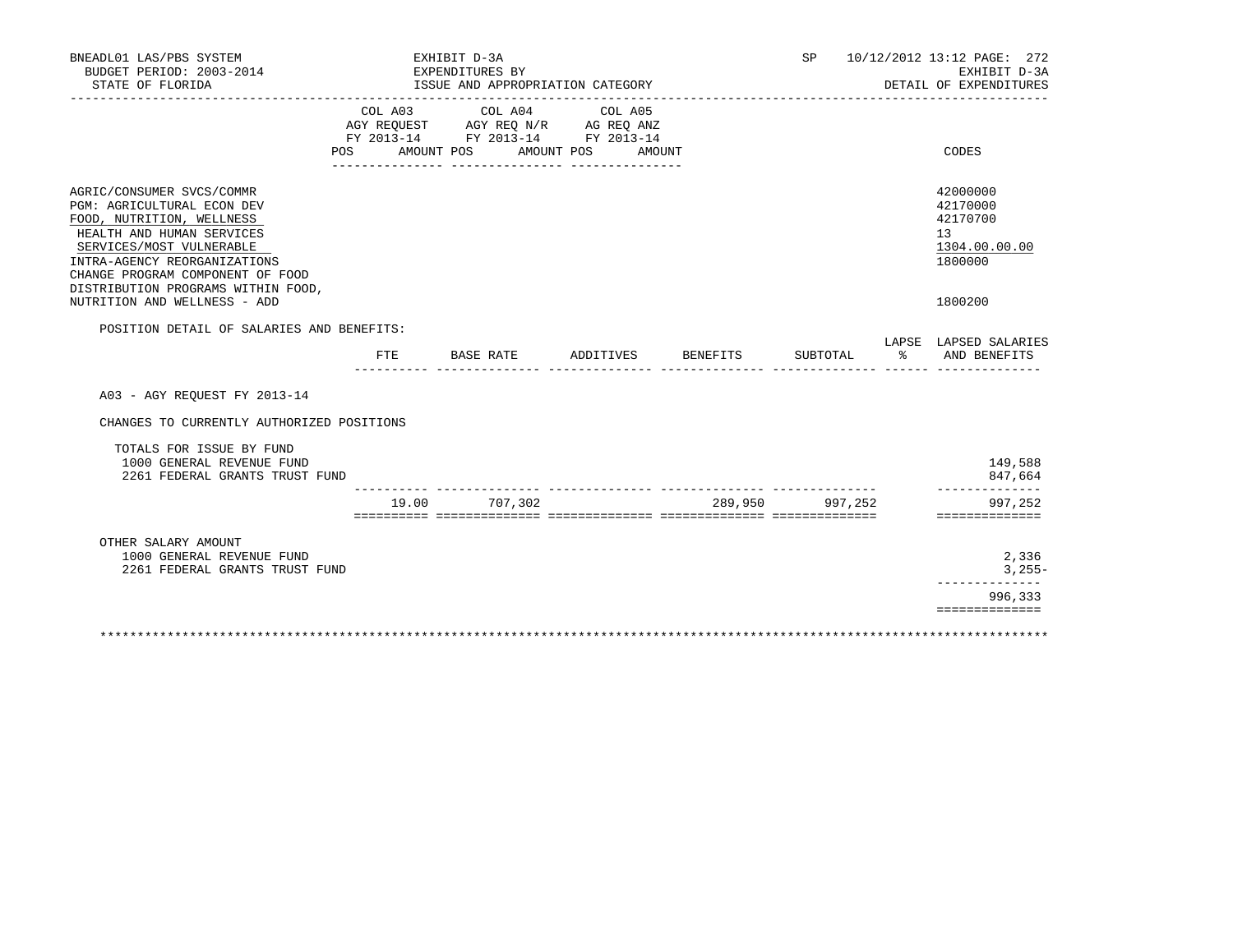BNEADL01 LAS/PBS SYSTEM — EXHIBIT D-3A — SP 10/12/2012 13:12

BUDGET PERIOD: 2003-2014 — EXPENDITURES BY — EXHIBIT D-3A

STATE OF FLORIDA — ISSUE AND APPROPRIATION CATEGORY — DETAIL OF EXPENDITURES

| | COL A03 AGY REQUEST FY 2013-14 POS AMOUNT | COL A04 AGY REQ N/R FY 2013-14 POS AMOUNT | COL A05 AG REQ ANZ FY 2013-14 POS AMOUNT | CODES |
|---|---|---|---|---|
| AGRIC/CONSUMER SVCS/COMMR | | | | 42000000 |
| PGM: AGRICULTURAL ECON DEV | | | | 42170000 |
| FOOD, NUTRITION, WELLNESS | | | | 42170700 |
| HEALTH AND HUMAN SERVICES | | | | 13 |
| SERVICES/MOST VULNERABLE | | | | 1304.00.00.00 |
| INTRA-AGENCY REORGANIZATIONS | | | | 1800000 |
| CHANGE PROGRAM COMPONENT OF FOOD DISTRIBUTION PROGRAMS WITHIN FOOD, NUTRITION AND WELLNESS - ADD | | | | 1800200 |

POSITION DETAIL OF SALARIES AND BENEFITS:

| | FTE | BASE RATE | ADDITIVES | BENEFITS | SUBTOTAL | LAPSE % | LAPSED SALARIES AND BENEFITS |
|---|---|---|---|---|---|---|---|
| A03 - AGY REQUEST FY 2013-14 | | | | | | | |
| CHANGES TO CURRENTLY AUTHORIZED POSITIONS | | | | | | | |
| TOTALS FOR ISSUE BY FUND | | | | | | | |
| 1000 GENERAL REVENUE FUND | | | | | | | 149,588 |
| 2261 FEDERAL GRANTS TRUST FUND | | | | | | | 847,664 |
| | 19.00 | 707,302 | | 289,950 | 997,252 | | 997,252 |
| OTHER SALARY AMOUNT | | | | | | | |
| 1000 GENERAL REVENUE FUND | | | | | | | 2,336 |
| 2261 FEDERAL GRANTS TRUST FUND | | | | | | | 3,255- |
| | | | | | | | 996,333 |

************************************************************************************************************************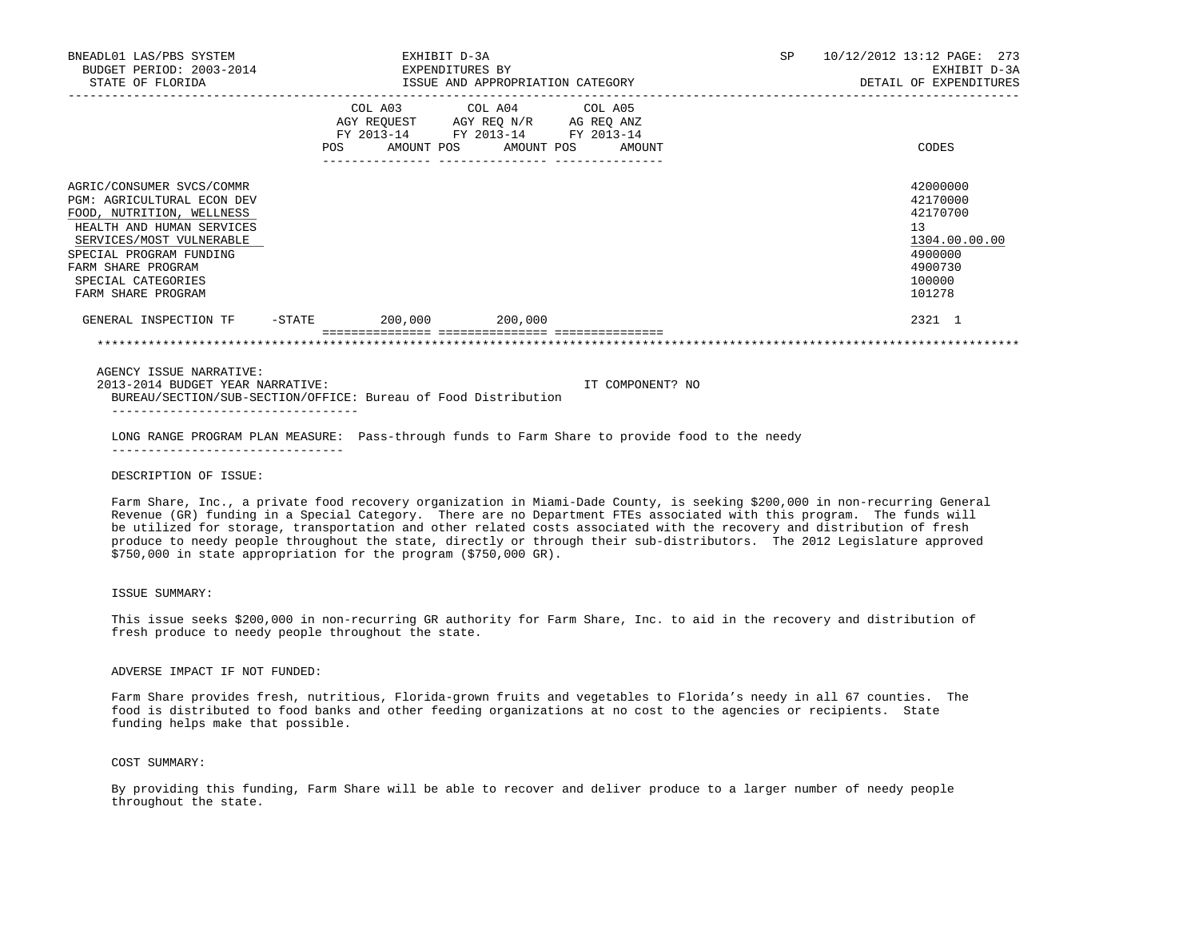EXHIBIT D-3A
EXPENDITURES BY
ISSUE AND APPROPRIATION CATEGORY

DETAIL OF EXPENDITURES

| | COL A03 AGY REQUEST FY 2013-14 POS AMOUNT | COL A04 AGY REQ N/R FY 2013-14 POS AMOUNT | COL A05 AG REQ ANZ FY 2013-14 POS AMOUNT | CODES |
|---|---|---|---|---|
| AGRIC/CONSUMER SVCS/COMMR | | | | 42000000 |
| PGM: AGRICULTURAL ECON DEV | | | | 42170000 |
| FOOD, NUTRITION, WELLNESS | | | | 42170700 |
| HEALTH AND HUMAN SERVICES | | | | 13 |
| SERVICES/MOST VULNERABLE | | | | 1304.00.00.00 |
| SPECIAL PROGRAM FUNDING | | | | 4900000 |
| FARM SHARE PROGRAM | | | | 4900730 |
| SPECIAL CATEGORIES | | | | 100000 |
| FARM SHARE PROGRAM | | | | 101278 |
| GENERAL INSPECTION TF -STATE | 200,000 | 200,000 | | 2321 1 |

AGENCY ISSUE NARRATIVE:
2013-2014 BUDGET YEAR NARRATIVE: IT COMPONENT? NO
BUREAU/SECTION/SUB-SECTION/OFFICE: Bureau of Food Distribution

LONG RANGE PROGRAM PLAN MEASURE: Pass-through funds to Farm Share to provide food to the needy

DESCRIPTION OF ISSUE:

Farm Share, Inc., a private food recovery organization in Miami-Dade County, is seeking $200,000 in non-recurring General Revenue (GR) funding in a Special Category. There are no Department FTEs associated with this program. The funds will be utilized for storage, transportation and other related costs associated with the recovery and distribution of fresh produce to needy people throughout the state, directly or through their sub-distributors. The 2012 Legislature approved $750,000 in state appropriation for the program ($750,000 GR).

ISSUE SUMMARY:

This issue seeks $200,000 in non-recurring GR authority for Farm Share, Inc. to aid in the recovery and distribution of fresh produce to needy people throughout the state.

ADVERSE IMPACT IF NOT FUNDED:

Farm Share provides fresh, nutritious, Florida-grown fruits and vegetables to Florida's needy in all 67 counties. The food is distributed to food banks and other feeding organizations at no cost to the agencies or recipients. State funding helps make that possible.

COST SUMMARY:

By providing this funding, Farm Share will be able to recover and deliver produce to a larger number of needy people throughout the state.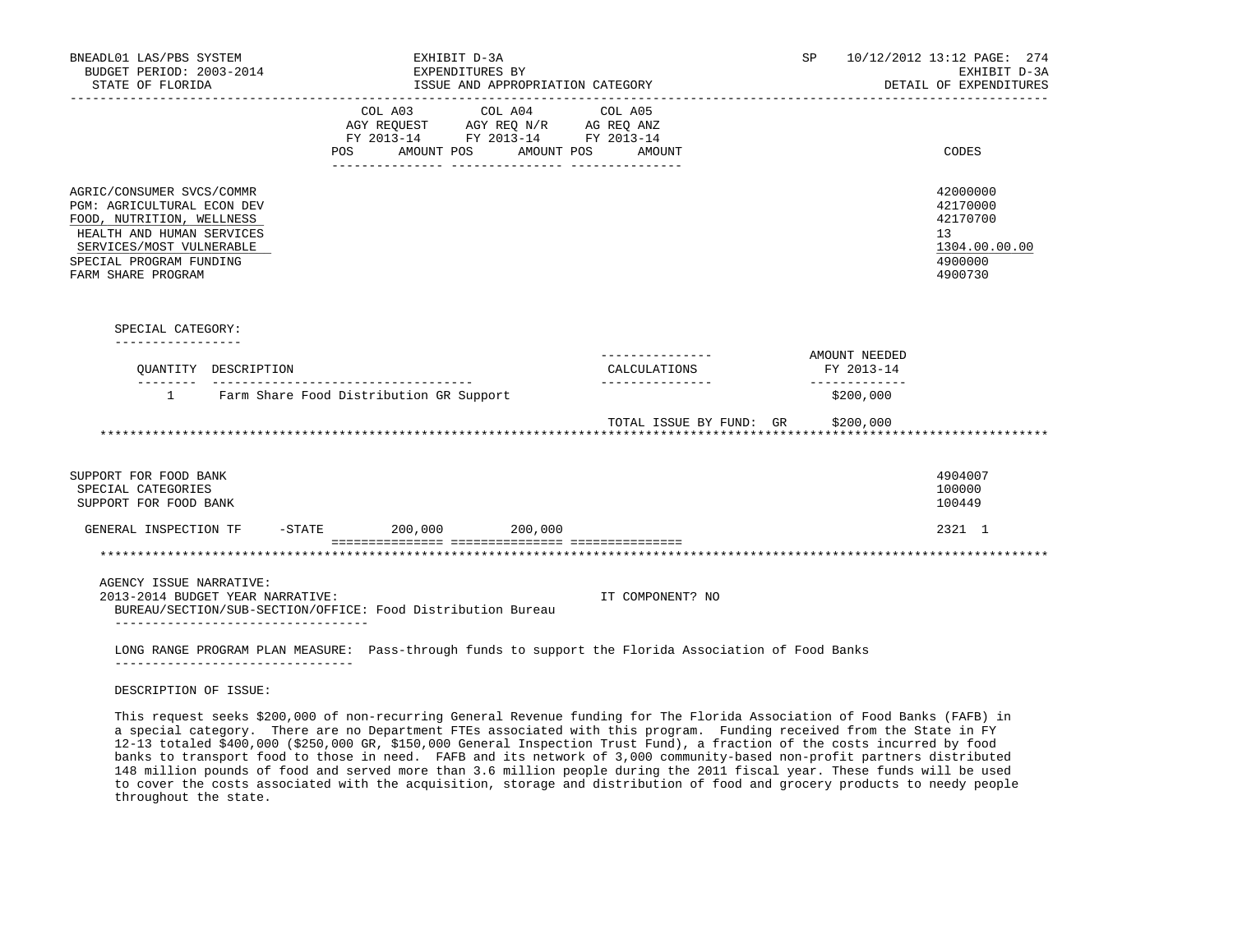BNEADL01 LAS/PBS SYSTEM — EXHIBIT D-3A — EXPENDITURES BY ISSUE AND APPROPRIATION CATEGORY — SP 10/12/2012 13:12 PAGE: 274
BUDGET PERIOD: 2003-2014 — EXHIBIT D-3A
STATE OF FLORIDA — DETAIL OF EXPENDITURES

| | COL A03 AGY REQUEST FY 2013-14 POS AMOUNT | COL A04 AGY REQ N/R FY 2013-14 POS AMOUNT | COL A05 AG REQ ANZ FY 2013-14 POS AMOUNT | CODES |
|---|---|---|---|---|
| AGRIC/CONSUMER SVCS/COMMR | | | | 42000000 |
| PGM: AGRICULTURAL ECON DEV | | | | 42170000 |
| FOOD, NUTRITION, WELLNESS | | | | 42170700 |
| HEALTH AND HUMAN SERVICES | | | | 13 |
| SERVICES/MOST VULNERABLE | | | | 1304.00.00.00 |
| SPECIAL PROGRAM FUNDING | | | | 4900000 |
| FARM SHARE PROGRAM | | | | 4900730 |

SPECIAL CATEGORY:

| QUANTITY | DESCRIPTION | CALCULATIONS | AMOUNT NEEDED FY 2013-14 |
|---|---|---|---|
| 1 | Farm Share Food Distribution GR Support | | $200,000 |
| | | TOTAL ISSUE BY FUND: GR | $200,000 |

******************************************************************************************

| | COL A03 | COL A04 | COL A05 | CODES |
|---|---|---|---|---|
| SUPPORT FOR FOOD BANK | | | | 4904007 |
| SPECIAL CATEGORIES | | | | 100000 |
| SUPPORT FOR FOOD BANK | | | | 100449 |
| GENERAL INSPECTION TF -STATE | 200,000 | 200,000 | | 2321 1 |

******************************************************************************************

AGENCY ISSUE NARRATIVE:
2013-2014 BUDGET YEAR NARRATIVE: IT COMPONENT? NO
BUREAU/SECTION/SUB-SECTION/OFFICE: Food Distribution Bureau

LONG RANGE PROGRAM PLAN MEASURE: Pass-through funds to support the Florida Association of Food Banks

DESCRIPTION OF ISSUE:

This request seeks $200,000 of non-recurring General Revenue funding for The Florida Association of Food Banks (FAFB) in a special category. There are no Department FTEs associated with this program. Funding received from the State in FY 12-13 totaled $400,000 ($250,000 GR, $150,000 General Inspection Trust Fund), a fraction of the costs incurred by food banks to transport food to those in need. FAFB and its network of 3,000 community-based non-profit partners distributed 148 million pounds of food and served more than 3.6 million people during the 2011 fiscal year. These funds will be used to cover the costs associated with the acquisition, storage and distribution of food and grocery products to needy people throughout the state.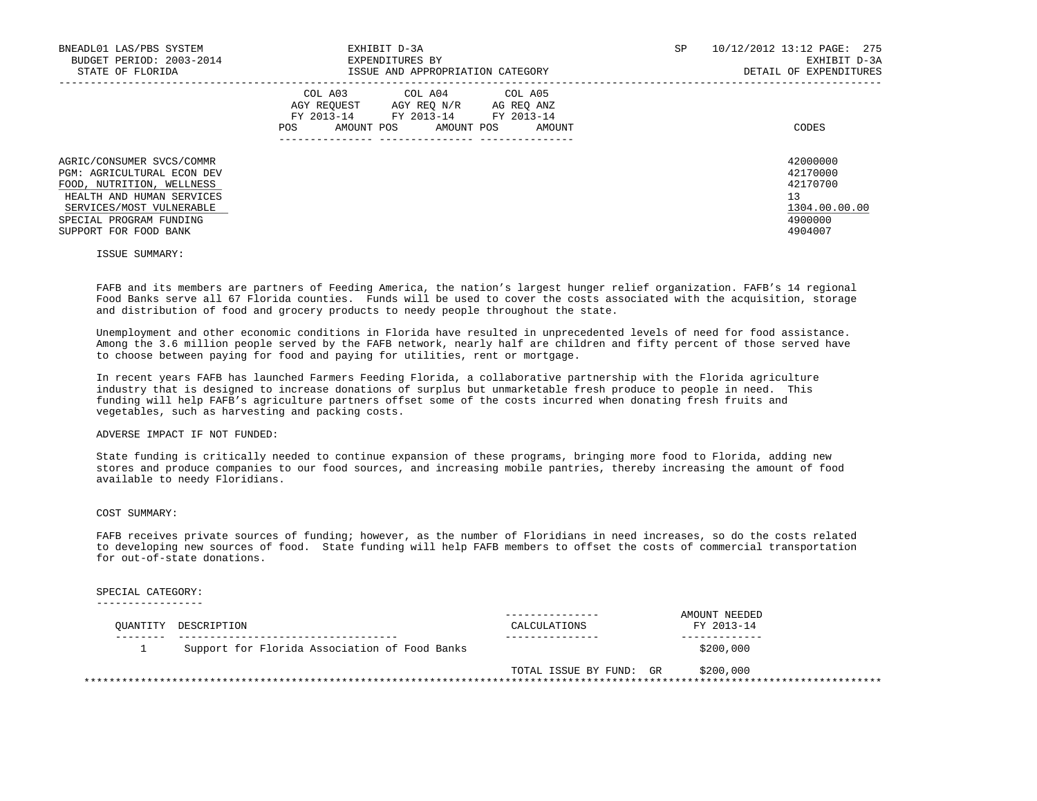BNEADL01 LAS/PBS SYSTEM | EXHIBIT D-3A | SP 10/12/2012 13:12
BUDGET PERIOD: 2003-2014 | EXPENDITURES BY | EXHIBIT D-3A
STATE OF FLORIDA | ISSUE AND APPROPRIATION CATEGORY | DETAIL OF EXPENDITURES

| | COL A03 AGY REQUEST FY 2013-14 | | COL A04 AGY REQ N/R FY 2013-14 | | COL A05 AG REQ ANZ FY 2013-14 | | |
|---|---|---|---|---|---|---|---|
| | POS | AMOUNT | POS | AMOUNT | POS | AMOUNT | CODES |
| AGRIC/CONSUMER SVCS/COMMR | | | | | | | 42000000 |
| PGM: AGRICULTURAL ECON DEV | | | | | | | 42170000 |
| FOOD, NUTRITION, WELLNESS | | | | | | | 42170700 |
| HEALTH AND HUMAN SERVICES | | | | | | | 13 |
| SERVICES/MOST VULNERABLE | | | | | | | 1304.00.00.00 |
| SPECIAL PROGRAM FUNDING | | | | | | | 4900000 |
| SUPPORT FOR FOOD BANK | | | | | | | 4904007 |

ISSUE SUMMARY:

FAFB and its members are partners of Feeding America, the nation's largest hunger relief organization. FAFB's 14 regional Food Banks serve all 67 Florida counties. Funds will be used to cover the costs associated with the acquisition, storage and distribution of food and grocery products to needy people throughout the state.

Unemployment and other economic conditions in Florida have resulted in unprecedented levels of need for food assistance. Among the 3.6 million people served by the FAFB network, nearly half are children and fifty percent of those served have to choose between paying for food and paying for utilities, rent or mortgage.

In recent years FAFB has launched Farmers Feeding Florida, a collaborative partnership with the Florida agriculture industry that is designed to increase donations of surplus but unmarketable fresh produce to people in need. This funding will help FAFB's agriculture partners offset some of the costs incurred when donating fresh fruits and vegetables, such as harvesting and packing costs.

ADVERSE IMPACT IF NOT FUNDED:

State funding is critically needed to continue expansion of these programs, bringing more food to Florida, adding new stores and produce companies to our food sources, and increasing mobile pantries, thereby increasing the amount of food available to needy Floridians.

COST SUMMARY:

FAFB receives private sources of funding; however, as the number of Floridians in need increases, so do the costs related to developing new sources of food. State funding will help FAFB members to offset the costs of commercial transportation for out-of-state donations.

SPECIAL CATEGORY:

| QUANTITY | DESCRIPTION | CALCULATIONS | AMOUNT NEEDED FY 2013-14 |
|---|---|---|---|
| 1 | Support for Florida Association of Food Banks | | $200,000 |
| | | TOTAL ISSUE BY FUND: GR | $200,000 |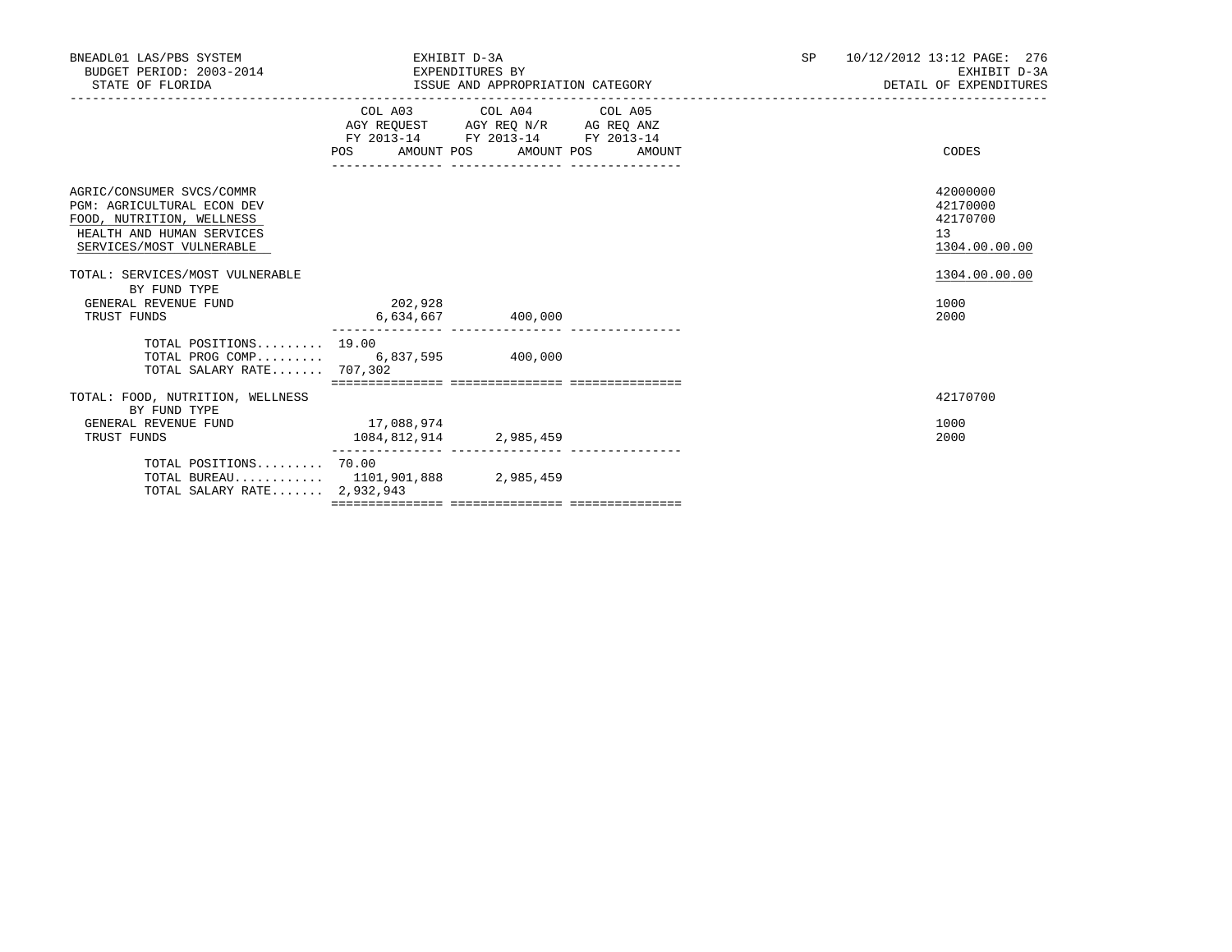BNEADL01 LAS/PBS SYSTEM — EXHIBIT D-3A — SP 10/12/2012 13:12

BUDGET PERIOD: 2003-2014 — EXPENDITURES BY — EXHIBIT D-3A

STATE OF FLORIDA — ISSUE AND APPROPRIATION CATEGORY — DETAIL OF EXPENDITURES

| | COL A03 AGY REQUEST FY 2013-14 POS AMOUNT | COL A04 AGY REQ N/R FY 2013-14 POS AMOUNT | COL A05 AG REQ ANZ FY 2013-14 POS AMOUNT | CODES |
|---|---|---|---|---|
| AGRIC/CONSUMER SVCS/COMMR | | | | 42000000 |
| PGM: AGRICULTURAL ECON DEV | | | | 42170000 |
| FOOD, NUTRITION, WELLNESS | | | | 42170700 |
| HEALTH AND HUMAN SERVICES | | | | 13 |
| SERVICES/MOST VULNERABLE | | | | 1304.00.00.00 |
| TOTAL: SERVICES/MOST VULNERABLE | | | | 1304.00.00.00 |
| BY FUND TYPE | | | | |
| GENERAL REVENUE FUND | 202,928 | | | 1000 |
| TRUST FUNDS | 6,634,667 | 400,000 | | 2000 |
| TOTAL POSITIONS......... | 19.00 | | | |
| TOTAL PROG COMP......... | 6,837,595 | 400,000 | | |
| TOTAL SALARY RATE....... | 707,302 | | | |
| TOTAL: FOOD, NUTRITION, WELLNESS | | | | 42170700 |
| BY FUND TYPE | | | | |
| GENERAL REVENUE FUND | 17,088,974 | | | 1000 |
| TRUST FUNDS | 1084,812,914 | 2,985,459 | | 2000 |
| TOTAL POSITIONS......... | 70.00 | | | |
| TOTAL BUREAU............ | 1101,901,888 | 2,985,459 | | |
| TOTAL SALARY RATE....... | 2,932,943 | | | |